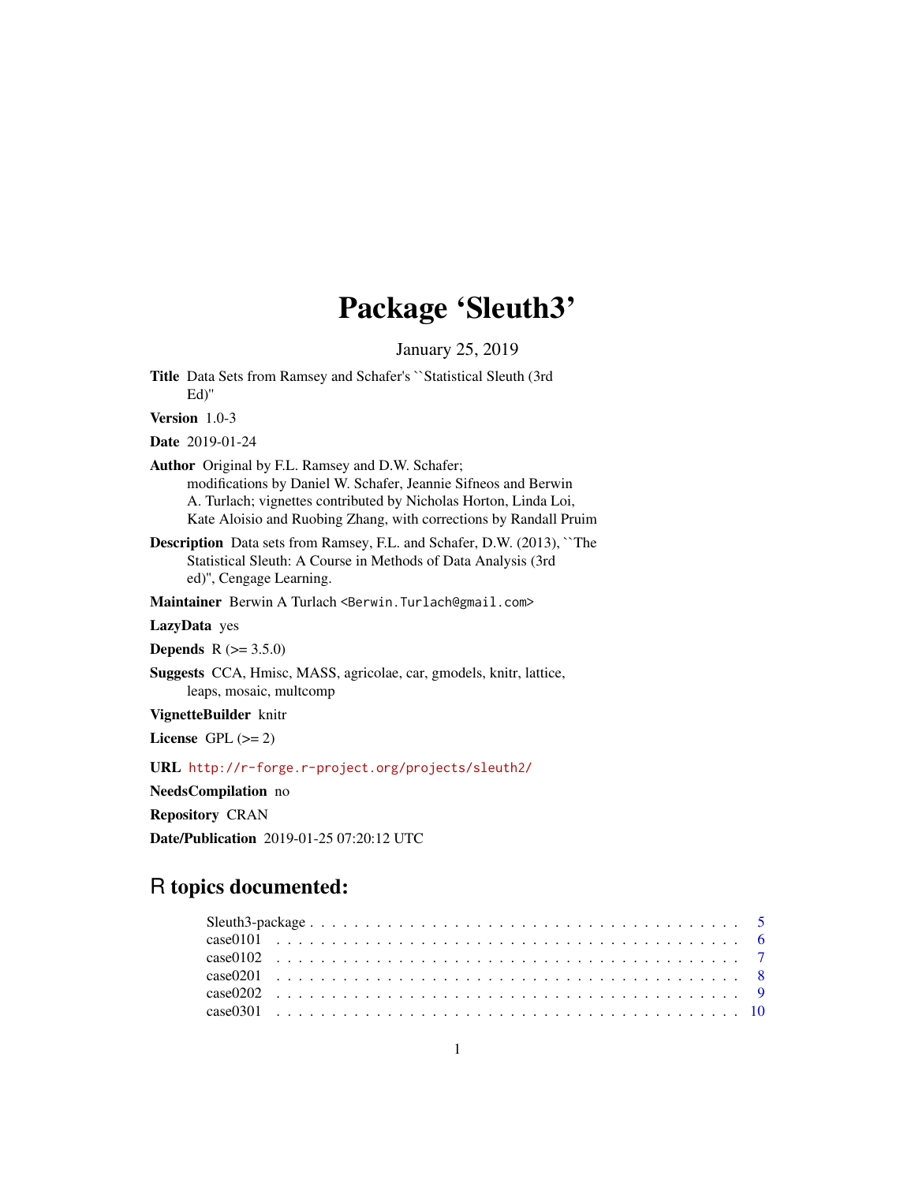# Package 'Sleuth3'

January 25, 2019

**Title** Data Sets from Ramsey and Schafer's ``Statistical Sleuth (3rd Ed)''

**Version** 1.0-3

**Date** 2019-01-24

**Author** Original by F.L. Ramsey and D.W. Schafer; modifications by Daniel W. Schafer, Jeannie Sifneos and Berwin A. Turlach; vignettes contributed by Nicholas Horton, Linda Loi, Kate Aloisio and Ruobing Zhang, with corrections by Randall Pruim

**Description** Data sets from Ramsey, F.L. and Schafer, D.W. (2013), ``The Statistical Sleuth: A Course in Methods of Data Analysis (3rd ed)'', Cengage Learning.

**Maintainer** Berwin A Turlach <Berwin.Turlach@gmail.com>

**LazyData** yes

**Depends** R (>= 3.5.0)

**Suggests** CCA, Hmisc, MASS, agricolae, car, gmodels, knitr, lattice, leaps, mosaic, multcomp

**VignetteBuilder** knitr

**License** GPL (>= 2)

**URL** http://r-forge.r-project.org/projects/sleuth2/

**NeedsCompilation** no

**Repository** CRAN

**Date/Publication** 2019-01-25 07:20:12 UTC

## R topics documented:

Sleuth3-package . . . . . . . . . . . . . . . . . . . . . . . . . . . . . . . . . . . . . 5
case0101 . . . . . . . . . . . . . . . . . . . . . . . . . . . . . . . . . . . . . . . . . . 6
case0102 . . . . . . . . . . . . . . . . . . . . . . . . . . . . . . . . . . . . . . . . . . 7
case0201 . . . . . . . . . . . . . . . . . . . . . . . . . . . . . . . . . . . . . . . . . . 8
case0202 . . . . . . . . . . . . . . . . . . . . . . . . . . . . . . . . . . . . . . . . . . 9
case0301 . . . . . . . . . . . . . . . . . . . . . . . . . . . . . . . . . . . . . . . . . . 10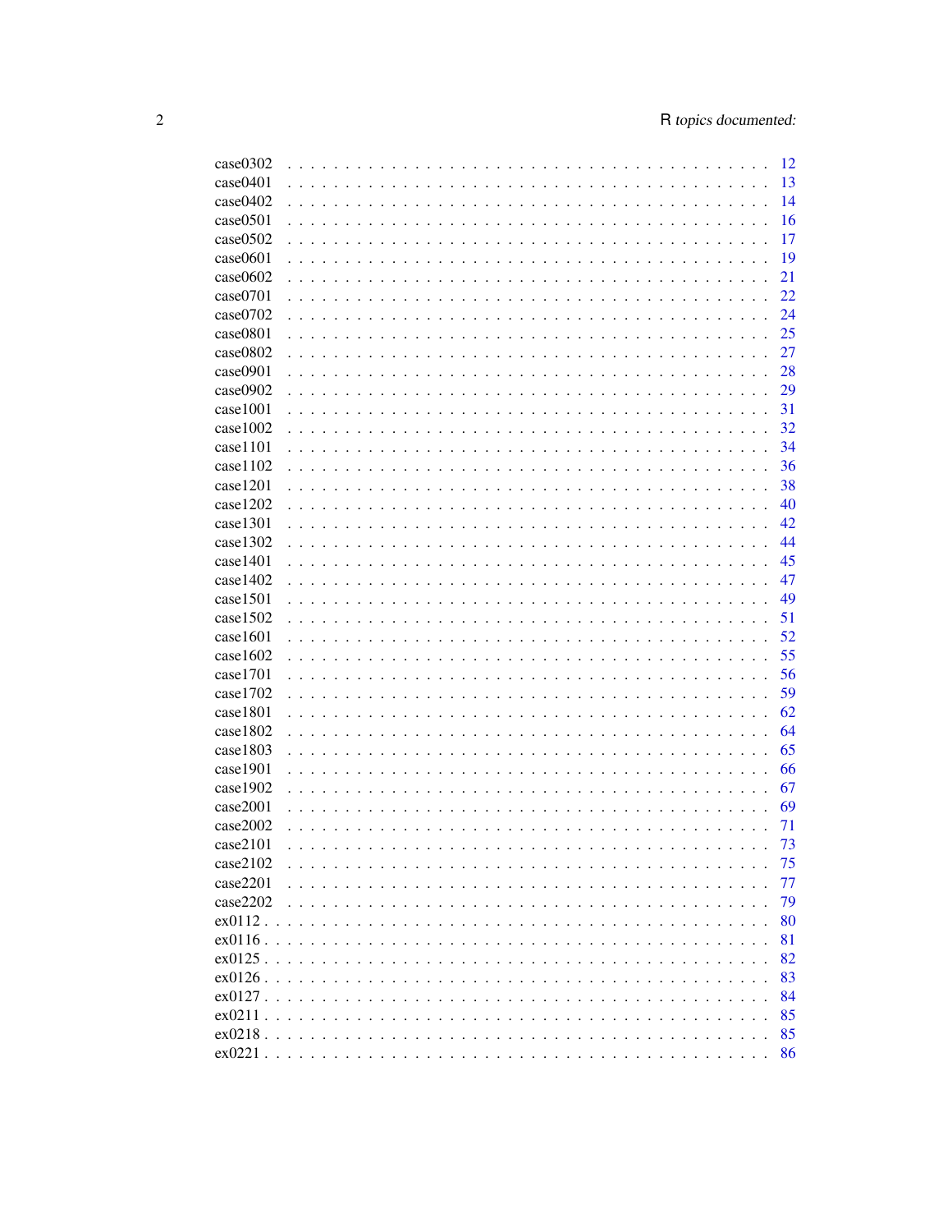case0302 . . . . . . . . . . . . . . . . . . . . . . . . . . . . . . . . . . . . . . . . 12
case0401 . . . . . . . . . . . . . . . . . . . . . . . . . . . . . . . . . . . . . . . . 13
case0402 . . . . . . . . . . . . . . . . . . . . . . . . . . . . . . . . . . . . . . . . 14
case0501 . . . . . . . . . . . . . . . . . . . . . . . . . . . . . . . . . . . . . . . . 16
case0502 . . . . . . . . . . . . . . . . . . . . . . . . . . . . . . . . . . . . . . . . 17
case0601 . . . . . . . . . . . . . . . . . . . . . . . . . . . . . . . . . . . . . . . . 19
case0602 . . . . . . . . . . . . . . . . . . . . . . . . . . . . . . . . . . . . . . . . 21
case0701 . . . . . . . . . . . . . . . . . . . . . . . . . . . . . . . . . . . . . . . . 22
case0702 . . . . . . . . . . . . . . . . . . . . . . . . . . . . . . . . . . . . . . . . 24
case0801 . . . . . . . . . . . . . . . . . . . . . . . . . . . . . . . . . . . . . . . . 25
case0802 . . . . . . . . . . . . . . . . . . . . . . . . . . . . . . . . . . . . . . . . 27
case0901 . . . . . . . . . . . . . . . . . . . . . . . . . . . . . . . . . . . . . . . . 28
case0902 . . . . . . . . . . . . . . . . . . . . . . . . . . . . . . . . . . . . . . . . 29
case1001 . . . . . . . . . . . . . . . . . . . . . . . . . . . . . . . . . . . . . . . . 31
case1002 . . . . . . . . . . . . . . . . . . . . . . . . . . . . . . . . . . . . . . . . 32
case1101 . . . . . . . . . . . . . . . . . . . . . . . . . . . . . . . . . . . . . . . . 34
case1102 . . . . . . . . . . . . . . . . . . . . . . . . . . . . . . . . . . . . . . . . 36
case1201 . . . . . . . . . . . . . . . . . . . . . . . . . . . . . . . . . . . . . . . . 38
case1202 . . . . . . . . . . . . . . . . . . . . . . . . . . . . . . . . . . . . . . . . 40
case1301 . . . . . . . . . . . . . . . . . . . . . . . . . . . . . . . . . . . . . . . . 42
case1302 . . . . . . . . . . . . . . . . . . . . . . . . . . . . . . . . . . . . . . . . 44
case1401 . . . . . . . . . . . . . . . . . . . . . . . . . . . . . . . . . . . . . . . . 45
case1402 . . . . . . . . . . . . . . . . . . . . . . . . . . . . . . . . . . . . . . . . 47
case1501 . . . . . . . . . . . . . . . . . . . . . . . . . . . . . . . . . . . . . . . . 49
case1502 . . . . . . . . . . . . . . . . . . . . . . . . . . . . . . . . . . . . . . . . 51
case1601 . . . . . . . . . . . . . . . . . . . . . . . . . . . . . . . . . . . . . . . . 52
case1602 . . . . . . . . . . . . . . . . . . . . . . . . . . . . . . . . . . . . . . . . 55
case1701 . . . . . . . . . . . . . . . . . . . . . . . . . . . . . . . . . . . . . . . . 56
case1702 . . . . . . . . . . . . . . . . . . . . . . . . . . . . . . . . . . . . . . . . 59
case1801 . . . . . . . . . . . . . . . . . . . . . . . . . . . . . . . . . . . . . . . . 62
case1802 . . . . . . . . . . . . . . . . . . . . . . . . . . . . . . . . . . . . . . . . 64
case1803 . . . . . . . . . . . . . . . . . . . . . . . . . . . . . . . . . . . . . . . . 65
case1901 . . . . . . . . . . . . . . . . . . . . . . . . . . . . . . . . . . . . . . . . 66
case1902 . . . . . . . . . . . . . . . . . . . . . . . . . . . . . . . . . . . . . . . . 67
case2001 . . . . . . . . . . . . . . . . . . . . . . . . . . . . . . . . . . . . . . . . 69
case2002 . . . . . . . . . . . . . . . . . . . . . . . . . . . . . . . . . . . . . . . . 71
case2101 . . . . . . . . . . . . . . . . . . . . . . . . . . . . . . . . . . . . . . . . 73
case2102 . . . . . . . . . . . . . . . . . . . . . . . . . . . . . . . . . . . . . . . . 75
case2201 . . . . . . . . . . . . . . . . . . . . . . . . . . . . . . . . . . . . . . . . 77
case2202 . . . . . . . . . . . . . . . . . . . . . . . . . . . . . . . . . . . . . . . . 79
ex0112 . . . . . . . . . . . . . . . . . . . . . . . . . . . . . . . . . . . . . . . . . 80
ex0116 . . . . . . . . . . . . . . . . . . . . . . . . . . . . . . . . . . . . . . . . . 81
ex0125 . . . . . . . . . . . . . . . . . . . . . . . . . . . . . . . . . . . . . . . . . 82
ex0126 . . . . . . . . . . . . . . . . . . . . . . . . . . . . . . . . . . . . . . . . . 83
ex0127 . . . . . . . . . . . . . . . . . . . . . . . . . . . . . . . . . . . . . . . . . 84
ex0211 . . . . . . . . . . . . . . . . . . . . . . . . . . . . . . . . . . . . . . . . . 85
ex0218 . . . . . . . . . . . . . . . . . . . . . . . . . . . . . . . . . . . . . . . . . 85
ex0221 . . . . . . . . . . . . . . . . . . . . . . . . . . . . . . . . . . . . . . . . . 86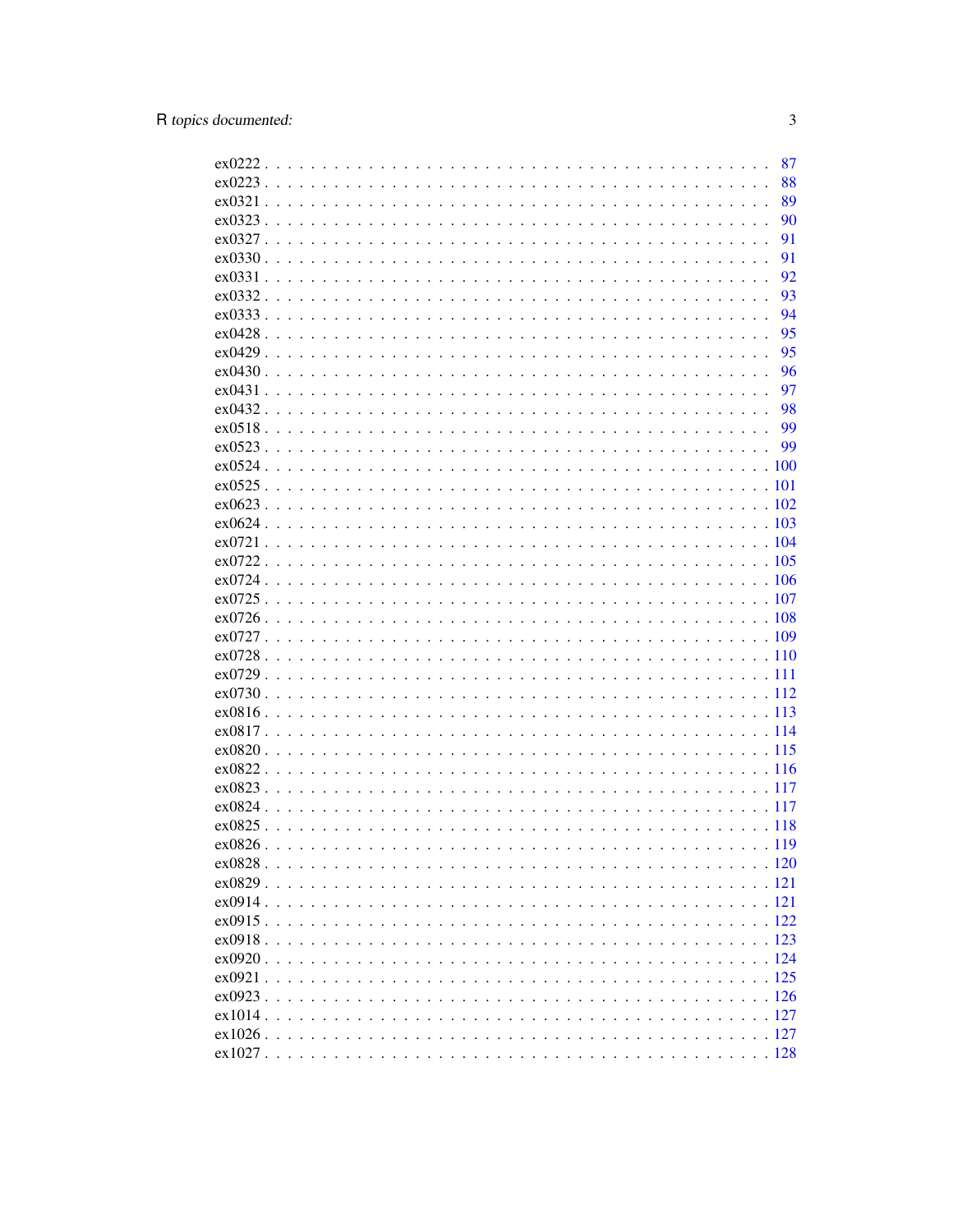ex0222 . . . . . . . . . . . . . . . . . . . . . . . . . . . . . . . . . . . . . . . . 87
ex0223 . . . . . . . . . . . . . . . . . . . . . . . . . . . . . . . . . . . . . . . . 88
ex0321 . . . . . . . . . . . . . . . . . . . . . . . . . . . . . . . . . . . . . . . . 89
ex0323 . . . . . . . . . . . . . . . . . . . . . . . . . . . . . . . . . . . . . . . . 90
ex0327 . . . . . . . . . . . . . . . . . . . . . . . . . . . . . . . . . . . . . . . . 91
ex0330 . . . . . . . . . . . . . . . . . . . . . . . . . . . . . . . . . . . . . . . . 91
ex0331 . . . . . . . . . . . . . . . . . . . . . . . . . . . . . . . . . . . . . . . . 92
ex0332 . . . . . . . . . . . . . . . . . . . . . . . . . . . . . . . . . . . . . . . . 93
ex0333 . . . . . . . . . . . . . . . . . . . . . . . . . . . . . . . . . . . . . . . . 94
ex0428 . . . . . . . . . . . . . . . . . . . . . . . . . . . . . . . . . . . . . . . . 95
ex0429 . . . . . . . . . . . . . . . . . . . . . . . . . . . . . . . . . . . . . . . . 95
ex0430 . . . . . . . . . . . . . . . . . . . . . . . . . . . . . . . . . . . . . . . . 96
ex0431 . . . . . . . . . . . . . . . . . . . . . . . . . . . . . . . . . . . . . . . . 97
ex0432 . . . . . . . . . . . . . . . . . . . . . . . . . . . . . . . . . . . . . . . . 98
ex0518 . . . . . . . . . . . . . . . . . . . . . . . . . . . . . . . . . . . . . . . . 99
ex0523 . . . . . . . . . . . . . . . . . . . . . . . . . . . . . . . . . . . . . . . . 99
ex0524 . . . . . . . . . . . . . . . . . . . . . . . . . . . . . . . . . . . . . . . . 100
ex0525 . . . . . . . . . . . . . . . . . . . . . . . . . . . . . . . . . . . . . . . . 101
ex0623 . . . . . . . . . . . . . . . . . . . . . . . . . . . . . . . . . . . . . . . . 102
ex0624 . . . . . . . . . . . . . . . . . . . . . . . . . . . . . . . . . . . . . . . . 103
ex0721 . . . . . . . . . . . . . . . . . . . . . . . . . . . . . . . . . . . . . . . . 104
ex0722 . . . . . . . . . . . . . . . . . . . . . . . . . . . . . . . . . . . . . . . . 105
ex0724 . . . . . . . . . . . . . . . . . . . . . . . . . . . . . . . . . . . . . . . . 106
ex0725 . . . . . . . . . . . . . . . . . . . . . . . . . . . . . . . . . . . . . . . . 107
ex0726 . . . . . . . . . . . . . . . . . . . . . . . . . . . . . . . . . . . . . . . . 108
ex0727 . . . . . . . . . . . . . . . . . . . . . . . . . . . . . . . . . . . . . . . . 109
ex0728 . . . . . . . . . . . . . . . . . . . . . . . . . . . . . . . . . . . . . . . . 110
ex0729 . . . . . . . . . . . . . . . . . . . . . . . . . . . . . . . . . . . . . . . . 111
ex0730 . . . . . . . . . . . . . . . . . . . . . . . . . . . . . . . . . . . . . . . . 112
ex0816 . . . . . . . . . . . . . . . . . . . . . . . . . . . . . . . . . . . . . . . . 113
ex0817 . . . . . . . . . . . . . . . . . . . . . . . . . . . . . . . . . . . . . . . . 114
ex0820 . . . . . . . . . . . . . . . . . . . . . . . . . . . . . . . . . . . . . . . . 115
ex0822 . . . . . . . . . . . . . . . . . . . . . . . . . . . . . . . . . . . . . . . . 116
ex0823 . . . . . . . . . . . . . . . . . . . . . . . . . . . . . . . . . . . . . . . . 117
ex0824 . . . . . . . . . . . . . . . . . . . . . . . . . . . . . . . . . . . . . . . . 117
ex0825 . . . . . . . . . . . . . . . . . . . . . . . . . . . . . . . . . . . . . . . . 118
ex0826 . . . . . . . . . . . . . . . . . . . . . . . . . . . . . . . . . . . . . . . . 119
ex0828 . . . . . . . . . . . . . . . . . . . . . . . . . . . . . . . . . . . . . . . . 120
ex0829 . . . . . . . . . . . . . . . . . . . . . . . . . . . . . . . . . . . . . . . . 121
ex0914 . . . . . . . . . . . . . . . . . . . . . . . . . . . . . . . . . . . . . . . . 121
ex0915 . . . . . . . . . . . . . . . . . . . . . . . . . . . . . . . . . . . . . . . . 122
ex0918 . . . . . . . . . . . . . . . . . . . . . . . . . . . . . . . . . . . . . . . . 123
ex0920 . . . . . . . . . . . . . . . . . . . . . . . . . . . . . . . . . . . . . . . . 124
ex0921 . . . . . . . . . . . . . . . . . . . . . . . . . . . . . . . . . . . . . . . . 125
ex0923 . . . . . . . . . . . . . . . . . . . . . . . . . . . . . . . . . . . . . . . . 126
ex1014 . . . . . . . . . . . . . . . . . . . . . . . . . . . . . . . . . . . . . . . . 127
ex1026 . . . . . . . . . . . . . . . . . . . . . . . . . . . . . . . . . . . . . . . . 127
ex1027 . . . . . . . . . . . . . . . . . . . . . . . . . . . . . . . . . . . . . . . . 128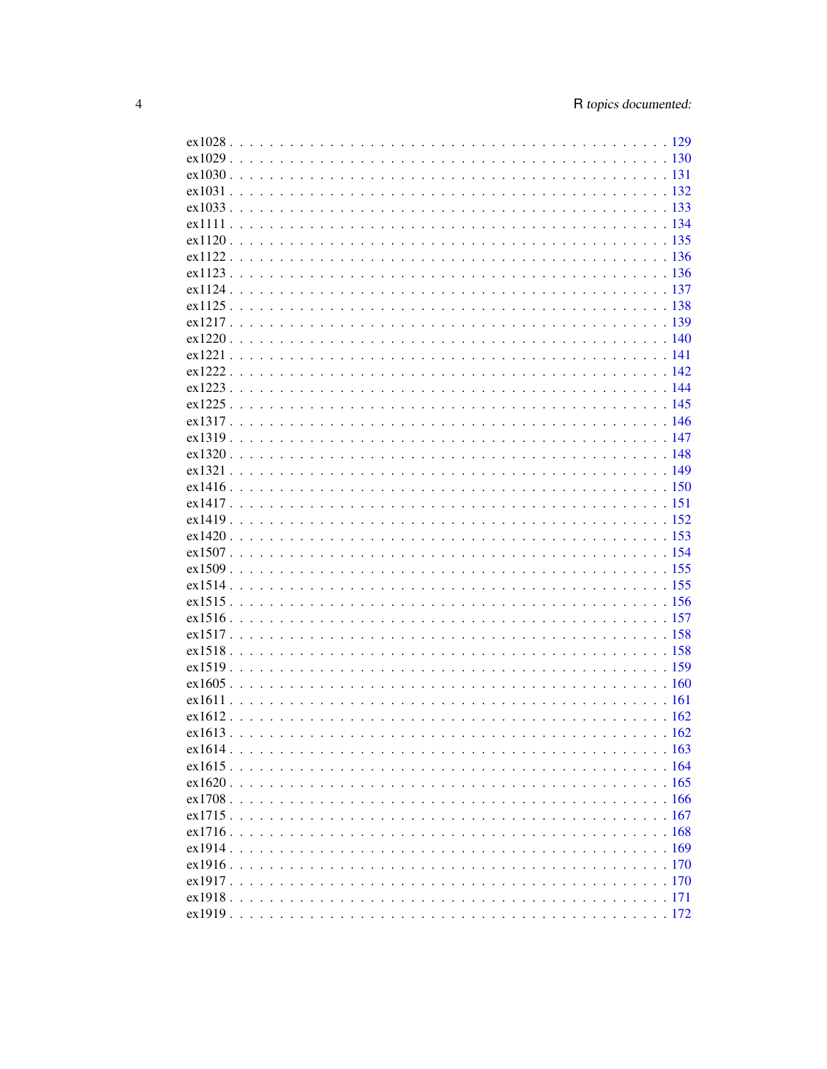ex1028 . . . . . . . . . . . . . . . . . . . . . . . . . . . . . . . . . . . . . . . . . . 129
ex1029 . . . . . . . . . . . . . . . . . . . . . . . . . . . . . . . . . . . . . . . . . . 130
ex1030 . . . . . . . . . . . . . . . . . . . . . . . . . . . . . . . . . . . . . . . . . . 131
ex1031 . . . . . . . . . . . . . . . . . . . . . . . . . . . . . . . . . . . . . . . . . . 132
ex1033 . . . . . . . . . . . . . . . . . . . . . . . . . . . . . . . . . . . . . . . . . . 133
ex1111 . . . . . . . . . . . . . . . . . . . . . . . . . . . . . . . . . . . . . . . . . . 134
ex1120 . . . . . . . . . . . . . . . . . . . . . . . . . . . . . . . . . . . . . . . . . . 135
ex1122 . . . . . . . . . . . . . . . . . . . . . . . . . . . . . . . . . . . . . . . . . . 136
ex1123 . . . . . . . . . . . . . . . . . . . . . . . . . . . . . . . . . . . . . . . . . . 136
ex1124 . . . . . . . . . . . . . . . . . . . . . . . . . . . . . . . . . . . . . . . . . . 137
ex1125 . . . . . . . . . . . . . . . . . . . . . . . . . . . . . . . . . . . . . . . . . . 138
ex1217 . . . . . . . . . . . . . . . . . . . . . . . . . . . . . . . . . . . . . . . . . . 139
ex1220 . . . . . . . . . . . . . . . . . . . . . . . . . . . . . . . . . . . . . . . . . . 140
ex1221 . . . . . . . . . . . . . . . . . . . . . . . . . . . . . . . . . . . . . . . . . . 141
ex1222 . . . . . . . . . . . . . . . . . . . . . . . . . . . . . . . . . . . . . . . . . . 142
ex1223 . . . . . . . . . . . . . . . . . . . . . . . . . . . . . . . . . . . . . . . . . . 144
ex1225 . . . . . . . . . . . . . . . . . . . . . . . . . . . . . . . . . . . . . . . . . . 145
ex1317 . . . . . . . . . . . . . . . . . . . . . . . . . . . . . . . . . . . . . . . . . . 146
ex1319 . . . . . . . . . . . . . . . . . . . . . . . . . . . . . . . . . . . . . . . . . . 147
ex1320 . . . . . . . . . . . . . . . . . . . . . . . . . . . . . . . . . . . . . . . . . . 148
ex1321 . . . . . . . . . . . . . . . . . . . . . . . . . . . . . . . . . . . . . . . . . . 149
ex1416 . . . . . . . . . . . . . . . . . . . . . . . . . . . . . . . . . . . . . . . . . . 150
ex1417 . . . . . . . . . . . . . . . . . . . . . . . . . . . . . . . . . . . . . . . . . . 151
ex1419 . . . . . . . . . . . . . . . . . . . . . . . . . . . . . . . . . . . . . . . . . . 152
ex1420 . . . . . . . . . . . . . . . . . . . . . . . . . . . . . . . . . . . . . . . . . . 153
ex1507 . . . . . . . . . . . . . . . . . . . . . . . . . . . . . . . . . . . . . . . . . . 154
ex1509 . . . . . . . . . . . . . . . . . . . . . . . . . . . . . . . . . . . . . . . . . . 155
ex1514 . . . . . . . . . . . . . . . . . . . . . . . . . . . . . . . . . . . . . . . . . . 155
ex1515 . . . . . . . . . . . . . . . . . . . . . . . . . . . . . . . . . . . . . . . . . . 156
ex1516 . . . . . . . . . . . . . . . . . . . . . . . . . . . . . . . . . . . . . . . . . . 157
ex1517 . . . . . . . . . . . . . . . . . . . . . . . . . . . . . . . . . . . . . . . . . . 158
ex1518 . . . . . . . . . . . . . . . . . . . . . . . . . . . . . . . . . . . . . . . . . . 158
ex1519 . . . . . . . . . . . . . . . . . . . . . . . . . . . . . . . . . . . . . . . . . . 159
ex1605 . . . . . . . . . . . . . . . . . . . . . . . . . . . . . . . . . . . . . . . . . . 160
ex1611 . . . . . . . . . . . . . . . . . . . . . . . . . . . . . . . . . . . . . . . . . . 161
ex1612 . . . . . . . . . . . . . . . . . . . . . . . . . . . . . . . . . . . . . . . . . . 162
ex1613 . . . . . . . . . . . . . . . . . . . . . . . . . . . . . . . . . . . . . . . . . . 162
ex1614 . . . . . . . . . . . . . . . . . . . . . . . . . . . . . . . . . . . . . . . . . . 163
ex1615 . . . . . . . . . . . . . . . . . . . . . . . . . . . . . . . . . . . . . . . . . . 164
ex1620 . . . . . . . . . . . . . . . . . . . . . . . . . . . . . . . . . . . . . . . . . . 165
ex1708 . . . . . . . . . . . . . . . . . . . . . . . . . . . . . . . . . . . . . . . . . . 166
ex1715 . . . . . . . . . . . . . . . . . . . . . . . . . . . . . . . . . . . . . . . . . . 167
ex1716 . . . . . . . . . . . . . . . . . . . . . . . . . . . . . . . . . . . . . . . . . . 168
ex1914 . . . . . . . . . . . . . . . . . . . . . . . . . . . . . . . . . . . . . . . . . . 169
ex1916 . . . . . . . . . . . . . . . . . . . . . . . . . . . . . . . . . . . . . . . . . . 170
ex1917 . . . . . . . . . . . . . . . . . . . . . . . . . . . . . . . . . . . . . . . . . . 170
ex1918 . . . . . . . . . . . . . . . . . . . . . . . . . . . . . . . . . . . . . . . . . . 171
ex1919 . . . . . . . . . . . . . . . . . . . . . . . . . . . . . . . . . . . . . . . . . . 172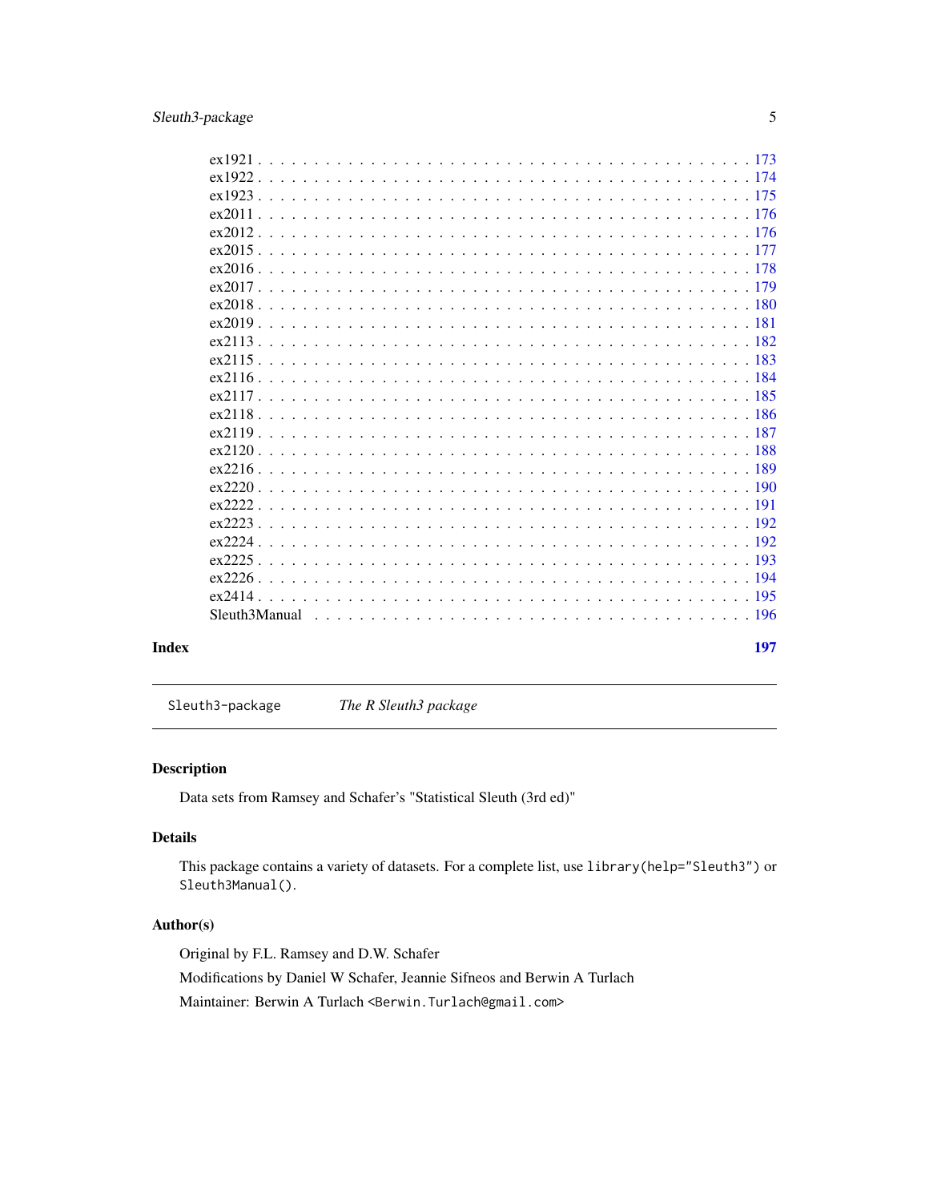ex1921 . . . . . . . . . . . . . . . . . . . . . . . . . . . . . . . . . . . . . . . . . 173
ex1922 . . . . . . . . . . . . . . . . . . . . . . . . . . . . . . . . . . . . . . . . . 174
ex1923 . . . . . . . . . . . . . . . . . . . . . . . . . . . . . . . . . . . . . . . . . 175
ex2011 . . . . . . . . . . . . . . . . . . . . . . . . . . . . . . . . . . . . . . . . . 176
ex2012 . . . . . . . . . . . . . . . . . . . . . . . . . . . . . . . . . . . . . . . . . 176
ex2015 . . . . . . . . . . . . . . . . . . . . . . . . . . . . . . . . . . . . . . . . . 177
ex2016 . . . . . . . . . . . . . . . . . . . . . . . . . . . . . . . . . . . . . . . . . 178
ex2017 . . . . . . . . . . . . . . . . . . . . . . . . . . . . . . . . . . . . . . . . . 179
ex2018 . . . . . . . . . . . . . . . . . . . . . . . . . . . . . . . . . . . . . . . . . 180
ex2019 . . . . . . . . . . . . . . . . . . . . . . . . . . . . . . . . . . . . . . . . . 181
ex2113 . . . . . . . . . . . . . . . . . . . . . . . . . . . . . . . . . . . . . . . . . 182
ex2115 . . . . . . . . . . . . . . . . . . . . . . . . . . . . . . . . . . . . . . . . . 183
ex2116 . . . . . . . . . . . . . . . . . . . . . . . . . . . . . . . . . . . . . . . . . 184
ex2117 . . . . . . . . . . . . . . . . . . . . . . . . . . . . . . . . . . . . . . . . . 185
ex2118 . . . . . . . . . . . . . . . . . . . . . . . . . . . . . . . . . . . . . . . . . 186
ex2119 . . . . . . . . . . . . . . . . . . . . . . . . . . . . . . . . . . . . . . . . . 187
ex2120 . . . . . . . . . . . . . . . . . . . . . . . . . . . . . . . . . . . . . . . . . 188
ex2216 . . . . . . . . . . . . . . . . . . . . . . . . . . . . . . . . . . . . . . . . . 189
ex2220 . . . . . . . . . . . . . . . . . . . . . . . . . . . . . . . . . . . . . . . . . 190
ex2222 . . . . . . . . . . . . . . . . . . . . . . . . . . . . . . . . . . . . . . . . . 191
ex2223 . . . . . . . . . . . . . . . . . . . . . . . . . . . . . . . . . . . . . . . . . 192
ex2224 . . . . . . . . . . . . . . . . . . . . . . . . . . . . . . . . . . . . . . . . . 192
ex2225 . . . . . . . . . . . . . . . . . . . . . . . . . . . . . . . . . . . . . . . . . 193
ex2226 . . . . . . . . . . . . . . . . . . . . . . . . . . . . . . . . . . . . . . . . . 194
ex2414 . . . . . . . . . . . . . . . . . . . . . . . . . . . . . . . . . . . . . . . . . 195
Sleuth3Manual . . . . . . . . . . . . . . . . . . . . . . . . . . . . . . . . . . . . . 196

**Index** **197**

---

`Sleuth3-package` *The R Sleuth3 package*

---

### Description

Data sets from Ramsey and Schafer's "Statistical Sleuth (3rd ed)"

### Details

This package contains a variety of datasets. For a complete list, use `library(help="Sleuth3")` or `Sleuth3Manual()`.

### Author(s)

Original by F.L. Ramsey and D.W. Schafer

Modifications by Daniel W Schafer, Jeannie Sifneos and Berwin A Turlach

Maintainer: Berwin A Turlach `<Berwin.Turlach@gmail.com>`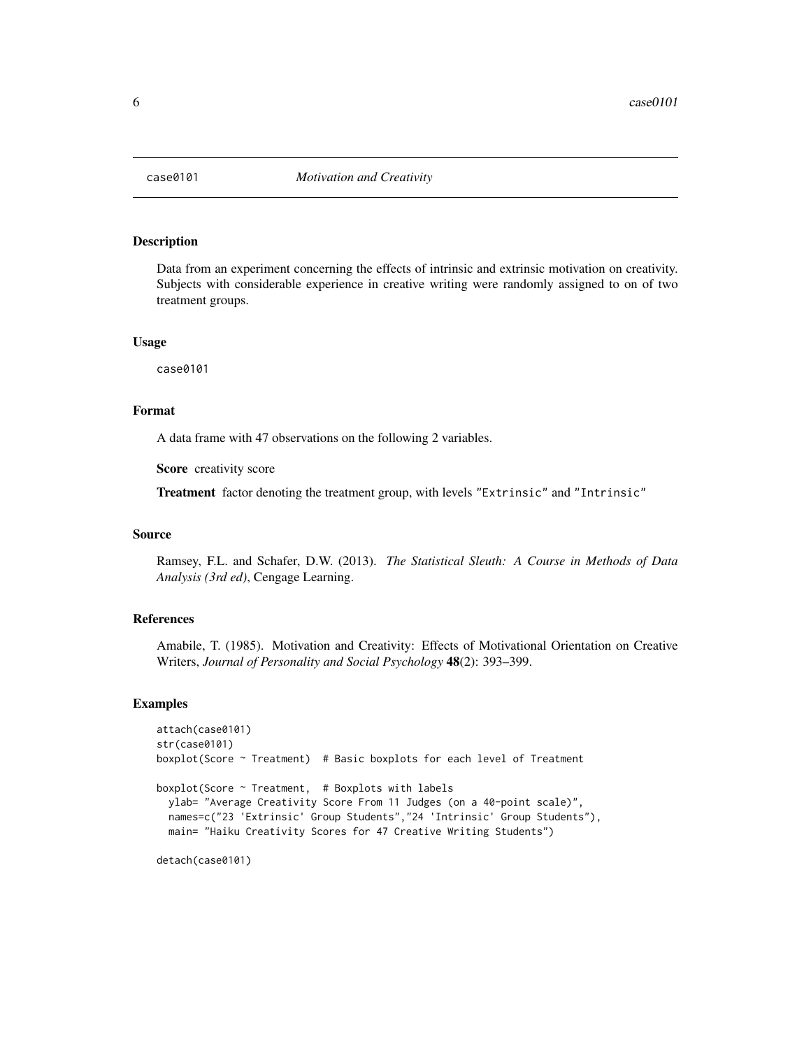case0101 *Motivation and Creativity*

## Description

Data from an experiment concerning the effects of intrinsic and extrinsic motivation on creativity. Subjects with considerable experience in creative writing were randomly assigned to on of two treatment groups.

## Usage

```
case0101
```

## Format

A data frame with 47 observations on the following 2 variables.

**Score** creativity score

**Treatment** factor denoting the treatment group, with levels `"Extrinsic"` and `"Intrinsic"`

## Source

Ramsey, F.L. and Schafer, D.W. (2013). *The Statistical Sleuth: A Course in Methods of Data Analysis (3rd ed)*, Cengage Learning.

## References

Amabile, T. (1985). Motivation and Creativity: Effects of Motivational Orientation on Creative Writers, *Journal of Personality and Social Psychology* **48**(2): 393–399.

## Examples

```
attach(case0101)
str(case0101)
boxplot(Score ~ Treatment)  # Basic boxplots for each level of Treatment

boxplot(Score ~ Treatment,  # Boxplots with labels
  ylab= "Average Creativity Score From 11 Judges (on a 40-point scale)",
  names=c("23 'Extrinsic' Group Students","24 'Intrinsic' Group Students"),
  main= "Haiku Creativity Scores for 47 Creative Writing Students")

detach(case0101)
```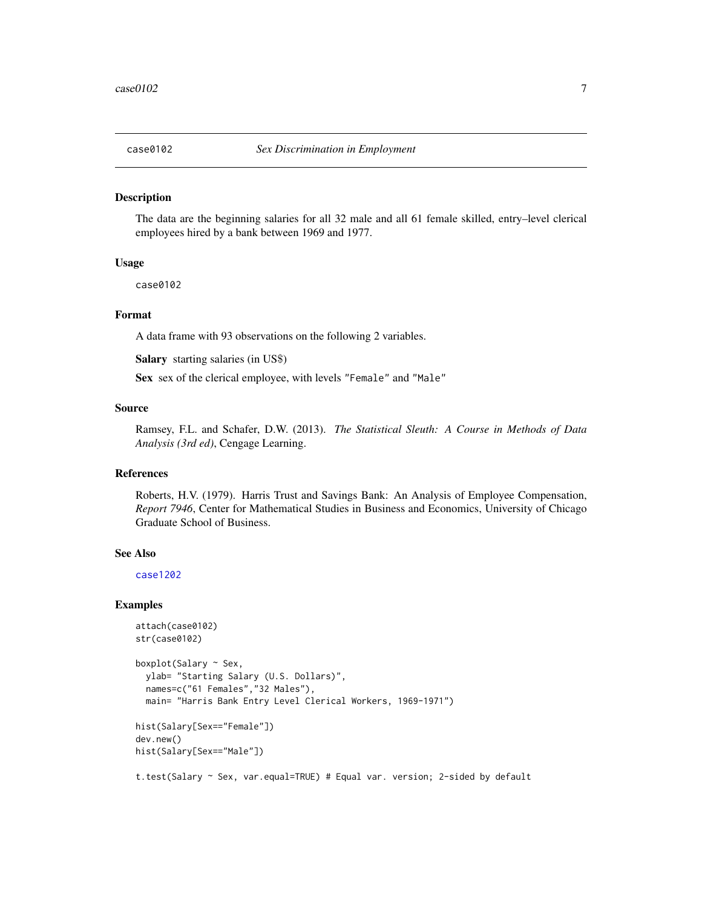case0102 *Sex Discrimination in Employment*

### Description

The data are the beginning salaries for all 32 male and all 61 female skilled, entry–level clerical employees hired by a bank between 1969 and 1977.

### Usage

```
case0102
```

### Format

A data frame with 93 observations on the following 2 variables.

**Salary** starting salaries (in US$)

**Sex** sex of the clerical employee, with levels "Female" and "Male"

### Source

Ramsey, F.L. and Schafer, D.W. (2013). *The Statistical Sleuth: A Course in Methods of Data Analysis (3rd ed)*, Cengage Learning.

### References

Roberts, H.V. (1979). Harris Trust and Savings Bank: An Analysis of Employee Compensation, *Report 7946*, Center for Mathematical Studies in Business and Economics, University of Chicago Graduate School of Business.

### See Also

case1202

### Examples

```
attach(case0102)
str(case0102)

boxplot(Salary ~ Sex,
  ylab= "Starting Salary (U.S. Dollars)",
  names=c("61 Females","32 Males"),
  main= "Harris Bank Entry Level Clerical Workers, 1969-1971")

hist(Salary[Sex=="Female"])
dev.new()
hist(Salary[Sex=="Male"])

t.test(Salary ~ Sex, var.equal=TRUE) # Equal var. version; 2-sided by default
```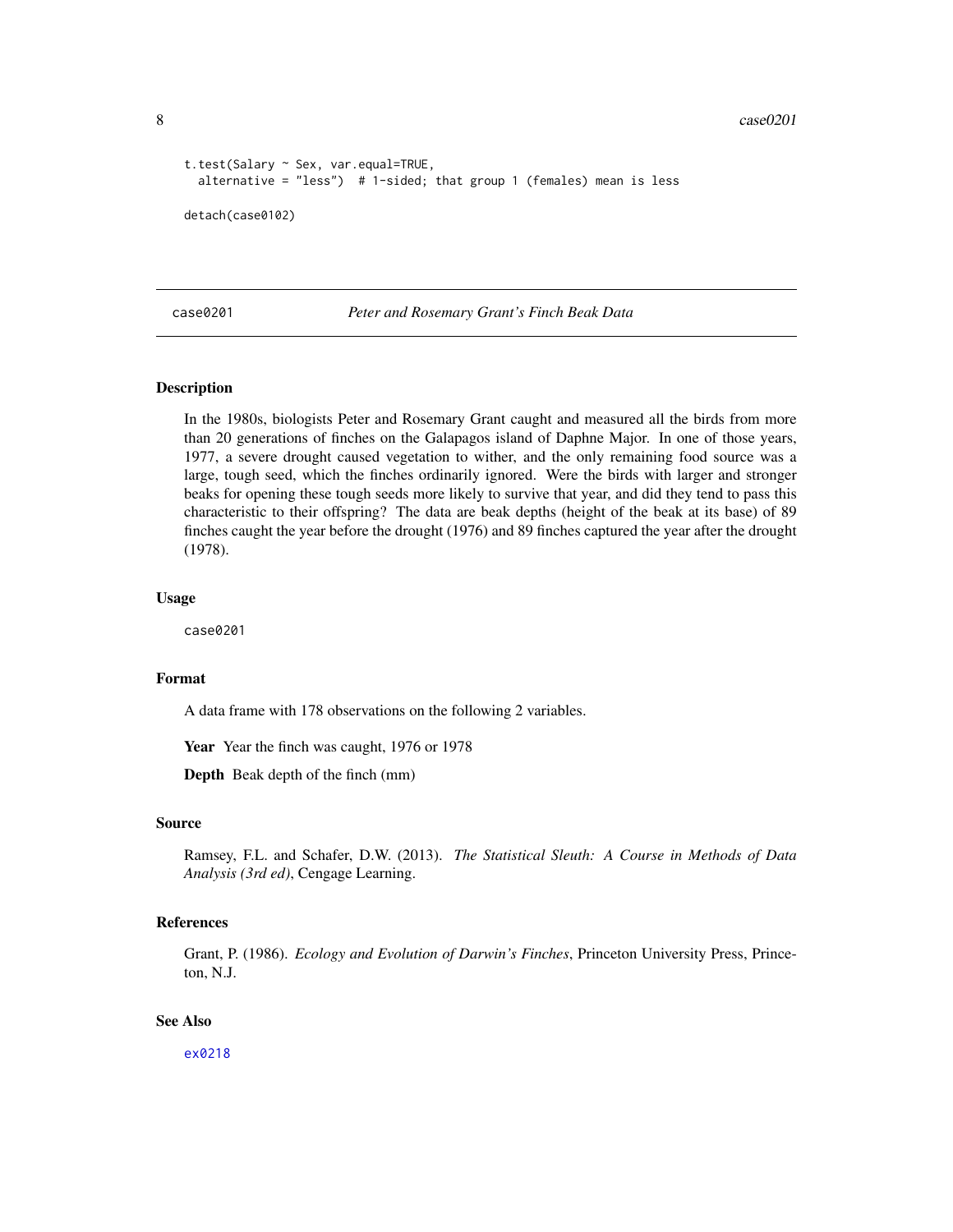```
t.test(Salary ~ Sex, var.equal=TRUE,
  alternative = "less")  # 1-sided; that group 1 (females) mean is less

detach(case0102)
```

---

## case0201 *Peter and Rosemary Grant's Finch Beak Data*

### Description

In the 1980s, biologists Peter and Rosemary Grant caught and measured all the birds from more than 20 generations of finches on the Galapagos island of Daphne Major. In one of those years, 1977, a severe drought caused vegetation to wither, and the only remaining food source was a large, tough seed, which the finches ordinarily ignored. Were the birds with larger and stronger beaks for opening these tough seeds more likely to survive that year, and did they tend to pass this characteristic to their offspring? The data are beak depths (height of the beak at its base) of 89 finches caught the year before the drought (1976) and 89 finches captured the year after the drought (1978).

### Usage

```
case0201
```

### Format

A data frame with 178 observations on the following 2 variables.

**Year** Year the finch was caught, 1976 or 1978

**Depth** Beak depth of the finch (mm)

### Source

Ramsey, F.L. and Schafer, D.W. (2013). *The Statistical Sleuth: A Course in Methods of Data Analysis (3rd ed)*, Cengage Learning.

### References

Grant, P. (1986). *Ecology and Evolution of Darwin's Finches*, Princeton University Press, Princeton, N.J.

### See Also

ex0218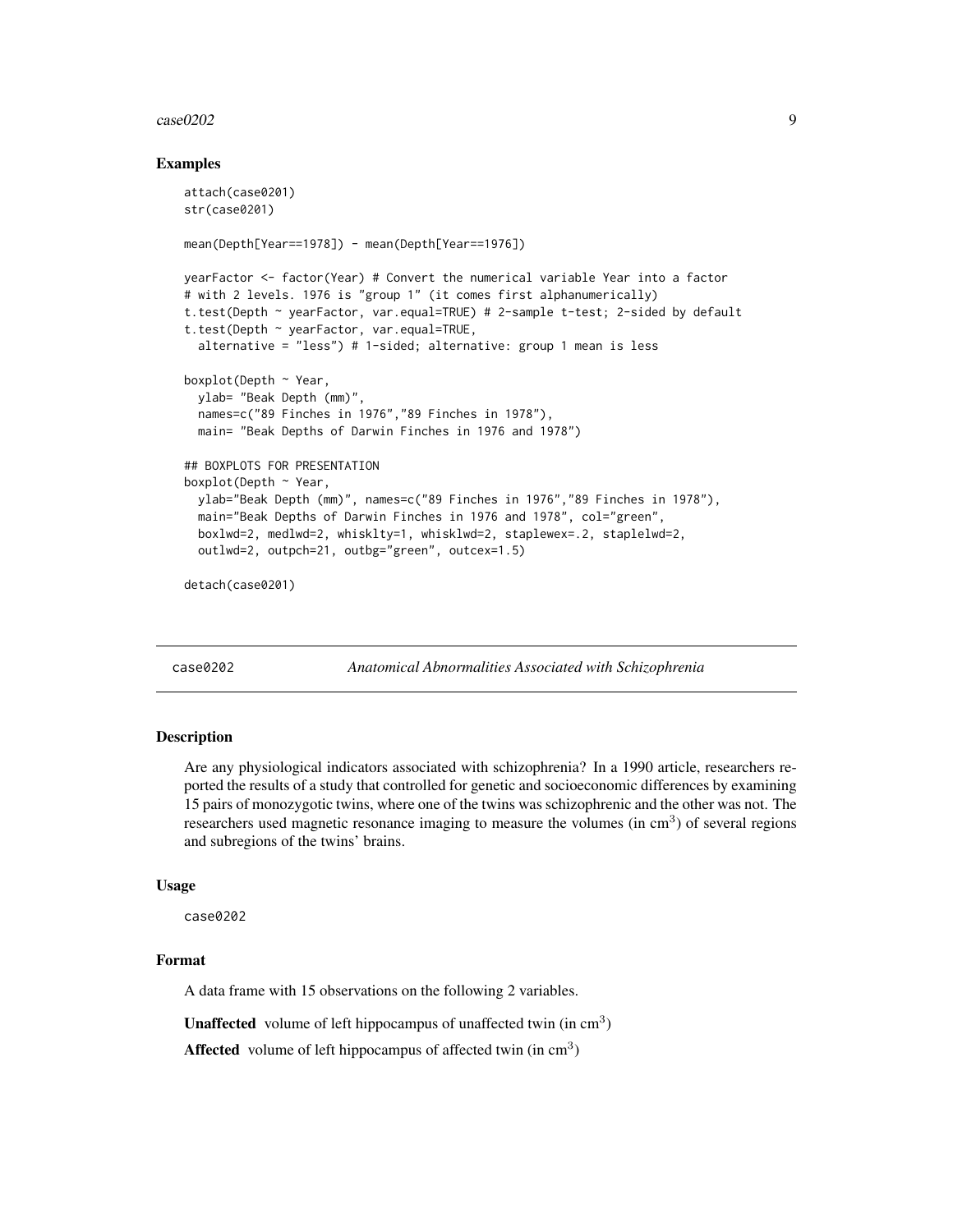### Examples

```
attach(case0201)
str(case0201)

mean(Depth[Year==1978]) - mean(Depth[Year==1976])

yearFactor <- factor(Year) # Convert the numerical variable Year into a factor
# with 2 levels. 1976 is "group 1" (it comes first alphanumerically)
t.test(Depth ~ yearFactor, var.equal=TRUE) # 2-sample t-test; 2-sided by default
t.test(Depth ~ yearFactor, var.equal=TRUE,
  alternative = "less") # 1-sided; alternative: group 1 mean is less

boxplot(Depth ~ Year,
  ylab= "Beak Depth (mm)",
  names=c("89 Finches in 1976","89 Finches in 1978"),
  main= "Beak Depths of Darwin Finches in 1976 and 1978")

## BOXPLOTS FOR PRESENTATION
boxplot(Depth ~ Year,
  ylab="Beak Depth (mm)", names=c("89 Finches in 1976","89 Finches in 1978"),
  main="Beak Depths of Darwin Finches in 1976 and 1978", col="green",
  boxlwd=2, medlwd=2, whisklty=1, whisklwd=2, staplewex=.2, staplelwd=2,
  outlwd=2, outpch=21, outbg="green", outcex=1.5)

detach(case0201)
```

## case0202 *Anatomical Abnormalities Associated with Schizophrenia*

### Description

Are any physiological indicators associated with schizophrenia? In a 1990 article, researchers reported the results of a study that controlled for genetic and socioeconomic differences by examining 15 pairs of monozygotic twins, where one of the twins was schizophrenic and the other was not. The researchers used magnetic resonance imaging to measure the volumes (in $cm^3$) of several regions and subregions of the twins' brains.

### Usage

```
case0202
```

### Format

A data frame with 15 observations on the following 2 variables.

**Unaffected** volume of left hippocampus of unaffected twin (in $cm^3$)

**Affected** volume of left hippocampus of affected twin (in $cm^3$)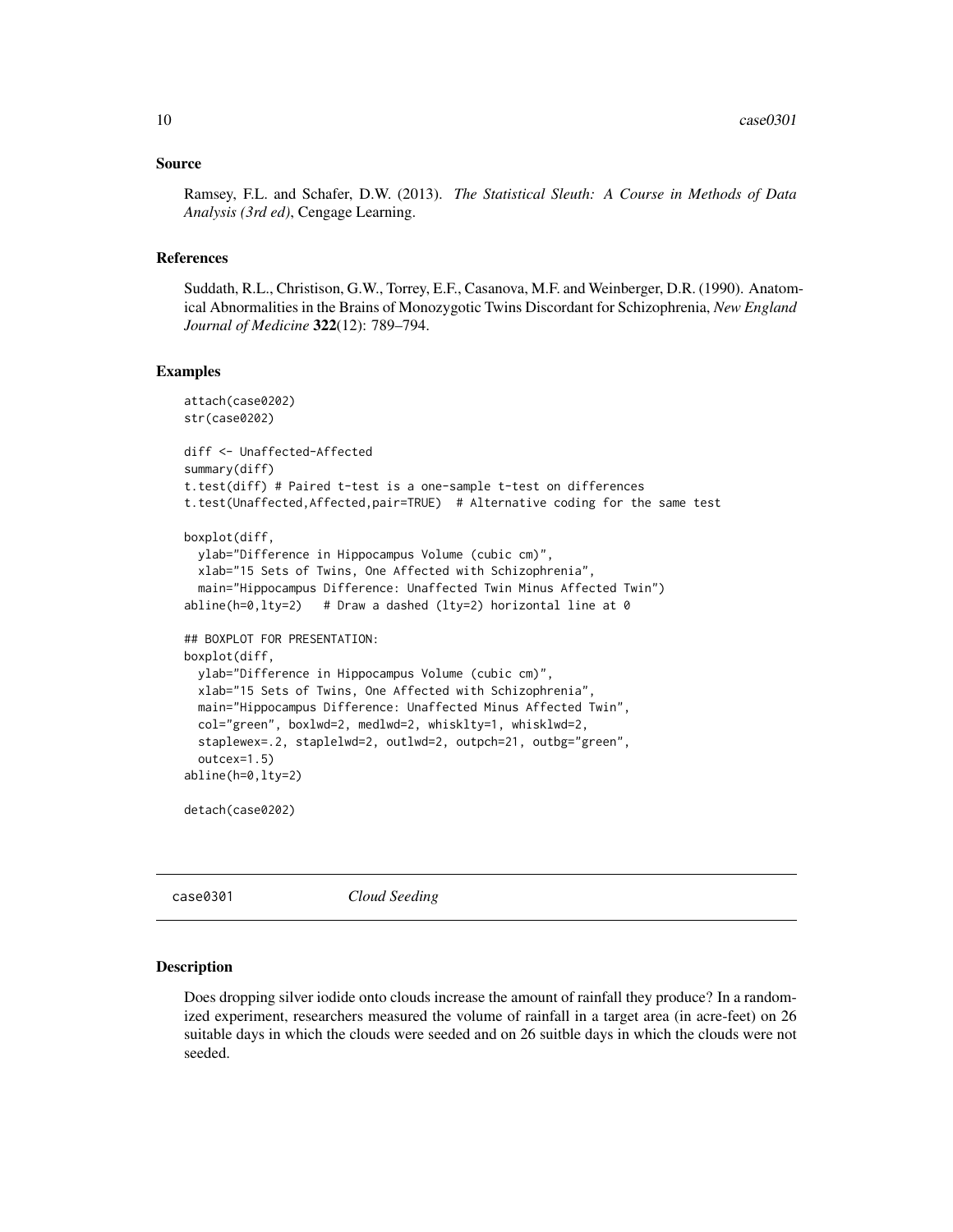### Source

Ramsey, F.L. and Schafer, D.W. (2013). *The Statistical Sleuth: A Course in Methods of Data Analysis (3rd ed)*, Cengage Learning.

### References

Suddath, R.L., Christison, G.W., Torrey, E.F., Casanova, M.F. and Weinberger, D.R. (1990). Anatomical Abnormalities in the Brains of Monozygotic Twins Discordant for Schizophrenia, *New England Journal of Medicine* **322**(12): 789–794.

### Examples

```
attach(case0202)
str(case0202)

diff <- Unaffected-Affected
summary(diff)
t.test(diff) # Paired t-test is a one-sample t-test on differences
t.test(Unaffected,Affected,pair=TRUE)  # Alternative coding for the same test

boxplot(diff,
  ylab="Difference in Hippocampus Volume (cubic cm)",
  xlab="15 Sets of Twins, One Affected with Schizophrenia",
  main="Hippocampus Difference: Unaffected Twin Minus Affected Twin")
abline(h=0,lty=2)   # Draw a dashed (lty=2) horizontal line at 0

## BOXPLOT FOR PRESENTATION:
boxplot(diff,
  ylab="Difference in Hippocampus Volume (cubic cm)",
  xlab="15 Sets of Twins, One Affected with Schizophrenia",
  main="Hippocampus Difference: Unaffected Minus Affected Twin",
  col="green", boxlwd=2, medlwd=2, whisklty=1, whisklwd=2,
  staplewex=.2, staplelwd=2, outlwd=2, outpch=21, outbg="green",
  outcex=1.5)
abline(h=0,lty=2)

detach(case0202)
```

---

## case0301 *Cloud Seeding*

---

### Description

Does dropping silver iodide onto clouds increase the amount of rainfall they produce? In a randomized experiment, researchers measured the volume of rainfall in a target area (in acre-feet) on 26 suitable days in which the clouds were seeded and on 26 suitble days in which the clouds were not seeded.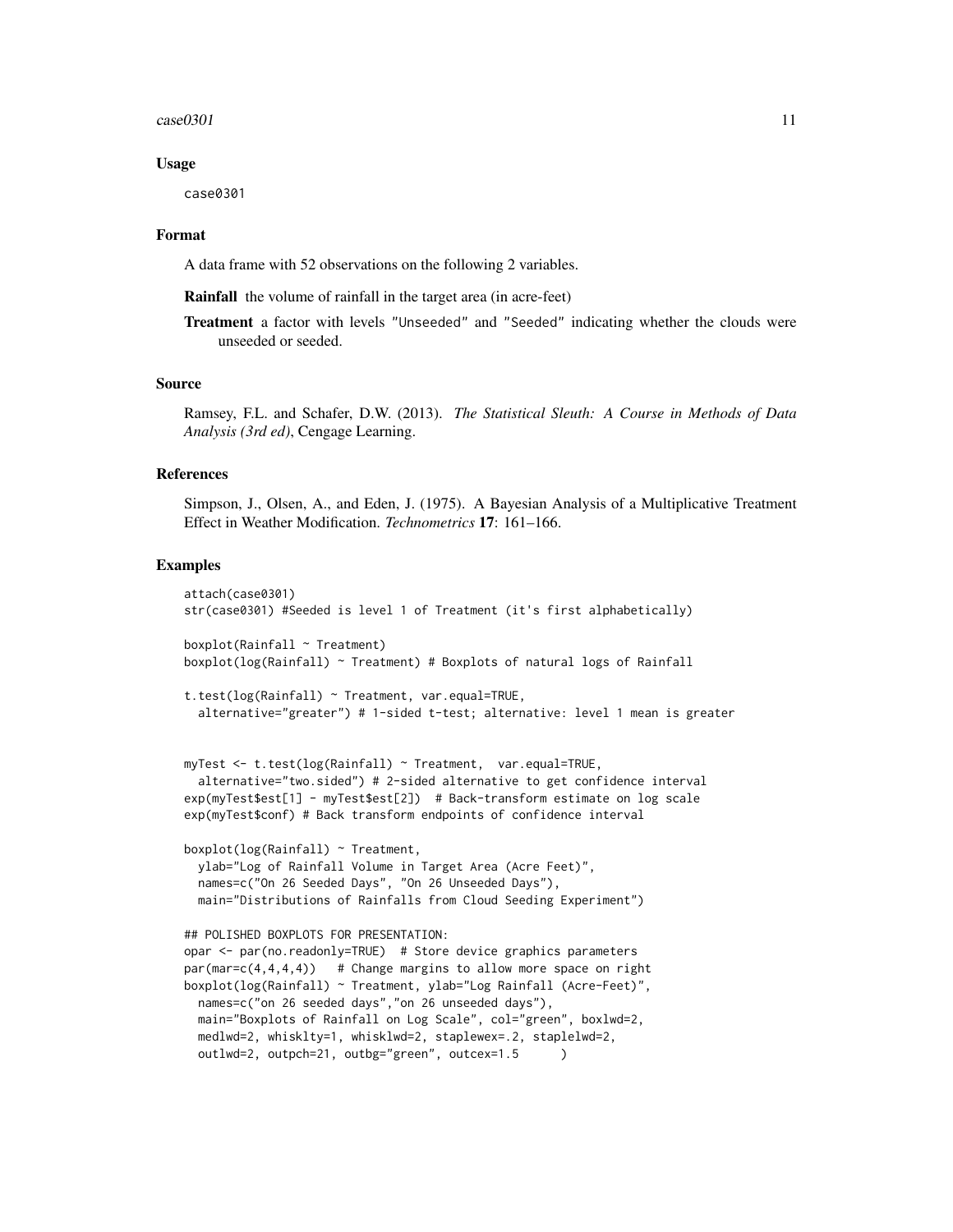### Usage

```
case0301
```

### Format

A data frame with 52 observations on the following 2 variables.

**Rainfall** the volume of rainfall in the target area (in acre-feet)

**Treatment** a factor with levels "Unseeded" and "Seeded" indicating whether the clouds were unseeded or seeded.

### Source

Ramsey, F.L. and Schafer, D.W. (2013). *The Statistical Sleuth: A Course in Methods of Data Analysis (3rd ed)*, Cengage Learning.

### References

Simpson, J., Olsen, A., and Eden, J. (1975). A Bayesian Analysis of a Multiplicative Treatment Effect in Weather Modification. *Technometrics* **17**: 161–166.

### Examples

```
attach(case0301)
str(case0301) #Seeded is level 1 of Treatment (it's first alphabetically)

boxplot(Rainfall ~ Treatment)
boxplot(log(Rainfall) ~ Treatment) # Boxplots of natural logs of Rainfall

t.test(log(Rainfall) ~ Treatment, var.equal=TRUE,
  alternative="greater") # 1-sided t-test; alternative: level 1 mean is greater


myTest <- t.test(log(Rainfall) ~ Treatment,  var.equal=TRUE,
  alternative="two.sided") # 2-sided alternative to get confidence interval
exp(myTest$est[1] - myTest$est[2])  # Back-transform estimate on log scale
exp(myTest$conf) # Back transform endpoints of confidence interval

boxplot(log(Rainfall) ~ Treatment,
  ylab="Log of Rainfall Volume in Target Area (Acre Feet)",
  names=c("On 26 Seeded Days", "On 26 Unseeded Days"),
  main="Distributions of Rainfalls from Cloud Seeding Experiment")

## POLISHED BOXPLOTS FOR PRESENTATION:
opar <- par(no.readonly=TRUE)  # Store device graphics parameters
par(mar=c(4,4,4,4))   # Change margins to allow more space on right
boxplot(log(Rainfall) ~ Treatment, ylab="Log Rainfall (Acre-Feet)",
  names=c("on 26 seeded days","on 26 unseeded days"),
  main="Boxplots of Rainfall on Log Scale", col="green", boxlwd=2,
  medlwd=2, whisklty=1, whisklwd=2, staplewex=.2, staplelwd=2,
  outlwd=2, outpch=21, outbg="green", outcex=1.5      )
```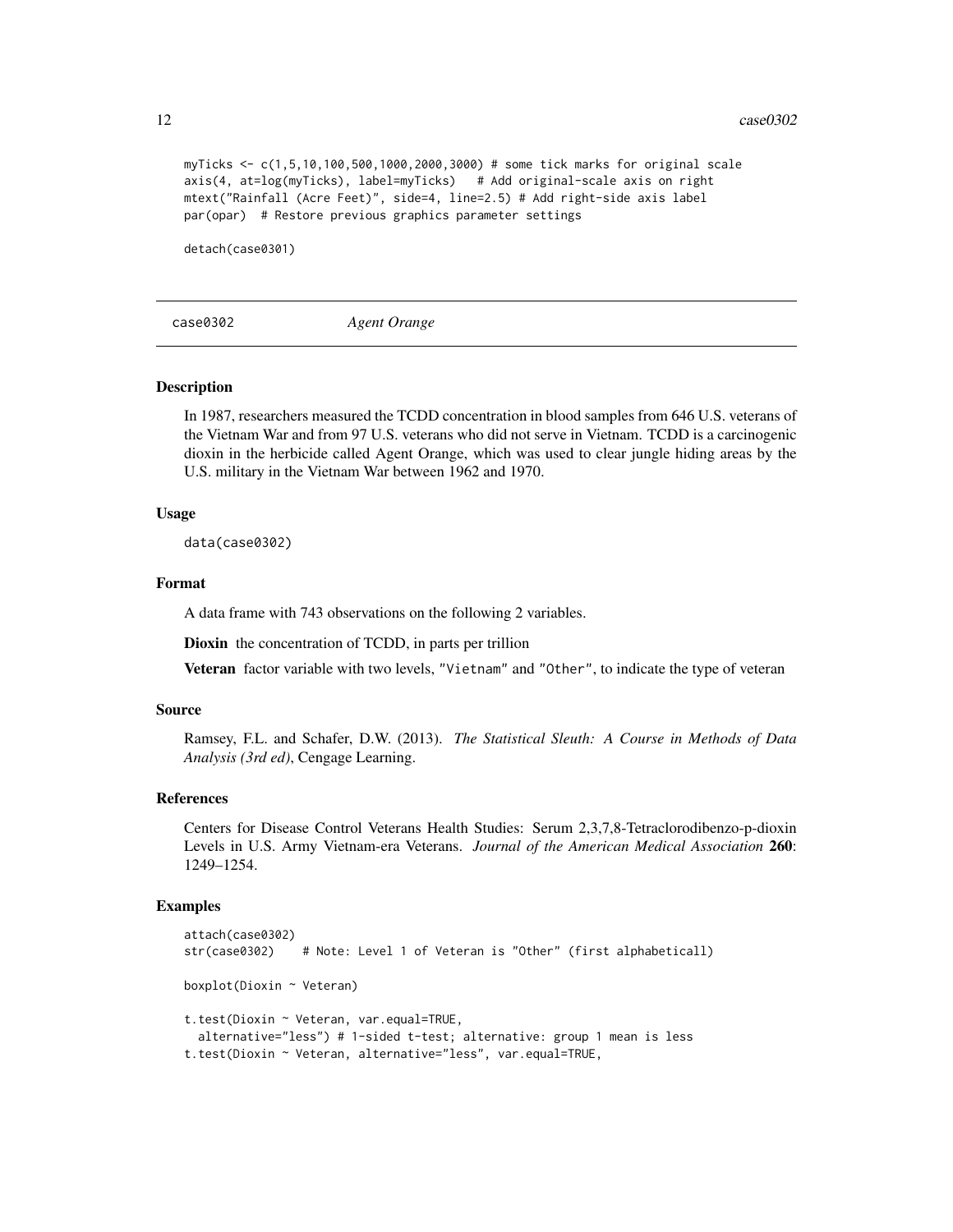```
myTicks <- c(1,5,10,100,500,1000,2000,3000) # some tick marks for original scale
axis(4, at=log(myTicks), label=myTicks)   # Add original-scale axis on right
mtext("Rainfall (Acre Feet)", side=4, line=2.5) # Add right-side axis label
par(opar)  # Restore previous graphics parameter settings

detach(case0301)
```

## case0302 *Agent Orange*

### Description

In 1987, researchers measured the TCDD concentration in blood samples from 646 U.S. veterans of the Vietnam War and from 97 U.S. veterans who did not serve in Vietnam. TCDD is a carcinogenic dioxin in the herbicide called Agent Orange, which was used to clear jungle hiding areas by the U.S. military in the Vietnam War between 1962 and 1970.

### Usage

```
data(case0302)
```

### Format

A data frame with 743 observations on the following 2 variables.

**Dioxin** the concentration of TCDD, in parts per trillion

**Veteran** factor variable with two levels, "Vietnam" and "Other", to indicate the type of veteran

### Source

Ramsey, F.L. and Schafer, D.W. (2013). *The Statistical Sleuth: A Course in Methods of Data Analysis (3rd ed)*, Cengage Learning.

### References

Centers for Disease Control Veterans Health Studies: Serum 2,3,7,8-Tetraclorodibenzo-p-dioxin Levels in U.S. Army Vietnam-era Veterans. *Journal of the American Medical Association* **260**: 1249–1254.

### Examples

```
attach(case0302)
str(case0302)    # Note: Level 1 of Veteran is "Other" (first alphabeticall)

boxplot(Dioxin ~ Veteran)

t.test(Dioxin ~ Veteran, var.equal=TRUE,
  alternative="less") # 1-sided t-test; alternative: group 1 mean is less
t.test(Dioxin ~ Veteran, alternative="less", var.equal=TRUE,
```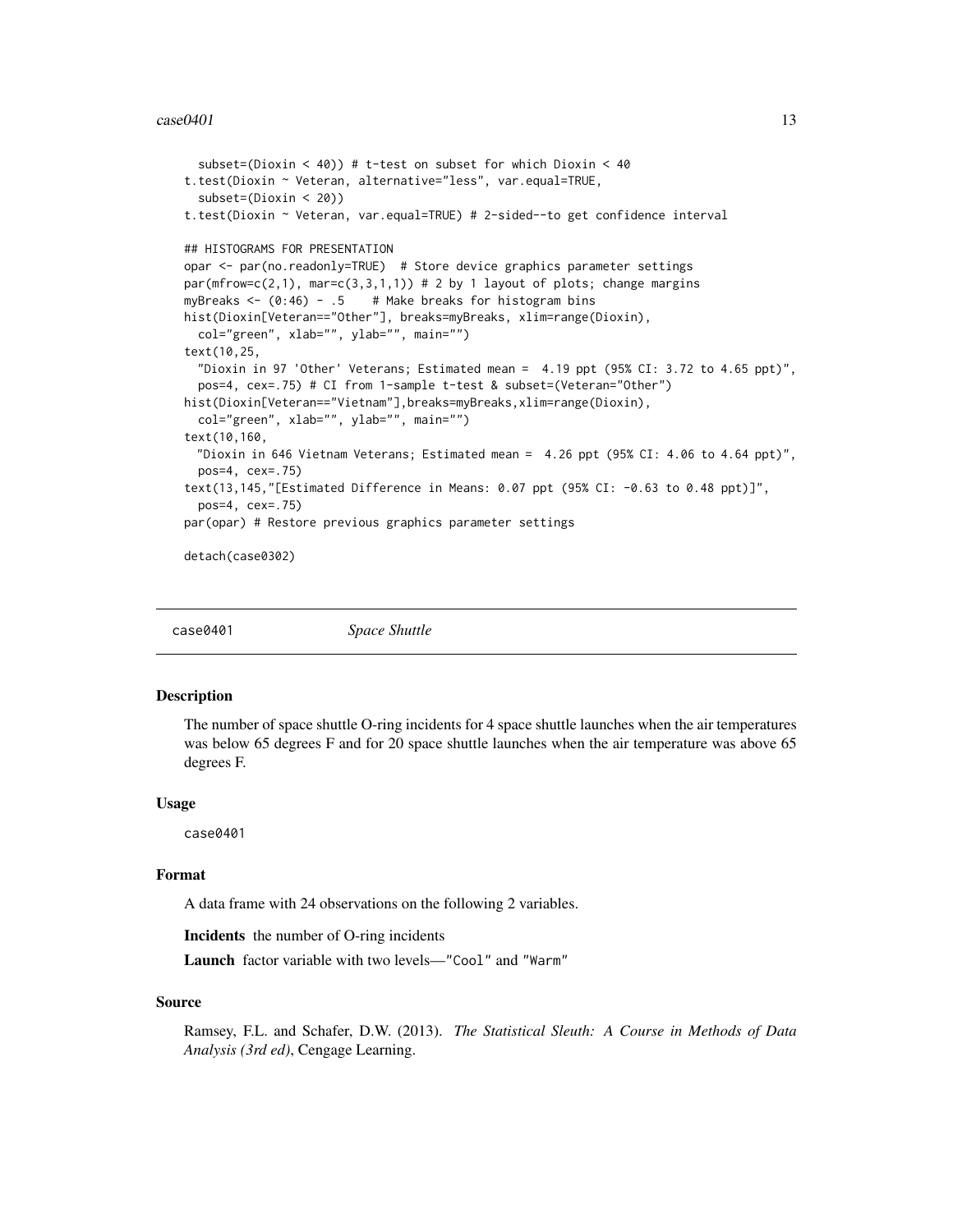```
  subset=(Dioxin < 40)) # t-test on subset for which Dioxin < 40
t.test(Dioxin ~ Veteran, alternative="less", var.equal=TRUE,
  subset=(Dioxin < 20))
t.test(Dioxin ~ Veteran, var.equal=TRUE) # 2-sided--to get confidence interval

## HISTOGRAMS FOR PRESENTATION
opar <- par(no.readonly=TRUE)  # Store device graphics parameter settings
par(mfrow=c(2,1), mar=c(3,3,1,1)) # 2 by 1 layout of plots; change margins
myBreaks <- (0:46) - .5    # Make breaks for histogram bins
hist(Dioxin[Veteran=="Other"], breaks=myBreaks, xlim=range(Dioxin),
  col="green", xlab="", ylab="", main="")
text(10,25,
  "Dioxin in 97 'Other' Veterans; Estimated mean =  4.19 ppt (95% CI: 3.72 to 4.65 ppt)",
  pos=4, cex=.75) # CI from 1-sample t-test & subset=(Veteran="Other")
hist(Dioxin[Veteran=="Vietnam"],breaks=myBreaks,xlim=range(Dioxin),
  col="green", xlab="", ylab="", main="")
text(10,160,
  "Dioxin in 646 Vietnam Veterans; Estimated mean =  4.26 ppt (95% CI: 4.06 to 4.64 ppt)",
  pos=4, cex=.75)
text(13,145,"[Estimated Difference in Means: 0.07 ppt (95% CI: -0.63 to 0.48 ppt)]",
  pos=4, cex=.75)
par(opar) # Restore previous graphics parameter settings

detach(case0302)
```

## case0401 — *Space Shuttle*

### Description

The number of space shuttle O-ring incidents for 4 space shuttle launches when the air temperatures was below 65 degrees F and for 20 space shuttle launches when the air temperature was above 65 degrees F.

### Usage

```
case0401
```

### Format

A data frame with 24 observations on the following 2 variables.

**Incidents** the number of O-ring incidents

**Launch** factor variable with two levels—"Cool" and "Warm"

### Source

Ramsey, F.L. and Schafer, D.W. (2013). *The Statistical Sleuth: A Course in Methods of Data Analysis (3rd ed)*, Cengage Learning.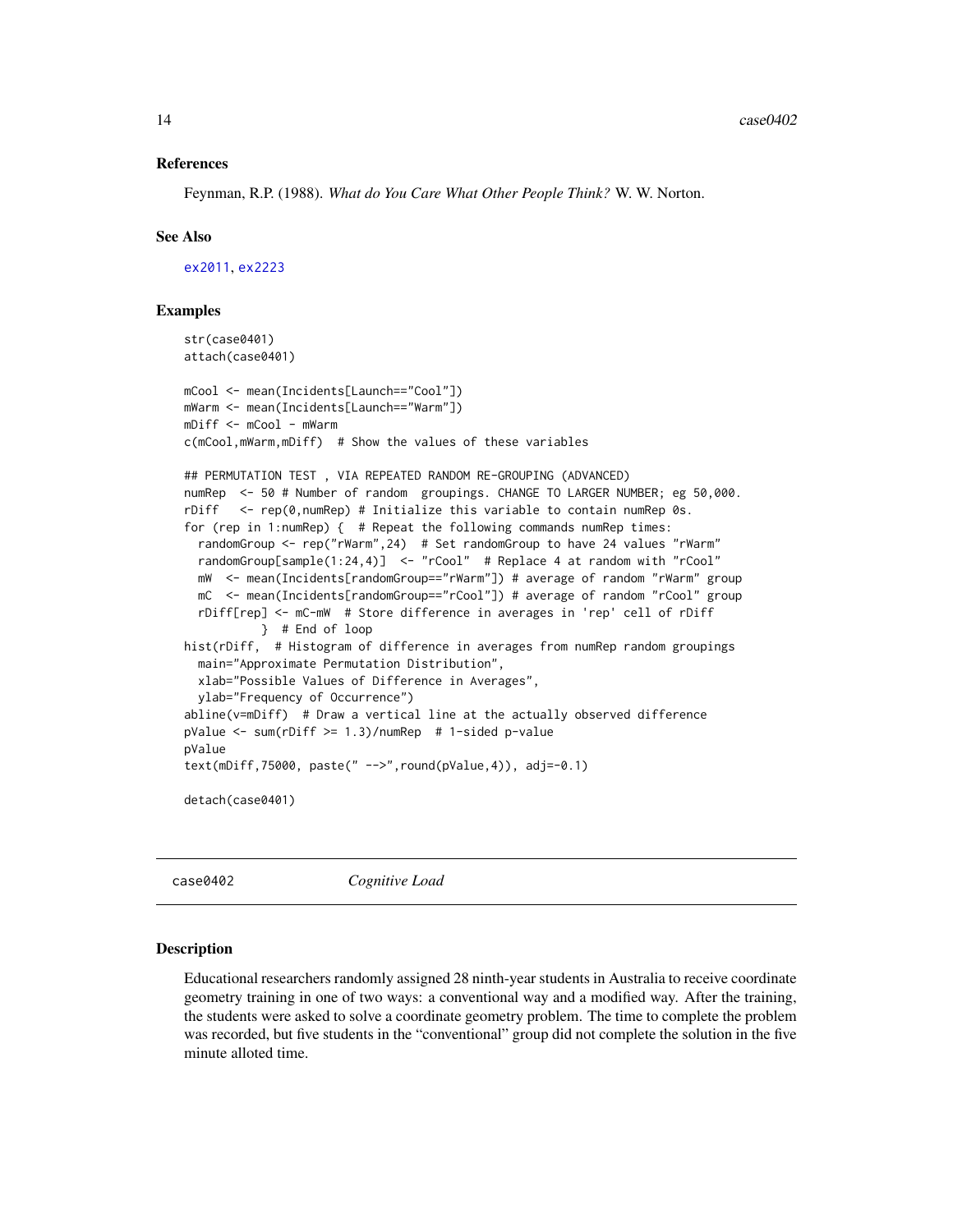### References

Feynman, R.P. (1988). *What do You Care What Other People Think?* W. W. Norton.

### See Also

ex2011, ex2223

### Examples

```
str(case0401)
attach(case0401)

mCool <- mean(Incidents[Launch=="Cool"])
mWarm <- mean(Incidents[Launch=="Warm"])
mDiff <- mCool - mWarm
c(mCool,mWarm,mDiff)  # Show the values of these variables

## PERMUTATION TEST , VIA REPEATED RANDOM RE-GROUPING (ADVANCED)
numRep  <- 50 # Number of random  groupings. CHANGE TO LARGER NUMBER; eg 50,000.
rDiff   <- rep(0,numRep) # Initialize this variable to contain numRep 0s.
for (rep in 1:numRep) {  # Repeat the following commands numRep times:
  randomGroup <- rep("rWarm",24)  # Set randomGroup to have 24 values "rWarm"
  randomGroup[sample(1:24,4)]  <- "rCool"  # Replace 4 at random with "rCool"
  mW  <- mean(Incidents[randomGroup=="rWarm"]) # average of random "rWarm" group
  mC  <- mean(Incidents[randomGroup=="rCool"]) # average of random "rCool" group
  rDiff[rep] <- mC-mW  # Store difference in averages in 'rep' cell of rDiff
           }  # End of loop
hist(rDiff,  # Histogram of difference in averages from numRep random groupings
  main="Approximate Permutation Distribution",
  xlab="Possible Values of Difference in Averages",
  ylab="Frequency of Occurrence")
abline(v=mDiff)  # Draw a vertical line at the actually observed difference
pValue <- sum(rDiff >= 1.3)/numRep  # 1-sided p-value
pValue
text(mDiff,75000, paste(" -->",round(pValue,4)), adj=-0.1)

detach(case0401)
```

---

## case0402 *Cognitive Load*

---

### Description

Educational researchers randomly assigned 28 ninth-year students in Australia to receive coordinate geometry training in one of two ways: a conventional way and a modified way. After the training, the students were asked to solve a coordinate geometry problem. The time to complete the problem was recorded, but five students in the "conventional" group did not complete the solution in the five minute alloted time.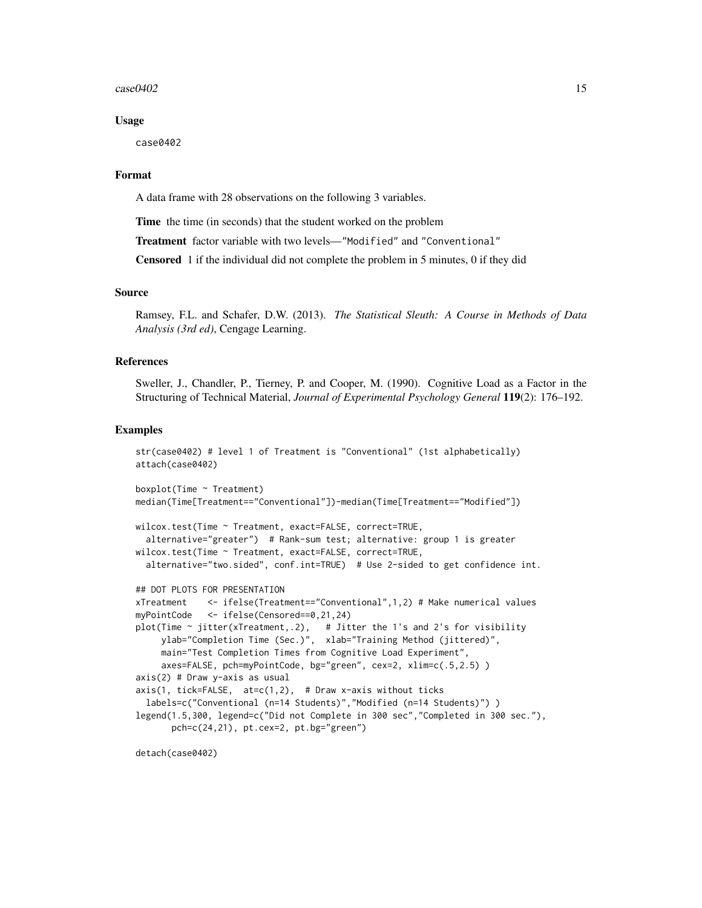### Usage

```
case0402
```

### Format

A data frame with 28 observations on the following 3 variables.

**Time** the time (in seconds) that the student worked on the problem

**Treatment** factor variable with two levels—"Modified" and "Conventional"

**Censored** 1 if the individual did not complete the problem in 5 minutes, 0 if they did

### Source

Ramsey, F.L. and Schafer, D.W. (2013). *The Statistical Sleuth: A Course in Methods of Data Analysis (3rd ed)*, Cengage Learning.

### References

Sweller, J., Chandler, P., Tierney, P. and Cooper, M. (1990). Cognitive Load as a Factor in the Structuring of Technical Material, *Journal of Experimental Psychology General* **119**(2): 176–192.

### Examples

```
str(case0402) # level 1 of Treatment is "Conventional" (1st alphabetically)
attach(case0402)

boxplot(Time ~ Treatment)
median(Time[Treatment=="Conventional"])-median(Time[Treatment=="Modified"])

wilcox.test(Time ~ Treatment, exact=FALSE, correct=TRUE,
  alternative="greater")  # Rank-sum test; alternative: group 1 is greater
wilcox.test(Time ~ Treatment, exact=FALSE, correct=TRUE,
  alternative="two.sided", conf.int=TRUE)  # Use 2-sided to get confidence int.

## DOT PLOTS FOR PRESENTATION
xTreatment    <- ifelse(Treatment=="Conventional",1,2) # Make numerical values
myPointCode   <- ifelse(Censored==0,21,24)
plot(Time ~ jitter(xTreatment,.2),   # Jitter the 1's and 2's for visibility
     ylab="Completion Time (Sec.)",  xlab="Training Method (jittered)",
     main="Test Completion Times from Cognitive Load Experiment",
     axes=FALSE, pch=myPointCode, bg="green", cex=2, xlim=c(.5,2.5) )
axis(2) # Draw y-axis as usual
axis(1, tick=FALSE,  at=c(1,2),  # Draw x-axis without ticks
  labels=c("Conventional (n=14 Students)","Modified (n=14 Students)") )
legend(1.5,300, legend=c("Did not Complete in 300 sec","Completed in 300 sec."),
       pch=c(24,21), pt.cex=2, pt.bg="green")

detach(case0402)
```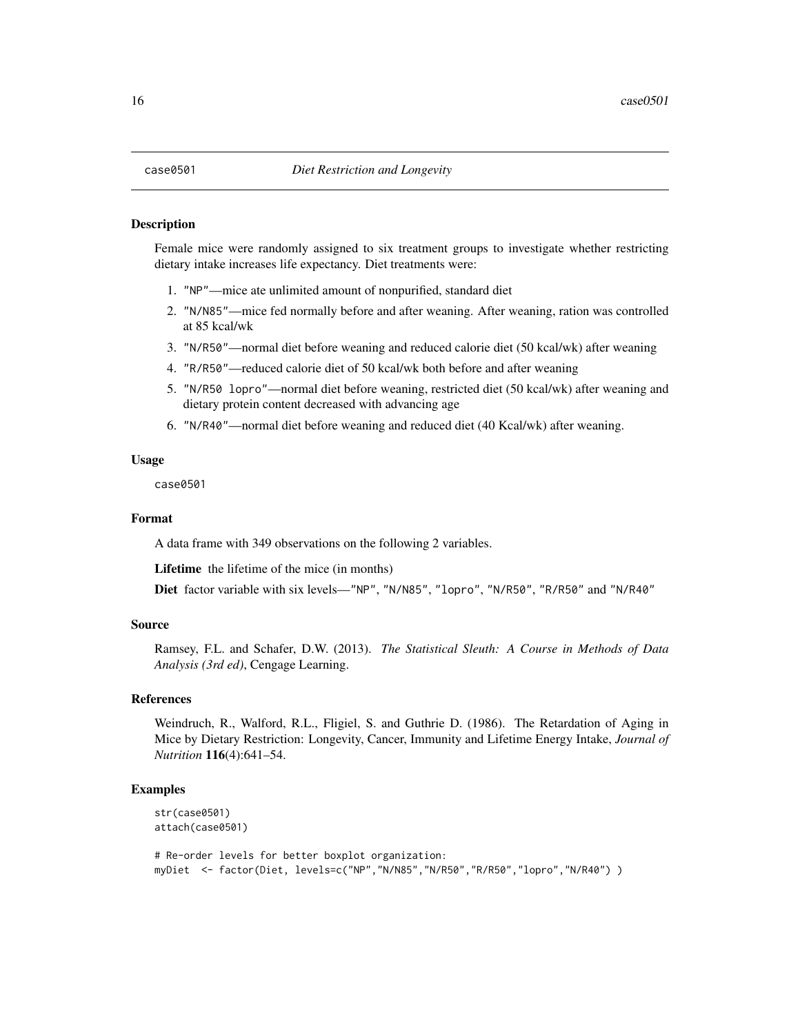# case0501 *Diet Restriction and Longevity*

## Description

Female mice were randomly assigned to six treatment groups to investigate whether restricting dietary intake increases life expectancy. Diet treatments were:

1. "NP"—mice ate unlimited amount of nonpurified, standard diet
2. "N/N85"—mice fed normally before and after weaning. After weaning, ration was controlled at 85 kcal/wk
3. "N/R50"—normal diet before weaning and reduced calorie diet (50 kcal/wk) after weaning
4. "R/R50"—reduced calorie diet of 50 kcal/wk both before and after weaning
5. "N/R50 lopro"—normal diet before weaning, restricted diet (50 kcal/wk) after weaning and dietary protein content decreased with advancing age
6. "N/R40"—normal diet before weaning and reduced diet (40 Kcal/wk) after weaning.

## Usage

```
case0501
```

## Format

A data frame with 349 observations on the following 2 variables.

**Lifetime** the lifetime of the mice (in months)

**Diet** factor variable with six levels—"NP", "N/N85", "lopro", "N/R50", "R/R50" and "N/R40"

## Source

Ramsey, F.L. and Schafer, D.W. (2013). *The Statistical Sleuth: A Course in Methods of Data Analysis (3rd ed)*, Cengage Learning.

## References

Weindruch, R., Walford, R.L., Fligiel, S. and Guthrie D. (1986). The Retardation of Aging in Mice by Dietary Restriction: Longevity, Cancer, Immunity and Lifetime Energy Intake, *Journal of Nutrition* **116**(4):641–54.

## Examples

```
str(case0501)
attach(case0501)

# Re-order levels for better boxplot organization:
myDiet  <- factor(Diet, levels=c("NP","N/N85","N/R50","R/R50","lopro","N/R40") )
```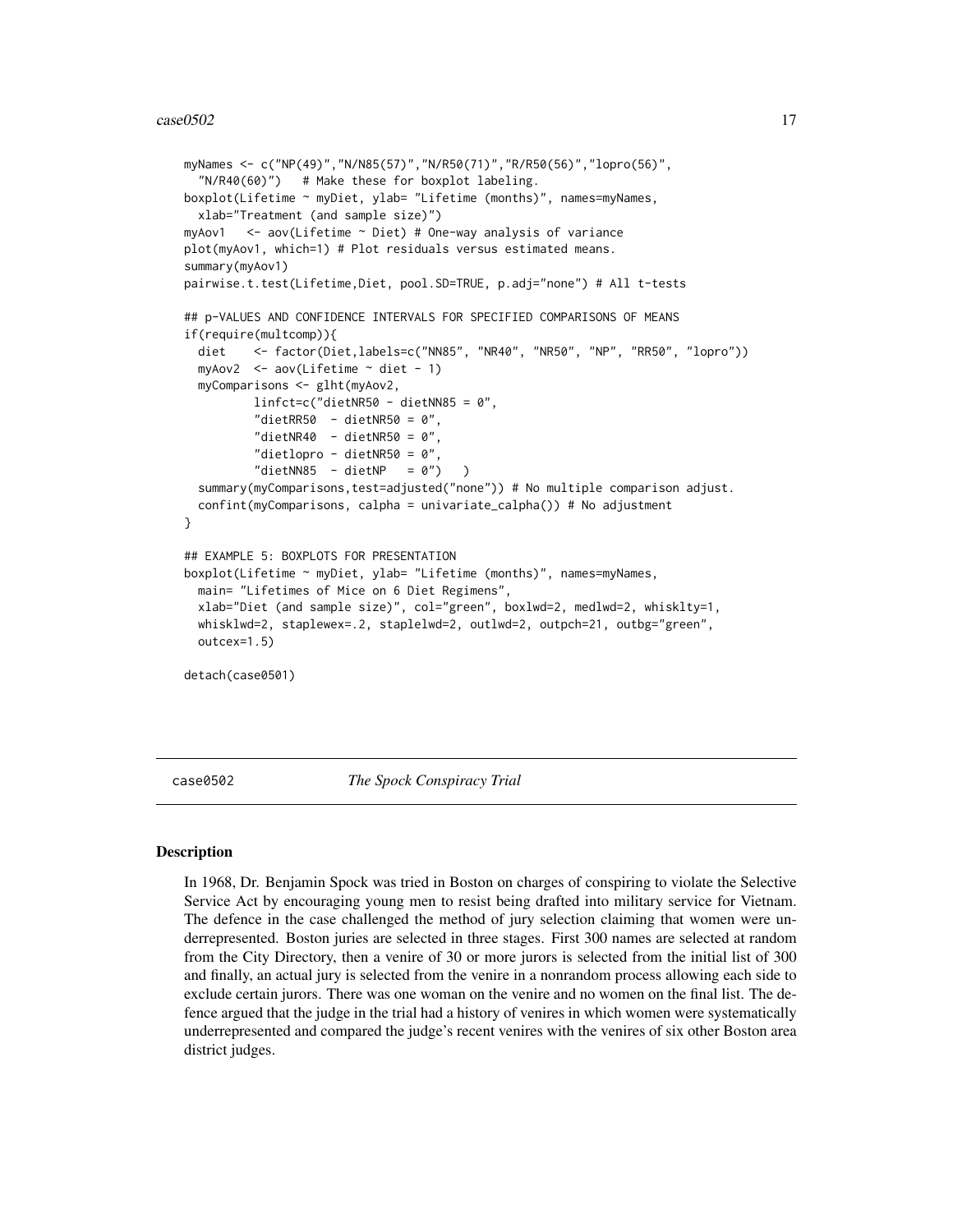```
myNames <- c("NP(49)","N/N85(57)","N/R50(71)","R/R50(56)","lopro(56)",
  "N/R40(60)")   # Make these for boxplot labeling.
boxplot(Lifetime ~ myDiet, ylab= "Lifetime (months)", names=myNames,
  xlab="Treatment (and sample size)")
myAov1   <- aov(Lifetime ~ Diet) # One-way analysis of variance
plot(myAov1, which=1) # Plot residuals versus estimated means.
summary(myAov1)
pairwise.t.test(Lifetime,Diet, pool.SD=TRUE, p.adj="none") # All t-tests

## p-VALUES AND CONFIDENCE INTERVALS FOR SPECIFIED COMPARISONS OF MEANS
if(require(multcomp)){
  diet    <- factor(Diet,labels=c("NN85", "NR40", "NR50", "NP", "RR50", "lopro"))
  myAov2  <- aov(Lifetime ~ diet - 1)
  myComparisons <- glht(myAov2,
          linfct=c("dietNR50 - dietNN85 = 0",
          "dietRR50  - dietNR50 = 0",
          "dietNR40  - dietNR50 = 0",
          "dietlopro - dietNR50 = 0",
          "dietNN85  - dietNP   = 0")   )
  summary(myComparisons,test=adjusted("none")) # No multiple comparison adjust.
  confint(myComparisons, calpha = univariate_calpha()) # No adjustment
}

## EXAMPLE 5: BOXPLOTS FOR PRESENTATION
boxplot(Lifetime ~ myDiet, ylab= "Lifetime (months)", names=myNames,
  main= "Lifetimes of Mice on 6 Diet Regimens",
  xlab="Diet (and sample size)", col="green", boxlwd=2, medlwd=2, whisklty=1,
  whisklwd=2, staplewex=.2, staplelwd=2, outlwd=2, outpch=21, outbg="green",
  outcex=1.5)

detach(case0501)
```

---

case0502 *The Spock Conspiracy Trial*

---

## Description

In 1968, Dr. Benjamin Spock was tried in Boston on charges of conspiring to violate the Selective Service Act by encouraging young men to resist being drafted into military service for Vietnam. The defence in the case challenged the method of jury selection claiming that women were underrepresented. Boston juries are selected in three stages. First 300 names are selected at random from the City Directory, then a venire of 30 or more jurors is selected from the initial list of 300 and finally, an actual jury is selected from the venire in a nonrandom process allowing each side to exclude certain jurors. There was one woman on the venire and no women on the final list. The defence argued that the judge in the trial had a history of venires in which women were systematically underrepresented and compared the judge's recent venires with the venires of six other Boston area district judges.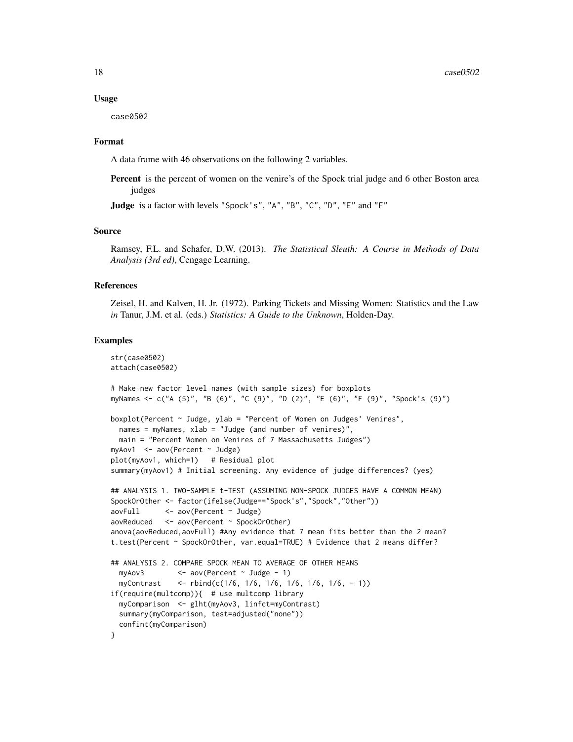### Usage

```
case0502
```

### Format

A data frame with 46 observations on the following 2 variables.

**Percent** is the percent of women on the venire's of the Spock trial judge and 6 other Boston area judges

**Judge** is a factor with levels "Spock's", "A", "B", "C", "D", "E" and "F"

### Source

Ramsey, F.L. and Schafer, D.W. (2013). *The Statistical Sleuth: A Course in Methods of Data Analysis (3rd ed)*, Cengage Learning.

### References

Zeisel, H. and Kalven, H. Jr. (1972). Parking Tickets and Missing Women: Statistics and the Law *in* Tanur, J.M. et al. (eds.) *Statistics: A Guide to the Unknown*, Holden-Day.

### Examples

```
str(case0502)
attach(case0502)

# Make new factor level names (with sample sizes) for boxplots
myNames <- c("A (5)", "B (6)", "C (9)", "D (2)", "E (6)", "F (9)", "Spock's (9)")

boxplot(Percent ~ Judge, ylab = "Percent of Women on Judges' Venires",
  names = myNames, xlab = "Judge (and number of venires)",
  main = "Percent Women on Venires of 7 Massachusetts Judges")
myAov1  <- aov(Percent ~ Judge)
plot(myAov1, which=1)   # Residual plot
summary(myAov1) # Initial screening. Any evidence of judge differences? (yes)

## ANALYSIS 1. TWO-SAMPLE t-TEST (ASSUMING NON-SPOCK JUDGES HAVE A COMMON MEAN)
SpockOrOther <- factor(ifelse(Judge=="Spock's","Spock","Other"))
aovFull      <- aov(Percent ~ Judge)
aovReduced   <- aov(Percent ~ SpockOrOther)
anova(aovReduced,aovFull) #Any evidence that 7 mean fits better than the 2 mean?
t.test(Percent ~ SpockOrOther, var.equal=TRUE) # Evidence that 2 means differ?

## ANALYSIS 2. COMPARE SPOCK MEAN TO AVERAGE OF OTHER MEANS
  myAov3        <- aov(Percent ~ Judge - 1)
  myContrast    <- rbind(c(1/6, 1/6, 1/6, 1/6, 1/6, 1/6, - 1))
if(require(multcomp)){  # use multcomp library
  myComparison  <- glht(myAov3, linfct=myContrast)
  summary(myComparison, test=adjusted("none"))
  confint(myComparison)
}
```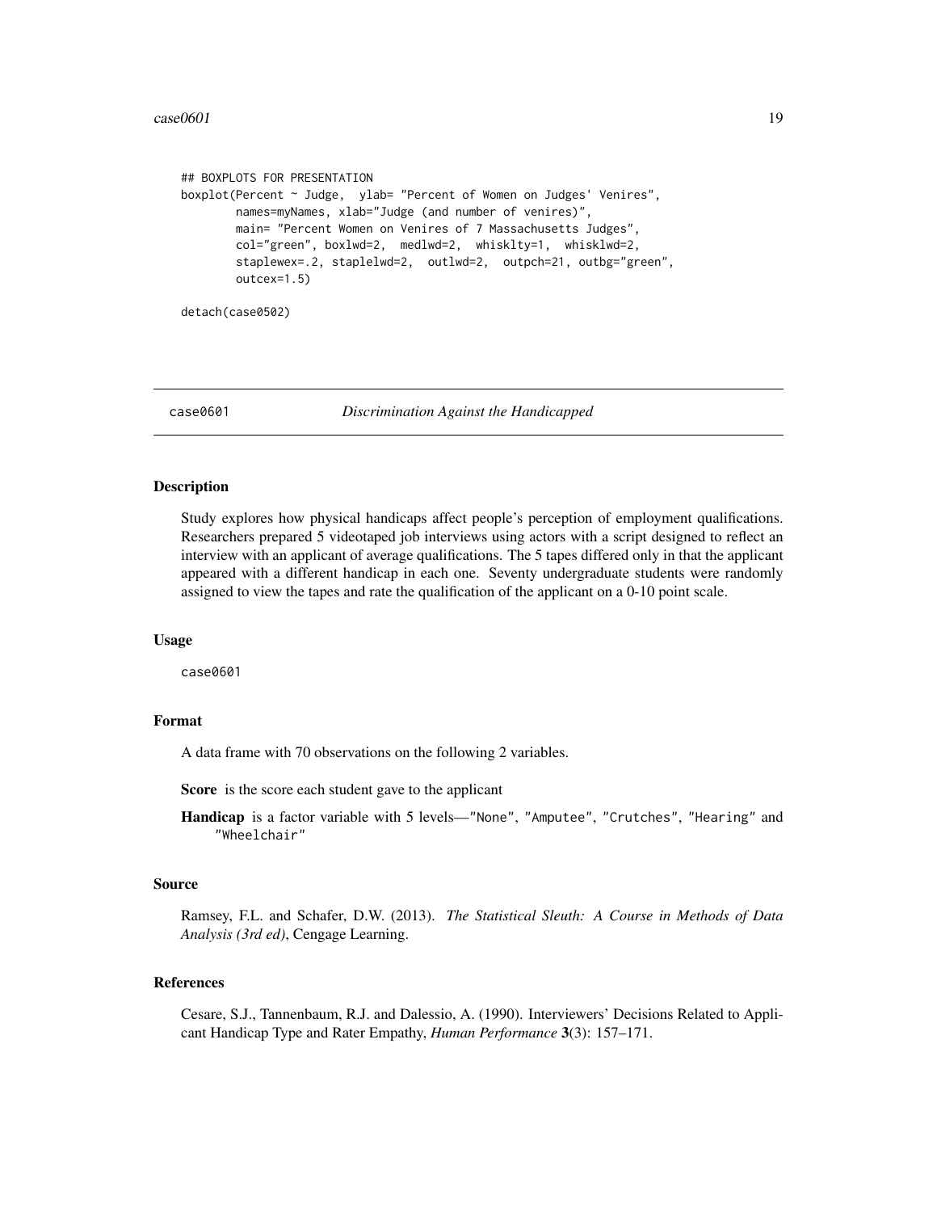```
## BOXPLOTS FOR PRESENTATION
boxplot(Percent ~ Judge,  ylab= "Percent of Women on Judges' Venires",
        names=myNames, xlab="Judge (and number of venires)",
        main= "Percent Women on Venires of 7 Massachusetts Judges",
        col="green", boxlwd=2,  medlwd=2,  whisklty=1,  whisklwd=2,
        staplewex=.2, staplelwd=2,  outlwd=2,  outpch=21, outbg="green",
        outcex=1.5)

detach(case0502)
```

---

## case0601 *Discrimination Against the Handicapped*

---

### Description

Study explores how physical handicaps affect people's perception of employment qualifications. Researchers prepared 5 videotaped job interviews using actors with a script designed to reflect an interview with an applicant of average qualifications. The 5 tapes differed only in that the applicant appeared with a different handicap in each one. Seventy undergraduate students were randomly assigned to view the tapes and rate the qualification of the applicant on a 0-10 point scale.

### Usage

```
case0601
```

### Format

A data frame with 70 observations on the following 2 variables.

**Score** is the score each student gave to the applicant

**Handicap** is a factor variable with 5 levels—"None", "Amputee", "Crutches", "Hearing" and "Wheelchair"

### Source

Ramsey, F.L. and Schafer, D.W. (2013). *The Statistical Sleuth: A Course in Methods of Data Analysis (3rd ed)*, Cengage Learning.

### References

Cesare, S.J., Tannenbaum, R.J. and Dalessio, A. (1990). Interviewers' Decisions Related to Applicant Handicap Type and Rater Empathy, *Human Performance* **3**(3): 157–171.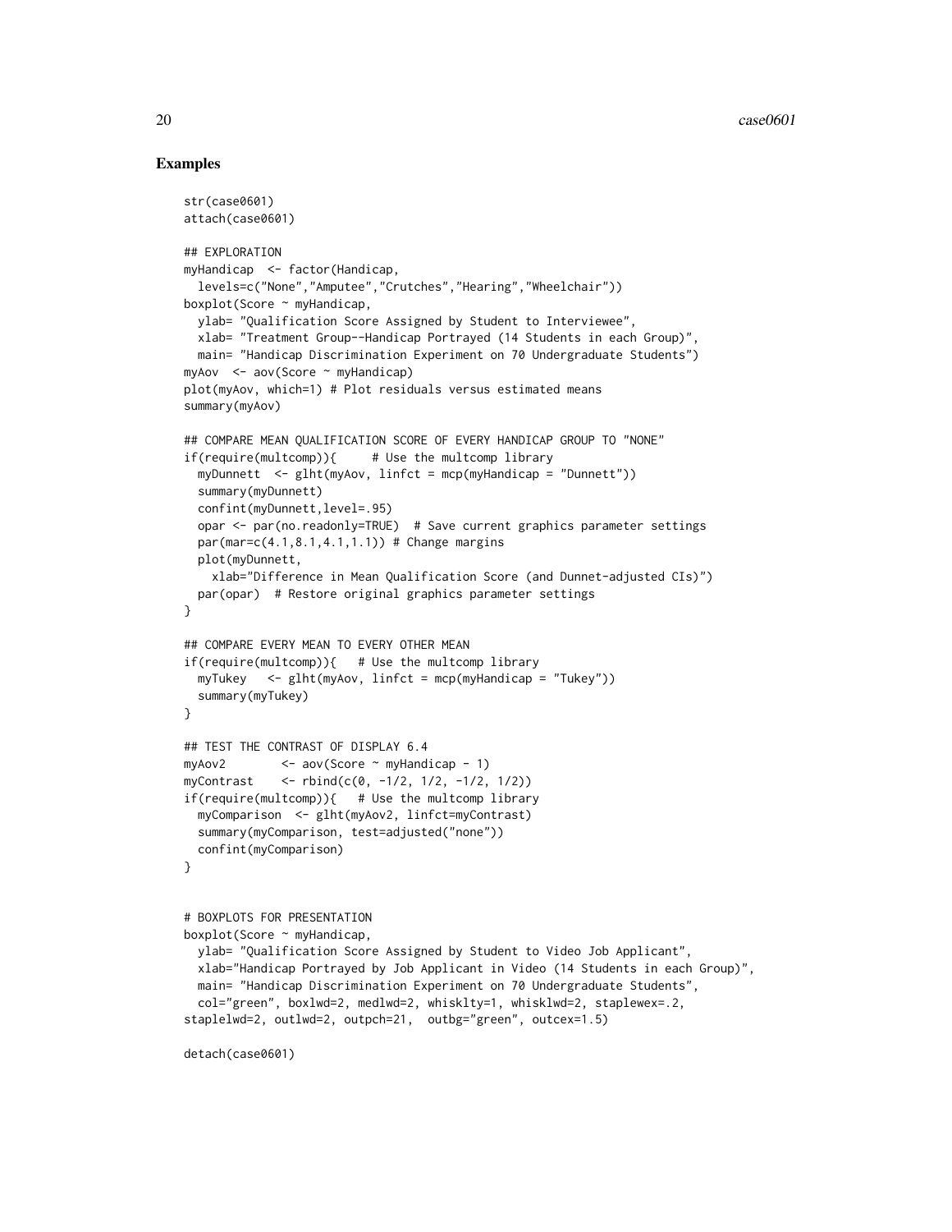## Examples

```
str(case0601)
attach(case0601)

## EXPLORATION
myHandicap  <- factor(Handicap,
  levels=c("None","Amputee","Crutches","Hearing","Wheelchair"))
boxplot(Score ~ myHandicap,
  ylab= "Qualification Score Assigned by Student to Interviewee",
  xlab= "Treatment Group--Handicap Portrayed (14 Students in each Group)",
  main= "Handicap Discrimination Experiment on 70 Undergraduate Students")
myAov  <- aov(Score ~ myHandicap)
plot(myAov, which=1) # Plot residuals versus estimated means
summary(myAov)

## COMPARE MEAN QUALIFICATION SCORE OF EVERY HANDICAP GROUP TO "NONE"
if(require(multcomp)){     # Use the multcomp library
  myDunnett  <- glht(myAov, linfct = mcp(myHandicap = "Dunnett"))
  summary(myDunnett)
  confint(myDunnett,level=.95)
  opar <- par(no.readonly=TRUE)  # Save current graphics parameter settings
  par(mar=c(4.1,8.1,4.1,1.1)) # Change margins
  plot(myDunnett,
    xlab="Difference in Mean Qualification Score (and Dunnet-adjusted CIs)")
  par(opar)  # Restore original graphics parameter settings
}

## COMPARE EVERY MEAN TO EVERY OTHER MEAN
if(require(multcomp)){   # Use the multcomp library
  myTukey   <- glht(myAov, linfct = mcp(myHandicap = "Tukey"))
  summary(myTukey)
}

## TEST THE CONTRAST OF DISPLAY 6.4
myAov2        <- aov(Score ~ myHandicap - 1)
myContrast    <- rbind(c(0, -1/2, 1/2, -1/2, 1/2))
if(require(multcomp)){   # Use the multcomp library
  myComparison  <- glht(myAov2, linfct=myContrast)
  summary(myComparison, test=adjusted("none"))
  confint(myComparison)
}


# BOXPLOTS FOR PRESENTATION
boxplot(Score ~ myHandicap,
  ylab= "Qualification Score Assigned by Student to Video Job Applicant",
  xlab="Handicap Portrayed by Job Applicant in Video (14 Students in each Group)",
  main= "Handicap Discrimination Experiment on 70 Undergraduate Students",
  col="green", boxlwd=2, medlwd=2, whisklty=1, whisklwd=2, staplewex=.2,
staplelwd=2, outlwd=2, outpch=21,  outbg="green", outcex=1.5)

detach(case0601)
```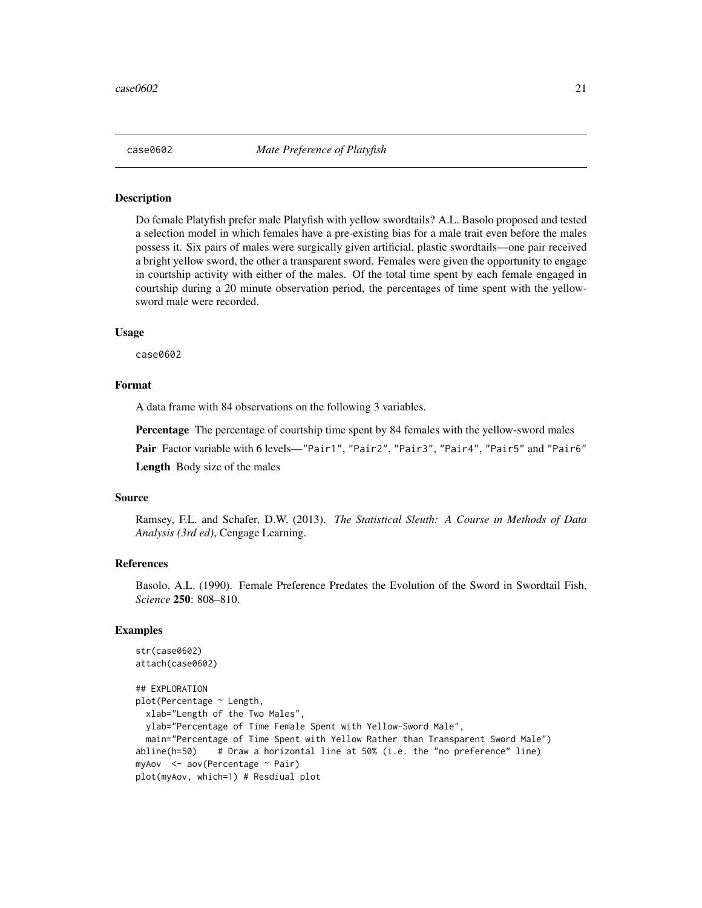# case0602 *Mate Preference of Platyfish*

## Description

Do female Platyfish prefer male Platyfish with yellow swordtails? A.L. Basolo proposed and tested a selection model in which females have a pre-existing bias for a male trait even before the males possess it. Six pairs of males were surgically given artificial, plastic swordtails—one pair received a bright yellow sword, the other a transparent sword. Females were given the opportunity to engage in courtship activity with either of the males. Of the total time spent by each female engaged in courtship during a 20 minute observation period, the percentages of time spent with the yellow-sword male were recorded.

## Usage

```
case0602
```

## Format

A data frame with 84 observations on the following 3 variables.

**Percentage** The percentage of courtship time spent by 84 females with the yellow-sword males

**Pair** Factor variable with 6 levels—"Pair1", "Pair2", "Pair3", "Pair4", "Pair5" and "Pair6"

**Length** Body size of the males

## Source

Ramsey, F.L. and Schafer, D.W. (2013). *The Statistical Sleuth: A Course in Methods of Data Analysis (3rd ed)*, Cengage Learning.

## References

Basolo, A.L. (1990). Female Preference Predates the Evolution of the Sword in Swordtail Fish, *Science* **250**: 808–810.

## Examples

```
str(case0602)
attach(case0602)

## EXPLORATION
plot(Percentage ~ Length,
  xlab="Length of the Two Males",
  ylab="Percentage of Time Female Spent with Yellow-Sword Male",
  main="Percentage of Time Spent with Yellow Rather than Transparent Sword Male")
abline(h=50)    # Draw a horizontal line at 50% (i.e. the "no preference" line)
myAov  <- aov(Percentage ~ Pair)
plot(myAov, which=1) # Resdiual plot
```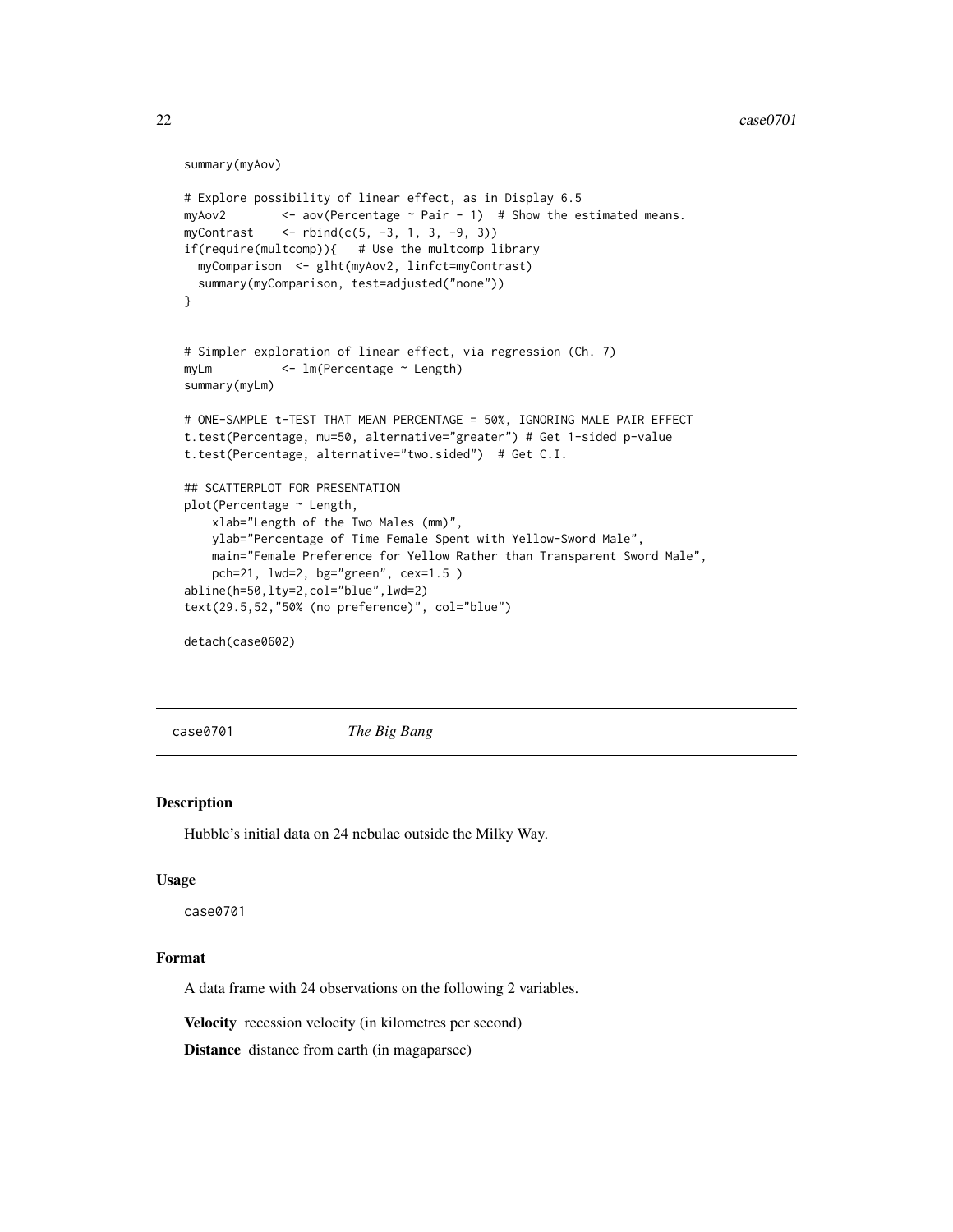```
summary(myAov)

# Explore possibility of linear effect, as in Display 6.5
myAov2       <- aov(Percentage ~ Pair - 1)  # Show the estimated means.
myContrast   <- rbind(c(5, -3, 1, 3, -9, 3))
if(require(multcomp)){   # Use the multcomp library
  myComparison  <- glht(myAov2, linfct=myContrast)
  summary(myComparison, test=adjusted("none"))
}


# Simpler exploration of linear effect, via regression (Ch. 7)
myLm         <- lm(Percentage ~ Length)
summary(myLm)

# ONE-SAMPLE t-TEST THAT MEAN PERCENTAGE = 50%, IGNORING MALE PAIR EFFECT
t.test(Percentage, mu=50, alternative="greater") # Get 1-sided p-value
t.test(Percentage, alternative="two.sided")  # Get C.I.

## SCATTERPLOT FOR PRESENTATION
plot(Percentage ~ Length,
    xlab="Length of the Two Males (mm)",
    ylab="Percentage of Time Female Spent with Yellow-Sword Male",
    main="Female Preference for Yellow Rather than Transparent Sword Male",
    pch=21, lwd=2, bg="green", cex=1.5 )
abline(h=50,lty=2,col="blue",lwd=2)
text(29.5,52,"50% (no preference)", col="blue")

detach(case0602)
```

---

## case0701 *The Big Bang*

### Description

Hubble's initial data on 24 nebulae outside the Milky Way.

### Usage

```
case0701
```

### Format

A data frame with 24 observations on the following 2 variables.

**Velocity** recession velocity (in kilometres per second)

**Distance** distance from earth (in magaparsec)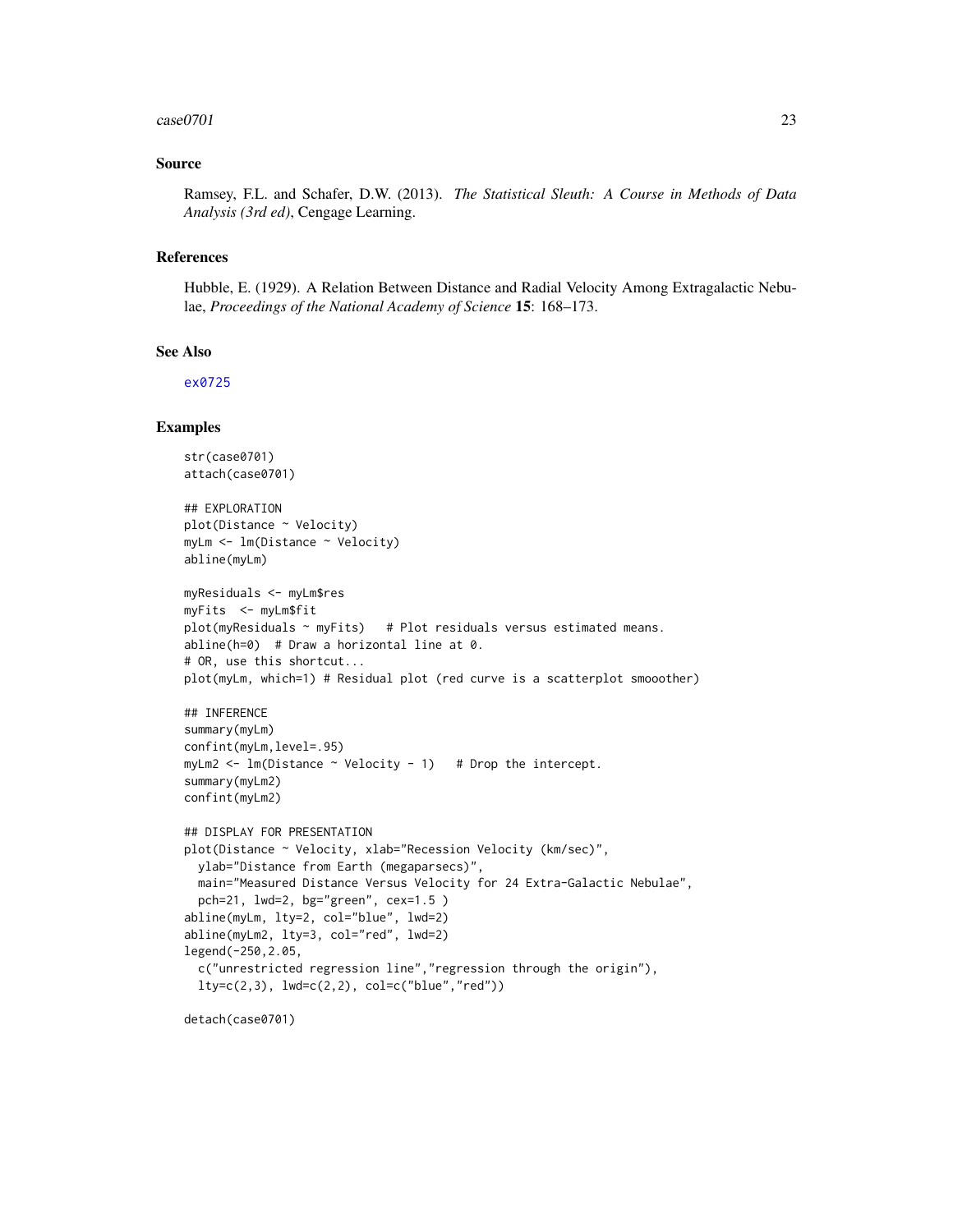## Source

Ramsey, F.L. and Schafer, D.W. (2013). *The Statistical Sleuth: A Course in Methods of Data Analysis (3rd ed)*, Cengage Learning.

## References

Hubble, E. (1929). A Relation Between Distance and Radial Velocity Among Extragalactic Nebulae, *Proceedings of the National Academy of Science* **15**: 168–173.

## See Also

ex0725

## Examples

```
str(case0701)
attach(case0701)

## EXPLORATION
plot(Distance ~ Velocity)
myLm <- lm(Distance ~ Velocity)
abline(myLm)

myResiduals <- myLm$res
myFits  <- myLm$fit
plot(myResiduals ~ myFits)   # Plot residuals versus estimated means.
abline(h=0)  # Draw a horizontal line at 0.
# OR, use this shortcut...
plot(myLm, which=1) # Residual plot (red curve is a scatterplot smooother)

## INFERENCE
summary(myLm)
confint(myLm,level=.95)
myLm2 <- lm(Distance ~ Velocity - 1)   # Drop the intercept.
summary(myLm2)
confint(myLm2)

## DISPLAY FOR PRESENTATION
plot(Distance ~ Velocity, xlab="Recession Velocity (km/sec)",
  ylab="Distance from Earth (megaparsecs)",
  main="Measured Distance Versus Velocity for 24 Extra-Galactic Nebulae",
  pch=21, lwd=2, bg="green", cex=1.5 )
abline(myLm, lty=2, col="blue", lwd=2)
abline(myLm2, lty=3, col="red", lwd=2)
legend(-250,2.05,
  c("unrestricted regression line","regression through the origin"),
  lty=c(2,3), lwd=c(2,2), col=c("blue","red"))

detach(case0701)
```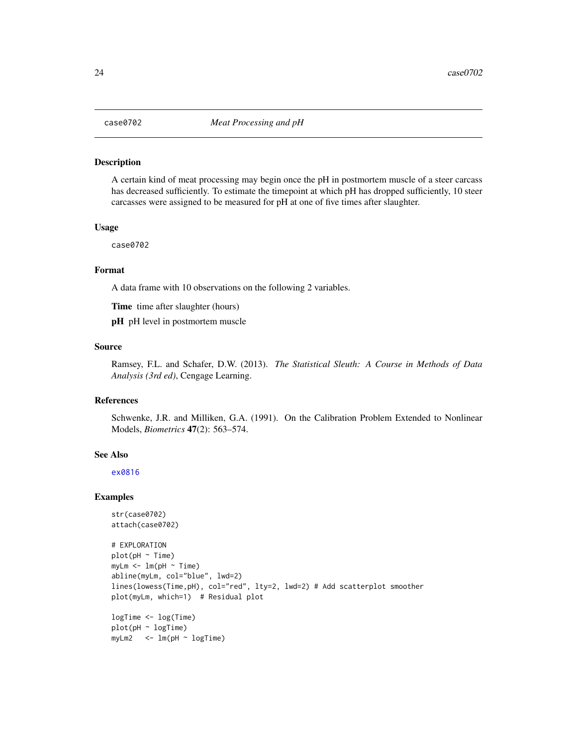case0702 *Meat Processing and pH*

## Description

A certain kind of meat processing may begin once the pH in postmortem muscle of a steer carcass has decreased sufficiently. To estimate the timepoint at which pH has dropped sufficiently, 10 steer carcasses were assigned to be measured for pH at one of five times after slaughter.

## Usage

```
case0702
```

## Format

A data frame with 10 observations on the following 2 variables.

**Time** time after slaughter (hours)

**pH** pH level in postmortem muscle

## Source

Ramsey, F.L. and Schafer, D.W. (2013). *The Statistical Sleuth: A Course in Methods of Data Analysis (3rd ed)*, Cengage Learning.

## References

Schwenke, J.R. and Milliken, G.A. (1991). On the Calibration Problem Extended to Nonlinear Models, *Biometrics* **47**(2): 563–574.

## See Also

ex0816

## Examples

```
str(case0702)
attach(case0702)

# EXPLORATION
plot(pH ~ Time)
myLm <- lm(pH ~ Time)
abline(myLm, col="blue", lwd=2)
lines(lowess(Time,pH), col="red", lty=2, lwd=2) # Add scatterplot smoother
plot(myLm, which=1)  # Residual plot

logTime <- log(Time)
plot(pH ~ logTime)
myLm2   <- lm(pH ~ logTime)
```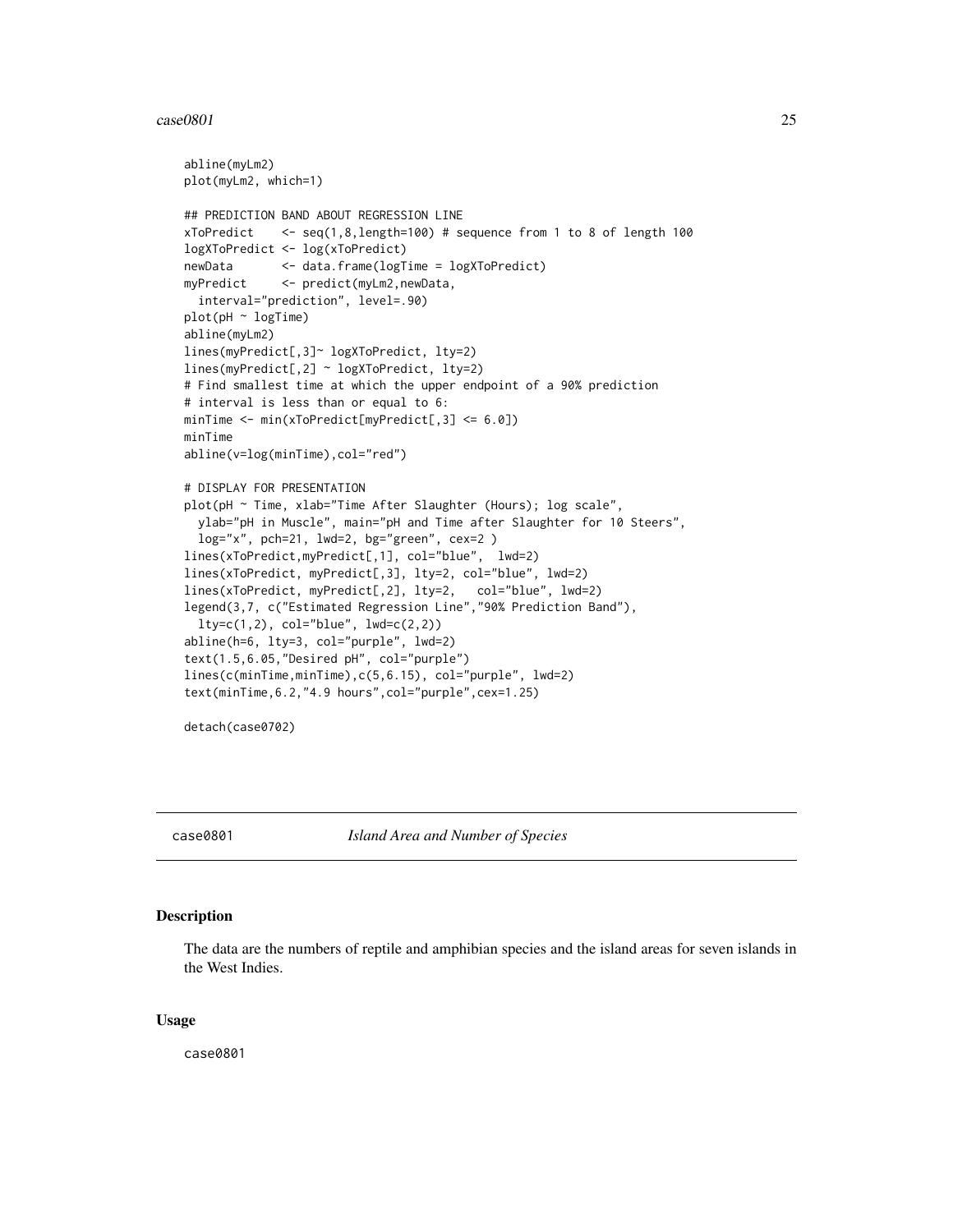```
abline(myLm2)
plot(myLm2, which=1)

## PREDICTION BAND ABOUT REGRESSION LINE
xToPredict    <- seq(1,8,length=100) # sequence from 1 to 8 of length 100
logXToPredict <- log(xToPredict)
newData       <- data.frame(logTime = logXToPredict)
myPredict     <- predict(myLm2,newData,
  interval="prediction", level=.90)
plot(pH ~ logTime)
abline(myLm2)
lines(myPredict[,3]~ logXToPredict, lty=2)
lines(myPredict[,2] ~ logXToPredict, lty=2)
# Find smallest time at which the upper endpoint of a 90% prediction
# interval is less than or equal to 6:
minTime <- min(xToPredict[myPredict[,3] <= 6.0])
minTime
abline(v=log(minTime),col="red")

# DISPLAY FOR PRESENTATION
plot(pH ~ Time, xlab="Time After Slaughter (Hours); log scale",
  ylab="pH in Muscle", main="pH and Time after Slaughter for 10 Steers",
  log="x", pch=21, lwd=2, bg="green", cex=2 )
lines(xToPredict,myPredict[,1], col="blue",  lwd=2)
lines(xToPredict, myPredict[,3], lty=2, col="blue", lwd=2)
lines(xToPredict, myPredict[,2], lty=2,   col="blue", lwd=2)
legend(3,7, c("Estimated Regression Line","90% Prediction Band"),
  lty=c(1,2), col="blue", lwd=c(2,2))
abline(h=6, lty=3, col="purple", lwd=2)
text(1.5,6.05,"Desired pH", col="purple")
lines(c(minTime,minTime),c(5,6.15), col="purple", lwd=2)
text(minTime,6.2,"4.9 hours",col="purple",cex=1.25)

detach(case0702)
```

---

## case0801 *Island Area and Number of Species*

---

### Description

The data are the numbers of reptile and amphibian species and the island areas for seven islands in the West Indies.

### Usage

case0801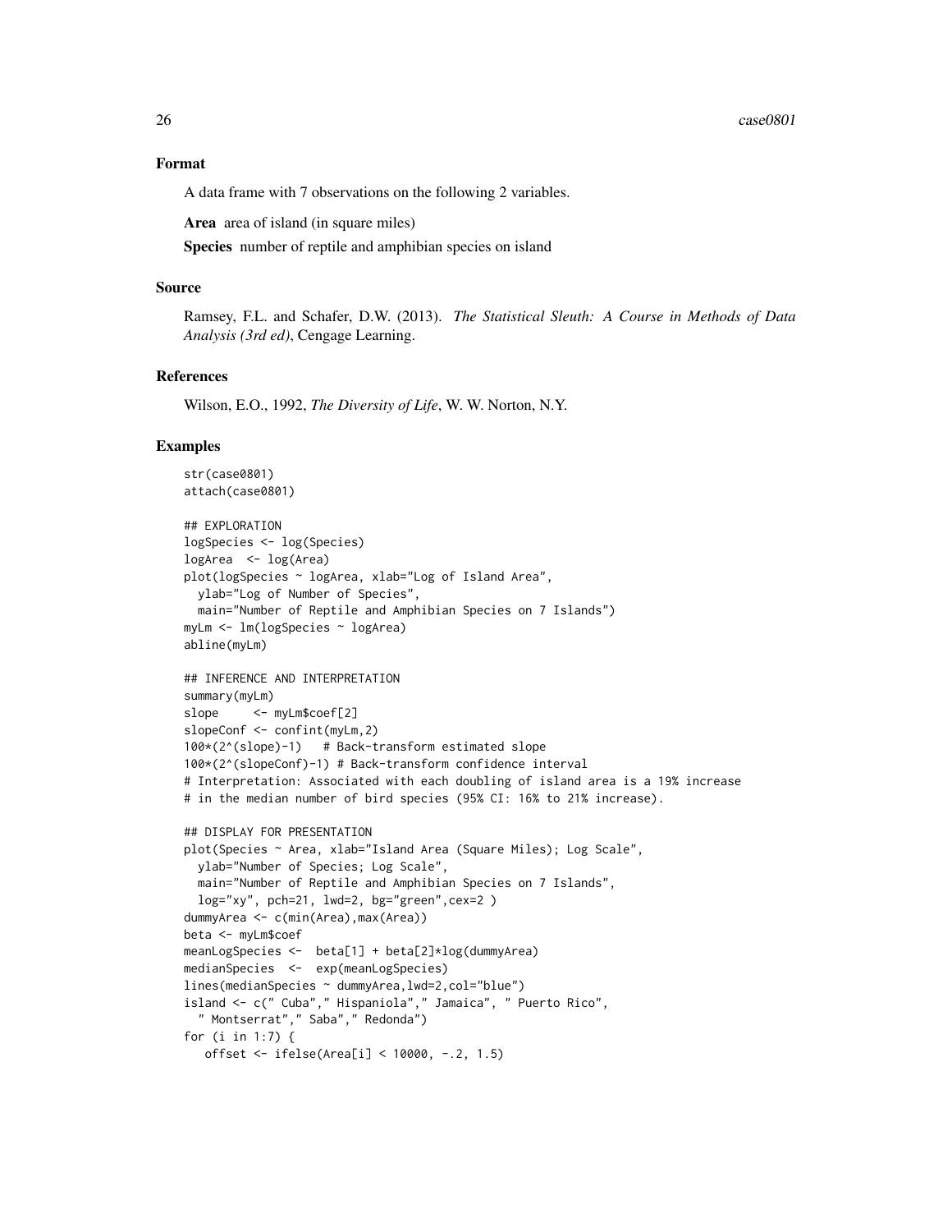### Format

A data frame with 7 observations on the following 2 variables.

**Area** area of island (in square miles)

**Species** number of reptile and amphibian species on island

### Source

Ramsey, F.L. and Schafer, D.W. (2013). *The Statistical Sleuth: A Course in Methods of Data Analysis (3rd ed)*, Cengage Learning.

### References

Wilson, E.O., 1992, *The Diversity of Life*, W. W. Norton, N.Y.

### Examples

```
str(case0801)
attach(case0801)

## EXPLORATION
logSpecies <- log(Species)
logArea  <- log(Area)
plot(logSpecies ~ logArea, xlab="Log of Island Area",
  ylab="Log of Number of Species",
  main="Number of Reptile and Amphibian Species on 7 Islands")
myLm <- lm(logSpecies ~ logArea)
abline(myLm)

## INFERENCE AND INTERPRETATION
summary(myLm)
slope     <- myLm$coef[2]
slopeConf <- confint(myLm,2)
100*(2^(slope)-1)   # Back-transform estimated slope
100*(2^(slopeConf)-1) # Back-transform confidence interval
# Interpretation: Associated with each doubling of island area is a 19% increase
# in the median number of bird species (95% CI: 16% to 21% increase).

## DISPLAY FOR PRESENTATION
plot(Species ~ Area, xlab="Island Area (Square Miles); Log Scale",
  ylab="Number of Species; Log Scale",
  main="Number of Reptile and Amphibian Species on 7 Islands",
  log="xy", pch=21, lwd=2, bg="green",cex=2 )
dummyArea <- c(min(Area),max(Area))
beta <- myLm$coef
meanLogSpecies <-  beta[1] + beta[2]*log(dummyArea)
medianSpecies  <-  exp(meanLogSpecies)
lines(medianSpecies ~ dummyArea,lwd=2,col="blue")
island <- c(" Cuba"," Hispaniola"," Jamaica", " Puerto Rico",
  " Montserrat"," Saba"," Redonda")
for (i in 1:7) {
   offset <- ifelse(Area[i] < 10000, -.2, 1.5)
```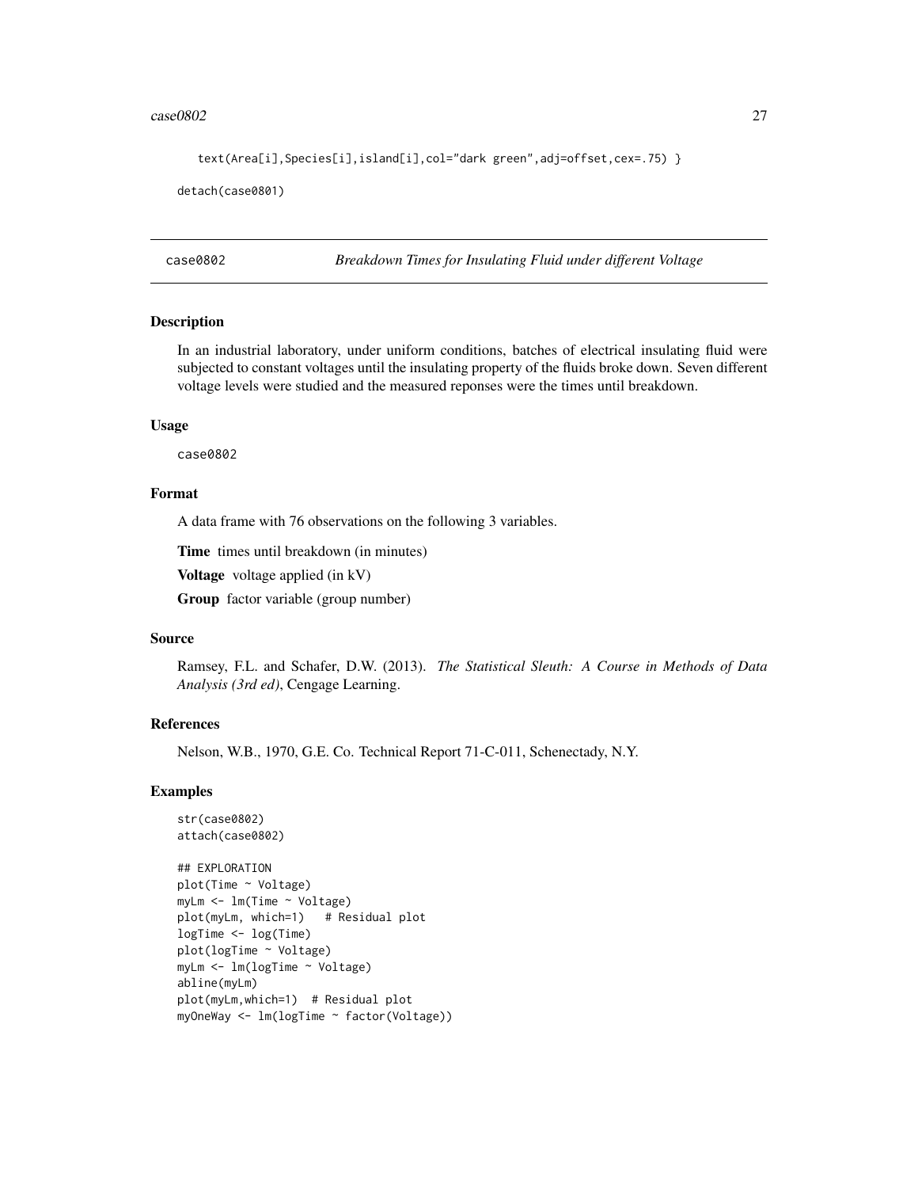```
text(Area[i],Species[i],island[i],col="dark green",adj=offset,cex=.75) }

detach(case0801)
```

---

case0802 *Breakdown Times for Insulating Fluid under different Voltage*

---

## Description

In an industrial laboratory, under uniform conditions, batches of electrical insulating fluid were subjected to constant voltages until the insulating property of the fluids broke down. Seven different voltage levels were studied and the measured reponses were the times until breakdown.

## Usage

```
case0802
```

## Format

A data frame with 76 observations on the following 3 variables.

**Time** times until breakdown (in minutes)

**Voltage** voltage applied (in kV)

**Group** factor variable (group number)

## Source

Ramsey, F.L. and Schafer, D.W. (2013). *The Statistical Sleuth: A Course in Methods of Data Analysis (3rd ed)*, Cengage Learning.

## References

Nelson, W.B., 1970, G.E. Co. Technical Report 71-C-011, Schenectady, N.Y.

## Examples

```
str(case0802)
attach(case0802)

## EXPLORATION
plot(Time ~ Voltage)
myLm <- lm(Time ~ Voltage)
plot(myLm, which=1)   # Residual plot
logTime <- log(Time)
plot(logTime ~ Voltage)
myLm <- lm(logTime ~ Voltage)
abline(myLm)
plot(myLm,which=1)  # Residual plot
myOneWay <- lm(logTime ~ factor(Voltage))
```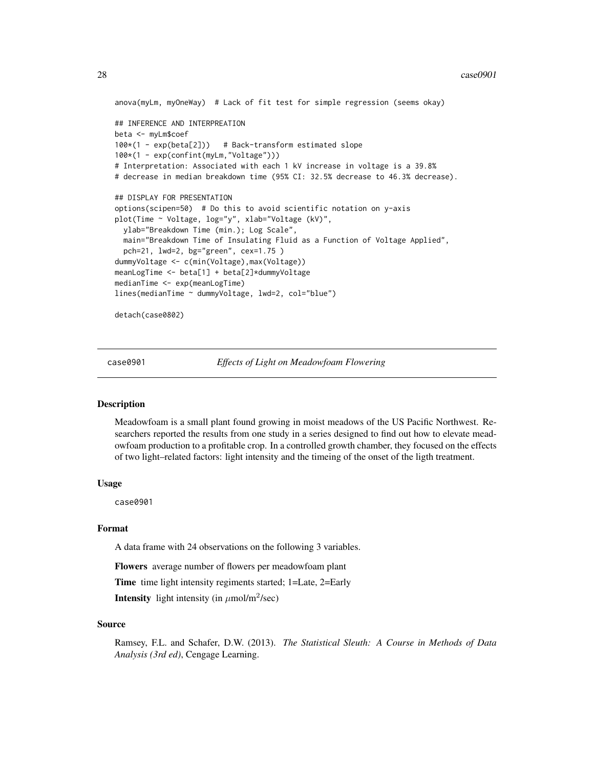```
anova(myLm, myOneWay)  # Lack of fit test for simple regression (seems okay)

## INFERENCE AND INTERPREATION
beta <- myLm$coef
100*(1 - exp(beta[2]))   # Back-transform estimated slope
100*(1 - exp(confint(myLm,"Voltage")))
# Interpretation: Associated with each 1 kV increase in voltage is a 39.8%
# decrease in median breakdown time (95% CI: 32.5% decrease to 46.3% decrease).

## DISPLAY FOR PRESENTATION
options(scipen=50)  # Do this to avoid scientific notation on y-axis
plot(Time ~ Voltage, log="y", xlab="Voltage (kV)",
  ylab="Breakdown Time (min.); Log Scale",
  main="Breakdown Time of Insulating Fluid as a Function of Voltage Applied",
  pch=21, lwd=2, bg="green", cex=1.75 )
dummyVoltage <- c(min(Voltage),max(Voltage))
meanLogTime <- beta[1] + beta[2]*dummyVoltage
medianTime <- exp(meanLogTime)
lines(medianTime ~ dummyVoltage, lwd=2, col="blue")

detach(case0802)
```

---

## case0901 — *Effects of Light on Meadowfoam Flowering*

### Description

Meadowfoam is a small plant found growing in moist meadows of the US Pacific Northwest. Researchers reported the results from one study in a series designed to find out how to elevate meadowfoam production to a profitable crop. In a controlled growth chamber, they focused on the effects of two light–related factors: light intensity and the timeing of the onset of the ligth treatment.

### Usage

```
case0901
```

### Format

A data frame with 24 observations on the following 3 variables.

**Flowers** average number of flowers per meadowfoam plant

**Time** time light intensity regiments started; 1=Late, 2=Early

**Intensity** light intensity (in $\mu$mol/m$^2$/sec)

### Source

Ramsey, F.L. and Schafer, D.W. (2013). *The Statistical Sleuth: A Course in Methods of Data Analysis (3rd ed)*, Cengage Learning.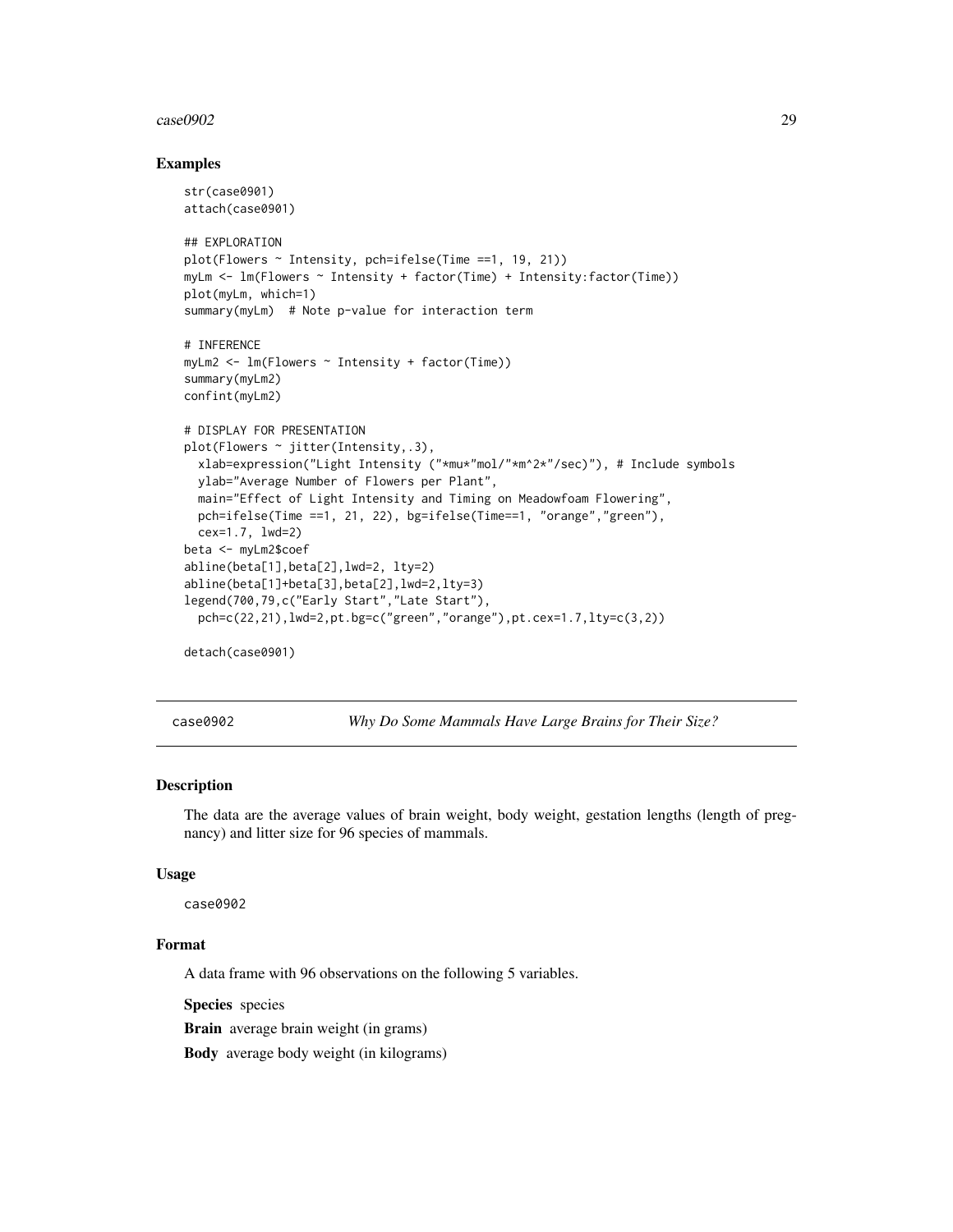### Examples

```
str(case0901)
attach(case0901)

## EXPLORATION
plot(Flowers ~ Intensity, pch=ifelse(Time ==1, 19, 21))
myLm <- lm(Flowers ~ Intensity + factor(Time) + Intensity:factor(Time))
plot(myLm, which=1)
summary(myLm)  # Note p-value for interaction term

# INFERENCE
myLm2 <- lm(Flowers ~ Intensity + factor(Time))
summary(myLm2)
confint(myLm2)

# DISPLAY FOR PRESENTATION
plot(Flowers ~ jitter(Intensity,.3),
  xlab=expression("Light Intensity ("*mu*"mol/"*m^2*"/sec)"), # Include symbols
  ylab="Average Number of Flowers per Plant",
  main="Effect of Light Intensity and Timing on Meadowfoam Flowering",
  pch=ifelse(Time ==1, 21, 22), bg=ifelse(Time==1, "orange","green"),
  cex=1.7, lwd=2)
beta <- myLm2$coef
abline(beta[1],beta[2],lwd=2, lty=2)
abline(beta[1]+beta[3],beta[2],lwd=2,lty=3)
legend(700,79,c("Early Start","Late Start"),
  pch=c(22,21),lwd=2,pt.bg=c("green","orange"),pt.cex=1.7,lty=c(3,2))

detach(case0901)
```

---

## case0902 — *Why Do Some Mammals Have Large Brains for Their Size?*

---

### Description

The data are the average values of brain weight, body weight, gestation lengths (length of pregnancy) and litter size for 96 species of mammals.

### Usage

```
case0902
```

### Format

A data frame with 96 observations on the following 5 variables.

**Species** species

**Brain** average brain weight (in grams)

**Body** average body weight (in kilograms)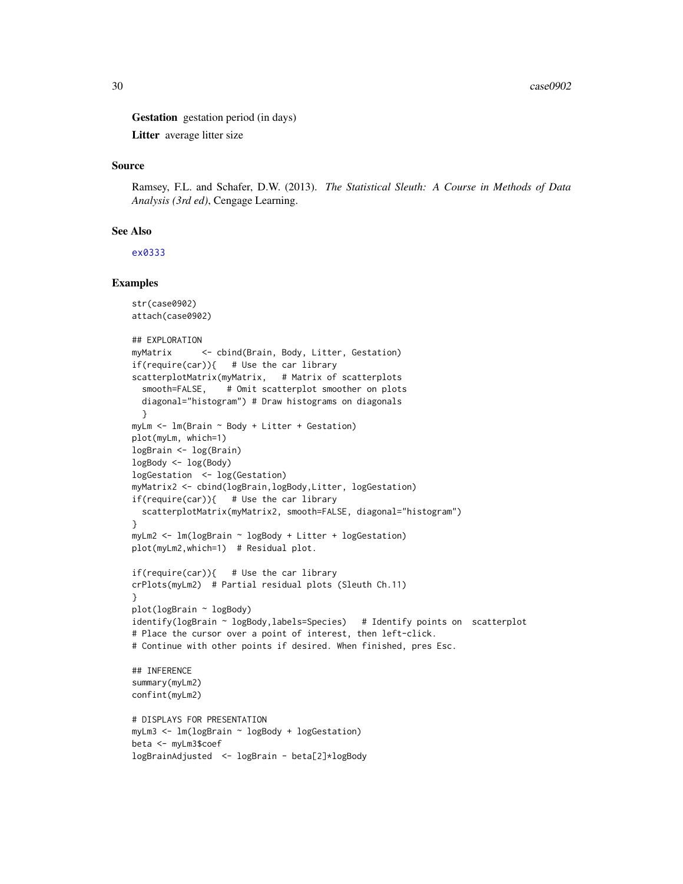**Gestation** gestation period (in days)

**Litter** average litter size

### Source

Ramsey, F.L. and Schafer, D.W. (2013). *The Statistical Sleuth: A Course in Methods of Data Analysis (3rd ed)*, Cengage Learning.

### See Also

ex0333

### Examples

```
str(case0902)
attach(case0902)

## EXPLORATION
myMatrix      <- cbind(Brain, Body, Litter, Gestation)
if(require(car)){   # Use the car library
scatterplotMatrix(myMatrix,   # Matrix of scatterplots
  smooth=FALSE,    # Omit scatterplot smoother on plots
  diagonal="histogram") # Draw histograms on diagonals
  }
myLm <- lm(Brain ~ Body + Litter + Gestation)
plot(myLm, which=1)
logBrain <- log(Brain)
logBody <- log(Body)
logGestation  <- log(Gestation)
myMatrix2 <- cbind(logBrain,logBody,Litter, logGestation)
if(require(car)){   # Use the car library
  scatterplotMatrix(myMatrix2, smooth=FALSE, diagonal="histogram")
}
myLm2 <- lm(logBrain ~ logBody + Litter + logGestation)
plot(myLm2,which=1)  # Residual plot.

if(require(car)){   # Use the car library
crPlots(myLm2)  # Partial residual plots (Sleuth Ch.11)
}
plot(logBrain ~ logBody)
identify(logBrain ~ logBody,labels=Species)   # Identify points on  scatterplot
# Place the cursor over a point of interest, then left-click.
# Continue with other points if desired. When finished, pres Esc.

## INFERENCE
summary(myLm2)
confint(myLm2)

# DISPLAYS FOR PRESENTATION
myLm3 <- lm(logBrain ~ logBody + logGestation)
beta <- myLm3$coef
logBrainAdjusted  <- logBrain - beta[2]*logBody
```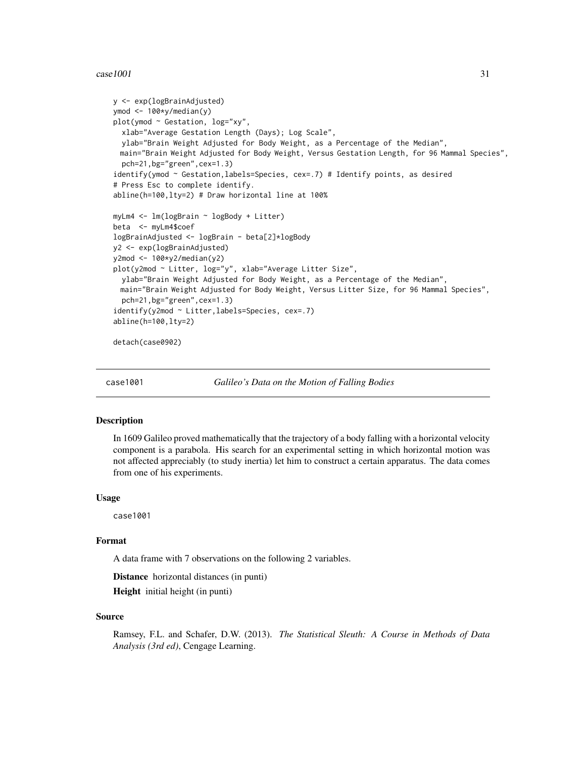```
y <- exp(logBrainAdjusted)
ymod <- 100*y/median(y)
plot(ymod ~ Gestation, log="xy",
  xlab="Average Gestation Length (Days); Log Scale",
  ylab="Brain Weight Adjusted for Body Weight, as a Percentage of the Median",
 main="Brain Weight Adjusted for Body Weight, Versus Gestation Length, for 96 Mammal Species",
  pch=21,bg="green",cex=1.3)
identify(ymod ~ Gestation,labels=Species, cex=.7) # Identify points, as desired
# Press Esc to complete identify.
abline(h=100,lty=2) # Draw horizontal line at 100%

myLm4 <- lm(logBrain ~ logBody + Litter)
beta  <- myLm4$coef
logBrainAdjusted <- logBrain - beta[2]*logBody
y2 <- exp(logBrainAdjusted)
y2mod <- 100*y2/median(y2)
plot(y2mod ~ Litter, log="y", xlab="Average Litter Size",
  ylab="Brain Weight Adjusted for Body Weight, as a Percentage of the Median",
 main="Brain Weight Adjusted for Body Weight, Versus Litter Size, for 96 Mammal Species",
  pch=21,bg="green",cex=1.3)
identify(y2mod ~ Litter,labels=Species, cex=.7)
abline(h=100,lty=2)

detach(case0902)
```

## case1001 — *Galileo's Data on the Motion of Falling Bodies*

### Description

In 1609 Galileo proved mathematically that the trajectory of a body falling with a horizontal velocity component is a parabola. His search for an experimental setting in which horizontal motion was not affected appreciably (to study inertia) let him to construct a certain apparatus. The data comes from one of his experiments.

### Usage

```
case1001
```

### Format

A data frame with 7 observations on the following 2 variables.

**Distance** horizontal distances (in punti)

**Height** initial height (in punti)

### Source

Ramsey, F.L. and Schafer, D.W. (2013). *The Statistical Sleuth: A Course in Methods of Data Analysis (3rd ed)*, Cengage Learning.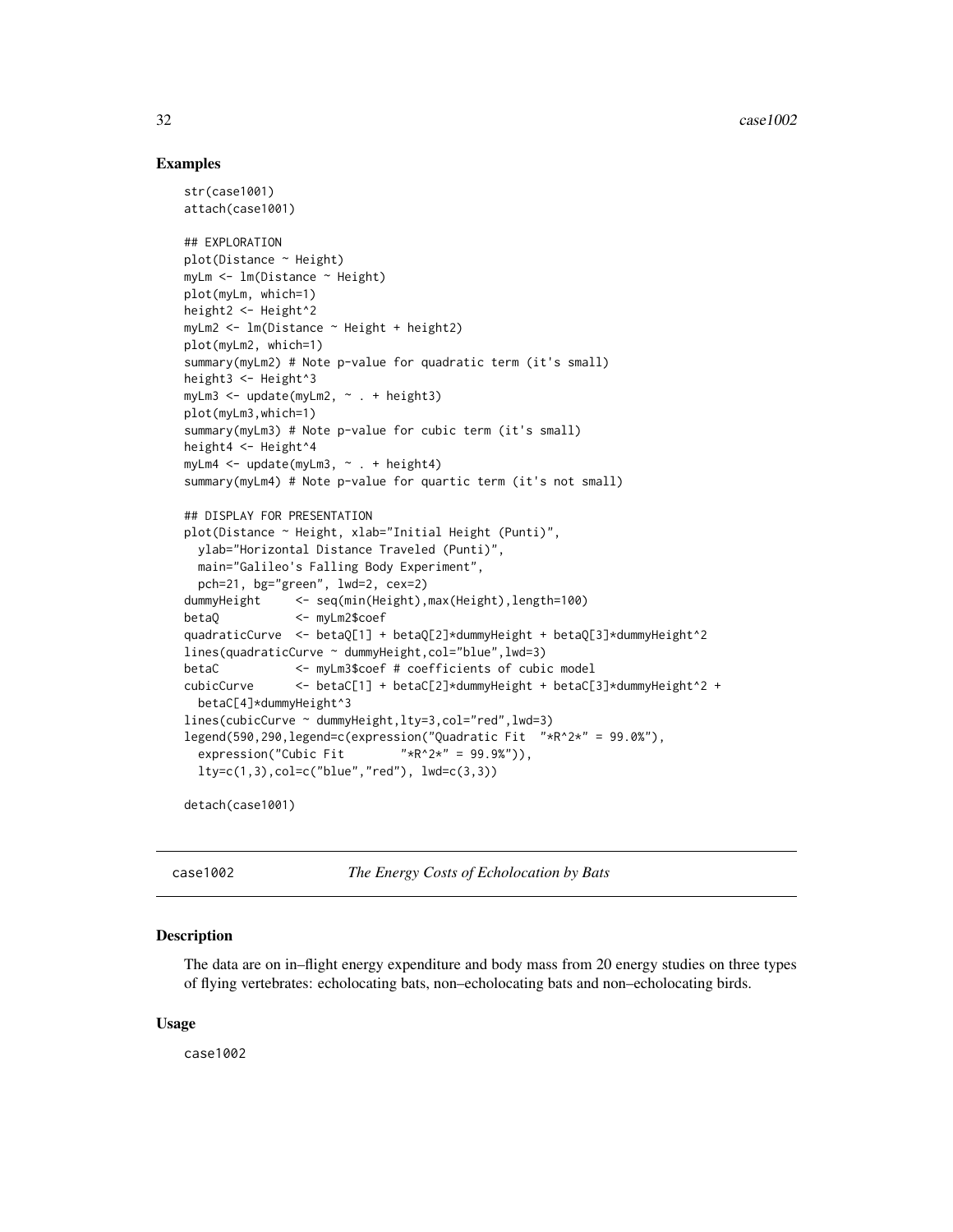## Examples

```
str(case1001)
attach(case1001)

## EXPLORATION
plot(Distance ~ Height)
myLm <- lm(Distance ~ Height)
plot(myLm, which=1)
height2 <- Height^2
myLm2 <- lm(Distance ~ Height + height2)
plot(myLm2, which=1)
summary(myLm2) # Note p-value for quadratic term (it's small)
height3 <- Height^3
myLm3 <- update(myLm2, ~ . + height3)
plot(myLm3,which=1)
summary(myLm3) # Note p-value for cubic term (it's small)
height4 <- Height^4
myLm4 <- update(myLm3, ~ . + height4)
summary(myLm4) # Note p-value for quartic term (it's not small)

## DISPLAY FOR PRESENTATION
plot(Distance ~ Height, xlab="Initial Height (Punti)",
  ylab="Horizontal Distance Traveled (Punti)",
  main="Galileo's Falling Body Experiment",
  pch=21, bg="green", lwd=2, cex=2)
dummyHeight     <- seq(min(Height),max(Height),length=100)
betaQ           <- myLm2$coef
quadraticCurve  <- betaQ[1] + betaQ[2]*dummyHeight + betaQ[3]*dummyHeight^2
lines(quadraticCurve ~ dummyHeight,col="blue",lwd=3)
betaC           <- myLm3$coef # coefficients of cubic model
cubicCurve      <- betaC[1] + betaC[2]*dummyHeight + betaC[3]*dummyHeight^2 +
  betaC[4]*dummyHeight^3
lines(cubicCurve ~ dummyHeight,lty=3,col="red",lwd=3)
legend(590,290,legend=c(expression("Quadratic Fit  "*R^2*" = 99.0%"),
  expression("Cubic Fit        "*R^2*" = 99.9%")),
  lty=c(1,3),col=c("blue","red"), lwd=c(3,3))

detach(case1001)
```

---

case1002 — *The Energy Costs of Echolocation by Bats*

---

## Description

The data are on in–flight energy expenditure and body mass from 20 energy studies on three types of flying vertebrates: echolocating bats, non–echolocating bats and non–echolocating birds.

## Usage

```
case1002
```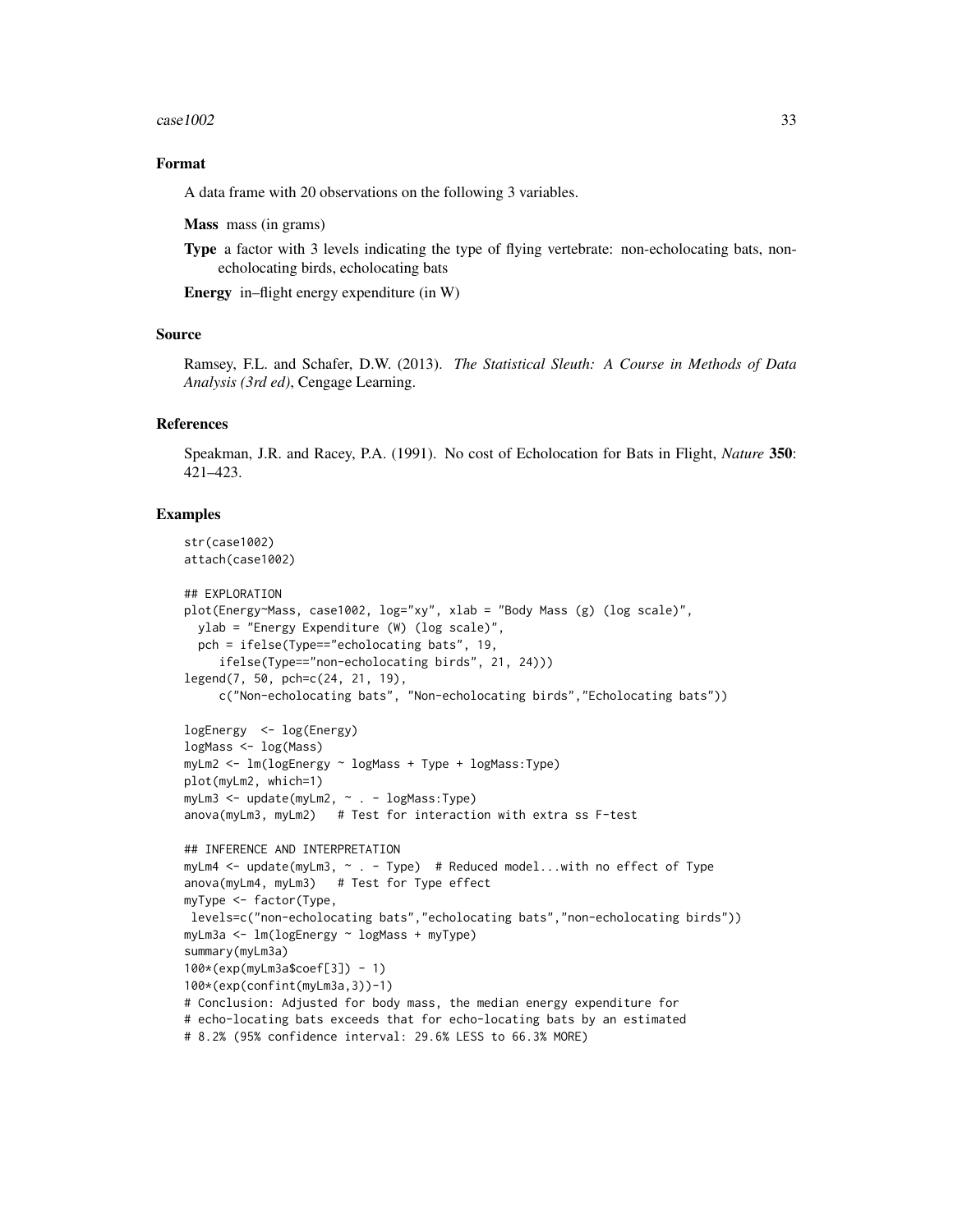### Format

A data frame with 20 observations on the following 3 variables.

**Mass** mass (in grams)

**Type** a factor with 3 levels indicating the type of flying vertebrate: non-echolocating bats, non-echolocating birds, echolocating bats

**Energy** in–flight energy expenditure (in W)

### Source

Ramsey, F.L. and Schafer, D.W. (2013). *The Statistical Sleuth: A Course in Methods of Data Analysis (3rd ed)*, Cengage Learning.

### References

Speakman, J.R. and Racey, P.A. (1991). No cost of Echolocation for Bats in Flight, *Nature* **350**: 421–423.

### Examples

```
str(case1002)
attach(case1002)

## EXPLORATION
plot(Energy~Mass, case1002, log="xy", xlab = "Body Mass (g) (log scale)",
  ylab = "Energy Expenditure (W) (log scale)",
  pch = ifelse(Type=="echolocating bats", 19,
     ifelse(Type=="non-echolocating birds", 21, 24)))
legend(7, 50, pch=c(24, 21, 19),
     c("Non-echolocating bats", "Non-echolocating birds","Echolocating bats"))

logEnergy  <- log(Energy)
logMass <- log(Mass)
myLm2 <- lm(logEnergy ~ logMass + Type + logMass:Type)
plot(myLm2, which=1)
myLm3 <- update(myLm2, ~ . - logMass:Type)
anova(myLm3, myLm2)   # Test for interaction with extra ss F-test

## INFERENCE AND INTERPRETATION
myLm4 <- update(myLm3, ~ . - Type)  # Reduced model...with no effect of Type
anova(myLm4, myLm3)   # Test for Type effect
myType <- factor(Type,
 levels=c("non-echolocating bats","echolocating bats","non-echolocating birds"))
myLm3a <- lm(logEnergy ~ logMass + myType)
summary(myLm3a)
100*(exp(myLm3a$coef[3]) - 1)
100*(exp(confint(myLm3a,3))-1)
# Conclusion: Adjusted for body mass, the median energy expenditure for
# echo-locating bats exceeds that for echo-locating bats by an estimated
# 8.2% (95% confidence interval: 29.6% LESS to 66.3% MORE)
```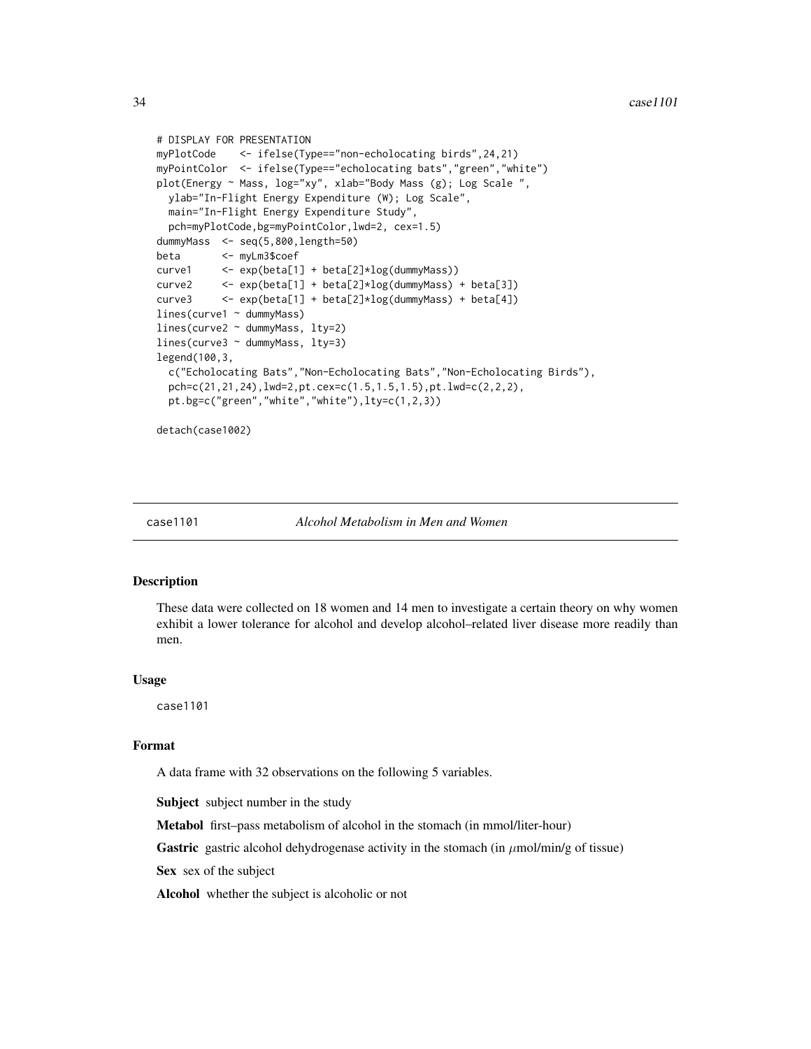```
# DISPLAY FOR PRESENTATION
myPlotCode    <- ifelse(Type=="non-echolocating birds",24,21)
myPointColor  <- ifelse(Type=="echolocating bats","green","white")
plot(Energy ~ Mass, log="xy", xlab="Body Mass (g); Log Scale ",
  ylab="In-Flight Energy Expenditure (W); Log Scale",
  main="In-Flight Energy Expenditure Study",
  pch=myPlotCode,bg=myPointColor,lwd=2, cex=1.5)
dummyMass  <- seq(5,800,length=50)
beta       <- myLm3$coef
curve1     <- exp(beta[1] + beta[2]*log(dummyMass))
curve2     <- exp(beta[1] + beta[2]*log(dummyMass) + beta[3])
curve3     <- exp(beta[1] + beta[2]*log(dummyMass) + beta[4])
lines(curve1 ~ dummyMass)
lines(curve2 ~ dummyMass, lty=2)
lines(curve3 ~ dummyMass, lty=3)
legend(100,3,
  c("Echolocating Bats","Non-Echolocating Bats","Non-Echolocating Birds"),
  pch=c(21,21,24),lwd=2,pt.cex=c(1.5,1.5,1.5),pt.lwd=c(2,2,2),
  pt.bg=c("green","white","white"),lty=c(1,2,3))

detach(case1002)
```

---

## case1101 *Alcohol Metabolism in Men and Women*

### Description

These data were collected on 18 women and 14 men to investigate a certain theory on why women exhibit a lower tolerance for alcohol and develop alcohol–related liver disease more readily than men.

### Usage

```
case1101
```

### Format

A data frame with 32 observations on the following 5 variables.

**Subject** subject number in the study

**Metabol** first–pass metabolism of alcohol in the stomach (in mmol/liter-hour)

**Gastric** gastric alcohol dehydrogenase activity in the stomach (in $\mu$mol/min/g of tissue)

**Sex** sex of the subject

**Alcohol** whether the subject is alcoholic or not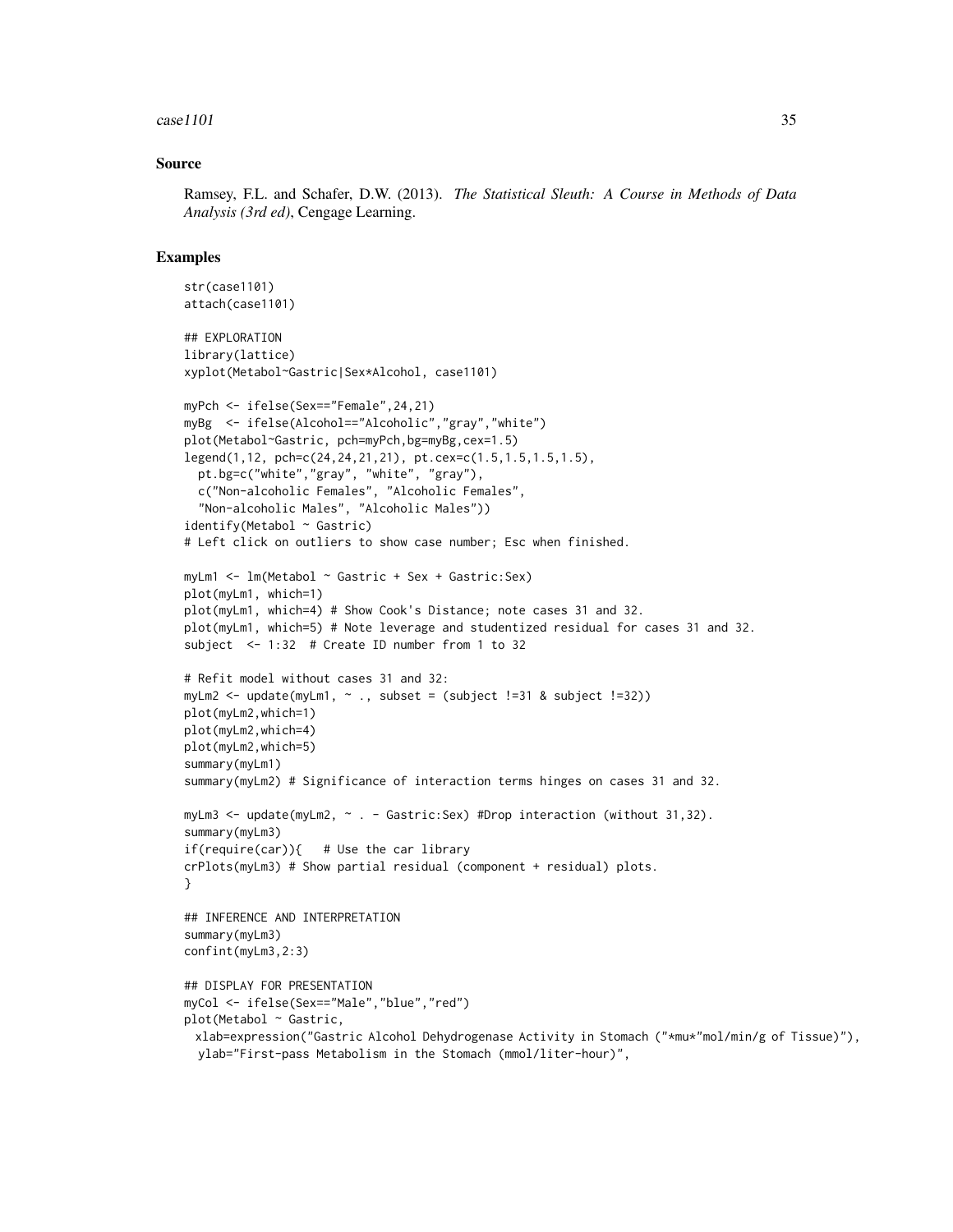## Source

Ramsey, F.L. and Schafer, D.W. (2013). *The Statistical Sleuth: A Course in Methods of Data Analysis (3rd ed)*, Cengage Learning.

## Examples

```
str(case1101)
attach(case1101)

## EXPLORATION
library(lattice)
xyplot(Metabol~Gastric|Sex*Alcohol, case1101)

myPch <- ifelse(Sex=="Female",24,21)
myBg  <- ifelse(Alcohol=="Alcoholic","gray","white")
plot(Metabol~Gastric, pch=myPch,bg=myBg,cex=1.5)
legend(1,12, pch=c(24,24,21,21), pt.cex=c(1.5,1.5,1.5,1.5),
  pt.bg=c("white","gray", "white", "gray"),
  c("Non-alcoholic Females", "Alcoholic Females",
  "Non-alcoholic Males", "Alcoholic Males"))
identify(Metabol ~ Gastric)
# Left click on outliers to show case number; Esc when finished.

myLm1 <- lm(Metabol ~ Gastric + Sex + Gastric:Sex)
plot(myLm1, which=1)
plot(myLm1, which=4) # Show Cook's Distance; note cases 31 and 32.
plot(myLm1, which=5) # Note leverage and studentized residual for cases 31 and 32.
subject  <- 1:32  # Create ID number from 1 to 32

# Refit model without cases 31 and 32:
myLm2 <- update(myLm1, ~ ., subset = (subject !=31 & subject !=32))
plot(myLm2,which=1)
plot(myLm2,which=4)
plot(myLm2,which=5)
summary(myLm1)
summary(myLm2) # Significance of interaction terms hinges on cases 31 and 32.

myLm3 <- update(myLm2, ~ . - Gastric:Sex) #Drop interaction (without 31,32).
summary(myLm3)
if(require(car)){   # Use the car library
crPlots(myLm3) # Show partial residual (component + residual) plots.
}

## INFERENCE AND INTERPRETATION
summary(myLm3)
confint(myLm3,2:3)

## DISPLAY FOR PRESENTATION
myCol <- ifelse(Sex=="Male","blue","red")
plot(Metabol ~ Gastric,
  xlab=expression("Gastric Alcohol Dehydrogenase Activity in Stomach ("*mu*"mol/min/g of Tissue)"),
  ylab="First-pass Metabolism in the Stomach (mmol/liter-hour)",
```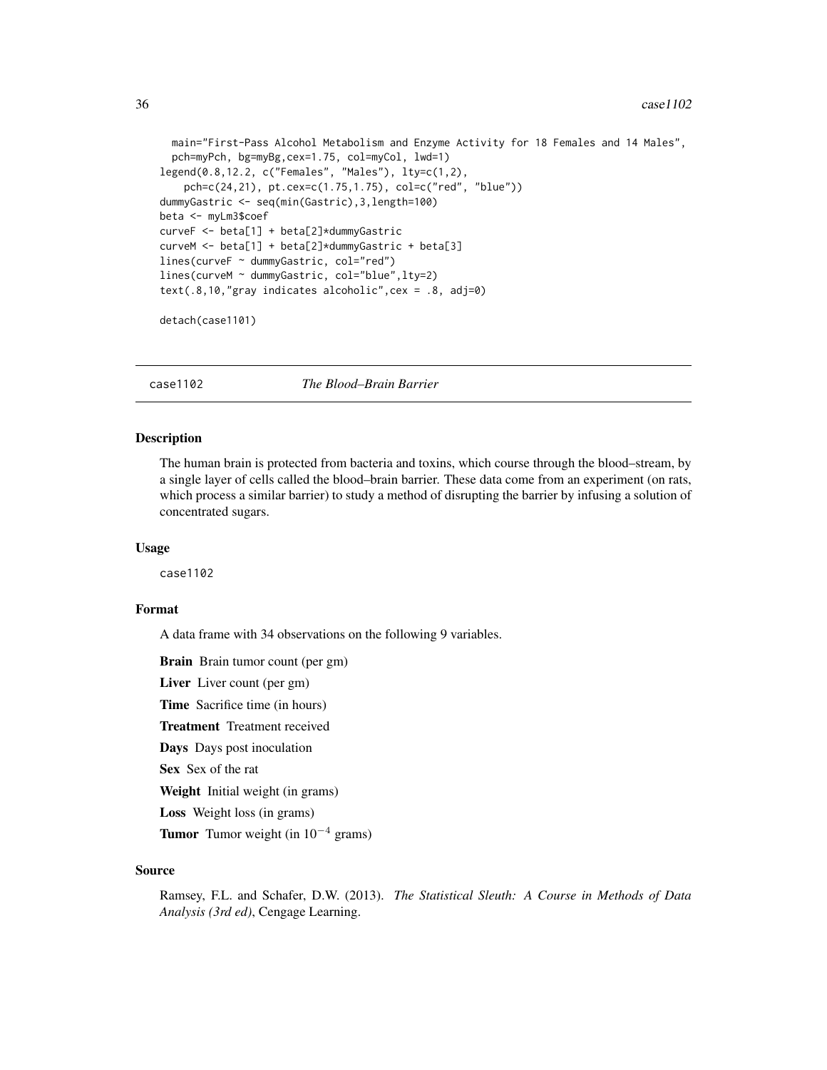```
  main="First-Pass Alcohol Metabolism and Enzyme Activity for 18 Females and 14 Males",
  pch=myPch, bg=myBg,cex=1.75, col=myCol, lwd=1)
legend(0.8,12.2, c("Females", "Males"), lty=c(1,2),
   pch=c(24,21), pt.cex=c(1.75,1.75), col=c("red", "blue"))
dummyGastric <- seq(min(Gastric),3,length=100)
beta <- myLm3$coef
curveF <- beta[1] + beta[2]*dummyGastric
curveM <- beta[1] + beta[2]*dummyGastric + beta[3]
lines(curveF ~ dummyGastric, col="red")
lines(curveM ~ dummyGastric, col="blue",lty=2)
text(.8,10,"gray indicates alcoholic",cex = .8, adj=0)

detach(case1101)
```

---

## case1102 — *The Blood–Brain Barrier*

### Description

The human brain is protected from bacteria and toxins, which course through the blood–stream, by a single layer of cells called the blood–brain barrier. These data come from an experiment (on rats, which process a similar barrier) to study a method of disrupting the barrier by infusing a solution of concentrated sugars.

### Usage

```
case1102
```

### Format

A data frame with 34 observations on the following 9 variables.

**Brain** Brain tumor count (per gm)

**Liver** Liver count (per gm)

**Time** Sacrifice time (in hours)

**Treatment** Treatment received

**Days** Days post inoculation

**Sex** Sex of the rat

**Weight** Initial weight (in grams)

**Loss** Weight loss (in grams)

**Tumor** Tumor weight (in $10^{-4}$ grams)

### Source

Ramsey, F.L. and Schafer, D.W. (2013). *The Statistical Sleuth: A Course in Methods of Data Analysis (3rd ed)*, Cengage Learning.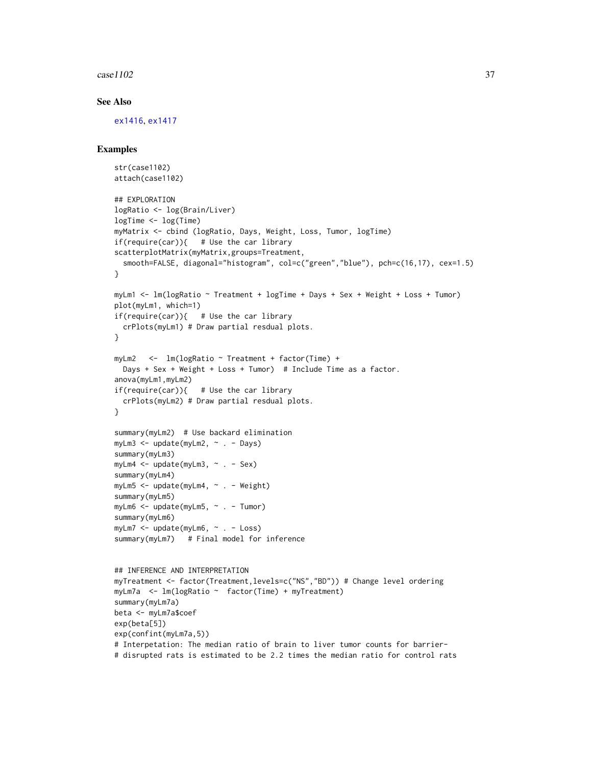### See Also

ex1416, ex1417

### Examples

```
str(case1102)
attach(case1102)

## EXPLORATION
logRatio <- log(Brain/Liver)
logTime <- log(Time)
myMatrix <- cbind (logRatio, Days, Weight, Loss, Tumor, logTime)
if(require(car)){   # Use the car library
scatterplotMatrix(myMatrix,groups=Treatment,
  smooth=FALSE, diagonal="histogram", col=c("green","blue"), pch=c(16,17), cex=1.5)
}

myLm1 <- lm(logRatio ~ Treatment + logTime + Days + Sex + Weight + Loss + Tumor)
plot(myLm1, which=1)
if(require(car)){   # Use the car library
  crPlots(myLm1) # Draw partial resdual plots.
}

myLm2   <-  lm(logRatio ~ Treatment + factor(Time) +
  Days + Sex + Weight + Loss + Tumor)  # Include Time as a factor.
anova(myLm1,myLm2)
if(require(car)){   # Use the car library
  crPlots(myLm2) # Draw partial resdual plots.
}

summary(myLm2)  # Use backard elimination
myLm3 <- update(myLm2, ~ . - Days)
summary(myLm3)
myLm4 <- update(myLm3, ~ . - Sex)
summary(myLm4)
myLm5 <- update(myLm4, ~ . - Weight)
summary(myLm5)
myLm6 <- update(myLm5, ~ . - Tumor)
summary(myLm6)
myLm7 <- update(myLm6, ~ . - Loss)
summary(myLm7)   # Final model for inference


## INFERENCE AND INTERPRETATION
myTreatment <- factor(Treatment,levels=c("NS","BD")) # Change level ordering
myLm7a  <- lm(logRatio ~  factor(Time) + myTreatment)
summary(myLm7a)
beta <- myLm7a$coef
exp(beta[5])
exp(confint(myLm7a,5))
# Interpetation: The median ratio of brain to liver tumor counts for barrier-
# disrupted rats is estimated to be 2.2 times the median ratio for control rats
```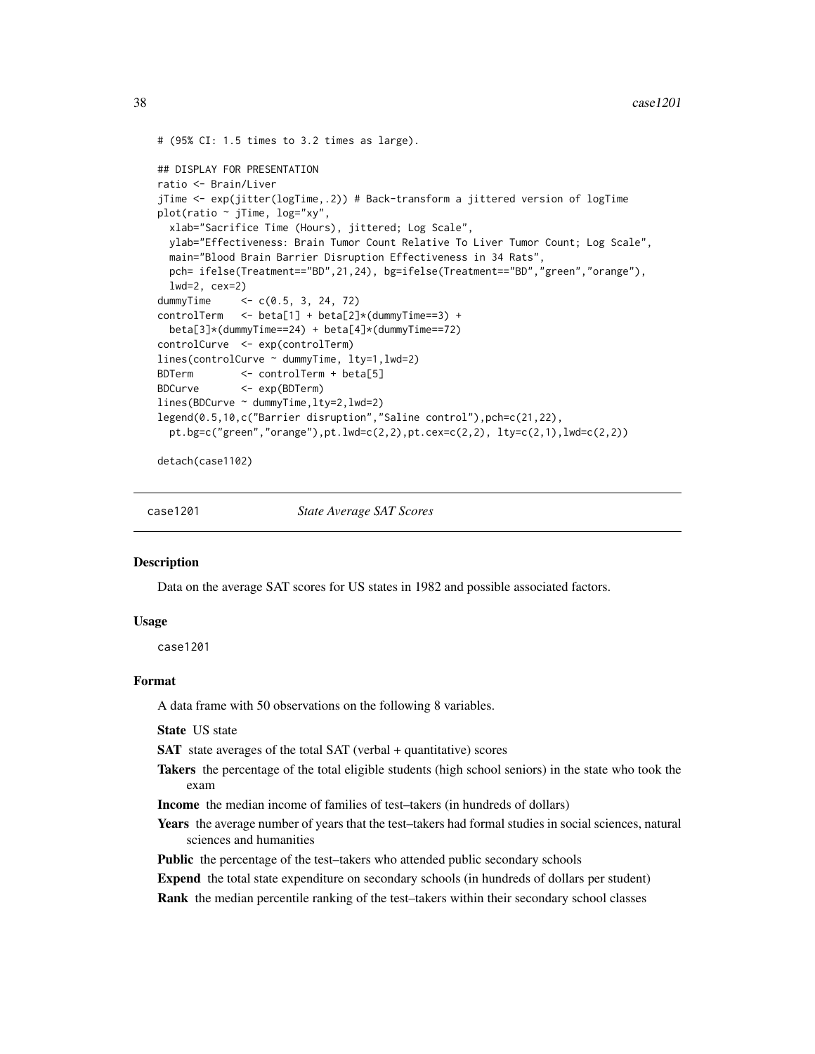```
# (95% CI: 1.5 times to 3.2 times as large).

## DISPLAY FOR PRESENTATION
ratio <- Brain/Liver
jTime <- exp(jitter(logTime,.2)) # Back-transform a jittered version of logTime
plot(ratio ~ jTime, log="xy",
  xlab="Sacrifice Time (Hours), jittered; Log Scale",
  ylab="Effectiveness: Brain Tumor Count Relative To Liver Tumor Count; Log Scale",
  main="Blood Brain Barrier Disruption Effectiveness in 34 Rats",
  pch= ifelse(Treatment=="BD",21,24), bg=ifelse(Treatment=="BD","green","orange"),
  lwd=2, cex=2)
dummyTime     <- c(0.5, 3, 24, 72)
controlTerm   <- beta[1] + beta[2]*(dummyTime==3) +
  beta[3]*(dummyTime==24) + beta[4]*(dummyTime==72)
controlCurve  <- exp(controlTerm)
lines(controlCurve ~ dummyTime, lty=1,lwd=2)
BDTerm        <- controlTerm + beta[5]
BDCurve       <- exp(BDTerm)
lines(BDCurve ~ dummyTime,lty=2,lwd=2)
legend(0.5,10,c("Barrier disruption","Saline control"),pch=c(21,22),
  pt.bg=c("green","orange"),pt.lwd=c(2,2),pt.cex=c(2,2), lty=c(2,1),lwd=c(2,2))

detach(case1102)
```

---

## case1201 *State Average SAT Scores*

---

### Description

Data on the average SAT scores for US states in 1982 and possible associated factors.

### Usage

```
case1201
```

### Format

A data frame with 50 observations on the following 8 variables.

**State** US state

**SAT** state averages of the total SAT (verbal + quantitative) scores

**Takers** the percentage of the total eligible students (high school seniors) in the state who took the exam

**Income** the median income of families of test–takers (in hundreds of dollars)

**Years** the average number of years that the test–takers had formal studies in social sciences, natural sciences and humanities

**Public** the percentage of the test–takers who attended public secondary schools

**Expend** the total state expenditure on secondary schools (in hundreds of dollars per student)

**Rank** the median percentile ranking of the test–takers within their secondary school classes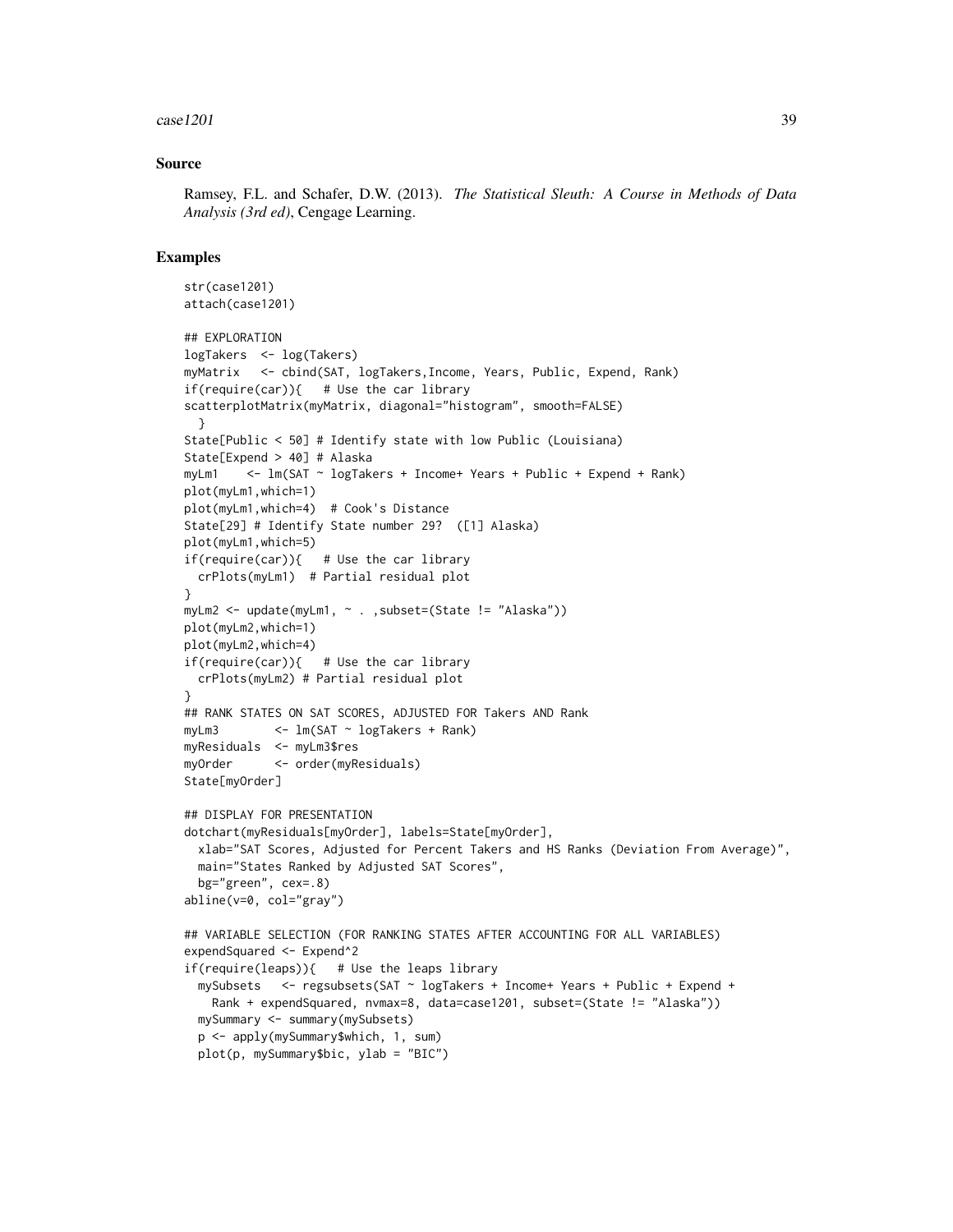## Source

Ramsey, F.L. and Schafer, D.W. (2013). *The Statistical Sleuth: A Course in Methods of Data Analysis (3rd ed)*, Cengage Learning.

## Examples

```
str(case1201)
attach(case1201)

## EXPLORATION
logTakers  <- log(Takers)
myMatrix   <- cbind(SAT, logTakers,Income, Years, Public, Expend, Rank)
if(require(car)){   # Use the car library
scatterplotMatrix(myMatrix, diagonal="histogram", smooth=FALSE)
  }
State[Public < 50] # Identify state with low Public (Louisiana)
State[Expend > 40] # Alaska
myLm1    <- lm(SAT ~ logTakers + Income+ Years + Public + Expend + Rank)
plot(myLm1,which=1)
plot(myLm1,which=4)  # Cook's Distance
State[29] # Identify State number 29?  ([1] Alaska)
plot(myLm1,which=5)
if(require(car)){   # Use the car library
  crPlots(myLm1)  # Partial residual plot
}
myLm2 <- update(myLm1, ~ . ,subset=(State != "Alaska"))
plot(myLm2,which=1)
plot(myLm2,which=4)
if(require(car)){   # Use the car library
  crPlots(myLm2) # Partial residual plot
}
## RANK STATES ON SAT SCORES, ADJUSTED FOR Takers AND Rank
myLm3        <- lm(SAT ~ logTakers + Rank)
myResiduals  <- myLm3$res
myOrder      <- order(myResiduals)
State[myOrder]

## DISPLAY FOR PRESENTATION
dotchart(myResiduals[myOrder], labels=State[myOrder],
  xlab="SAT Scores, Adjusted for Percent Takers and HS Ranks (Deviation From Average)",
  main="States Ranked by Adjusted SAT Scores",
  bg="green", cex=.8)
abline(v=0, col="gray")

## VARIABLE SELECTION (FOR RANKING STATES AFTER ACCOUNTING FOR ALL VARIABLES)
expendSquared <- Expend^2
if(require(leaps)){   # Use the leaps library
  mySubsets   <- regsubsets(SAT ~ logTakers + Income+ Years + Public + Expend +
    Rank + expendSquared, nvmax=8, data=case1201, subset=(State != "Alaska"))
  mySummary <- summary(mySubsets)
  p <- apply(mySummary$which, 1, sum)
  plot(p, mySummary$bic, ylab = "BIC")
```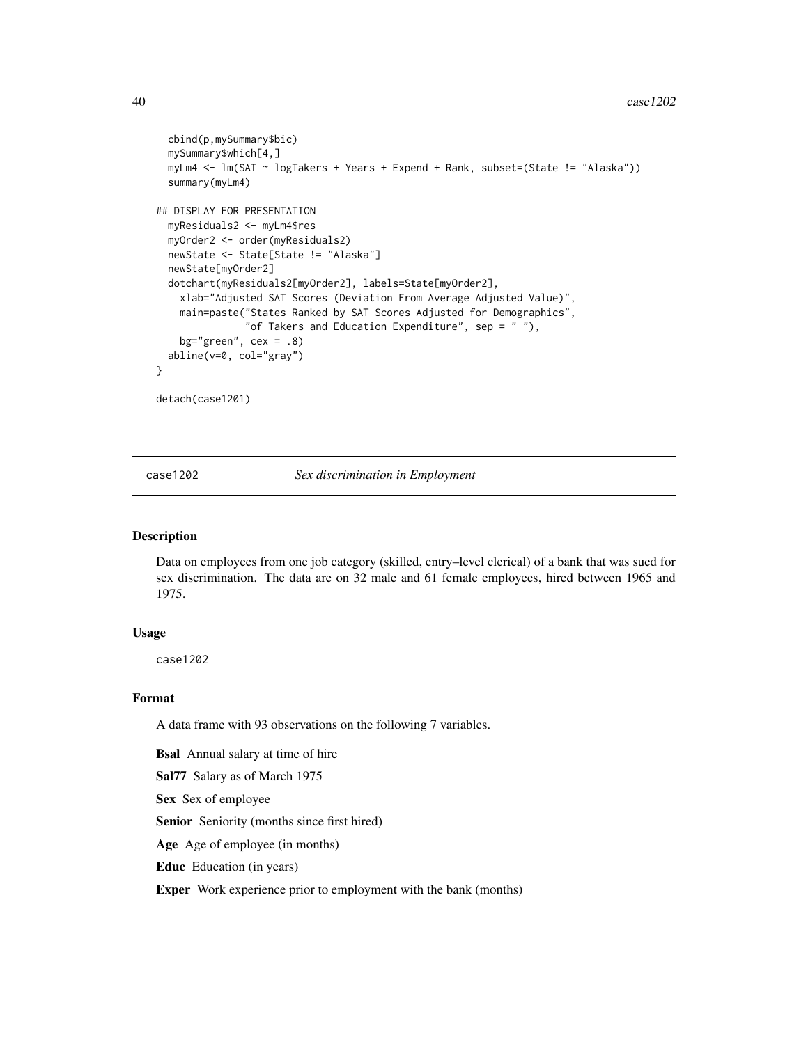```
  cbind(p,mySummary$bic)
  mySummary$which[4,]
  myLm4 <- lm(SAT ~ logTakers + Years + Expend + Rank, subset=(State != "Alaska"))
  summary(myLm4)

## DISPLAY FOR PRESENTATION
  myResiduals2 <- myLm4$res
  myOrder2 <- order(myResiduals2)
  newState <- State[State != "Alaska"]
  newState[myOrder2]
  dotchart(myResiduals2[myOrder2], labels=State[myOrder2],
    xlab="Adjusted SAT Scores (Deviation From Average Adjusted Value)",
    main=paste("States Ranked by SAT Scores Adjusted for Demographics",
              "of Takers and Education Expenditure", sep = " "),
    bg="green", cex = .8)
  abline(v=0, col="gray")
}

detach(case1201)
```

---

## case1202 *Sex discrimination in Employment*

### Description

Data on employees from one job category (skilled, entry–level clerical) of a bank that was sued for sex discrimination. The data are on 32 male and 61 female employees, hired between 1965 and 1975.

### Usage

```
case1202
```

### Format

A data frame with 93 observations on the following 7 variables.

**Bsal** Annual salary at time of hire

**Sal77** Salary as of March 1975

**Sex** Sex of employee

**Senior** Seniority (months since first hired)

**Age** Age of employee (in months)

**Educ** Education (in years)

**Exper** Work experience prior to employment with the bank (months)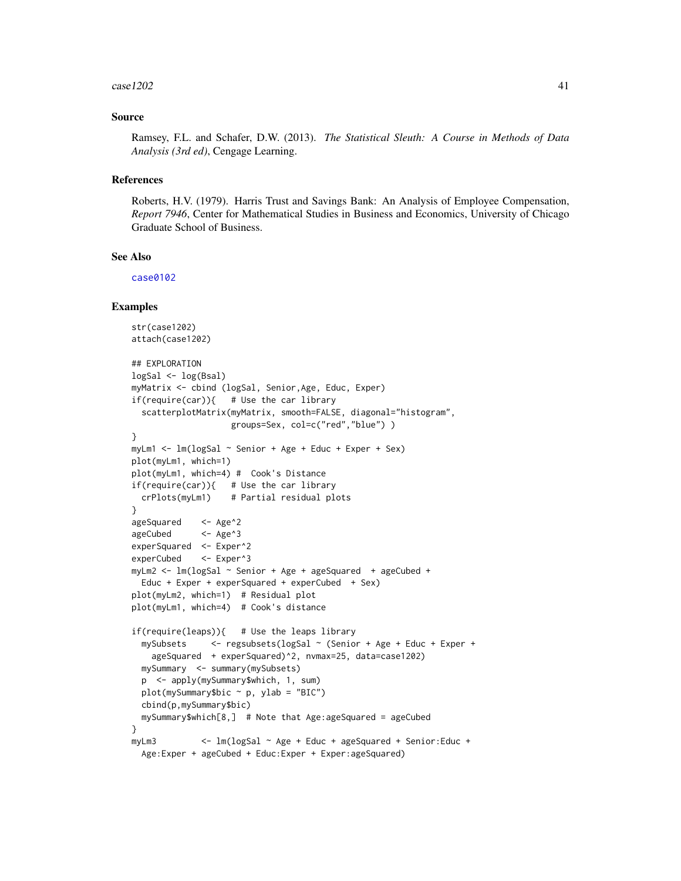## Source

Ramsey, F.L. and Schafer, D.W. (2013). *The Statistical Sleuth: A Course in Methods of Data Analysis (3rd ed)*, Cengage Learning.

## References

Roberts, H.V. (1979). Harris Trust and Savings Bank: An Analysis of Employee Compensation, *Report 7946*, Center for Mathematical Studies in Business and Economics, University of Chicago Graduate School of Business.

## See Also

case0102

## Examples

```
str(case1202)
attach(case1202)

## EXPLORATION
logSal <- log(Bsal)
myMatrix <- cbind (logSal, Senior,Age, Educ, Exper)
if(require(car)){   # Use the car library
  scatterplotMatrix(myMatrix, smooth=FALSE, diagonal="histogram",
                    groups=Sex, col=c("red","blue") )
}
myLm1 <- lm(logSal ~ Senior + Age + Educ + Exper + Sex)
plot(myLm1, which=1)
plot(myLm1, which=4) #  Cook's Distance
if(require(car)){   # Use the car library
  crPlots(myLm1)    # Partial residual plots
}
ageSquared    <- Age^2
ageCubed      <- Age^3
experSquared  <- Exper^2
experCubed    <- Exper^3
myLm2 <- lm(logSal ~ Senior + Age + ageSquared  + ageCubed +
  Educ + Exper + experSquared + experCubed  + Sex)
plot(myLm2, which=1)  # Residual plot
plot(myLm1, which=4)  # Cook's distance

if(require(leaps)){   # Use the leaps library
  mySubsets     <- regsubsets(logSal ~ (Senior + Age + Educ + Exper +
    ageSquared  + experSquared)^2, nvmax=25, data=case1202)
  mySummary  <- summary(mySubsets)
  p  <- apply(mySummary$which, 1, sum)
  plot(mySummary$bic ~ p, ylab = "BIC")
  cbind(p,mySummary$bic)
  mySummary$which[8,]  # Note that Age:ageSquared = ageCubed
}
myLm3         <- lm(logSal ~ Age + Educ + ageSquared + Senior:Educ +
  Age:Exper + ageCubed + Educ:Exper + Exper:ageSquared)
```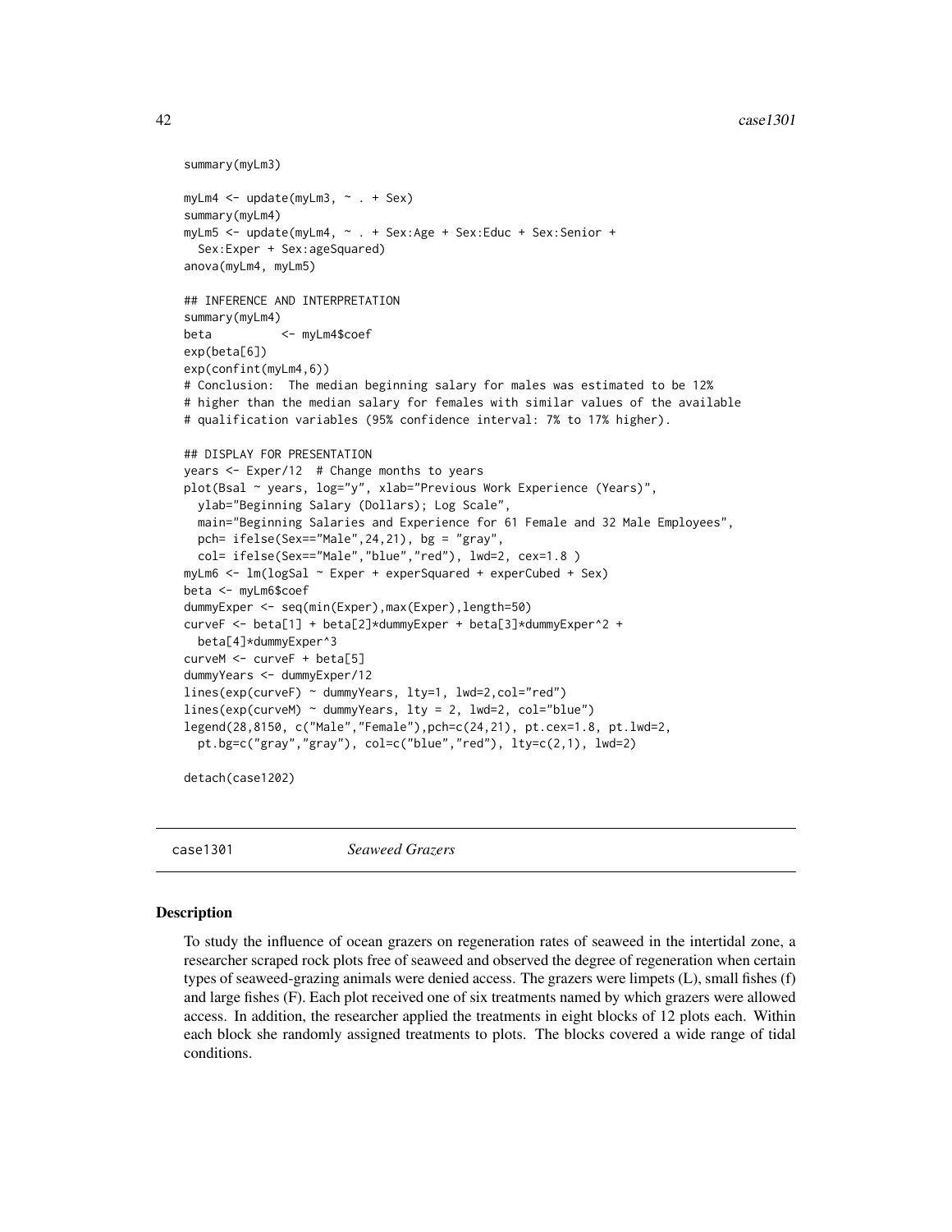```
summary(myLm3)

myLm4 <- update(myLm3, ~ . + Sex)
summary(myLm4)
myLm5 <- update(myLm4, ~ . + Sex:Age + Sex:Educ + Sex:Senior +
  Sex:Exper + Sex:ageSquared)
anova(myLm4, myLm5)

## INFERENCE AND INTERPRETATION
summary(myLm4)
beta          <- myLm4$coef
exp(beta[6])
exp(confint(myLm4,6))
# Conclusion:  The median beginning salary for males was estimated to be 12%
# higher than the median salary for females with similar values of the available
# qualification variables (95% confidence interval: 7% to 17% higher).

## DISPLAY FOR PRESENTATION
years <- Exper/12  # Change months to years
plot(Bsal ~ years, log="y", xlab="Previous Work Experience (Years)",
  ylab="Beginning Salary (Dollars); Log Scale",
  main="Beginning Salaries and Experience for 61 Female and 32 Male Employees",
  pch= ifelse(Sex=="Male",24,21), bg = "gray",
  col= ifelse(Sex=="Male","blue","red"), lwd=2, cex=1.8 )
myLm6 <- lm(logSal ~ Exper + experSquared + experCubed + Sex)
beta <- myLm6$coef
dummyExper <- seq(min(Exper),max(Exper),length=50)
curveF <- beta[1] + beta[2]*dummyExper + beta[3]*dummyExper^2 +
  beta[4]*dummyExper^3
curveM <- curveF + beta[5]
dummyYears <- dummyExper/12
lines(exp(curveF) ~ dummyYears, lty=1, lwd=2,col="red")
lines(exp(curveM) ~ dummyYears, lty = 2, lwd=2, col="blue")
legend(28,8150, c("Male","Female"),pch=c(24,21), pt.cex=1.8, pt.lwd=2,
  pt.bg=c("gray","gray"), col=c("blue","red"), lty=c(2,1), lwd=2)

detach(case1202)
```

## case1301 *Seaweed Grazers*

### Description

To study the influence of ocean grazers on regeneration rates of seaweed in the intertidal zone, a researcher scraped rock plots free of seaweed and observed the degree of regeneration when certain types of seaweed-grazing animals were denied access. The grazers were limpets (L), small fishes (f) and large fishes (F). Each plot received one of six treatments named by which grazers were allowed access. In addition, the researcher applied the treatments in eight blocks of 12 plots each. Within each block she randomly assigned treatments to plots. The blocks covered a wide range of tidal conditions.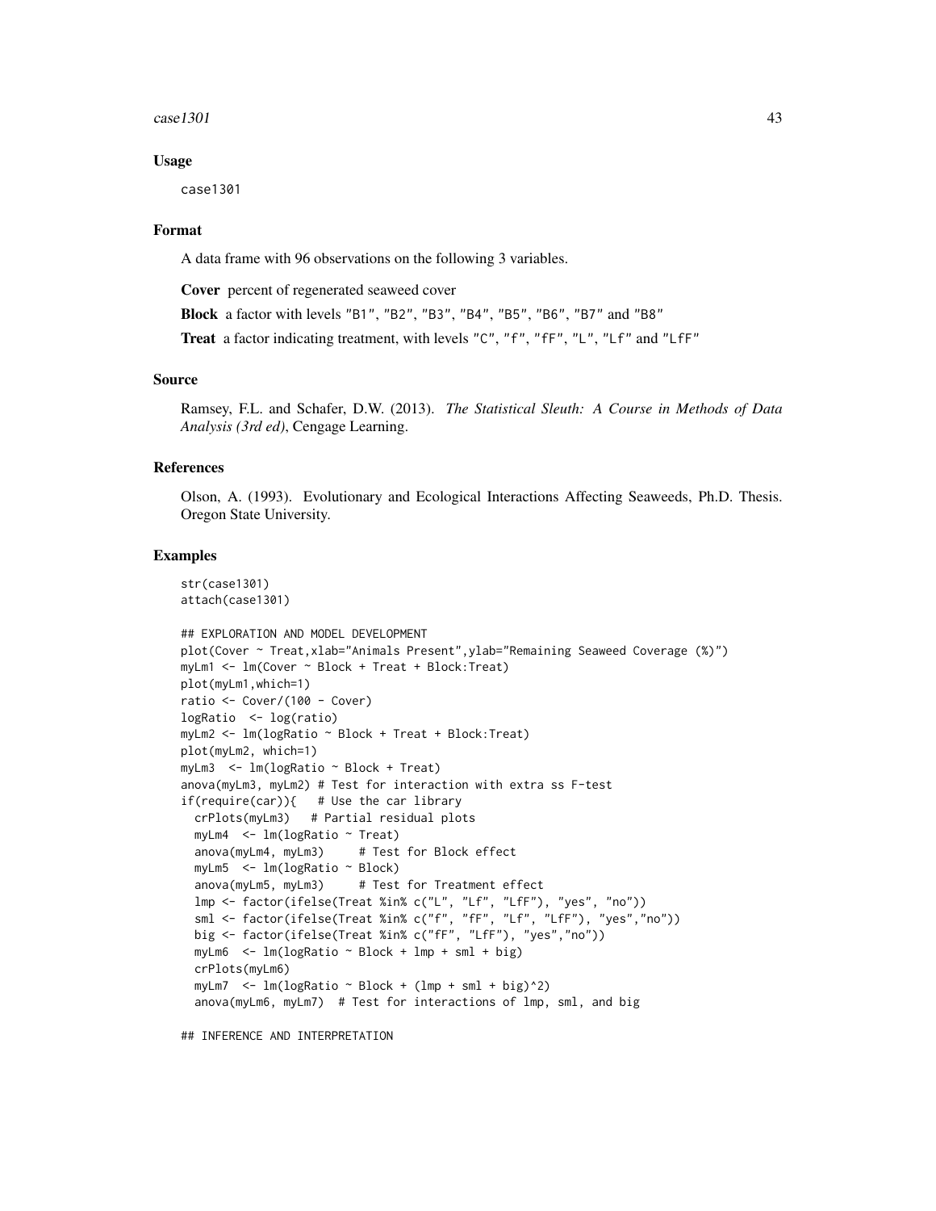## Usage

```
case1301
```

## Format

A data frame with 96 observations on the following 3 variables.

**Cover** percent of regenerated seaweed cover

**Block** a factor with levels "B1", "B2", "B3", "B4", "B5", "B6", "B7" and "B8"

**Treat** a factor indicating treatment, with levels "C", "f", "fF", "L", "Lf" and "LfF"

## Source

Ramsey, F.L. and Schafer, D.W. (2013). *The Statistical Sleuth: A Course in Methods of Data Analysis (3rd ed)*, Cengage Learning.

## References

Olson, A. (1993). Evolutionary and Ecological Interactions Affecting Seaweeds, Ph.D. Thesis. Oregon State University.

## Examples

```
str(case1301)
attach(case1301)

## EXPLORATION AND MODEL DEVELOPMENT
plot(Cover ~ Treat,xlab="Animals Present",ylab="Remaining Seaweed Coverage (%)")
myLm1 <- lm(Cover ~ Block + Treat + Block:Treat)
plot(myLm1,which=1)
ratio <- Cover/(100 - Cover)
logRatio  <- log(ratio)
myLm2 <- lm(logRatio ~ Block + Treat + Block:Treat)
plot(myLm2, which=1)
myLm3  <- lm(logRatio ~ Block + Treat)
anova(myLm3, myLm2) # Test for interaction with extra ss F-test
if(require(car)){   # Use the car library
  crPlots(myLm3)   # Partial residual plots
  myLm4  <- lm(logRatio ~ Treat)
  anova(myLm4, myLm3)     # Test for Block effect
  myLm5  <- lm(logRatio ~ Block)
  anova(myLm5, myLm3)     # Test for Treatment effect
  lmp <- factor(ifelse(Treat %in% c("L", "Lf", "LfF"), "yes", "no"))
  sml <- factor(ifelse(Treat %in% c("f", "fF", "Lf", "LfF"), "yes","no"))
  big <- factor(ifelse(Treat %in% c("fF", "LfF"), "yes","no"))
  myLm6  <- lm(logRatio ~ Block + lmp + sml + big)
  crPlots(myLm6)
  myLm7  <- lm(logRatio ~ Block + (lmp + sml + big)^2)
  anova(myLm6, myLm7)  # Test for interactions of lmp, sml, and big

## INFERENCE AND INTERPRETATION
```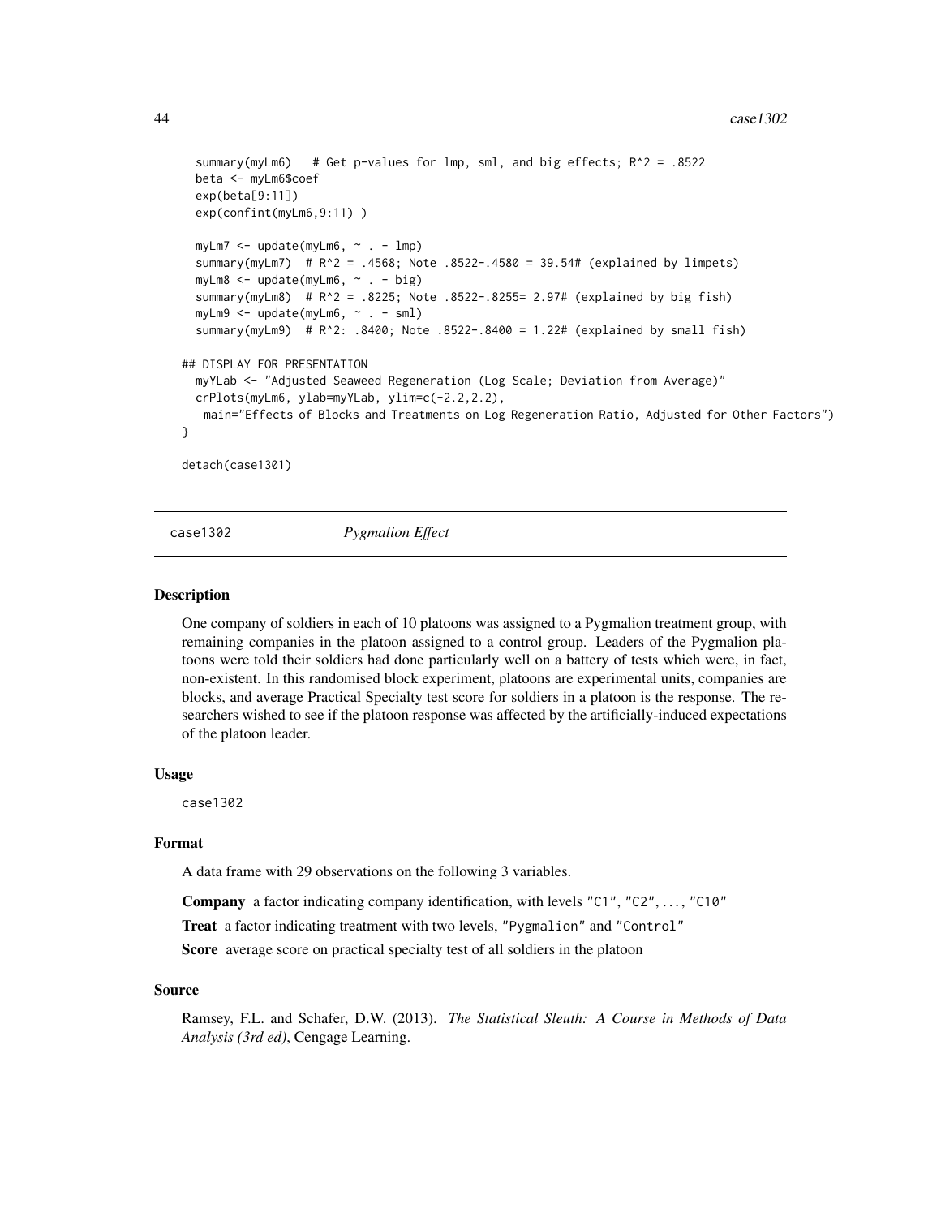```
  summary(myLm6)   # Get p-values for lmp, sml, and big effects; R^2 = .8522
  beta <- myLm6$coef
  exp(beta[9:11])
  exp(confint(myLm6,9:11) )

  myLm7 <- update(myLm6, ~ . - lmp)
  summary(myLm7)  # R^2 = .4568; Note .8522-.4580 = 39.54# (explained by limpets)
  myLm8 <- update(myLm6, ~ . - big)
  summary(myLm8)  # R^2 = .8225; Note .8522-.8255= 2.97# (explained by big fish)
  myLm9 <- update(myLm6, ~ . - sml)
  summary(myLm9)  # R^2: .8400; Note .8522-.8400 = 1.22# (explained by small fish)

## DISPLAY FOR PRESENTATION
  myYLab <- "Adjusted Seaweed Regeneration (Log Scale; Deviation from Average)"
  crPlots(myLm6, ylab=myYLab, ylim=c(-2.2,2.2),
   main="Effects of Blocks and Treatments on Log Regeneration Ratio, Adjusted for Other Factors")
}

detach(case1301)
```

## case1302 — *Pygmalion Effect*

### Description

One company of soldiers in each of 10 platoons was assigned to a Pygmalion treatment group, with remaining companies in the platoon assigned to a control group. Leaders of the Pygmalion platoons were told their soldiers had done particularly well on a battery of tests which were, in fact, non-existent. In this randomised block experiment, platoons are experimental units, companies are blocks, and average Practical Specialty test score for soldiers in a platoon is the response. The researchers wished to see if the platoon response was affected by the artificially-induced expectations of the platoon leader.

### Usage

```
case1302
```

### Format

A data frame with 29 observations on the following 3 variables.

**Company** a factor indicating company identification, with levels "C1", "C2", ..., "C10"

**Treat** a factor indicating treatment with two levels, "Pygmalion" and "Control"

**Score** average score on practical specialty test of all soldiers in the platoon

### Source

Ramsey, F.L. and Schafer, D.W. (2013). *The Statistical Sleuth: A Course in Methods of Data Analysis (3rd ed)*, Cengage Learning.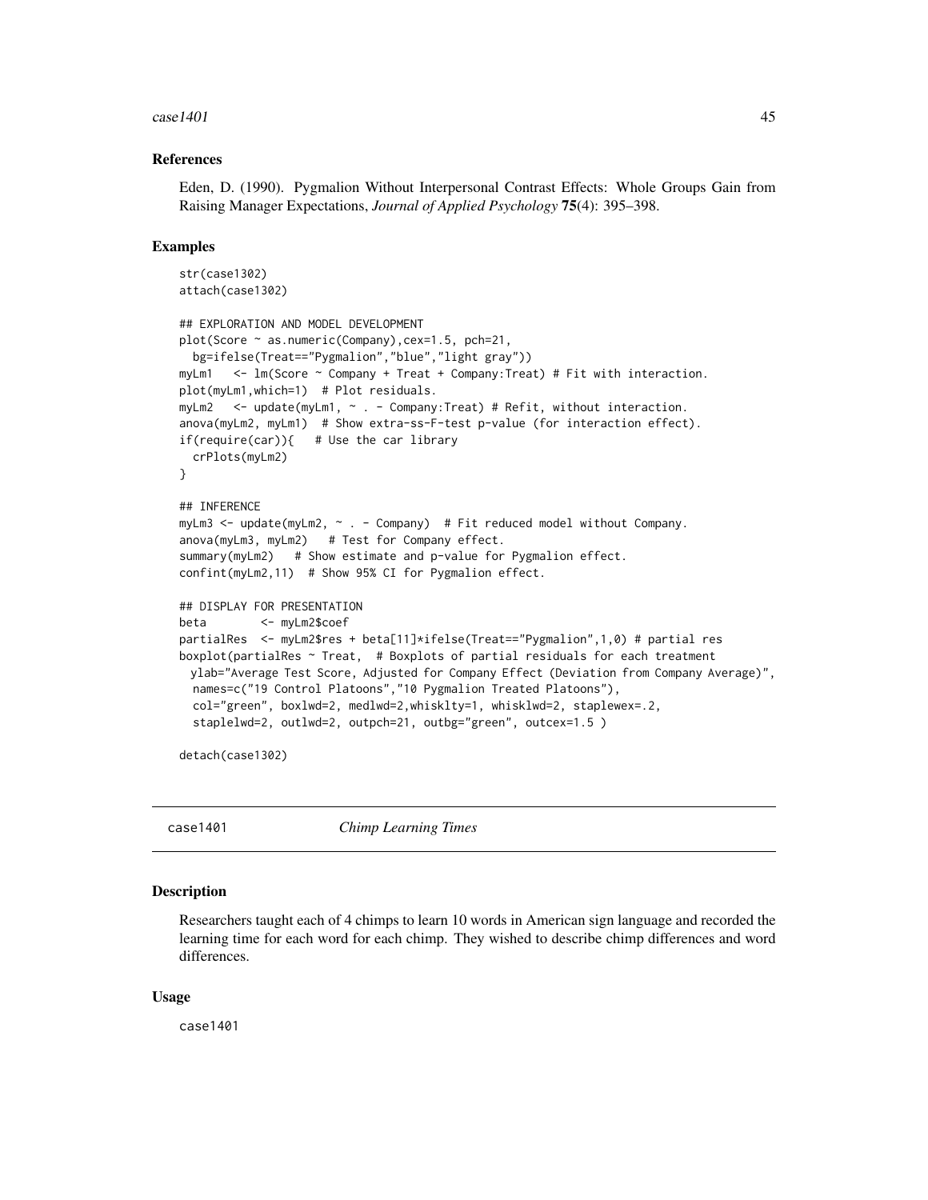### References

Eden, D. (1990). Pygmalion Without Interpersonal Contrast Effects: Whole Groups Gain from Raising Manager Expectations, *Journal of Applied Psychology* **75**(4): 395–398.

### Examples

```
str(case1302)
attach(case1302)

## EXPLORATION AND MODEL DEVELOPMENT
plot(Score ~ as.numeric(Company),cex=1.5, pch=21,
  bg=ifelse(Treat=="Pygmalion","blue","light gray"))
myLm1   <- lm(Score ~ Company + Treat + Company:Treat) # Fit with interaction.
plot(myLm1,which=1)  # Plot residuals.
myLm2   <- update(myLm1, ~ . - Company:Treat) # Refit, without interaction.
anova(myLm2, myLm1)  # Show extra-ss-F-test p-value (for interaction effect).
if(require(car)){   # Use the car library
  crPlots(myLm2)
}

## INFERENCE
myLm3 <- update(myLm2, ~ . - Company)  # Fit reduced model without Company.
anova(myLm3, myLm2)   # Test for Company effect.
summary(myLm2)   # Show estimate and p-value for Pygmalion effect.
confint(myLm2,11)  # Show 95% CI for Pygmalion effect.

## DISPLAY FOR PRESENTATION
beta        <- myLm2$coef
partialRes  <- myLm2$res + beta[11]*ifelse(Treat=="Pygmalion",1,0) # partial res
boxplot(partialRes ~ Treat,  # Boxplots of partial residuals for each treatment
  ylab="Average Test Score, Adjusted for Company Effect (Deviation from Company Average)",
  names=c("19 Control Platoons","10 Pygmalion Treated Platoons"),
  col="green", boxlwd=2, medlwd=2,whisklty=1, whisklwd=2, staplewex=.2,
  staplelwd=2, outlwd=2, outpch=21, outbg="green", outcex=1.5 )

detach(case1302)
```

---

## case1401 *Chimp Learning Times*

---

### Description

Researchers taught each of 4 chimps to learn 10 words in American sign language and recorded the learning time for each word for each chimp. They wished to describe chimp differences and word differences.

### Usage

```
case1401
```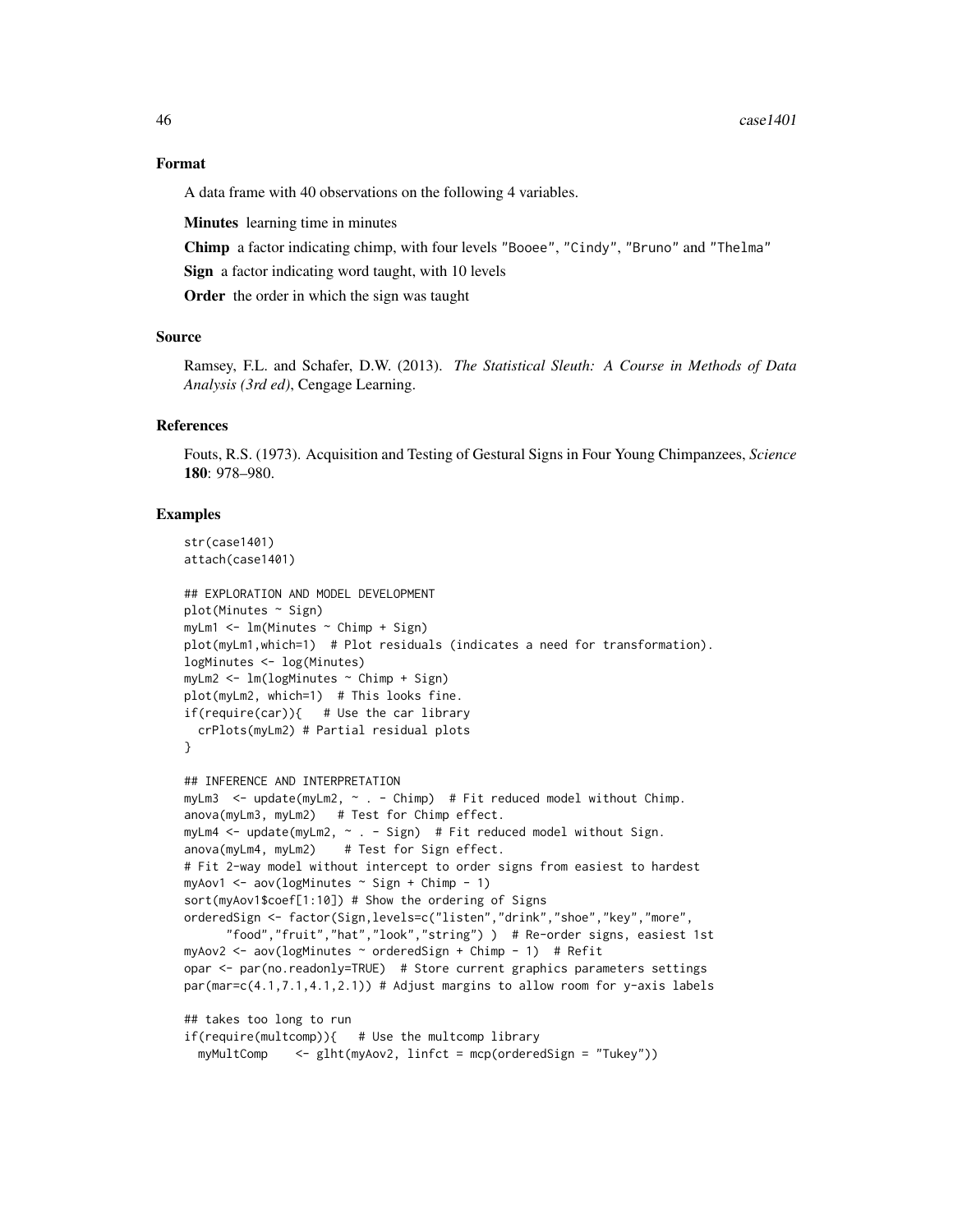## Format

A data frame with 40 observations on the following 4 variables.

**Minutes** learning time in minutes

**Chimp** a factor indicating chimp, with four levels "Booee", "Cindy", "Bruno" and "Thelma"

**Sign** a factor indicating word taught, with 10 levels

**Order** the order in which the sign was taught

## Source

Ramsey, F.L. and Schafer, D.W. (2013). *The Statistical Sleuth: A Course in Methods of Data Analysis (3rd ed)*, Cengage Learning.

## References

Fouts, R.S. (1973). Acquisition and Testing of Gestural Signs in Four Young Chimpanzees, *Science* **180**: 978–980.

## Examples

```
str(case1401)
attach(case1401)

## EXPLORATION AND MODEL DEVELOPMENT
plot(Minutes ~ Sign)
myLm1 <- lm(Minutes ~ Chimp + Sign)
plot(myLm1,which=1)  # Plot residuals (indicates a need for transformation).
logMinutes <- log(Minutes)
myLm2 <- lm(logMinutes ~ Chimp + Sign)
plot(myLm2, which=1)  # This looks fine.
if(require(car)){   # Use the car library
  crPlots(myLm2) # Partial residual plots
}

## INFERENCE AND INTERPRETATION
myLm3  <- update(myLm2, ~ . - Chimp)  # Fit reduced model without Chimp.
anova(myLm3, myLm2)   # Test for Chimp effect.
myLm4 <- update(myLm2, ~ . - Sign)  # Fit reduced model without Sign.
anova(myLm4, myLm2)    # Test for Sign effect.
# Fit 2-way model without intercept to order signs from easiest to hardest
myAov1 <- aov(logMinutes ~ Sign + Chimp - 1)
sort(myAov1$coef[1:10]) # Show the ordering of Signs
orderedSign <- factor(Sign,levels=c("listen","drink","shoe","key","more",
      "food","fruit","hat","look","string") )  # Re-order signs, easiest 1st
myAov2 <- aov(logMinutes ~ orderedSign + Chimp - 1)  # Refit
opar <- par(no.readonly=TRUE)  # Store current graphics parameters settings
par(mar=c(4.1,7.1,4.1,2.1)) # Adjust margins to allow room for y-axis labels

## takes too long to run
if(require(multcomp)){   # Use the multcomp library
  myMultComp    <- glht(myAov2, linfct = mcp(orderedSign = "Tukey"))
```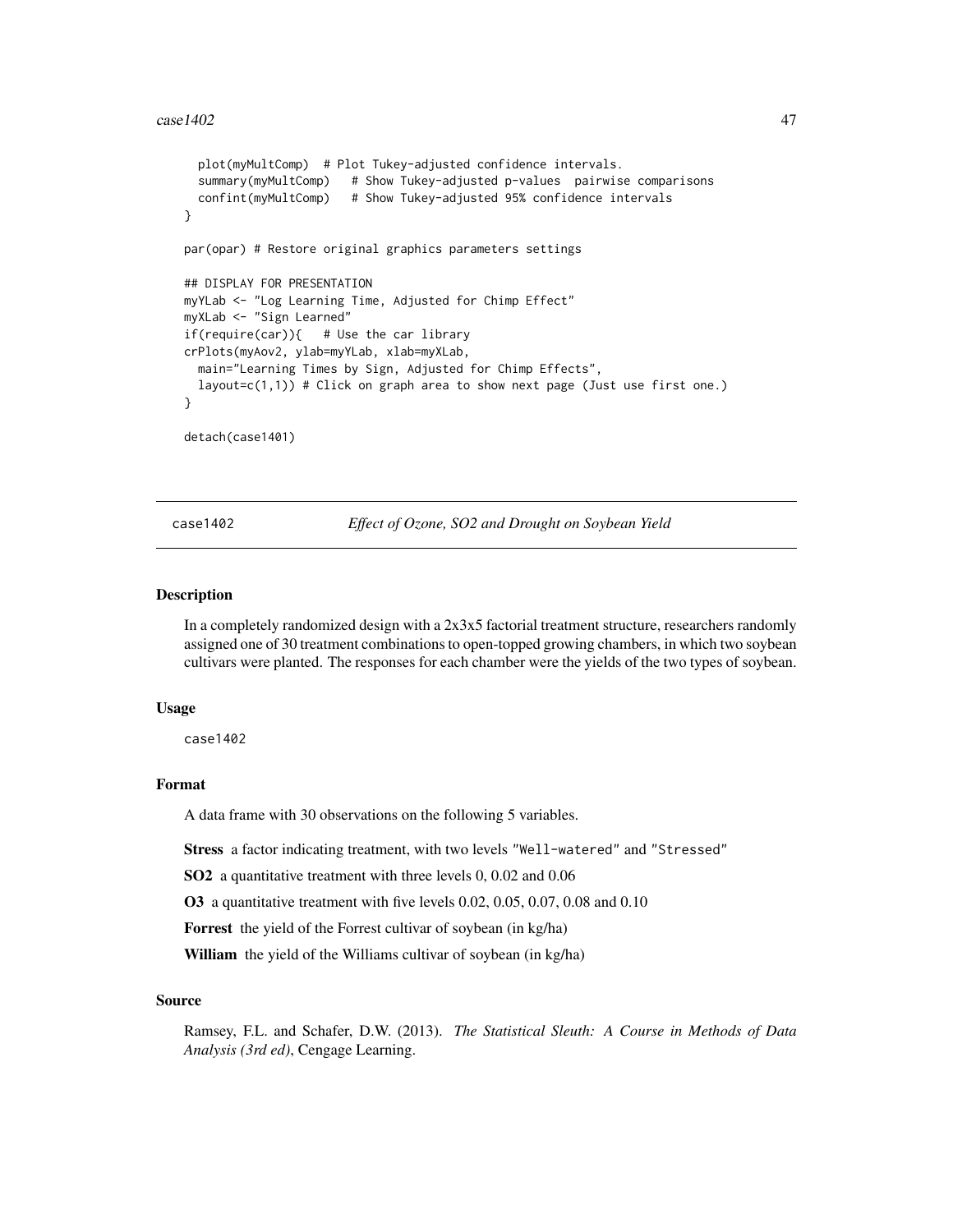```
  plot(myMultComp)  # Plot Tukey-adjusted confidence intervals.
  summary(myMultComp)   # Show Tukey-adjusted p-values  pairwise comparisons
  confint(myMultComp)   # Show Tukey-adjusted 95% confidence intervals
}

par(opar) # Restore original graphics parameters settings

## DISPLAY FOR PRESENTATION
myYLab <- "Log Learning Time, Adjusted for Chimp Effect"
myXLab <- "Sign Learned"
if(require(car)){   # Use the car library
crPlots(myAov2, ylab=myYLab, xlab=myXLab,
  main="Learning Times by Sign, Adjusted for Chimp Effects",
  layout=c(1,1)) # Click on graph area to show next page (Just use first one.)
}

detach(case1401)
```

---

## case1402 — *Effect of Ozone, SO2 and Drought on Soybean Yield*

### Description

In a completely randomized design with a 2x3x5 factorial treatment structure, researchers randomly assigned one of 30 treatment combinations to open-topped growing chambers, in which two soybean cultivars were planted. The responses for each chamber were the yields of the two types of soybean.

### Usage

```
case1402
```

### Format

A data frame with 30 observations on the following 5 variables.

**Stress** a factor indicating treatment, with two levels "Well-watered" and "Stressed"

**SO2** a quantitative treatment with three levels 0, 0.02 and 0.06

**O3** a quantitative treatment with five levels 0.02, 0.05, 0.07, 0.08 and 0.10

**Forrest** the yield of the Forrest cultivar of soybean (in kg/ha)

**William** the yield of the Williams cultivar of soybean (in kg/ha)

### Source

Ramsey, F.L. and Schafer, D.W. (2013). *The Statistical Sleuth: A Course in Methods of Data Analysis (3rd ed)*, Cengage Learning.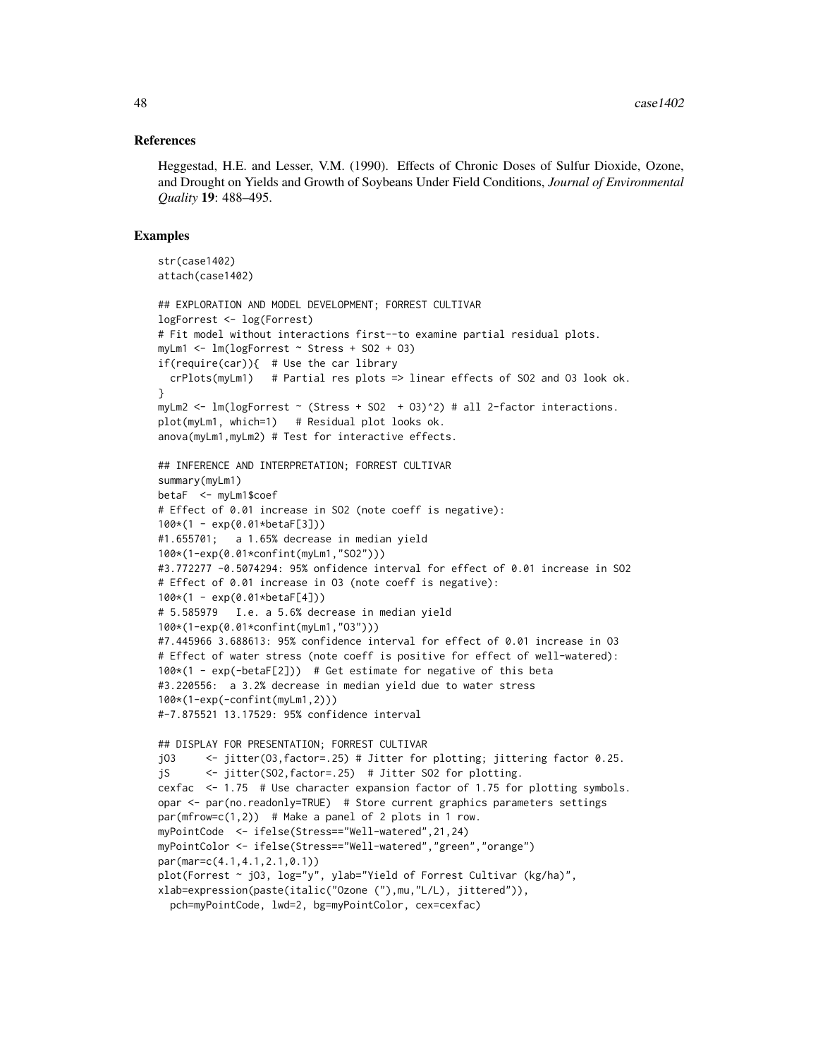## References

Heggestad, H.E. and Lesser, V.M. (1990). Effects of Chronic Doses of Sulfur Dioxide, Ozone, and Drought on Yields and Growth of Soybeans Under Field Conditions, *Journal of Environmental Quality* **19**: 488–495.

## Examples

```
str(case1402)
attach(case1402)

## EXPLORATION AND MODEL DEVELOPMENT; FORREST CULTIVAR
logForrest <- log(Forrest)
# Fit model without interactions first--to examine partial residual plots.
myLm1 <- lm(logForrest ~ Stress + SO2 + O3)
if(require(car)){  # Use the car library
  crPlots(myLm1)   # Partial res plots => linear effects of SO2 and O3 look ok.
}
myLm2 <- lm(logForrest ~ (Stress + SO2  + O3)^2) # all 2-factor interactions.
plot(myLm1, which=1)   # Residual plot looks ok.
anova(myLm1,myLm2) # Test for interactive effects.

## INFERENCE AND INTERPRETATION; FORREST CULTIVAR
summary(myLm1)
betaF  <- myLm1$coef
# Effect of 0.01 increase in SO2 (note coeff is negative):
100*(1 - exp(0.01*betaF[3]))
#1.655701;   a 1.65% decrease in median yield
100*(1-exp(0.01*confint(myLm1,"SO2")))
#3.772277 -0.5074294: 95% onfidence interval for effect of 0.01 increase in SO2
# Effect of 0.01 increase in O3 (note coeff is negative):
100*(1 - exp(0.01*betaF[4]))
# 5.585979   I.e. a 5.6% decrease in median yield
100*(1-exp(0.01*confint(myLm1,"O3")))
#7.445966 3.688613: 95% confidence interval for effect of 0.01 increase in O3
# Effect of water stress (note coeff is positive for effect of well-watered):
100*(1 - exp(-betaF[2]))  # Get estimate for negative of this beta
#3.220556:  a 3.2% decrease in median yield due to water stress
100*(1-exp(-confint(myLm1,2)))
#-7.875521 13.17529: 95% confidence interval

## DISPLAY FOR PRESENTATION; FORREST CULTIVAR
jO3     <- jitter(O3,factor=.25) # Jitter for plotting; jittering factor 0.25.
jS      <- jitter(SO2,factor=.25)  # Jitter SO2 for plotting.
cexfac  <- 1.75  # Use character expansion factor of 1.75 for plotting symbols.
opar <- par(no.readonly=TRUE)  # Store current graphics parameters settings
par(mfrow=c(1,2))  # Make a panel of 2 plots in 1 row.
myPointCode  <- ifelse(Stress=="Well-watered",21,24)
myPointColor <- ifelse(Stress=="Well-watered","green","orange")
par(mar=c(4.1,4.1,2.1,0.1))
plot(Forrest ~ jO3, log="y", ylab="Yield of Forrest Cultivar (kg/ha)",
xlab=expression(paste(italic("Ozone ("),mu,"L/L), jittered")),
  pch=myPointCode, lwd=2, bg=myPointColor, cex=cexfac)
```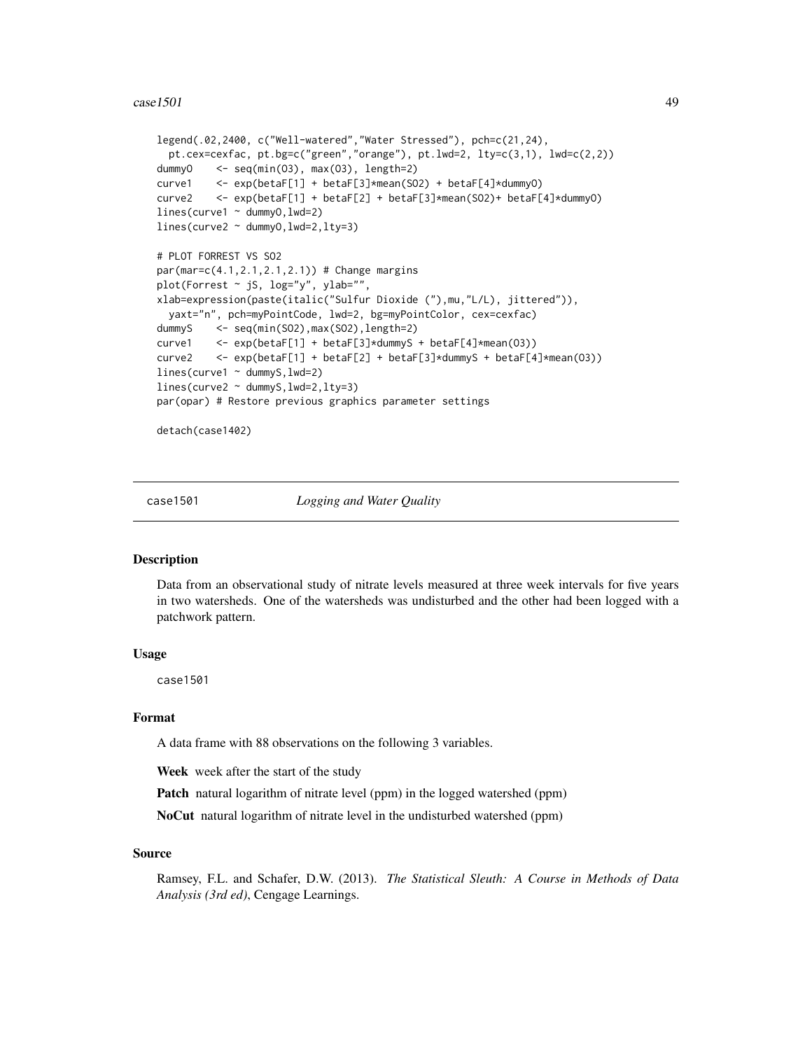```
legend(.02,2400, c("Well-watered","Water Stressed"), pch=c(21,24),
  pt.cex=cexfac, pt.bg=c("green","orange"), pt.lwd=2, lty=c(3,1), lwd=c(2,2))
dummyO    <- seq(min(O3), max(O3), length=2)
curve1    <- exp(betaF[1] + betaF[3]*mean(SO2) + betaF[4]*dummyO)
curve2    <- exp(betaF[1] + betaF[2] + betaF[3]*mean(SO2)+ betaF[4]*dummyO)
lines(curve1 ~ dummyO,lwd=2)
lines(curve2 ~ dummyO,lwd=2,lty=3)

# PLOT FORREST VS SO2
par(mar=c(4.1,2.1,2.1,2.1)) # Change margins
plot(Forrest ~ jS, log="y", ylab="",
xlab=expression(paste(italic("Sulfur Dioxide ("),mu,"L/L), jittered")),
  yaxt="n", pch=myPointCode, lwd=2, bg=myPointColor, cex=cexfac)
dummyS    <- seq(min(SO2),max(SO2),length=2)
curve1    <- exp(betaF[1] + betaF[3]*dummyS + betaF[4]*mean(O3))
curve2    <- exp(betaF[1] + betaF[2] + betaF[3]*dummyS + betaF[4]*mean(O3))
lines(curve1 ~ dummyS,lwd=2)
lines(curve2 ~ dummyS,lwd=2,lty=3)
par(opar) # Restore previous graphics parameter settings

detach(case1402)
```

---

## case1501 *Logging and Water Quality*

### Description

Data from an observational study of nitrate levels measured at three week intervals for five years in two watersheds. One of the watersheds was undisturbed and the other had been logged with a patchwork pattern.

### Usage

```
case1501
```

### Format

A data frame with 88 observations on the following 3 variables.

**Week** week after the start of the study

**Patch** natural logarithm of nitrate level (ppm) in the logged watershed (ppm)

**NoCut** natural logarithm of nitrate level in the undisturbed watershed (ppm)

### Source

Ramsey, F.L. and Schafer, D.W. (2013). *The Statistical Sleuth: A Course in Methods of Data Analysis (3rd ed)*, Cengage Learnings.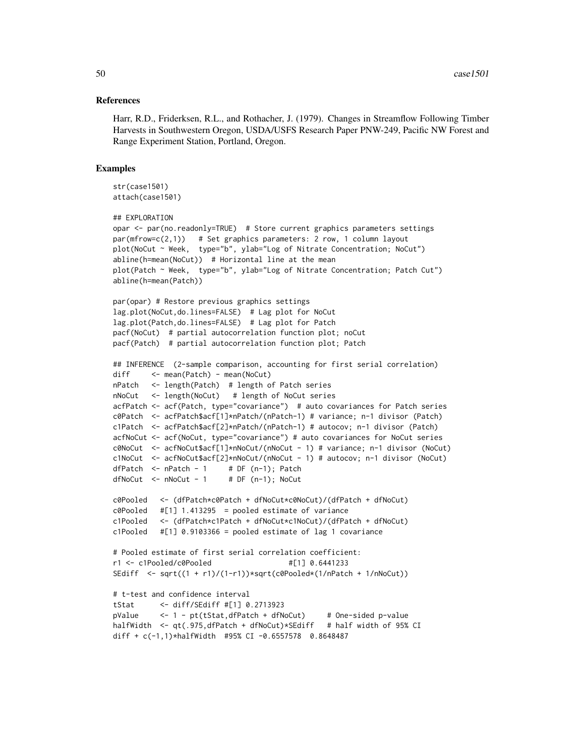## References

Harr, R.D., Friderksen, R.L., and Rothacher, J. (1979). Changes in Streamflow Following Timber Harvests in Southwestern Oregon, USDA/USFS Research Paper PNW-249, Pacific NW Forest and Range Experiment Station, Portland, Oregon.

## Examples

```
str(case1501)
attach(case1501)

## EXPLORATION
opar <- par(no.readonly=TRUE)  # Store current graphics parameters settings
par(mfrow=c(2,1))   # Set graphics parameters: 2 row, 1 column layout
plot(NoCut ~ Week,  type="b", ylab="Log of Nitrate Concentration; NoCut")
abline(h=mean(NoCut))  # Horizontal line at the mean
plot(Patch ~ Week,  type="b", ylab="Log of Nitrate Concentration; Patch Cut")
abline(h=mean(Patch))

par(opar) # Restore previous graphics settings
lag.plot(NoCut,do.lines=FALSE)  # Lag plot for NoCut
lag.plot(Patch,do.lines=FALSE)  # Lag plot for Patch
pacf(NoCut)  # partial autocorrelation function plot; noCut
pacf(Patch)  # partial autocorrelation function plot; Patch

## INFERENCE  (2-sample comparison, accounting for first serial correlation)
diff     <- mean(Patch) - mean(NoCut)
nPatch   <- length(Patch)  # length of Patch series
nNoCut   <- length(NoCut)   # length of NoCut series
acfPatch <- acf(Patch, type="covariance")  # auto covariances for Patch series
c0Patch  <- acfPatch$acf[1]*nPatch/(nPatch-1) # variance; n-1 divisor (Patch)
c1Patch  <- acfPatch$acf[2]*nPatch/(nPatch-1) # autocov; n-1 divisor (Patch)
acfNoCut <- acf(NoCut, type="covariance") # auto covariances for NoCut series
c0NoCut  <- acfNoCut$acf[1]*nNoCut/(nNoCut - 1) # variance; n-1 divisor (NoCut)
c1NoCut  <- acfNoCut$acf[2]*nNoCut/(nNoCut - 1) # autocov; n-1 divisor (NoCut)
dfPatch  <- nPatch - 1     # DF (n-1); Patch
dfNoCut  <- nNoCut - 1     # DF (n-1); NoCut

c0Pooled   <- (dfPatch*c0Patch + dfNoCut*c0NoCut)/(dfPatch + dfNoCut)
c0Pooled   #[1] 1.413295  = pooled estimate of variance
c1Pooled   <- (dfPatch*c1Patch + dfNoCut*c1NoCut)/(dfPatch + dfNoCut)
c1Pooled   #[1] 0.9103366 = pooled estimate of lag 1 covariance

# Pooled estimate of first serial correlation coefficient:
r1 <- c1Pooled/c0Pooled                 #[1] 0.6441233
SEdiff  <- sqrt((1 + r1)/(1-r1))*sqrt(c0Pooled*(1/nPatch + 1/nNoCut))

# t-test and confidence interval
tStat      <- diff/SEdiff #[1] 0.2713923
pValue     <- 1 - pt(tStat,dfPatch + dfNoCut)     # One-sided p-value
halfWidth  <- qt(.975,dfPatch + dfNoCut)*SEdiff   # half width of 95% CI
diff + c(-1,1)*halfWidth  #95% CI -0.6557578  0.8648487
```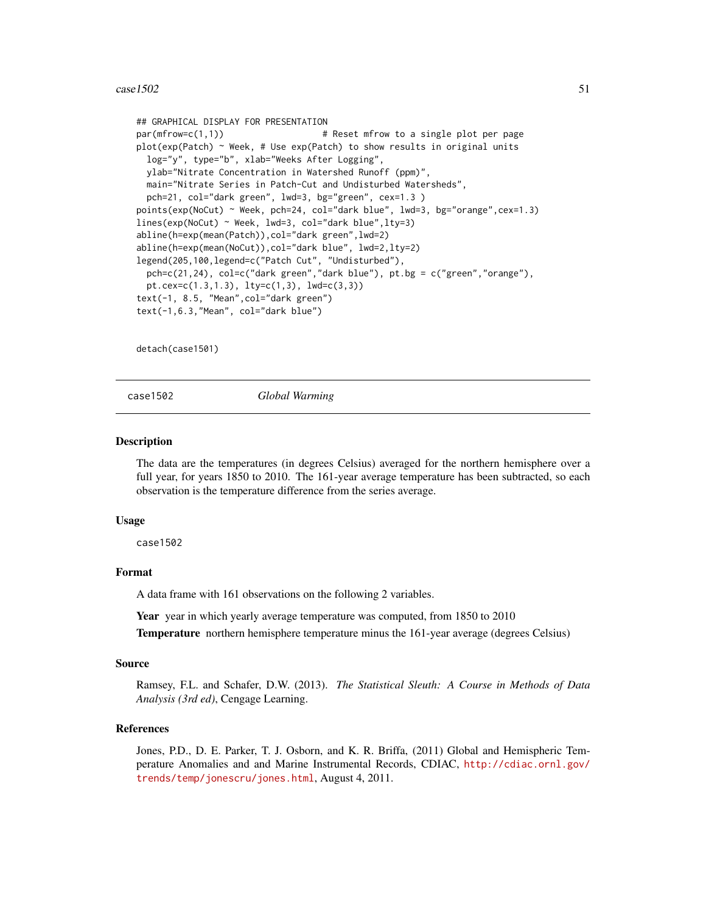```
## GRAPHICAL DISPLAY FOR PRESENTATION
par(mfrow=c(1,1))                   # Reset mfrow to a single plot per page
plot(exp(Patch) ~ Week, # Use exp(Patch) to show results in original units
  log="y", type="b", xlab="Weeks After Logging",
  ylab="Nitrate Concentration in Watershed Runoff (ppm)",
  main="Nitrate Series in Patch-Cut and Undisturbed Watersheds",
  pch=21, col="dark green", lwd=3, bg="green", cex=1.3 )
points(exp(NoCut) ~ Week, pch=24, col="dark blue", lwd=3, bg="orange",cex=1.3)
lines(exp(NoCut) ~ Week, lwd=3, col="dark blue",lty=3)
abline(h=exp(mean(Patch)),col="dark green",lwd=2)
abline(h=exp(mean(NoCut)),col="dark blue", lwd=2,lty=2)
legend(205,100,legend=c("Patch Cut", "Undisturbed"),
  pch=c(21,24), col=c("dark green","dark blue"), pt.bg = c("green","orange"),
  pt.cex=c(1.3,1.3), lty=c(1,3), lwd=c(3,3))
text(-1, 8.5, "Mean",col="dark green")
text(-1,6.3,"Mean", col="dark blue")


detach(case1501)
```

## case1502 *Global Warming*

### Description

The data are the temperatures (in degrees Celsius) averaged for the northern hemisphere over a full year, for years 1850 to 2010. The 161-year average temperature has been subtracted, so each observation is the temperature difference from the series average.

### Usage

```
case1502
```

### Format

A data frame with 161 observations on the following 2 variables.

**Year** year in which yearly average temperature was computed, from 1850 to 2010

**Temperature** northern hemisphere temperature minus the 161-year average (degrees Celsius)

### Source

Ramsey, F.L. and Schafer, D.W. (2013). *The Statistical Sleuth: A Course in Methods of Data Analysis (3rd ed)*, Cengage Learning.

### References

Jones, P.D., D. E. Parker, T. J. Osborn, and K. R. Briffa, (2011) Global and Hemispheric Temperature Anomalies and and Marine Instrumental Records, CDIAC, http://cdiac.ornl.gov/trends/temp/jonescru/jones.html, August 4, 2011.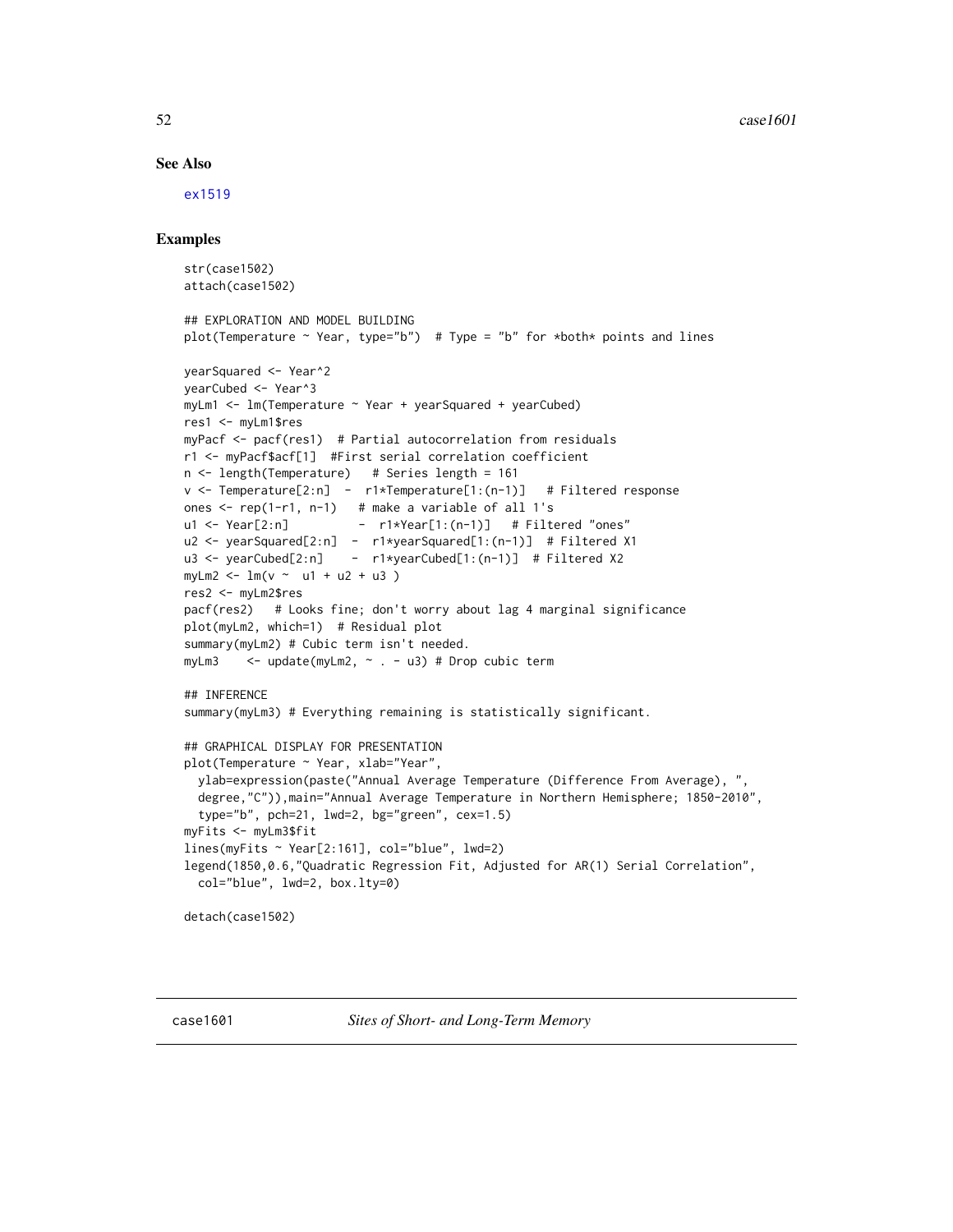## See Also

ex1519

## Examples

```
str(case1502)
attach(case1502)

## EXPLORATION AND MODEL BUILDING
plot(Temperature ~ Year, type="b")  # Type = "b" for *both* points and lines

yearSquared <- Year^2
yearCubed <- Year^3
myLm1 <- lm(Temperature ~ Year + yearSquared + yearCubed)
res1 <- myLm1$res
myPacf <- pacf(res1)  # Partial autocorrelation from residuals
r1 <- myPacf$acf[1]  #First serial correlation coefficient
n <- length(Temperature)   # Series length = 161
v <- Temperature[2:n]  -  r1*Temperature[1:(n-1)]   # Filtered response
ones <- rep(1-r1, n-1)   # make a variable of all 1's
u1 <- Year[2:n]          -  r1*Year[1:(n-1)]   # Filtered "ones"
u2 <- yearSquared[2:n]  -  r1*yearSquared[1:(n-1)]  # Filtered X1
u3 <- yearCubed[2:n]    -  r1*yearCubed[1:(n-1)]  # Filtered X2
myLm2 <- lm(v ~  u1 + u2 + u3 )
res2 <- myLm2$res
pacf(res2)   # Looks fine; don't worry about lag 4 marginal significance
plot(myLm2, which=1)  # Residual plot
summary(myLm2) # Cubic term isn't needed.
myLm3    <- update(myLm2, ~ . - u3) # Drop cubic term

## INFERENCE
summary(myLm3) # Everything remaining is statistically significant.

## GRAPHICAL DISPLAY FOR PRESENTATION
plot(Temperature ~ Year, xlab="Year",
  ylab=expression(paste("Annual Average Temperature (Difference From Average), ",
  degree,"C")),main="Annual Average Temperature in Northern Hemisphere; 1850-2010",
  type="b", pch=21, lwd=2, bg="green", cex=1.5)
myFits <- myLm3$fit
lines(myFits ~ Year[2:161], col="blue", lwd=2)
legend(1850,0.6,"Quadratic Regression Fit, Adjusted for AR(1) Serial Correlation",
  col="blue", lwd=2, box.lty=0)

detach(case1502)
```

---

case1601 &nbsp;&nbsp;&nbsp;&nbsp; *Sites of Short- and Long-Term Memory*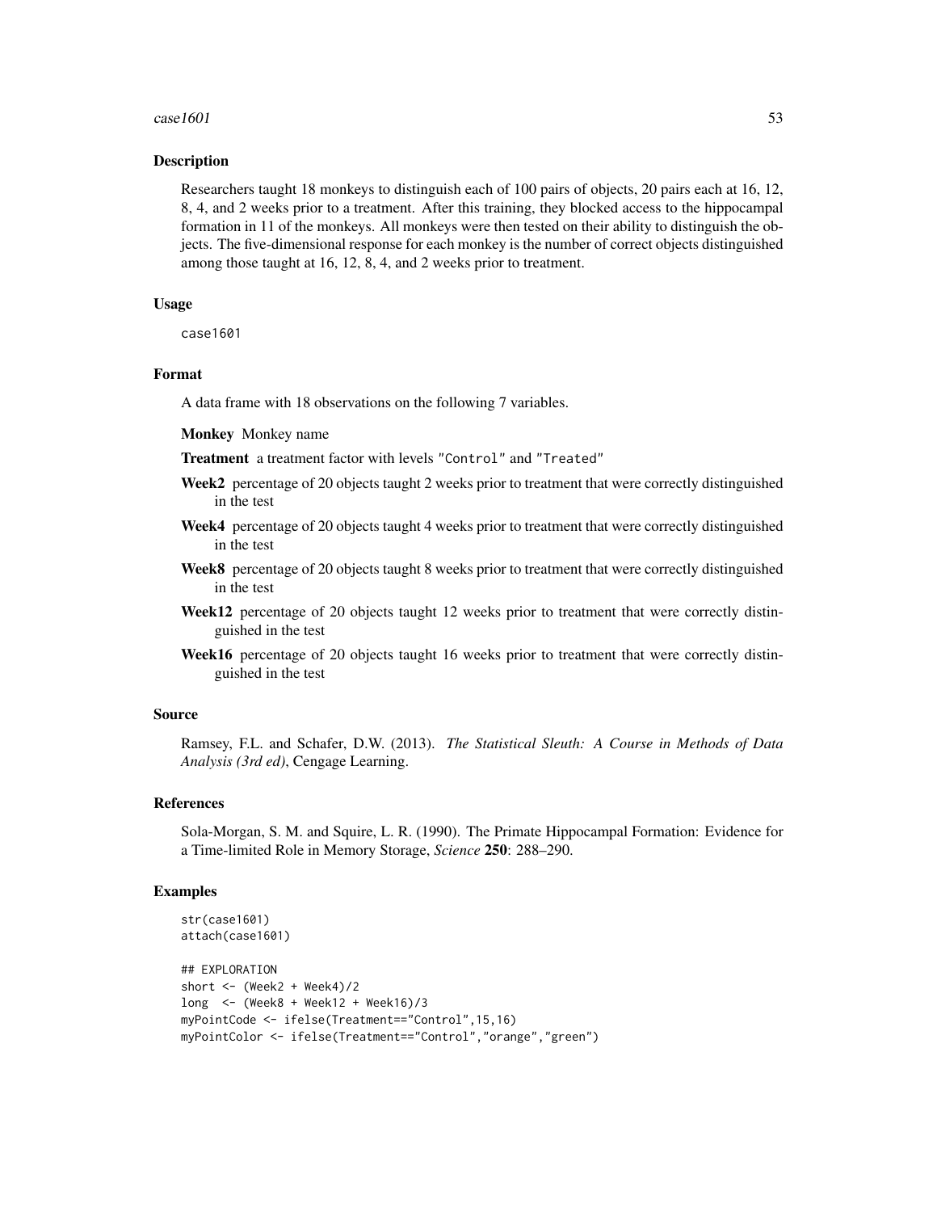### Description

Researchers taught 18 monkeys to distinguish each of 100 pairs of objects, 20 pairs each at 16, 12, 8, 4, and 2 weeks prior to a treatment. After this training, they blocked access to the hippocampal formation in 11 of the monkeys. All monkeys were then tested on their ability to distinguish the objects. The five-dimensional response for each monkey is the number of correct objects distinguished among those taught at 16, 12, 8, 4, and 2 weeks prior to treatment.

### Usage

```
case1601
```

### Format

A data frame with 18 observations on the following 7 variables.

**Monkey** Monkey name

**Treatment** a treatment factor with levels "Control" and "Treated"

**Week2** percentage of 20 objects taught 2 weeks prior to treatment that were correctly distinguished in the test

**Week4** percentage of 20 objects taught 4 weeks prior to treatment that were correctly distinguished in the test

**Week8** percentage of 20 objects taught 8 weeks prior to treatment that were correctly distinguished in the test

**Week12** percentage of 20 objects taught 12 weeks prior to treatment that were correctly distinguished in the test

**Week16** percentage of 20 objects taught 16 weeks prior to treatment that were correctly distinguished in the test

### Source

Ramsey, F.L. and Schafer, D.W. (2013). *The Statistical Sleuth: A Course in Methods of Data Analysis (3rd ed)*, Cengage Learning.

### References

Sola-Morgan, S. M. and Squire, L. R. (1990). The Primate Hippocampal Formation: Evidence for a Time-limited Role in Memory Storage, *Science* **250**: 288–290.

### Examples

```
str(case1601)
attach(case1601)

## EXPLORATION
short <- (Week2 + Week4)/2
long  <- (Week8 + Week12 + Week16)/3
myPointCode <- ifelse(Treatment=="Control",15,16)
myPointColor <- ifelse(Treatment=="Control","orange","green")
```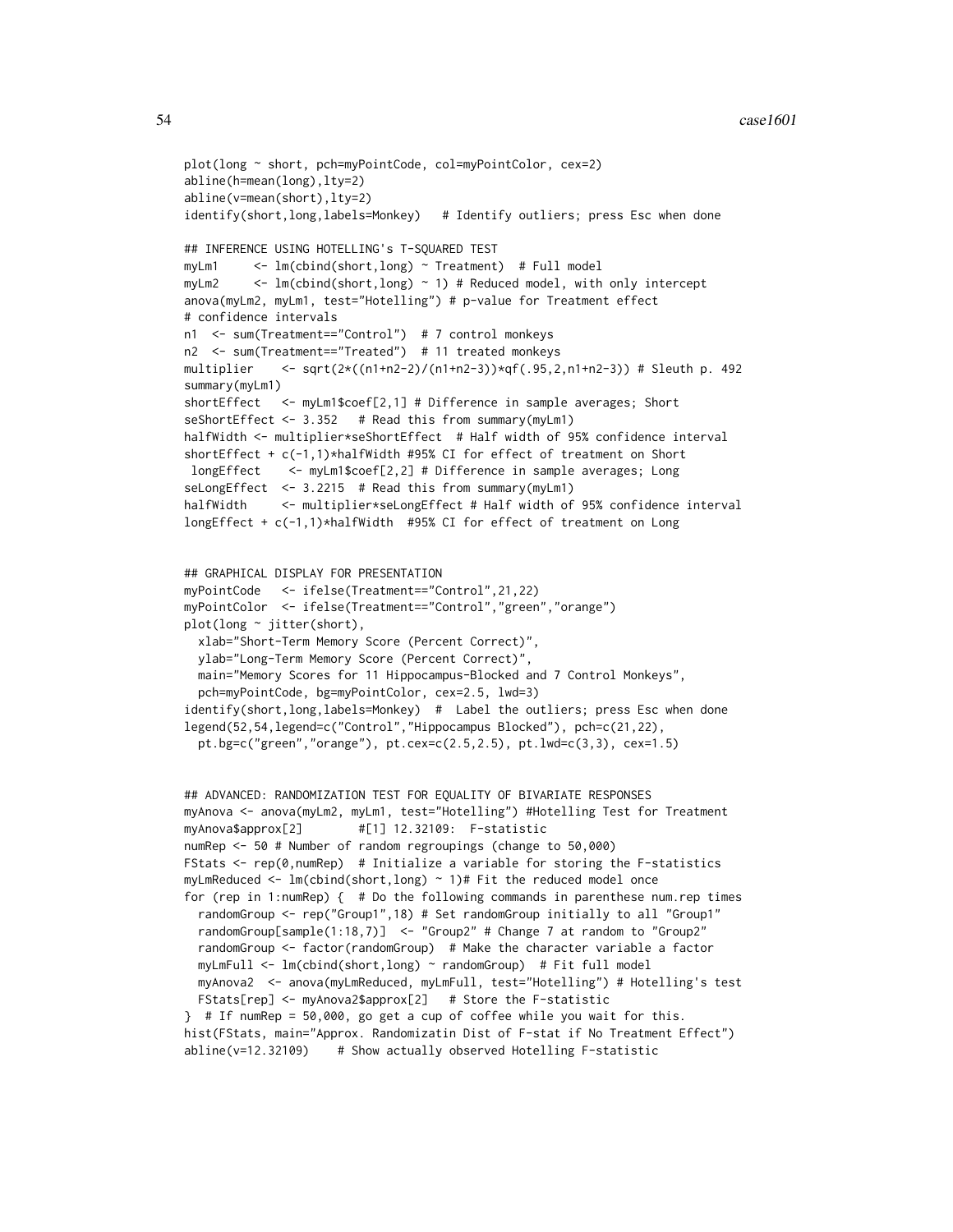```
plot(long ~ short, pch=myPointCode, col=myPointColor, cex=2)
abline(h=mean(long),lty=2)
abline(v=mean(short),lty=2)
identify(short,long,labels=Monkey)   # Identify outliers; press Esc when done

## INFERENCE USING HOTELLING's T-SQUARED TEST
myLm1     <- lm(cbind(short,long) ~ Treatment)  # Full model
myLm2     <- lm(cbind(short,long) ~ 1) # Reduced model, with only intercept
anova(myLm2, myLm1, test="Hotelling") # p-value for Treatment effect
# confidence intervals
n1  <- sum(Treatment=="Control")  # 7 control monkeys
n2  <- sum(Treatment=="Treated")  # 11 treated monkeys
multiplier    <- sqrt(2*((n1+n2-2)/(n1+n2-3))*qf(.95,2,n1+n2-3)) # Sleuth p. 492
summary(myLm1)
shortEffect   <- myLm1$coef[2,1] # Difference in sample averages; Short
seShortEffect <- 3.352   # Read this from summary(myLm1)
halfWidth <- multiplier*seShortEffect  # Half width of 95% confidence interval
shortEffect + c(-1,1)*halfWidth #95% CI for effect of treatment on Short
 longEffect    <- myLm1$coef[2,2] # Difference in sample averages; Long
seLongEffect  <- 3.2215  # Read this from summary(myLm1)
halfWidth     <- multiplier*seLongEffect # Half width of 95% confidence interval
longEffect + c(-1,1)*halfWidth  #95% CI for effect of treatment on Long


## GRAPHICAL DISPLAY FOR PRESENTATION
myPointCode   <- ifelse(Treatment=="Control",21,22)
myPointColor  <- ifelse(Treatment=="Control","green","orange")
plot(long ~ jitter(short),
  xlab="Short-Term Memory Score (Percent Correct)",
  ylab="Long-Term Memory Score (Percent Correct)",
  main="Memory Scores for 11 Hippocampus-Blocked and 7 Control Monkeys",
  pch=myPointCode, bg=myPointColor, cex=2.5, lwd=3)
identify(short,long,labels=Monkey)  #  Label the outliers; press Esc when done
legend(52,54,legend=c("Control","Hippocampus Blocked"), pch=c(21,22),
  pt.bg=c("green","orange"), pt.cex=c(2.5,2.5), pt.lwd=c(3,3), cex=1.5)


## ADVANCED: RANDOMIZATION TEST FOR EQUALITY OF BIVARIATE RESPONSES
myAnova <- anova(myLm2, myLm1, test="Hotelling") #Hotelling Test for Treatment
myAnova$approx[2]        #[1] 12.32109:  F-statistic
numRep <- 50 # Number of random regroupings (change to 50,000)
FStats <- rep(0,numRep)  # Initialize a variable for storing the F-statistics
myLmReduced <- lm(cbind(short,long) ~ 1)# Fit the reduced model once
for (rep in 1:numRep) {  # Do the following commands in parenthese num.rep times
  randomGroup <- rep("Group1",18) # Set randomGroup initially to all "Group1"
  randomGroup[sample(1:18,7)]  <- "Group2" # Change 7 at random to "Group2"
  randomGroup <- factor(randomGroup)  # Make the character variable a factor
  myLmFull <- lm(cbind(short,long) ~ randomGroup)  # Fit full model
  myAnova2  <- anova(myLmReduced, myLmFull, test="Hotelling") # Hotelling's test
  FStats[rep] <- myAnova2$approx[2]   # Store the F-statistic
}  # If numRep = 50,000, go get a cup of coffee while you wait for this.
hist(FStats, main="Approx. Randomizatin Dist of F-stat if No Treatment Effect")
abline(v=12.32109)    # Show actually observed Hotelling F-statistic
```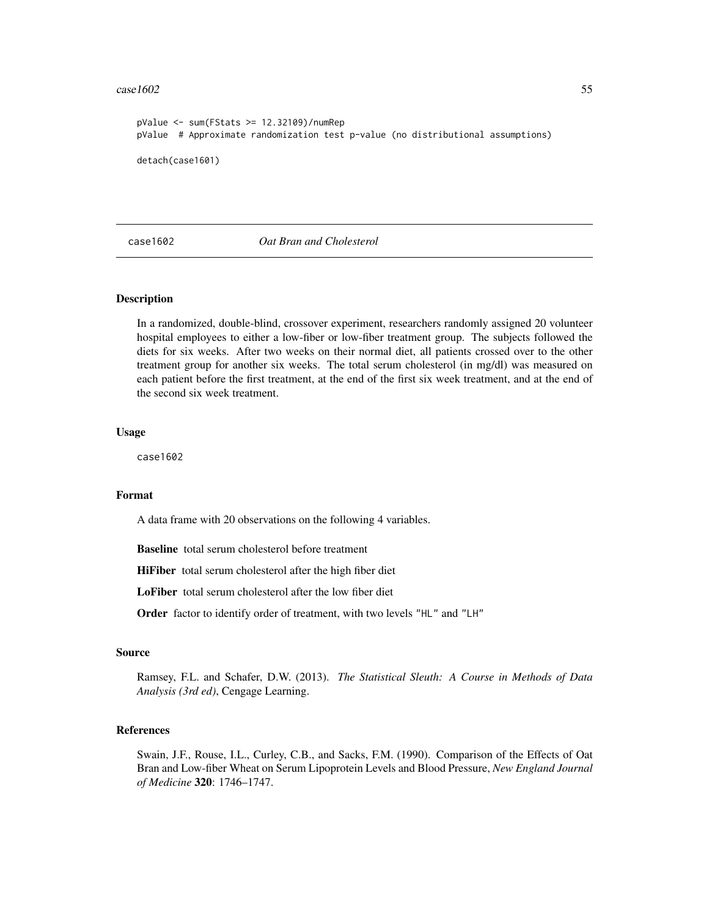```
pValue <- sum(FStats >= 12.32109)/numRep
pValue  # Approximate randomization test p-value (no distributional assumptions)

detach(case1601)
```

## case1602 *Oat Bran and Cholesterol*

### Description

In a randomized, double-blind, crossover experiment, researchers randomly assigned 20 volunteer hospital employees to either a low-fiber or low-fiber treatment group. The subjects followed the diets for six weeks. After two weeks on their normal diet, all patients crossed over to the other treatment group for another six weeks. The total serum cholesterol (in mg/dl) was measured on each patient before the first treatment, at the end of the first six week treatment, and at the end of the second six week treatment.

### Usage

```
case1602
```

### Format

A data frame with 20 observations on the following 4 variables.

**Baseline** total serum cholesterol before treatment

**HiFiber** total serum cholesterol after the high fiber diet

**LoFiber** total serum cholesterol after the low fiber diet

**Order** factor to identify order of treatment, with two levels `"HL"` and `"LH"`

### Source

Ramsey, F.L. and Schafer, D.W. (2013). *The Statistical Sleuth: A Course in Methods of Data Analysis (3rd ed)*, Cengage Learning.

### References

Swain, J.F., Rouse, I.L., Curley, C.B., and Sacks, F.M. (1990). Comparison of the Effects of Oat Bran and Low-fiber Wheat on Serum Lipoprotein Levels and Blood Pressure, *New England Journal of Medicine* **320**: 1746–1747.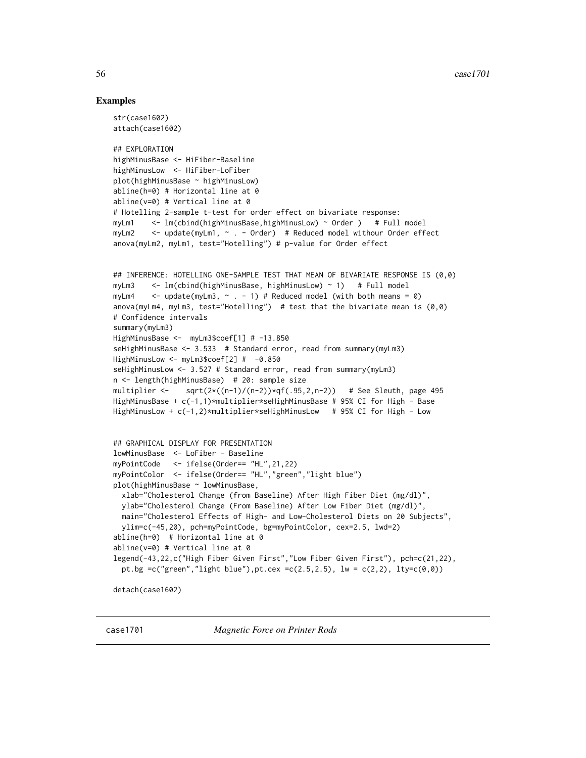## Examples

```
str(case1602)
attach(case1602)

## EXPLORATION
highMinusBase <- HiFiber-Baseline
highMinusLow  <- HiFiber-LoFiber
plot(highMinusBase ~ highMinusLow)
abline(h=0) # Horizontal line at 0
abline(v=0) # Vertical line at 0
# Hotelling 2-sample t-test for order effect on bivariate response:
myLm1    <- lm(cbind(highMinusBase,highMinusLow) ~ Order )   # Full model
myLm2    <- update(myLm1, ~ . - Order)  # Reduced model withour Order effect
anova(myLm2, myLm1, test="Hotelling") # p-value for Order effect


## INFERENCE: HOTELLING ONE-SAMPLE TEST THAT MEAN OF BIVARIATE RESPONSE IS (0,0)
myLm3    <- lm(cbind(highMinusBase, highMinusLow) ~ 1)   # Full model
myLm4    <- update(myLm3, ~ . - 1) # Reduced model (with both means = 0)
anova(myLm4, myLm3, test="Hotelling")  # test that the bivariate mean is (0,0)
# Confidence intervals
summary(myLm3)
HighMinusBase <-  myLm3$coef[1] # -13.850
seHighMinusBase <- 3.533  # Standard error, read from summary(myLm3)
HighMinusLow <- myLm3$coef[2] #  -0.850
seHighMinusLow <- 3.527 # Standard error, read from summary(myLm3)
n <- length(highMinusBase)  # 20: sample size
multiplier <-    sqrt(2*((n-1)/(n-2))*qf(.95,2,n-2))   # See Sleuth, page 495
HighMinusBase + c(-1,1)*multiplier*seHighMinusBase # 95% CI for High - Base
HighMinusLow + c(-1,2)*multiplier*seHighMinusLow   # 95% CI for High - Low


## GRAPHICAL DISPLAY FOR PRESENTATION
lowMinusBase  <- LoFiber - Baseline
myPointCode   <- ifelse(Order== "HL",21,22)
myPointColor  <- ifelse(Order== "HL","green","light blue")
plot(highMinusBase ~ lowMinusBase,
  xlab="Cholesterol Change (from Baseline) After High Fiber Diet (mg/dl)",
  ylab="Cholesterol Change (From Baseline) After Low Fiber Diet (mg/dl)",
  main="Cholesterol Effects of High- and Low-Cholesterol Diets on 20 Subjects",
  ylim=c(-45,20), pch=myPointCode, bg=myPointColor, cex=2.5, lwd=2)
abline(h=0)  # Horizontal line at 0
abline(v=0) # Vertical line at 0
legend(-43,22,c("High Fiber Given First","Low Fiber Given First"), pch=c(21,22),
  pt.bg =c("green","light blue"),pt.cex =c(2.5,2.5), lw = c(2,2), lty=c(0,0))

detach(case1602)
```

---

case1701 *Magnetic Force on Printer Rods*

---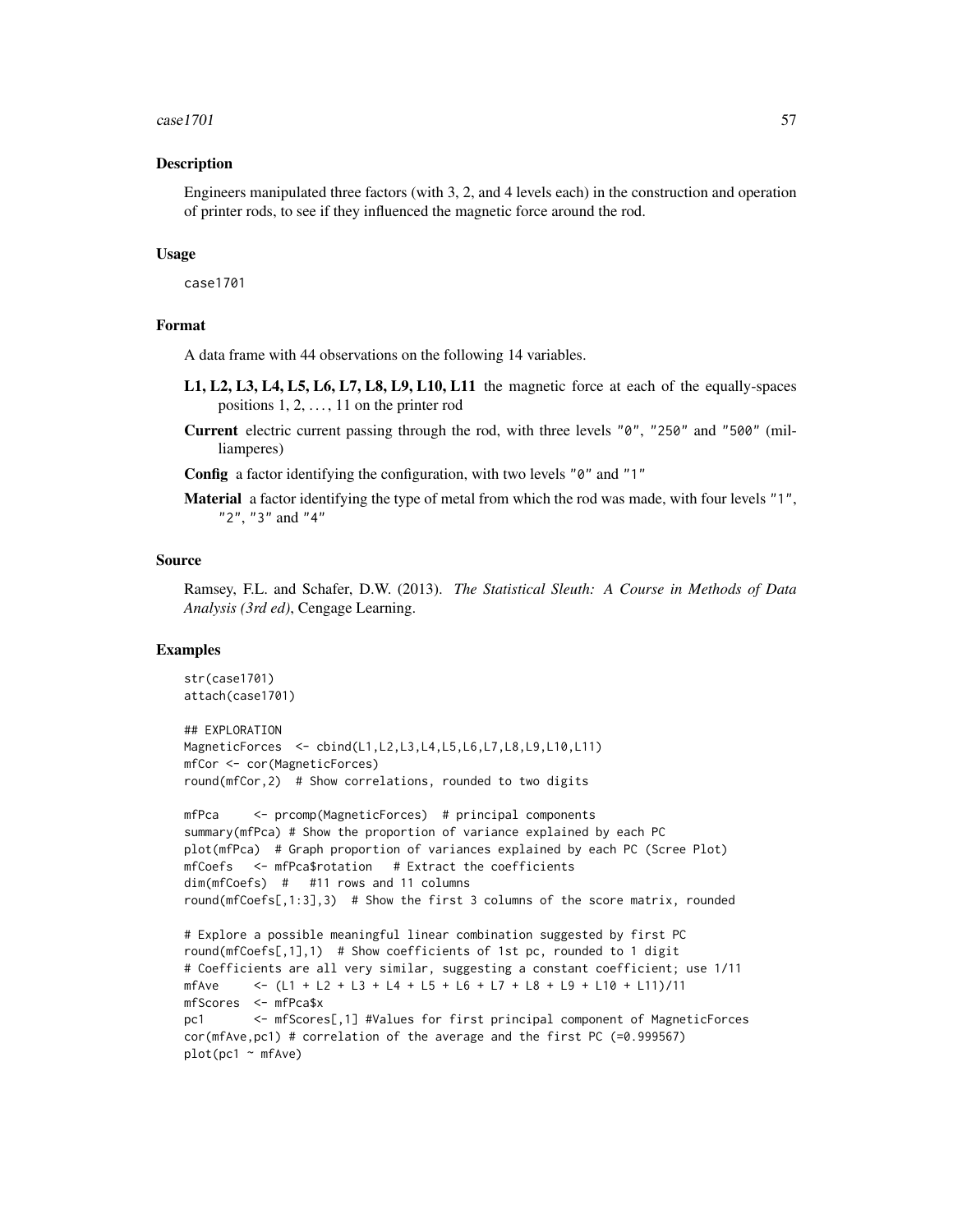### Description

Engineers manipulated three factors (with 3, 2, and 4 levels each) in the construction and operation of printer rods, to see if they influenced the magnetic force around the rod.

### Usage

```
case1701
```

### Format

A data frame with 44 observations on the following 14 variables.

**L1, L2, L3, L4, L5, L6, L7, L8, L9, L10, L11** the magnetic force at each of the equally-spaces positions 1, 2, ..., 11 on the printer rod

**Current** electric current passing through the rod, with three levels "0", "250" and "500" (milliamperes)

**Config** a factor identifying the configuration, with two levels "0" and "1"

**Material** a factor identifying the type of metal from which the rod was made, with four levels "1", "2", "3" and "4"

### Source

Ramsey, F.L. and Schafer, D.W. (2013). *The Statistical Sleuth: A Course in Methods of Data Analysis (3rd ed)*, Cengage Learning.

### Examples

```
str(case1701)
attach(case1701)

## EXPLORATION
MagneticForces  <- cbind(L1,L2,L3,L4,L5,L6,L7,L8,L9,L10,L11)
mfCor <- cor(MagneticForces)
round(mfCor,2)  # Show correlations, rounded to two digits

mfPca     <- prcomp(MagneticForces)  # principal components
summary(mfPca) # Show the proportion of variance explained by each PC
plot(mfPca)  # Graph proportion of variances explained by each PC (Scree Plot)
mfCoefs   <- mfPca$rotation   # Extract the coefficients
dim(mfCoefs)  #   #11 rows and 11 columns
round(mfCoefs[,1:3],3)  # Show the first 3 columns of the score matrix, rounded

# Explore a possible meaningful linear combination suggested by first PC
round(mfCoefs[,1],1)  # Show coefficients of 1st pc, rounded to 1 digit
# Coefficients are all very similar, suggesting a constant coefficient; use 1/11
mfAve     <- (L1 + L2 + L3 + L4 + L5 + L6 + L7 + L8 + L9 + L10 + L11)/11
mfScores  <- mfPca$x
pc1       <- mfScores[,1] #Values for first principal component of MagneticForces
cor(mfAve,pc1) # correlation of the average and the first PC (=0.999567)
plot(pc1 ~ mfAve)
```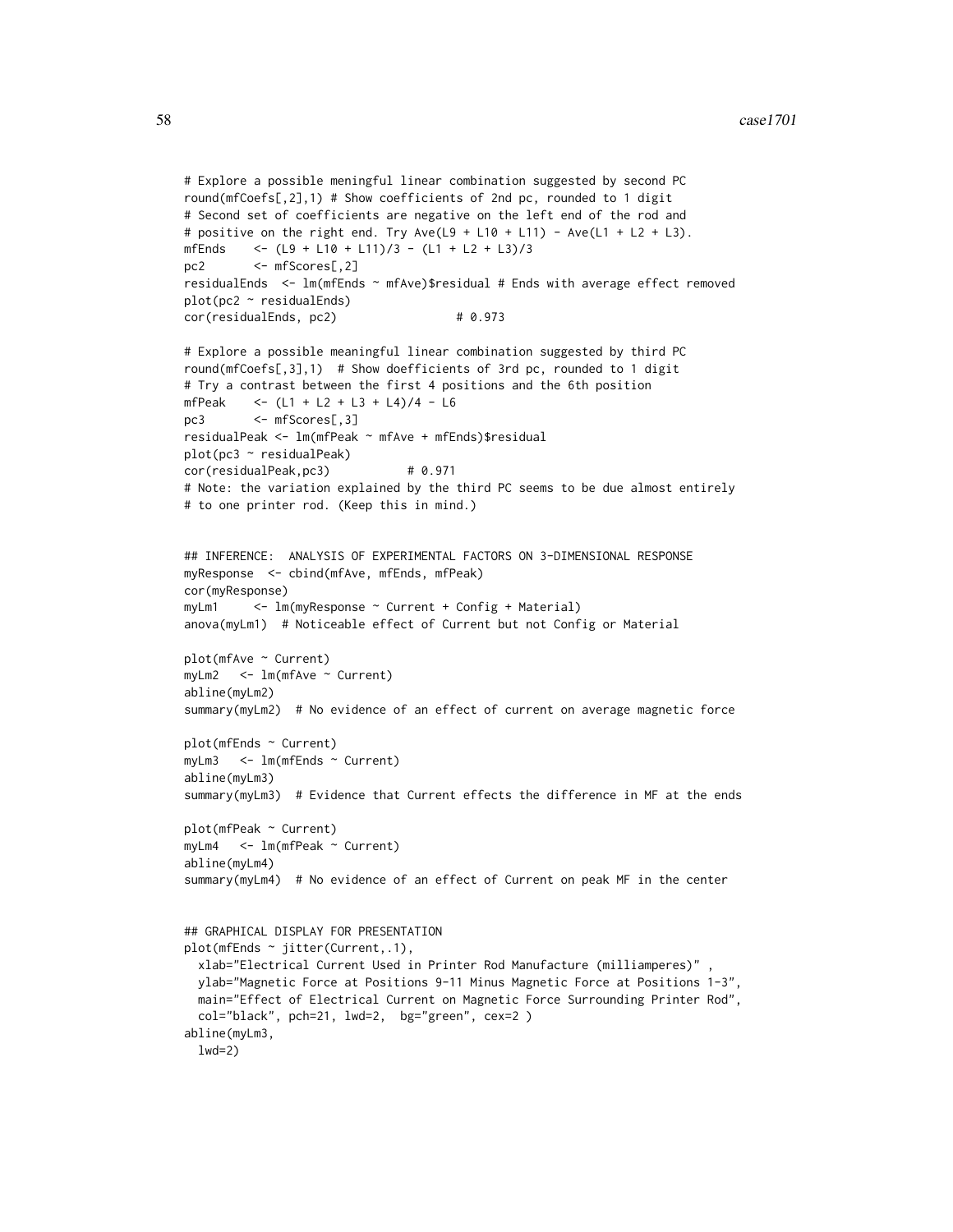```
# Explore a possible meningful linear combination suggested by second PC
round(mfCoefs[,2],1) # Show coefficients of 2nd pc, rounded to 1 digit
# Second set of coefficients are negative on the left end of the rod and
# positive on the right end. Try Ave(L9 + L10 + L11) - Ave(L1 + L2 + L3).
mfEnds    <- (L9 + L10 + L11)/3 - (L1 + L2 + L3)/3
pc2       <- mfScores[,2]
residualEnds  <- lm(mfEnds ~ mfAve)$residual # Ends with average effect removed
plot(pc2 ~ residualEnds)
cor(residualEnds, pc2)                 # 0.973

# Explore a possible meaningful linear combination suggested by third PC
round(mfCoefs[,3],1)  # Show doefficients of 3rd pc, rounded to 1 digit
# Try a contrast between the first 4 positions and the 6th position
mfPeak    <- (L1 + L2 + L3 + L4)/4 - L6
pc3       <- mfScores[,3]
residualPeak <- lm(mfPeak ~ mfAve + mfEnds)$residual
plot(pc3 ~ residualPeak)
cor(residualPeak,pc3)           # 0.971
# Note: the variation explained by the third PC seems to be due almost entirely
# to one printer rod. (Keep this in mind.)


## INFERENCE:  ANALYSIS OF EXPERIMENTAL FACTORS ON 3-DIMENSIONAL RESPONSE
myResponse  <- cbind(mfAve, mfEnds, mfPeak)
cor(myResponse)
myLm1     <- lm(myResponse ~ Current + Config + Material)
anova(myLm1)  # Noticeable effect of Current but not Config or Material

plot(mfAve ~ Current)
myLm2   <- lm(mfAve ~ Current)
abline(myLm2)
summary(myLm2)  # No evidence of an effect of current on average magnetic force

plot(mfEnds ~ Current)
myLm3   <- lm(mfEnds ~ Current)
abline(myLm3)
summary(myLm3)  # Evidence that Current effects the difference in MF at the ends

plot(mfPeak ~ Current)
myLm4   <- lm(mfPeak ~ Current)
abline(myLm4)
summary(myLm4)  # No evidence of an effect of Current on peak MF in the center


## GRAPHICAL DISPLAY FOR PRESENTATION
plot(mfEnds ~ jitter(Current,.1),
  xlab="Electrical Current Used in Printer Rod Manufacture (milliamperes)" ,
  ylab="Magnetic Force at Positions 9-11 Minus Magnetic Force at Positions 1-3",
  main="Effect of Electrical Current on Magnetic Force Surrounding Printer Rod",
  col="black", pch=21, lwd=2,  bg="green", cex=2 )
abline(myLm3,
  lwd=2)
```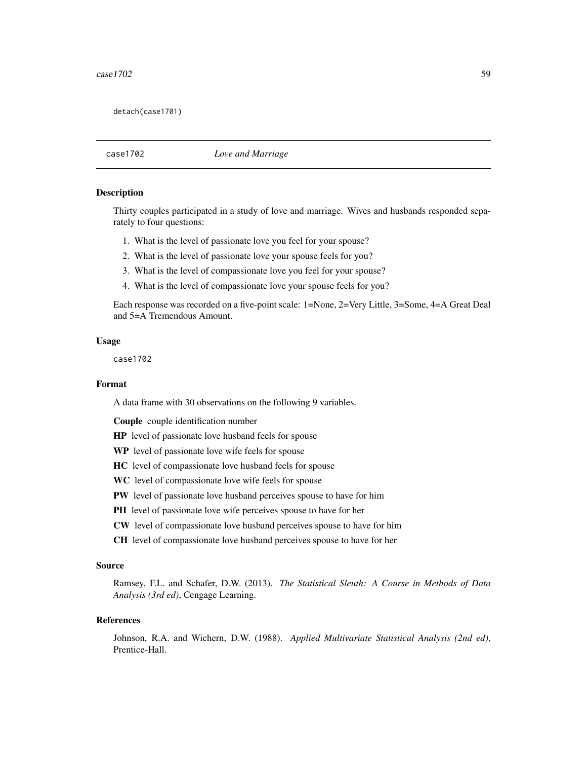```
detach(case1701)
```

---

## case1702 *Love and Marriage*

### Description

Thirty couples participated in a study of love and marriage. Wives and husbands responded separately to four questions:

1. What is the level of passionate love you feel for your spouse?
2. What is the level of passionate love your spouse feels for you?
3. What is the level of compassionate love you feel for your spouse?
4. What is the level of compassionate love your spouse feels for you?

Each response was recorded on a five-point scale: 1=None, 2=Very Little, 3=Some, 4=A Great Deal and 5=A Tremendous Amount.

### Usage

```
case1702
```

### Format

A data frame with 30 observations on the following 9 variables.

**Couple** couple identification number

**HP** level of passionate love husband feels for spouse

**WP** level of passionate love wife feels for spouse

**HC** level of compassionate love husband feels for spouse

**WC** level of compassionate love wife feels for spouse

**PW** level of passionate love husband perceives spouse to have for him

**PH** level of passionate love wife perceives spouse to have for her

**CW** level of compassionate love husband perceives spouse to have for him

**CH** level of compassionate love husband perceives spouse to have for her

### Source

Ramsey, F.L. and Schafer, D.W. (2013). *The Statistical Sleuth: A Course in Methods of Data Analysis (3rd ed)*, Cengage Learning.

### References

Johnson, R.A. and Wichern, D.W. (1988). *Applied Multivariate Statistical Analysis (2nd ed)*, Prentice-Hall.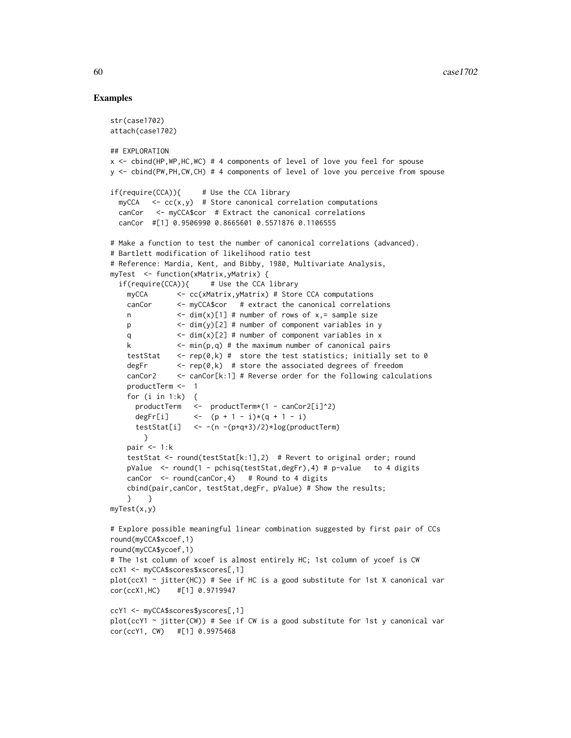## Examples

```
str(case1702)
attach(case1702)

## EXPLORATION
x <- cbind(HP,WP,HC,WC) # 4 components of level of love you feel for spouse
y <- cbind(PW,PH,CW,CH) # 4 components of level of love you perceive from spouse

if(require(CCA)){     # Use the CCA library
  myCCA   <- cc(x,y)  # Store canonical correlation computations
  canCor   <- myCCA$cor  # Extract the canonical correlations
  canCor  #[1] 0.9506990 0.8665601 0.5571876 0.1106555

# Make a function to test the number of canonical correlations (advanced).
# Bartlett modification of likelihood ratio test
# Reference: Mardia, Kent, and Bibby, 1980, Multivariate Analysis,
myTest  <- function(xMatrix,yMatrix) {
  if(require(CCA)){     # Use the CCA library
    myCCA       <- cc(xMatrix,yMatrix) # Store CCA computations
    canCor      <- myCCA$cor   # extract the canonical correlations
    n           <- dim(x)[1] # number of rows of x,= sample size
    p           <- dim(y)[2] # number of component variables in y
    q           <- dim(x)[2] # number of component variables in x
    k           <- min(p,q) # the maximum number of canonical pairs
    testStat    <- rep(0,k) #  store the test statistics; initially set to 0
    degFr       <- rep(0,k)  # store the associated degrees of freedom
    canCor2     <- canCor[k:1] # Reverse order for the following calculations
    productTerm <-  1
    for (i in 1:k)  {
      productTerm   <-  productTerm*(1 - canCor2[i]^2)
      degFr[i]      <-  (p + 1 - i)*(q + 1 - i)
      testStat[i]   <- -(n -(p+q+3)/2)*log(productTerm)
        }
    pair <- 1:k
    testStat <- round(testStat[k:1],2)  # Revert to original order; round
    pValue  <- round(1 - pchisq(testStat,degFr),4) # p-value   to 4 digits
    canCor  <- round(canCor,4)   # Round to 4 digits
    cbind(pair,canCor, testStat,degFr, pValue) # Show the results;
    }    }
myTest(x,y)

# Explore possible meaningful linear combination suggested by first pair of CCs
round(myCCA$xcoef,1)
round(myCCA$ycoef,1)
# The 1st column of xcoef is almost entirely HC; 1st column of ycoef is CW
ccX1 <- myCCA$scores$xscores[,1]
plot(ccX1 ~ jitter(HC)) # See if HC is a good substitute for 1st X canonical var
cor(ccX1,HC)    #[1] 0.9719947

ccY1 <- myCCA$scores$yscores[,1]
plot(ccY1 ~ jitter(CW)) # See if CW is a good substitute for 1st y canonical var
cor(ccY1, CW)   #[1] 0.9975468
```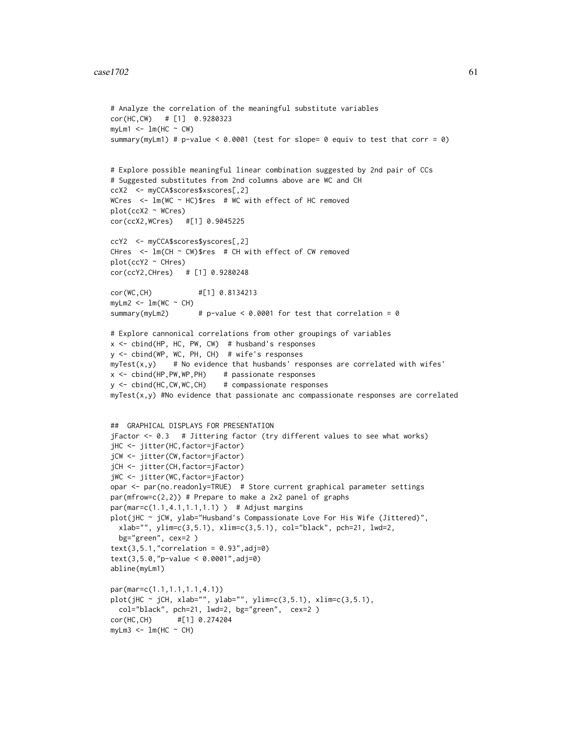```
# Analyze the correlation of the meaningful substitute variables
cor(HC,CW)   # [1]  0.9280323
myLm1 <- lm(HC ~ CW)
summary(myLm1) # p-value < 0.0001 (test for slope= 0 equiv to test that corr = 0)


# Explore possible meaningful linear combination suggested by 2nd pair of CCs
# Suggested substitutes from 2nd columns above are WC and CH
ccX2  <- myCCA$scores$xscores[,2]
WCres  <- lm(WC ~ HC)$res  # WC with effect of HC removed
plot(ccX2 ~ WCres)
cor(ccX2,WCres)   #[1] 0.9045225

ccY2  <- myCCA$scores$yscores[,2]
CHres  <- lm(CH ~ CW)$res  # CH with effect of CW removed
plot(ccY2 ~ CHres)
cor(ccY2,CHres)   # [1] 0.9280248

cor(WC,CH)           #[1] 0.8134213
myLm2 <- lm(WC ~ CH)
summary(myLm2)       # p-value < 0.0001 for test that correlation = 0

# Explore cannonical correlations from other groupings of variables
x <- cbind(HP, HC, PW, CW)  # husband's responses
y <- cbind(WP, WC, PH, CH)  # wife's responses
myTest(x,y)    # No evidence that husbands' responses are correlated with wifes'
x <- cbind(HP,PW,WP,PH)    # passionate responses
y <- cbind(HC,CW,WC,CH)    # compassionate responses
myTest(x,y) #No evidence that passionate anc compassionate responses are correlated


##  GRAPHICAL DISPLAYS FOR PRESENTATION
jFactor <- 0.3   # Jittering factor (try different values to see what works)
jHC <- jitter(HC,factor=jFactor)
jCW <- jitter(CW,factor=jFactor)
jCH <- jitter(CH,factor=jFactor)
jWC <- jitter(WC,factor=jFactor)
opar <- par(no.readonly=TRUE)  # Store current graphical parameter settings
par(mfrow=c(2,2)) # Prepare to make a 2x2 panel of graphs
par(mar=c(1.1,4.1,1.1,1.1) )  # Adjust margins
plot(jHC ~ jCW, ylab="Husband's Compassionate Love For His Wife (Jittered)",
  xlab="", ylim=c(3,5.1), xlim=c(3,5.1), col="black", pch=21, lwd=2,
  bg="green", cex=2 )
text(3,5.1,"correlation = 0.93",adj=0)
text(3,5.0,"p-value < 0.0001",adj=0)
abline(myLm1)

par(mar=c(1.1,1.1,1.1,4.1))
plot(jHC ~ jCH, xlab="", ylab="", ylim=c(3,5.1), xlim=c(3,5.1),
  col="black", pch=21, lwd=2, bg="green",  cex=2 )
cor(HC,CH)      #[1] 0.274204
myLm3 <- lm(HC ~ CH)
```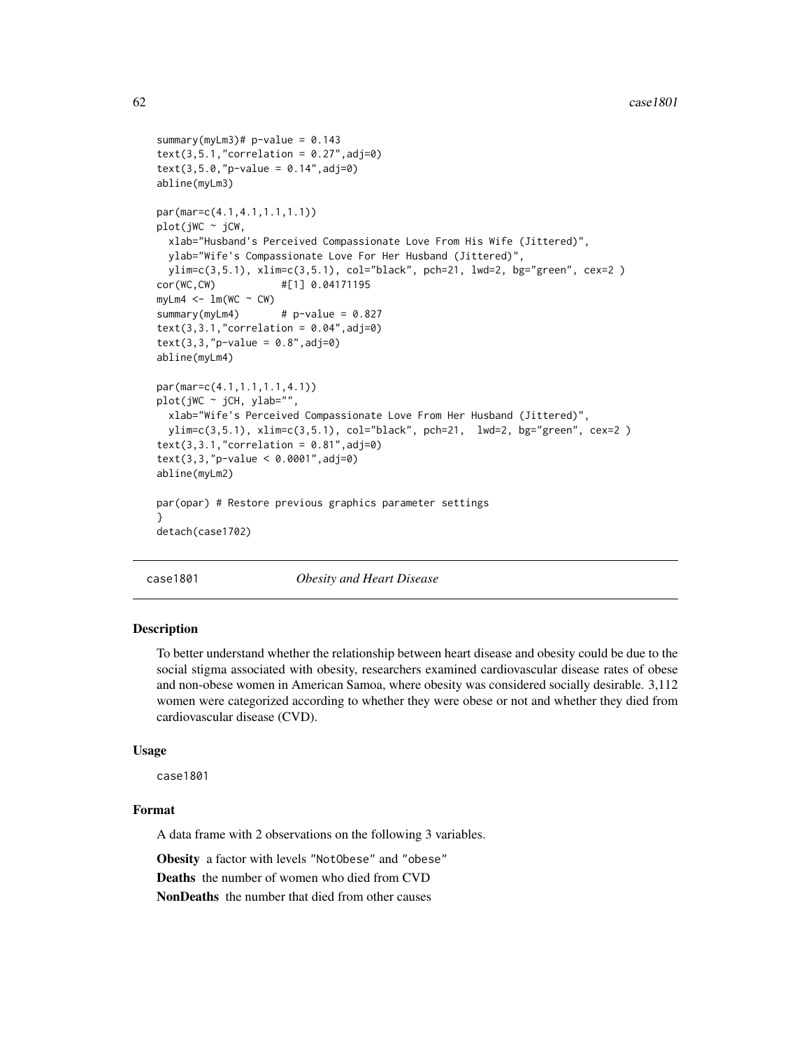```
summary(myLm3)# p-value = 0.143
text(3,5.1,"correlation = 0.27",adj=0)
text(3,5.0,"p-value = 0.14",adj=0)
abline(myLm3)

par(mar=c(4.1,4.1,1.1,1.1))
plot(jWC ~ jCW,
  xlab="Husband's Perceived Compassionate Love From His Wife (Jittered)",
  ylab="Wife's Compassionate Love For Her Husband (Jittered)",
  ylim=c(3,5.1), xlim=c(3,5.1), col="black", pch=21, lwd=2, bg="green", cex=2 )
cor(WC,CW)          #[1] 0.04171195
myLm4 <- lm(WC ~ CW)
summary(myLm4)      # p-value = 0.827
text(3,3.1,"correlation = 0.04",adj=0)
text(3,3,"p-value = 0.8",adj=0)
abline(myLm4)

par(mar=c(4.1,1.1,1.1,4.1))
plot(jWC ~ jCH, ylab="",
  xlab="Wife's Perceived Compassionate Love From Her Husband (Jittered)",
  ylim=c(3,5.1), xlim=c(3,5.1), col="black", pch=21,  lwd=2, bg="green", cex=2 )
text(3,3.1,"correlation = 0.81",adj=0)
text(3,3,"p-value < 0.0001",adj=0)
abline(myLm2)

par(opar) # Restore previous graphics parameter settings
}
detach(case1702)
```

---

## case1801 — *Obesity and Heart Disease*

### Description

To better understand whether the relationship between heart disease and obesity could be due to the social stigma associated with obesity, researchers examined cardiovascular disease rates of obese and non-obese women in American Samoa, where obesity was considered socially desirable. 3,112 women were categorized according to whether they were obese or not and whether they died from cardiovascular disease (CVD).

### Usage

```
case1801
```

### Format

A data frame with 2 observations on the following 3 variables.

**Obesity** a factor with levels "NotObese" and "obese"

**Deaths** the number of women who died from CVD

**NonDeaths** the number that died from other causes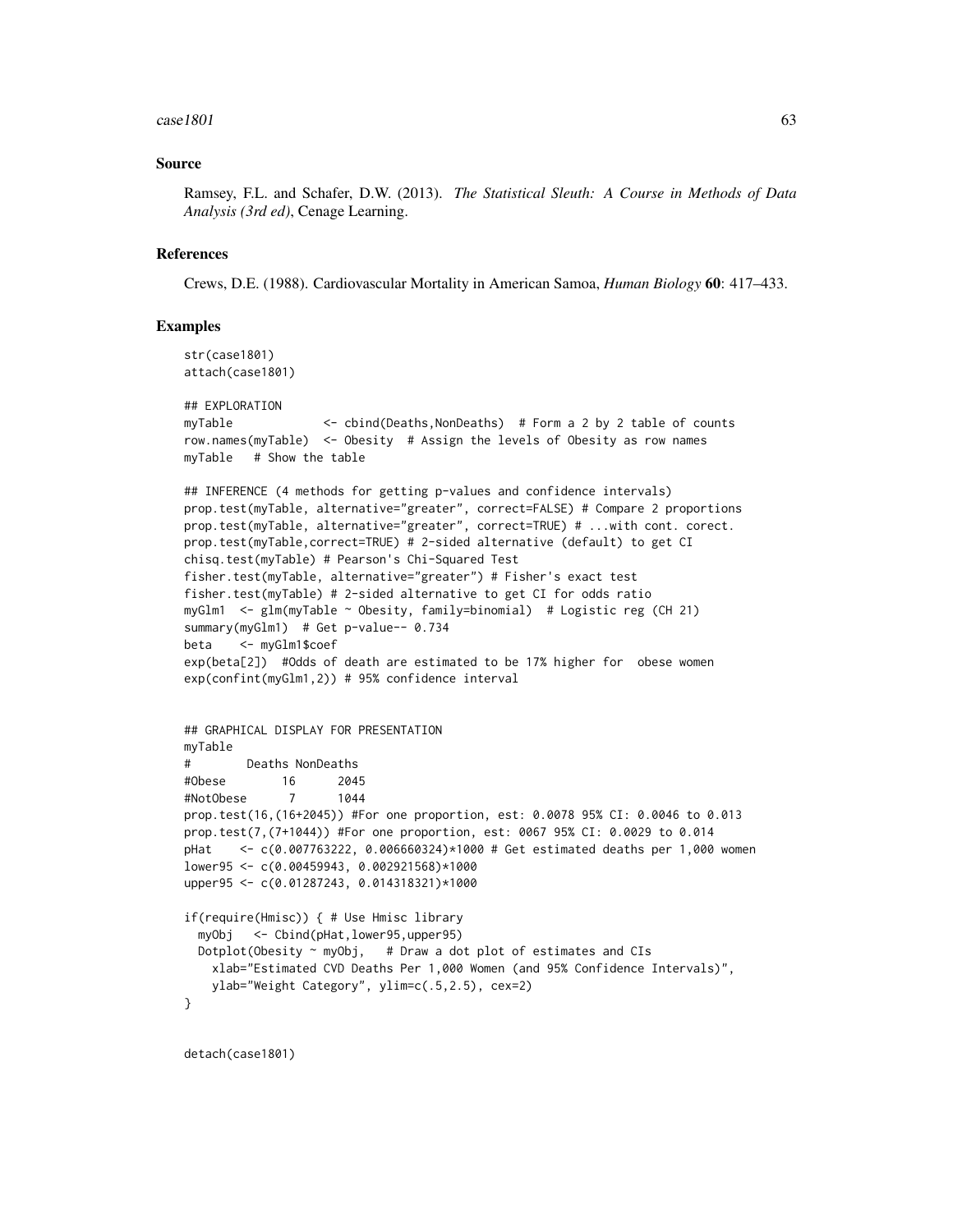### Source

Ramsey, F.L. and Schafer, D.W. (2013). *The Statistical Sleuth: A Course in Methods of Data Analysis (3rd ed)*, Cenage Learning.

### References

Crews, D.E. (1988). Cardiovascular Mortality in American Samoa, *Human Biology* **60**: 417–433.

### Examples

```
str(case1801)
attach(case1801)

## EXPLORATION
myTable            <- cbind(Deaths,NonDeaths)  # Form a 2 by 2 table of counts
row.names(myTable)  <- Obesity  # Assign the levels of Obesity as row names
myTable   # Show the table

## INFERENCE (4 methods for getting p-values and confidence intervals)
prop.test(myTable, alternative="greater", correct=FALSE) # Compare 2 proportions
prop.test(myTable, alternative="greater", correct=TRUE) # ...with cont. corect.
prop.test(myTable,correct=TRUE) # 2-sided alternative (default) to get CI
chisq.test(myTable) # Pearson's Chi-Squared Test
fisher.test(myTable, alternative="greater") # Fisher's exact test
fisher.test(myTable) # 2-sided alternative to get CI for odds ratio
myGlm1  <- glm(myTable ~ Obesity, family=binomial)  # Logistic reg (CH 21)
summary(myGlm1)  # Get p-value-- 0.734
beta    <- myGlm1$coef
exp(beta[2])  #Odds of death are estimated to be 17% higher for  obese women
exp(confint(myGlm1,2)) # 95% confidence interval


## GRAPHICAL DISPLAY FOR PRESENTATION
myTable
#        Deaths NonDeaths
#Obese        16      2045
#NotObese      7      1044
prop.test(16,(16+2045)) #For one proportion, est: 0.0078 95% CI: 0.0046 to 0.013
prop.test(7,(7+1044)) #For one proportion, est: 0067 95% CI: 0.0029 to 0.014
pHat    <- c(0.007763222, 0.006660324)*1000 # Get estimated deaths per 1,000 women
lower95 <- c(0.00459943, 0.002921568)*1000
upper95 <- c(0.01287243, 0.014318321)*1000

if(require(Hmisc)) { # Use Hmisc library
  myObj   <- Cbind(pHat,lower95,upper95)
  Dotplot(Obesity ~ myObj,   # Draw a dot plot of estimates and CIs
    xlab="Estimated CVD Deaths Per 1,000 Women (and 95% Confidence Intervals)",
    ylab="Weight Category", ylim=c(.5,2.5), cex=2)
}


detach(case1801)
```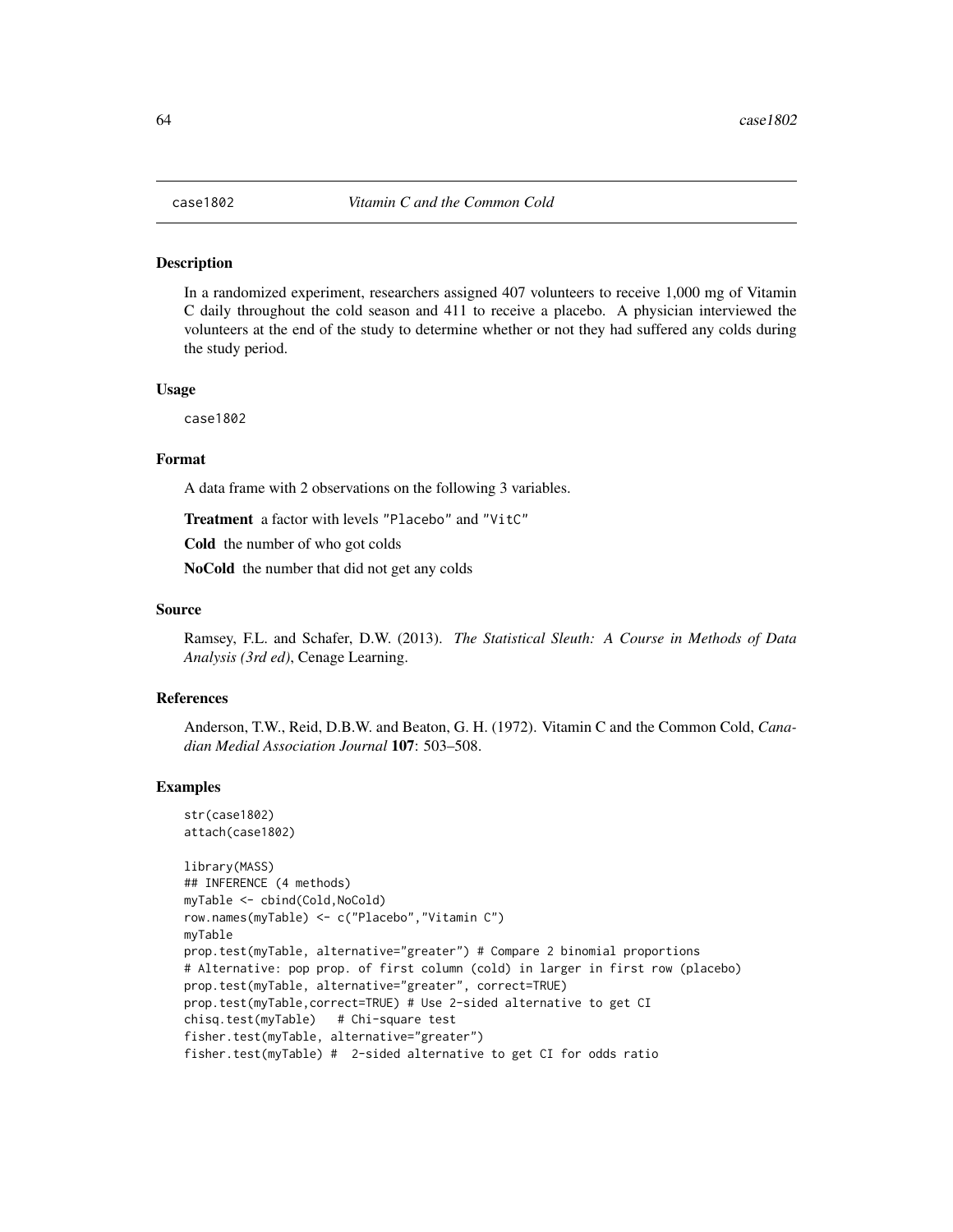# case1802 *Vitamin C and the Common Cold*

## Description

In a randomized experiment, researchers assigned 407 volunteers to receive 1,000 mg of Vitamin C daily throughout the cold season and 411 to receive a placebo. A physician interviewed the volunteers at the end of the study to determine whether or not they had suffered any colds during the study period.

## Usage

```
case1802
```

## Format

A data frame with 2 observations on the following 3 variables.

**Treatment** a factor with levels "Placebo" and "VitC"

**Cold** the number of who got colds

**NoCold** the number that did not get any colds

## Source

Ramsey, F.L. and Schafer, D.W. (2013). *The Statistical Sleuth: A Course in Methods of Data Analysis (3rd ed)*, Cenage Learning.

## References

Anderson, T.W., Reid, D.B.W. and Beaton, G. H. (1972). Vitamin C and the Common Cold, *Canadian Medial Association Journal* **107**: 503–508.

## Examples

```
str(case1802)
attach(case1802)

library(MASS)
## INFERENCE (4 methods)
myTable <- cbind(Cold,NoCold)
row.names(myTable) <- c("Placebo","Vitamin C")
myTable
prop.test(myTable, alternative="greater") # Compare 2 binomial proportions
# Alternative: pop prop. of first column (cold) in larger in first row (placebo)
prop.test(myTable, alternative="greater", correct=TRUE)
prop.test(myTable,correct=TRUE) # Use 2-sided alternative to get CI
chisq.test(myTable)   # Chi-square test
fisher.test(myTable, alternative="greater")
fisher.test(myTable) #  2-sided alternative to get CI for odds ratio
```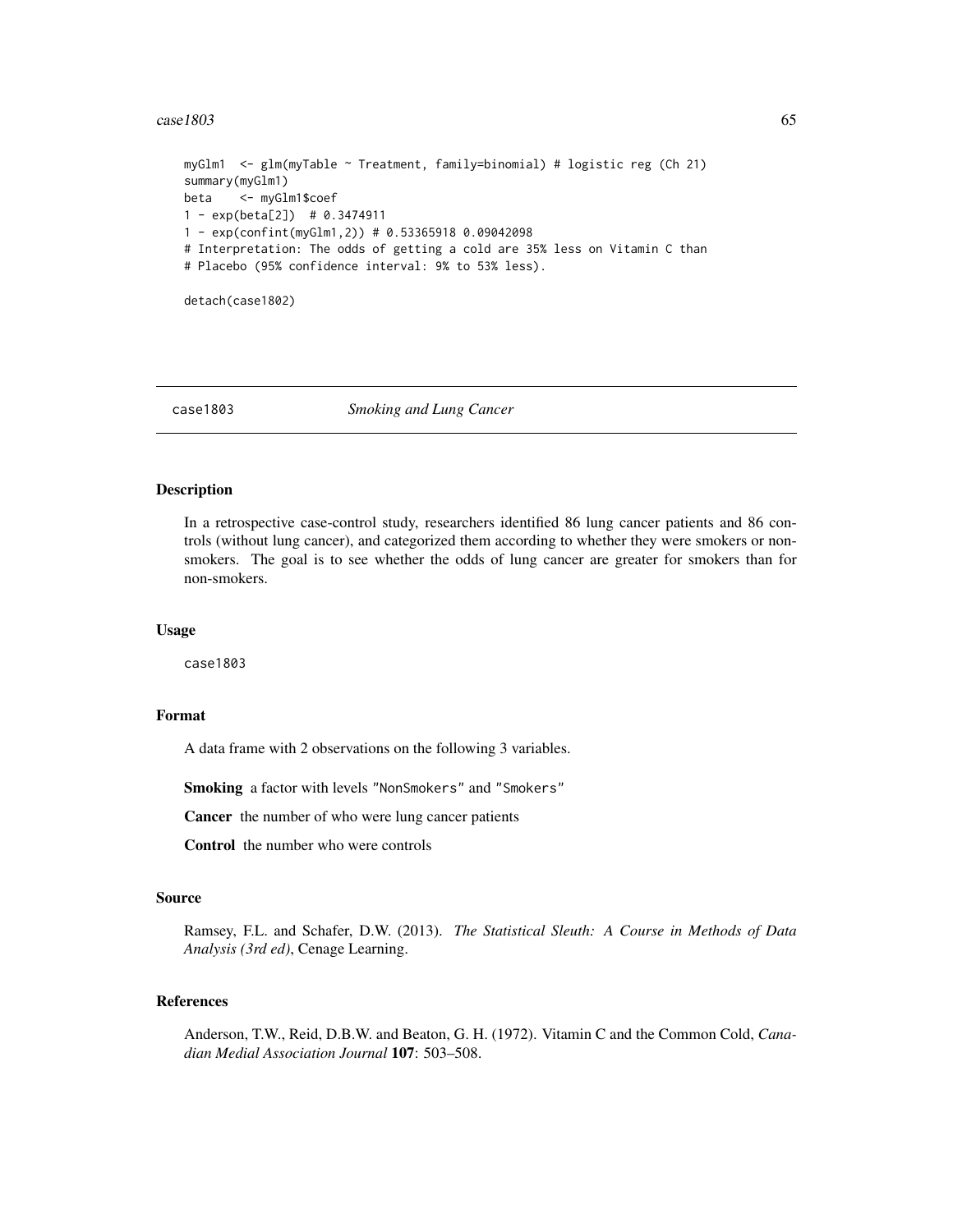```
myGlm1  <- glm(myTable ~ Treatment, family=binomial) # logistic reg (Ch 21)
summary(myGlm1)
beta    <- myGlm1$coef
1 - exp(beta[2])  # 0.3474911
1 - exp(confint(myGlm1,2)) # 0.53365918 0.09042098
# Interpretation: The odds of getting a cold are 35% less on Vitamin C than
# Placebo (95% confidence interval: 9% to 53% less).

detach(case1802)
```

---

## case1803 *Smoking and Lung Cancer*

---

### Description

In a retrospective case-control study, researchers identified 86 lung cancer patients and 86 controls (without lung cancer), and categorized them according to whether they were smokers or non-smokers. The goal is to see whether the odds of lung cancer are greater for smokers than for non-smokers.

### Usage

```
case1803
```

### Format

A data frame with 2 observations on the following 3 variables.

**Smoking** a factor with levels "NonSmokers" and "Smokers"

**Cancer** the number of who were lung cancer patients

**Control** the number who were controls

### Source

Ramsey, F.L. and Schafer, D.W. (2013). *The Statistical Sleuth: A Course in Methods of Data Analysis (3rd ed)*, Cenage Learning.

### References

Anderson, T.W., Reid, D.B.W. and Beaton, G. H. (1972). Vitamin C and the Common Cold, *Canadian Medial Association Journal* **107**: 503–508.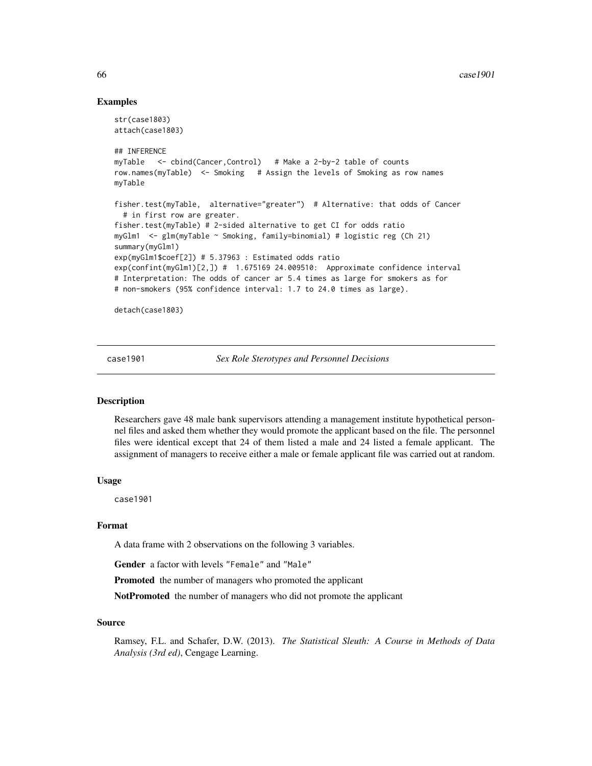## Examples

```
str(case1803)
attach(case1803)

## INFERENCE
myTable   <- cbind(Cancer,Control)   # Make a 2-by-2 table of counts
row.names(myTable)  <- Smoking   # Assign the levels of Smoking as row names
myTable

fisher.test(myTable,  alternative="greater")  # Alternative: that odds of Cancer
  # in first row are greater.
fisher.test(myTable) # 2-sided alternative to get CI for odds ratio
myGlm1  <- glm(myTable ~ Smoking, family=binomial) # logistic reg (Ch 21)
summary(myGlm1)
exp(myGlm1$coef[2]) # 5.37963 : Estimated odds ratio
exp(confint(myGlm1)[2,]) #  1.675169 24.009510:  Approximate confidence interval
# Interpretation: The odds of cancer ar 5.4 times as large for smokers as for
# non-smokers (95% confidence interval: 1.7 to 24.0 times as large).

detach(case1803)
```

---

# case1901 *Sex Role Sterotypes and Personnel Decisions*

## Description

Researchers gave 48 male bank supervisors attending a management institute hypothetical personnel files and asked them whether they would promote the applicant based on the file. The personnel files were identical except that 24 of them listed a male and 24 listed a female applicant. The assignment of managers to receive either a male or female applicant file was carried out at random.

## Usage

```
case1901
```

## Format

A data frame with 2 observations on the following 3 variables.

**Gender** a factor with levels "Female" and "Male"

**Promoted** the number of managers who promoted the applicant

**NotPromoted** the number of managers who did not promote the applicant

## Source

Ramsey, F.L. and Schafer, D.W. (2013). *The Statistical Sleuth: A Course in Methods of Data Analysis (3rd ed)*, Cengage Learning.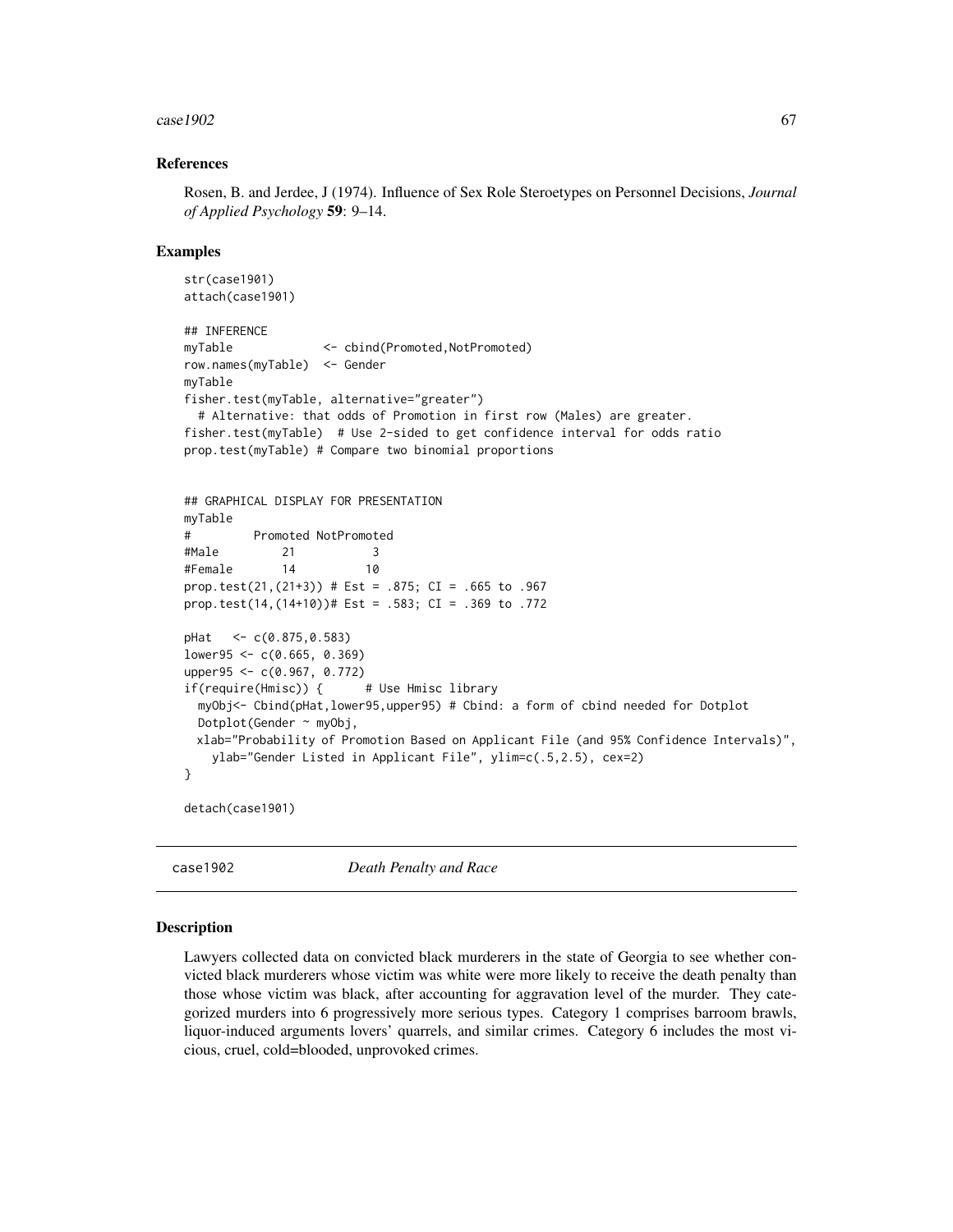### References

Rosen, B. and Jerdee, J (1974). Influence of Sex Role Steroetypes on Personnel Decisions, *Journal of Applied Psychology* **59**: 9–14.

### Examples

```
str(case1901)
attach(case1901)

## INFERENCE
myTable             <- cbind(Promoted,NotPromoted)
row.names(myTable)  <- Gender
myTable
fisher.test(myTable, alternative="greater")
  # Alternative: that odds of Promotion in first row (Males) are greater.
fisher.test(myTable)  # Use 2-sided to get confidence interval for odds ratio
prop.test(myTable) # Compare two binomial proportions


## GRAPHICAL DISPLAY FOR PRESENTATION
myTable
#        Promoted NotPromoted
#Male         21           3
#Female       14          10
prop.test(21,(21+3)) # Est = .875; CI = .665 to .967
prop.test(14,(14+10))# Est = .583; CI = .369 to .772

pHat   <- c(0.875,0.583)
lower95 <- c(0.665, 0.369)
upper95 <- c(0.967, 0.772)
if(require(Hmisc)) {      # Use Hmisc library
  myObj<- Cbind(pHat,lower95,upper95) # Cbind: a form of cbind needed for Dotplot
  Dotplot(Gender ~ myObj,
  xlab="Probability of Promotion Based on Applicant File (and 95% Confidence Intervals)",
    ylab="Gender Listed in Applicant File", ylim=c(.5,2.5), cex=2)
}

detach(case1901)
```

---

## case1902 *Death Penalty and Race*

### Description

Lawyers collected data on convicted black murderers in the state of Georgia to see whether convicted black murderers whose victim was white were more likely to receive the death penalty than those whose victim was black, after accounting for aggravation level of the murder. They categorized murders into 6 progressively more serious types. Category 1 comprises barroom brawls, liquor-induced arguments lovers' quarrels, and similar crimes. Category 6 includes the most vicious, cruel, cold=blooded, unprovoked crimes.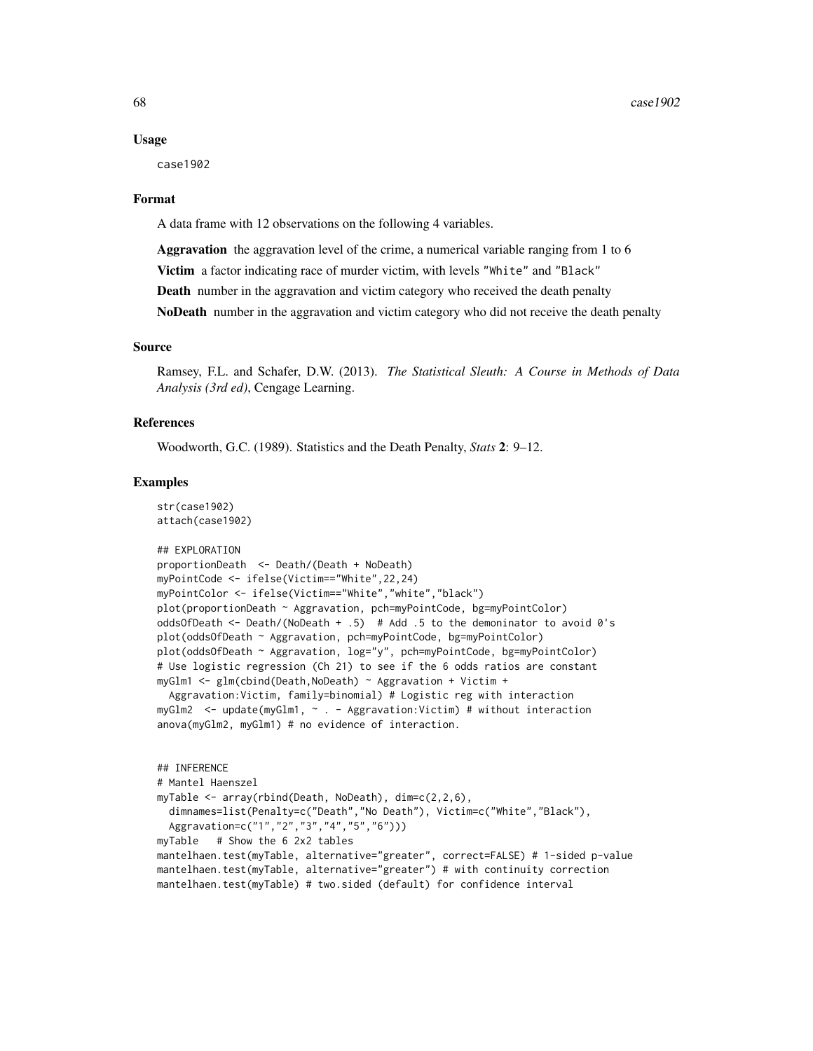### Usage

```
case1902
```

### Format

A data frame with 12 observations on the following 4 variables.

**Aggravation** the aggravation level of the crime, a numerical variable ranging from 1 to 6

**Victim** a factor indicating race of murder victim, with levels "White" and "Black"

**Death** number in the aggravation and victim category who received the death penalty

**NoDeath** number in the aggravation and victim category who did not receive the death penalty

### Source

Ramsey, F.L. and Schafer, D.W. (2013). *The Statistical Sleuth: A Course in Methods of Data Analysis (3rd ed)*, Cengage Learning.

### References

Woodworth, G.C. (1989). Statistics and the Death Penalty, *Stats* **2**: 9–12.

### Examples

```
str(case1902)
attach(case1902)

## EXPLORATION
proportionDeath  <- Death/(Death + NoDeath)
myPointCode <- ifelse(Victim=="White",22,24)
myPointColor <- ifelse(Victim=="White","white","black")
plot(proportionDeath ~ Aggravation, pch=myPointCode, bg=myPointColor)
oddsOfDeath <- Death/(NoDeath + .5)  # Add .5 to the demoninator to avoid 0's
plot(oddsOfDeath ~ Aggravation, pch=myPointCode, bg=myPointColor)
plot(oddsOfDeath ~ Aggravation, log="y", pch=myPointCode, bg=myPointColor)
# Use logistic regression (Ch 21) to see if the 6 odds ratios are constant
myGlm1 <- glm(cbind(Death,NoDeath) ~ Aggravation + Victim +
  Aggravation:Victim, family=binomial) # Logistic reg with interaction
myGlm2  <- update(myGlm1, ~ . - Aggravation:Victim) # without interaction
anova(myGlm2, myGlm1) # no evidence of interaction.


## INFERENCE
# Mantel Haenszel
myTable <- array(rbind(Death, NoDeath), dim=c(2,2,6),
  dimnames=list(Penalty=c("Death","No Death"), Victim=c("White","Black"),
  Aggravation=c("1","2","3","4","5","6")))
myTable   # Show the 6 2x2 tables
mantelhaen.test(myTable, alternative="greater", correct=FALSE) # 1-sided p-value
mantelhaen.test(myTable, alternative="greater") # with continuity correction
mantelhaen.test(myTable) # two.sided (default) for confidence interval
```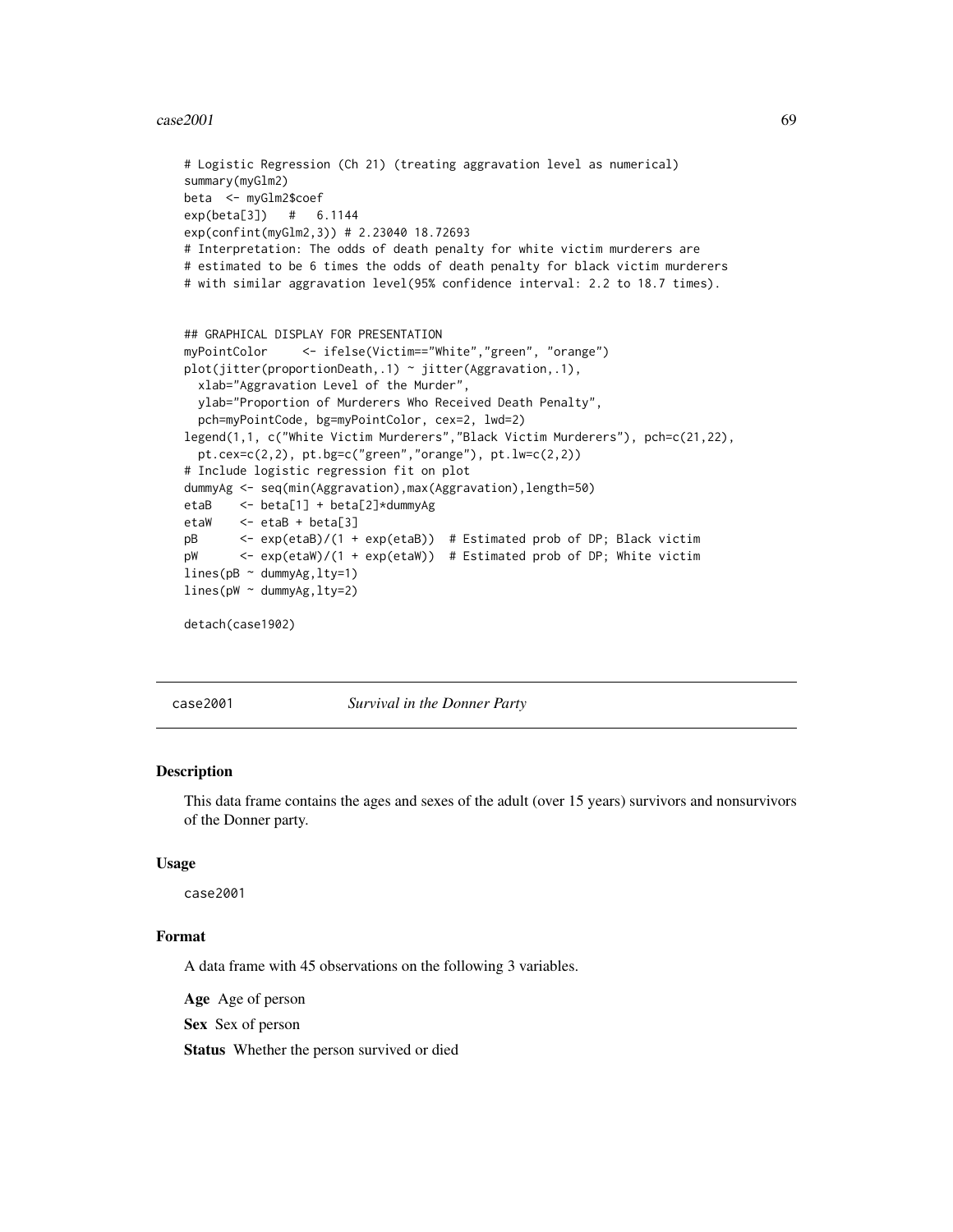```
# Logistic Regression (Ch 21) (treating aggravation level as numerical)
summary(myGlm2)
beta  <- myGlm2$coef
exp(beta[3])   #   6.1144
exp(confint(myGlm2,3)) # 2.23040 18.72693
# Interpretation: The odds of death penalty for white victim murderers are
# estimated to be 6 times the odds of death penalty for black victim murderers
# with similar aggravation level(95% confidence interval: 2.2 to 18.7 times).


## GRAPHICAL DISPLAY FOR PRESENTATION
myPointColor     <- ifelse(Victim=="White","green", "orange")
plot(jitter(proportionDeath,.1) ~ jitter(Aggravation,.1),
  xlab="Aggravation Level of the Murder",
  ylab="Proportion of Murderers Who Received Death Penalty",
  pch=myPointCode, bg=myPointColor, cex=2, lwd=2)
legend(1,1, c("White Victim Murderers","Black Victim Murderers"), pch=c(21,22),
  pt.cex=c(2,2), pt.bg=c("green","orange"), pt.lw=c(2,2))
# Include logistic regression fit on plot
dummyAg <- seq(min(Aggravation),max(Aggravation),length=50)
etaB    <- beta[1] + beta[2]*dummyAg
etaW    <- etaB + beta[3]
pB      <- exp(etaB)/(1 + exp(etaB))  # Estimated prob of DP; Black victim
pW      <- exp(etaW)/(1 + exp(etaW))  # Estimated prob of DP; White victim
lines(pB ~ dummyAg,lty=1)
lines(pW ~ dummyAg,lty=2)

detach(case1902)
```

---

## case2001 *Survival in the Donner Party*

### Description

This data frame contains the ages and sexes of the adult (over 15 years) survivors and nonsurvivors of the Donner party.

### Usage

```
case2001
```

### Format

A data frame with 45 observations on the following 3 variables.

**Age** Age of person

**Sex** Sex of person

**Status** Whether the person survived or died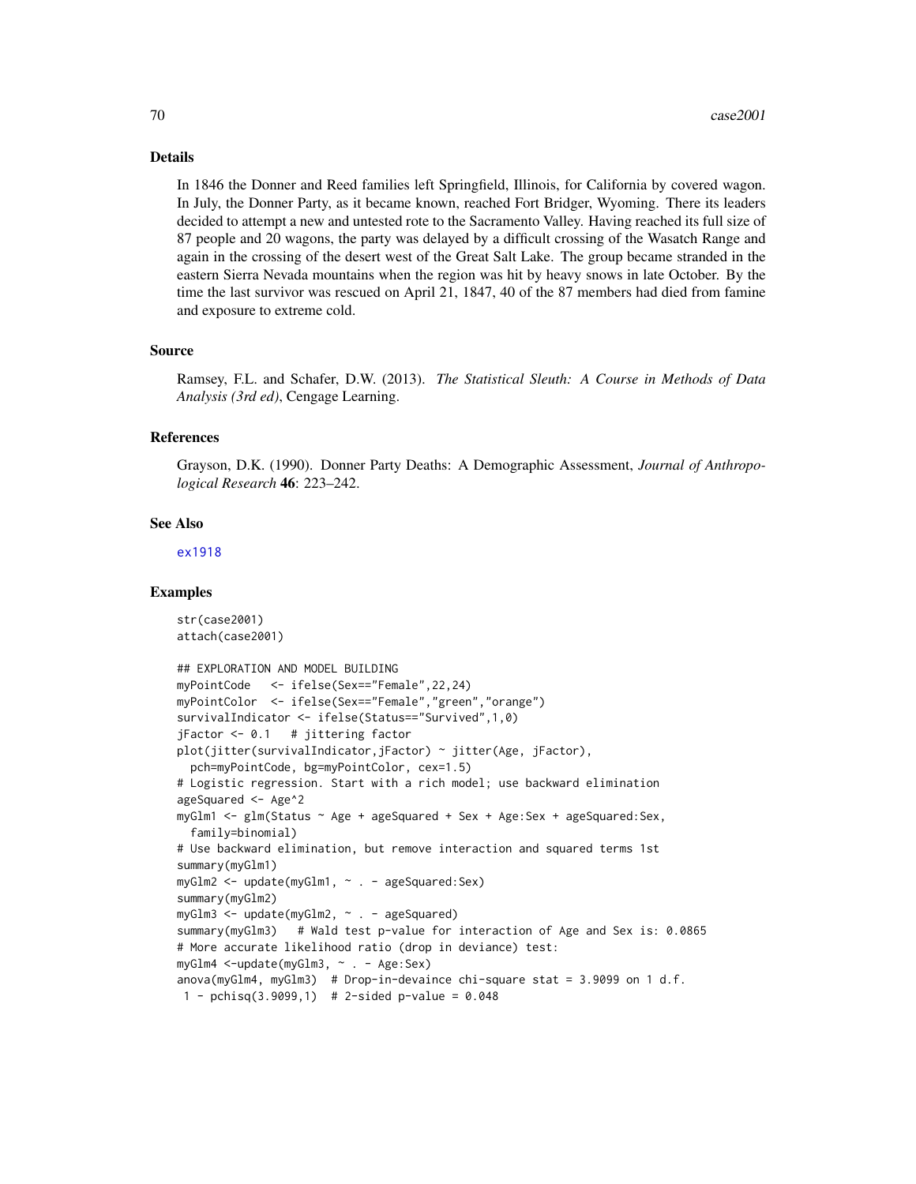## Details

In 1846 the Donner and Reed families left Springfield, Illinois, for California by covered wagon. In July, the Donner Party, as it became known, reached Fort Bridger, Wyoming. There its leaders decided to attempt a new and untested rote to the Sacramento Valley. Having reached its full size of 87 people and 20 wagons, the party was delayed by a difficult crossing of the Wasatch Range and again in the crossing of the desert west of the Great Salt Lake. The group became stranded in the eastern Sierra Nevada mountains when the region was hit by heavy snows in late October. By the time the last survivor was rescued on April 21, 1847, 40 of the 87 members had died from famine and exposure to extreme cold.

## Source

Ramsey, F.L. and Schafer, D.W. (2013). *The Statistical Sleuth: A Course in Methods of Data Analysis (3rd ed)*, Cengage Learning.

## References

Grayson, D.K. (1990). Donner Party Deaths: A Demographic Assessment, *Journal of Anthropological Research* **46**: 223–242.

## See Also

ex1918

## Examples

```
str(case2001)
attach(case2001)

## EXPLORATION AND MODEL BUILDING
myPointCode   <- ifelse(Sex=="Female",22,24)
myPointColor  <- ifelse(Sex=="Female","green","orange")
survivalIndicator <- ifelse(Status=="Survived",1,0)
jFactor <- 0.1   # jittering factor
plot(jitter(survivalIndicator,jFactor) ~ jitter(Age, jFactor),
  pch=myPointCode, bg=myPointColor, cex=1.5)
# Logistic regression. Start with a rich model; use backward elimination
ageSquared <- Age^2
myGlm1 <- glm(Status ~ Age + ageSquared + Sex + Age:Sex + ageSquared:Sex,
  family=binomial)
# Use backward elimination, but remove interaction and squared terms 1st
summary(myGlm1)
myGlm2 <- update(myGlm1, ~ . - ageSquared:Sex)
summary(myGlm2)
myGlm3 <- update(myGlm2, ~ . - ageSquared)
summary(myGlm3)   # Wald test p-value for interaction of Age and Sex is: 0.0865
# More accurate likelihood ratio (drop in deviance) test:
myGlm4 <-update(myGlm3, ~ . - Age:Sex)
anova(myGlm4, myGlm3)  # Drop-in-devaince chi-square stat = 3.9099 on 1 d.f.
 1 - pchisq(3.9099,1)  # 2-sided p-value = 0.048
```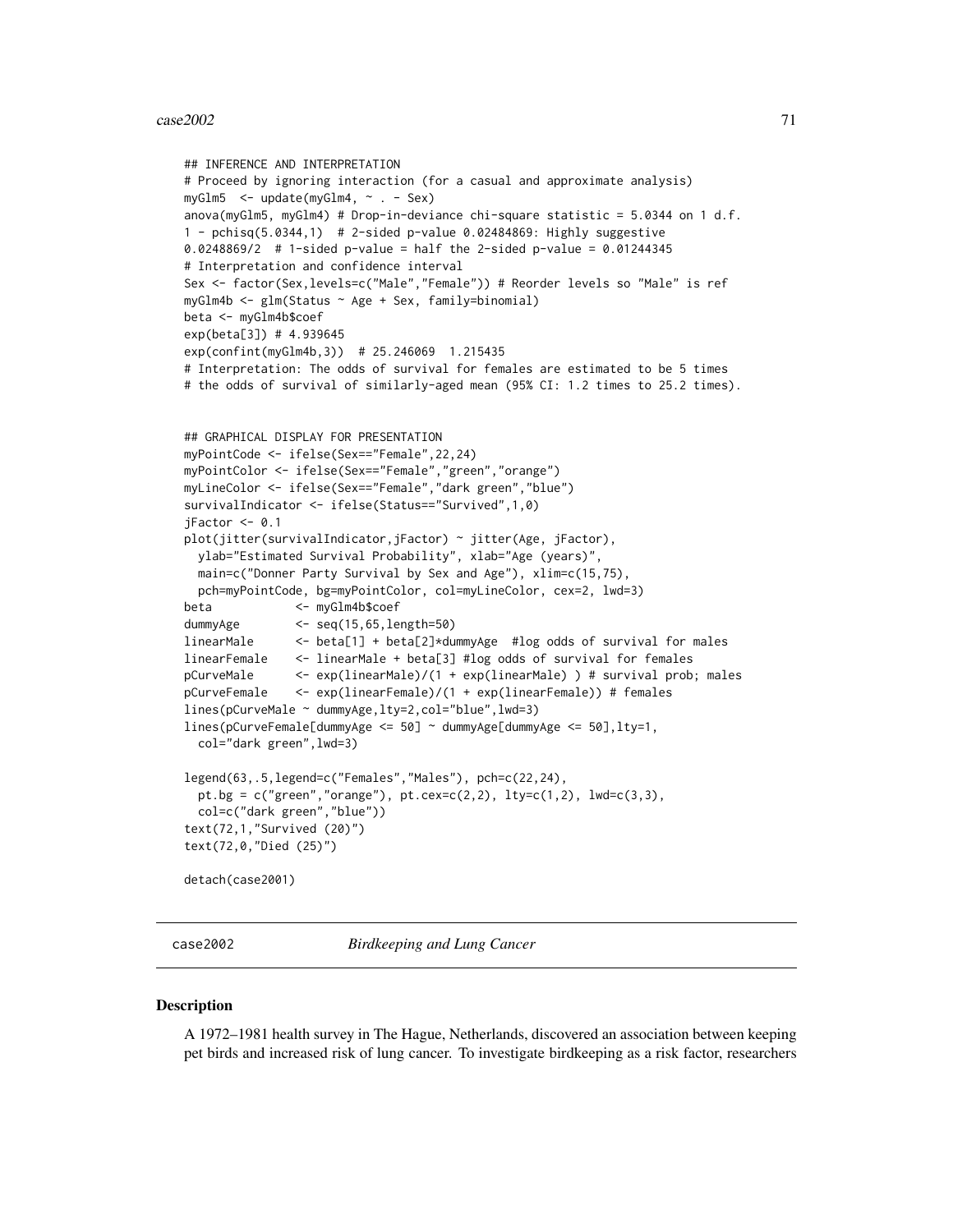```
## INFERENCE AND INTERPRETATION
# Proceed by ignoring interaction (for a casual and approximate analysis)
myGlm5  <- update(myGlm4, ~ . - Sex)
anova(myGlm5, myGlm4) # Drop-in-deviance chi-square statistic = 5.0344 on 1 d.f.
1 - pchisq(5.0344,1)  # 2-sided p-value 0.02484869: Highly suggestive
0.0248869/2  # 1-sided p-value = half the 2-sided p-value = 0.01244345
# Interpretation and confidence interval
Sex <- factor(Sex,levels=c("Male","Female")) # Reorder levels so "Male" is ref
myGlm4b <- glm(Status ~ Age + Sex, family=binomial)
beta <- myGlm4b$coef
exp(beta[3]) # 4.939645
exp(confint(myGlm4b,3))  # 25.246069  1.215435
# Interpretation: The odds of survival for females are estimated to be 5 times
# the odds of survival of similarly-aged mean (95% CI: 1.2 times to 25.2 times).


## GRAPHICAL DISPLAY FOR PRESENTATION
myPointCode <- ifelse(Sex=="Female",22,24)
myPointColor <- ifelse(Sex=="Female","green","orange")
myLineColor <- ifelse(Sex=="Female","dark green","blue")
survivalIndicator <- ifelse(Status=="Survived",1,0)
jFactor <- 0.1
plot(jitter(survivalIndicator,jFactor) ~ jitter(Age, jFactor),
  ylab="Estimated Survival Probability", xlab="Age (years)",
  main=c("Donner Party Survival by Sex and Age"), xlim=c(15,75),
  pch=myPointCode, bg=myPointColor, col=myLineColor, cex=2, lwd=3)
beta            <- myGlm4b$coef
dummyAge        <- seq(15,65,length=50)
linearMale      <- beta[1] + beta[2]*dummyAge  #log odds of survival for males
linearFemale    <- linearMale + beta[3] #log odds of survival for females
pCurveMale      <- exp(linearMale)/(1 + exp(linearMale) ) # survival prob; males
pCurveFemale    <- exp(linearFemale)/(1 + exp(linearFemale)) # females
lines(pCurveMale ~ dummyAge,lty=2,col="blue",lwd=3)
lines(pCurveFemale[dummyAge <= 50] ~ dummyAge[dummyAge <= 50],lty=1,
  col="dark green",lwd=3)

legend(63,.5,legend=c("Females","Males"), pch=c(22,24),
  pt.bg = c("green","orange"), pt.cex=c(2,2), lty=c(1,2), lwd=c(3,3),
  col=c("dark green","blue"))
text(72,1,"Survived (20)")
text(72,0,"Died (25)")

detach(case2001)
```

---

case2002 — *Birdkeeping and Lung Cancer*

---

### Description

A 1972–1981 health survey in The Hague, Netherlands, discovered an association between keeping pet birds and increased risk of lung cancer. To investigate birdkeeping as a risk factor, researchers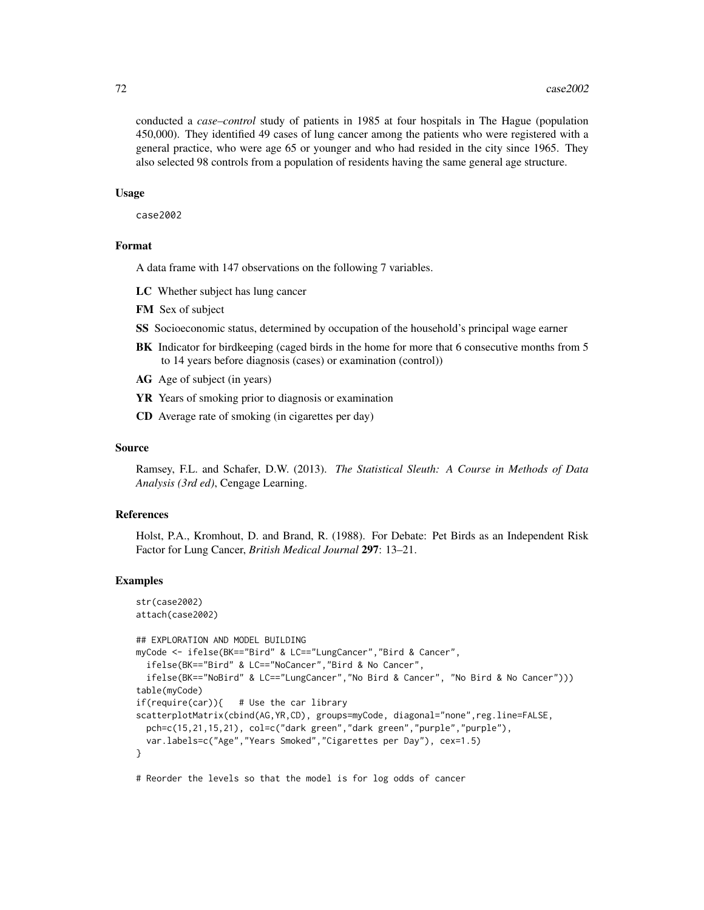conducted a *case–control* study of patients in 1985 at four hospitals in The Hague (population 450,000). They identified 49 cases of lung cancer among the patients who were registered with a general practice, who were age 65 or younger and who had resided in the city since 1965. They also selected 98 controls from a population of residents having the same general age structure.

### Usage

```
case2002
```

### Format

A data frame with 147 observations on the following 7 variables.

**LC** Whether subject has lung cancer

**FM** Sex of subject

**SS** Socioeconomic status, determined by occupation of the household's principal wage earner

**BK** Indicator for birdkeeping (caged birds in the home for more that 6 consecutive months from 5 to 14 years before diagnosis (cases) or examination (control))

**AG** Age of subject (in years)

**YR** Years of smoking prior to diagnosis or examination

**CD** Average rate of smoking (in cigarettes per day)

### Source

Ramsey, F.L. and Schafer, D.W. (2013). *The Statistical Sleuth: A Course in Methods of Data Analysis (3rd ed)*, Cengage Learning.

### References

Holst, P.A., Kromhout, D. and Brand, R. (1988). For Debate: Pet Birds as an Independent Risk Factor for Lung Cancer, *British Medical Journal* **297**: 13–21.

### Examples

```
str(case2002)
attach(case2002)

## EXPLORATION AND MODEL BUILDING
myCode <- ifelse(BK=="Bird" & LC=="LungCancer","Bird & Cancer",
  ifelse(BK=="Bird" & LC=="NoCancer","Bird & No Cancer",
  ifelse(BK=="NoBird" & LC=="LungCancer","No Bird & Cancer", "No Bird & No Cancer")))
table(myCode)
if(require(car)){   # Use the car library
scatterplotMatrix(cbind(AG,YR,CD), groups=myCode, diagonal="none",reg.line=FALSE,
  pch=c(15,21,15,21), col=c("dark green","dark green","purple","purple"),
  var.labels=c("Age","Years Smoked","Cigarettes per Day"), cex=1.5)
}

# Reorder the levels so that the model is for log odds of cancer
```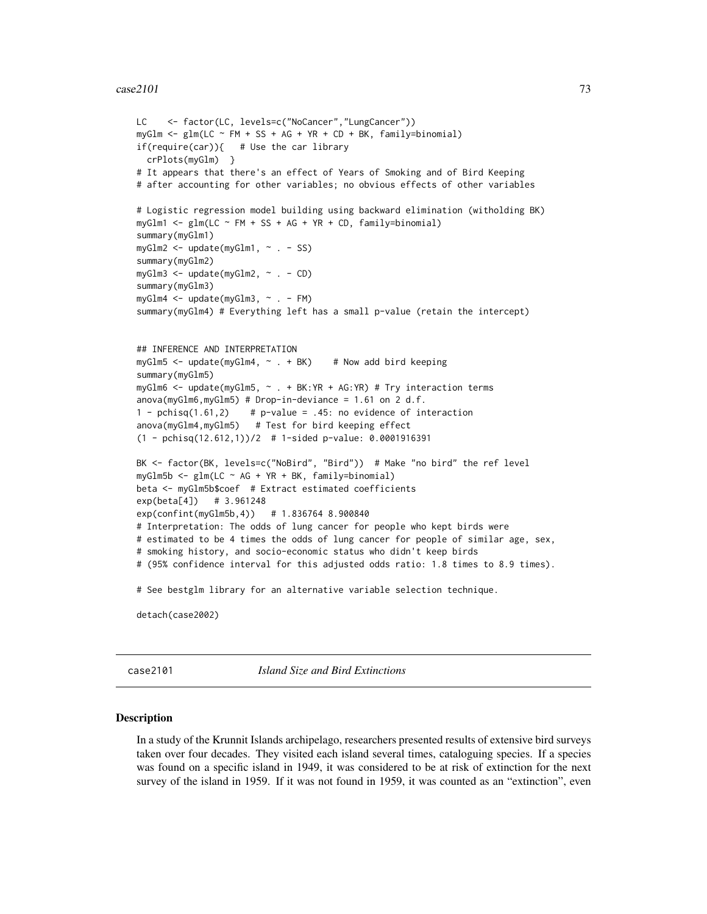```
LC    <- factor(LC, levels=c("NoCancer","LungCancer"))
myGlm <- glm(LC ~ FM + SS + AG + YR + CD + BK, family=binomial)
if(require(car)){   # Use the car library
  crPlots(myGlm)  }
# It appears that there's an effect of Years of Smoking and of Bird Keeping
# after accounting for other variables; no obvious effects of other variables

# Logistic regression model building using backward elimination (witholding BK)
myGlm1 <- glm(LC ~ FM + SS + AG + YR + CD, family=binomial)
summary(myGlm1)
myGlm2 <- update(myGlm1, ~ . - SS)
summary(myGlm2)
myGlm3 <- update(myGlm2, ~ . - CD)
summary(myGlm3)
myGlm4 <- update(myGlm3, ~ . - FM)
summary(myGlm4) # Everything left has a small p-value (retain the intercept)


## INFERENCE AND INTERPRETATION
myGlm5 <- update(myGlm4, ~ . + BK)    # Now add bird keeping
summary(myGlm5)
myGlm6 <- update(myGlm5, ~ . + BK:YR + AG:YR) # Try interaction terms
anova(myGlm6,myGlm5) # Drop-in-deviance = 1.61 on 2 d.f.
1 - pchisq(1.61,2)    # p-value = .45: no evidence of interaction
anova(myGlm4,myGlm5)   # Test for bird keeping effect
(1 - pchisq(12.612,1))/2  # 1-sided p-value: 0.0001916391

BK <- factor(BK, levels=c("NoBird", "Bird"))  # Make "no bird" the ref level
myGlm5b <- glm(LC ~ AG + YR + BK, family=binomial)
beta <- myGlm5b$coef  # Extract estimated coefficients
exp(beta[4])   # 3.961248
exp(confint(myGlm5b,4))   # 1.836764 8.900840
# Interpretation: The odds of lung cancer for people who kept birds were
# estimated to be 4 times the odds of lung cancer for people of similar age, sex,
# smoking history, and socio-economic status who didn't keep birds
# (95% confidence interval for this adjusted odds ratio: 1.8 times to 8.9 times).

# See bestglm library for an alternative variable selection technique.

detach(case2002)
```

## case2101 — *Island Size and Bird Extinctions*

### Description

In a study of the Krunnit Islands archipelago, researchers presented results of extensive bird surveys taken over four decades. They visited each island several times, cataloguing species. If a species was found on a specific island in 1949, it was considered to be at risk of extinction for the next survey of the island in 1959. If it was not found in 1959, it was counted as an "extinction", even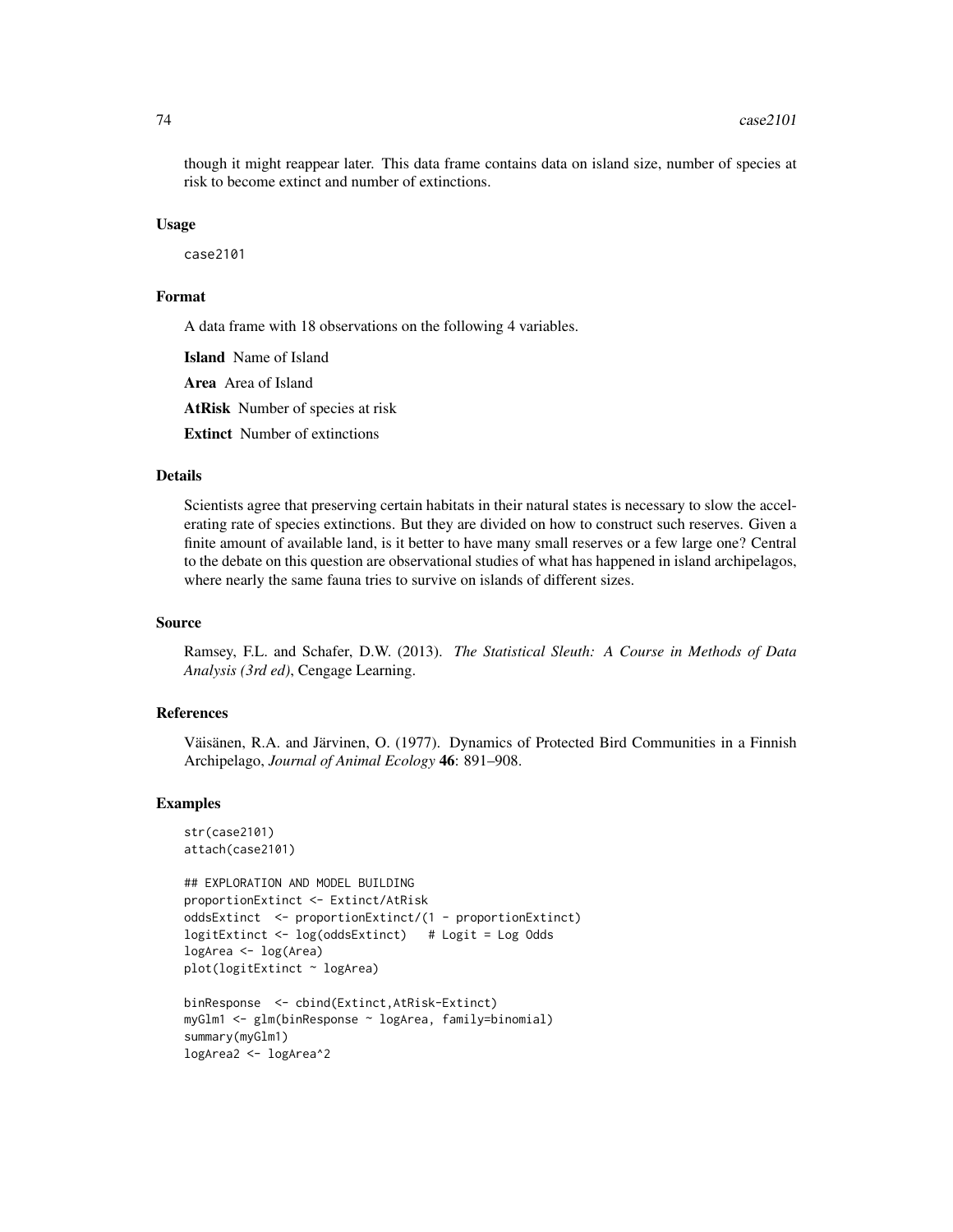though it might reappear later. This data frame contains data on island size, number of species at risk to become extinct and number of extinctions.

### Usage

```
case2101
```

### Format

A data frame with 18 observations on the following 4 variables.

**Island** Name of Island

**Area** Area of Island

**AtRisk** Number of species at risk

**Extinct** Number of extinctions

### Details

Scientists agree that preserving certain habitats in their natural states is necessary to slow the accelerating rate of species extinctions. But they are divided on how to construct such reserves. Given a finite amount of available land, is it better to have many small reserves or a few large one? Central to the debate on this question are observational studies of what has happened in island archipelagos, where nearly the same fauna tries to survive on islands of different sizes.

### Source

Ramsey, F.L. and Schafer, D.W. (2013). *The Statistical Sleuth: A Course in Methods of Data Analysis (3rd ed)*, Cengage Learning.

### References

Väisänen, R.A. and Järvinen, O. (1977). Dynamics of Protected Bird Communities in a Finnish Archipelago, *Journal of Animal Ecology* **46**: 891–908.

### Examples

```
str(case2101)
attach(case2101)

## EXPLORATION AND MODEL BUILDING
proportionExtinct <- Extinct/AtRisk
oddsExtinct  <- proportionExtinct/(1 - proportionExtinct)
logitExtinct <- log(oddsExtinct)   # Logit = Log Odds
logArea <- log(Area)
plot(logitExtinct ~ logArea)

binResponse  <- cbind(Extinct,AtRisk-Extinct)
myGlm1 <- glm(binResponse ~ logArea, family=binomial)
summary(myGlm1)
logArea2 <- logArea^2
```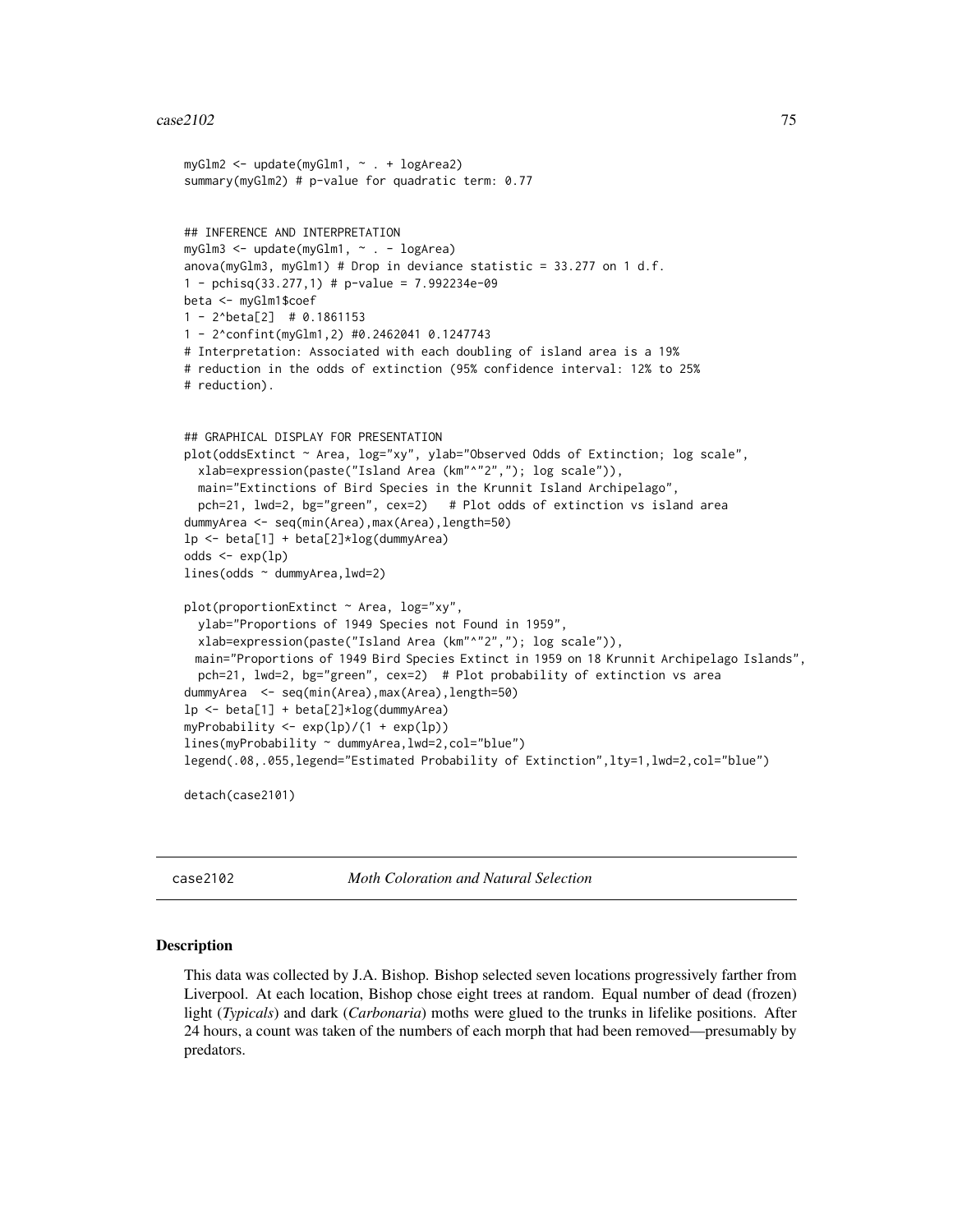```
myGlm2 <- update(myGlm1, ~ . + logArea2)
summary(myGlm2) # p-value for quadratic term: 0.77


## INFERENCE AND INTERPRETATION
myGlm3 <- update(myGlm1, ~ . - logArea)
anova(myGlm3, myGlm1) # Drop in deviance statistic = 33.277 on 1 d.f.
1 - pchisq(33.277,1) # p-value = 7.992234e-09
beta <- myGlm1$coef
1 - 2^beta[2]  # 0.1861153
1 - 2^confint(myGlm1,2) #0.2462041 0.1247743
# Interpretation: Associated with each doubling of island area is a 19%
# reduction in the odds of extinction (95% confidence interval: 12% to 25%
# reduction).


## GRAPHICAL DISPLAY FOR PRESENTATION
plot(oddsExtinct ~ Area, log="xy", ylab="Observed Odds of Extinction; log scale",
  xlab=expression(paste("Island Area (km"^"2",");  log scale")),
  main="Extinctions of Bird Species in the Krunnit Island Archipelago",
  pch=21, lwd=2, bg="green", cex=2)   # Plot odds of extinction vs island area
dummyArea <- seq(min(Area),max(Area),length=50)
lp <- beta[1] + beta[2]*log(dummyArea)
odds <- exp(lp)
lines(odds ~ dummyArea,lwd=2)

plot(proportionExtinct ~ Area, log="xy",
  ylab="Proportions of 1949 Species not Found in 1959",
  xlab=expression(paste("Island Area (km"^"2",");  log scale")),
 main="Proportions of 1949 Bird Species Extinct in 1959 on 18 Krunnit Archipelago Islands",
  pch=21, lwd=2, bg="green", cex=2)  # Plot probability of extinction vs area
dummyArea  <- seq(min(Area),max(Area),length=50)
lp <- beta[1] + beta[2]*log(dummyArea)
myProbability <- exp(lp)/(1 + exp(lp))
lines(myProbability ~ dummyArea,lwd=2,col="blue")
legend(.08,.055,legend="Estimated Probability of Extinction",lty=1,lwd=2,col="blue")

detach(case2101)
```

---

## case2102 — *Moth Coloration and Natural Selection*

### Description

This data was collected by J.A. Bishop. Bishop selected seven locations progressively farther from Liverpool. At each location, Bishop chose eight trees at random. Equal number of dead (frozen) light (*Typicals*) and dark (*Carbonaria*) moths were glued to the trunks in lifelike positions. After 24 hours, a count was taken of the numbers of each morph that had been removed—presumably by predators.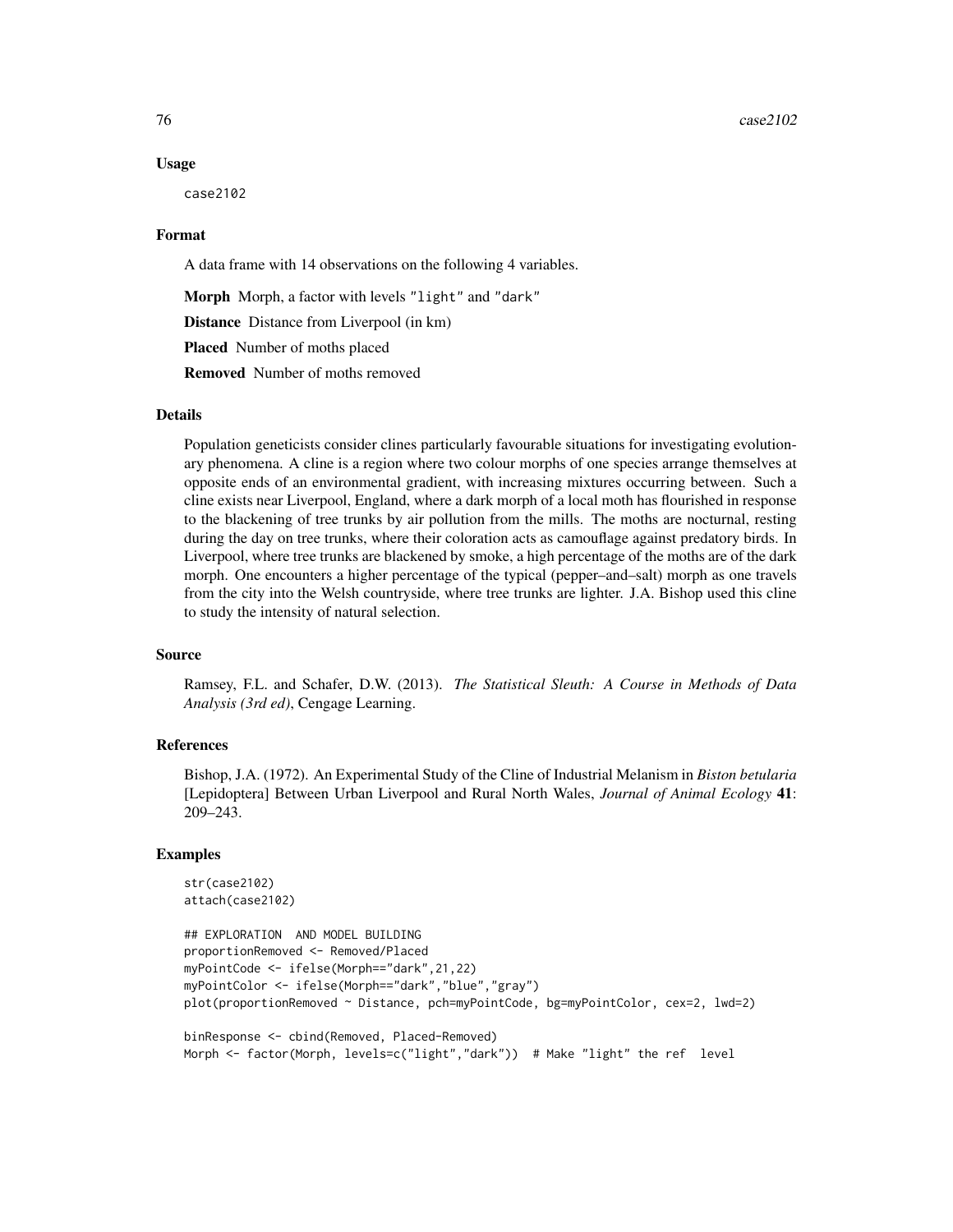## Usage

```
case2102
```

## Format

A data frame with 14 observations on the following 4 variables.

**Morph** Morph, a factor with levels "light" and "dark"

**Distance** Distance from Liverpool (in km)

**Placed** Number of moths placed

**Removed** Number of moths removed

## Details

Population geneticists consider clines particularly favourable situations for investigating evolutionary phenomena. A cline is a region where two colour morphs of one species arrange themselves at opposite ends of an environmental gradient, with increasing mixtures occurring between. Such a cline exists near Liverpool, England, where a dark morph of a local moth has flourished in response to the blackening of tree trunks by air pollution from the mills. The moths are nocturnal, resting during the day on tree trunks, where their coloration acts as camouflage against predatory birds. In Liverpool, where tree trunks are blackened by smoke, a high percentage of the moths are of the dark morph. One encounters a higher percentage of the typical (pepper–and–salt) morph as one travels from the city into the Welsh countryside, where tree trunks are lighter. J.A. Bishop used this cline to study the intensity of natural selection.

## Source

Ramsey, F.L. and Schafer, D.W. (2013). *The Statistical Sleuth: A Course in Methods of Data Analysis (3rd ed)*, Cengage Learning.

## References

Bishop, J.A. (1972). An Experimental Study of the Cline of Industrial Melanism in *Biston betularia* [Lepidoptera] Between Urban Liverpool and Rural North Wales, *Journal of Animal Ecology* **41**: 209–243.

## Examples

```
str(case2102)
attach(case2102)

## EXPLORATION  AND MODEL BUILDING
proportionRemoved <- Removed/Placed
myPointCode <- ifelse(Morph=="dark",21,22)
myPointColor <- ifelse(Morph=="dark","blue","gray")
plot(proportionRemoved ~ Distance, pch=myPointCode, bg=myPointColor, cex=2, lwd=2)

binResponse <- cbind(Removed, Placed-Removed)
Morph <- factor(Morph, levels=c("light","dark"))  # Make "light" the ref  level
```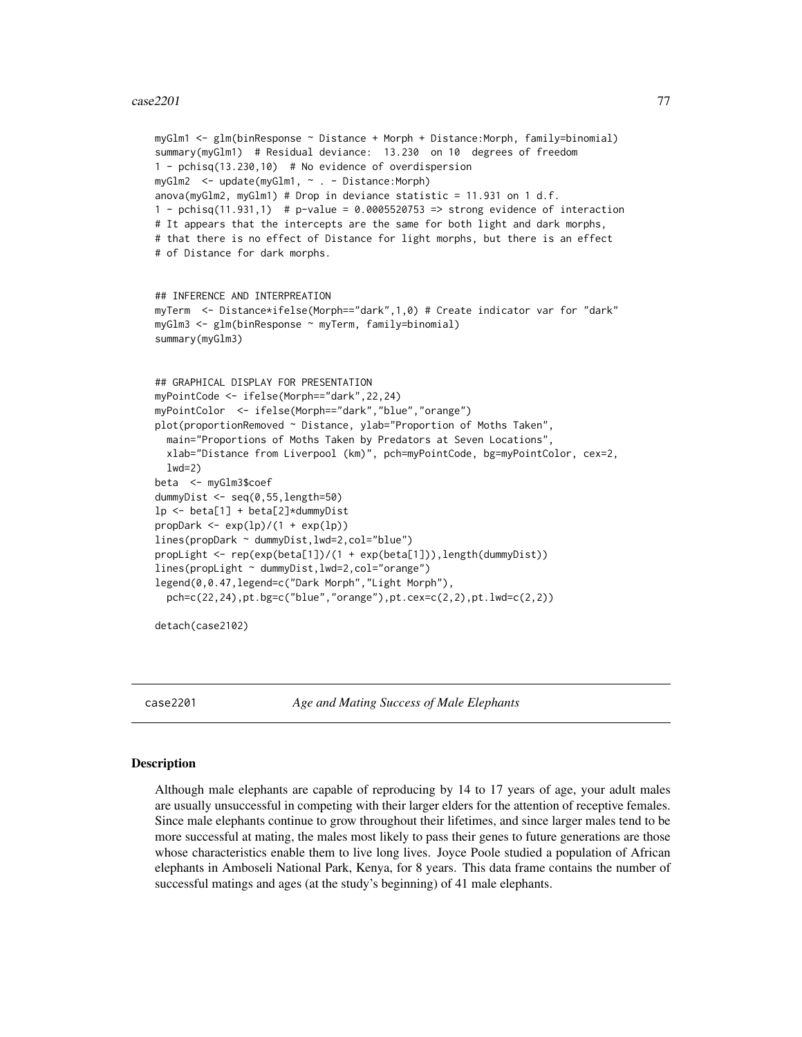```
myGlm1 <- glm(binResponse ~ Distance + Morph + Distance:Morph, family=binomial)
summary(myGlm1)  # Residual deviance:  13.230  on 10  degrees of freedom
1 - pchisq(13.230,10)  # No evidence of overdispersion
myGlm2  <- update(myGlm1, ~ . - Distance:Morph)
anova(myGlm2, myGlm1) # Drop in deviance statistic = 11.931 on 1 d.f.
1 - pchisq(11.931,1)  # p-value = 0.0005520753 => strong evidence of interaction
# It appears that the intercepts are the same for both light and dark morphs,
# that there is no effect of Distance for light morphs, but there is an effect
# of Distance for dark morphs.


## INFERENCE AND INTERPREATION
myTerm  <- Distance*ifelse(Morph=="dark",1,0) # Create indicator var for "dark"
myGlm3 <- glm(binResponse ~ myTerm, family=binomial)
summary(myGlm3)


## GRAPHICAL DISPLAY FOR PRESENTATION
myPointCode <- ifelse(Morph=="dark",22,24)
myPointColor  <- ifelse(Morph=="dark","blue","orange")
plot(proportionRemoved ~ Distance, ylab="Proportion of Moths Taken",
  main="Proportions of Moths Taken by Predators at Seven Locations",
  xlab="Distance from Liverpool (km)", pch=myPointCode, bg=myPointColor, cex=2,
  lwd=2)
beta  <- myGlm3$coef
dummyDist <- seq(0,55,length=50)
lp <- beta[1] + beta[2]*dummyDist
propDark <- exp(lp)/(1 + exp(lp))
lines(propDark ~ dummyDist,lwd=2,col="blue")
propLight <- rep(exp(beta[1])/(1 + exp(beta[1])),length(dummyDist))
lines(propLight ~ dummyDist,lwd=2,col="orange")
legend(0,0.47,legend=c("Dark Morph","Light Morph"),
  pch=c(22,24),pt.bg=c("blue","orange"),pt.cex=c(2,2),pt.lwd=c(2,2))

detach(case2102)
```

---

case2201 — *Age and Mating Success of Male Elephants*

---

## Description

Although male elephants are capable of reproducing by 14 to 17 years of age, your adult males are usually unsuccessful in competing with their larger elders for the attention of receptive females. Since male elephants continue to grow throughout their lifetimes, and since larger males tend to be more successful at mating, the males most likely to pass their genes to future generations are those whose characteristics enable them to live long lives. Joyce Poole studied a population of African elephants in Amboseli National Park, Kenya, for 8 years. This data frame contains the number of successful matings and ages (at the study's beginning) of 41 male elephants.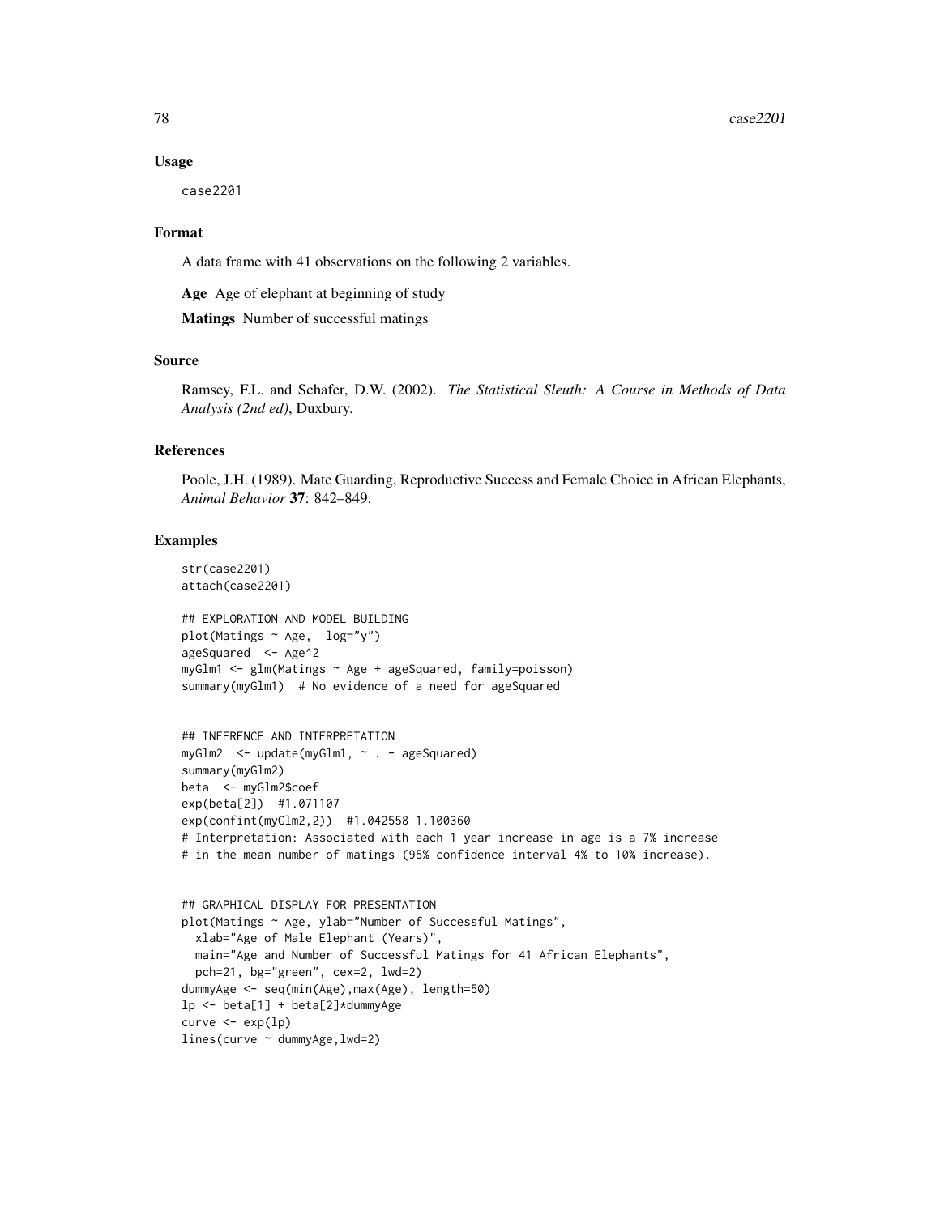### Usage

```
case2201
```

### Format

A data frame with 41 observations on the following 2 variables.

**Age** Age of elephant at beginning of study

**Matings** Number of successful matings

### Source

Ramsey, F.L. and Schafer, D.W. (2002). *The Statistical Sleuth: A Course in Methods of Data Analysis (2nd ed)*, Duxbury.

### References

Poole, J.H. (1989). Mate Guarding, Reproductive Success and Female Choice in African Elephants, *Animal Behavior* **37**: 842–849.

### Examples

```
str(case2201)
attach(case2201)

## EXPLORATION AND MODEL BUILDING
plot(Matings ~ Age,  log="y")
ageSquared  <- Age^2
myGlm1 <- glm(Matings ~ Age + ageSquared, family=poisson)
summary(myGlm1)  # No evidence of a need for ageSquared


## INFERENCE AND INTERPRETATION
myGlm2  <- update(myGlm1, ~ . - ageSquared)
summary(myGlm2)
beta  <- myGlm2$coef
exp(beta[2])  #1.071107
exp(confint(myGlm2,2))  #1.042558 1.100360
# Interpretation: Associated with each 1 year increase in age is a 7% increase
# in the mean number of matings (95% confidence interval 4% to 10% increase).


## GRAPHICAL DISPLAY FOR PRESENTATION
plot(Matings ~ Age, ylab="Number of Successful Matings",
  xlab="Age of Male Elephant (Years)",
  main="Age and Number of Successful Matings for 41 African Elephants",
  pch=21, bg="green", cex=2, lwd=2)
dummyAge <- seq(min(Age),max(Age), length=50)
lp <- beta[1] + beta[2]*dummyAge
curve <- exp(lp)
lines(curve ~ dummyAge,lwd=2)
```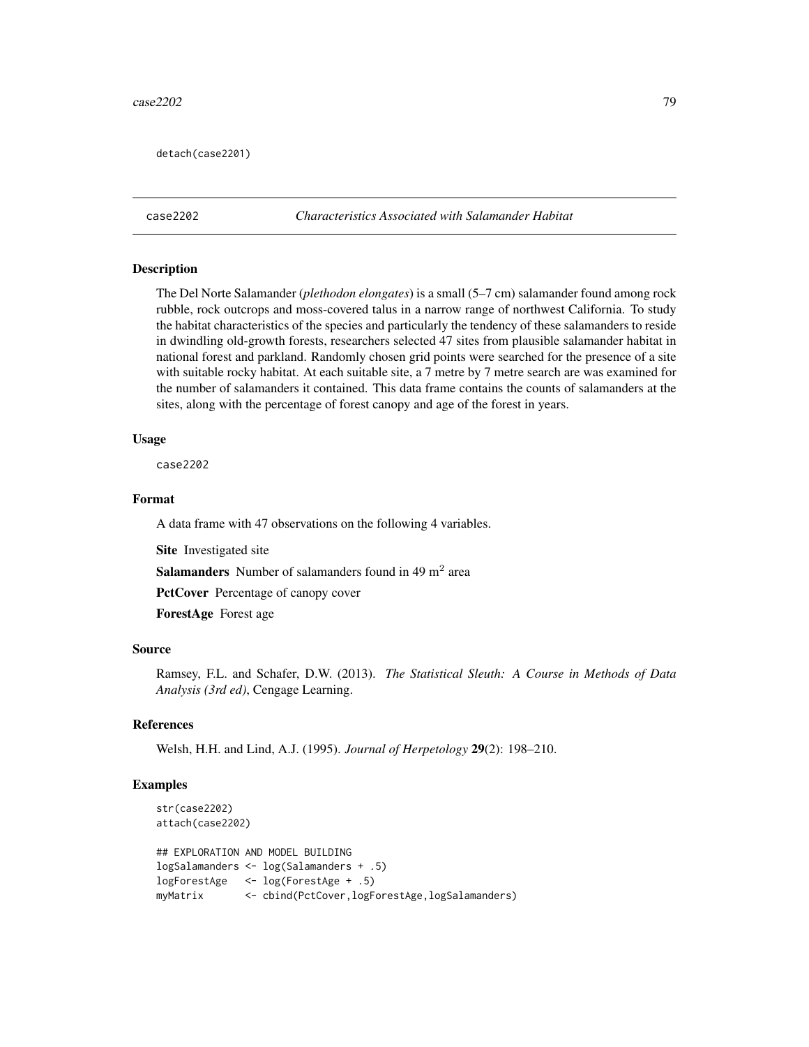```
detach(case2201)
```

## case2202 *Characteristics Associated with Salamander Habitat*

### Description

The Del Norte Salamander (*plethodon elongates*) is a small (5–7 cm) salamander found among rock rubble, rock outcrops and moss-covered talus in a narrow range of northwest California. To study the habitat characteristics of the species and particularly the tendency of these salamanders to reside in dwindling old-growth forests, researchers selected 47 sites from plausible salamander habitat in national forest and parkland. Randomly chosen grid points were searched for the presence of a site with suitable rocky habitat. At each suitable site, a 7 metre by 7 metre search are was examined for the number of salamanders it contained. This data frame contains the counts of salamanders at the sites, along with the percentage of forest canopy and age of the forest in years.

### Usage

```
case2202
```

### Format

A data frame with 47 observations on the following 4 variables.

**Site** Investigated site

**Salamanders** Number of salamanders found in 49 $m^2$ area

**PctCover** Percentage of canopy cover

**ForestAge** Forest age

### Source

Ramsey, F.L. and Schafer, D.W. (2013). *The Statistical Sleuth: A Course in Methods of Data Analysis (3rd ed)*, Cengage Learning.

### References

Welsh, H.H. and Lind, A.J. (1995). *Journal of Herpetology* **29**(2): 198–210.

### Examples

```
str(case2202)
attach(case2202)

## EXPLORATION AND MODEL BUILDING
logSalamanders <- log(Salamanders + .5)
logForestAge   <- log(ForestAge + .5)
myMatrix       <- cbind(PctCover,logForestAge,logSalamanders)
```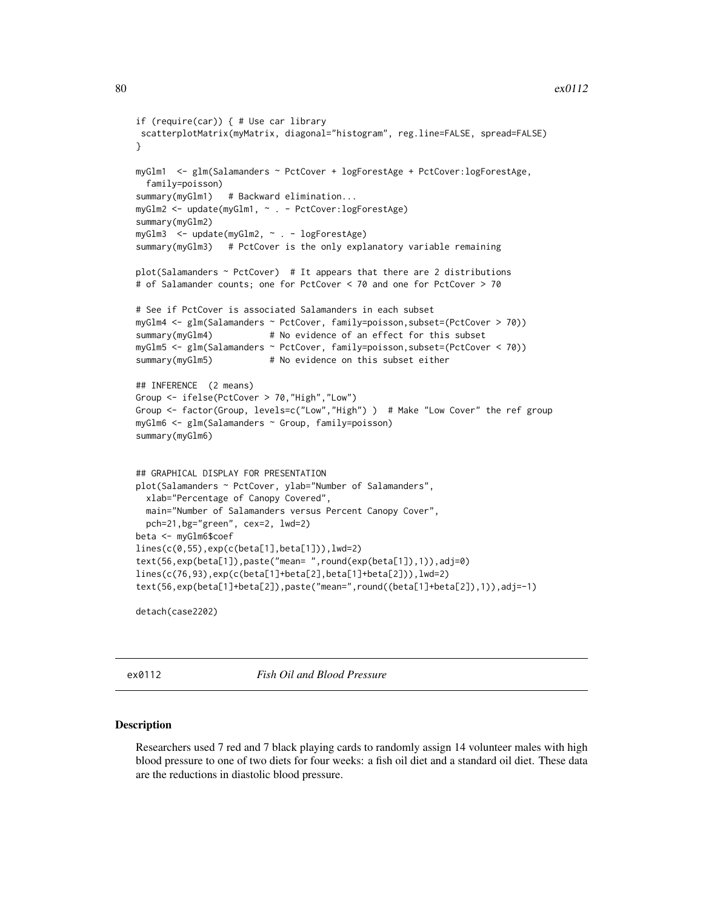```
if (require(car)) { # Use car library
 scatterplotMatrix(myMatrix, diagonal="histogram", reg.line=FALSE, spread=FALSE)
}

myGlm1  <- glm(Salamanders ~ PctCover + logForestAge + PctCover:logForestAge,
  family=poisson)
summary(myGlm1)   # Backward elimination...
myGlm2 <- update(myGlm1, ~ . - PctCover:logForestAge)
summary(myGlm2)
myGlm3  <- update(myGlm2, ~ . - logForestAge)
summary(myGlm3)   # PctCover is the only explanatory variable remaining

plot(Salamanders ~ PctCover)  # It appears that there are 2 distributions
# of Salamander counts; one for PctCover < 70 and one for PctCover > 70

# See if PctCover is associated Salamanders in each subset
myGlm4 <- glm(Salamanders ~ PctCover, family=poisson,subset=(PctCover > 70))
summary(myGlm4)           # No evidence of an effect for this subset
myGlm5 <- glm(Salamanders ~ PctCover, family=poisson,subset=(PctCover < 70))
summary(myGlm5)           # No evidence on this subset either

## INFERENCE  (2 means)
Group <- ifelse(PctCover > 70,"High","Low")
Group <- factor(Group, levels=c("Low","High") )  # Make "Low Cover" the ref group
myGlm6 <- glm(Salamanders ~ Group, family=poisson)
summary(myGlm6)


## GRAPHICAL DISPLAY FOR PRESENTATION
plot(Salamanders ~ PctCover, ylab="Number of Salamanders",
  xlab="Percentage of Canopy Covered",
  main="Number of Salamanders versus Percent Canopy Cover",
  pch=21,bg="green", cex=2, lwd=2)
beta <- myGlm6$coef
lines(c(0,55),exp(c(beta[1],beta[1])),lwd=2)
text(56,exp(beta[1]),paste("mean= ",round(exp(beta[1]),1)),adj=0)
lines(c(76,93),exp(c(beta[1]+beta[2],beta[1]+beta[2])),lwd=2)
text(56,exp(beta[1]+beta[2]),paste("mean=",round((beta[1]+beta[2]),1)),adj=-1)

detach(case2202)
```

---

ex0112 *Fish Oil and Blood Pressure*

---

## Description

Researchers used 7 red and 7 black playing cards to randomly assign 14 volunteer males with high blood pressure to one of two diets for four weeks: a fish oil diet and a standard oil diet. These data are the reductions in diastolic blood pressure.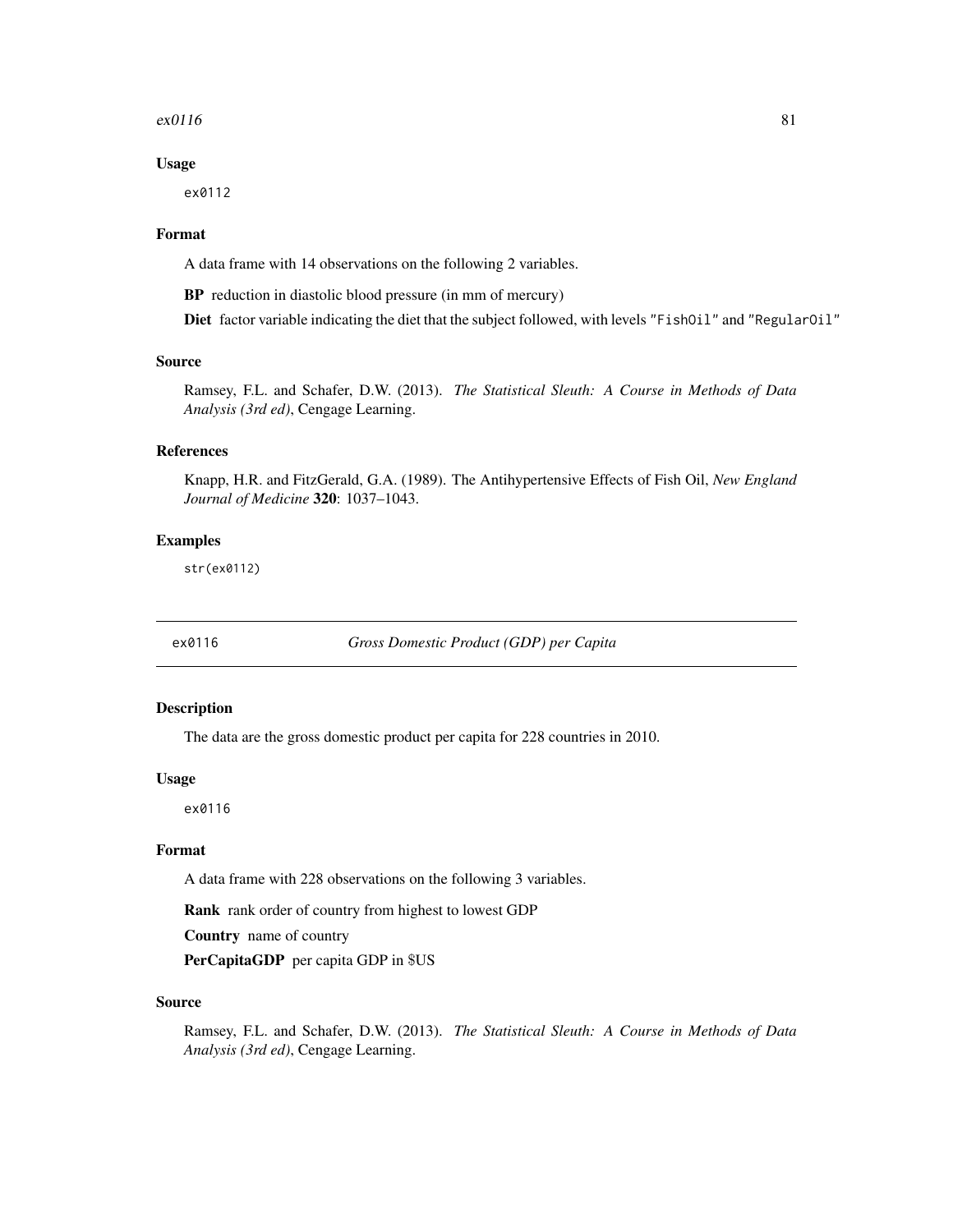### Usage

```
ex0112
```

### Format

A data frame with 14 observations on the following 2 variables.

**BP** reduction in diastolic blood pressure (in mm of mercury)

**Diet** factor variable indicating the diet that the subject followed, with levels "FishOil" and "RegularOil"

### Source

Ramsey, F.L. and Schafer, D.W. (2013). *The Statistical Sleuth: A Course in Methods of Data Analysis (3rd ed)*, Cengage Learning.

### References

Knapp, H.R. and FitzGerald, G.A. (1989). The Antihypertensive Effects of Fish Oil, *New England Journal of Medicine* **320**: 1037–1043.

### Examples

```
str(ex0112)
```

---

## ex0116 *Gross Domestic Product (GDP) per Capita*

---

### Description

The data are the gross domestic product per capita for 228 countries in 2010.

### Usage

```
ex0116
```

### Format

A data frame with 228 observations on the following 3 variables.

**Rank** rank order of country from highest to lowest GDP

**Country** name of country

**PerCapitaGDP** per capita GDP in $US

### Source

Ramsey, F.L. and Schafer, D.W. (2013). *The Statistical Sleuth: A Course in Methods of Data Analysis (3rd ed)*, Cengage Learning.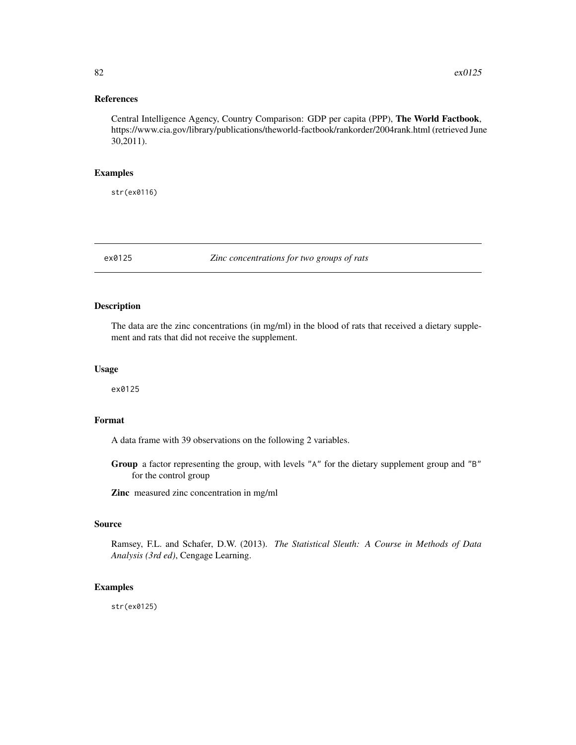### References

Central Intelligence Agency, Country Comparison: GDP per capita (PPP), **The World Factbook**, https://www.cia.gov/library/publications/theworld-factbook/rankorder/2004rank.html (retrieved June 30,2011).

### Examples

```
str(ex0116)
```

---

## ex0125 *Zinc concentrations for two groups of rats*

---

### Description

The data are the zinc concentrations (in mg/ml) in the blood of rats that received a dietary supplement and rats that did not receive the supplement.

### Usage

```
ex0125
```

### Format

A data frame with 39 observations on the following 2 variables.

**Group** a factor representing the group, with levels "A" for the dietary supplement group and "B" for the control group

**Zinc** measured zinc concentration in mg/ml

### Source

Ramsey, F.L. and Schafer, D.W. (2013). *The Statistical Sleuth: A Course in Methods of Data Analysis (3rd ed)*, Cengage Learning.

### Examples

```
str(ex0125)
```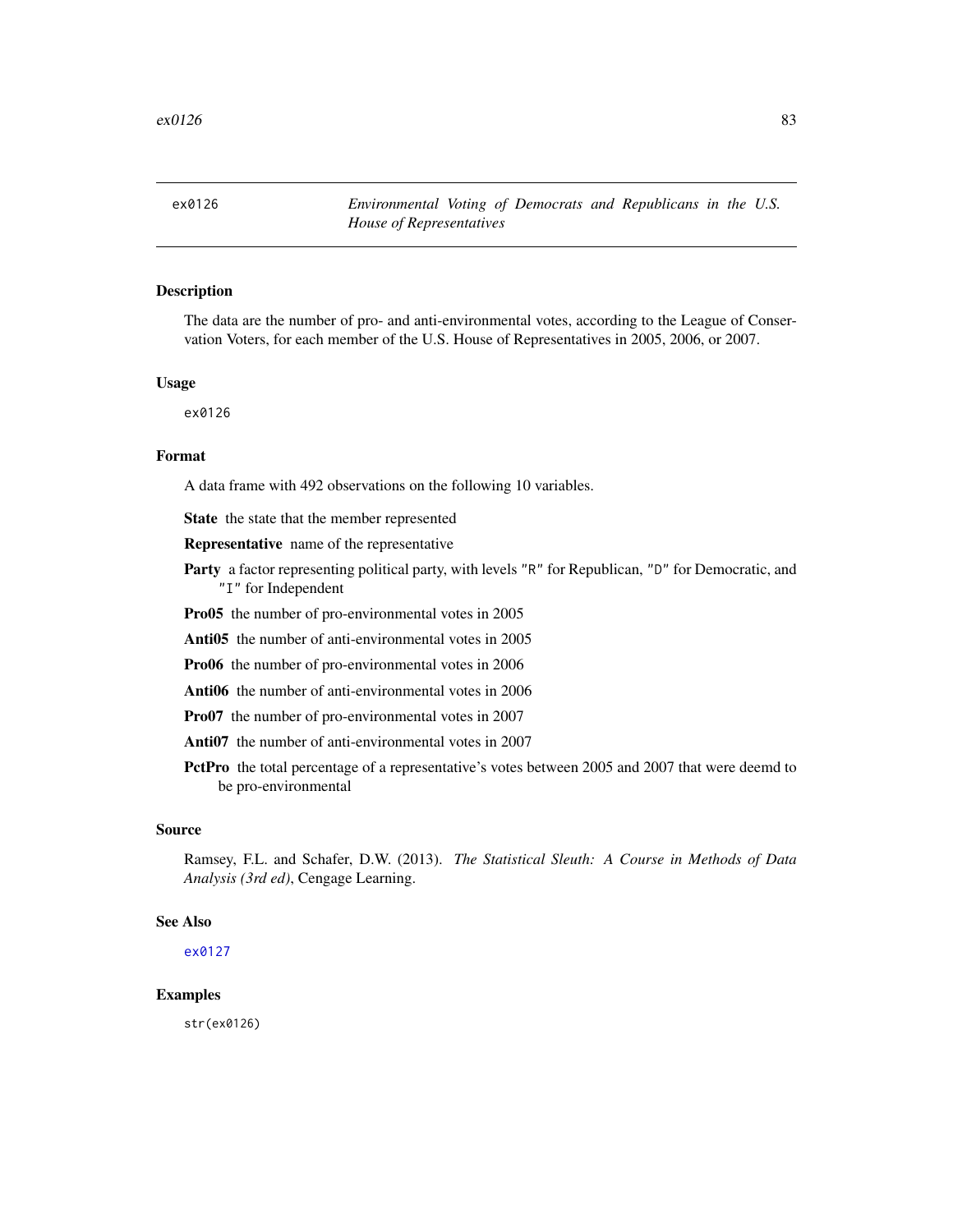## ex0126 *Environmental Voting of Democrats and Republicans in the U.S. House of Representatives*

### Description

The data are the number of pro- and anti-environmental votes, according to the League of Conservation Voters, for each member of the U.S. House of Representatives in 2005, 2006, or 2007.

### Usage

```
ex0126
```

### Format

A data frame with 492 observations on the following 10 variables.

**State** the state that the member represented

**Representative** name of the representative

**Party** a factor representing political party, with levels "R" for Republican, "D" for Democratic, and "I" for Independent

**Pro05** the number of pro-environmental votes in 2005

**Anti05** the number of anti-environmental votes in 2005

**Pro06** the number of pro-environmental votes in 2006

**Anti06** the number of anti-environmental votes in 2006

**Pro07** the number of pro-environmental votes in 2007

**Anti07** the number of anti-environmental votes in 2007

**PctPro** the total percentage of a representative's votes between 2005 and 2007 that were deemd to be pro-environmental

### Source

Ramsey, F.L. and Schafer, D.W. (2013). *The Statistical Sleuth: A Course in Methods of Data Analysis (3rd ed)*, Cengage Learning.

### See Also

ex0127

### Examples

```
str(ex0126)
```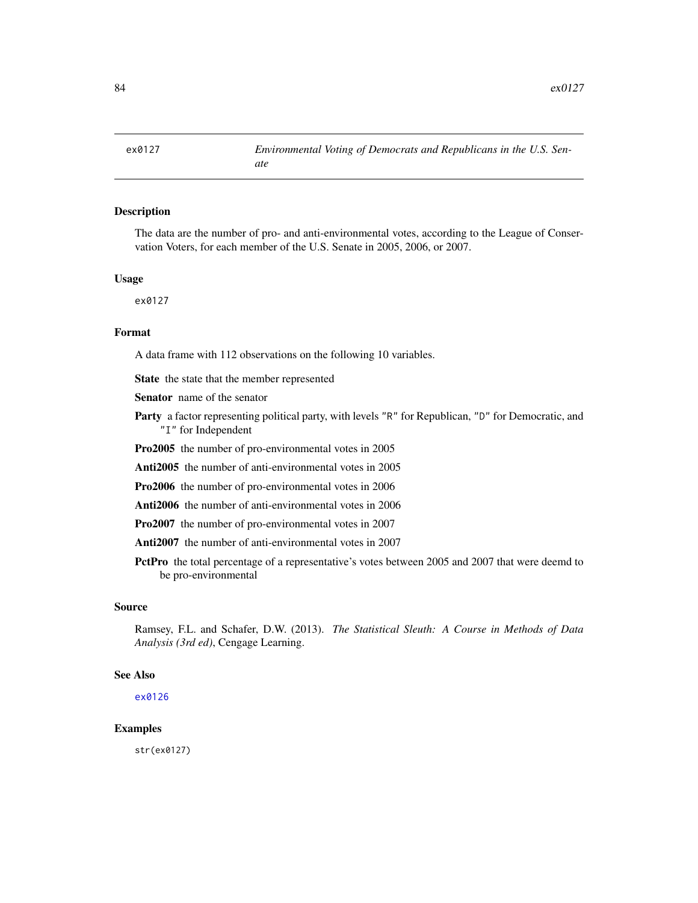ex0127 *Environmental Voting of Democrats and Republicans in the U.S. Senate*

## Description

The data are the number of pro- and anti-environmental votes, according to the League of Conservation Voters, for each member of the U.S. Senate in 2005, 2006, or 2007.

## Usage

```
ex0127
```

## Format

A data frame with 112 observations on the following 10 variables.

**State** the state that the member represented

**Senator** name of the senator

**Party** a factor representing political party, with levels "R" for Republican, "D" for Democratic, and "I" for Independent

**Pro2005** the number of pro-environmental votes in 2005

**Anti2005** the number of anti-environmental votes in 2005

**Pro2006** the number of pro-environmental votes in 2006

**Anti2006** the number of anti-environmental votes in 2006

**Pro2007** the number of pro-environmental votes in 2007

**Anti2007** the number of anti-environmental votes in 2007

**PctPro** the total percentage of a representative's votes between 2005 and 2007 that were deemd to be pro-environmental

## Source

Ramsey, F.L. and Schafer, D.W. (2013). *The Statistical Sleuth: A Course in Methods of Data Analysis (3rd ed)*, Cengage Learning.

## See Also

ex0126

## Examples

```
str(ex0127)
```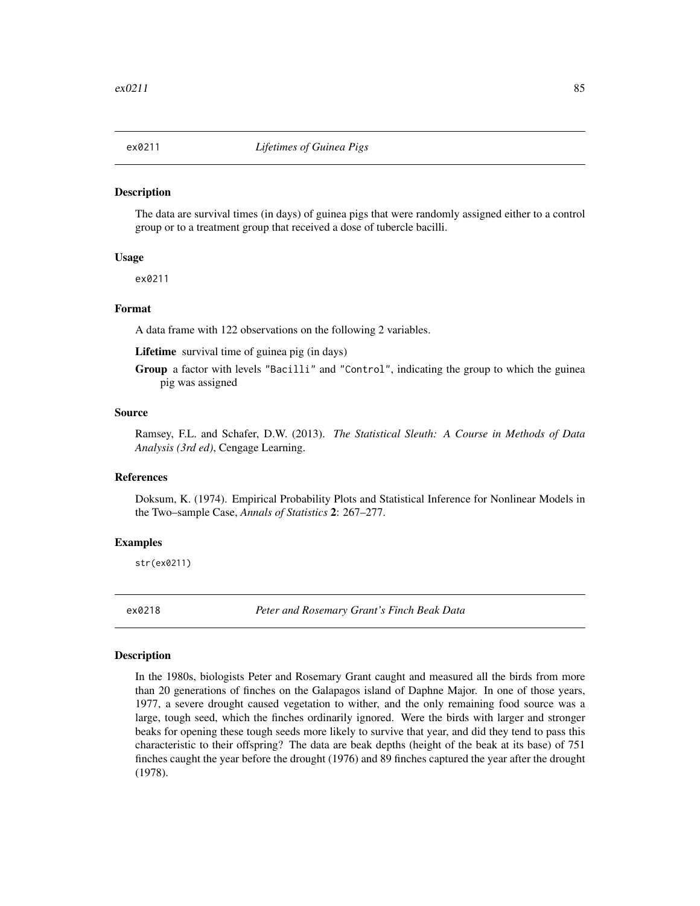## ex0211 *Lifetimes of Guinea Pigs*

### Description

The data are survival times (in days) of guinea pigs that were randomly assigned either to a control group or to a treatment group that received a dose of tubercle bacilli.

### Usage

```
ex0211
```

### Format

A data frame with 122 observations on the following 2 variables.

**Lifetime** survival time of guinea pig (in days)

**Group** a factor with levels "Bacilli" and "Control", indicating the group to which the guinea pig was assigned

### Source

Ramsey, F.L. and Schafer, D.W. (2013). *The Statistical Sleuth: A Course in Methods of Data Analysis (3rd ed)*, Cengage Learning.

### References

Doksum, K. (1974). Empirical Probability Plots and Statistical Inference for Nonlinear Models in the Two–sample Case, *Annals of Statistics* **2**: 267–277.

### Examples

```
str(ex0211)
```

## ex0218 *Peter and Rosemary Grant's Finch Beak Data*

### Description

In the 1980s, biologists Peter and Rosemary Grant caught and measured all the birds from more than 20 generations of finches on the Galapagos island of Daphne Major. In one of those years, 1977, a severe drought caused vegetation to wither, and the only remaining food source was a large, tough seed, which the finches ordinarily ignored. Were the birds with larger and stronger beaks for opening these tough seeds more likely to survive that year, and did they tend to pass this characteristic to their offspring? The data are beak depths (height of the beak at its base) of 751 finches caught the year before the drought (1976) and 89 finches captured the year after the drought (1978).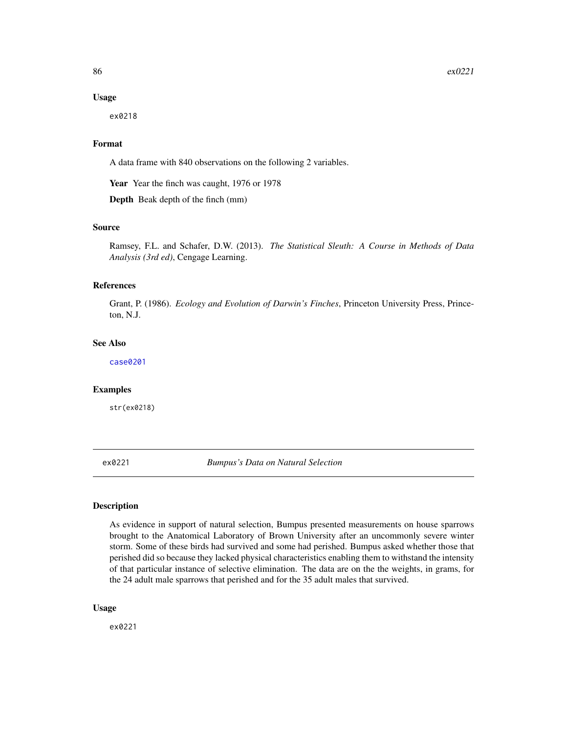### Usage

```
ex0218
```

### Format

A data frame with 840 observations on the following 2 variables.

**Year** Year the finch was caught, 1976 or 1978

**Depth** Beak depth of the finch (mm)

### Source

Ramsey, F.L. and Schafer, D.W. (2013). *The Statistical Sleuth: A Course in Methods of Data Analysis (3rd ed)*, Cengage Learning.

### References

Grant, P. (1986). *Ecology and Evolution of Darwin's Finches*, Princeton University Press, Princeton, N.J.

### See Also

case0201

### Examples

```
str(ex0218)
```

---

## ex0221 *Bumpus's Data on Natural Selection*

### Description

As evidence in support of natural selection, Bumpus presented measurements on house sparrows brought to the Anatomical Laboratory of Brown University after an uncommonly severe winter storm. Some of these birds had survived and some had perished. Bumpus asked whether those that perished did so because they lacked physical characteristics enabling them to withstand the intensity of that particular instance of selective elimination. The data are on the the weights, in grams, for the 24 adult male sparrows that perished and for the 35 adult males that survived.

### Usage

```
ex0221
```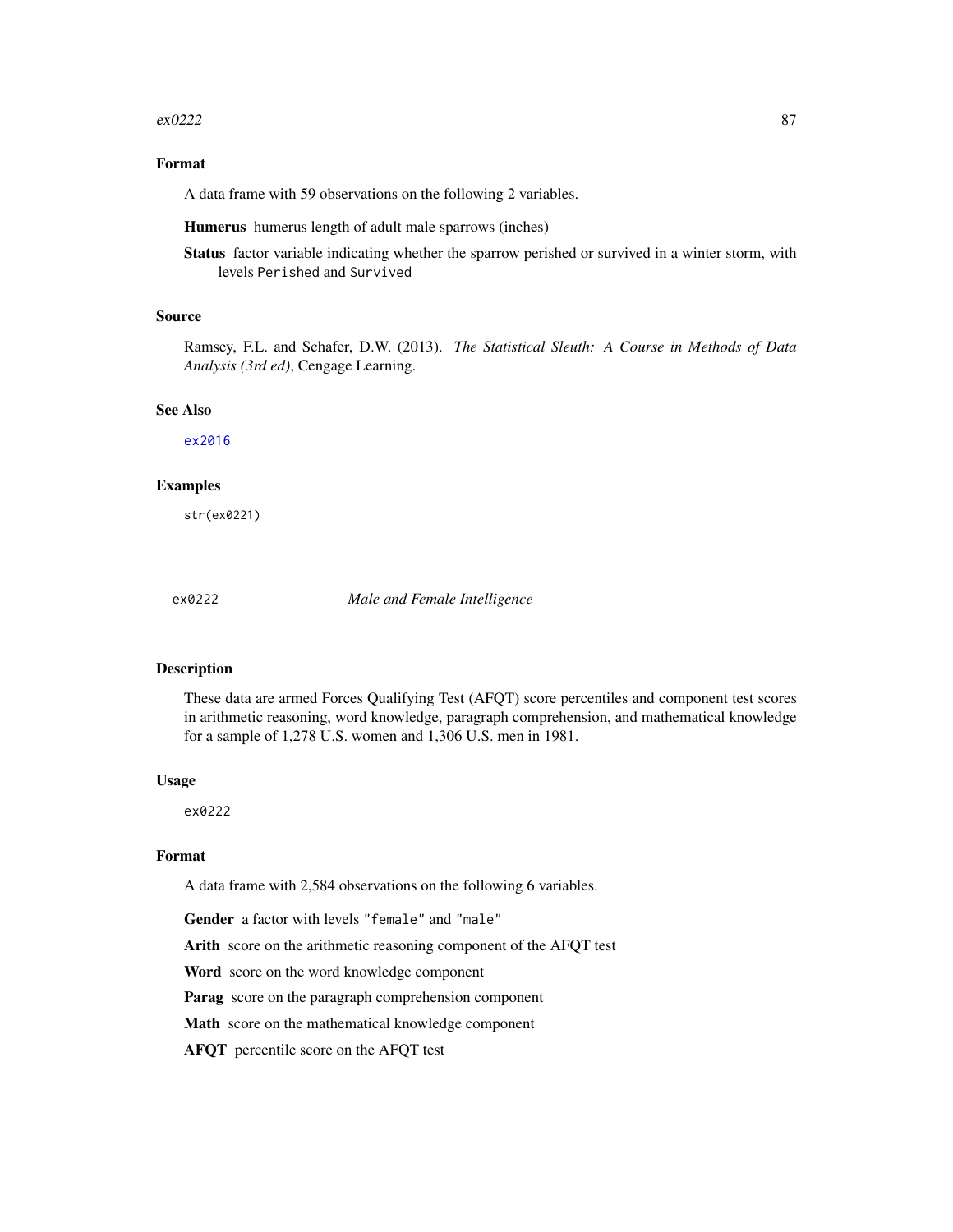### Format

A data frame with 59 observations on the following 2 variables.

**Humerus** humerus length of adult male sparrows (inches)

**Status** factor variable indicating whether the sparrow perished or survived in a winter storm, with levels Perished and Survived

### Source

Ramsey, F.L. and Schafer, D.W. (2013). *The Statistical Sleuth: A Course in Methods of Data Analysis (3rd ed)*, Cengage Learning.

### See Also

ex2016

### Examples

```
str(ex0221)
```

---

## ex0222 *Male and Female Intelligence*

### Description

These data are armed Forces Qualifying Test (AFQT) score percentiles and component test scores in arithmetic reasoning, word knowledge, paragraph comprehension, and mathematical knowledge for a sample of 1,278 U.S. women and 1,306 U.S. men in 1981.

### Usage

```
ex0222
```

### Format

A data frame with 2,584 observations on the following 6 variables.

**Gender** a factor with levels "female" and "male"

**Arith** score on the arithmetic reasoning component of the AFQT test

**Word** score on the word knowledge component

**Parag** score on the paragraph comprehension component

**Math** score on the mathematical knowledge component

**AFQT** percentile score on the AFQT test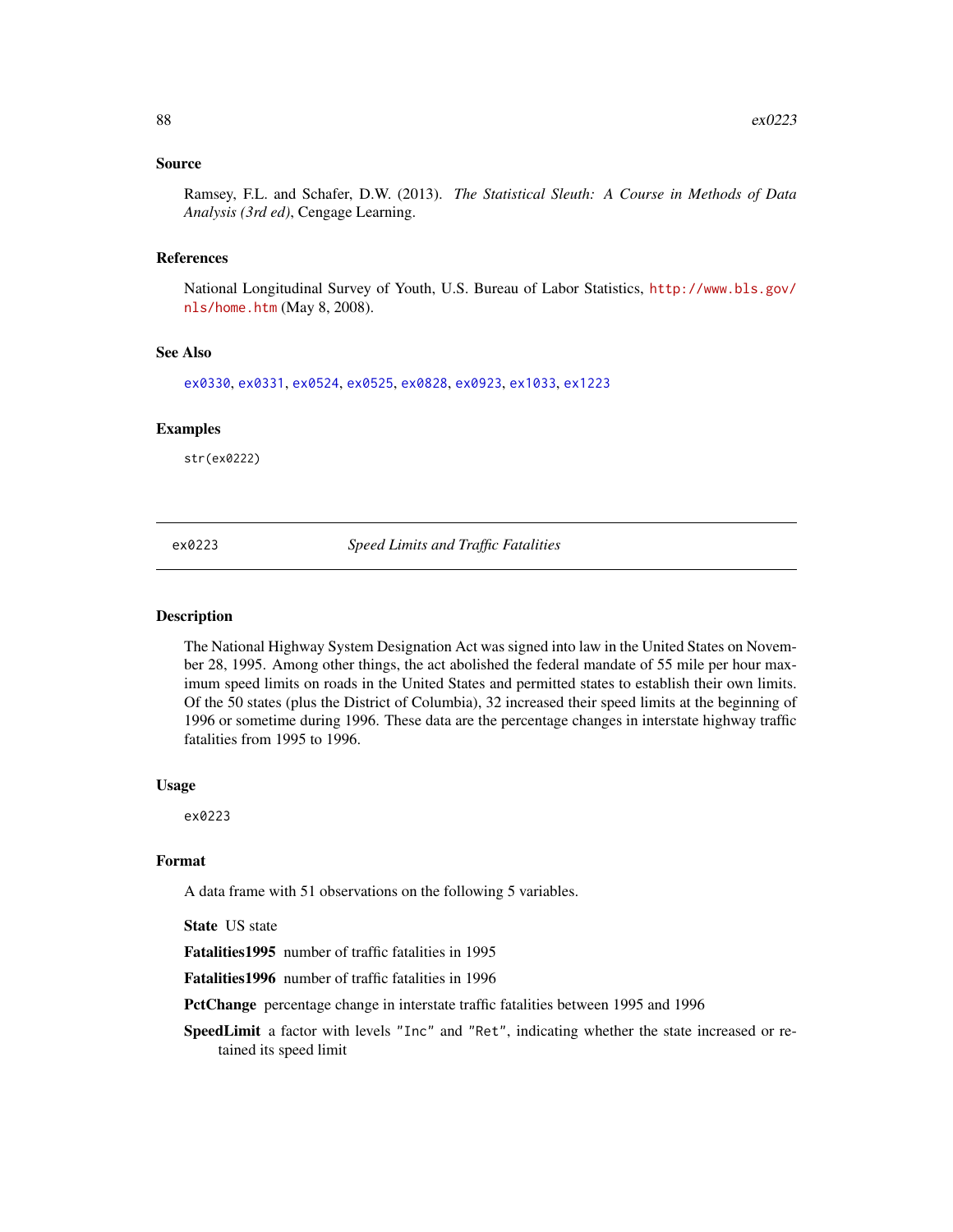### Source

Ramsey, F.L. and Schafer, D.W. (2013). *The Statistical Sleuth: A Course in Methods of Data Analysis (3rd ed)*, Cengage Learning.

### References

National Longitudinal Survey of Youth, U.S. Bureau of Labor Statistics, http://www.bls.gov/nls/home.htm (May 8, 2008).

### See Also

ex0330, ex0331, ex0524, ex0525, ex0828, ex0923, ex1033, ex1223

### Examples

```
str(ex0222)
```

---

## ex0223 *Speed Limits and Traffic Fatalities*

---

### Description

The National Highway System Designation Act was signed into law in the United States on November 28, 1995. Among other things, the act abolished the federal mandate of 55 mile per hour maximum speed limits on roads in the United States and permitted states to establish their own limits. Of the 50 states (plus the District of Columbia), 32 increased their speed limits at the beginning of 1996 or sometime during 1996. These data are the percentage changes in interstate highway traffic fatalities from 1995 to 1996.

### Usage

```
ex0223
```

### Format

A data frame with 51 observations on the following 5 variables.

**State** US state

**Fatalities1995** number of traffic fatalities in 1995

**Fatalities1996** number of traffic fatalities in 1996

**PctChange** percentage change in interstate traffic fatalities between 1995 and 1996

**SpeedLimit** a factor with levels "Inc" and "Ret", indicating whether the state increased or retained its speed limit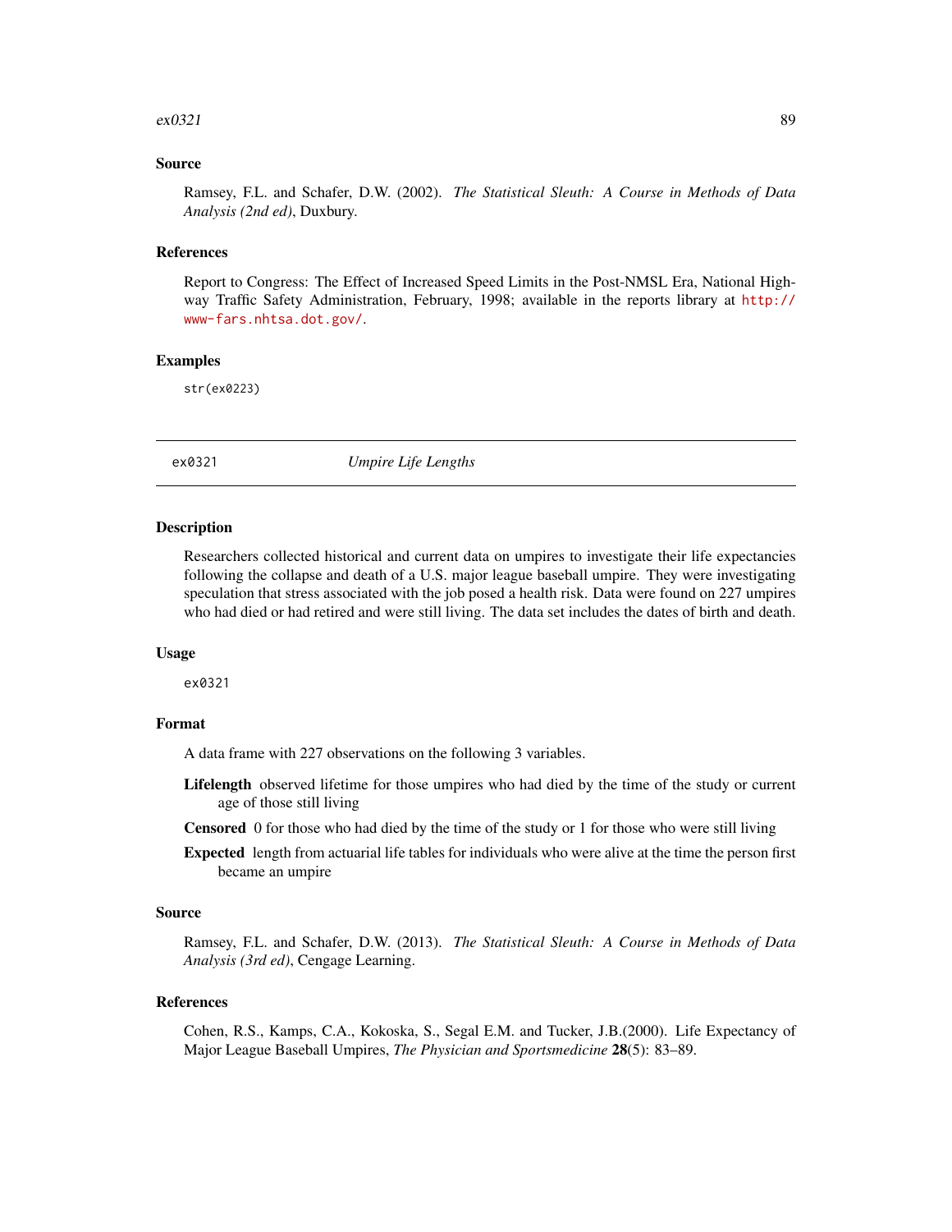### Source

Ramsey, F.L. and Schafer, D.W. (2002). *The Statistical Sleuth: A Course in Methods of Data Analysis (2nd ed)*, Duxbury.

### References

Report to Congress: The Effect of Increased Speed Limits in the Post-NMSL Era, National Highway Traffic Safety Administration, February, 1998; available in the reports library at http://www-fars.nhtsa.dot.gov/.

### Examples

```
str(ex0223)
```

---

## ex0321 *Umpire Life Lengths*

---

### Description

Researchers collected historical and current data on umpires to investigate their life expectancies following the collapse and death of a U.S. major league baseball umpire. They were investigating speculation that stress associated with the job posed a health risk. Data were found on 227 umpires who had died or had retired and were still living. The data set includes the dates of birth and death.

### Usage

```
ex0321
```

### Format

A data frame with 227 observations on the following 3 variables.

**Lifelength** observed lifetime for those umpires who had died by the time of the study or current age of those still living

**Censored** 0 for those who had died by the time of the study or 1 for those who were still living

**Expected** length from actuarial life tables for individuals who were alive at the time the person first became an umpire

### Source

Ramsey, F.L. and Schafer, D.W. (2013). *The Statistical Sleuth: A Course in Methods of Data Analysis (3rd ed)*, Cengage Learning.

### References

Cohen, R.S., Kamps, C.A., Kokoska, S., Segal E.M. and Tucker, J.B.(2000). Life Expectancy of Major League Baseball Umpires, *The Physician and Sportsmedicine* **28**(5): 83–89.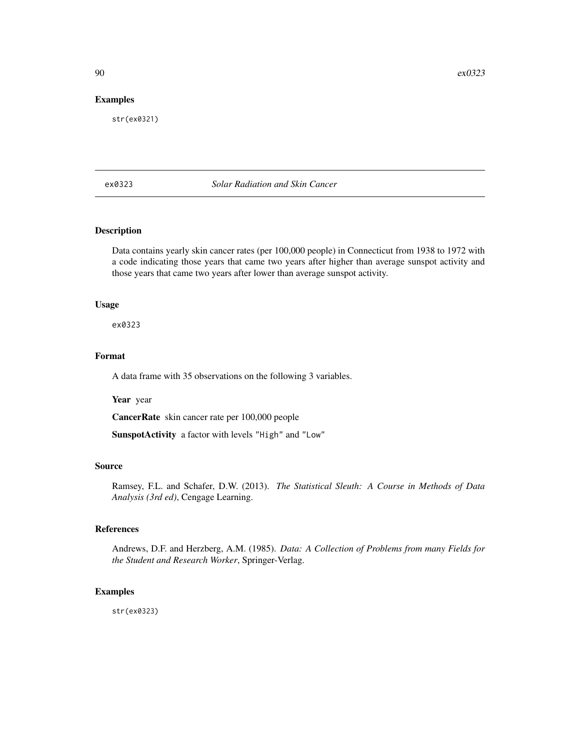## Examples

```
str(ex0321)
```

---

# ex0323 *Solar Radiation and Skin Cancer*

---

## Description

Data contains yearly skin cancer rates (per 100,000 people) in Connecticut from 1938 to 1972 with a code indicating those years that came two years after higher than average sunspot activity and those years that came two years after lower than average sunspot activity.

## Usage

```
ex0323
```

## Format

A data frame with 35 observations on the following 3 variables.

**Year** year

**CancerRate** skin cancer rate per 100,000 people

**SunspotActivity** a factor with levels "High" and "Low"

## Source

Ramsey, F.L. and Schafer, D.W. (2013). *The Statistical Sleuth: A Course in Methods of Data Analysis (3rd ed)*, Cengage Learning.

## References

Andrews, D.F. and Herzberg, A.M. (1985). *Data: A Collection of Problems from many Fields for the Student and Research Worker*, Springer-Verlag.

## Examples

```
str(ex0323)
```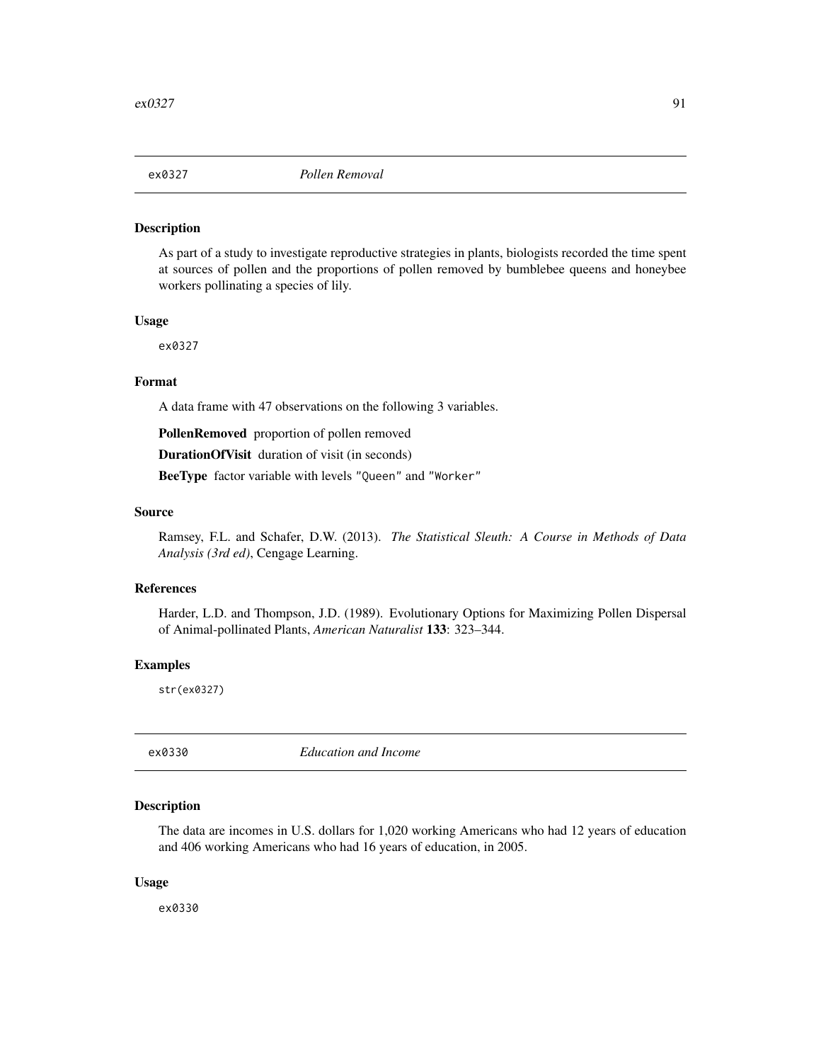## ex0327 *Pollen Removal*

### Description

As part of a study to investigate reproductive strategies in plants, biologists recorded the time spent at sources of pollen and the proportions of pollen removed by bumblebee queens and honeybee workers pollinating a species of lily.

### Usage

```
ex0327
```

### Format

A data frame with 47 observations on the following 3 variables.

**PollenRemoved** proportion of pollen removed

**DurationOfVisit** duration of visit (in seconds)

**BeeType** factor variable with levels `"Queen"` and `"Worker"`

### Source

Ramsey, F.L. and Schafer, D.W. (2013). *The Statistical Sleuth: A Course in Methods of Data Analysis (3rd ed)*, Cengage Learning.

### References

Harder, L.D. and Thompson, J.D. (1989). Evolutionary Options for Maximizing Pollen Dispersal of Animal-pollinated Plants, *American Naturalist* **133**: 323–344.

### Examples

```
str(ex0327)
```

## ex0330 *Education and Income*

### Description

The data are incomes in U.S. dollars for 1,020 working Americans who had 12 years of education and 406 working Americans who had 16 years of education, in 2005.

### Usage

```
ex0330
```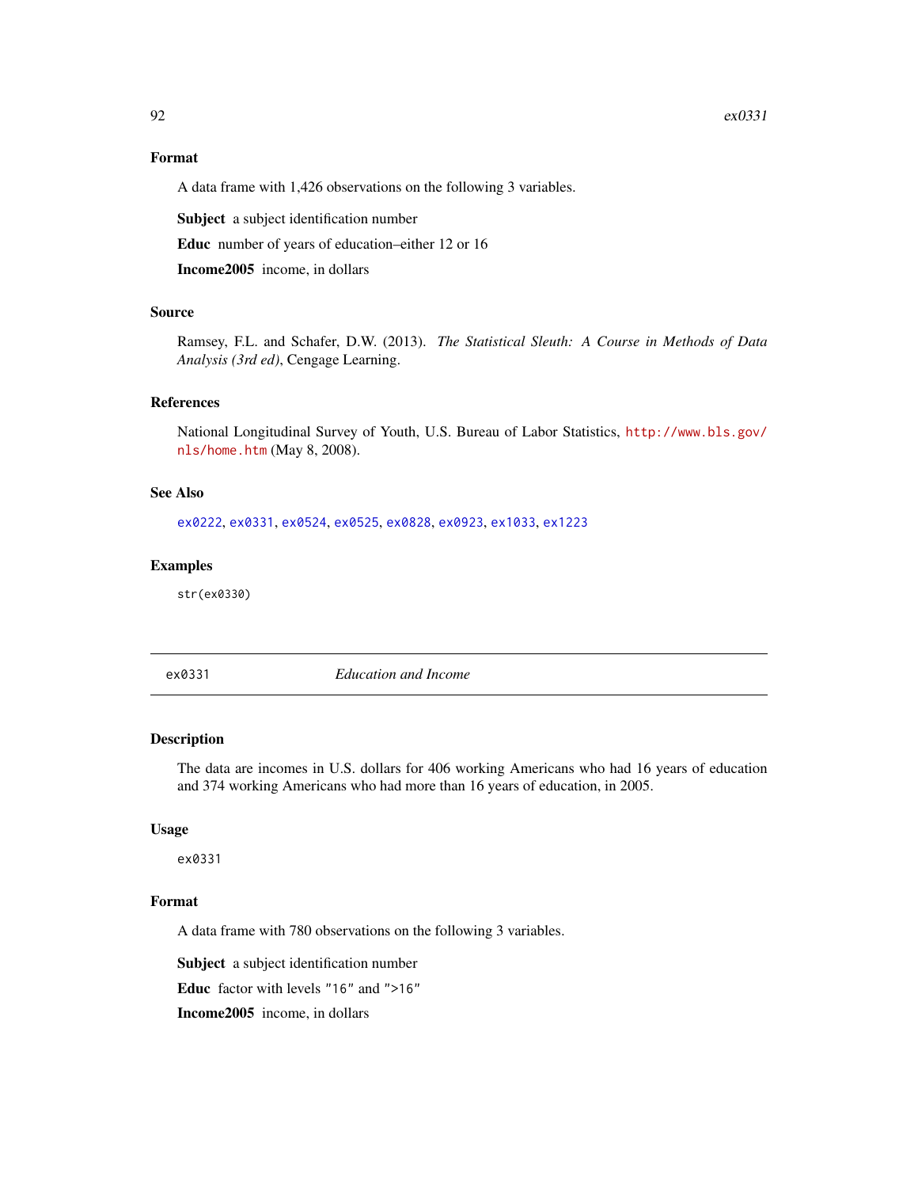### Format

A data frame with 1,426 observations on the following 3 variables.

**Subject** a subject identification number

**Educ** number of years of education–either 12 or 16

**Income2005** income, in dollars

### Source

Ramsey, F.L. and Schafer, D.W. (2013). *The Statistical Sleuth: A Course in Methods of Data Analysis (3rd ed)*, Cengage Learning.

### References

National Longitudinal Survey of Youth, U.S. Bureau of Labor Statistics, http://www.bls.gov/nls/home.htm (May 8, 2008).

### See Also

ex0222, ex0331, ex0524, ex0525, ex0828, ex0923, ex1033, ex1223

### Examples

```
str(ex0330)
```

---

## ex0331 *Education and Income*

### Description

The data are incomes in U.S. dollars for 406 working Americans who had 16 years of education and 374 working Americans who had more than 16 years of education, in 2005.

### Usage

```
ex0331
```

### Format

A data frame with 780 observations on the following 3 variables.

**Subject** a subject identification number

**Educ** factor with levels "16" and ">16"

**Income2005** income, in dollars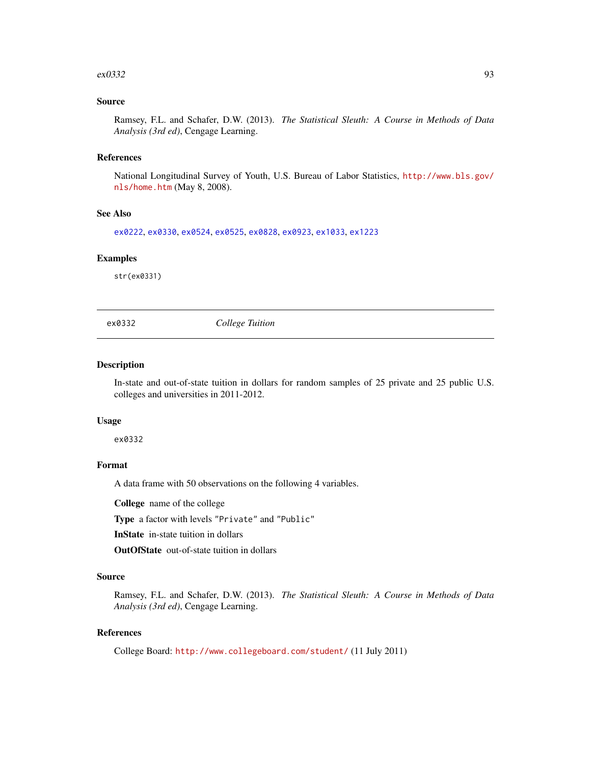### Source

Ramsey, F.L. and Schafer, D.W. (2013). *The Statistical Sleuth: A Course in Methods of Data Analysis (3rd ed)*, Cengage Learning.

### References

National Longitudinal Survey of Youth, U.S. Bureau of Labor Statistics, http://www.bls.gov/nls/home.htm (May 8, 2008).

### See Also

ex0222, ex0330, ex0524, ex0525, ex0828, ex0923, ex1033, ex1223

### Examples

```
str(ex0331)
```

---

## ex0332 *College Tuition*

---

### Description

In-state and out-of-state tuition in dollars for random samples of 25 private and 25 public U.S. colleges and universities in 2011-2012.

### Usage

```
ex0332
```

### Format

A data frame with 50 observations on the following 4 variables.

**College** name of the college

**Type** a factor with levels "Private" and "Public"

**InState** in-state tuition in dollars

**OutOfState** out-of-state tuition in dollars

### Source

Ramsey, F.L. and Schafer, D.W. (2013). *The Statistical Sleuth: A Course in Methods of Data Analysis (3rd ed)*, Cengage Learning.

### References

College Board: http://www.collegeboard.com/student/ (11 July 2011)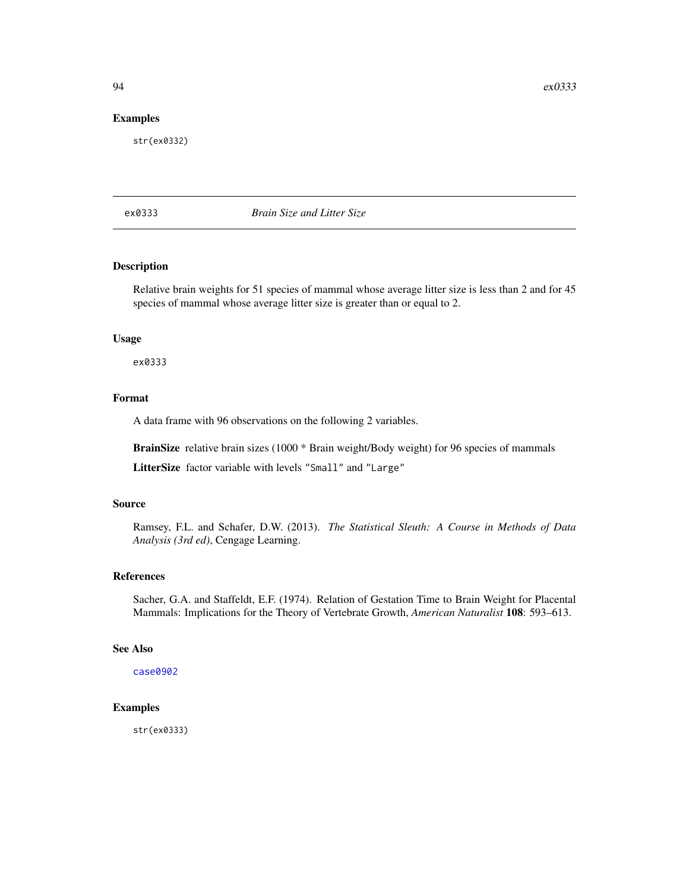## Examples

```
str(ex0332)
```

---

## ex0333 *Brain Size and Litter Size*

### Description

Relative brain weights for 51 species of mammal whose average litter size is less than 2 and for 45 species of mammal whose average litter size is greater than or equal to 2.

### Usage

```
ex0333
```

### Format

A data frame with 96 observations on the following 2 variables.

**BrainSize** relative brain sizes (1000 * Brain weight/Body weight) for 96 species of mammals

**LitterSize** factor variable with levels "Small" and "Large"

### Source

Ramsey, F.L. and Schafer, D.W. (2013). *The Statistical Sleuth: A Course in Methods of Data Analysis (3rd ed)*, Cengage Learning.

### References

Sacher, G.A. and Staffeldt, E.F. (1974). Relation of Gestation Time to Brain Weight for Placental Mammals: Implications for the Theory of Vertebrate Growth, *American Naturalist* **108**: 593–613.

### See Also

case0902

### Examples

```
str(ex0333)
```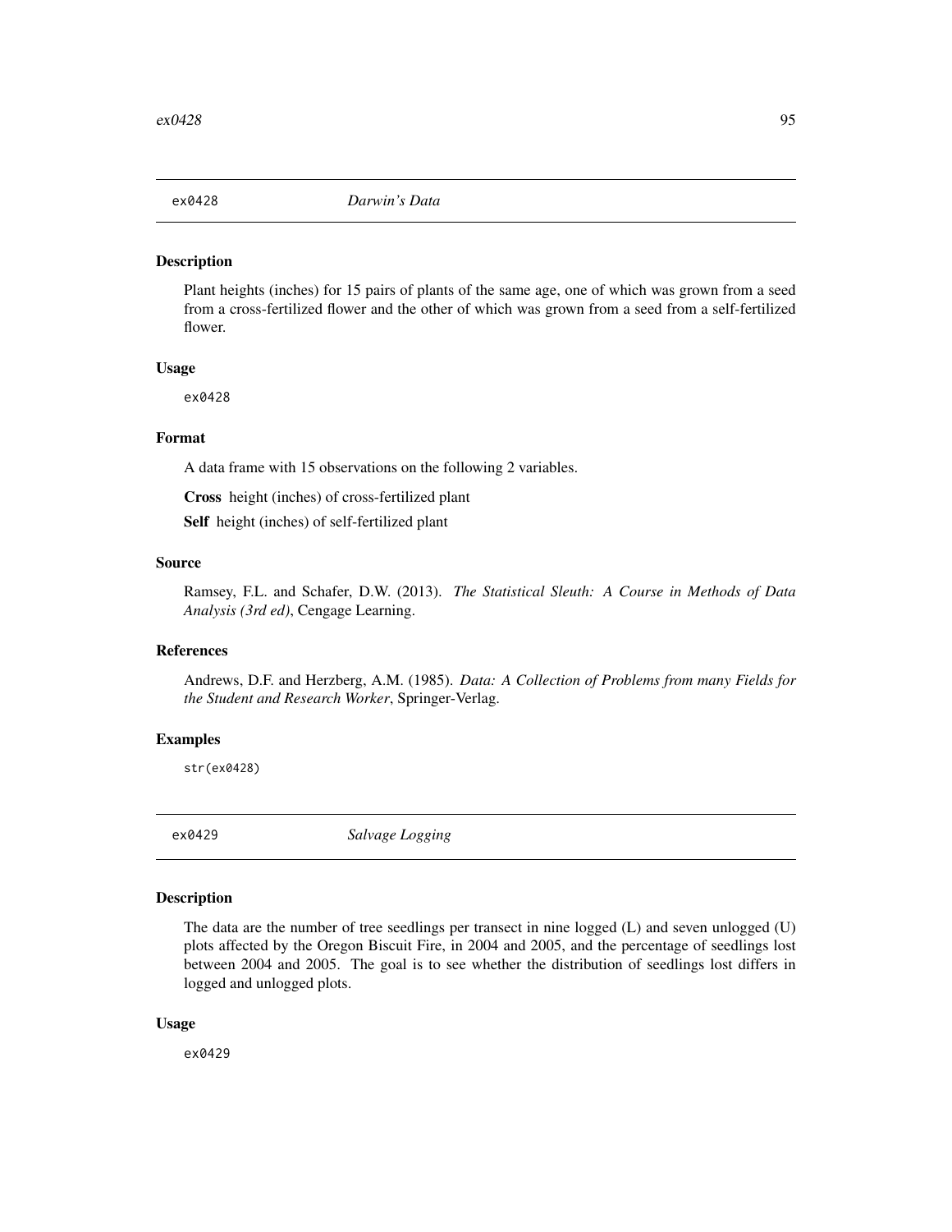## ex0428 *Darwin's Data*

### Description

Plant heights (inches) for 15 pairs of plants of the same age, one of which was grown from a seed from a cross-fertilized flower and the other of which was grown from a seed from a self-fertilized flower.

### Usage

```
ex0428
```

### Format

A data frame with 15 observations on the following 2 variables.

**Cross** height (inches) of cross-fertilized plant

**Self** height (inches) of self-fertilized plant

### Source

Ramsey, F.L. and Schafer, D.W. (2013). *The Statistical Sleuth: A Course in Methods of Data Analysis (3rd ed)*, Cengage Learning.

### References

Andrews, D.F. and Herzberg, A.M. (1985). *Data: A Collection of Problems from many Fields for the Student and Research Worker*, Springer-Verlag.

### Examples

```
str(ex0428)
```

## ex0429 *Salvage Logging*

### Description

The data are the number of tree seedlings per transect in nine logged (L) and seven unlogged (U) plots affected by the Oregon Biscuit Fire, in 2004 and 2005, and the percentage of seedlings lost between 2004 and 2005. The goal is to see whether the distribution of seedlings lost differs in logged and unlogged plots.

### Usage

```
ex0429
```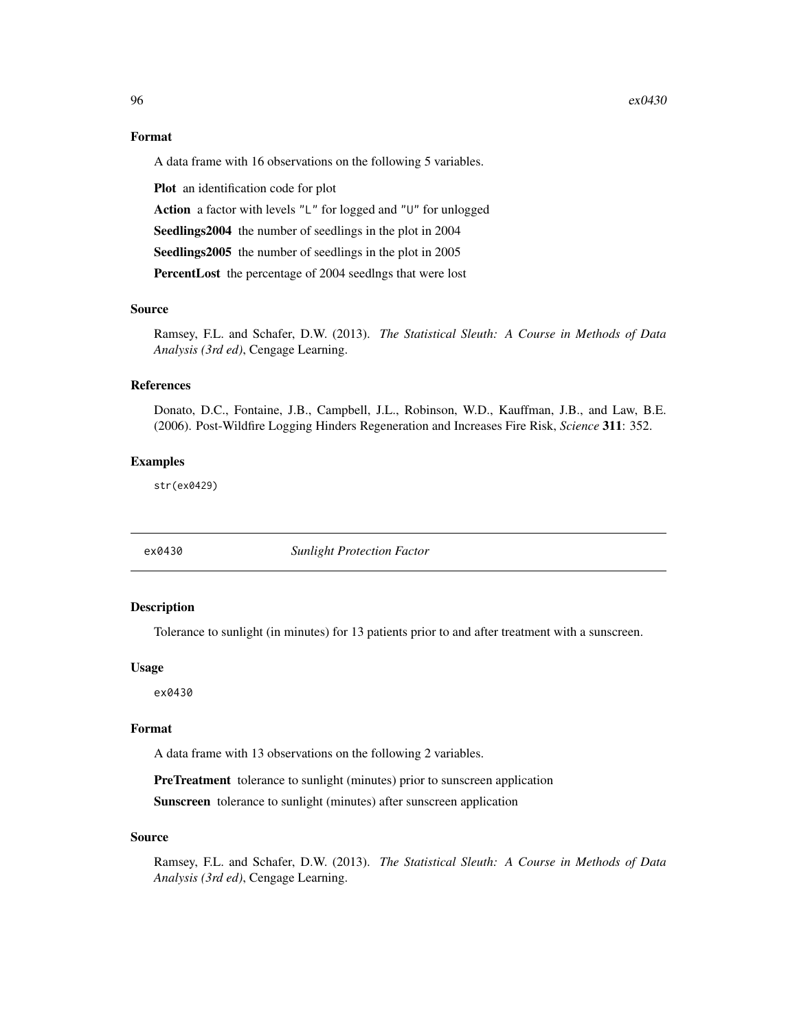### Format

A data frame with 16 observations on the following 5 variables.

**Plot** an identification code for plot

**Action** a factor with levels "L" for logged and "U" for unlogged

**Seedlings2004** the number of seedlings in the plot in 2004

**Seedlings2005** the number of seedlings in the plot in 2005

**PercentLost** the percentage of 2004 seedlngs that were lost

### Source

Ramsey, F.L. and Schafer, D.W. (2013). *The Statistical Sleuth: A Course in Methods of Data Analysis (3rd ed)*, Cengage Learning.

### References

Donato, D.C., Fontaine, J.B., Campbell, J.L., Robinson, W.D., Kauffman, J.B., and Law, B.E. (2006). Post-Wildfire Logging Hinders Regeneration and Increases Fire Risk, *Science* **311**: 352.

### Examples

```
str(ex0429)
```

---

## ex0430 *Sunlight Protection Factor*

### Description

Tolerance to sunlight (in minutes) for 13 patients prior to and after treatment with a sunscreen.

### Usage

```
ex0430
```

### Format

A data frame with 13 observations on the following 2 variables.

**PreTreatment** tolerance to sunlight (minutes) prior to sunscreen application

**Sunscreen** tolerance to sunlight (minutes) after sunscreen application

### Source

Ramsey, F.L. and Schafer, D.W. (2013). *The Statistical Sleuth: A Course in Methods of Data Analysis (3rd ed)*, Cengage Learning.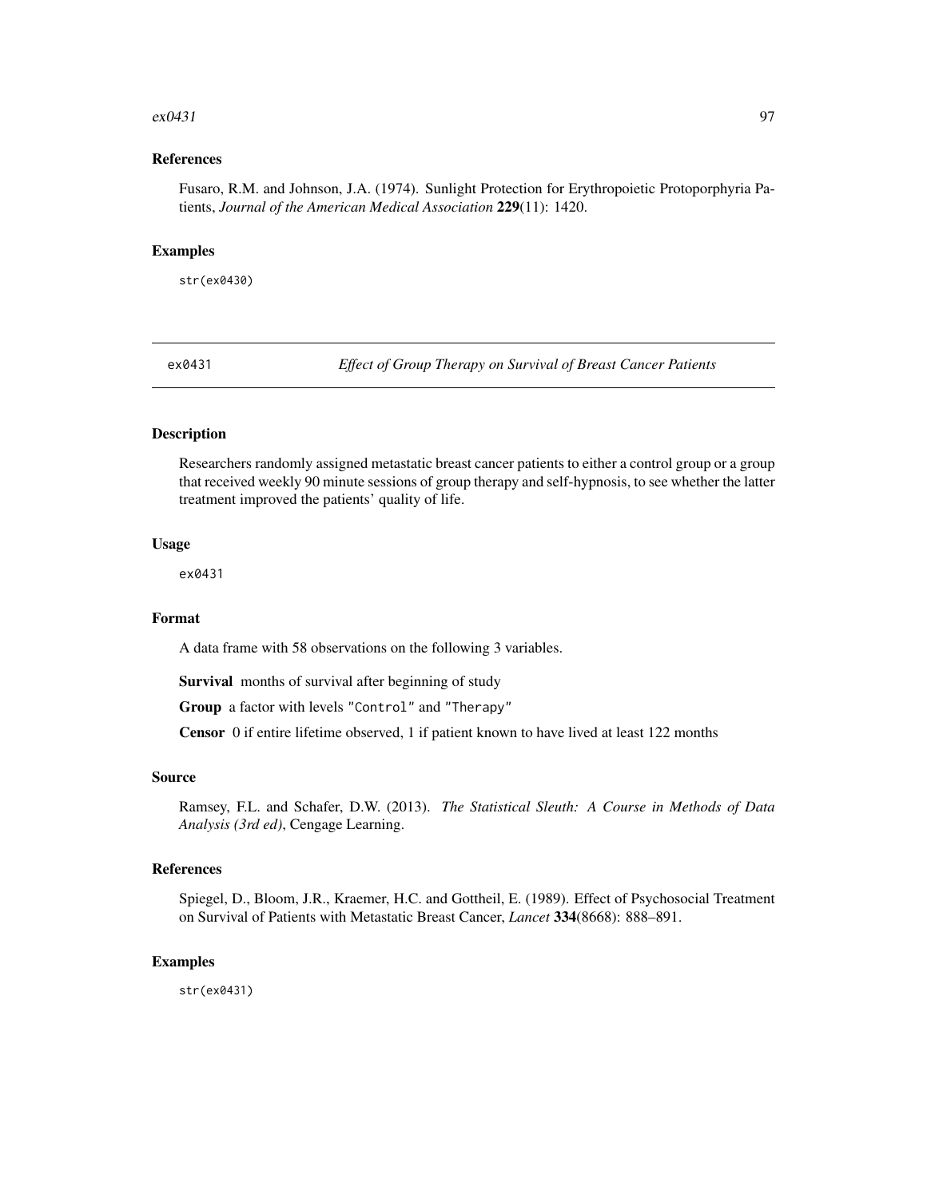## References

Fusaro, R.M. and Johnson, J.A. (1974). Sunlight Protection for Erythropoietic Protoporphyria Patients, *Journal of the American Medical Association* **229**(11): 1420.

## Examples

```
str(ex0430)
```

---

# ex0431 — *Effect of Group Therapy on Survival of Breast Cancer Patients*

---

## Description

Researchers randomly assigned metastatic breast cancer patients to either a control group or a group that received weekly 90 minute sessions of group therapy and self-hypnosis, to see whether the latter treatment improved the patients' quality of life.

## Usage

```
ex0431
```

## Format

A data frame with 58 observations on the following 3 variables.

**Survival** months of survival after beginning of study

**Group** a factor with levels "Control" and "Therapy"

**Censor** 0 if entire lifetime observed, 1 if patient known to have lived at least 122 months

## Source

Ramsey, F.L. and Schafer, D.W. (2013). *The Statistical Sleuth: A Course in Methods of Data Analysis (3rd ed)*, Cengage Learning.

## References

Spiegel, D., Bloom, J.R., Kraemer, H.C. and Gottheil, E. (1989). Effect of Psychosocial Treatment on Survival of Patients with Metastatic Breast Cancer, *Lancet* **334**(8668): 888–891.

## Examples

```
str(ex0431)
```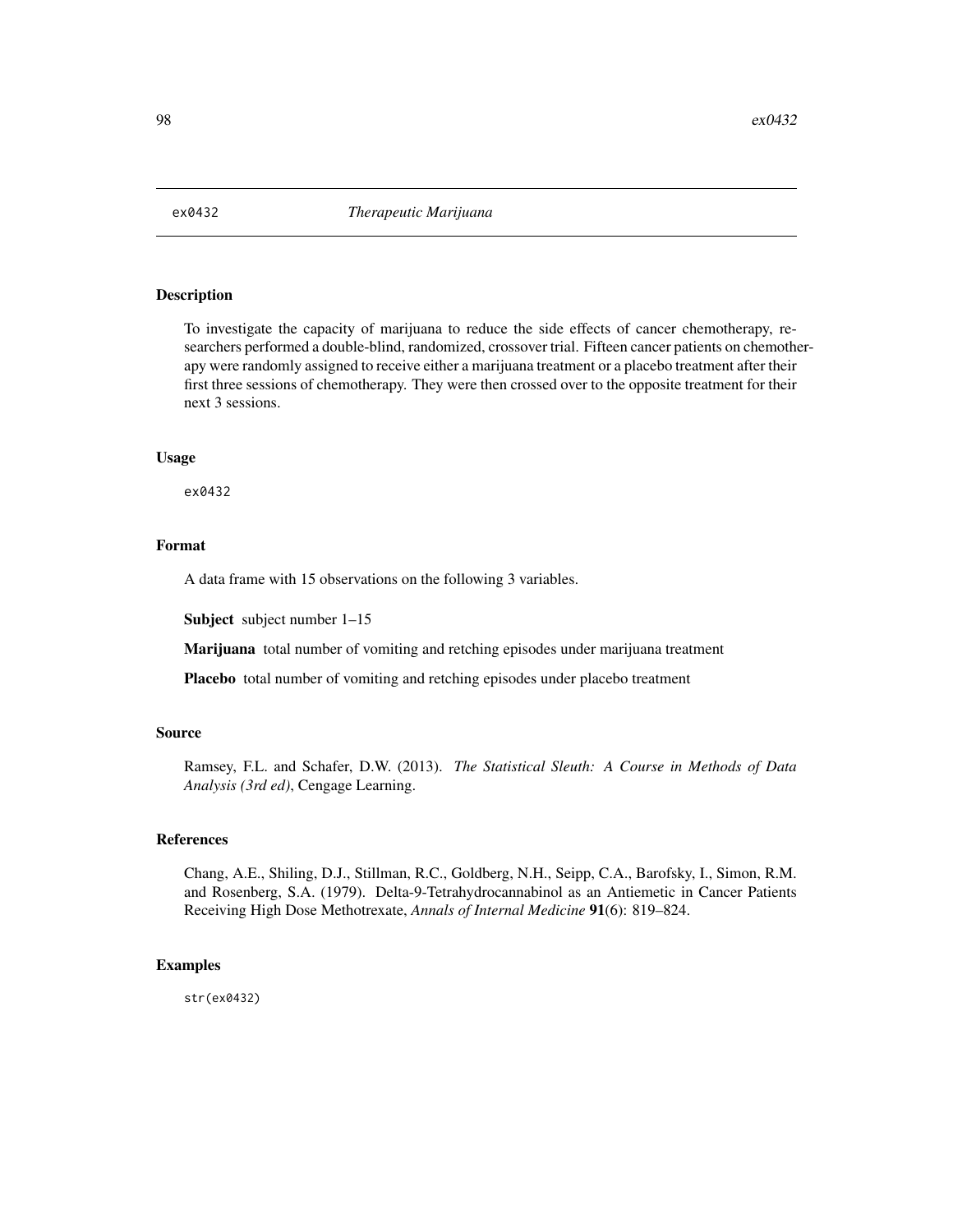ex0432 *Therapeutic Marijuana*

## Description

To investigate the capacity of marijuana to reduce the side effects of cancer chemotherapy, researchers performed a double-blind, randomized, crossover trial. Fifteen cancer patients on chemotherapy were randomly assigned to receive either a marijuana treatment or a placebo treatment after their first three sessions of chemotherapy. They were then crossed over to the opposite treatment for their next 3 sessions.

## Usage

```
ex0432
```

## Format

A data frame with 15 observations on the following 3 variables.

**Subject** subject number 1–15

**Marijuana** total number of vomiting and retching episodes under marijuana treatment

**Placebo** total number of vomiting and retching episodes under placebo treatment

## Source

Ramsey, F.L. and Schafer, D.W. (2013). *The Statistical Sleuth: A Course in Methods of Data Analysis (3rd ed)*, Cengage Learning.

## References

Chang, A.E., Shiling, D.J., Stillman, R.C., Goldberg, N.H., Seipp, C.A., Barofsky, I., Simon, R.M. and Rosenberg, S.A. (1979). Delta-9-Tetrahydrocannabinol as an Antiemetic in Cancer Patients Receiving High Dose Methotrexate, *Annals of Internal Medicine* **91**(6): 819–824.

## Examples

```
str(ex0432)
```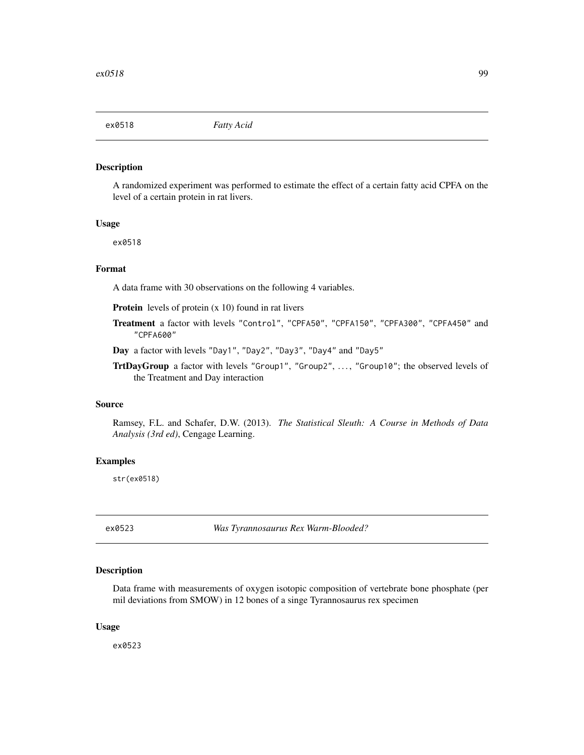## ex0518 *Fatty Acid*

### Description

A randomized experiment was performed to estimate the effect of a certain fatty acid CPFA on the level of a certain protein in rat livers.

### Usage

```
ex0518
```

### Format

A data frame with 30 observations on the following 4 variables.

**Protein** levels of protein (x 10) found in rat livers

**Treatment** a factor with levels "Control", "CPFA50", "CPFA150", "CPFA300", "CPFA450" and "CPFA600"

**Day** a factor with levels "Day1", "Day2", "Day3", "Day4" and "Day5"

**TrtDayGroup** a factor with levels "Group1", "Group2", ..., "Group10"; the observed levels of the Treatment and Day interaction

### Source

Ramsey, F.L. and Schafer, D.W. (2013). *The Statistical Sleuth: A Course in Methods of Data Analysis (3rd ed)*, Cengage Learning.

### Examples

```
str(ex0518)
```

## ex0523 *Was Tyrannosaurus Rex Warm-Blooded?*

### Description

Data frame with measurements of oxygen isotopic composition of vertebrate bone phosphate (per mil deviations from SMOW) in 12 bones of a singe Tyrannosaurus rex specimen

### Usage

```
ex0523
```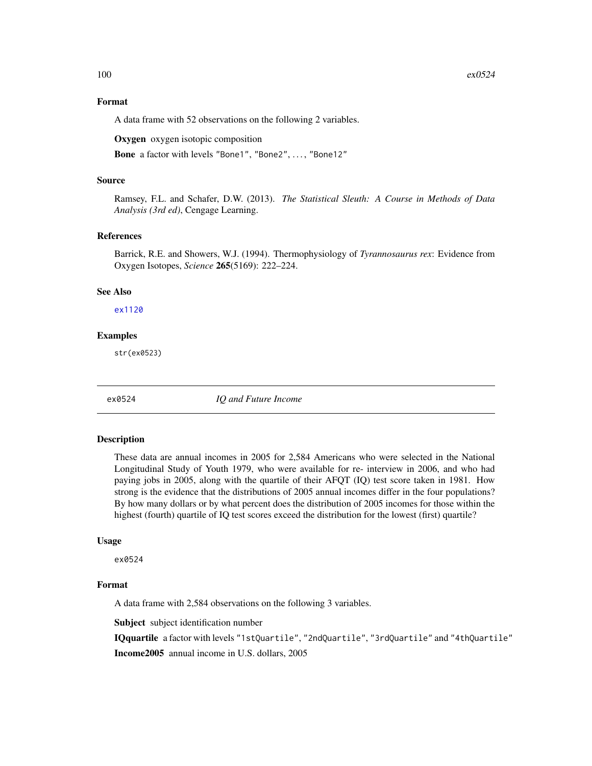### Format

A data frame with 52 observations on the following 2 variables.

**Oxygen** oxygen isotopic composition

**Bone** a factor with levels "Bone1", "Bone2", ..., "Bone12"

### Source

Ramsey, F.L. and Schafer, D.W. (2013). *The Statistical Sleuth: A Course in Methods of Data Analysis (3rd ed)*, Cengage Learning.

### References

Barrick, R.E. and Showers, W.J. (1994). Thermophysiology of *Tyrannosaurus rex*: Evidence from Oxygen Isotopes, *Science* **265**(5169): 222–224.

### See Also

ex1120

### Examples

```
str(ex0523)
```

---

## ex0524 *IQ and Future Income*

### Description

These data are annual incomes in 2005 for 2,584 Americans who were selected in the National Longitudinal Study of Youth 1979, who were available for re- interview in 2006, and who had paying jobs in 2005, along with the quartile of their AFQT (IQ) test score taken in 1981. How strong is the evidence that the distributions of 2005 annual incomes differ in the four populations? By how many dollars or by what percent does the distribution of 2005 incomes for those within the highest (fourth) quartile of IQ test scores exceed the distribution for the lowest (first) quartile?

### Usage

```
ex0524
```

### Format

A data frame with 2,584 observations on the following 3 variables.

**Subject** subject identification number

**IQquartile** a factor with levels "1stQuartile", "2ndQuartile", "3rdQuartile" and "4thQuartile"

**Income2005** annual income in U.S. dollars, 2005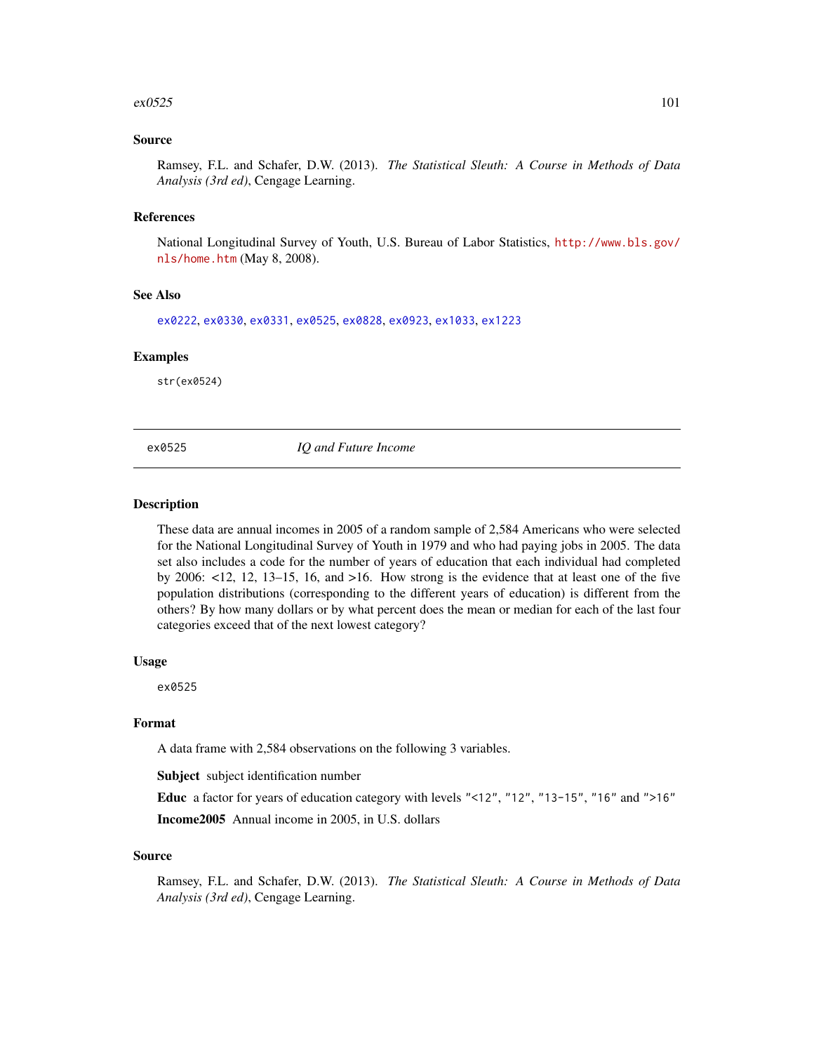### Source

Ramsey, F.L. and Schafer, D.W. (2013). *The Statistical Sleuth: A Course in Methods of Data Analysis (3rd ed)*, Cengage Learning.

### References

National Longitudinal Survey of Youth, U.S. Bureau of Labor Statistics, http://www.bls.gov/nls/home.htm (May 8, 2008).

### See Also

ex0222, ex0330, ex0331, ex0525, ex0828, ex0923, ex1033, ex1223

### Examples

```
str(ex0524)
```

---

## ex0525 *IQ and Future Income*

### Description

These data are annual incomes in 2005 of a random sample of 2,584 Americans who were selected for the National Longitudinal Survey of Youth in 1979 and who had paying jobs in 2005. The data set also includes a code for the number of years of education that each individual had completed by 2006: <12, 12, 13–15, 16, and >16. How strong is the evidence that at least one of the five population distributions (corresponding to the different years of education) is different from the others? By how many dollars or by what percent does the mean or median for each of the last four categories exceed that of the next lowest category?

### Usage

```
ex0525
```

### Format

A data frame with 2,584 observations on the following 3 variables.

**Subject** subject identification number

**Educ** a factor for years of education category with levels "<12", "12", "13-15", "16" and ">16"

**Income2005** Annual income in 2005, in U.S. dollars

### Source

Ramsey, F.L. and Schafer, D.W. (2013). *The Statistical Sleuth: A Course in Methods of Data Analysis (3rd ed)*, Cengage Learning.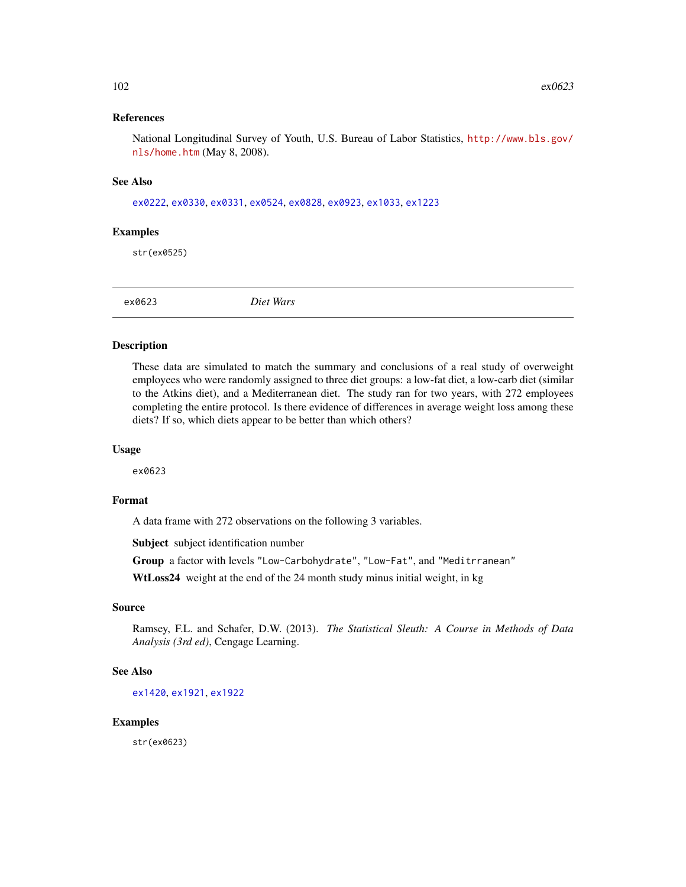### References

National Longitudinal Survey of Youth, U.S. Bureau of Labor Statistics, http://www.bls.gov/nls/home.htm (May 8, 2008).

### See Also

ex0222, ex0330, ex0331, ex0524, ex0828, ex0923, ex1033, ex1223

### Examples

```
str(ex0525)
```

---

## ex0623 *Diet Wars*

---

### Description

These data are simulated to match the summary and conclusions of a real study of overweight employees who were randomly assigned to three diet groups: a low-fat diet, a low-carb diet (similar to the Atkins diet), and a Mediterranean diet. The study ran for two years, with 272 employees completing the entire protocol. Is there evidence of differences in average weight loss among these diets? If so, which diets appear to be better than which others?

### Usage

```
ex0623
```

### Format

A data frame with 272 observations on the following 3 variables.

**Subject** subject identification number

**Group** a factor with levels `"Low-Carbohydrate"`, `"Low-Fat"`, and `"Meditrranean"`

**WtLoss24** weight at the end of the 24 month study minus initial weight, in kg

### Source

Ramsey, F.L. and Schafer, D.W. (2013). *The Statistical Sleuth: A Course in Methods of Data Analysis (3rd ed)*, Cengage Learning.

### See Also

ex1420, ex1921, ex1922

### Examples

```
str(ex0623)
```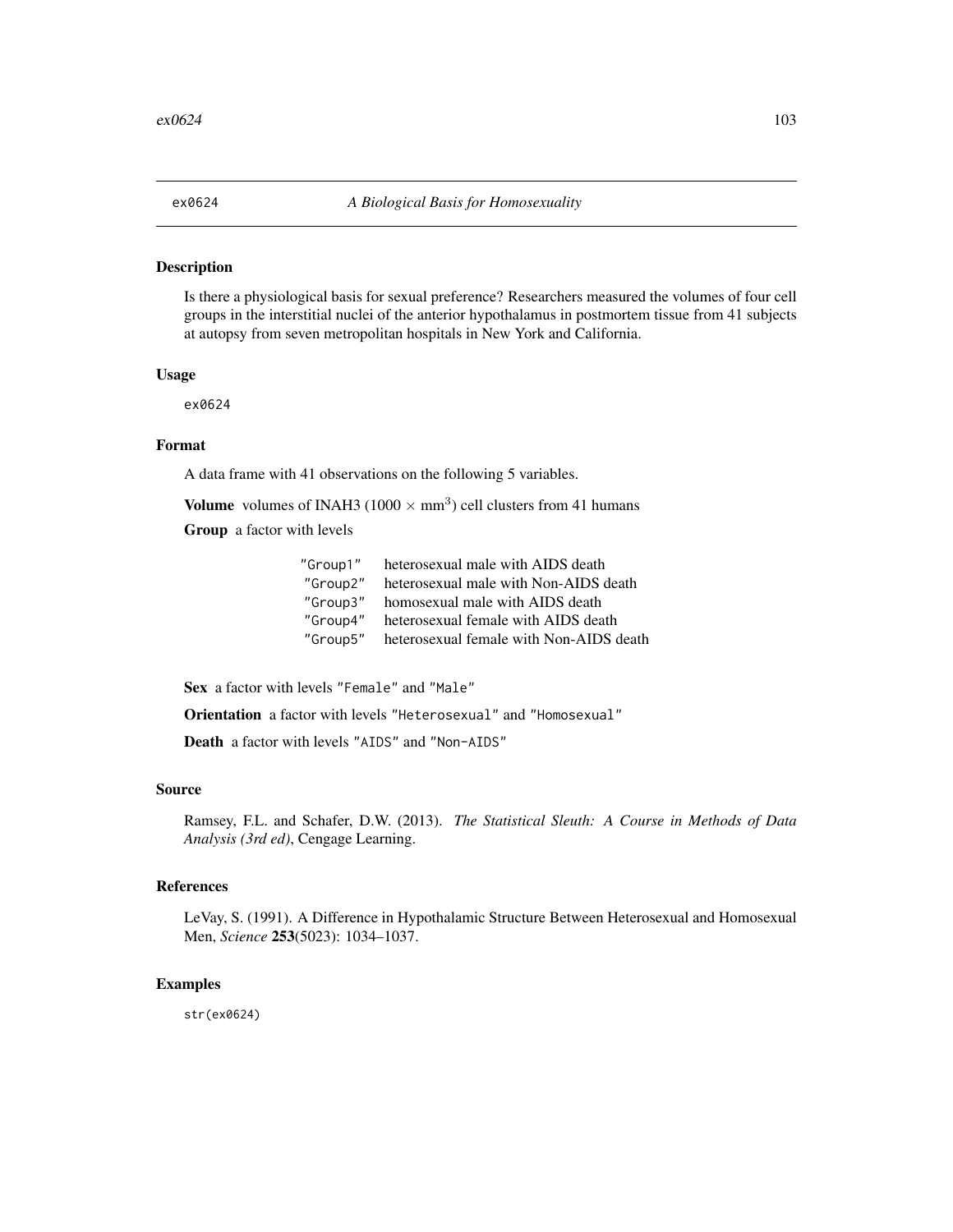ex0624 *A Biological Basis for Homosexuality*

## Description

Is there a physiological basis for sexual preference? Researchers measured the volumes of four cell groups in the interstitial nuclei of the anterior hypothalamus in postmortem tissue from 41 subjects at autopsy from seven metropolitan hospitals in New York and California.

## Usage

```
ex0624
```

## Format

A data frame with 41 observations on the following 5 variables.

**Volume** volumes of INAH3 ($1000 \times \text{mm}^3$) cell clusters from 41 humans

**Group** a factor with levels

| | |
|---|---|
| "Group1" | heterosexual male with AIDS death |
| "Group2" | heterosexual male with Non-AIDS death |
| "Group3" | homosexual male with AIDS death |
| "Group4" | heterosexual female with AIDS death |
| "Group5" | heterosexual female with Non-AIDS death |

**Sex** a factor with levels "Female" and "Male"

**Orientation** a factor with levels "Heterosexual" and "Homosexual"

**Death** a factor with levels "AIDS" and "Non-AIDS"

## Source

Ramsey, F.L. and Schafer, D.W. (2013). *The Statistical Sleuth: A Course in Methods of Data Analysis (3rd ed)*, Cengage Learning.

## References

LeVay, S. (1991). A Difference in Hypothalamic Structure Between Heterosexual and Homosexual Men, *Science* **253**(5023): 1034–1037.

## Examples

```
str(ex0624)
```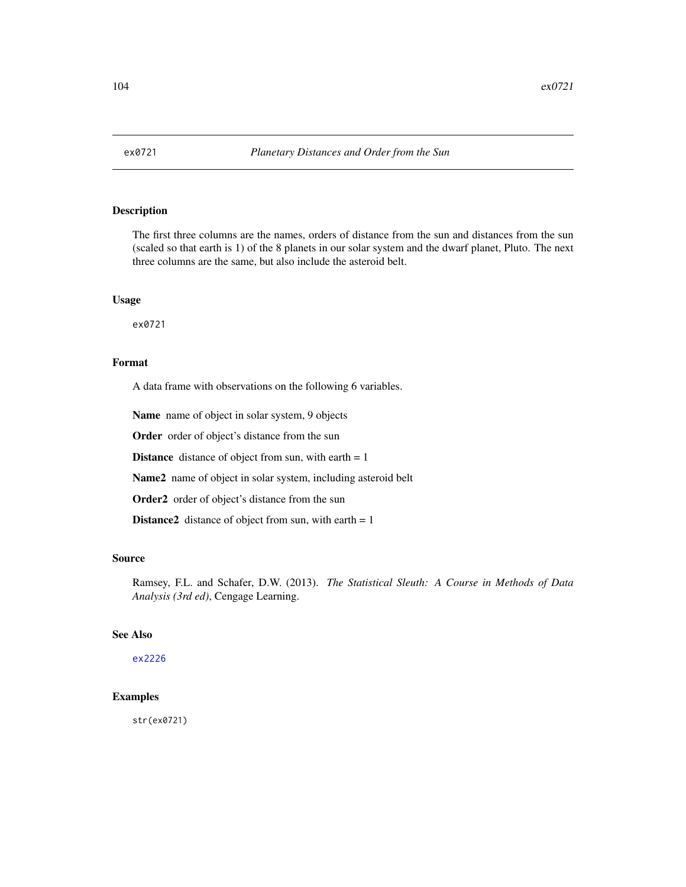ex0721 *Planetary Distances and Order from the Sun*

## Description

The first three columns are the names, orders of distance from the sun and distances from the sun (scaled so that earth is 1) of the 8 planets in our solar system and the dwarf planet, Pluto. The next three columns are the same, but also include the asteroid belt.

## Usage

```
ex0721
```

## Format

A data frame with observations on the following 6 variables.

**Name** name of object in solar system, 9 objects

**Order** order of object's distance from the sun

**Distance** distance of object from sun, with earth = 1

**Name2** name of object in solar system, including asteroid belt

**Order2** order of object's distance from the sun

**Distance2** distance of object from sun, with earth = 1

## Source

Ramsey, F.L. and Schafer, D.W. (2013). *The Statistical Sleuth: A Course in Methods of Data Analysis (3rd ed)*, Cengage Learning.

## See Also

ex2226

## Examples

```
str(ex0721)
```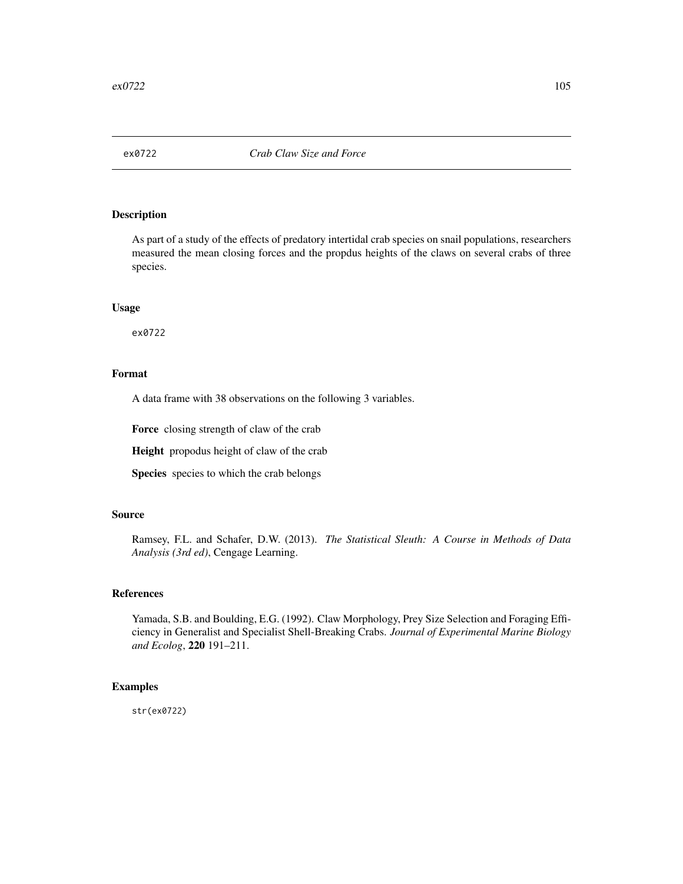ex0722 *Crab Claw Size and Force*

## Description

As part of a study of the effects of predatory intertidal crab species on snail populations, researchers measured the mean closing forces and the propdus heights of the claws on several crabs of three species.

## Usage

```
ex0722
```

## Format

A data frame with 38 observations on the following 3 variables.

**Force** closing strength of claw of the crab

**Height** propodus height of claw of the crab

**Species** species to which the crab belongs

## Source

Ramsey, F.L. and Schafer, D.W. (2013). *The Statistical Sleuth: A Course in Methods of Data Analysis (3rd ed)*, Cengage Learning.

## References

Yamada, S.B. and Boulding, E.G. (1992). Claw Morphology, Prey Size Selection and Foraging Efficiency in Generalist and Specialist Shell-Breaking Crabs. *Journal of Experimental Marine Biology and Ecolog*, **220** 191–211.

## Examples

```
str(ex0722)
```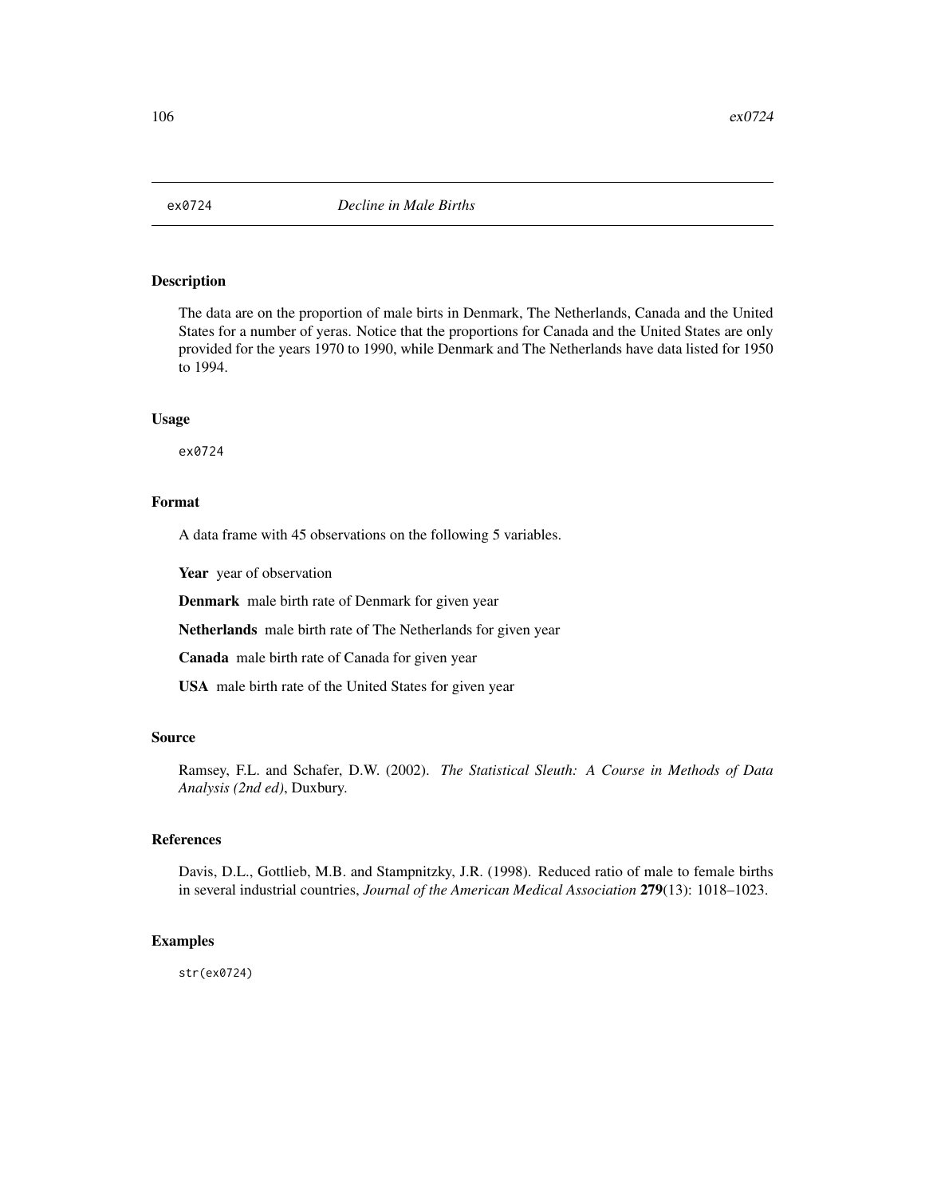ex0724 *Decline in Male Births*

## Description

The data are on the proportion of male birts in Denmark, The Netherlands, Canada and the United States for a number of yeras. Notice that the proportions for Canada and the United States are only provided for the years 1970 to 1990, while Denmark and The Netherlands have data listed for 1950 to 1994.

## Usage

```
ex0724
```

## Format

A data frame with 45 observations on the following 5 variables.

**Year** year of observation

**Denmark** male birth rate of Denmark for given year

**Netherlands** male birth rate of The Netherlands for given year

**Canada** male birth rate of Canada for given year

**USA** male birth rate of the United States for given year

## Source

Ramsey, F.L. and Schafer, D.W. (2002). *The Statistical Sleuth: A Course in Methods of Data Analysis (2nd ed)*, Duxbury.

## References

Davis, D.L., Gottlieb, M.B. and Stampnitzky, J.R. (1998). Reduced ratio of male to female births in several industrial countries, *Journal of the American Medical Association* **279**(13): 1018–1023.

## Examples

```
str(ex0724)
```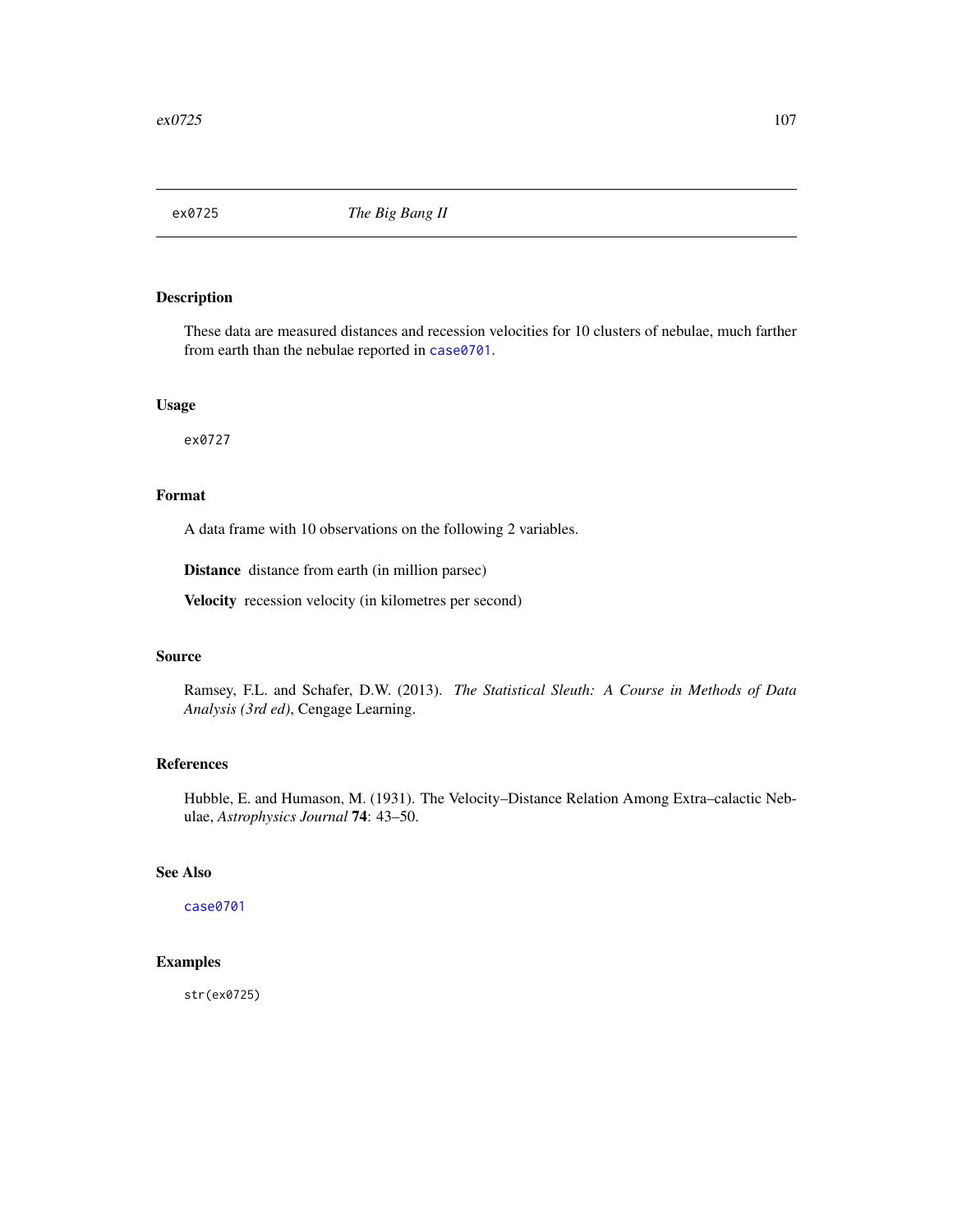ex0725 *The Big Bang II*

## Description

These data are measured distances and recession velocities for 10 clusters of nebulae, much farther from earth than the nebulae reported in `case0701`.

## Usage

```
ex0727
```

## Format

A data frame with 10 observations on the following 2 variables.

**Distance** distance from earth (in million parsec)

**Velocity** recession velocity (in kilometres per second)

## Source

Ramsey, F.L. and Schafer, D.W. (2013). *The Statistical Sleuth: A Course in Methods of Data Analysis (3rd ed)*, Cengage Learning.

## References

Hubble, E. and Humason, M. (1931). The Velocity–Distance Relation Among Extra–calactic Nebulae, *Astrophysics Journal* **74**: 43–50.

## See Also

`case0701`

## Examples

```
str(ex0725)
```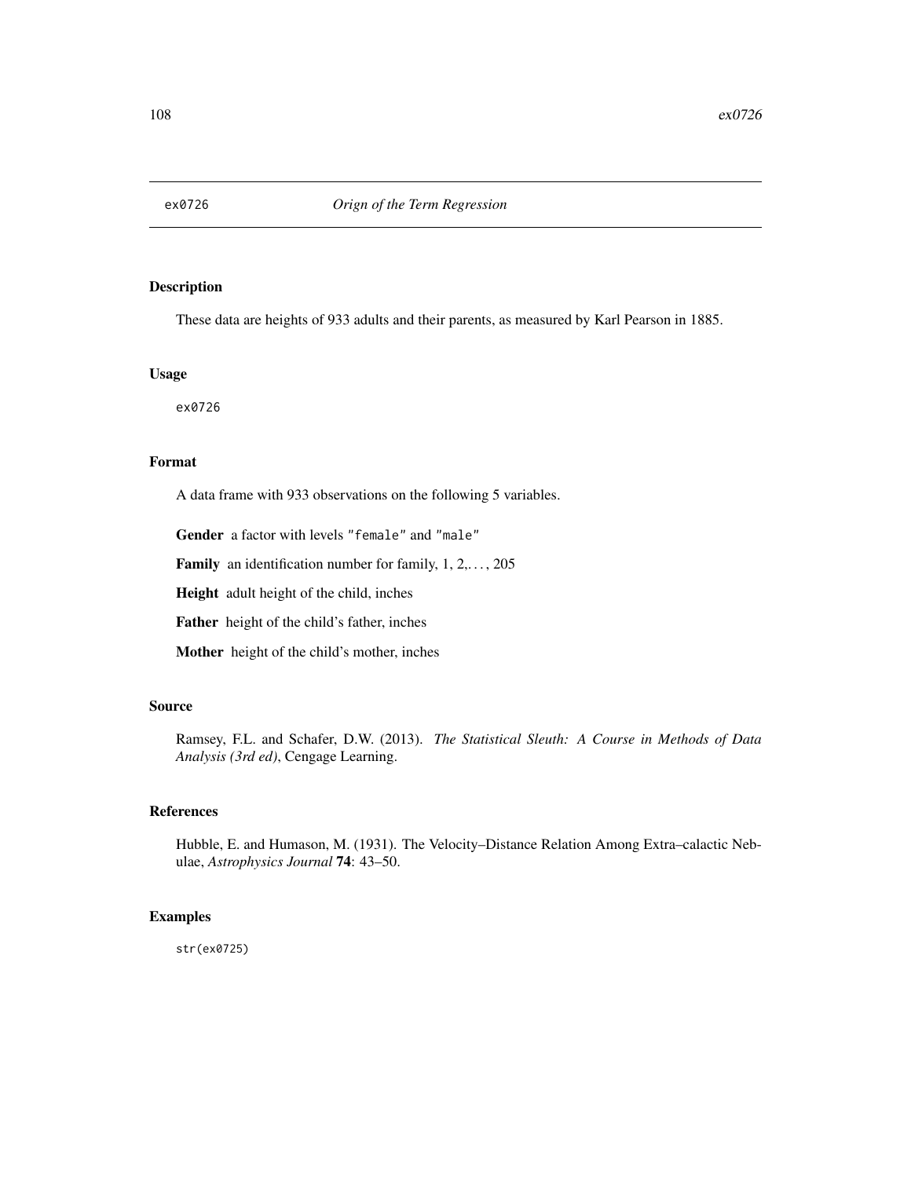ex0726 *Orign of the Term Regression*

## Description

These data are heights of 933 adults and their parents, as measured by Karl Pearson in 1885.

## Usage

```
ex0726
```

## Format

A data frame with 933 observations on the following 5 variables.

**Gender** a factor with levels "female" and "male"

**Family** an identification number for family, 1, 2,. . . , 205

**Height** adult height of the child, inches

**Father** height of the child's father, inches

**Mother** height of the child's mother, inches

## Source

Ramsey, F.L. and Schafer, D.W. (2013). *The Statistical Sleuth: A Course in Methods of Data Analysis (3rd ed)*, Cengage Learning.

## References

Hubble, E. and Humason, M. (1931). The Velocity–Distance Relation Among Extra–calactic Nebulae, *Astrophysics Journal* **74**: 43–50.

## Examples

```
str(ex0725)
```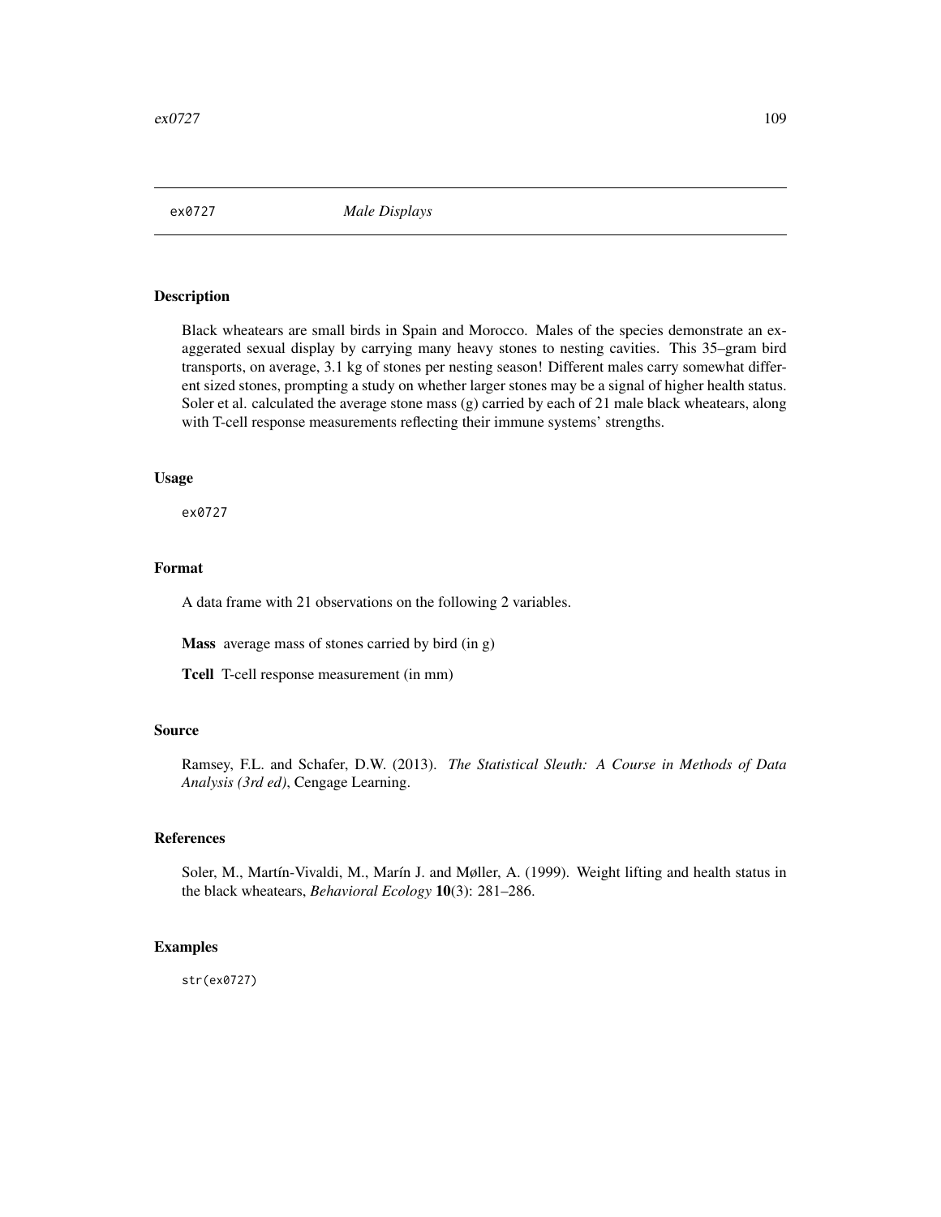ex0727 *Male Displays*

## Description

Black wheatears are small birds in Spain and Morocco. Males of the species demonstrate an exaggerated sexual display by carrying many heavy stones to nesting cavities. This 35–gram bird transports, on average, 3.1 kg of stones per nesting season! Different males carry somewhat different sized stones, prompting a study on whether larger stones may be a signal of higher health status. Soler et al. calculated the average stone mass (g) carried by each of 21 male black wheatears, along with T-cell response measurements reflecting their immune systems' strengths.

## Usage

```
ex0727
```

## Format

A data frame with 21 observations on the following 2 variables.

**Mass** average mass of stones carried by bird (in g)

**Tcell** T-cell response measurement (in mm)

## Source

Ramsey, F.L. and Schafer, D.W. (2013). *The Statistical Sleuth: A Course in Methods of Data Analysis (3rd ed)*, Cengage Learning.

## References

Soler, M., Martín-Vivaldi, M., Marín J. and Møller, A. (1999). Weight lifting and health status in the black wheatears, *Behavioral Ecology* **10**(3): 281–286.

## Examples

```
str(ex0727)
```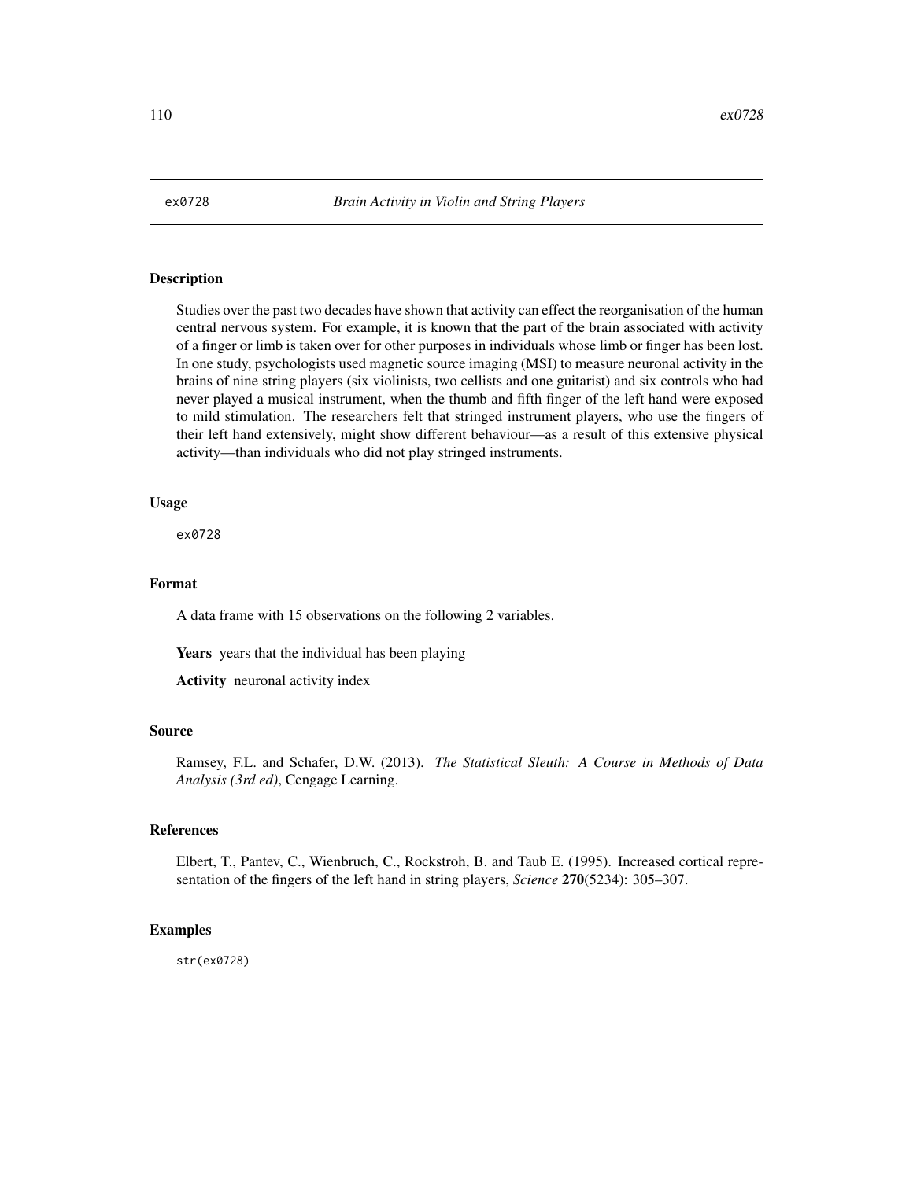# ex0728 *Brain Activity in Violin and String Players*

## Description

Studies over the past two decades have shown that activity can effect the reorganisation of the human central nervous system. For example, it is known that the part of the brain associated with activity of a finger or limb is taken over for other purposes in individuals whose limb or finger has been lost. In one study, psychologists used magnetic source imaging (MSI) to measure neuronal activity in the brains of nine string players (six violinists, two cellists and one guitarist) and six controls who had never played a musical instrument, when the thumb and fifth finger of the left hand were exposed to mild stimulation. The researchers felt that stringed instrument players, who use the fingers of their left hand extensively, might show different behaviour—as a result of this extensive physical activity—than individuals who did not play stringed instruments.

## Usage

```
ex0728
```

## Format

A data frame with 15 observations on the following 2 variables.

**Years** years that the individual has been playing

**Activity** neuronal activity index

## Source

Ramsey, F.L. and Schafer, D.W. (2013). *The Statistical Sleuth: A Course in Methods of Data Analysis (3rd ed)*, Cengage Learning.

## References

Elbert, T., Pantev, C., Wienbruch, C., Rockstroh, B. and Taub E. (1995). Increased cortical representation of the fingers of the left hand in string players, *Science* **270**(5234): 305–307.

## Examples

```
str(ex0728)
```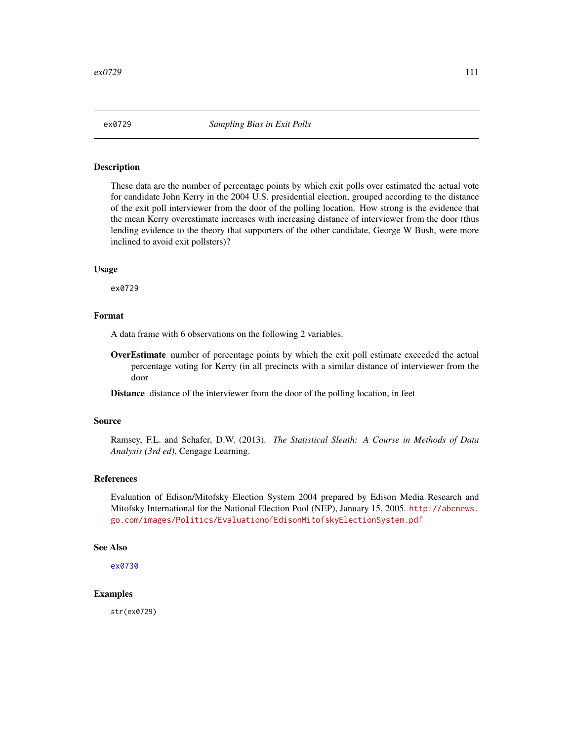## ex0729 *Sampling Bias in Exit Polls*

### Description

These data are the number of percentage points by which exit polls over estimated the actual vote for candidate John Kerry in the 2004 U.S. presidential election, grouped according to the distance of the exit poll interviewer from the door of the polling location. How strong is the evidence that the mean Kerry overestimate increases with increasing distance of interviewer from the door (thus lending evidence to the theory that supporters of the other candidate, George W Bush, were more inclined to avoid exit pollsters)?

### Usage

```
ex0729
```

### Format

A data frame with 6 observations on the following 2 variables.

**OverEstimate** number of percentage points by which the exit poll estimate exceeded the actual percentage voting for Kerry (in all precincts with a similar distance of interviewer from the door

**Distance** distance of the interviewer from the door of the polling location, in feet

### Source

Ramsey, F.L. and Schafer, D.W. (2013). *The Statistical Sleuth: A Course in Methods of Data Analysis (3rd ed)*, Cengage Learning.

### References

Evaluation of Edison/Mitofsky Election System 2004 prepared by Edison Media Research and Mitofsky International for the National Election Pool (NEP), January 15, 2005. http://abcnews.go.com/images/Politics/EvaluationofEdisonMitofskyElectionSystem.pdf

### See Also

ex0730

### Examples

```
str(ex0729)
```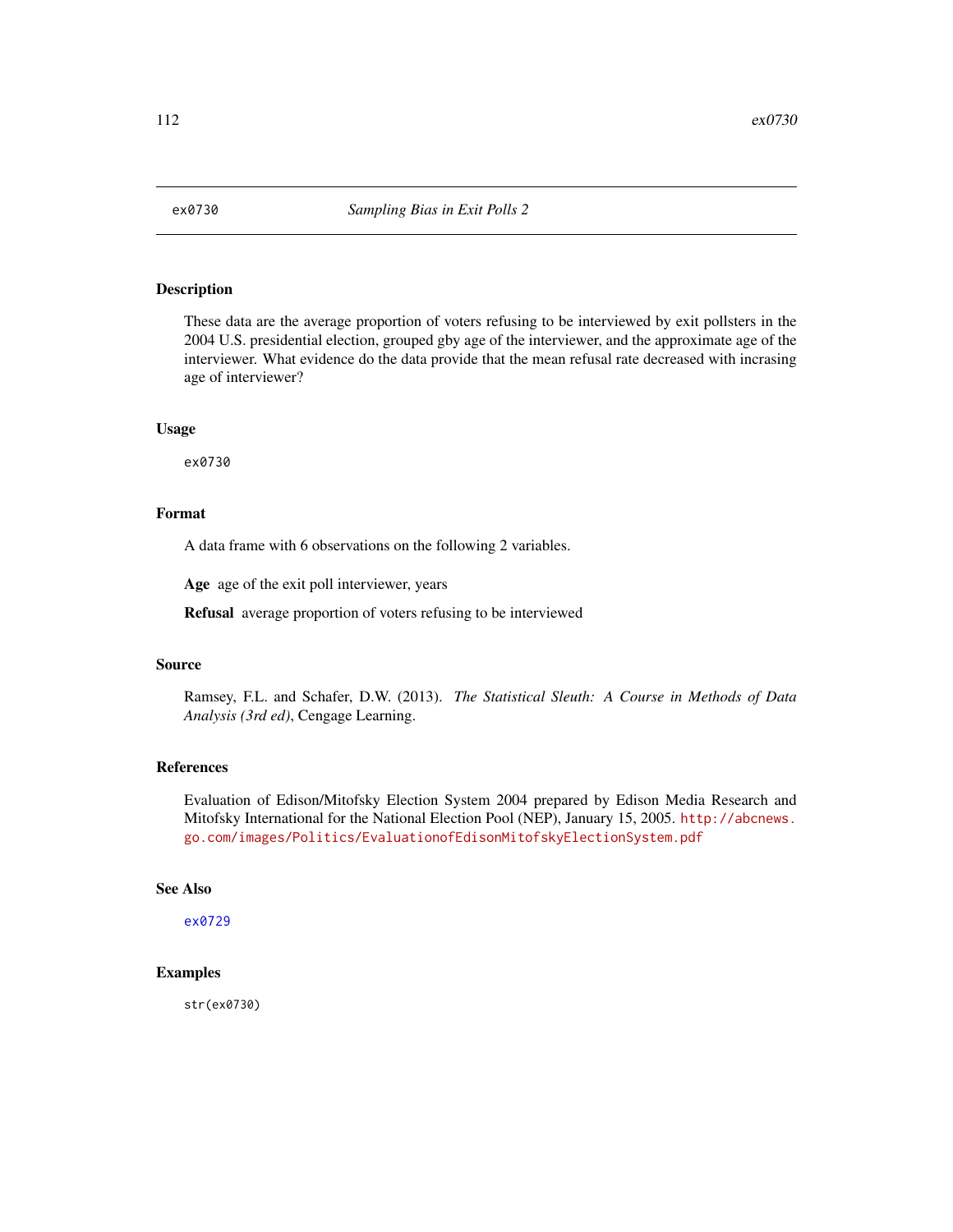ex0730 *Sampling Bias in Exit Polls 2*

## Description

These data are the average proportion of voters refusing to be interviewed by exit pollsters in the 2004 U.S. presidential election, grouped gby age of the interviewer, and the approximate age of the interviewer. What evidence do the data provide that the mean refusal rate decreased with incrasing age of interviewer?

## Usage

```
ex0730
```

## Format

A data frame with 6 observations on the following 2 variables.

**Age** age of the exit poll interviewer, years

**Refusal** average proportion of voters refusing to be interviewed

## Source

Ramsey, F.L. and Schafer, D.W. (2013). *The Statistical Sleuth: A Course in Methods of Data Analysis (3rd ed)*, Cengage Learning.

## References

Evaluation of Edison/Mitofsky Election System 2004 prepared by Edison Media Research and Mitofsky International for the National Election Pool (NEP), January 15, 2005. http://abcnews.go.com/images/Politics/EvaluationofEdisonMitofskyElectionSystem.pdf

## See Also

ex0729

## Examples

```
str(ex0730)
```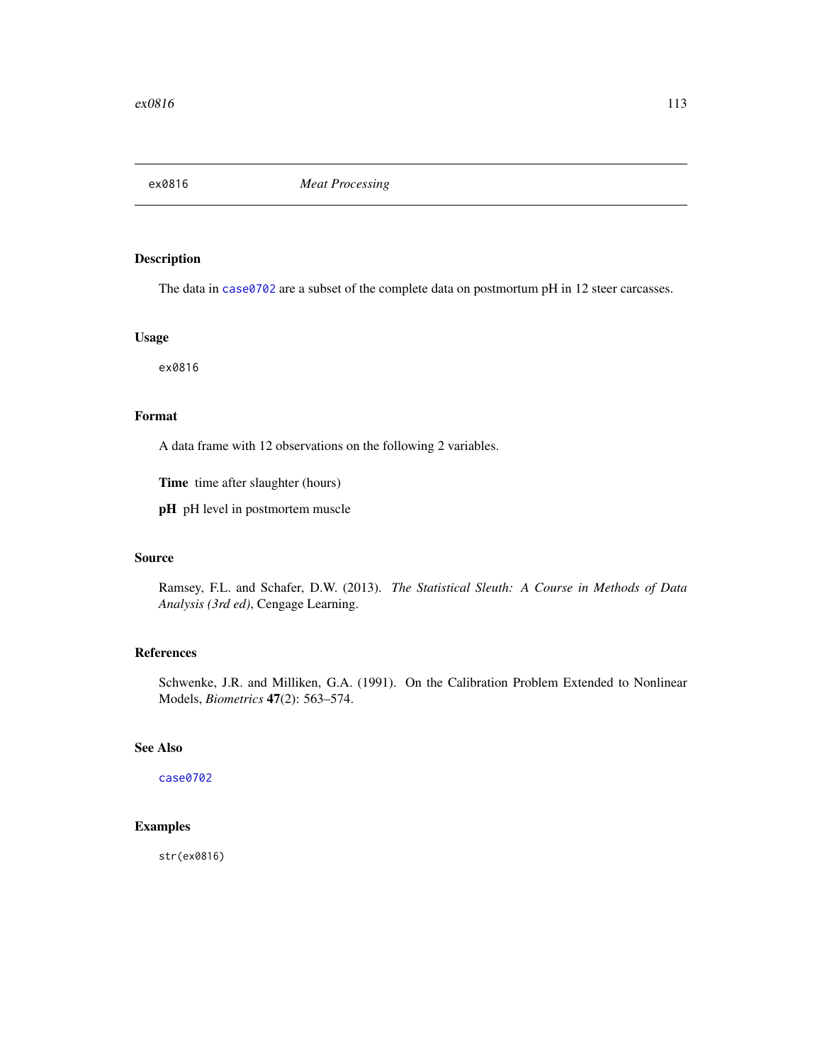ex0816 *Meat Processing*

## Description

The data in case0702 are a subset of the complete data on postmortum pH in 12 steer carcasses.

## Usage

```
ex0816
```

## Format

A data frame with 12 observations on the following 2 variables.

**Time** time after slaughter (hours)

**pH** pH level in postmortem muscle

## Source

Ramsey, F.L. and Schafer, D.W. (2013). *The Statistical Sleuth: A Course in Methods of Data Analysis (3rd ed)*, Cengage Learning.

## References

Schwenke, J.R. and Milliken, G.A. (1991). On the Calibration Problem Extended to Nonlinear Models, *Biometrics* **47**(2): 563–574.

## See Also

case0702

## Examples

```
str(ex0816)
```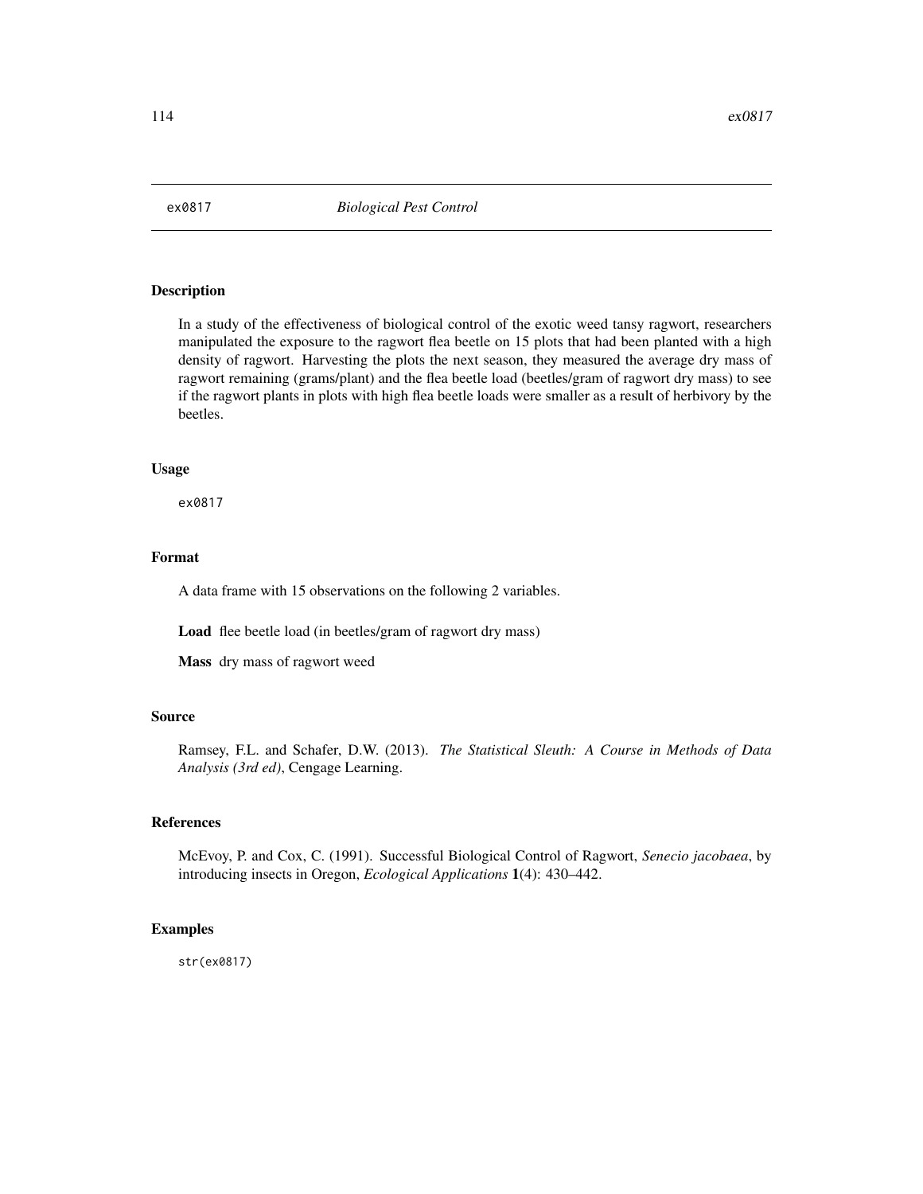ex0817 *Biological Pest Control*

## Description

In a study of the effectiveness of biological control of the exotic weed tansy ragwort, researchers manipulated the exposure to the ragwort flea beetle on 15 plots that had been planted with a high density of ragwort. Harvesting the plots the next season, they measured the average dry mass of ragwort remaining (grams/plant) and the flea beetle load (beetles/gram of ragwort dry mass) to see if the ragwort plants in plots with high flea beetle loads were smaller as a result of herbivory by the beetles.

## Usage

```
ex0817
```

## Format

A data frame with 15 observations on the following 2 variables.

**Load** flee beetle load (in beetles/gram of ragwort dry mass)

**Mass** dry mass of ragwort weed

## Source

Ramsey, F.L. and Schafer, D.W. (2013). *The Statistical Sleuth: A Course in Methods of Data Analysis (3rd ed)*, Cengage Learning.

## References

McEvoy, P. and Cox, C. (1991). Successful Biological Control of Ragwort, *Senecio jacobaea*, by introducing insects in Oregon, *Ecological Applications* **1**(4): 430–442.

## Examples

```
str(ex0817)
```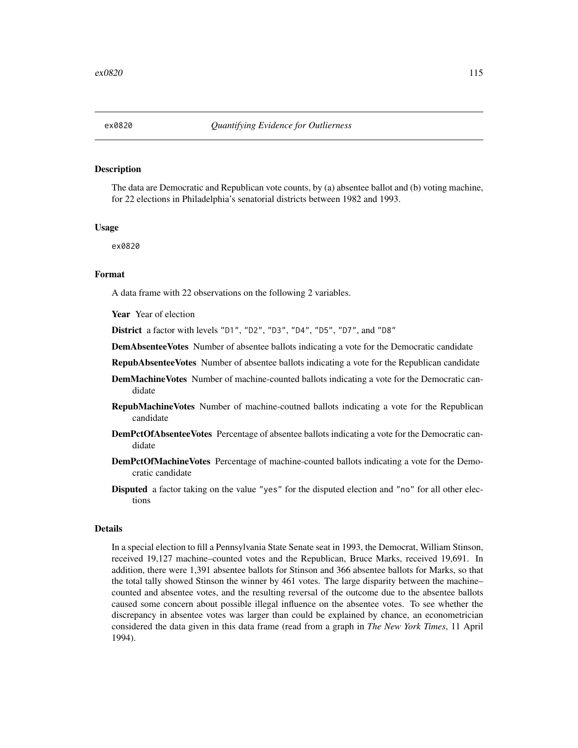ex0820 *Quantifying Evidence for Outlierness*

## Description

The data are Democratic and Republican vote counts, by (a) absentee ballot and (b) voting machine, for 22 elections in Philadelphia's senatorial districts between 1982 and 1993.

## Usage

```
ex0820
```

## Format

A data frame with 22 observations on the following 2 variables.

**Year** Year of election

**District** a factor with levels "D1", "D2", "D3", "D4", "D5", "D7", and "D8"

**DemAbsenteeVotes** Number of absentee ballots indicating a vote for the Democratic candidate

**RepubAbsenteeVotes** Number of absentee ballots indicating a vote for the Republican candidate

**DemMachineVotes** Number of machine-counted ballots indicating a vote for the Democratic candidate

**RepubMachineVotes** Number of machine-coutned ballots indicating a vote for the Republican candidate

**DemPctOfAbsenteeVotes** Percentage of absentee ballots indicating a vote for the Democratic candidate

**DemPctOfMachineVotes** Percentage of machine-counted ballots indicating a vote for the Democratic candidate

**Disputed** a factor taking on the value "yes" for the disputed election and "no" for all other elections

## Details

In a special election to fill a Pennsylvania State Senate seat in 1993, the Democrat, William Stinson, received 19,127 machine–counted votes and the Republican, Bruce Marks, received 19,691. In addition, there were 1,391 absentee ballots for Stinson and 366 absentee ballots for Marks, so that the total tally showed Stinson the winner by 461 votes. The large disparity between the machine–counted and absentee votes, and the resulting reversal of the outcome due to the absentee ballots caused some concern about possible illegal influence on the absentee votes. To see whether the discrepancy in absentee votes was larger than could be explained by chance, an econometrician considered the data given in this data frame (read from a graph in *The New York Times*, 11 April 1994).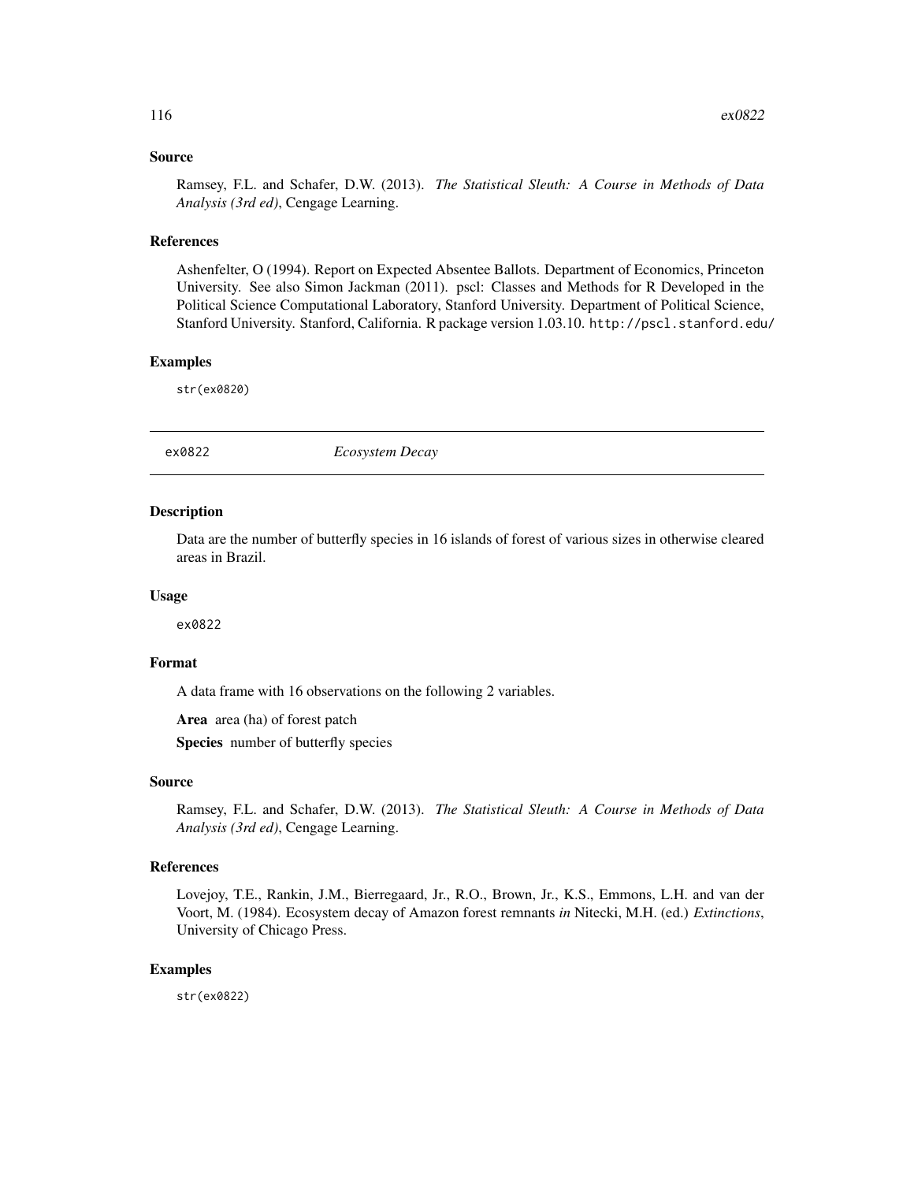### Source

Ramsey, F.L. and Schafer, D.W. (2013). *The Statistical Sleuth: A Course in Methods of Data Analysis (3rd ed)*, Cengage Learning.

### References

Ashenfelter, O (1994). Report on Expected Absentee Ballots. Department of Economics, Princeton University. See also Simon Jackman (2011). pscl: Classes and Methods for R Developed in the Political Science Computational Laboratory, Stanford University. Department of Political Science, Stanford University. Stanford, California. R package version 1.03.10. http://pscl.stanford.edu/

### Examples

```
str(ex0820)
```

---

## ex0822 *Ecosystem Decay*

### Description

Data are the number of butterfly species in 16 islands of forest of various sizes in otherwise cleared areas in Brazil.

### Usage

```
ex0822
```

### Format

A data frame with 16 observations on the following 2 variables.

**Area** area (ha) of forest patch

**Species** number of butterfly species

### Source

Ramsey, F.L. and Schafer, D.W. (2013). *The Statistical Sleuth: A Course in Methods of Data Analysis (3rd ed)*, Cengage Learning.

### References

Lovejoy, T.E., Rankin, J.M., Bierregaard, Jr., R.O., Brown, Jr., K.S., Emmons, L.H. and van der Voort, M. (1984). Ecosystem decay of Amazon forest remnants *in* Nitecki, M.H. (ed.) *Extinctions*, University of Chicago Press.

### Examples

```
str(ex0822)
```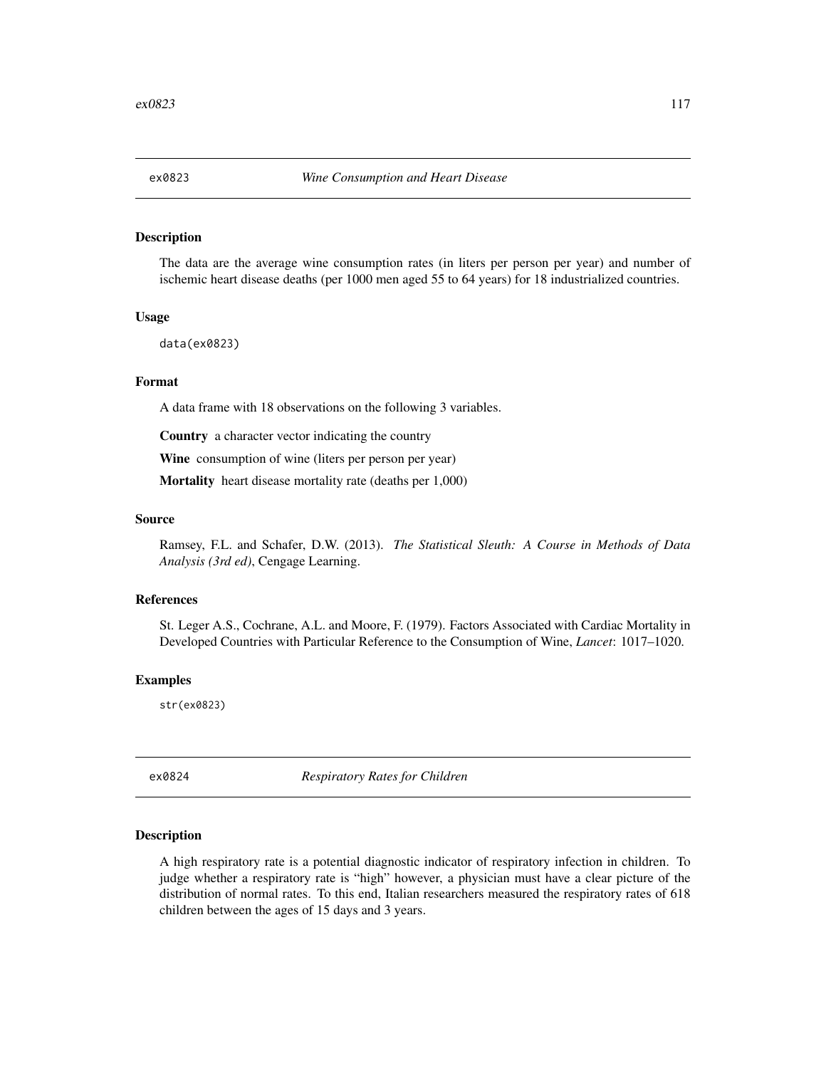## ex0823 *Wine Consumption and Heart Disease*

### Description

The data are the average wine consumption rates (in liters per person per year) and number of ischemic heart disease deaths (per 1000 men aged 55 to 64 years) for 18 industrialized countries.

### Usage

```
data(ex0823)
```

### Format

A data frame with 18 observations on the following 3 variables.

**Country** a character vector indicating the country

**Wine** consumption of wine (liters per person per year)

**Mortality** heart disease mortality rate (deaths per 1,000)

### Source

Ramsey, F.L. and Schafer, D.W. (2013). *The Statistical Sleuth: A Course in Methods of Data Analysis (3rd ed)*, Cengage Learning.

### References

St. Leger A.S., Cochrane, A.L. and Moore, F. (1979). Factors Associated with Cardiac Mortality in Developed Countries with Particular Reference to the Consumption of Wine, *Lancet*: 1017–1020.

### Examples

```
str(ex0823)
```

## ex0824 *Respiratory Rates for Children*

### Description

A high respiratory rate is a potential diagnostic indicator of respiratory infection in children. To judge whether a respiratory rate is "high" however, a physician must have a clear picture of the distribution of normal rates. To this end, Italian researchers measured the respiratory rates of 618 children between the ages of 15 days and 3 years.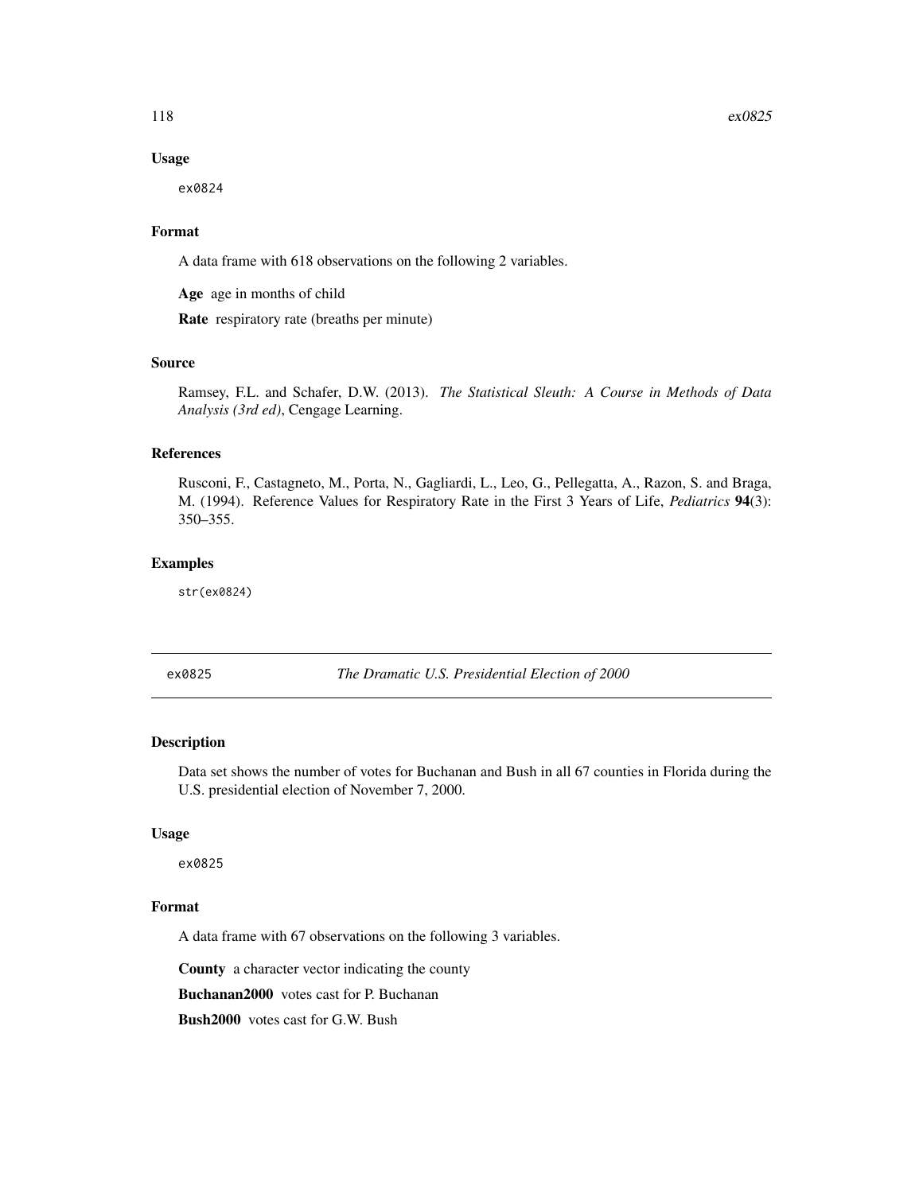### Usage

```
ex0824
```

### Format

A data frame with 618 observations on the following 2 variables.

**Age** age in months of child

**Rate** respiratory rate (breaths per minute)

### Source

Ramsey, F.L. and Schafer, D.W. (2013). *The Statistical Sleuth: A Course in Methods of Data Analysis (3rd ed)*, Cengage Learning.

### References

Rusconi, F., Castagneto, M., Porta, N., Gagliardi, L., Leo, G., Pellegatta, A., Razon, S. and Braga, M. (1994). Reference Values for Respiratory Rate in the First 3 Years of Life, *Pediatrics* **94**(3): 350–355.

### Examples

```
str(ex0824)
```

---

## ex0825 *The Dramatic U.S. Presidential Election of 2000*

### Description

Data set shows the number of votes for Buchanan and Bush in all 67 counties in Florida during the U.S. presidential election of November 7, 2000.

### Usage

```
ex0825
```

### Format

A data frame with 67 observations on the following 3 variables.

**County** a character vector indicating the county

**Buchanan2000** votes cast for P. Buchanan

**Bush2000** votes cast for G.W. Bush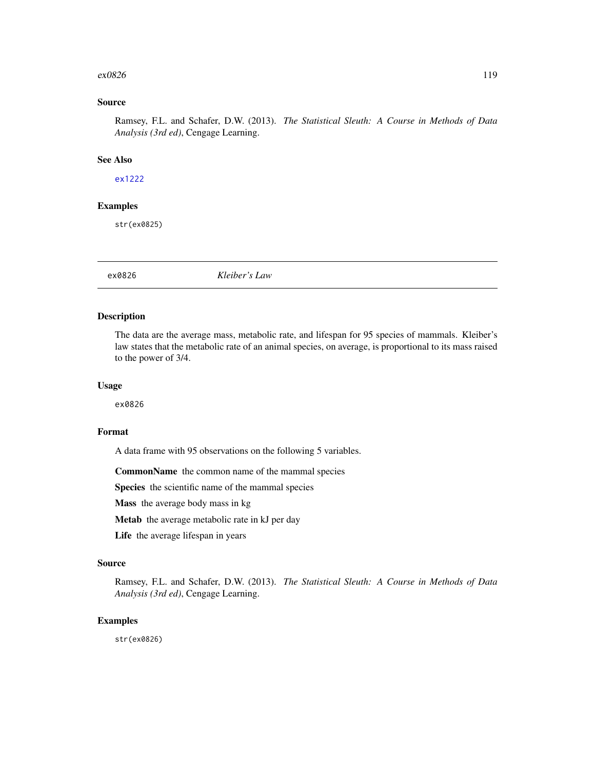### Source

Ramsey, F.L. and Schafer, D.W. (2013). *The Statistical Sleuth: A Course in Methods of Data Analysis (3rd ed)*, Cengage Learning.

### See Also

ex1222

### Examples

```
str(ex0825)
```

---

## ex0826 *Kleiber's Law*

### Description

The data are the average mass, metabolic rate, and lifespan for 95 species of mammals. Kleiber's law states that the metabolic rate of an animal species, on average, is proportional to its mass raised to the power of 3/4.

### Usage

```
ex0826
```

### Format

A data frame with 95 observations on the following 5 variables.

**CommonName** the common name of the mammal species

**Species** the scientific name of the mammal species

**Mass** the average body mass in kg

**Metab** the average metabolic rate in kJ per day

**Life** the average lifespan in years

### Source

Ramsey, F.L. and Schafer, D.W. (2013). *The Statistical Sleuth: A Course in Methods of Data Analysis (3rd ed)*, Cengage Learning.

### Examples

```
str(ex0826)
```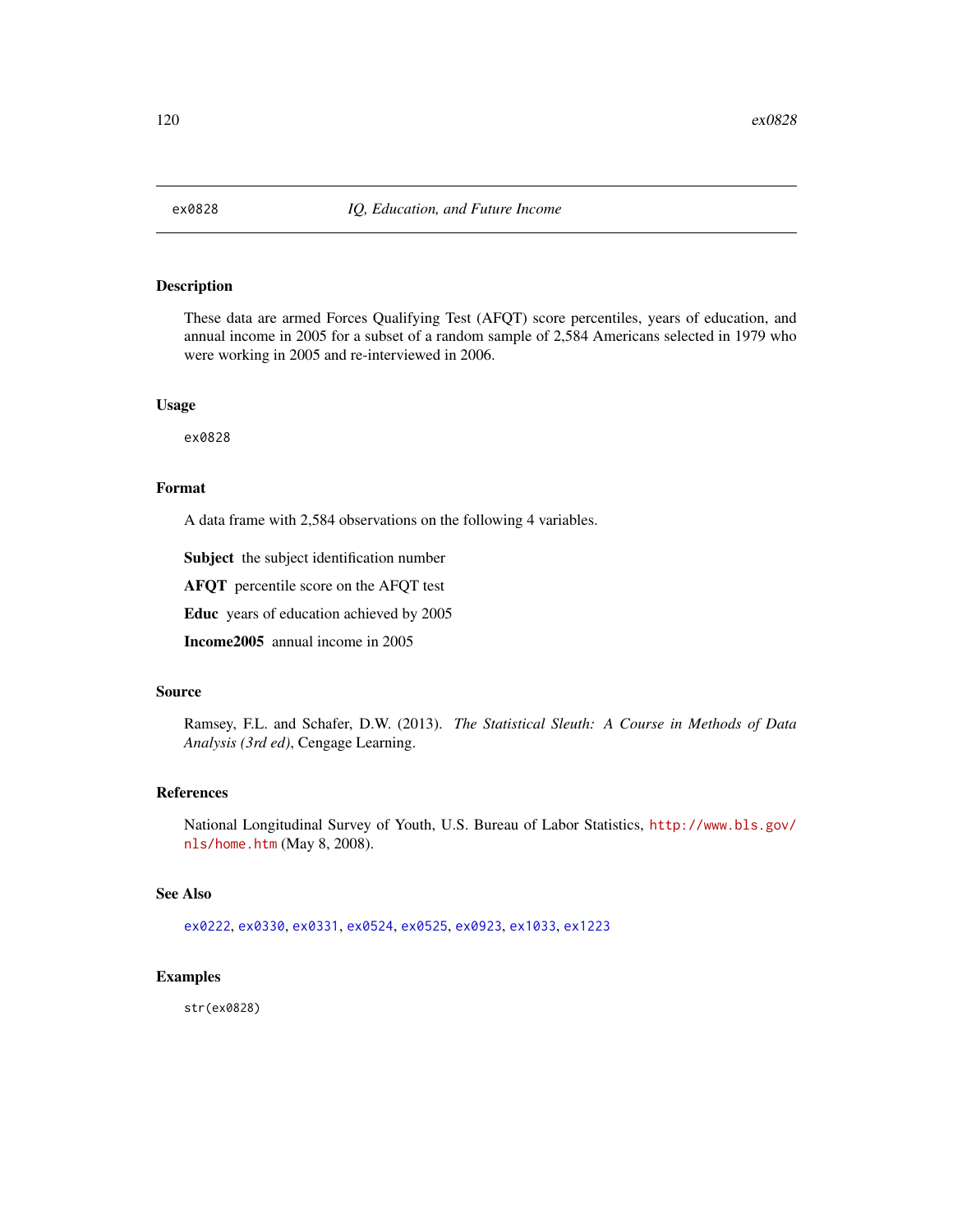ex0828 *IQ, Education, and Future Income*

## Description

These data are armed Forces Qualifying Test (AFQT) score percentiles, years of education, and annual income in 2005 for a subset of a random sample of 2,584 Americans selected in 1979 who were working in 2005 and re-interviewed in 2006.

## Usage

```
ex0828
```

## Format

A data frame with 2,584 observations on the following 4 variables.

**Subject** the subject identification number

**AFQT** percentile score on the AFQT test

**Educ** years of education achieved by 2005

**Income2005** annual income in 2005

## Source

Ramsey, F.L. and Schafer, D.W. (2013). *The Statistical Sleuth: A Course in Methods of Data Analysis (3rd ed)*, Cengage Learning.

## References

National Longitudinal Survey of Youth, U.S. Bureau of Labor Statistics, http://www.bls.gov/nls/home.htm (May 8, 2008).

## See Also

ex0222, ex0330, ex0331, ex0524, ex0525, ex0923, ex1033, ex1223

## Examples

```
str(ex0828)
```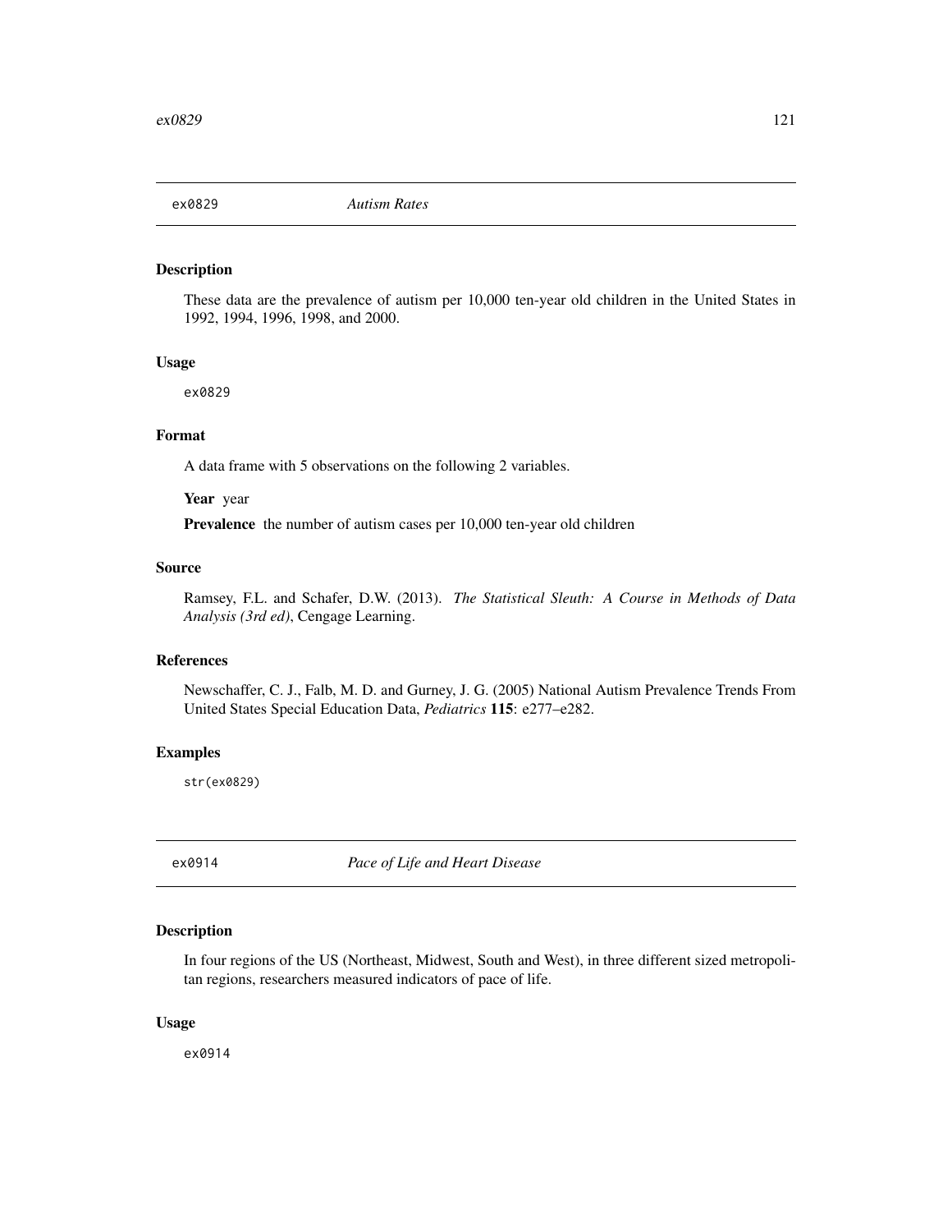## ex0829 *Autism Rates*

### Description

These data are the prevalence of autism per 10,000 ten-year old children in the United States in 1992, 1994, 1996, 1998, and 2000.

### Usage

```
ex0829
```

### Format

A data frame with 5 observations on the following 2 variables.

**Year** year

**Prevalence** the number of autism cases per 10,000 ten-year old children

### Source

Ramsey, F.L. and Schafer, D.W. (2013). *The Statistical Sleuth: A Course in Methods of Data Analysis (3rd ed)*, Cengage Learning.

### References

Newschaffer, C. J., Falb, M. D. and Gurney, J. G. (2005) National Autism Prevalence Trends From United States Special Education Data, *Pediatrics* **115**: e277–e282.

### Examples

```
str(ex0829)
```

## ex0914 *Pace of Life and Heart Disease*

### Description

In four regions of the US (Northeast, Midwest, South and West), in three different sized metropolitan regions, researchers measured indicators of pace of life.

### Usage

```
ex0914
```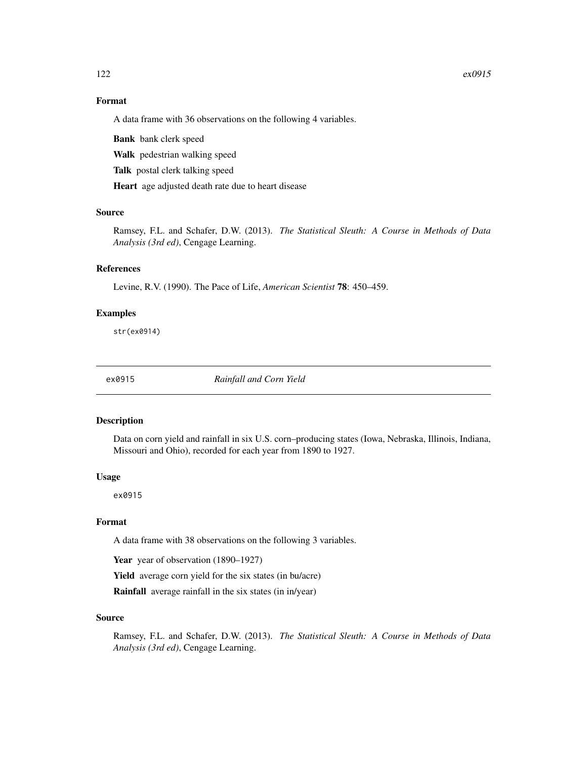### Format

A data frame with 36 observations on the following 4 variables.

**Bank** bank clerk speed

**Walk** pedestrian walking speed

**Talk** postal clerk talking speed

**Heart** age adjusted death rate due to heart disease

### Source

Ramsey, F.L. and Schafer, D.W. (2013). *The Statistical Sleuth: A Course in Methods of Data Analysis (3rd ed)*, Cengage Learning.

### References

Levine, R.V. (1990). The Pace of Life, *American Scientist* **78**: 450–459.

### Examples

```
str(ex0914)
```

---

## ex0915 *Rainfall and Corn Yield*

---

### Description

Data on corn yield and rainfall in six U.S. corn–producing states (Iowa, Nebraska, Illinois, Indiana, Missouri and Ohio), recorded for each year from 1890 to 1927.

### Usage

```
ex0915
```

### Format

A data frame with 38 observations on the following 3 variables.

**Year** year of observation (1890–1927)

**Yield** average corn yield for the six states (in bu/acre)

**Rainfall** average rainfall in the six states (in in/year)

### Source

Ramsey, F.L. and Schafer, D.W. (2013). *The Statistical Sleuth: A Course in Methods of Data Analysis (3rd ed)*, Cengage Learning.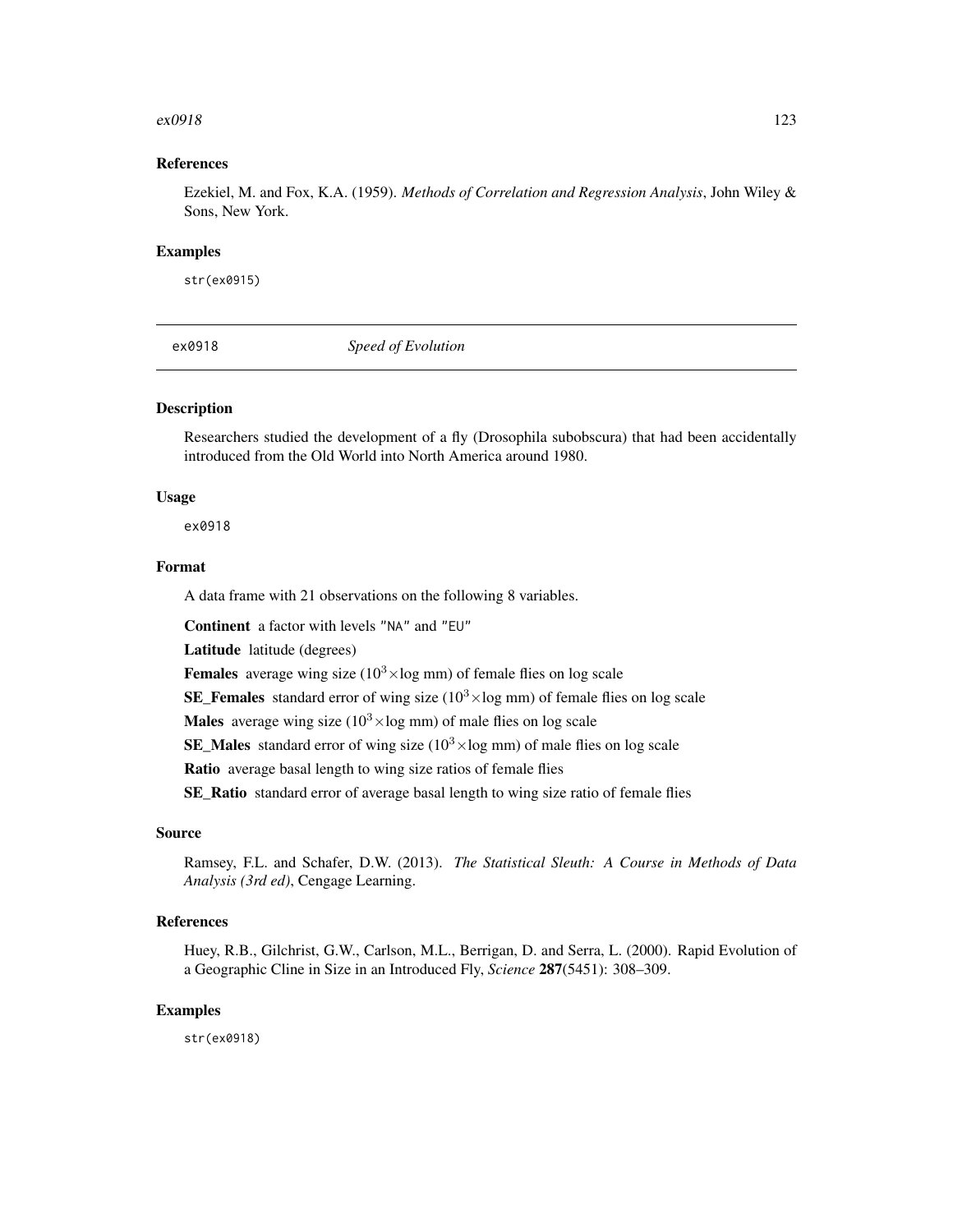## References

Ezekiel, M. and Fox, K.A. (1959). *Methods of Correlation and Regression Analysis*, John Wiley & Sons, New York.

## Examples

```
str(ex0915)
```

---

# ex0918 *Speed of Evolution*

## Description

Researchers studied the development of a fly (Drosophila subobscura) that had been accidentally introduced from the Old World into North America around 1980.

## Usage

```
ex0918
```

## Format

A data frame with 21 observations on the following 8 variables.

**Continent** a factor with levels "NA" and "EU"

**Latitude** latitude (degrees)

**Females** average wing size ($10^3 \times \log$ mm) of female flies on log scale

**SE_Females** standard error of wing size ($10^3 \times \log$ mm) of female flies on log scale

**Males** average wing size ($10^3 \times \log$ mm) of male flies on log scale

**SE_Males** standard error of wing size ($10^3 \times \log$ mm) of male flies on log scale

**Ratio** average basal length to wing size ratios of female flies

**SE_Ratio** standard error of average basal length to wing size ratio of female flies

## Source

Ramsey, F.L. and Schafer, D.W. (2013). *The Statistical Sleuth: A Course in Methods of Data Analysis (3rd ed)*, Cengage Learning.

## References

Huey, R.B., Gilchrist, G.W., Carlson, M.L., Berrigan, D. and Serra, L. (2000). Rapid Evolution of a Geographic Cline in Size in an Introduced Fly, *Science* **287**(5451): 308–309.

## Examples

```
str(ex0918)
```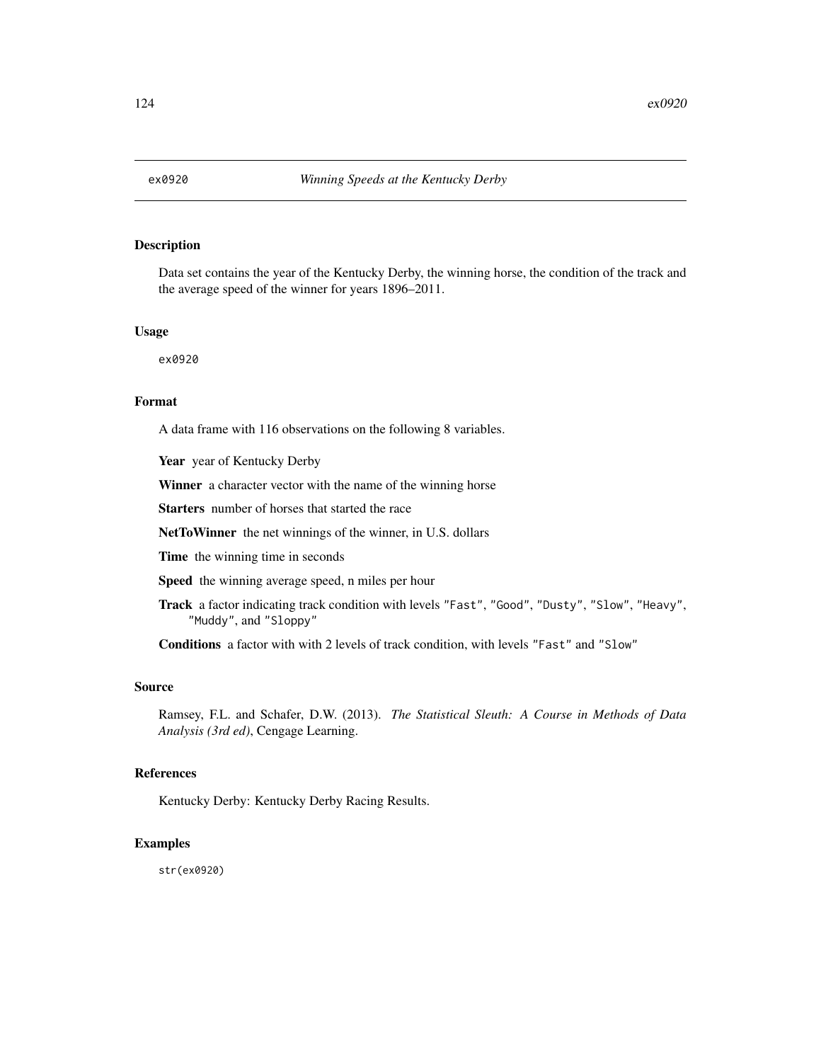ex0920 *Winning Speeds at the Kentucky Derby*

## Description

Data set contains the year of the Kentucky Derby, the winning horse, the condition of the track and the average speed of the winner for years 1896–2011.

## Usage

```
ex0920
```

## Format

A data frame with 116 observations on the following 8 variables.

**Year** year of Kentucky Derby

**Winner** a character vector with the name of the winning horse

**Starters** number of horses that started the race

**NetToWinner** the net winnings of the winner, in U.S. dollars

**Time** the winning time in seconds

**Speed** the winning average speed, n miles per hour

**Track** a factor indicating track condition with levels "Fast", "Good", "Dusty", "Slow", "Heavy", "Muddy", and "Sloppy"

**Conditions** a factor with with 2 levels of track condition, with levels "Fast" and "Slow"

## Source

Ramsey, F.L. and Schafer, D.W. (2013). *The Statistical Sleuth: A Course in Methods of Data Analysis (3rd ed)*, Cengage Learning.

## References

Kentucky Derby: Kentucky Derby Racing Results.

## Examples

```
str(ex0920)
```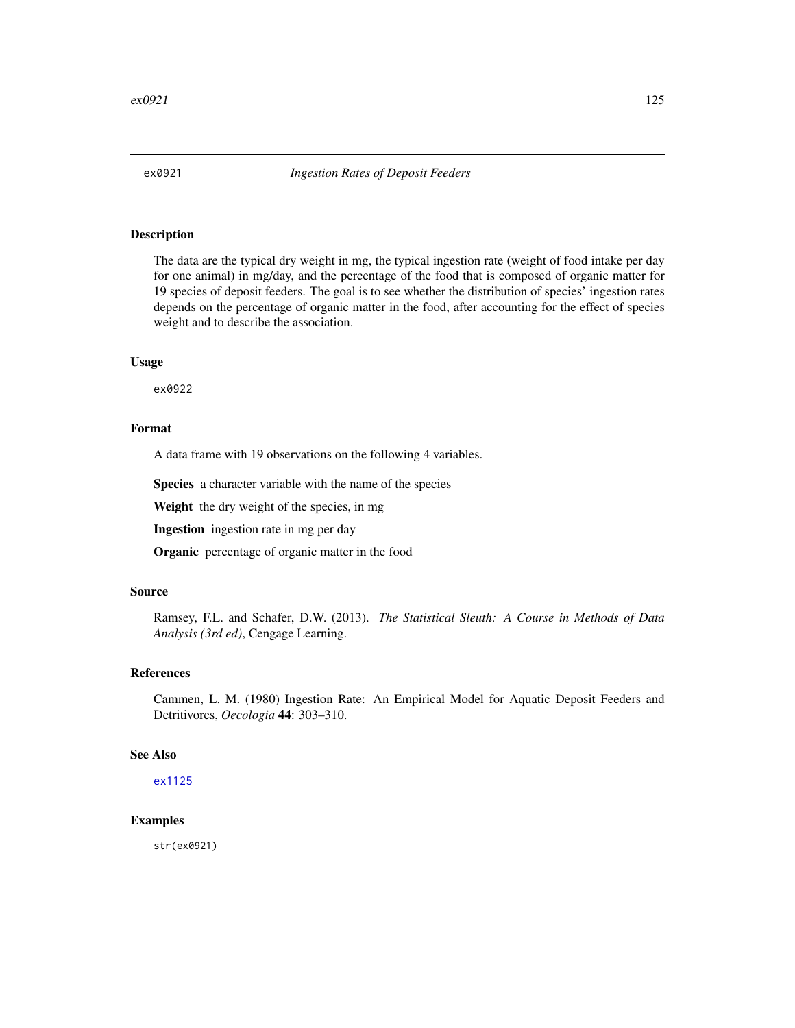ex0921 *Ingestion Rates of Deposit Feeders*

## Description

The data are the typical dry weight in mg, the typical ingestion rate (weight of food intake per day for one animal) in mg/day, and the percentage of the food that is composed of organic matter for 19 species of deposit feeders. The goal is to see whether the distribution of species' ingestion rates depends on the percentage of organic matter in the food, after accounting for the effect of species weight and to describe the association.

## Usage

```
ex0922
```

## Format

A data frame with 19 observations on the following 4 variables.

**Species** a character variable with the name of the species

**Weight** the dry weight of the species, in mg

**Ingestion** ingestion rate in mg per day

**Organic** percentage of organic matter in the food

## Source

Ramsey, F.L. and Schafer, D.W. (2013). *The Statistical Sleuth: A Course in Methods of Data Analysis (3rd ed)*, Cengage Learning.

## References

Cammen, L. M. (1980) Ingestion Rate: An Empirical Model for Aquatic Deposit Feeders and Detritivores, *Oecologia* **44**: 303–310.

## See Also

ex1125

## Examples

```
str(ex0921)
```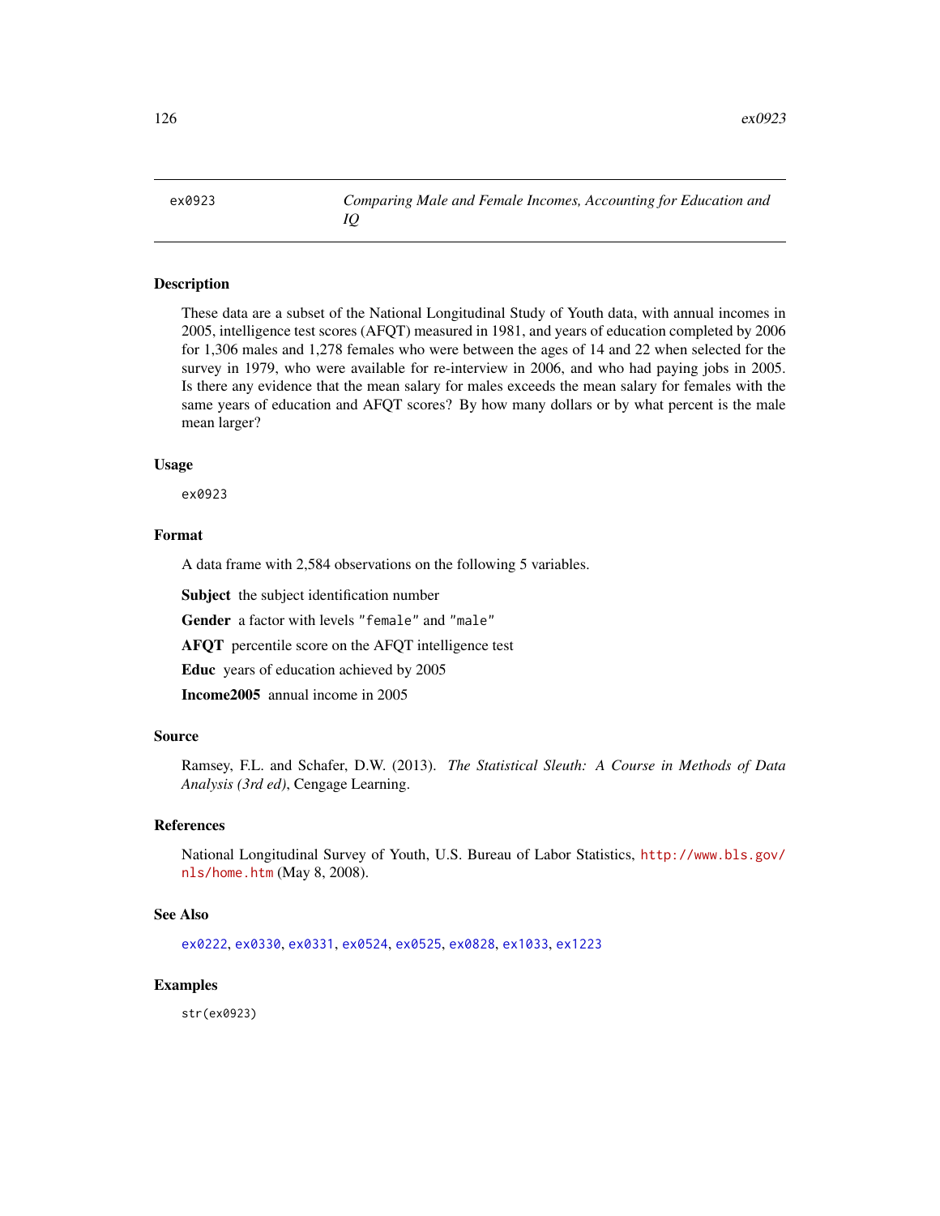ex0923 — *Comparing Male and Female Incomes, Accounting for Education and IQ*

## Description

These data are a subset of the National Longitudinal Study of Youth data, with annual incomes in 2005, intelligence test scores (AFQT) measured in 1981, and years of education completed by 2006 for 1,306 males and 1,278 females who were between the ages of 14 and 22 when selected for the survey in 1979, who were available for re-interview in 2006, and who had paying jobs in 2005. Is there any evidence that the mean salary for males exceeds the mean salary for females with the same years of education and AFQT scores? By how many dollars or by what percent is the male mean larger?

## Usage

```
ex0923
```

## Format

A data frame with 2,584 observations on the following 5 variables.

**Subject** the subject identification number

**Gender** a factor with levels `"female"` and `"male"`

**AFQT** percentile score on the AFQT intelligence test

**Educ** years of education achieved by 2005

**Income2005** annual income in 2005

## Source

Ramsey, F.L. and Schafer, D.W. (2013). *The Statistical Sleuth: A Course in Methods of Data Analysis (3rd ed)*, Cengage Learning.

## References

National Longitudinal Survey of Youth, U.S. Bureau of Labor Statistics, http://www.bls.gov/nls/home.htm (May 8, 2008).

## See Also

ex0222, ex0330, ex0331, ex0524, ex0525, ex0828, ex1033, ex1223

## Examples

```
str(ex0923)
```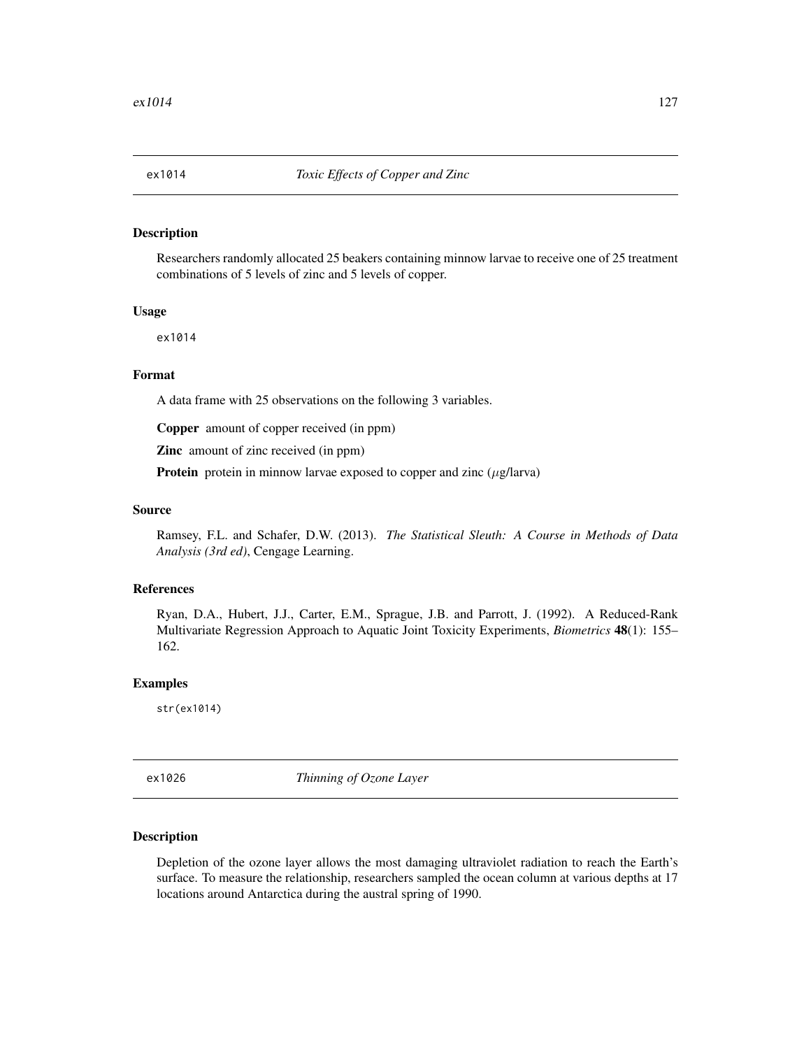## ex1014 *Toxic Effects of Copper and Zinc*

### Description

Researchers randomly allocated 25 beakers containing minnow larvae to receive one of 25 treatment combinations of 5 levels of zinc and 5 levels of copper.

### Usage

```
ex1014
```

### Format

A data frame with 25 observations on the following 3 variables.

**Copper** amount of copper received (in ppm)

**Zinc** amount of zinc received (in ppm)

**Protein** protein in minnow larvae exposed to copper and zinc ($\mu$g/larva)

### Source

Ramsey, F.L. and Schafer, D.W. (2013). *The Statistical Sleuth: A Course in Methods of Data Analysis (3rd ed)*, Cengage Learning.

### References

Ryan, D.A., Hubert, J.J., Carter, E.M., Sprague, J.B. and Parrott, J. (1992). A Reduced-Rank Multivariate Regression Approach to Aquatic Joint Toxicity Experiments, *Biometrics* **48**(1): 155–162.

### Examples

```
str(ex1014)
```

## ex1026 *Thinning of Ozone Layer*

### Description

Depletion of the ozone layer allows the most damaging ultraviolet radiation to reach the Earth's surface. To measure the relationship, researchers sampled the ocean column at various depths at 17 locations around Antarctica during the austral spring of 1990.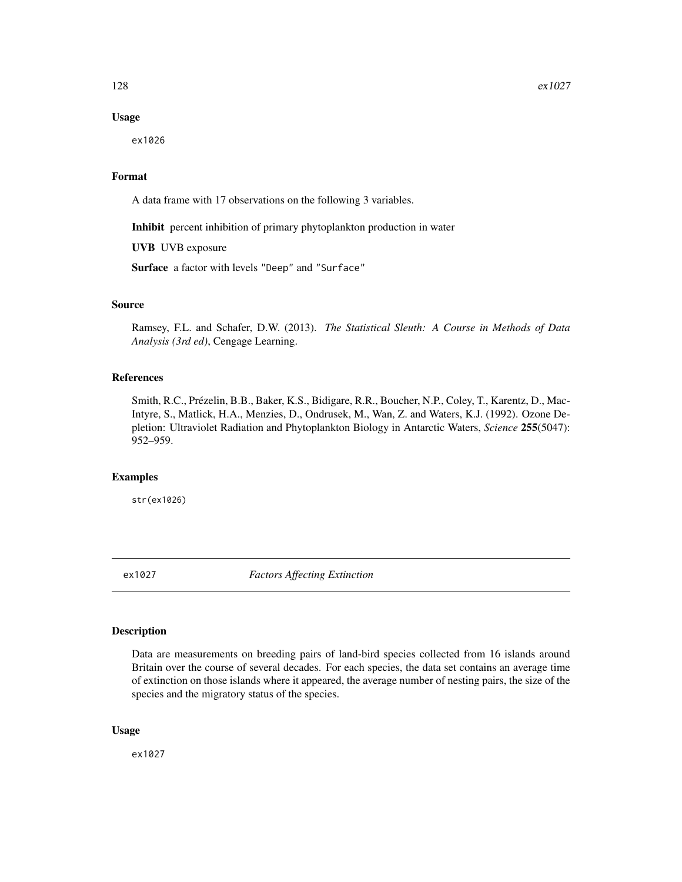### Usage

```
ex1026
```

### Format

A data frame with 17 observations on the following 3 variables.

**Inhibit** percent inhibition of primary phytoplankton production in water

**UVB** UVB exposure

**Surface** a factor with levels "Deep" and "Surface"

### Source

Ramsey, F.L. and Schafer, D.W. (2013). *The Statistical Sleuth: A Course in Methods of Data Analysis (3rd ed)*, Cengage Learning.

### References

Smith, R.C., Prézelin, B.B., Baker, K.S., Bidigare, R.R., Boucher, N.P., Coley, T., Karentz, D., MacIntyre, S., Matlick, H.A., Menzies, D., Ondrusek, M., Wan, Z. and Waters, K.J. (1992). Ozone Depletion: Ultraviolet Radiation and Phytoplankton Biology in Antarctic Waters, *Science* **255**(5047): 952–959.

### Examples

```
str(ex1026)
```

---

## ex1027 *Factors Affecting Extinction*

### Description

Data are measurements on breeding pairs of land-bird species collected from 16 islands around Britain over the course of several decades. For each species, the data set contains an average time of extinction on those islands where it appeared, the average number of nesting pairs, the size of the species and the migratory status of the species.

### Usage

```
ex1027
```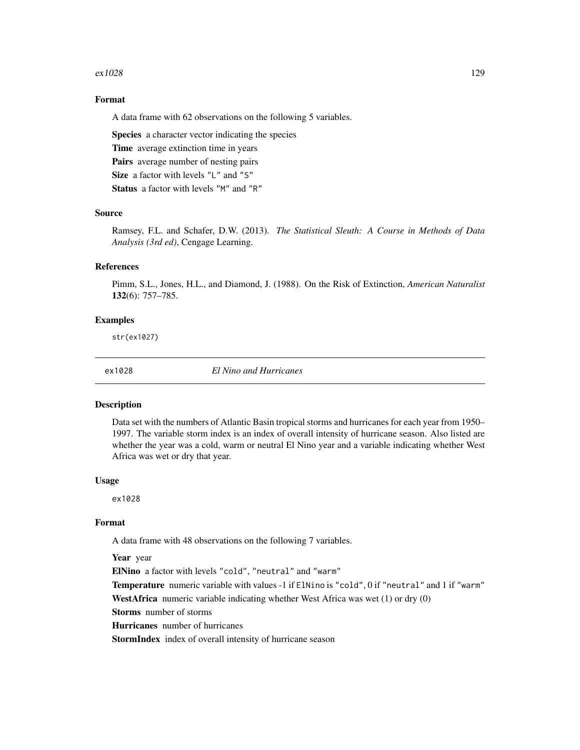### Format

A data frame with 62 observations on the following 5 variables.

**Species** a character vector indicating the species

**Time** average extinction time in years

**Pairs** average number of nesting pairs

**Size** a factor with levels "L" and "S"

**Status** a factor with levels "M" and "R"

### Source

Ramsey, F.L. and Schafer, D.W. (2013). *The Statistical Sleuth: A Course in Methods of Data Analysis (3rd ed)*, Cengage Learning.

### References

Pimm, S.L., Jones, H.L., and Diamond, J. (1988). On the Risk of Extinction, *American Naturalist* **132**(6): 757–785.

### Examples

```
str(ex1027)
```

---

## ex1028 *El Nino and Hurricanes*

### Description

Data set with the numbers of Atlantic Basin tropical storms and hurricanes for each year from 1950–1997. The variable storm index is an index of overall intensity of hurricane season. Also listed are whether the year was a cold, warm or neutral El Nino year and a variable indicating whether West Africa was wet or dry that year.

### Usage

```
ex1028
```

### Format

A data frame with 48 observations on the following 7 variables.

**Year** year

**ElNino** a factor with levels "cold", "neutral" and "warm"

**Temperature** numeric variable with values -1 if ElNino is "cold", 0 if "neutral" and 1 if "warm"

**WestAfrica** numeric variable indicating whether West Africa was wet (1) or dry (0)

**Storms** number of storms

**Hurricanes** number of hurricanes

**StormIndex** index of overall intensity of hurricane season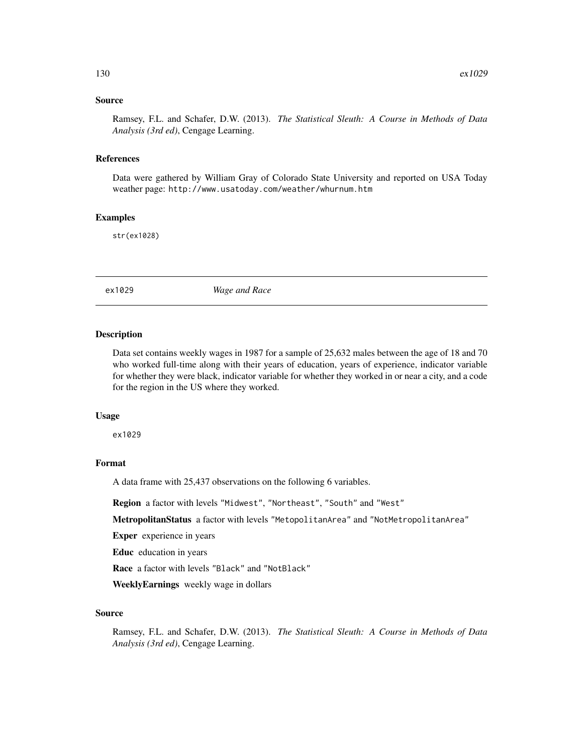## Source

Ramsey, F.L. and Schafer, D.W. (2013). *The Statistical Sleuth: A Course in Methods of Data Analysis (3rd ed)*, Cengage Learning.

## References

Data were gathered by William Gray of Colorado State University and reported on USA Today weather page: http://www.usatoday.com/weather/whurnum.htm

## Examples

```
str(ex1028)
```

---

# ex1029 *Wage and Race*

---

## Description

Data set contains weekly wages in 1987 for a sample of 25,632 males between the age of 18 and 70 who worked full-time along with their years of education, years of experience, indicator variable for whether they were black, indicator variable for whether they worked in or near a city, and a code for the region in the US where they worked.

## Usage

```
ex1029
```

## Format

A data frame with 25,437 observations on the following 6 variables.

**Region** a factor with levels "Midwest", "Northeast", "South" and "West"

**MetropolitanStatus** a factor with levels "MetopolitanArea" and "NotMetropolitanArea"

**Exper** experience in years

**Educ** education in years

**Race** a factor with levels "Black" and "NotBlack"

**WeeklyEarnings** weekly wage in dollars

## Source

Ramsey, F.L. and Schafer, D.W. (2013). *The Statistical Sleuth: A Course in Methods of Data Analysis (3rd ed)*, Cengage Learning.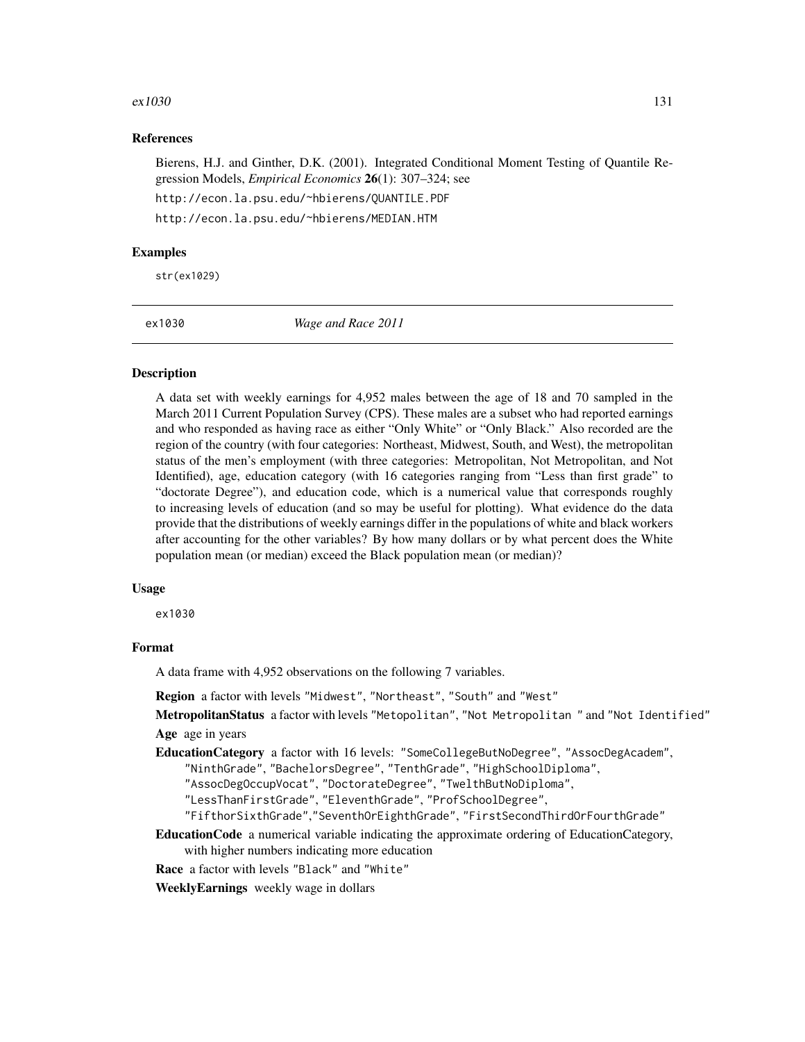### References

Bierens, H.J. and Ginther, D.K. (2001). Integrated Conditional Moment Testing of Quantile Regression Models, *Empirical Economics* **26**(1): 307–324; see

http://econ.la.psu.edu/~hbierens/QUANTILE.PDF

http://econ.la.psu.edu/~hbierens/MEDIAN.HTM

### Examples

```
str(ex1029)
```

---

## ex1030 *Wage and Race 2011*

---

### Description

A data set with weekly earnings for 4,952 males between the age of 18 and 70 sampled in the March 2011 Current Population Survey (CPS). These males are a subset who had reported earnings and who responded as having race as either "Only White" or "Only Black." Also recorded are the region of the country (with four categories: Northeast, Midwest, South, and West), the metropolitan status of the men's employment (with three categories: Metropolitan, Not Metropolitan, and Not Identified), age, education category (with 16 categories ranging from "Less than first grade" to "doctorate Degree"), and education code, which is a numerical value that corresponds roughly to increasing levels of education (and so may be useful for plotting). What evidence do the data provide that the distributions of weekly earnings differ in the populations of white and black workers after accounting for the other variables? By how many dollars or by what percent does the White population mean (or median) exceed the Black population mean (or median)?

### Usage

```
ex1030
```

### Format

A data frame with 4,952 observations on the following 7 variables.

**Region** a factor with levels "Midwest", "Northeast", "South" and "West"

**MetropolitanStatus** a factor with levels "Metopolitan", "Not Metropolitan " and "Not Identified"

**Age** age in years

**EducationCategory** a factor with 16 levels: "SomeCollegeButNoDegree", "AssocDegAcadem", "NinthGrade", "BachelorsDegree", "TenthGrade", "HighSchoolDiploma", "AssocDegOccupVocat", "DoctorateDegree", "TwelthButNoDiploma", "LessThanFirstGrade", "EleventhGrade", "ProfSchoolDegree", "FifthorSixthGrade","SeventhOrEighthGrade", "FirstSecondThirdOrFourthGrade"

**EducationCode** a numerical variable indicating the approximate ordering of EducationCategory, with higher numbers indicating more education

**Race** a factor with levels "Black" and "White"

**WeeklyEarnings** weekly wage in dollars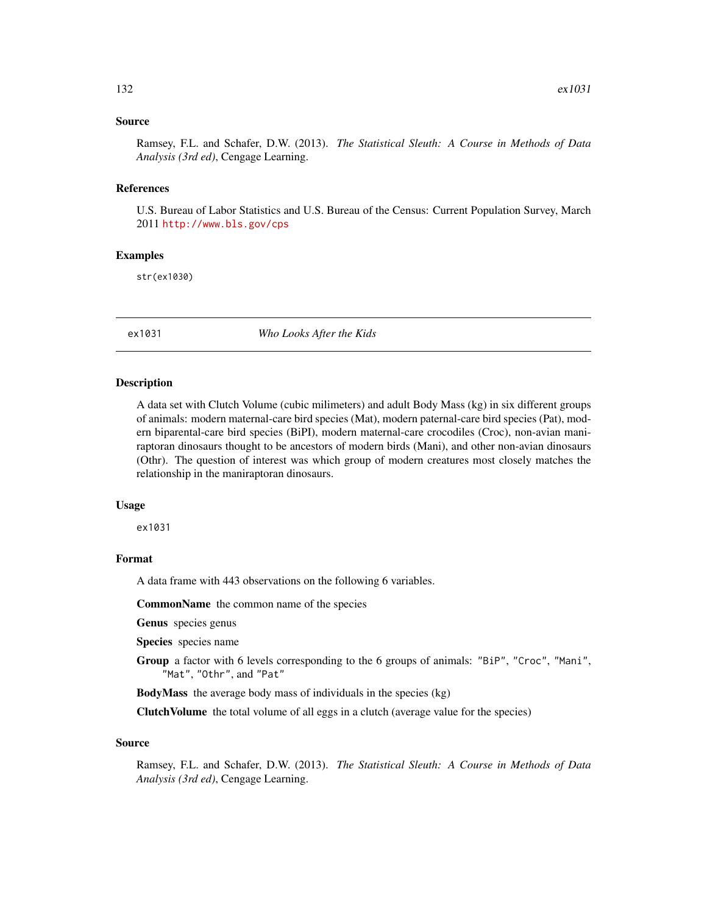### Source

Ramsey, F.L. and Schafer, D.W. (2013). *The Statistical Sleuth: A Course in Methods of Data Analysis (3rd ed)*, Cengage Learning.

### References

U.S. Bureau of Labor Statistics and U.S. Bureau of the Census: Current Population Survey, March 2011 http://www.bls.gov/cps

### Examples

```
str(ex1030)
```

---

## ex1031 *Who Looks After the Kids*

### Description

A data set with Clutch Volume (cubic milimeters) and adult Body Mass (kg) in six different groups of animals: modern maternal-care bird species (Mat), modern paternal-care bird species (Pat), modern biparental-care bird species (BiPI), modern maternal-care crocodiles (Croc), non-avian maniraptoran dinosaurs thought to be ancestors of modern birds (Mani), and other non-avian dinosaurs (Othr). The question of interest was which group of modern creatures most closely matches the relationship in the maniraptoran dinosaurs.

### Usage

```
ex1031
```

### Format

A data frame with 443 observations on the following 6 variables.

**CommonName** the common name of the species

**Genus** species genus

**Species** species name

**Group** a factor with 6 levels corresponding to the 6 groups of animals: "BiP", "Croc", "Mani", "Mat", "Othr", and "Pat"

**BodyMass** the average body mass of individuals in the species (kg)

**ClutchVolume** the total volume of all eggs in a clutch (average value for the species)

### Source

Ramsey, F.L. and Schafer, D.W. (2013). *The Statistical Sleuth: A Course in Methods of Data Analysis (3rd ed)*, Cengage Learning.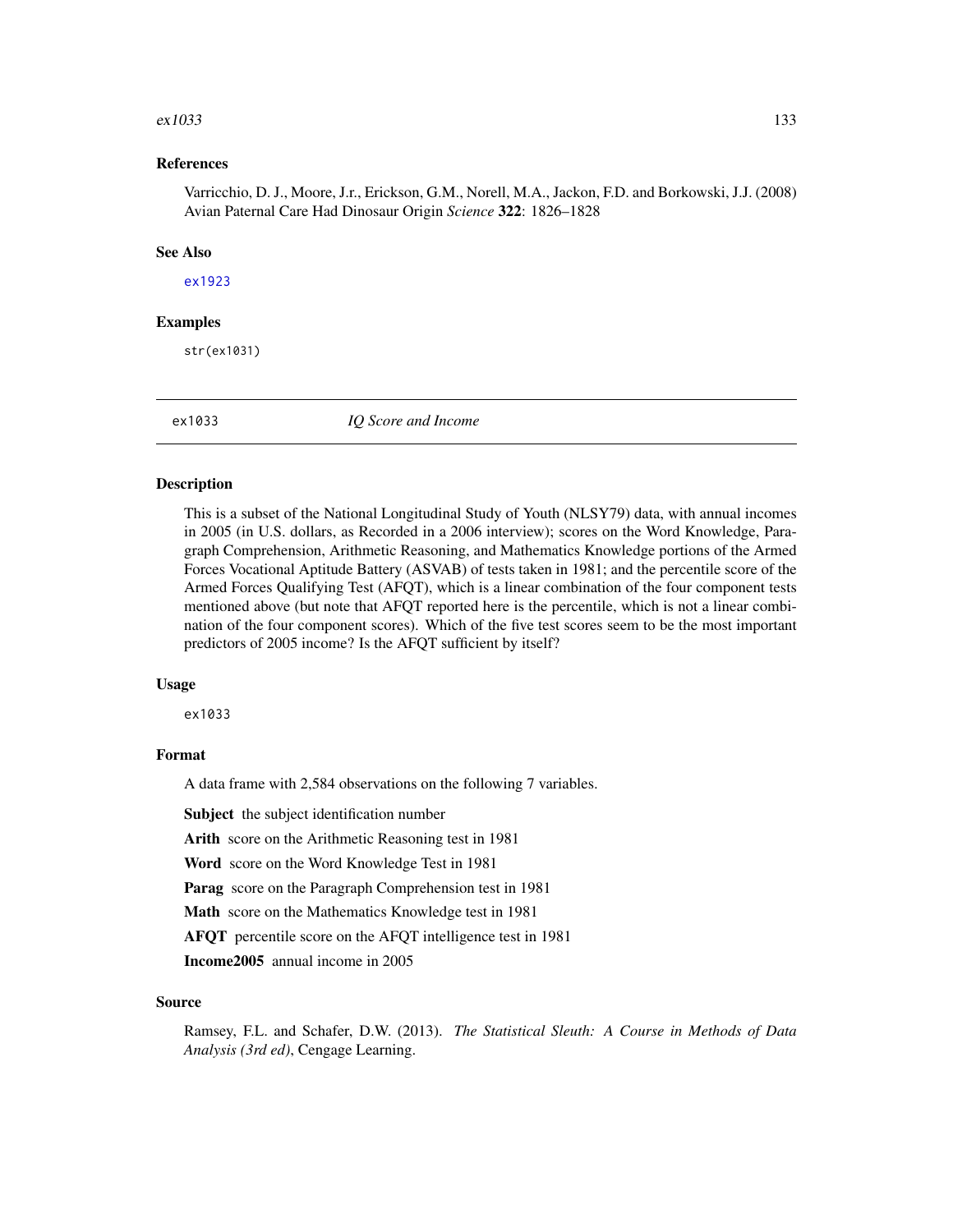## References

Varricchio, D. J., Moore, J.r., Erickson, G.M., Norell, M.A., Jackon, F.D. and Borkowski, J.J. (2008) Avian Paternal Care Had Dinosaur Origin *Science* **322**: 1826–1828

## See Also

ex1923

## Examples

```
str(ex1031)
```

---

# ex1033 — *IQ Score and Income*

## Description

This is a subset of the National Longitudinal Study of Youth (NLSY79) data, with annual incomes in 2005 (in U.S. dollars, as Recorded in a 2006 interview); scores on the Word Knowledge, Paragraph Comprehension, Arithmetic Reasoning, and Mathematics Knowledge portions of the Armed Forces Vocational Aptitude Battery (ASVAB) of tests taken in 1981; and the percentile score of the Armed Forces Qualifying Test (AFQT), which is a linear combination of the four component tests mentioned above (but note that AFQT reported here is the percentile, which is not a linear combination of the four component scores). Which of the five test scores seem to be the most important predictors of 2005 income? Is the AFQT sufficient by itself?

## Usage

```
ex1033
```

## Format

A data frame with 2,584 observations on the following 7 variables.

**Subject** the subject identification number

**Arith** score on the Arithmetic Reasoning test in 1981

**Word** score on the Word Knowledge Test in 1981

**Parag** score on the Paragraph Comprehension test in 1981

**Math** score on the Mathematics Knowledge test in 1981

**AFQT** percentile score on the AFQT intelligence test in 1981

**Income2005** annual income in 2005

## Source

Ramsey, F.L. and Schafer, D.W. (2013). *The Statistical Sleuth: A Course in Methods of Data Analysis (3rd ed)*, Cengage Learning.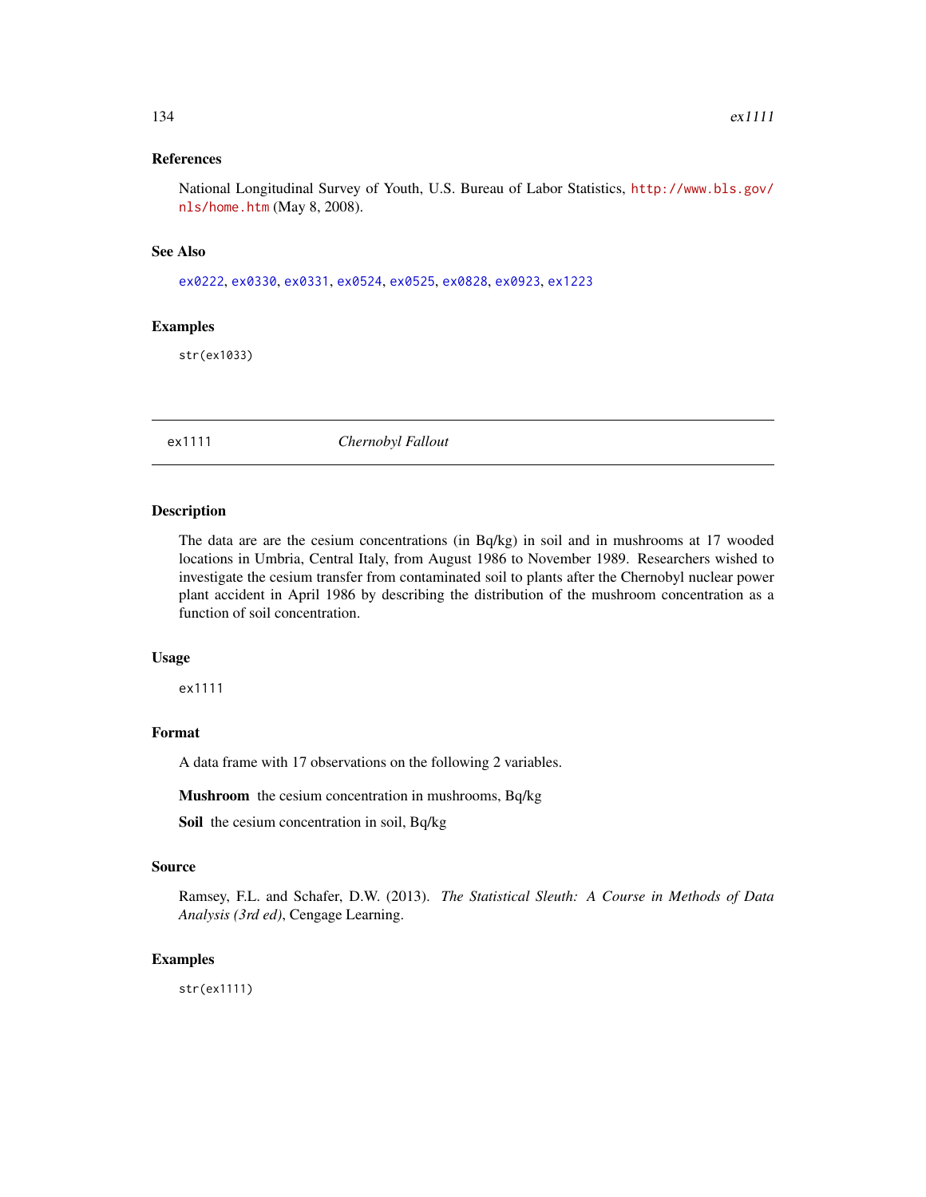### References

National Longitudinal Survey of Youth, U.S. Bureau of Labor Statistics, http://www.bls.gov/nls/home.htm (May 8, 2008).

### See Also

ex0222, ex0330, ex0331, ex0524, ex0525, ex0828, ex0923, ex1223

### Examples

```
str(ex1033)
```

---

## ex1111 *Chernobyl Fallout*

---

### Description

The data are are the cesium concentrations (in Bq/kg) in soil and in mushrooms at 17 wooded locations in Umbria, Central Italy, from August 1986 to November 1989. Researchers wished to investigate the cesium transfer from contaminated soil to plants after the Chernobyl nuclear power plant accident in April 1986 by describing the distribution of the mushroom concentration as a function of soil concentration.

### Usage

```
ex1111
```

### Format

A data frame with 17 observations on the following 2 variables.

**Mushroom** the cesium concentration in mushrooms, Bq/kg

**Soil** the cesium concentration in soil, Bq/kg

### Source

Ramsey, F.L. and Schafer, D.W. (2013). *The Statistical Sleuth: A Course in Methods of Data Analysis (3rd ed)*, Cengage Learning.

### Examples

```
str(ex1111)
```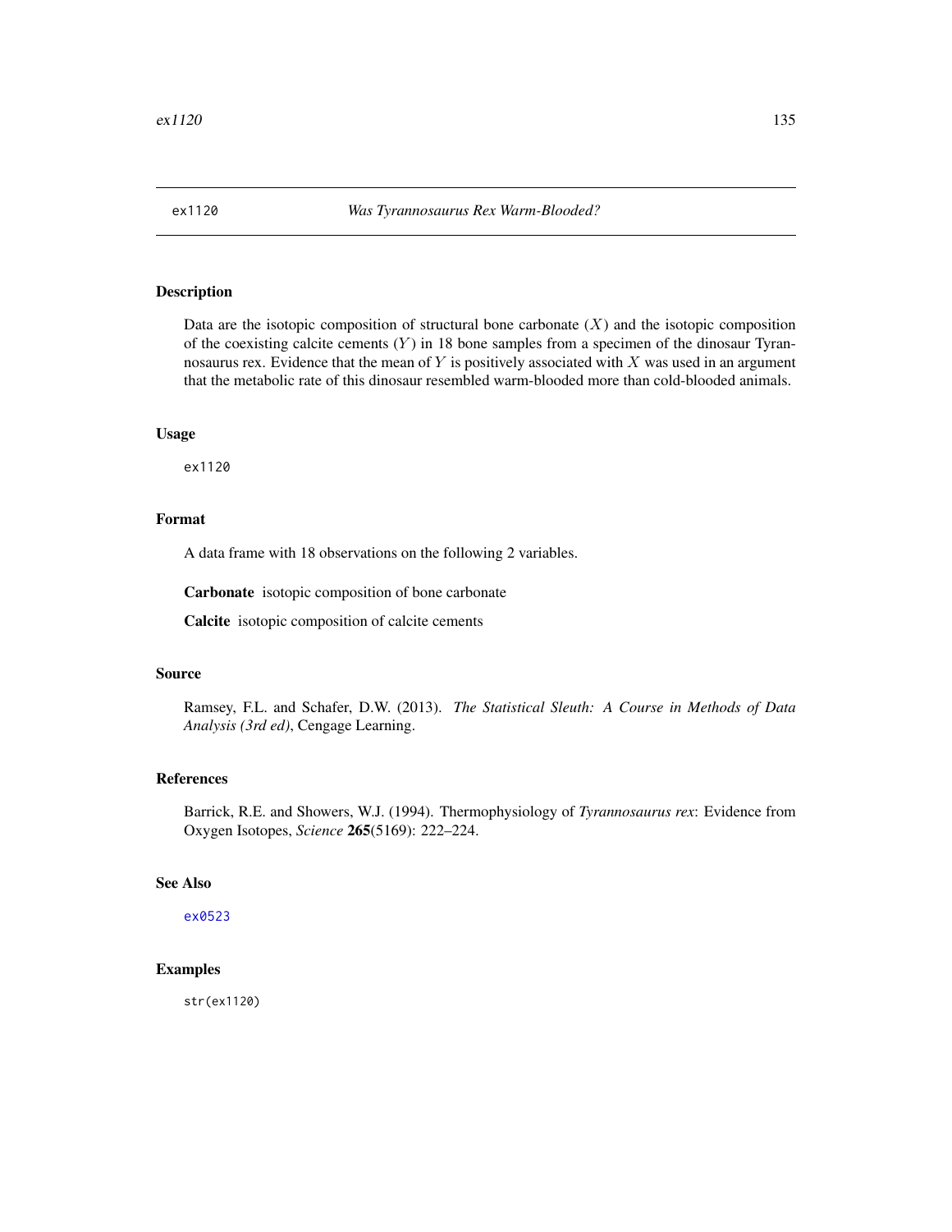ex1120 *Was Tyrannosaurus Rex Warm-Blooded?*

## Description

Data are the isotopic composition of structural bone carbonate ($X$) and the isotopic composition of the coexisting calcite cements ($Y$) in 18 bone samples from a specimen of the dinosaur Tyrannosaurus rex. Evidence that the mean of $Y$ is positively associated with $X$ was used in an argument that the metabolic rate of this dinosaur resembled warm-blooded more than cold-blooded animals.

## Usage

```
ex1120
```

## Format

A data frame with 18 observations on the following 2 variables.

**Carbonate** isotopic composition of bone carbonate

**Calcite** isotopic composition of calcite cements

## Source

Ramsey, F.L. and Schafer, D.W. (2013). *The Statistical Sleuth: A Course in Methods of Data Analysis (3rd ed)*, Cengage Learning.

## References

Barrick, R.E. and Showers, W.J. (1994). Thermophysiology of *Tyrannosaurus rex*: Evidence from Oxygen Isotopes, *Science* **265**(5169): 222–224.

## See Also

ex0523

## Examples

```
str(ex1120)
```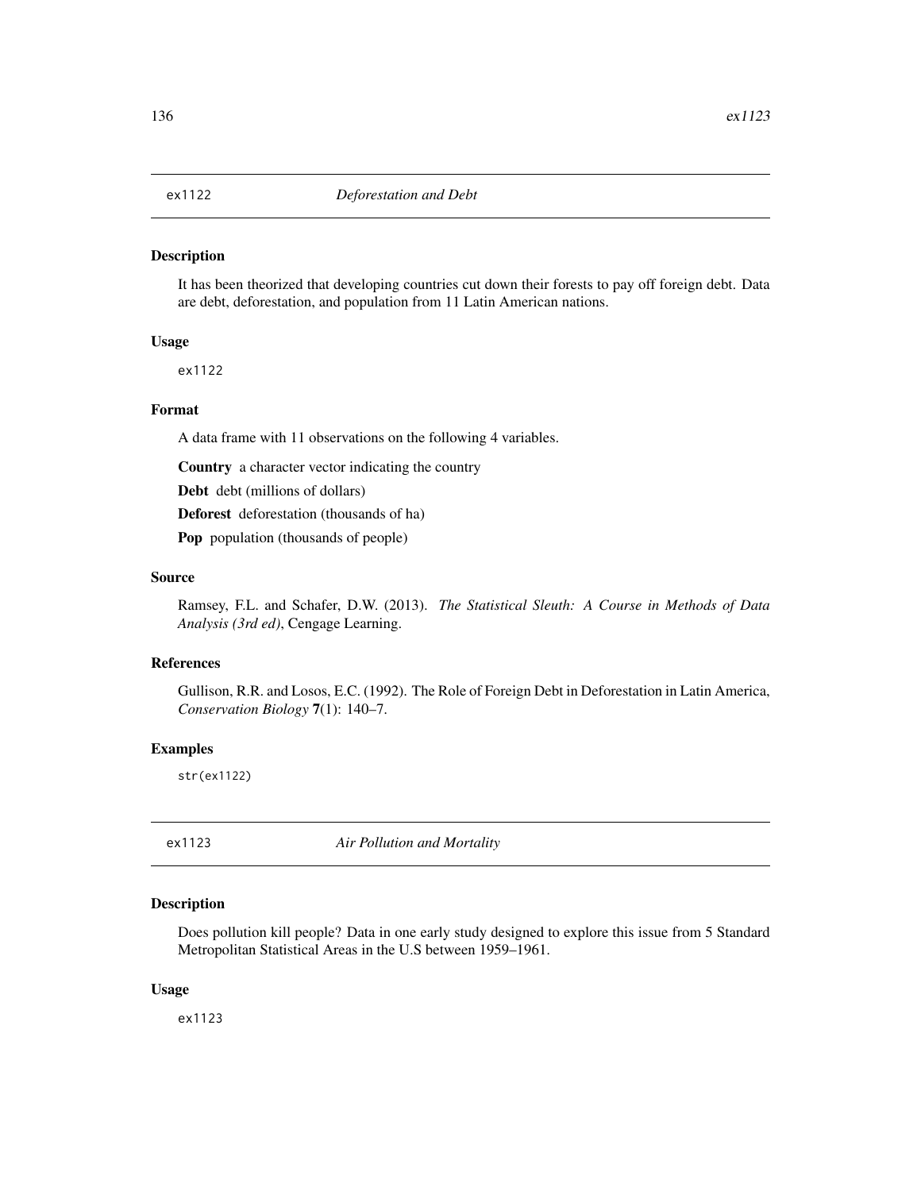## ex1122 *Deforestation and Debt*

### Description

It has been theorized that developing countries cut down their forests to pay off foreign debt. Data are debt, deforestation, and population from 11 Latin American nations.

### Usage

```
ex1122
```

### Format

A data frame with 11 observations on the following 4 variables.

**Country** a character vector indicating the country

**Debt** debt (millions of dollars)

**Deforest** deforestation (thousands of ha)

**Pop** population (thousands of people)

### Source

Ramsey, F.L. and Schafer, D.W. (2013). *The Statistical Sleuth: A Course in Methods of Data Analysis (3rd ed)*, Cengage Learning.

### References

Gullison, R.R. and Losos, E.C. (1992). The Role of Foreign Debt in Deforestation in Latin America, *Conservation Biology* **7**(1): 140–7.

### Examples

```
str(ex1122)
```

## ex1123 *Air Pollution and Mortality*

### Description

Does pollution kill people? Data in one early study designed to explore this issue from 5 Standard Metropolitan Statistical Areas in the U.S between 1959–1961.

### Usage

```
ex1123
```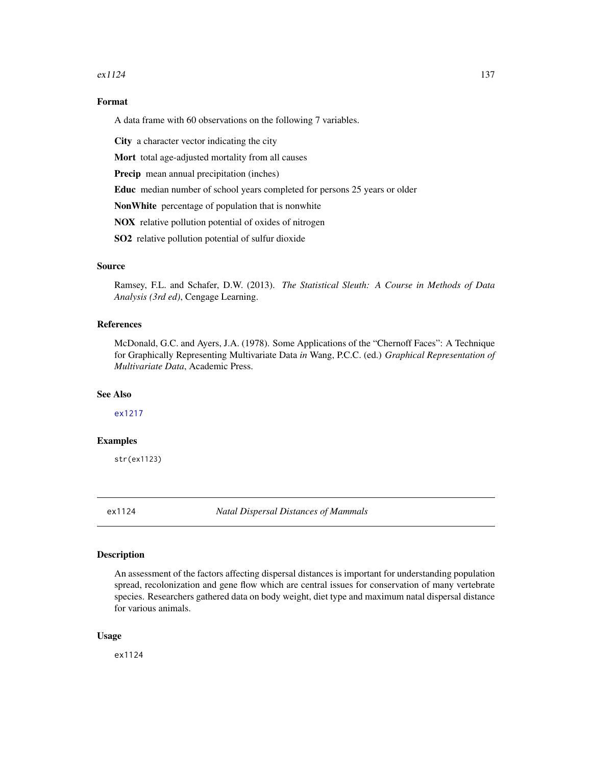### Format

A data frame with 60 observations on the following 7 variables.

**City** a character vector indicating the city

**Mort** total age-adjusted mortality from all causes

**Precip** mean annual precipitation (inches)

**Educ** median number of school years completed for persons 25 years or older

**NonWhite** percentage of population that is nonwhite

**NOX** relative pollution potential of oxides of nitrogen

**SO2** relative pollution potential of sulfur dioxide

### Source

Ramsey, F.L. and Schafer, D.W. (2013). *The Statistical Sleuth: A Course in Methods of Data Analysis (3rd ed)*, Cengage Learning.

### References

McDonald, G.C. and Ayers, J.A. (1978). Some Applications of the "Chernoff Faces": A Technique for Graphically Representing Multivariate Data *in* Wang, P.C.C. (ed.) *Graphical Representation of Multivariate Data*, Academic Press.

### See Also

ex1217

### Examples

```
str(ex1123)
```

---

## ex1124 *Natal Dispersal Distances of Mammals*

---

### Description

An assessment of the factors affecting dispersal distances is important for understanding population spread, recolonization and gene flow which are central issues for conservation of many vertebrate species. Researchers gathered data on body weight, diet type and maximum natal dispersal distance for various animals.

### Usage

```
ex1124
```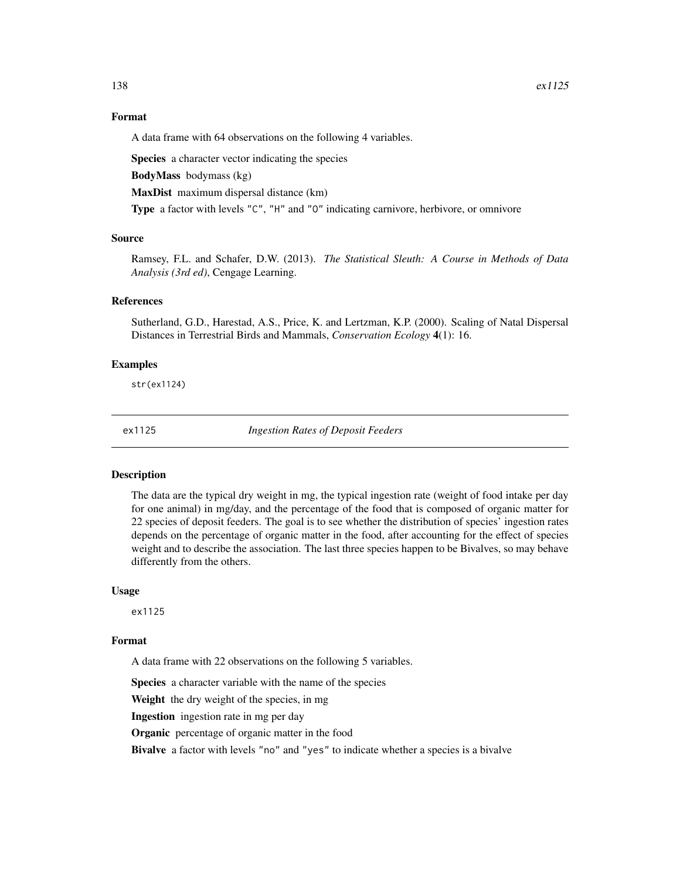### Format

A data frame with 64 observations on the following 4 variables.

**Species** a character vector indicating the species

**BodyMass** bodymass (kg)

**MaxDist** maximum dispersal distance (km)

**Type** a factor with levels "C", "H" and "O" indicating carnivore, herbivore, or omnivore

### Source

Ramsey, F.L. and Schafer, D.W. (2013). *The Statistical Sleuth: A Course in Methods of Data Analysis (3rd ed)*, Cengage Learning.

### References

Sutherland, G.D., Harestad, A.S., Price, K. and Lertzman, K.P. (2000). Scaling of Natal Dispersal Distances in Terrestrial Birds and Mammals, *Conservation Ecology* **4**(1): 16.

### Examples

```
str(ex1124)
```

---

## ex1125 *Ingestion Rates of Deposit Feeders*

### Description

The data are the typical dry weight in mg, the typical ingestion rate (weight of food intake per day for one animal) in mg/day, and the percentage of the food that is composed of organic matter for 22 species of deposit feeders. The goal is to see whether the distribution of species' ingestion rates depends on the percentage of organic matter in the food, after accounting for the effect of species weight and to describe the association. The last three species happen to be Bivalves, so may behave differently from the others.

### Usage

```
ex1125
```

### Format

A data frame with 22 observations on the following 5 variables.

**Species** a character variable with the name of the species

**Weight** the dry weight of the species, in mg

**Ingestion** ingestion rate in mg per day

**Organic** percentage of organic matter in the food

**Bivalve** a factor with levels "no" and "yes" to indicate whether a species is a bivalve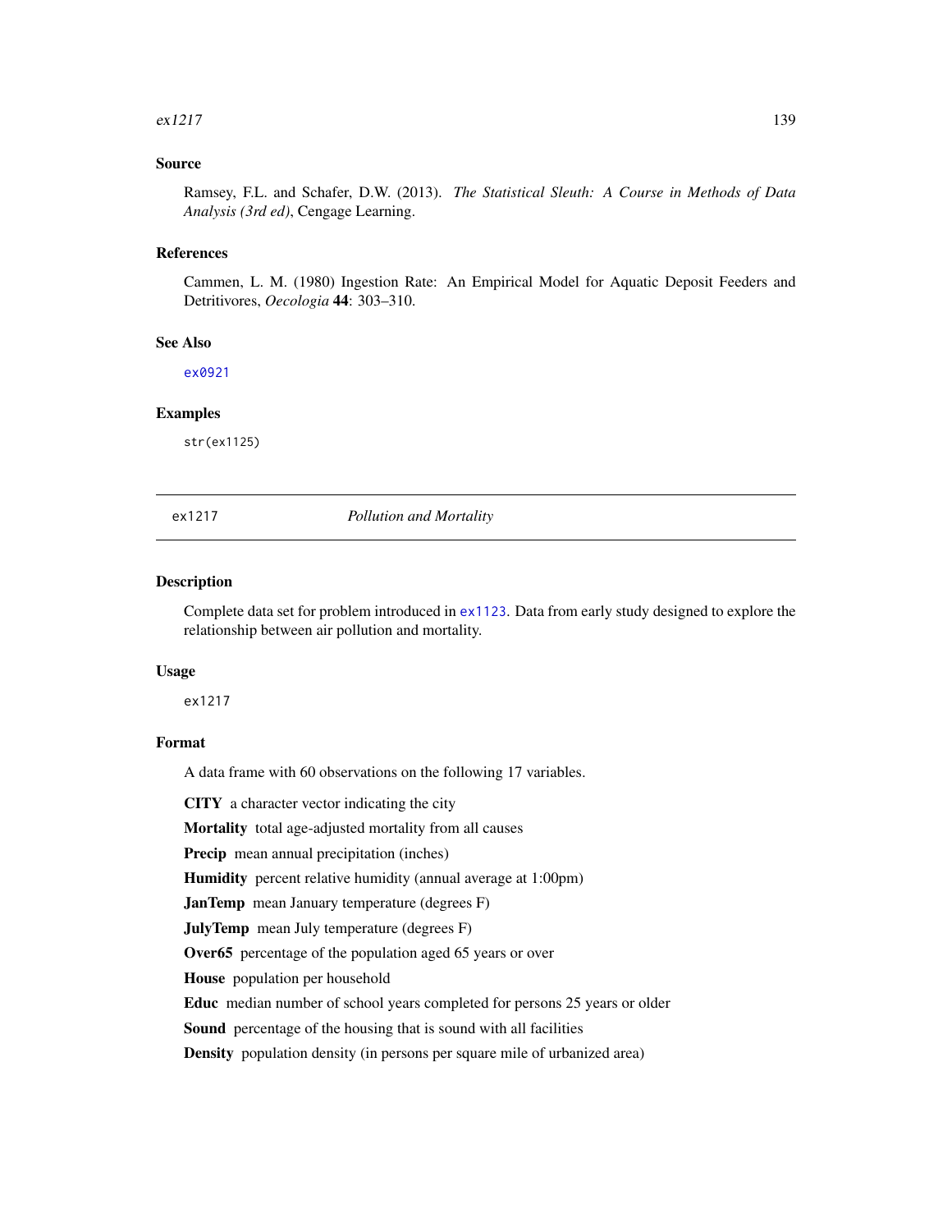### Source

Ramsey, F.L. and Schafer, D.W. (2013). *The Statistical Sleuth: A Course in Methods of Data Analysis (3rd ed)*, Cengage Learning.

### References

Cammen, L. M. (1980) Ingestion Rate: An Empirical Model for Aquatic Deposit Feeders and Detritivores, *Oecologia* **44**: 303–310.

### See Also

ex0921

### Examples

```
str(ex1125)
```

---

## ex1217 *Pollution and Mortality*

---

### Description

Complete data set for problem introduced in ex1123. Data from early study designed to explore the relationship between air pollution and mortality.

### Usage

```
ex1217
```

### Format

A data frame with 60 observations on the following 17 variables.

**CITY** a character vector indicating the city

**Mortality** total age-adjusted mortality from all causes

**Precip** mean annual precipitation (inches)

**Humidity** percent relative humidity (annual average at 1:00pm)

**JanTemp** mean January temperature (degrees F)

**JulyTemp** mean July temperature (degrees F)

**Over65** percentage of the population aged 65 years or over

**House** population per household

**Educ** median number of school years completed for persons 25 years or older

**Sound** percentage of the housing that is sound with all facilities

**Density** population density (in persons per square mile of urbanized area)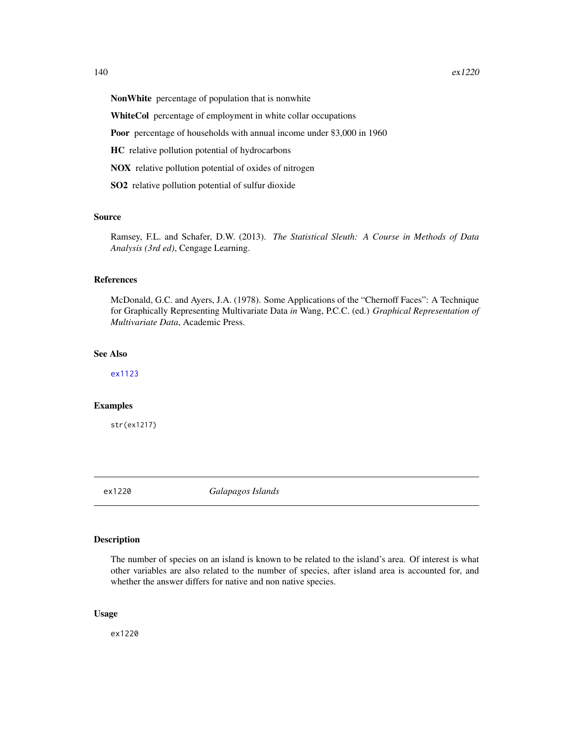**NonWhite** percentage of population that is nonwhite

**WhiteCol** percentage of employment in white collar occupations

**Poor** percentage of households with annual income under $3,000 in 1960

**HC** relative pollution potential of hydrocarbons

**NOX** relative pollution potential of oxides of nitrogen

**SO2** relative pollution potential of sulfur dioxide

### Source

Ramsey, F.L. and Schafer, D.W. (2013). *The Statistical Sleuth: A Course in Methods of Data Analysis (3rd ed)*, Cengage Learning.

### References

McDonald, G.C. and Ayers, J.A. (1978). Some Applications of the "Chernoff Faces": A Technique for Graphically Representing Multivariate Data *in* Wang, P.C.C. (ed.) *Graphical Representation of Multivariate Data*, Academic Press.

### See Also

`ex1123`

### Examples

```
str(ex1217)
```

---

## ex1220 *Galapagos Islands*

---

### Description

The number of species on an island is known to be related to the island's area. Of interest is what other variables are also related to the number of species, after island area is accounted for, and whether the answer differs for native and non native species.

### Usage

```
ex1220
```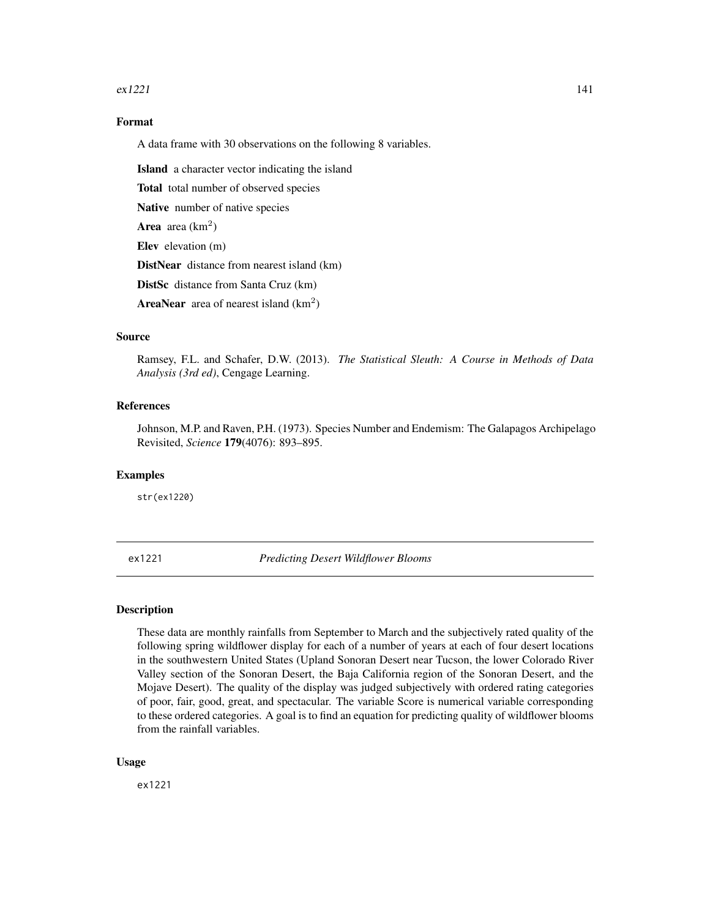### Format

A data frame with 30 observations on the following 8 variables.

**Island** a character vector indicating the island

**Total** total number of observed species

**Native** number of native species

**Area** area ($km^2$)

**Elev** elevation (m)

**DistNear** distance from nearest island (km)

**DistSc** distance from Santa Cruz (km)

**AreaNear** area of nearest island ($km^2$)

### Source

Ramsey, F.L. and Schafer, D.W. (2013). *The Statistical Sleuth: A Course in Methods of Data Analysis (3rd ed)*, Cengage Learning.

### References

Johnson, M.P. and Raven, P.H. (1973). Species Number and Endemism: The Galapagos Archipelago Revisited, *Science* **179**(4076): 893–895.

### Examples

```
str(ex1220)
```

---

## ex1221 *Predicting Desert Wildflower Blooms*

---

### Description

These data are monthly rainfalls from September to March and the subjectively rated quality of the following spring wildflower display for each of a number of years at each of four desert locations in the southwestern United States (Upland Sonoran Desert near Tucson, the lower Colorado River Valley section of the Sonoran Desert, the Baja California region of the Sonoran Desert, and the Mojave Desert). The quality of the display was judged subjectively with ordered rating categories of poor, fair, good, great, and spectacular. The variable Score is numerical variable corresponding to these ordered categories. A goal is to find an equation for predicting quality of wildflower blooms from the rainfall variables.

### Usage

```
ex1221
```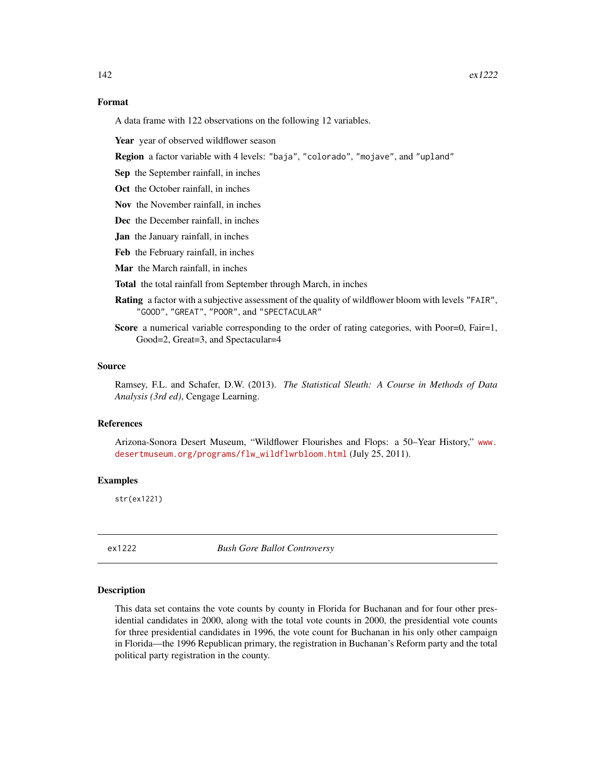## Format

A data frame with 122 observations on the following 12 variables.

**Year** year of observed wildflower season

**Region** a factor variable with 4 levels: `"baja"`, `"colorado"`, `"mojave"`, and `"upland"`

**Sep** the September rainfall, in inches

**Oct** the October rainfall, in inches

**Nov** the November rainfall, in inches

**Dec** the December rainfall, in inches

**Jan** the January rainfall, in inches

**Feb** the February rainfall, in inches

**Mar** the March rainfall, in inches

**Total** the total rainfall from September through March, in inches

**Rating** a factor with a subjective assessment of the quality of wildflower bloom with levels `"FAIR"`, `"GOOD"`, `"GREAT"`, `"POOR"`, and `"SPECTACULAR"`

**Score** a numerical variable corresponding to the order of rating categories, with Poor=0, Fair=1, Good=2, Great=3, and Spectacular=4

## Source

Ramsey, F.L. and Schafer, D.W. (2013). *The Statistical Sleuth: A Course in Methods of Data Analysis (3rd ed)*, Cengage Learning.

## References

Arizona-Sonora Desert Museum, "Wildflower Flourishes and Flops: a 50–Year History," www.desertmuseum.org/programs/flw_wildflwrbloom.html (July 25, 2011).

## Examples

```
str(ex1221)
```

---

# ex1222 *Bush Gore Ballot Controversy*

---

## Description

This data set contains the vote counts by county in Florida for Buchanan and for four other presidential candidates in 2000, along with the total vote counts in 2000, the presidential vote counts for three presidential candidates in 1996, the vote count for Buchanan in his only other campaign in Florida—the 1996 Republican primary, the registration in Buchanan's Reform party and the total political party registration in the county.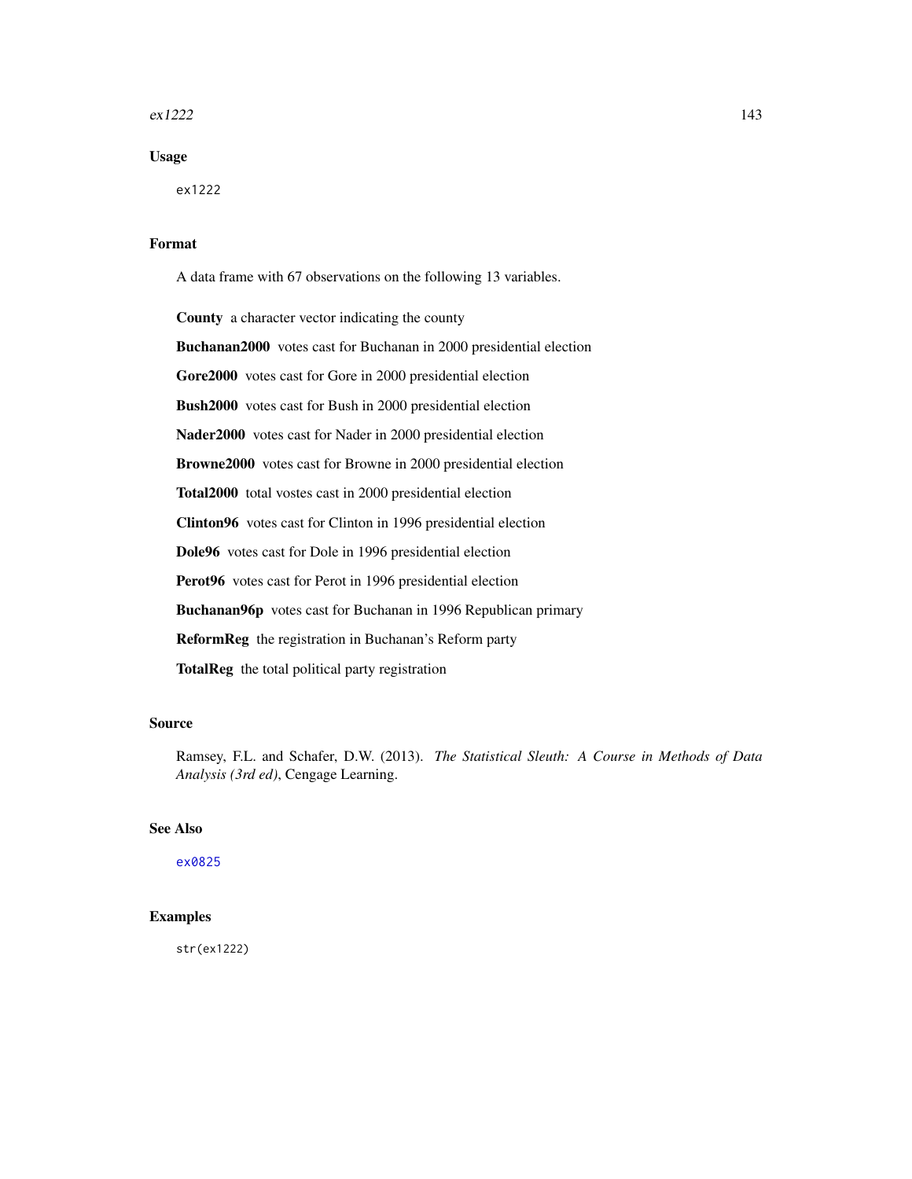## Usage

```
ex1222
```

## Format

A data frame with 67 observations on the following 13 variables.

**County** a character vector indicating the county

**Buchanan2000** votes cast for Buchanan in 2000 presidential election

**Gore2000** votes cast for Gore in 2000 presidential election

**Bush2000** votes cast for Bush in 2000 presidential election

**Nader2000** votes cast for Nader in 2000 presidential election

**Browne2000** votes cast for Browne in 2000 presidential election

**Total2000** total vostes cast in 2000 presidential election

**Clinton96** votes cast for Clinton in 1996 presidential election

**Dole96** votes cast for Dole in 1996 presidential election

**Perot96** votes cast for Perot in 1996 presidential election

**Buchanan96p** votes cast for Buchanan in 1996 Republican primary

**ReformReg** the registration in Buchanan's Reform party

**TotalReg** the total political party registration

## Source

Ramsey, F.L. and Schafer, D.W. (2013). *The Statistical Sleuth: A Course in Methods of Data Analysis (3rd ed)*, Cengage Learning.

## See Also

ex0825

## Examples

```
str(ex1222)
```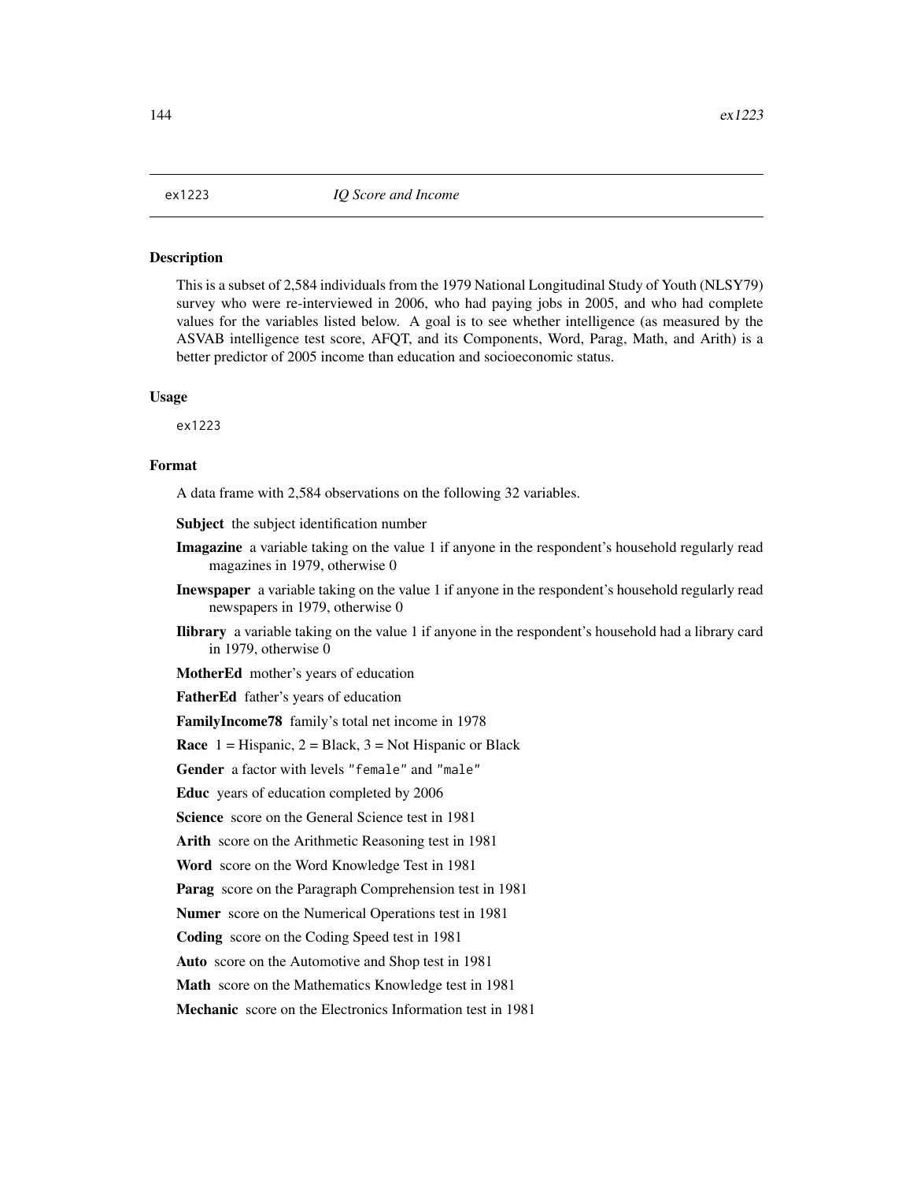`ex1223` *IQ Score and Income*

### Description

This is a subset of 2,584 individuals from the 1979 National Longitudinal Study of Youth (NLSY79) survey who were re-interviewed in 2006, who had paying jobs in 2005, and who had complete values for the variables listed below. A goal is to see whether intelligence (as measured by the ASVAB intelligence test score, AFQT, and its Components, Word, Parag, Math, and Arith) is a better predictor of 2005 income than education and socioeconomic status.

### Usage

```
ex1223
```

### Format

A data frame with 2,584 observations on the following 32 variables.

**Subject** the subject identification number

**Imagazine** a variable taking on the value 1 if anyone in the respondent's household regularly read magazines in 1979, otherwise 0

**Inewspaper** a variable taking on the value 1 if anyone in the respondent's household regularly read newspapers in 1979, otherwise 0

**Ilibrary** a variable taking on the value 1 if anyone in the respondent's household had a library card in 1979, otherwise 0

**MotherEd** mother's years of education

**FatherEd** father's years of education

**FamilyIncome78** family's total net income in 1978

**Race** 1 = Hispanic, 2 = Black, 3 = Not Hispanic or Black

**Gender** a factor with levels `"female"` and `"male"`

**Educ** years of education completed by 2006

**Science** score on the General Science test in 1981

**Arith** score on the Arithmetic Reasoning test in 1981

**Word** score on the Word Knowledge Test in 1981

**Parag** score on the Paragraph Comprehension test in 1981

**Numer** score on the Numerical Operations test in 1981

**Coding** score on the Coding Speed test in 1981

**Auto** score on the Automotive and Shop test in 1981

**Math** score on the Mathematics Knowledge test in 1981

**Mechanic** score on the Electronics Information test in 1981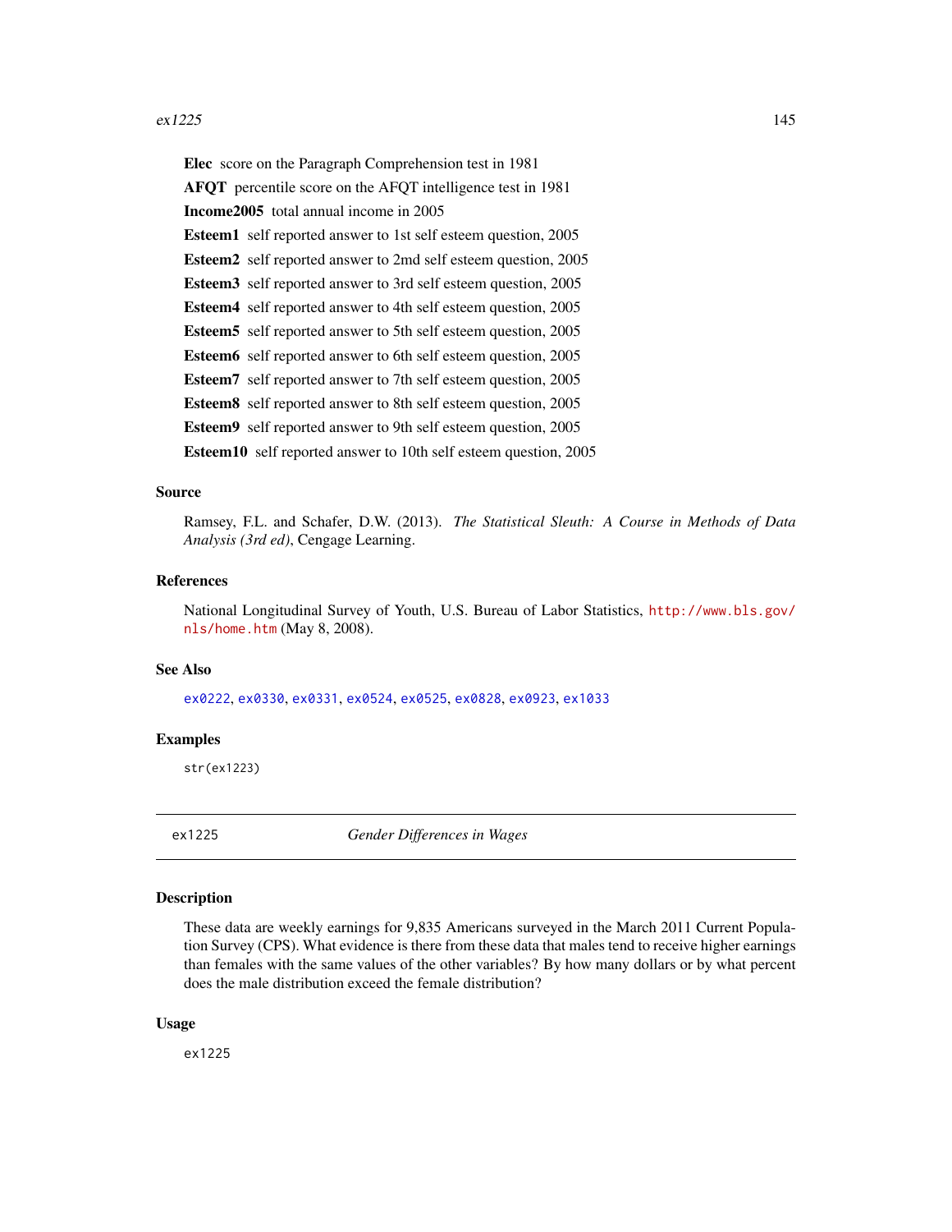**Elec** score on the Paragraph Comprehension test in 1981

**AFQT** percentile score on the AFQT intelligence test in 1981

**Income2005** total annual income in 2005

**Esteem1** self reported answer to 1st self esteem question, 2005

**Esteem2** self reported answer to 2md self esteem question, 2005

**Esteem3** self reported answer to 3rd self esteem question, 2005

**Esteem4** self reported answer to 4th self esteem question, 2005

**Esteem5** self reported answer to 5th self esteem question, 2005

**Esteem6** self reported answer to 6th self esteem question, 2005

**Esteem7** self reported answer to 7th self esteem question, 2005

**Esteem8** self reported answer to 8th self esteem question, 2005

**Esteem9** self reported answer to 9th self esteem question, 2005

**Esteem10** self reported answer to 10th self esteem question, 2005

### Source

Ramsey, F.L. and Schafer, D.W. (2013). *The Statistical Sleuth: A Course in Methods of Data Analysis (3rd ed)*, Cengage Learning.

### References

National Longitudinal Survey of Youth, U.S. Bureau of Labor Statistics, http://www.bls.gov/nls/home.htm (May 8, 2008).

### See Also

ex0222, ex0330, ex0331, ex0524, ex0525, ex0828, ex0923, ex1033

### Examples

```
str(ex1223)
```

---

## ex1225 — *Gender Differences in Wages*

---

### Description

These data are weekly earnings for 9,835 Americans surveyed in the March 2011 Current Population Survey (CPS). What evidence is there from these data that males tend to receive higher earnings than females with the same values of the other variables? By how many dollars or by what percent does the male distribution exceed the female distribution?

### Usage

```
ex1225
```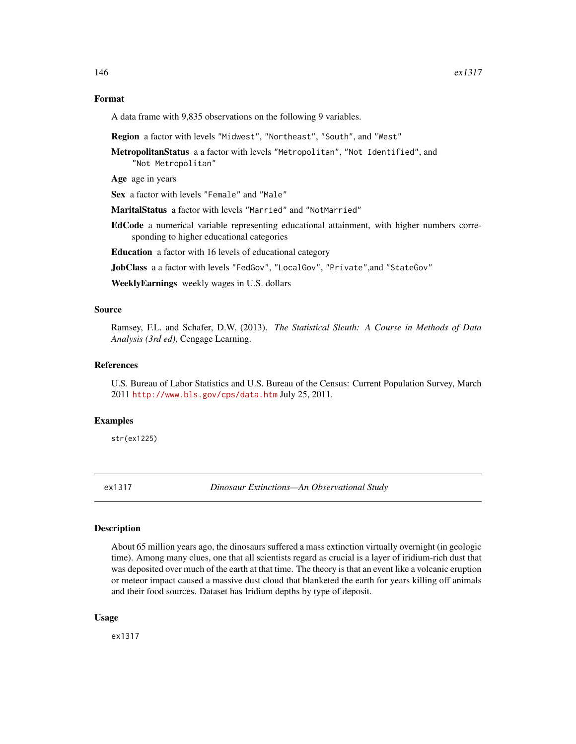### Format

A data frame with 9,835 observations on the following 9 variables.

**Region** a factor with levels "Midwest", "Northeast", "South", and "West"

**MetropolitanStatus** a a factor with levels "Metropolitan", "Not Identified", and "Not Metropolitan"

**Age** age in years

**Sex** a factor with levels "Female" and "Male"

**MaritalStatus** a factor with levels "Married" and "NotMarried"

**EdCode** a numerical variable representing educational attainment, with higher numbers corresponding to higher educational categories

**Education** a factor with 16 levels of educational category

**JobClass** a a factor with levels "FedGov", "LocalGov", "Private",and "StateGov"

**WeeklyEarnings** weekly wages in U.S. dollars

### Source

Ramsey, F.L. and Schafer, D.W. (2013). *The Statistical Sleuth: A Course in Methods of Data Analysis (3rd ed)*, Cengage Learning.

### References

U.S. Bureau of Labor Statistics and U.S. Bureau of the Census: Current Population Survey, March 2011 http://www.bls.gov/cps/data.htm July 25, 2011.

### Examples

```
str(ex1225)
```

---

## ex1317 *Dinosaur Extinctions—An Observational Study*

### Description

About 65 million years ago, the dinosaurs suffered a mass extinction virtually overnight (in geologic time). Among many clues, one that all scientists regard as crucial is a layer of iridium-rich dust that was deposited over much of the earth at that time. The theory is that an event like a volcanic eruption or meteor impact caused a massive dust cloud that blanketed the earth for years killing off animals and their food sources. Dataset has Iridium depths by type of deposit.

### Usage

```
ex1317
```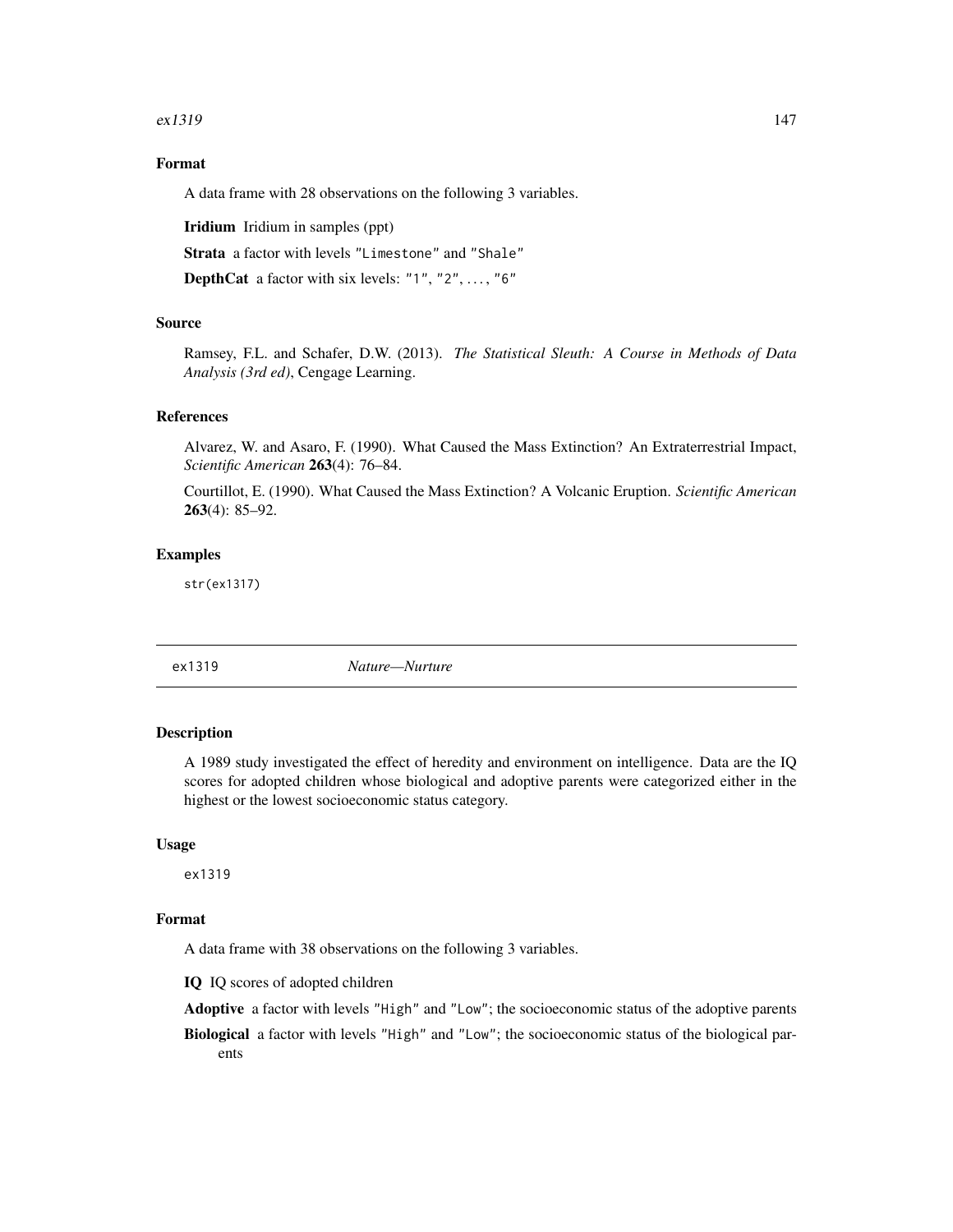### Format

A data frame with 28 observations on the following 3 variables.

**Iridium** Iridium in samples (ppt)

**Strata** a factor with levels "Limestone" and "Shale"

**DepthCat** a factor with six levels: "1", "2", ..., "6"

### Source

Ramsey, F.L. and Schafer, D.W. (2013). *The Statistical Sleuth: A Course in Methods of Data Analysis (3rd ed)*, Cengage Learning.

### References

Alvarez, W. and Asaro, F. (1990). What Caused the Mass Extinction? An Extraterrestrial Impact, *Scientific American* **263**(4): 76–84.

Courtillot, E. (1990). What Caused the Mass Extinction? A Volcanic Eruption. *Scientific American* **263**(4): 85–92.

### Examples

```
str(ex1317)
```

---

## ex1319 *Nature—Nurture*

### Description

A 1989 study investigated the effect of heredity and environment on intelligence. Data are the IQ scores for adopted children whose biological and adoptive parents were categorized either in the highest or the lowest socioeconomic status category.

### Usage

```
ex1319
```

### Format

A data frame with 38 observations on the following 3 variables.

**IQ** IQ scores of adopted children

**Adoptive** a factor with levels "High" and "Low"; the socioeconomic status of the adoptive parents

**Biological** a factor with levels "High" and "Low"; the socioeconomic status of the biological parents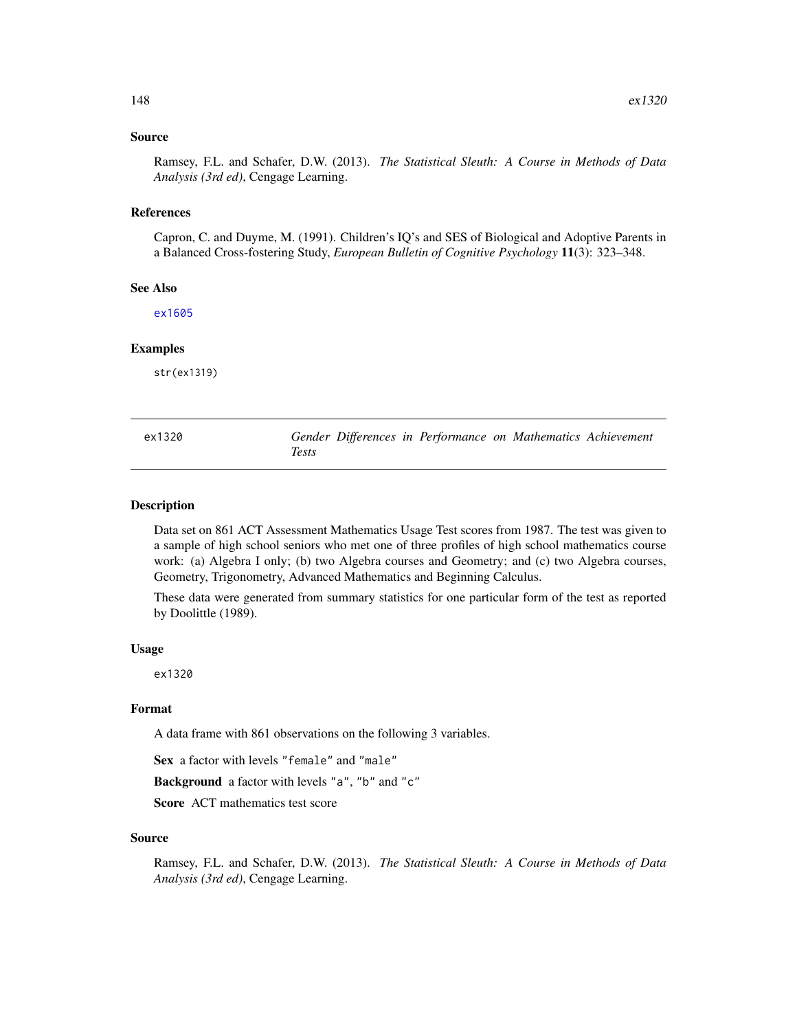### Source

Ramsey, F.L. and Schafer, D.W. (2013). *The Statistical Sleuth: A Course in Methods of Data Analysis (3rd ed)*, Cengage Learning.

### References

Capron, C. and Duyme, M. (1991). Children's IQ's and SES of Biological and Adoptive Parents in a Balanced Cross-fostering Study, *European Bulletin of Cognitive Psychology* **11**(3): 323–348.

### See Also

ex1605

### Examples

```
str(ex1319)
```

---

## ex1320 *Gender Differences in Performance on Mathematics Achievement Tests*

---

### Description

Data set on 861 ACT Assessment Mathematics Usage Test scores from 1987. The test was given to a sample of high school seniors who met one of three profiles of high school mathematics course work: (a) Algebra I only; (b) two Algebra courses and Geometry; and (c) two Algebra courses, Geometry, Trigonometry, Advanced Mathematics and Beginning Calculus.

These data were generated from summary statistics for one particular form of the test as reported by Doolittle (1989).

### Usage

```
ex1320
```

### Format

A data frame with 861 observations on the following 3 variables.

**Sex** a factor with levels "female" and "male"

**Background** a factor with levels "a", "b" and "c"

**Score** ACT mathematics test score

### Source

Ramsey, F.L. and Schafer, D.W. (2013). *The Statistical Sleuth: A Course in Methods of Data Analysis (3rd ed)*, Cengage Learning.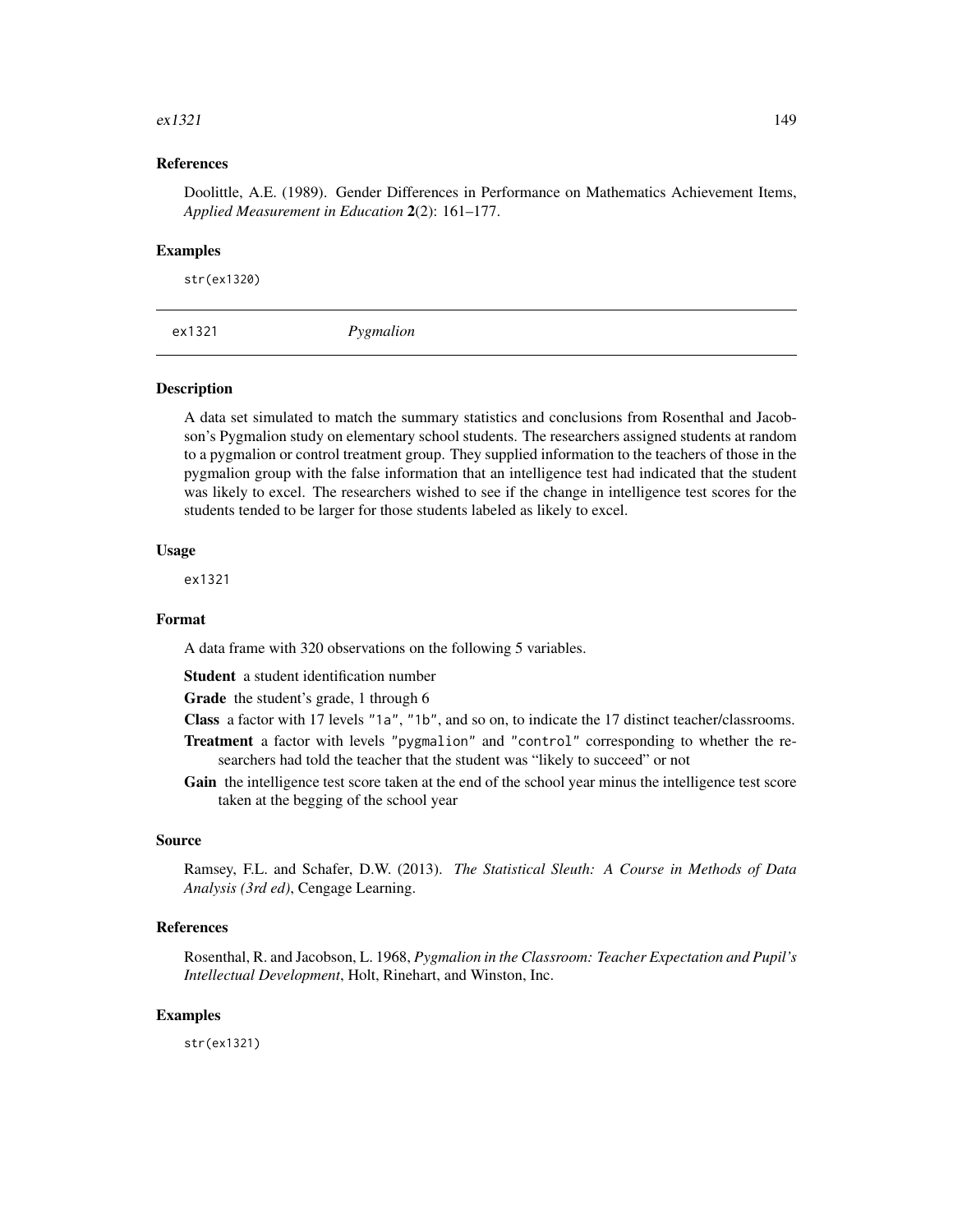### References

Doolittle, A.E. (1989). Gender Differences in Performance on Mathematics Achievement Items, *Applied Measurement in Education* **2**(2): 161–177.

### Examples

```
str(ex1320)
```

---

## ex1321 *Pygmalion*

---

### Description

A data set simulated to match the summary statistics and conclusions from Rosenthal and Jacobson's Pygmalion study on elementary school students. The researchers assigned students at random to a pygmalion or control treatment group. They supplied information to the teachers of those in the pygmalion group with the false information that an intelligence test had indicated that the student was likely to excel. The researchers wished to see if the change in intelligence test scores for the students tended to be larger for those students labeled as likely to excel.

### Usage

```
ex1321
```

### Format

A data frame with 320 observations on the following 5 variables.

**Student** a student identification number

**Grade** the student's grade, 1 through 6

**Class** a factor with 17 levels "1a", "1b", and so on, to indicate the 17 distinct teacher/classrooms.

**Treatment** a factor with levels "pygmalion" and "control" corresponding to whether the researchers had told the teacher that the student was "likely to succeed" or not

**Gain** the intelligence test score taken at the end of the school year minus the intelligence test score taken at the begging of the school year

### Source

Ramsey, F.L. and Schafer, D.W. (2013). *The Statistical Sleuth: A Course in Methods of Data Analysis (3rd ed)*, Cengage Learning.

### References

Rosenthal, R. and Jacobson, L. 1968, *Pygmalion in the Classroom: Teacher Expectation and Pupil's Intellectual Development*, Holt, Rinehart, and Winston, Inc.

### Examples

```
str(ex1321)
```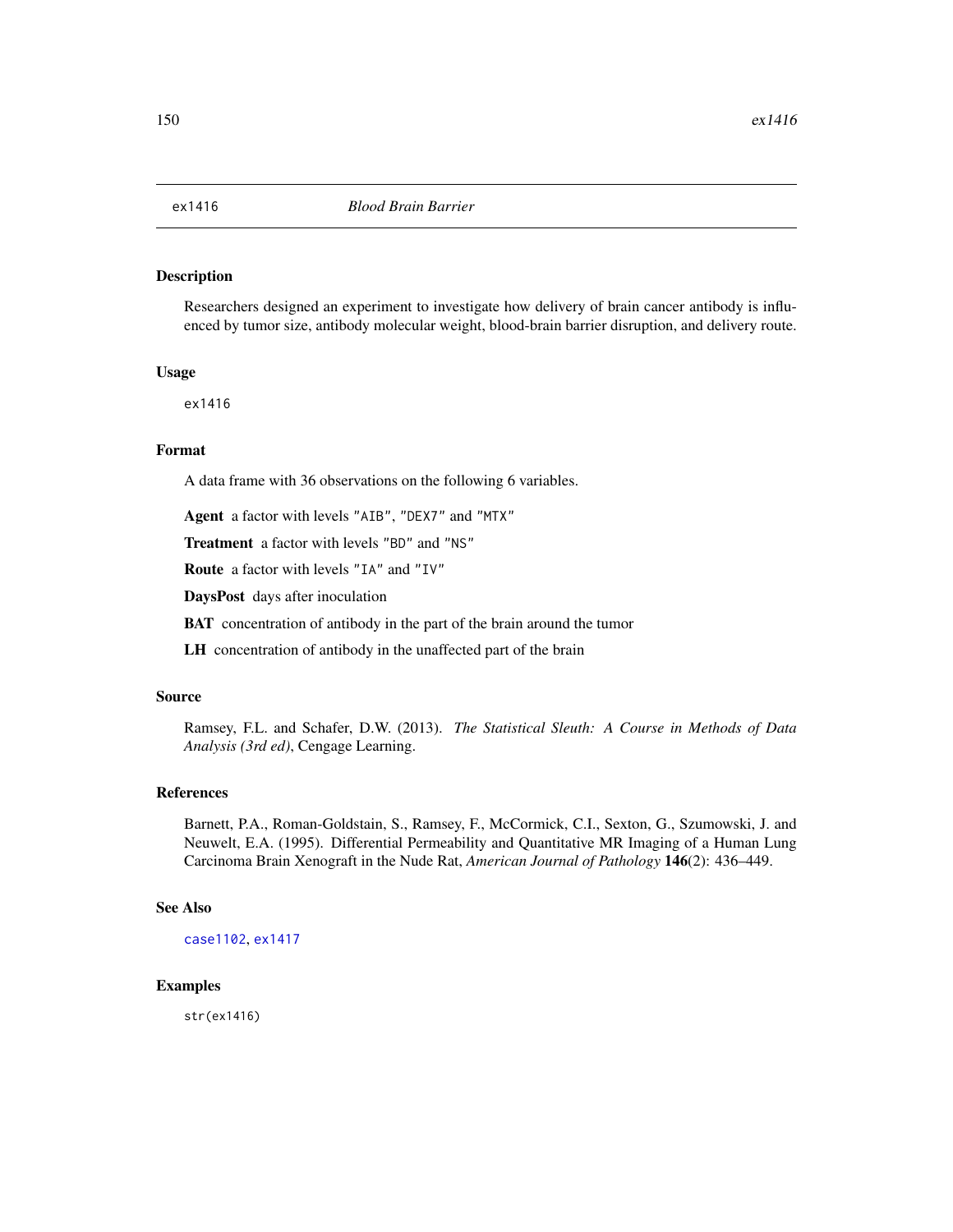ex1416 *Blood Brain Barrier*

## Description

Researchers designed an experiment to investigate how delivery of brain cancer antibody is influenced by tumor size, antibody molecular weight, blood-brain barrier disruption, and delivery route.

## Usage

```
ex1416
```

## Format

A data frame with 36 observations on the following 6 variables.

**Agent** a factor with levels "AIB", "DEX7" and "MTX"

**Treatment** a factor with levels "BD" and "NS"

**Route** a factor with levels "IA" and "IV"

**DaysPost** days after inoculation

**BAT** concentration of antibody in the part of the brain around the tumor

**LH** concentration of antibody in the unaffected part of the brain

## Source

Ramsey, F.L. and Schafer, D.W. (2013). *The Statistical Sleuth: A Course in Methods of Data Analysis (3rd ed)*, Cengage Learning.

## References

Barnett, P.A., Roman-Goldstain, S., Ramsey, F., McCormick, C.I., Sexton, G., Szumowski, J. and Neuwelt, E.A. (1995). Differential Permeability and Quantitative MR Imaging of a Human Lung Carcinoma Brain Xenograft in the Nude Rat, *American Journal of Pathology* **146**(2): 436–449.

## See Also

case1102, ex1417

## Examples

```
str(ex1416)
```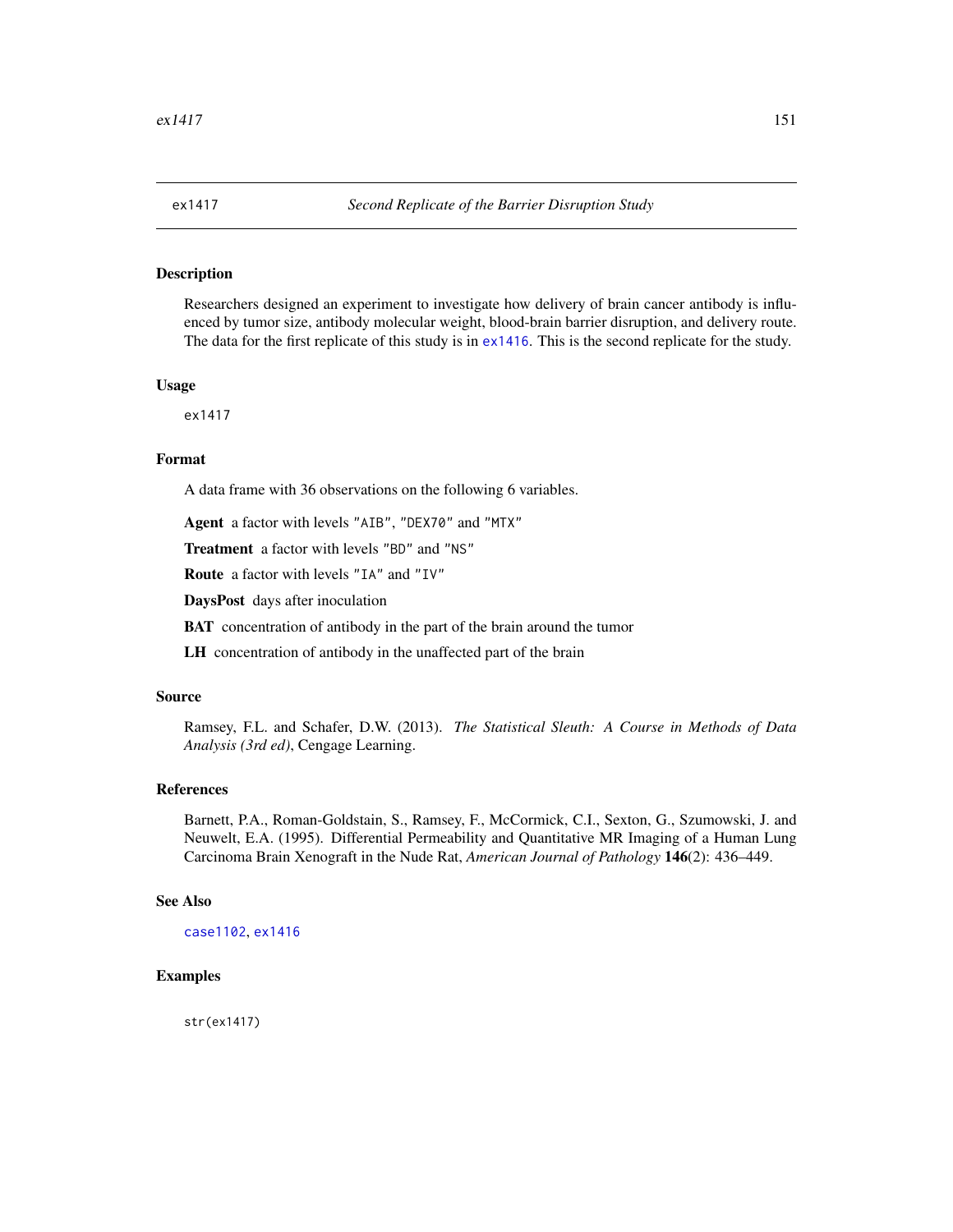ex1417 *Second Replicate of the Barrier Disruption Study*

## Description

Researchers designed an experiment to investigate how delivery of brain cancer antibody is influenced by tumor size, antibody molecular weight, blood-brain barrier disruption, and delivery route. The data for the first replicate of this study is in ex1416. This is the second replicate for the study.

## Usage

```
ex1417
```

## Format

A data frame with 36 observations on the following 6 variables.

**Agent** a factor with levels "AIB", "DEX70" and "MTX"

**Treatment** a factor with levels "BD" and "NS"

**Route** a factor with levels "IA" and "IV"

**DaysPost** days after inoculation

**BAT** concentration of antibody in the part of the brain around the tumor

**LH** concentration of antibody in the unaffected part of the brain

## Source

Ramsey, F.L. and Schafer, D.W. (2013). *The Statistical Sleuth: A Course in Methods of Data Analysis (3rd ed)*, Cengage Learning.

## References

Barnett, P.A., Roman-Goldstain, S., Ramsey, F., McCormick, C.I., Sexton, G., Szumowski, J. and Neuwelt, E.A. (1995). Differential Permeability and Quantitative MR Imaging of a Human Lung Carcinoma Brain Xenograft in the Nude Rat, *American Journal of Pathology* **146**(2): 436–449.

## See Also

case1102, ex1416

## Examples

```
str(ex1417)
```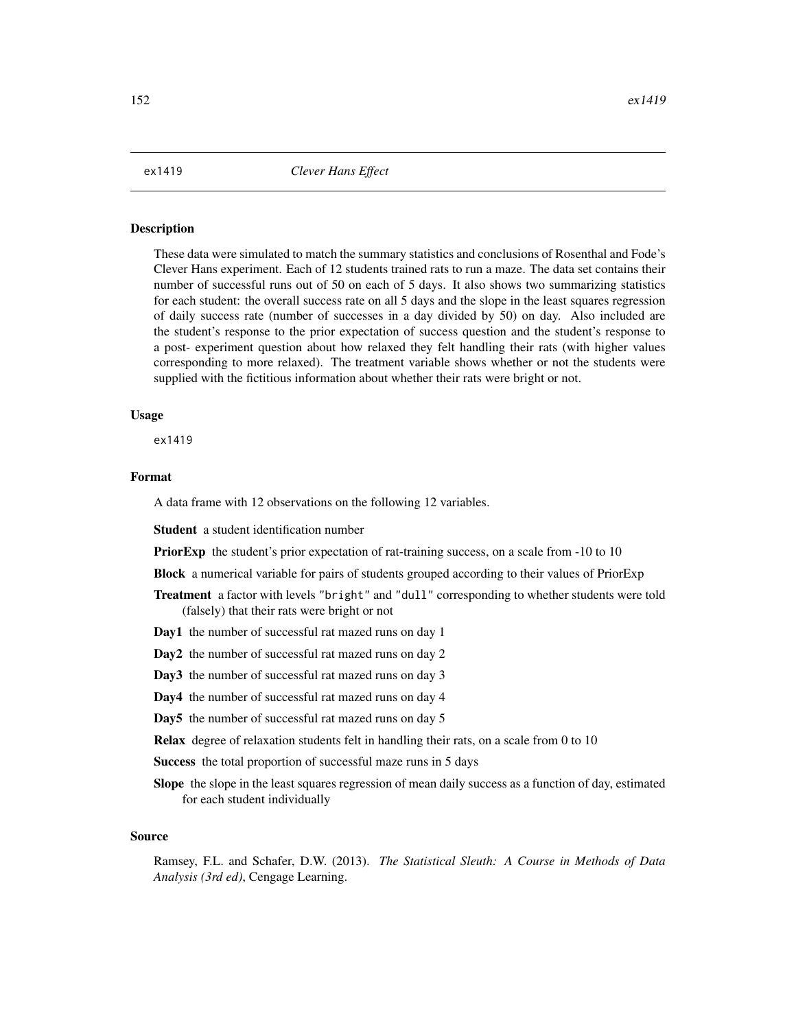ex1419 *Clever Hans Effect*

## Description

These data were simulated to match the summary statistics and conclusions of Rosenthal and Fode's Clever Hans experiment. Each of 12 students trained rats to run a maze. The data set contains their number of successful runs out of 50 on each of 5 days. It also shows two summarizing statistics for each student: the overall success rate on all 5 days and the slope in the least squares regression of daily success rate (number of successes in a day divided by 50) on day. Also included are the student's response to the prior expectation of success question and the student's response to a post- experiment question about how relaxed they felt handling their rats (with higher values corresponding to more relaxed). The treatment variable shows whether or not the students were supplied with the fictitious information about whether their rats were bright or not.

## Usage

```
ex1419
```

## Format

A data frame with 12 observations on the following 12 variables.

**Student** a student identification number

**PriorExp** the student's prior expectation of rat-training success, on a scale from -10 to 10

**Block** a numerical variable for pairs of students grouped according to their values of PriorExp

**Treatment** a factor with levels `"bright"` and `"dull"` corresponding to whether students were told (falsely) that their rats were bright or not

**Day1** the number of successful rat mazed runs on day 1

**Day2** the number of successful rat mazed runs on day 2

**Day3** the number of successful rat mazed runs on day 3

**Day4** the number of successful rat mazed runs on day 4

**Day5** the number of successful rat mazed runs on day 5

**Relax** degree of relaxation students felt in handling their rats, on a scale from 0 to 10

**Success** the total proportion of successful maze runs in 5 days

**Slope** the slope in the least squares regression of mean daily success as a function of day, estimated for each student individually

## Source

Ramsey, F.L. and Schafer, D.W. (2013). *The Statistical Sleuth: A Course in Methods of Data Analysis (3rd ed)*, Cengage Learning.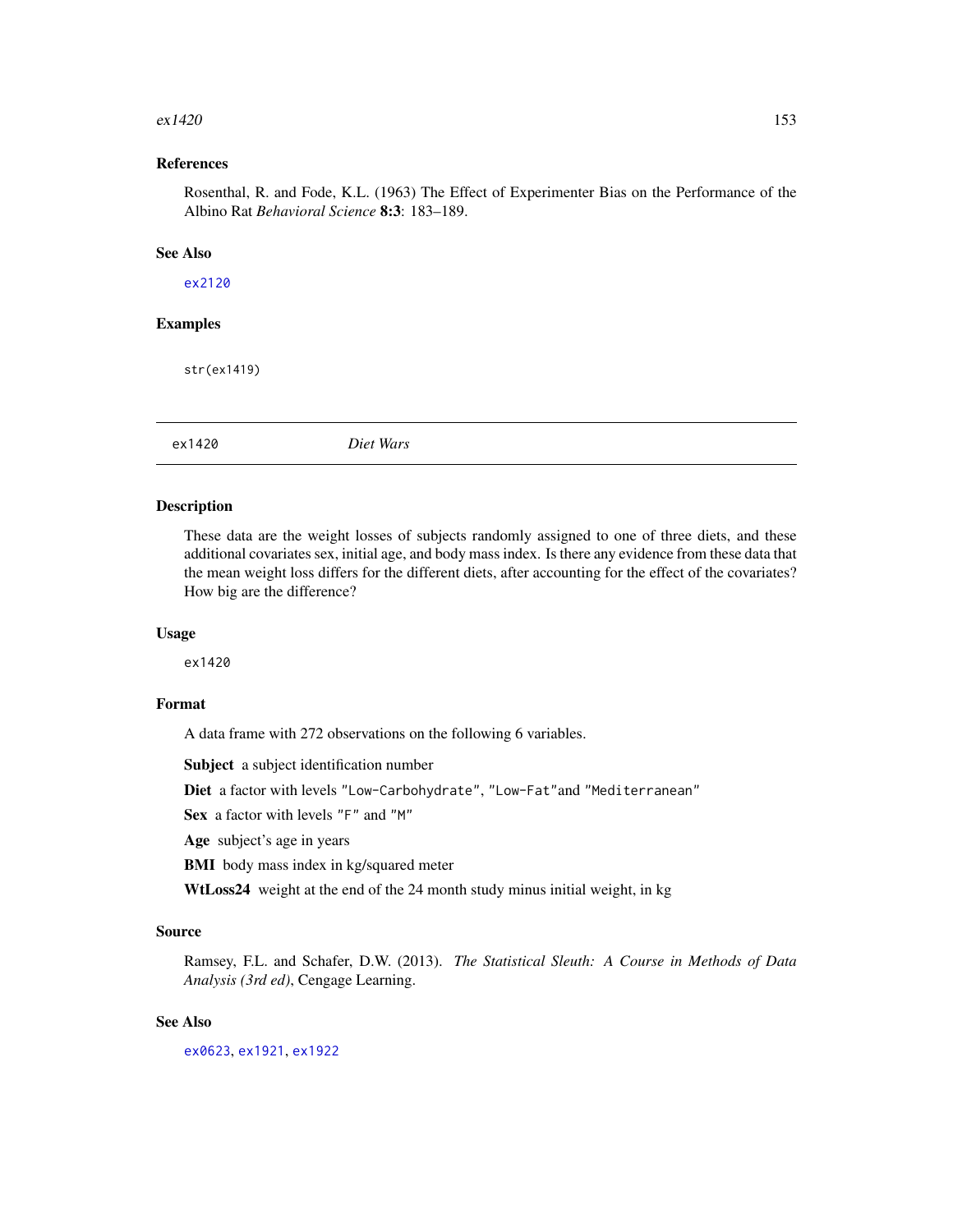### References

Rosenthal, R. and Fode, K.L. (1963) The Effect of Experimenter Bias on the Performance of the Albino Rat *Behavioral Science* **8:3**: 183–189.

### See Also

ex2120

### Examples

```
str(ex1419)
```

---

## ex1420 *Diet Wars*

---

### Description

These data are the weight losses of subjects randomly assigned to one of three diets, and these additional covariates sex, initial age, and body mass index. Is there any evidence from these data that the mean weight loss differs for the different diets, after accounting for the effect of the covariates? How big are the difference?

### Usage

```
ex1420
```

### Format

A data frame with 272 observations on the following 6 variables.

**Subject** a subject identification number

**Diet** a factor with levels "Low-Carbohydrate", "Low-Fat"and "Mediterranean"

**Sex** a factor with levels "F" and "M"

**Age** subject's age in years

**BMI** body mass index in kg/squared meter

**WtLoss24** weight at the end of the 24 month study minus initial weight, in kg

### Source

Ramsey, F.L. and Schafer, D.W. (2013). *The Statistical Sleuth: A Course in Methods of Data Analysis (3rd ed)*, Cengage Learning.

### See Also

ex0623, ex1921, ex1922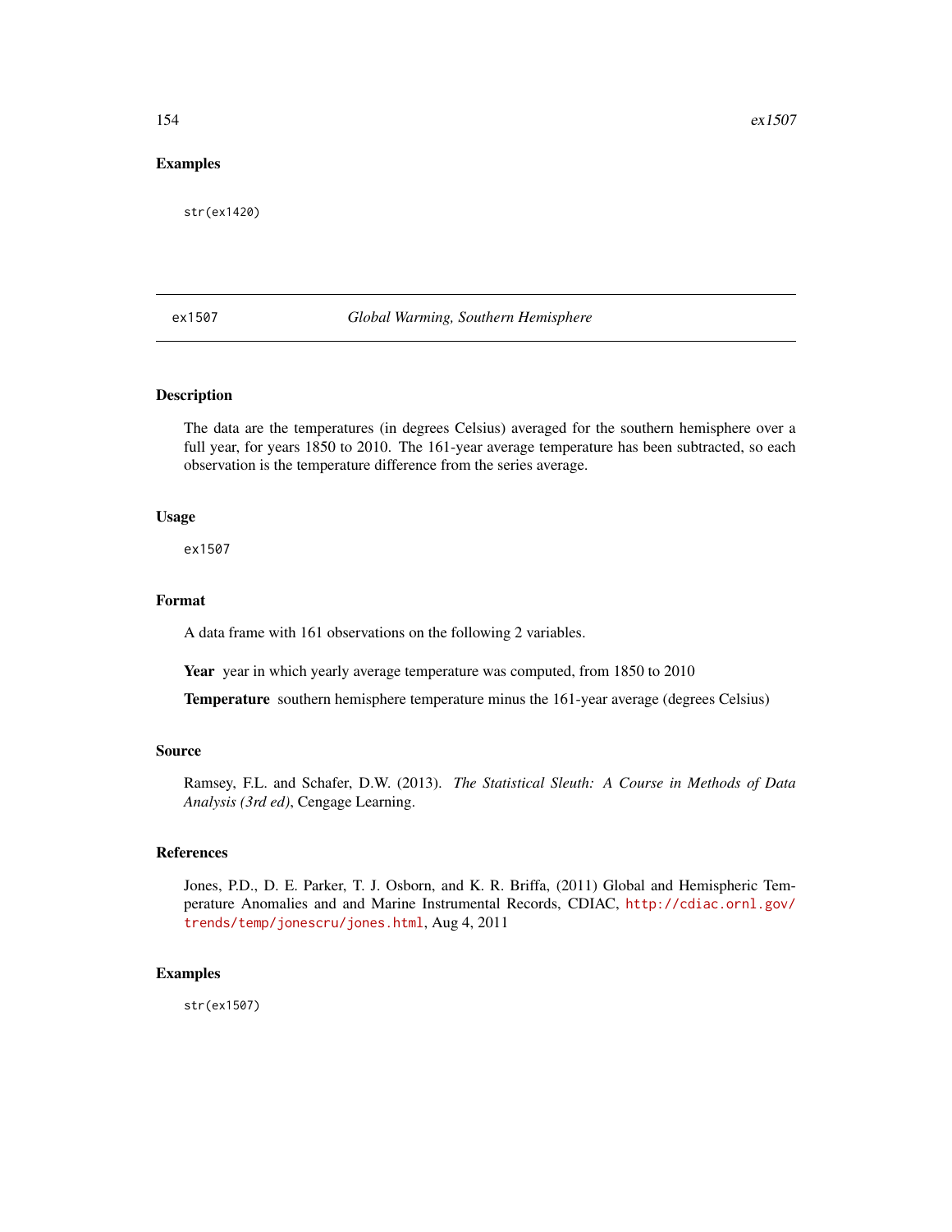## Examples

```
str(ex1420)
```

---

# ex1507 *Global Warming, Southern Hemisphere*

---

## Description

The data are the temperatures (in degrees Celsius) averaged for the southern hemisphere over a full year, for years 1850 to 2010. The 161-year average temperature has been subtracted, so each observation is the temperature difference from the series average.

## Usage

```
ex1507
```

## Format

A data frame with 161 observations on the following 2 variables.

**Year** year in which yearly average temperature was computed, from 1850 to 2010

**Temperature** southern hemisphere temperature minus the 161-year average (degrees Celsius)

## Source

Ramsey, F.L. and Schafer, D.W. (2013). *The Statistical Sleuth: A Course in Methods of Data Analysis (3rd ed)*, Cengage Learning.

## References

Jones, P.D., D. E. Parker, T. J. Osborn, and K. R. Briffa, (2011) Global and Hemispheric Temperature Anomalies and and Marine Instrumental Records, CDIAC, http://cdiac.ornl.gov/trends/temp/jonescru/jones.html, Aug 4, 2011

## Examples

```
str(ex1507)
```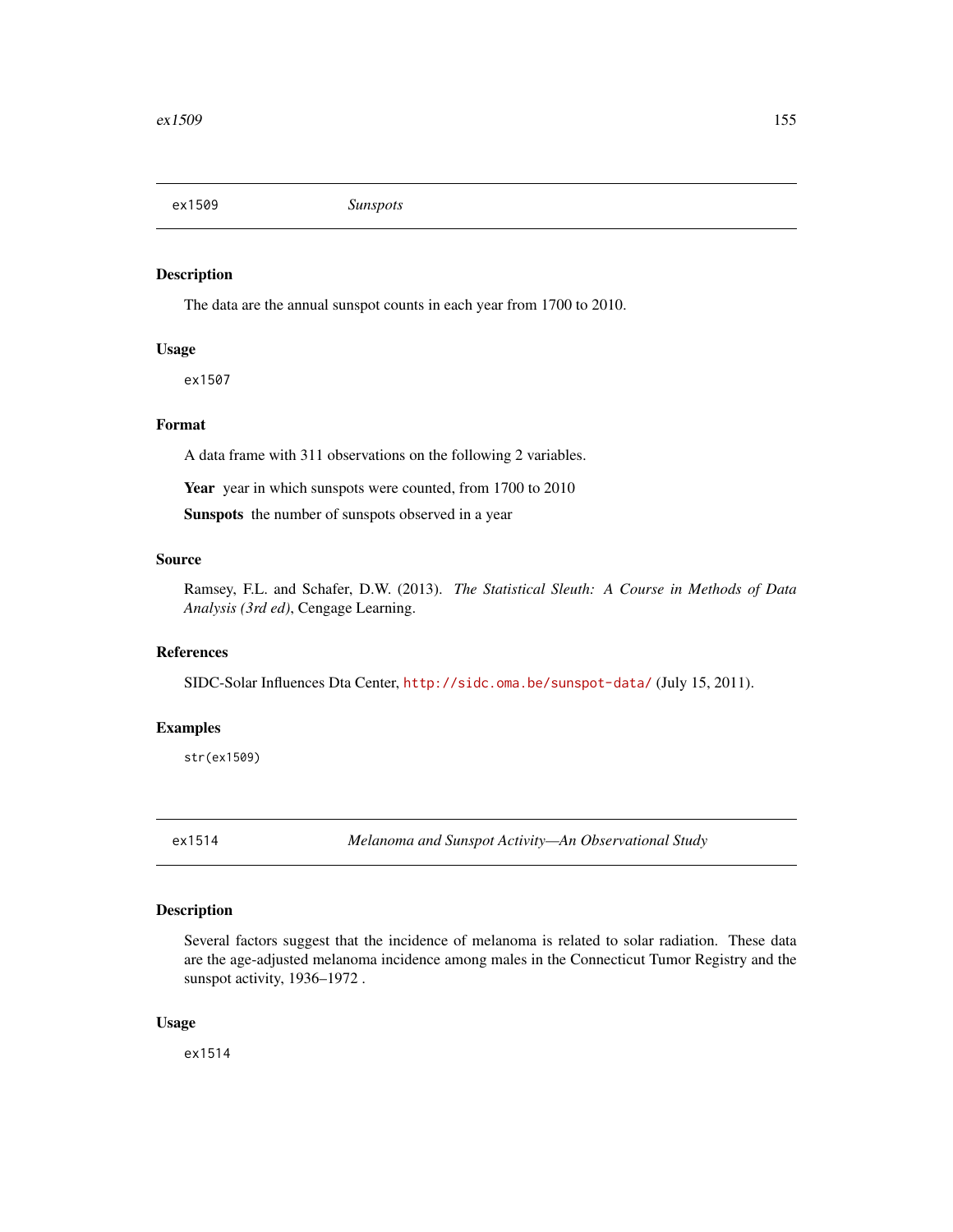## ex1509 *Sunspots*

### Description

The data are the annual sunspot counts in each year from 1700 to 2010.

### Usage

```
ex1507
```

### Format

A data frame with 311 observations on the following 2 variables.

**Year** year in which sunspots were counted, from 1700 to 2010

**Sunspots** the number of sunspots observed in a year

### Source

Ramsey, F.L. and Schafer, D.W. (2013). *The Statistical Sleuth: A Course in Methods of Data Analysis (3rd ed)*, Cengage Learning.

### References

SIDC-Solar Influences Dta Center, http://sidc.oma.be/sunspot-data/ (July 15, 2011).

### Examples

```
str(ex1509)
```

## ex1514 *Melanoma and Sunspot Activity—An Observational Study*

### Description

Several factors suggest that the incidence of melanoma is related to solar radiation. These data are the age-adjusted melanoma incidence among males in the Connecticut Tumor Registry and the sunspot activity, 1936–1972 .

### Usage

```
ex1514
```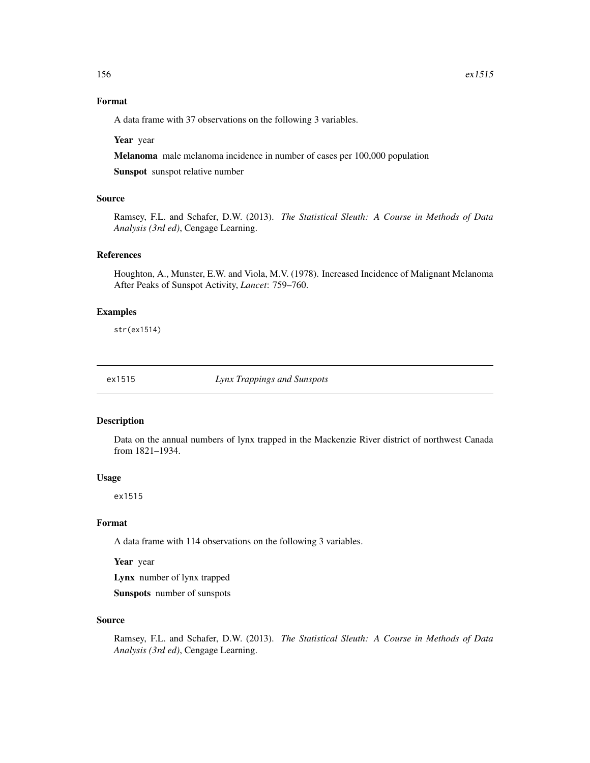### Format

A data frame with 37 observations on the following 3 variables.

**Year** year

**Melanoma** male melanoma incidence in number of cases per 100,000 population

**Sunspot** sunspot relative number

### Source

Ramsey, F.L. and Schafer, D.W. (2013). *The Statistical Sleuth: A Course in Methods of Data Analysis (3rd ed)*, Cengage Learning.

### References

Houghton, A., Munster, E.W. and Viola, M.V. (1978). Increased Incidence of Malignant Melanoma After Peaks of Sunspot Activity, *Lancet*: 759–760.

### Examples

```
str(ex1514)
```

---

## ex1515 *Lynx Trappings and Sunspots*

---

### Description

Data on the annual numbers of lynx trapped in the Mackenzie River district of northwest Canada from 1821–1934.

### Usage

```
ex1515
```

### Format

A data frame with 114 observations on the following 3 variables.

**Year** year

**Lynx** number of lynx trapped

**Sunspots** number of sunspots

### Source

Ramsey, F.L. and Schafer, D.W. (2013). *The Statistical Sleuth: A Course in Methods of Data Analysis (3rd ed)*, Cengage Learning.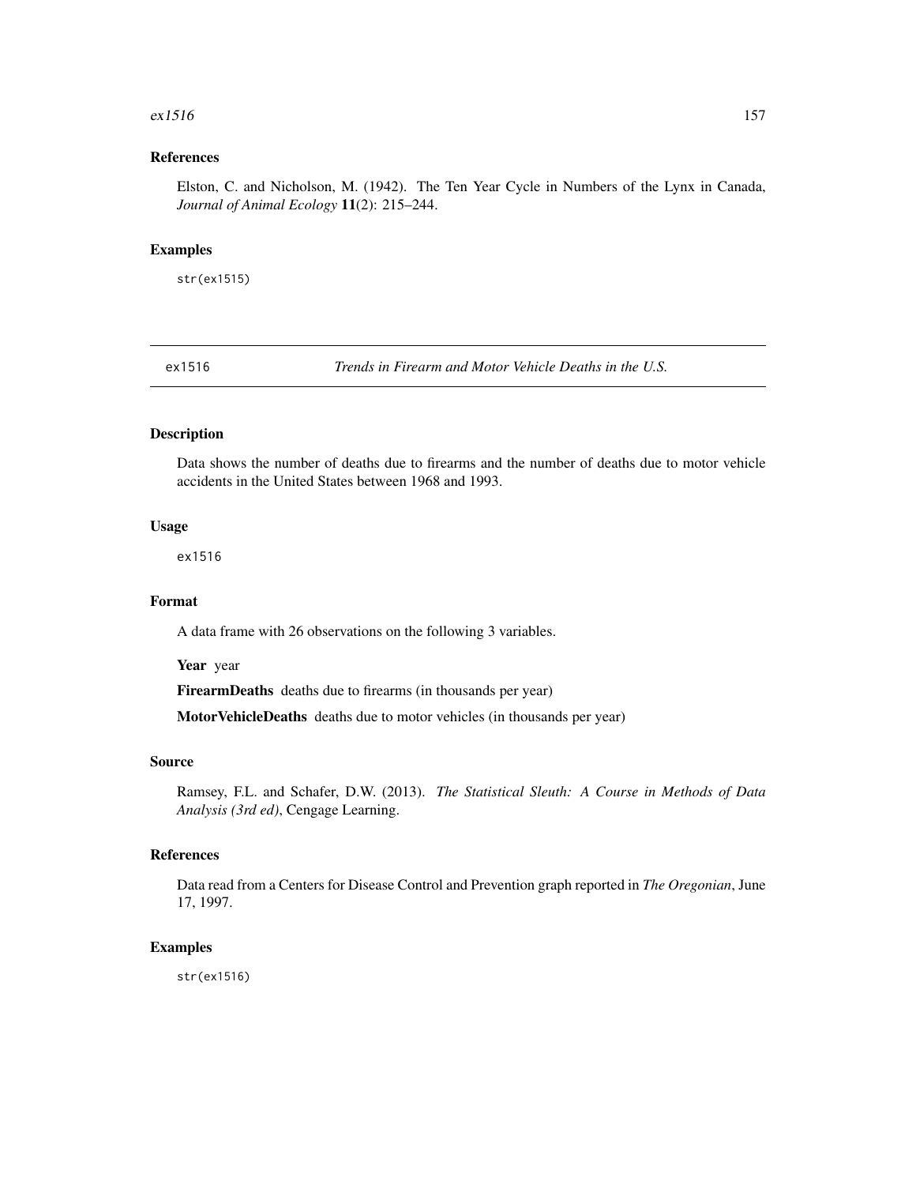### References

Elston, C. and Nicholson, M. (1942). The Ten Year Cycle in Numbers of the Lynx in Canada, *Journal of Animal Ecology* **11**(2): 215–244.

### Examples

```
str(ex1515)
```

---

## ex1516 *Trends in Firearm and Motor Vehicle Deaths in the U.S.*

---

### Description

Data shows the number of deaths due to firearms and the number of deaths due to motor vehicle accidents in the United States between 1968 and 1993.

### Usage

```
ex1516
```

### Format

A data frame with 26 observations on the following 3 variables.

**Year** year

**FirearmDeaths** deaths due to firearms (in thousands per year)

**MotorVehicleDeaths** deaths due to motor vehicles (in thousands per year)

### Source

Ramsey, F.L. and Schafer, D.W. (2013). *The Statistical Sleuth: A Course in Methods of Data Analysis (3rd ed)*, Cengage Learning.

### References

Data read from a Centers for Disease Control and Prevention graph reported in *The Oregonian*, June 17, 1997.

### Examples

```
str(ex1516)
```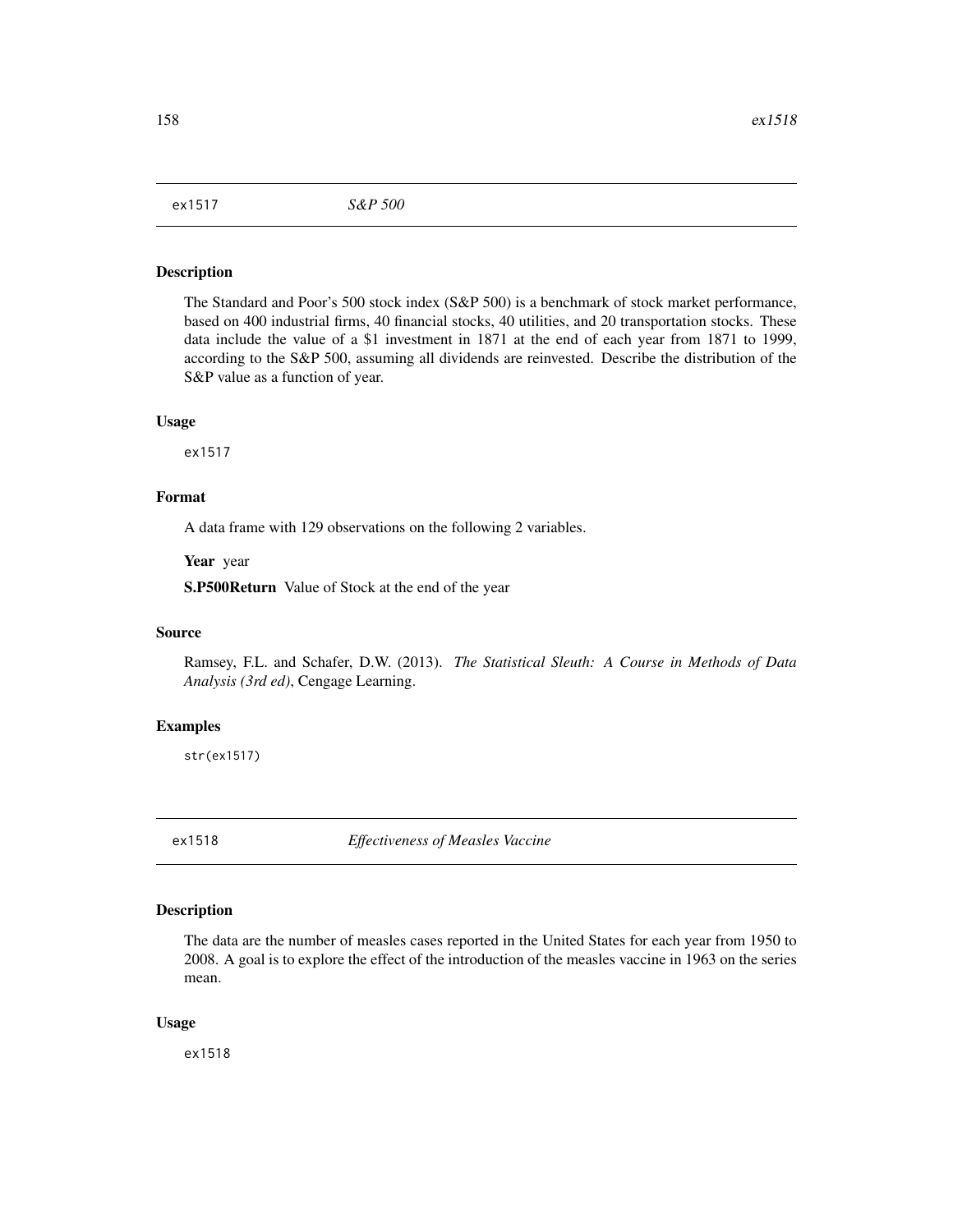## ex1517 *S&P 500*

### Description

The Standard and Poor's 500 stock index (S&P 500) is a benchmark of stock market performance, based on 400 industrial firms, 40 financial stocks, 40 utilities, and 20 transportation stocks. These data include the value of a $1 investment in 1871 at the end of each year from 1871 to 1999, according to the S&P 500, assuming all dividends are reinvested. Describe the distribution of the S&P value as a function of year.

### Usage

```
ex1517
```

### Format

A data frame with 129 observations on the following 2 variables.

**Year** year

**S.P500Return** Value of Stock at the end of the year

### Source

Ramsey, F.L. and Schafer, D.W. (2013). *The Statistical Sleuth: A Course in Methods of Data Analysis (3rd ed)*, Cengage Learning.

### Examples

```
str(ex1517)
```

## ex1518 *Effectiveness of Measles Vaccine*

### Description

The data are the number of measles cases reported in the United States for each year from 1950 to 2008. A goal is to explore the effect of the introduction of the measles vaccine in 1963 on the series mean.

### Usage

```
ex1518
```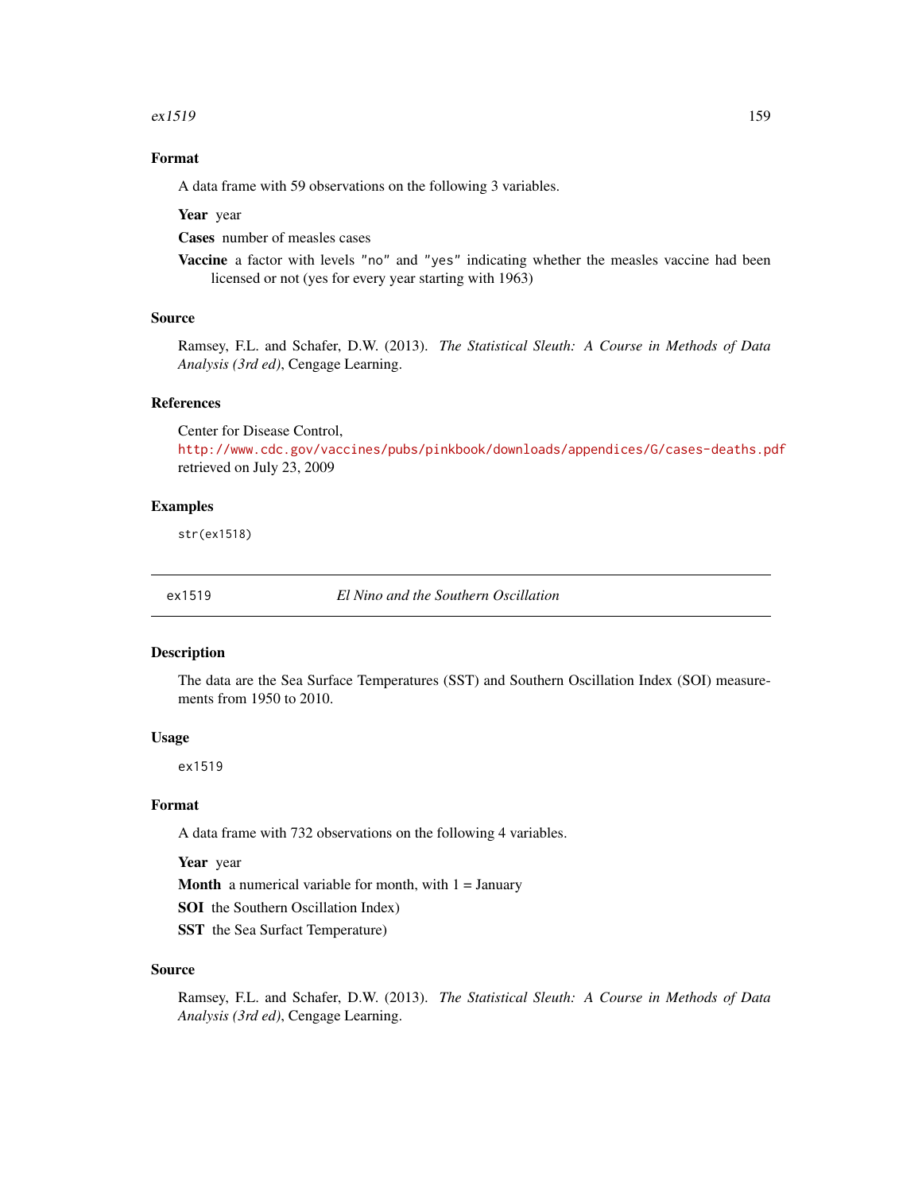## Format

A data frame with 59 observations on the following 3 variables.

**Year** year

**Cases** number of measles cases

**Vaccine** a factor with levels "no" and "yes" indicating whether the measles vaccine had been licensed or not (yes for every year starting with 1963)

## Source

Ramsey, F.L. and Schafer, D.W. (2013). *The Statistical Sleuth: A Course in Methods of Data Analysis (3rd ed)*, Cengage Learning.

## References

Center for Disease Control,
http://www.cdc.gov/vaccines/pubs/pinkbook/downloads/appendices/G/cases-deaths.pdf
retrieved on July 23, 2009

## Examples

```
str(ex1518)
```

---

# ex1519 *El Nino and the Southern Oscillation*

## Description

The data are the Sea Surface Temperatures (SST) and Southern Oscillation Index (SOI) measurements from 1950 to 2010.

## Usage

```
ex1519
```

## Format

A data frame with 732 observations on the following 4 variables.

**Year** year

**Month** a numerical variable for month, with 1 = January

**SOI** the Southern Oscillation Index)

**SST** the Sea Surfact Temperature)

## Source

Ramsey, F.L. and Schafer, D.W. (2013). *The Statistical Sleuth: A Course in Methods of Data Analysis (3rd ed)*, Cengage Learning.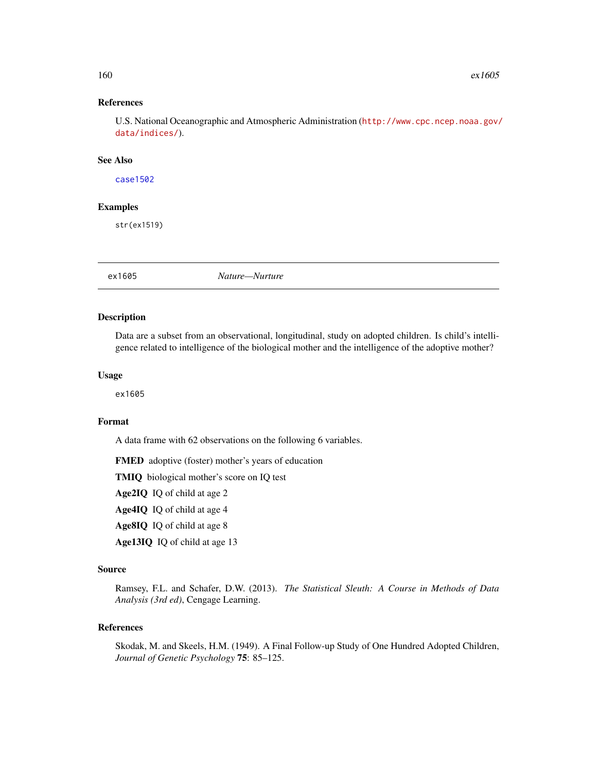### References

U.S. National Oceanographic and Atmospheric Administration (http://www.cpc.ncep.noaa.gov/data/indices/).

### See Also

case1502

### Examples

```
str(ex1519)
```

---

## ex1605 *Nature—Nurture*

---

### Description

Data are a subset from an observational, longitudinal, study on adopted children. Is child's intelligence related to intelligence of the biological mother and the intelligence of the adoptive mother?

### Usage

```
ex1605
```

### Format

A data frame with 62 observations on the following 6 variables.

**FMED** adoptive (foster) mother's years of education

**TMIQ** biological mother's score on IQ test

**Age2IQ** IQ of child at age 2

**Age4IQ** IQ of child at age 4

**Age8IQ** IQ of child at age 8

**Age13IQ** IQ of child at age 13

### Source

Ramsey, F.L. and Schafer, D.W. (2013). *The Statistical Sleuth: A Course in Methods of Data Analysis (3rd ed)*, Cengage Learning.

### References

Skodak, M. and Skeels, H.M. (1949). A Final Follow-up Study of One Hundred Adopted Children, *Journal of Genetic Psychology* **75**: 85–125.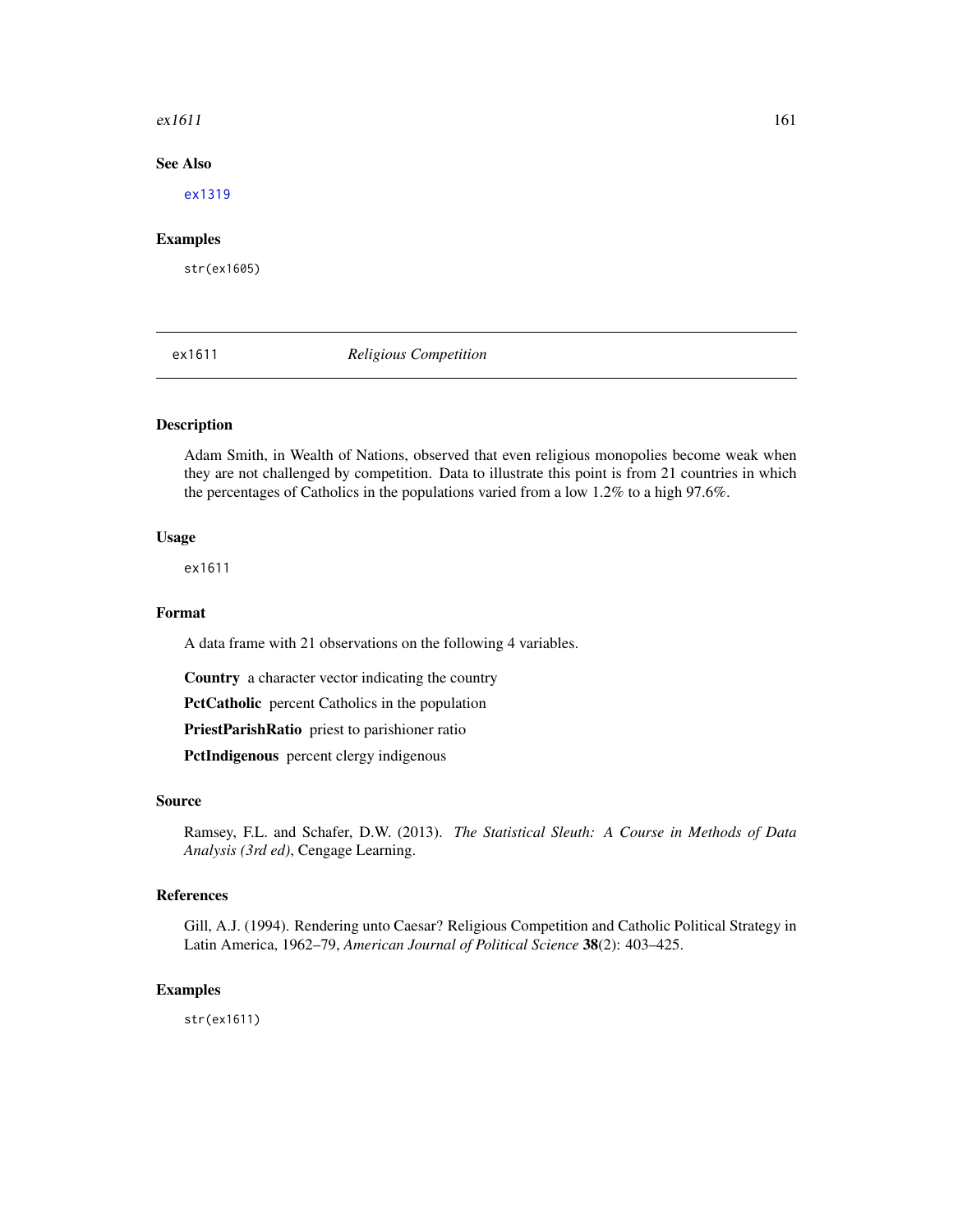## See Also

ex1319

## Examples

```
str(ex1605)
```

---

# ex1611 *Religious Competition*

---

## Description

Adam Smith, in Wealth of Nations, observed that even religious monopolies become weak when they are not challenged by competition. Data to illustrate this point is from 21 countries in which the percentages of Catholics in the populations varied from a low 1.2% to a high 97.6%.

## Usage

```
ex1611
```

## Format

A data frame with 21 observations on the following 4 variables.

**Country** a character vector indicating the country

**PctCatholic** percent Catholics in the population

**PriestParishRatio** priest to parishioner ratio

**PctIndigenous** percent clergy indigenous

## Source

Ramsey, F.L. and Schafer, D.W. (2013). *The Statistical Sleuth: A Course in Methods of Data Analysis (3rd ed)*, Cengage Learning.

## References

Gill, A.J. (1994). Rendering unto Caesar? Religious Competition and Catholic Political Strategy in Latin America, 1962–79, *American Journal of Political Science* **38**(2): 403–425.

## Examples

```
str(ex1611)
```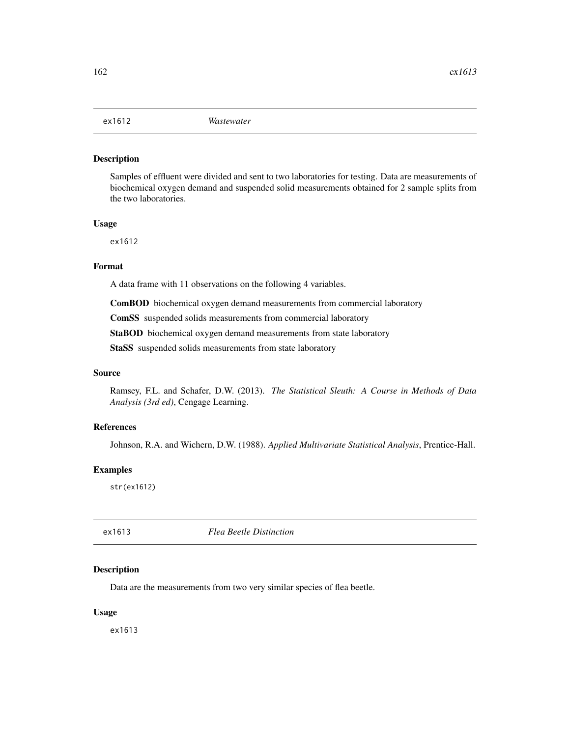## ex1612 *Wastewater*

### Description

Samples of effluent were divided and sent to two laboratories for testing. Data are measurements of biochemical oxygen demand and suspended solid measurements obtained for 2 sample splits from the two laboratories.

### Usage

```
ex1612
```

### Format

A data frame with 11 observations on the following 4 variables.

**ComBOD** biochemical oxygen demand measurements from commercial laboratory

**ComSS** suspended solids measurements from commercial laboratory

**StaBOD** biochemical oxygen demand measurements from state laboratory

**StaSS** suspended solids measurements from state laboratory

### Source

Ramsey, F.L. and Schafer, D.W. (2013). *The Statistical Sleuth: A Course in Methods of Data Analysis (3rd ed)*, Cengage Learning.

### References

Johnson, R.A. and Wichern, D.W. (1988). *Applied Multivariate Statistical Analysis*, Prentice-Hall.

### Examples

```
str(ex1612)
```

## ex1613 *Flea Beetle Distinction*

### Description

Data are the measurements from two very similar species of flea beetle.

### Usage

```
ex1613
```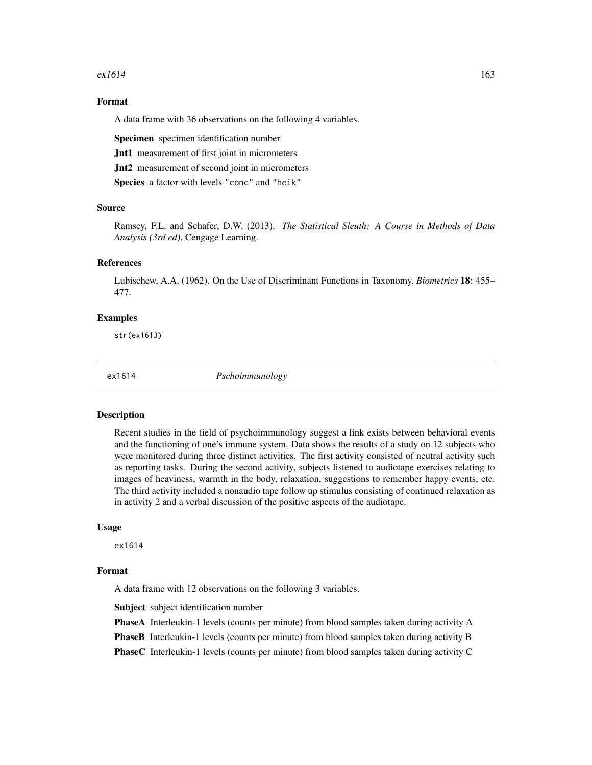### Format

A data frame with 36 observations on the following 4 variables.

**Specimen** specimen identification number

**Jnt1** measurement of first joint in micrometers

**Jnt2** measurement of second joint in micrometers

**Species** a factor with levels "conc" and "heik"

### Source

Ramsey, F.L. and Schafer, D.W. (2013). *The Statistical Sleuth: A Course in Methods of Data Analysis (3rd ed)*, Cengage Learning.

### References

Lubischew, A.A. (1962). On the Use of Discriminant Functions in Taxonomy, *Biometrics* **18**: 455–477.

### Examples

```
str(ex1613)
```

---

## ex1614 *Pschoimmunology*

### Description

Recent studies in the field of psychoimmunology suggest a link exists between behavioral events and the functioning of one's immune system. Data shows the results of a study on 12 subjects who were monitored during three distinct activities. The first activity consisted of neutral activity such as reporting tasks. During the second activity, subjects listened to audiotape exercises relating to images of heaviness, warmth in the body, relaxation, suggestions to remember happy events, etc. The third activity included a nonaudio tape follow up stimulus consisting of continued relaxation as in activity 2 and a verbal discussion of the positive aspects of the audiotape.

### Usage

```
ex1614
```

### Format

A data frame with 12 observations on the following 3 variables.

**Subject** subject identification number

**PhaseA** Interleukin-1 levels (counts per minute) from blood samples taken during activity A

**PhaseB** Interleukin-1 levels (counts per minute) from blood samples taken during activity B

**PhaseC** Interleukin-1 levels (counts per minute) from blood samples taken during activity C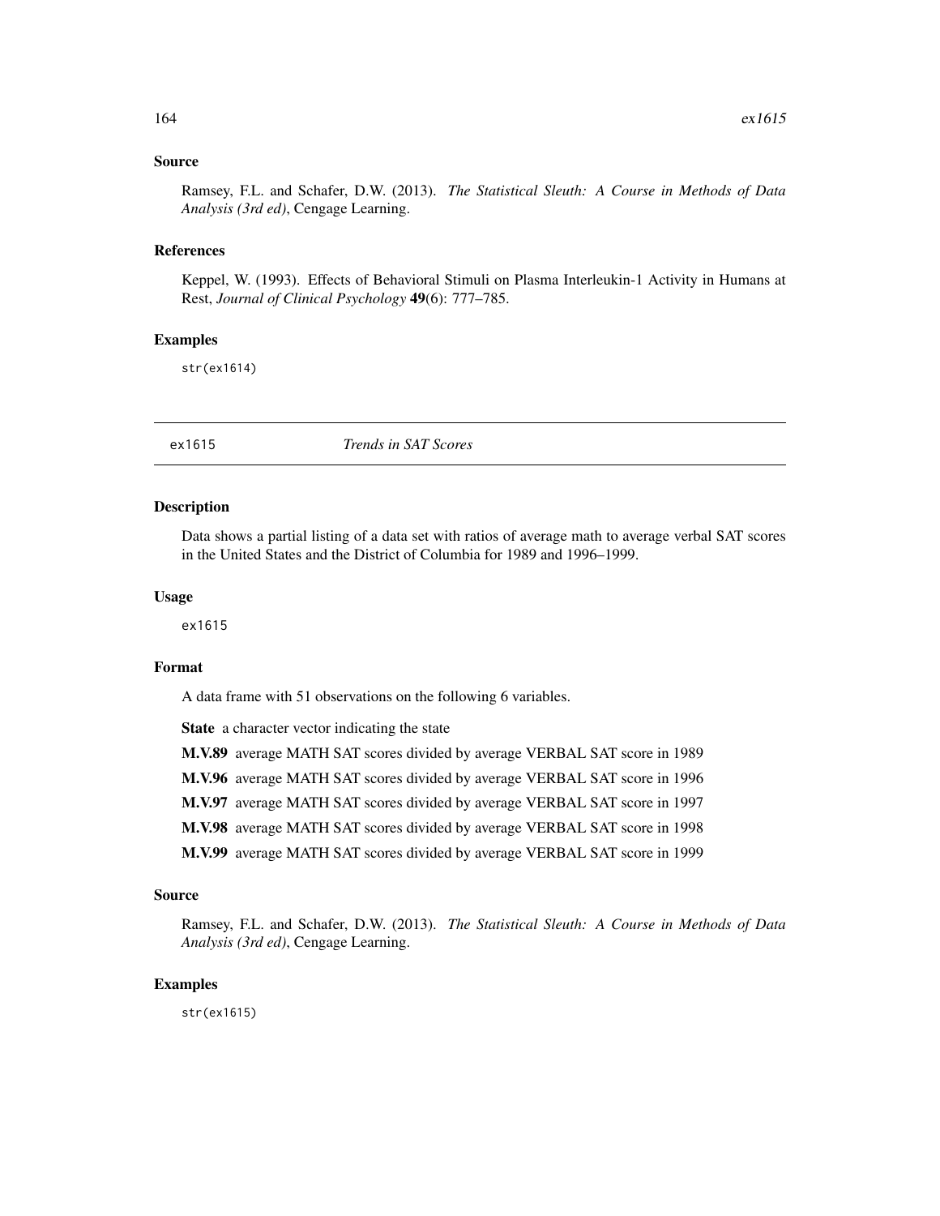### Source

Ramsey, F.L. and Schafer, D.W. (2013). *The Statistical Sleuth: A Course in Methods of Data Analysis (3rd ed)*, Cengage Learning.

### References

Keppel, W. (1993). Effects of Behavioral Stimuli on Plasma Interleukin-1 Activity in Humans at Rest, *Journal of Clinical Psychology* **49**(6): 777–785.

### Examples

```
str(ex1614)
```

---

## ex1615 *Trends in SAT Scores*

### Description

Data shows a partial listing of a data set with ratios of average math to average verbal SAT scores in the United States and the District of Columbia for 1989 and 1996–1999.

### Usage

```
ex1615
```

### Format

A data frame with 51 observations on the following 6 variables.

**State** a character vector indicating the state

**M.V.89** average MATH SAT scores divided by average VERBAL SAT score in 1989

**M.V.96** average MATH SAT scores divided by average VERBAL SAT score in 1996

**M.V.97** average MATH SAT scores divided by average VERBAL SAT score in 1997

**M.V.98** average MATH SAT scores divided by average VERBAL SAT score in 1998

**M.V.99** average MATH SAT scores divided by average VERBAL SAT score in 1999

### Source

Ramsey, F.L. and Schafer, D.W. (2013). *The Statistical Sleuth: A Course in Methods of Data Analysis (3rd ed)*, Cengage Learning.

### Examples

```
str(ex1615)
```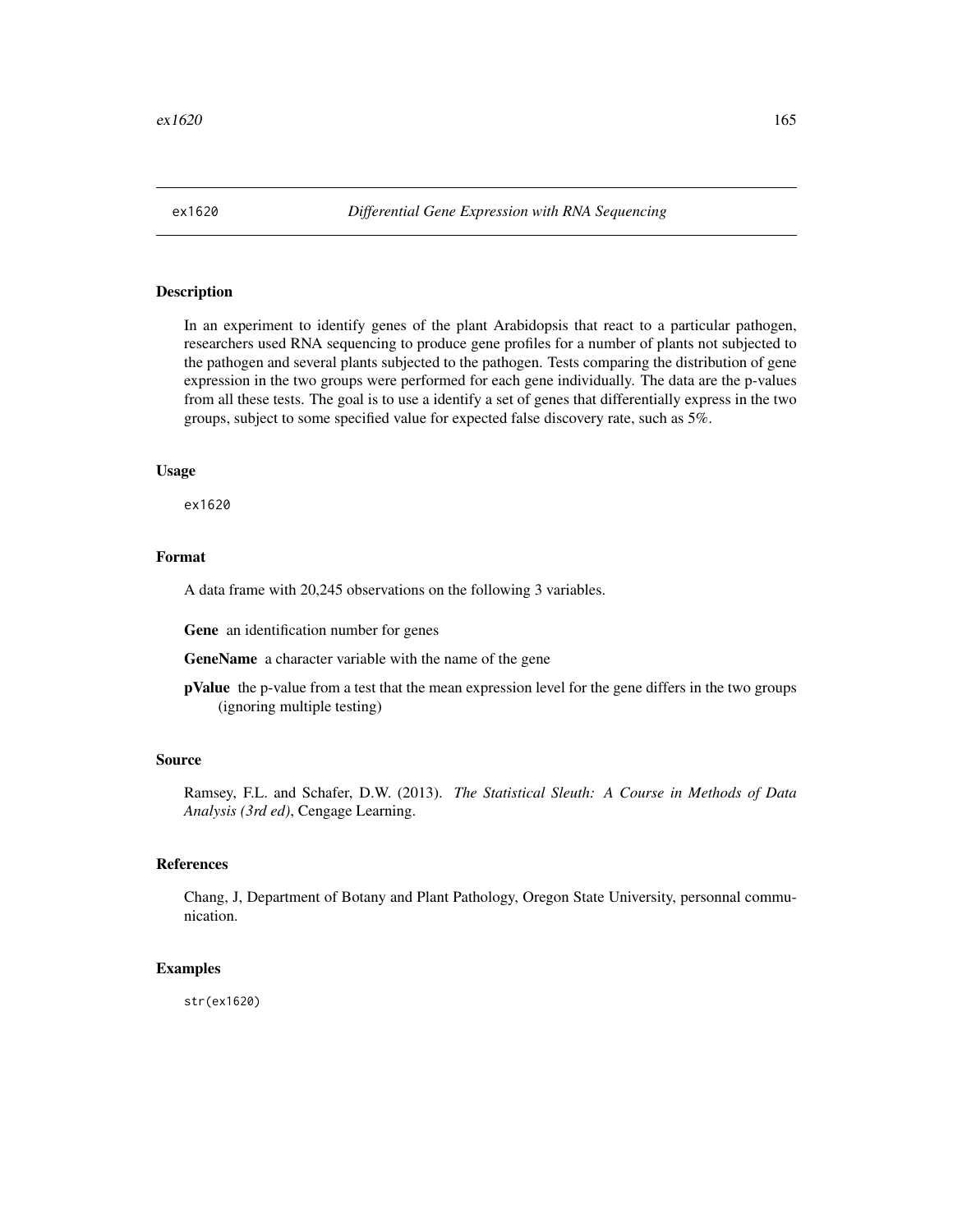ex1620 *Differential Gene Expression with RNA Sequencing*

## Description

In an experiment to identify genes of the plant Arabidopsis that react to a particular pathogen, researchers used RNA sequencing to produce gene profiles for a number of plants not subjected to the pathogen and several plants subjected to the pathogen. Tests comparing the distribution of gene expression in the two groups were performed for each gene individually. The data are the p-values from all these tests. The goal is to use a identify a set of genes that differentially express in the two groups, subject to some specified value for expected false discovery rate, such as 5%.

## Usage

```
ex1620
```

## Format

A data frame with 20,245 observations on the following 3 variables.

**Gene** an identification number for genes

**GeneName** a character variable with the name of the gene

**pValue** the p-value from a test that the mean expression level for the gene differs in the two groups (ignoring multiple testing)

## Source

Ramsey, F.L. and Schafer, D.W. (2013). *The Statistical Sleuth: A Course in Methods of Data Analysis (3rd ed)*, Cengage Learning.

## References

Chang, J, Department of Botany and Plant Pathology, Oregon State University, personnal communication.

## Examples

```
str(ex1620)
```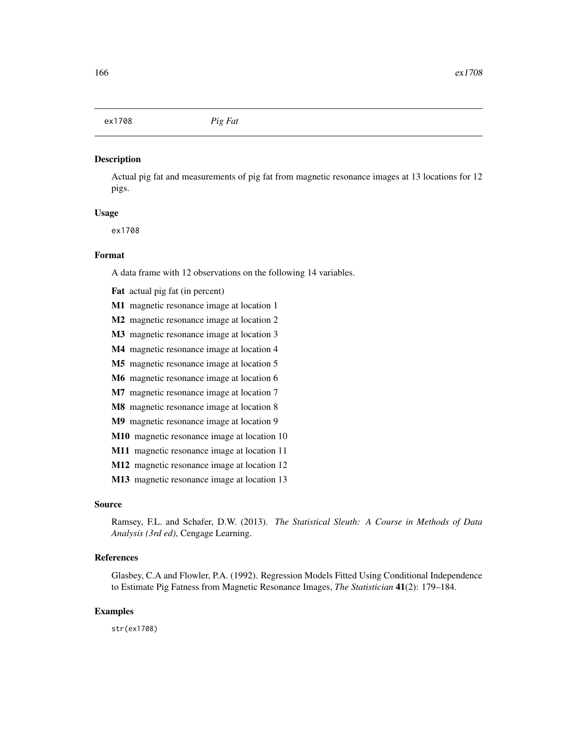ex1708 *Pig Fat*

## Description

Actual pig fat and measurements of pig fat from magnetic resonance images at 13 locations for 12 pigs.

## Usage

```
ex1708
```

## Format

A data frame with 12 observations on the following 14 variables.

**Fat** actual pig fat (in percent)

**M1** magnetic resonance image at location 1

**M2** magnetic resonance image at location 2

**M3** magnetic resonance image at location 3

**M4** magnetic resonance image at location 4

**M5** magnetic resonance image at location 5

**M6** magnetic resonance image at location 6

**M7** magnetic resonance image at location 7

**M8** magnetic resonance image at location 8

**M9** magnetic resonance image at location 9

**M10** magnetic resonance image at location 10

**M11** magnetic resonance image at location 11

**M12** magnetic resonance image at location 12

**M13** magnetic resonance image at location 13

## Source

Ramsey, F.L. and Schafer, D.W. (2013). *The Statistical Sleuth: A Course in Methods of Data Analysis (3rd ed)*, Cengage Learning.

## References

Glasbey, C.A and Flowler, P.A. (1992). Regression Models Fitted Using Conditional Independence to Estimate Pig Fatness from Magnetic Resonance Images, *The Statistician* **41**(2): 179–184.

## Examples

```
str(ex1708)
```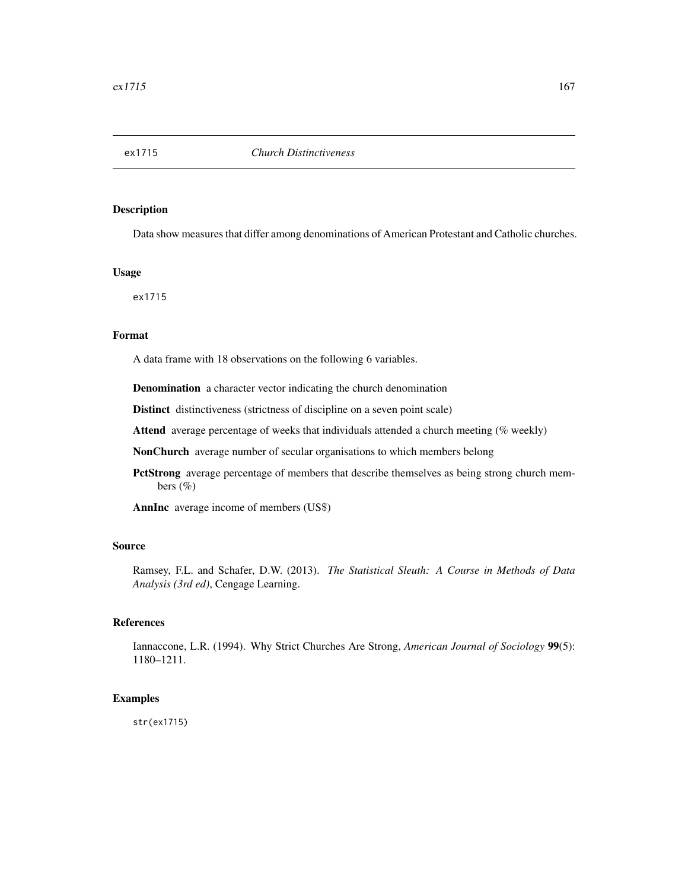ex1715 *Church Distinctiveness*

## Description

Data show measures that differ among denominations of American Protestant and Catholic churches.

## Usage

```
ex1715
```

## Format

A data frame with 18 observations on the following 6 variables.

**Denomination** a character vector indicating the church denomination

**Distinct** distinctiveness (strictness of discipline on a seven point scale)

**Attend** average percentage of weeks that individuals attended a church meeting (% weekly)

**NonChurch** average number of secular organisations to which members belong

**PctStrong** average percentage of members that describe themselves as being strong church members (%)

**AnnInc** average income of members (US$)

## Source

Ramsey, F.L. and Schafer, D.W. (2013). *The Statistical Sleuth: A Course in Methods of Data Analysis (3rd ed)*, Cengage Learning.

## References

Iannaccone, L.R. (1994). Why Strict Churches Are Strong, *American Journal of Sociology* **99**(5): 1180–1211.

## Examples

```
str(ex1715)
```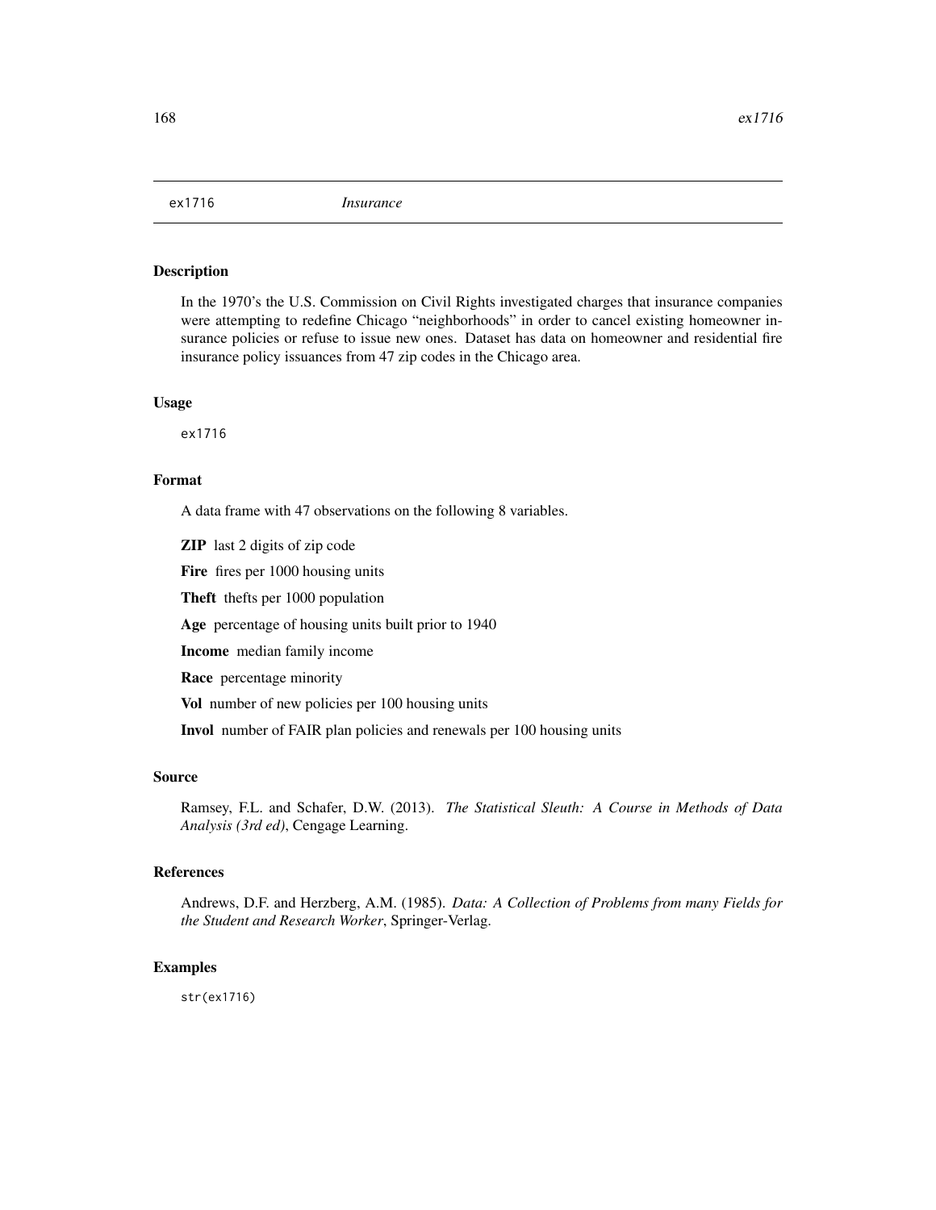ex1716 *Insurance*

## Description

In the 1970's the U.S. Commission on Civil Rights investigated charges that insurance companies were attempting to redefine Chicago "neighborhoods" in order to cancel existing homeowner insurance policies or refuse to issue new ones. Dataset has data on homeowner and residential fire insurance policy issuances from 47 zip codes in the Chicago area.

## Usage

```
ex1716
```

## Format

A data frame with 47 observations on the following 8 variables.

**ZIP** last 2 digits of zip code

**Fire** fires per 1000 housing units

**Theft** thefts per 1000 population

**Age** percentage of housing units built prior to 1940

**Income** median family income

**Race** percentage minority

**Vol** number of new policies per 100 housing units

**Invol** number of FAIR plan policies and renewals per 100 housing units

## Source

Ramsey, F.L. and Schafer, D.W. (2013). *The Statistical Sleuth: A Course in Methods of Data Analysis (3rd ed)*, Cengage Learning.

## References

Andrews, D.F. and Herzberg, A.M. (1985). *Data: A Collection of Problems from many Fields for the Student and Research Worker*, Springer-Verlag.

## Examples

```
str(ex1716)
```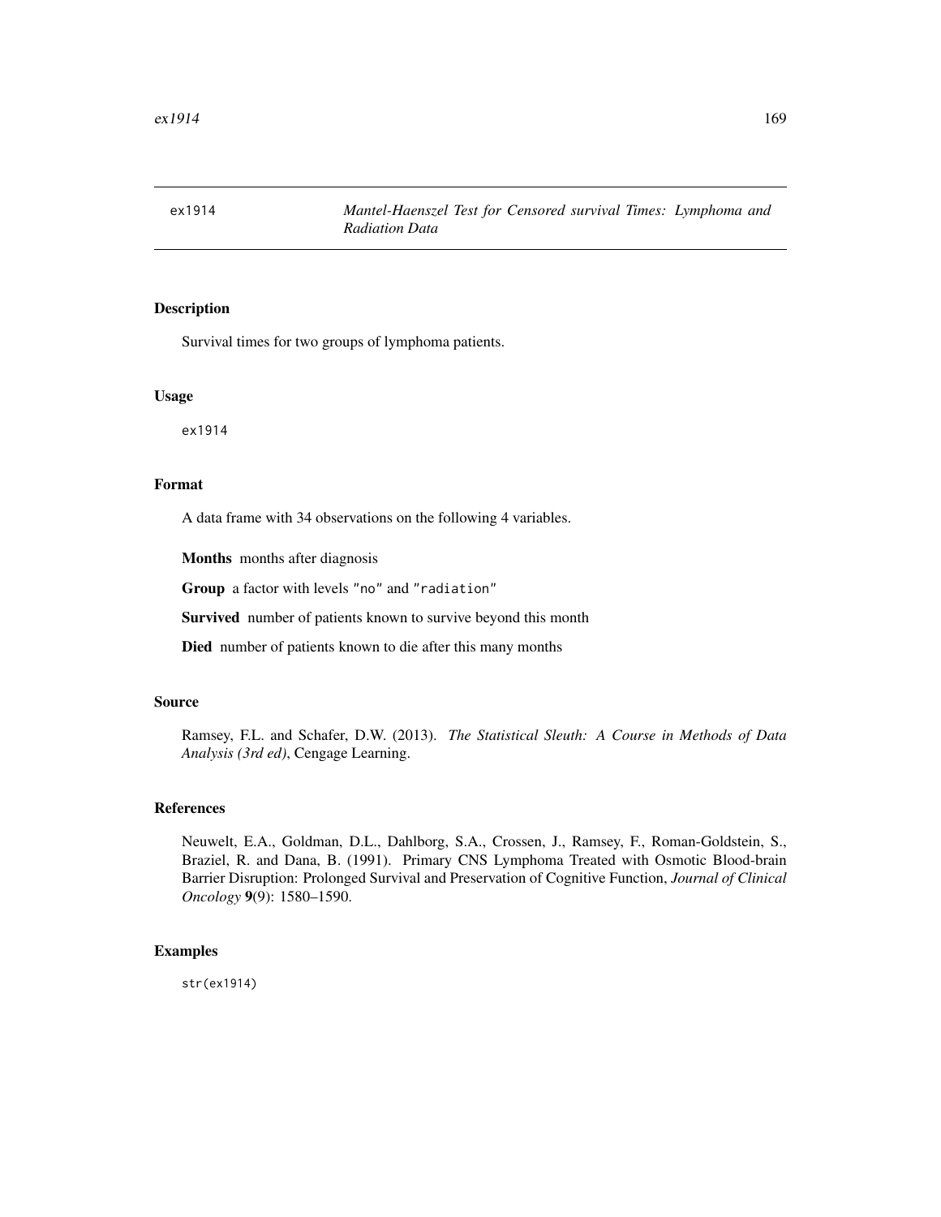ex1914 *Mantel-Haenszel Test for Censored survival Times: Lymphoma and Radiation Data*

## Description

Survival times for two groups of lymphoma patients.

## Usage

```
ex1914
```

## Format

A data frame with 34 observations on the following 4 variables.

**Months** months after diagnosis

**Group** a factor with levels "no" and "radiation"

**Survived** number of patients known to survive beyond this month

**Died** number of patients known to die after this many months

## Source

Ramsey, F.L. and Schafer, D.W. (2013). *The Statistical Sleuth: A Course in Methods of Data Analysis (3rd ed)*, Cengage Learning.

## References

Neuwelt, E.A., Goldman, D.L., Dahlborg, S.A., Crossen, J., Ramsey, F., Roman-Goldstein, S., Braziel, R. and Dana, B. (1991). Primary CNS Lymphoma Treated with Osmotic Blood-brain Barrier Disruption: Prolonged Survival and Preservation of Cognitive Function, *Journal of Clinical Oncology* **9**(9): 1580–1590.

## Examples

```
str(ex1914)
```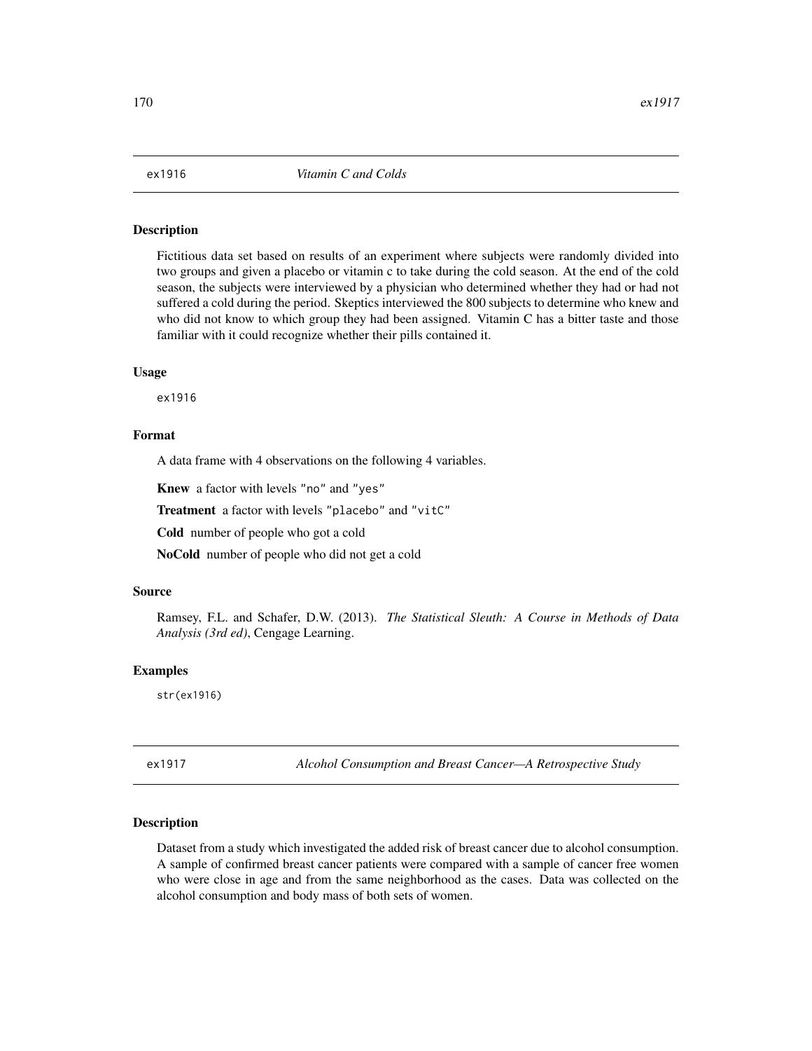## ex1916 *Vitamin C and Colds*

### Description

Fictitious data set based on results of an experiment where subjects were randomly divided into two groups and given a placebo or vitamin c to take during the cold season. At the end of the cold season, the subjects were interviewed by a physician who determined whether they had or had not suffered a cold during the period. Skeptics interviewed the 800 subjects to determine who knew and who did not know to which group they had been assigned. Vitamin C has a bitter taste and those familiar with it could recognize whether their pills contained it.

### Usage

```
ex1916
```

### Format

A data frame with 4 observations on the following 4 variables.

**Knew** a factor with levels "no" and "yes"

**Treatment** a factor with levels "placebo" and "vitC"

**Cold** number of people who got a cold

**NoCold** number of people who did not get a cold

### Source

Ramsey, F.L. and Schafer, D.W. (2013). *The Statistical Sleuth: A Course in Methods of Data Analysis (3rd ed)*, Cengage Learning.

### Examples

```
str(ex1916)
```

## ex1917 *Alcohol Consumption and Breast Cancer—A Retrospective Study*

### Description

Dataset from a study which investigated the added risk of breast cancer due to alcohol consumption. A sample of confirmed breast cancer patients were compared with a sample of cancer free women who were close in age and from the same neighborhood as the cases. Data was collected on the alcohol consumption and body mass of both sets of women.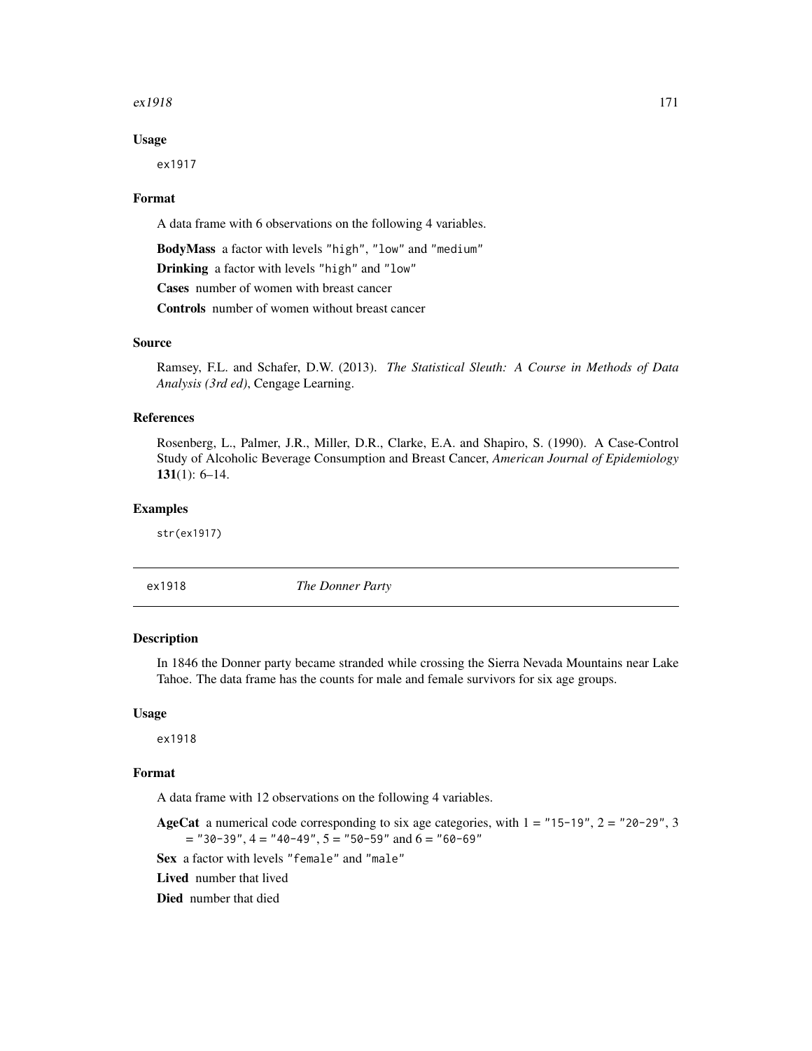### Usage

```
ex1917
```

### Format

A data frame with 6 observations on the following 4 variables.

**BodyMass** a factor with levels "high", "low" and "medium"

**Drinking** a factor with levels "high" and "low"

**Cases** number of women with breast cancer

**Controls** number of women without breast cancer

### Source

Ramsey, F.L. and Schafer, D.W. (2013). *The Statistical Sleuth: A Course in Methods of Data Analysis (3rd ed)*, Cengage Learning.

### References

Rosenberg, L., Palmer, J.R., Miller, D.R., Clarke, E.A. and Shapiro, S. (1990). A Case-Control Study of Alcoholic Beverage Consumption and Breast Cancer, *American Journal of Epidemiology* **131**(1): 6–14.

### Examples

```
str(ex1917)
```

---

## ex1918 *The Donner Party*

### Description

In 1846 the Donner party became stranded while crossing the Sierra Nevada Mountains near Lake Tahoe. The data frame has the counts for male and female survivors for six age groups.

### Usage

```
ex1918
```

### Format

A data frame with 12 observations on the following 4 variables.

**AgeCat** a numerical code corresponding to six age categories, with 1 = "15-19", 2 = "20-29", 3 = "30-39", 4 = "40-49", 5 = "50-59" and 6 = "60-69"

**Sex** a factor with levels "female" and "male"

**Lived** number that lived

**Died** number that died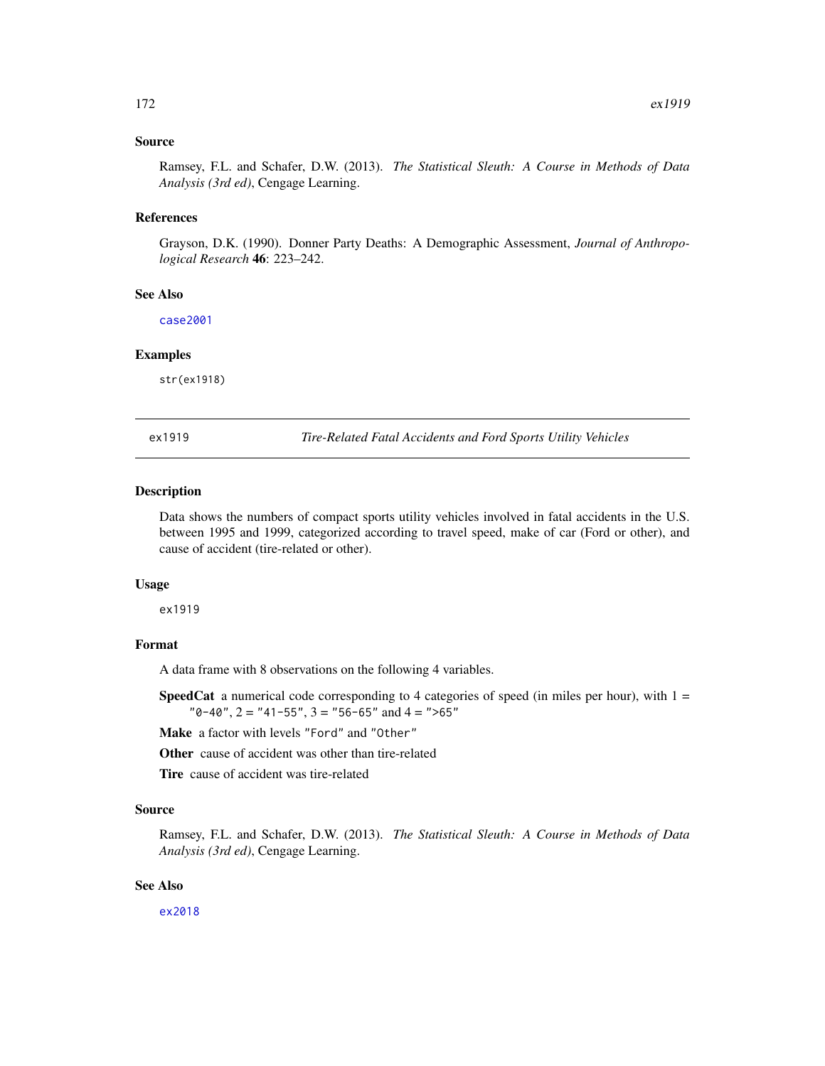### Source

Ramsey, F.L. and Schafer, D.W. (2013). *The Statistical Sleuth: A Course in Methods of Data Analysis (3rd ed)*, Cengage Learning.

### References

Grayson, D.K. (1990). Donner Party Deaths: A Demographic Assessment, *Journal of Anthropological Research* **46**: 223–242.

### See Also

case2001

### Examples

```
str(ex1918)
```

---

## ex1919 — *Tire-Related Fatal Accidents and Ford Sports Utility Vehicles*

---

### Description

Data shows the numbers of compact sports utility vehicles involved in fatal accidents in the U.S. between 1995 and 1999, categorized according to travel speed, make of car (Ford or other), and cause of accident (tire-related or other).

### Usage

```
ex1919
```

### Format

A data frame with 8 observations on the following 4 variables.

**SpeedCat** a numerical code corresponding to 4 categories of speed (in miles per hour), with 1 = "0-40", 2 = "41-55", 3 = "56-65" and 4 = ">65"

**Make** a factor with levels "Ford" and "Other"

**Other** cause of accident was other than tire-related

**Tire** cause of accident was tire-related

### Source

Ramsey, F.L. and Schafer, D.W. (2013). *The Statistical Sleuth: A Course in Methods of Data Analysis (3rd ed)*, Cengage Learning.

### See Also

ex2018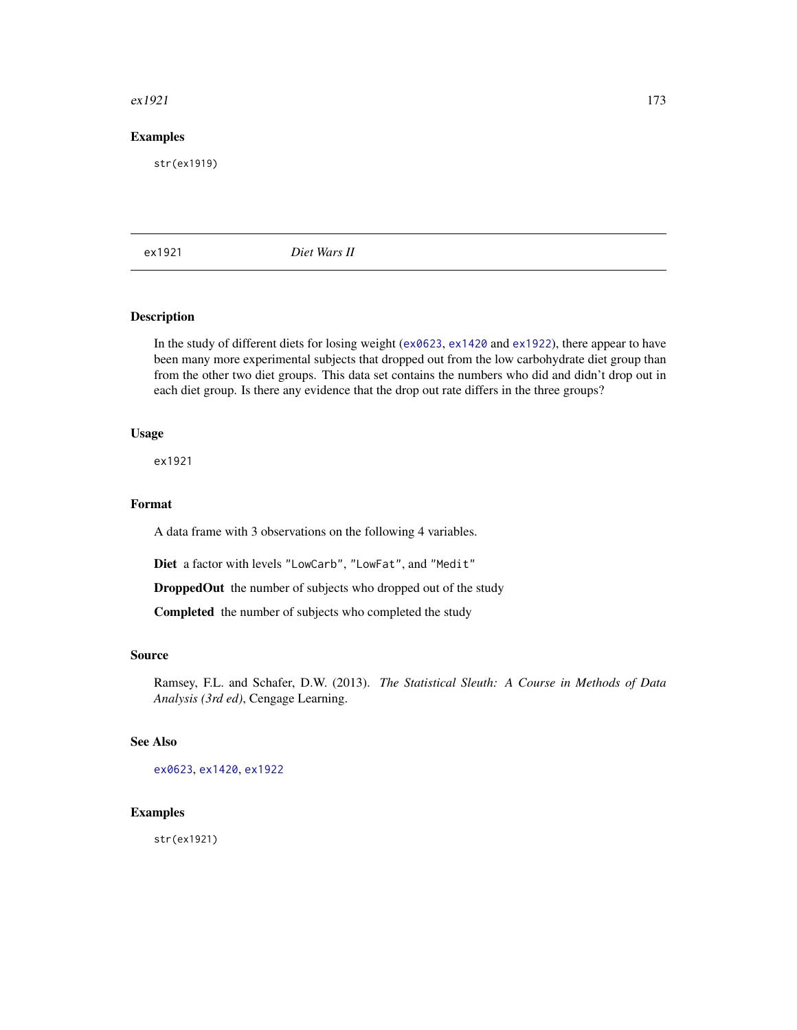## Examples

```
str(ex1919)
```

---

ex1921 *Diet Wars II*

---

## Description

In the study of different diets for losing weight (ex0623, ex1420 and ex1922), there appear to have been many more experimental subjects that dropped out from the low carbohydrate diet group than from the other two diet groups. This data set contains the numbers who did and didn't drop out in each diet group. Is there any evidence that the drop out rate differs in the three groups?

## Usage

```
ex1921
```

## Format

A data frame with 3 observations on the following 4 variables.

**Diet** a factor with levels "LowCarb", "LowFat", and "Medit"

**DroppedOut** the number of subjects who dropped out of the study

**Completed** the number of subjects who completed the study

## Source

Ramsey, F.L. and Schafer, D.W. (2013). *The Statistical Sleuth: A Course in Methods of Data Analysis (3rd ed)*, Cengage Learning.

## See Also

ex0623, ex1420, ex1922

## Examples

```
str(ex1921)
```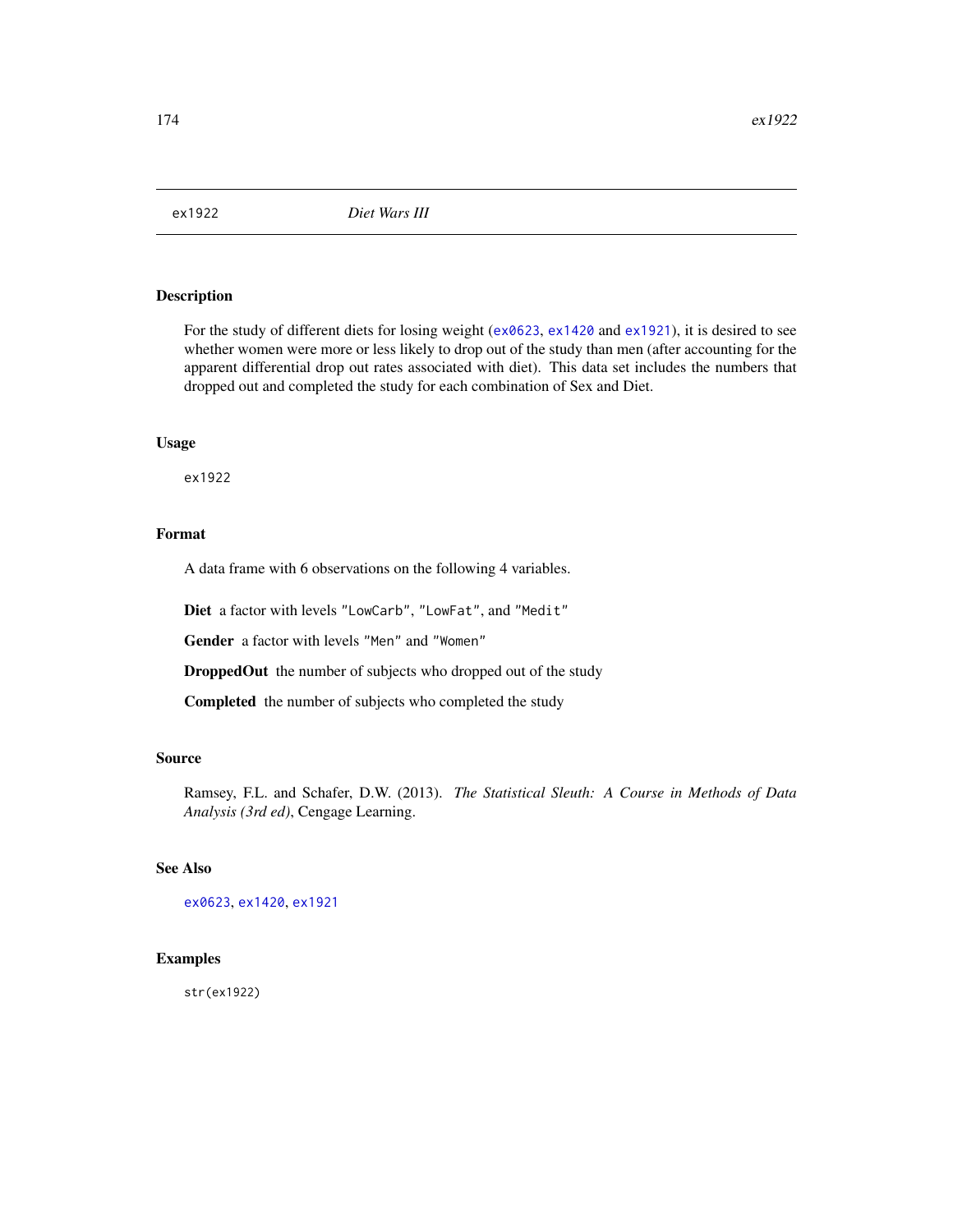ex1922 *Diet Wars III*

## Description

For the study of different diets for losing weight (ex0623, ex1420 and ex1921), it is desired to see whether women were more or less likely to drop out of the study than men (after accounting for the apparent differential drop out rates associated with diet). This data set includes the numbers that dropped out and completed the study for each combination of Sex and Diet.

## Usage

```
ex1922
```

## Format

A data frame with 6 observations on the following 4 variables.

**Diet** a factor with levels "LowCarb", "LowFat", and "Medit"

**Gender** a factor with levels "Men" and "Women"

**DroppedOut** the number of subjects who dropped out of the study

**Completed** the number of subjects who completed the study

## Source

Ramsey, F.L. and Schafer, D.W. (2013). *The Statistical Sleuth: A Course in Methods of Data Analysis (3rd ed)*, Cengage Learning.

## See Also

ex0623, ex1420, ex1921

## Examples

```
str(ex1922)
```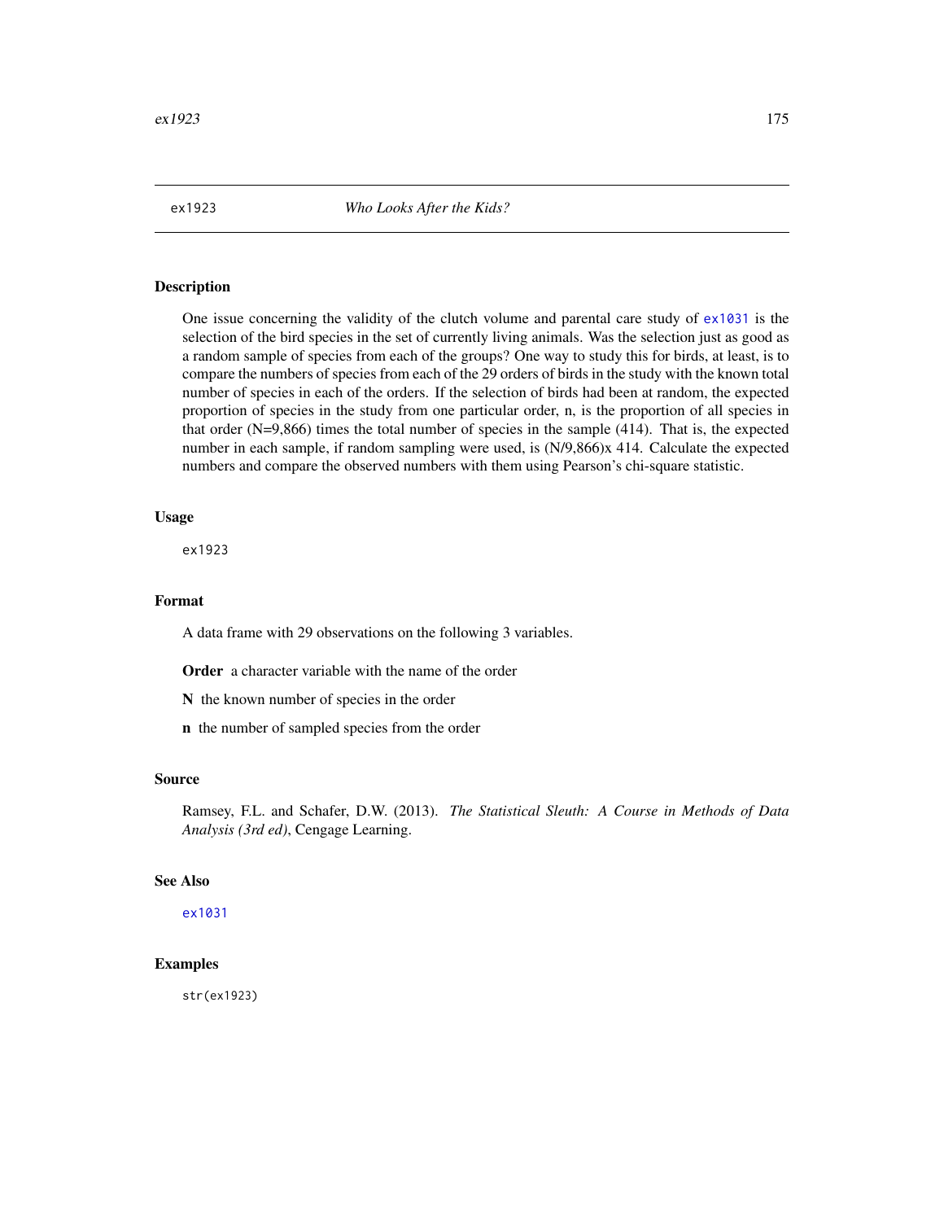ex1923 *Who Looks After the Kids?*

## Description

One issue concerning the validity of the clutch volume and parental care study of ex1031 is the selection of the bird species in the set of currently living animals. Was the selection just as good as a random sample of species from each of the groups? One way to study this for birds, at least, is to compare the numbers of species from each of the 29 orders of birds in the study with the known total number of species in each of the orders. If the selection of birds had been at random, the expected proportion of species in the study from one particular order, n, is the proportion of all species in that order (N=9,866) times the total number of species in the sample (414). That is, the expected number in each sample, if random sampling were used, is (N/9,866)x 414. Calculate the expected numbers and compare the observed numbers with them using Pearson's chi-square statistic.

## Usage

```
ex1923
```

## Format

A data frame with 29 observations on the following 3 variables.

**Order** a character variable with the name of the order

**N** the known number of species in the order

**n** the number of sampled species from the order

## Source

Ramsey, F.L. and Schafer, D.W. (2013). *The Statistical Sleuth: A Course in Methods of Data Analysis (3rd ed)*, Cengage Learning.

## See Also

ex1031

## Examples

```
str(ex1923)
```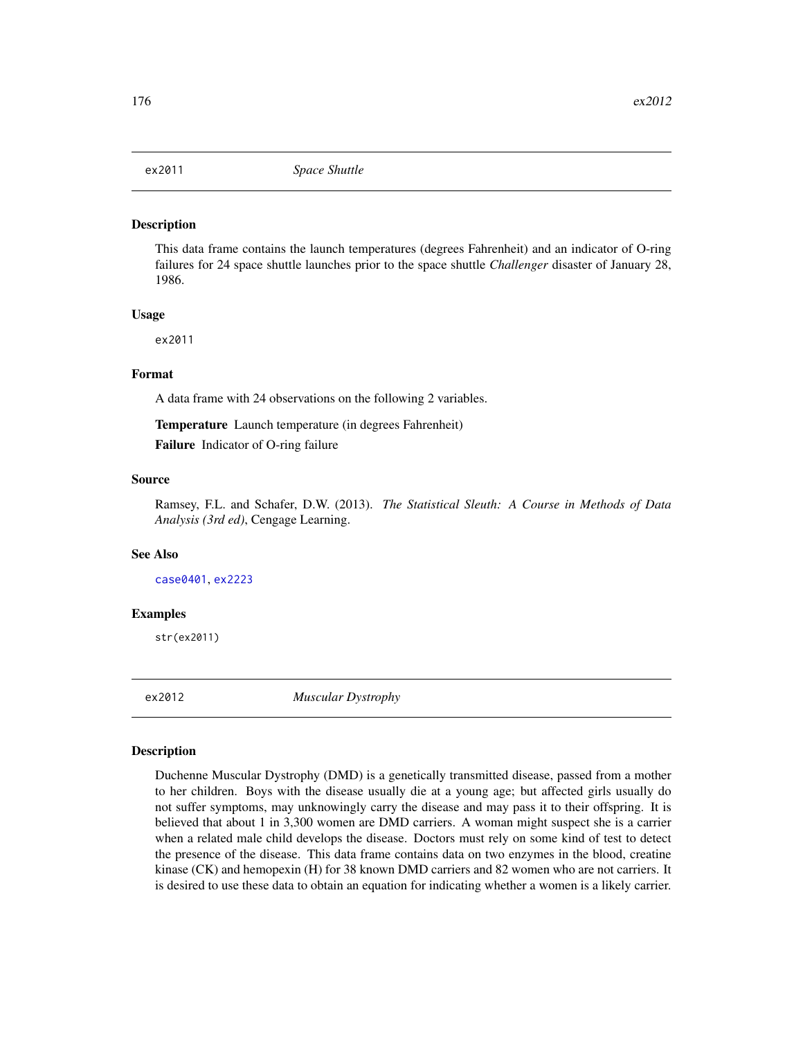## ex2011 *Space Shuttle*

### Description

This data frame contains the launch temperatures (degrees Fahrenheit) and an indicator of O-ring failures for 24 space shuttle launches prior to the space shuttle *Challenger* disaster of January 28, 1986.

### Usage

```
ex2011
```

### Format

A data frame with 24 observations on the following 2 variables.

**Temperature** Launch temperature (in degrees Fahrenheit)

**Failure** Indicator of O-ring failure

### Source

Ramsey, F.L. and Schafer, D.W. (2013). *The Statistical Sleuth: A Course in Methods of Data Analysis (3rd ed)*, Cengage Learning.

### See Also

case0401, ex2223

### Examples

```
str(ex2011)
```

## ex2012 *Muscular Dystrophy*

### Description

Duchenne Muscular Dystrophy (DMD) is a genetically transmitted disease, passed from a mother to her children. Boys with the disease usually die at a young age; but affected girls usually do not suffer symptoms, may unknowingly carry the disease and may pass it to their offspring. It is believed that about 1 in 3,300 women are DMD carriers. A woman might suspect she is a carrier when a related male child develops the disease. Doctors must rely on some kind of test to detect the presence of the disease. This data frame contains data on two enzymes in the blood, creatine kinase (CK) and hemopexin (H) for 38 known DMD carriers and 82 women who are not carriers. It is desired to use these data to obtain an equation for indicating whether a women is a likely carrier.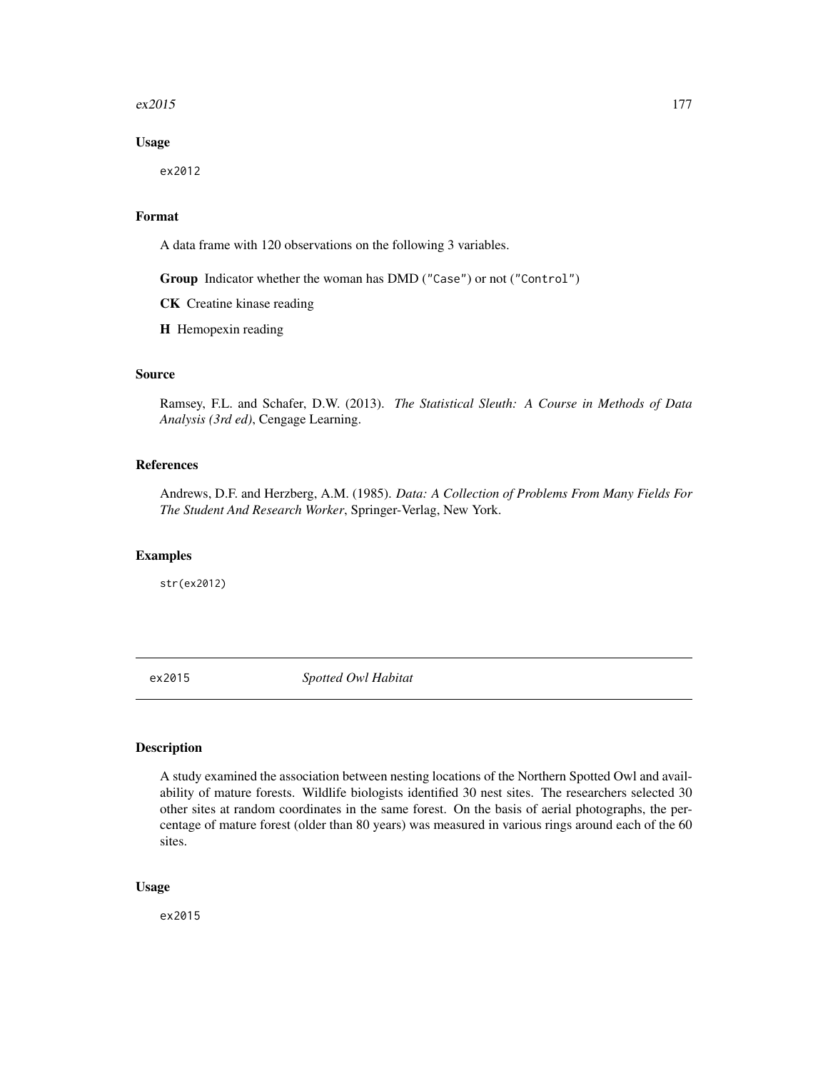### Usage

```
ex2012
```

### Format

A data frame with 120 observations on the following 3 variables.

**Group** Indicator whether the woman has DMD ("Case") or not ("Control")

**CK** Creatine kinase reading

**H** Hemopexin reading

### Source

Ramsey, F.L. and Schafer, D.W. (2013). *The Statistical Sleuth: A Course in Methods of Data Analysis (3rd ed)*, Cengage Learning.

### References

Andrews, D.F. and Herzberg, A.M. (1985). *Data: A Collection of Problems From Many Fields For The Student And Research Worker*, Springer-Verlag, New York.

### Examples

```
str(ex2012)
```

---

## ex2015 *Spotted Owl Habitat*

---

### Description

A study examined the association between nesting locations of the Northern Spotted Owl and availability of mature forests. Wildlife biologists identified 30 nest sites. The researchers selected 30 other sites at random coordinates in the same forest. On the basis of aerial photographs, the percentage of mature forest (older than 80 years) was measured in various rings around each of the 60 sites.

### Usage

```
ex2015
```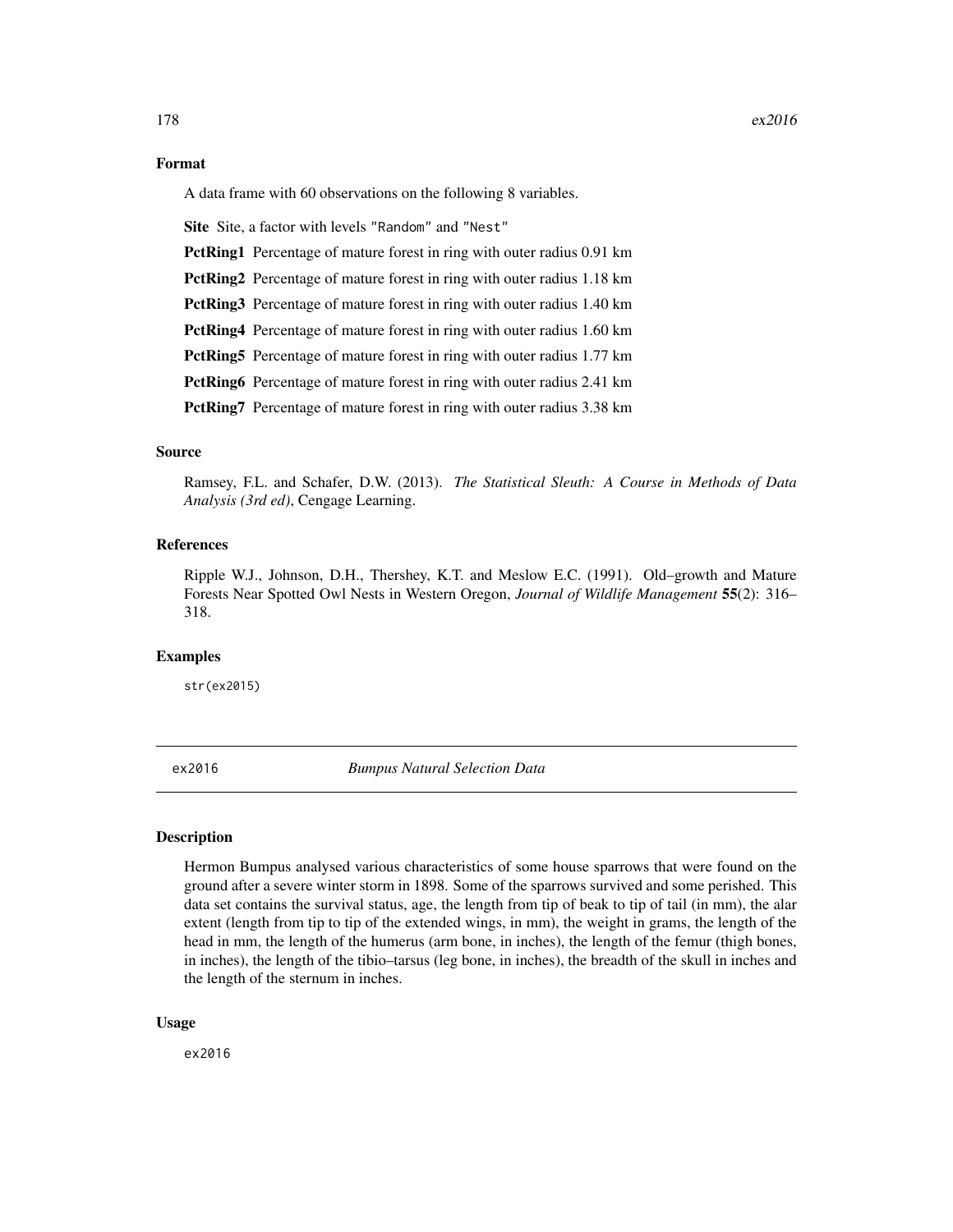### Format

A data frame with 60 observations on the following 8 variables.

**Site** Site, a factor with levels "Random" and "Nest"

**PctRing1** Percentage of mature forest in ring with outer radius 0.91 km

**PctRing2** Percentage of mature forest in ring with outer radius 1.18 km

**PctRing3** Percentage of mature forest in ring with outer radius 1.40 km

**PctRing4** Percentage of mature forest in ring with outer radius 1.60 km

**PctRing5** Percentage of mature forest in ring with outer radius 1.77 km

**PctRing6** Percentage of mature forest in ring with outer radius 2.41 km

**PctRing7** Percentage of mature forest in ring with outer radius 3.38 km

### Source

Ramsey, F.L. and Schafer, D.W. (2013). *The Statistical Sleuth: A Course in Methods of Data Analysis (3rd ed)*, Cengage Learning.

### References

Ripple W.J., Johnson, D.H., Thershey, K.T. and Meslow E.C. (1991). Old–growth and Mature Forests Near Spotted Owl Nests in Western Oregon, *Journal of Wildlife Management* **55**(2): 316–318.

### Examples

```
str(ex2015)
```

---

## ex2016 *Bumpus Natural Selection Data*

### Description

Hermon Bumpus analysed various characteristics of some house sparrows that were found on the ground after a severe winter storm in 1898. Some of the sparrows survived and some perished. This data set contains the survival status, age, the length from tip of beak to tip of tail (in mm), the alar extent (length from tip to tip of the extended wings, in mm), the weight in grams, the length of the head in mm, the length of the humerus (arm bone, in inches), the length of the femur (thigh bones, in inches), the length of the tibio–tarsus (leg bone, in inches), the breadth of the skull in inches and the length of the sternum in inches.

### Usage

```
ex2016
```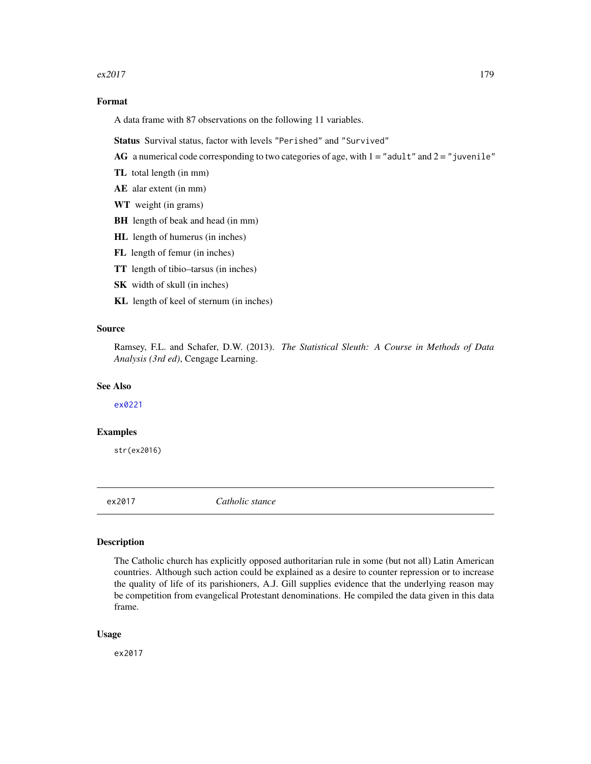## Format

A data frame with 87 observations on the following 11 variables.

**Status** Survival status, factor with levels "Perished" and "Survived"

**AG** a numerical code corresponding to two categories of age, with 1 = "adult" and 2 = "juvenile"

**TL** total length (in mm)

**AE** alar extent (in mm)

**WT** weight (in grams)

**BH** length of beak and head (in mm)

**HL** length of humerus (in inches)

**FL** length of femur (in inches)

**TT** length of tibio–tarsus (in inches)

**SK** width of skull (in inches)

**KL** length of keel of sternum (in inches)

## Source

Ramsey, F.L. and Schafer, D.W. (2013). *The Statistical Sleuth: A Course in Methods of Data Analysis (3rd ed)*, Cengage Learning.

## See Also

ex0221

## Examples

```
str(ex2016)
```

---

# ex2017 *Catholic stance*

## Description

The Catholic church has explicitly opposed authoritarian rule in some (but not all) Latin American countries. Although such action could be explained as a desire to counter repression or to increase the quality of life of its parishioners, A.J. Gill supplies evidence that the underlying reason may be competition from evangelical Protestant denominations. He compiled the data given in this data frame.

## Usage

```
ex2017
```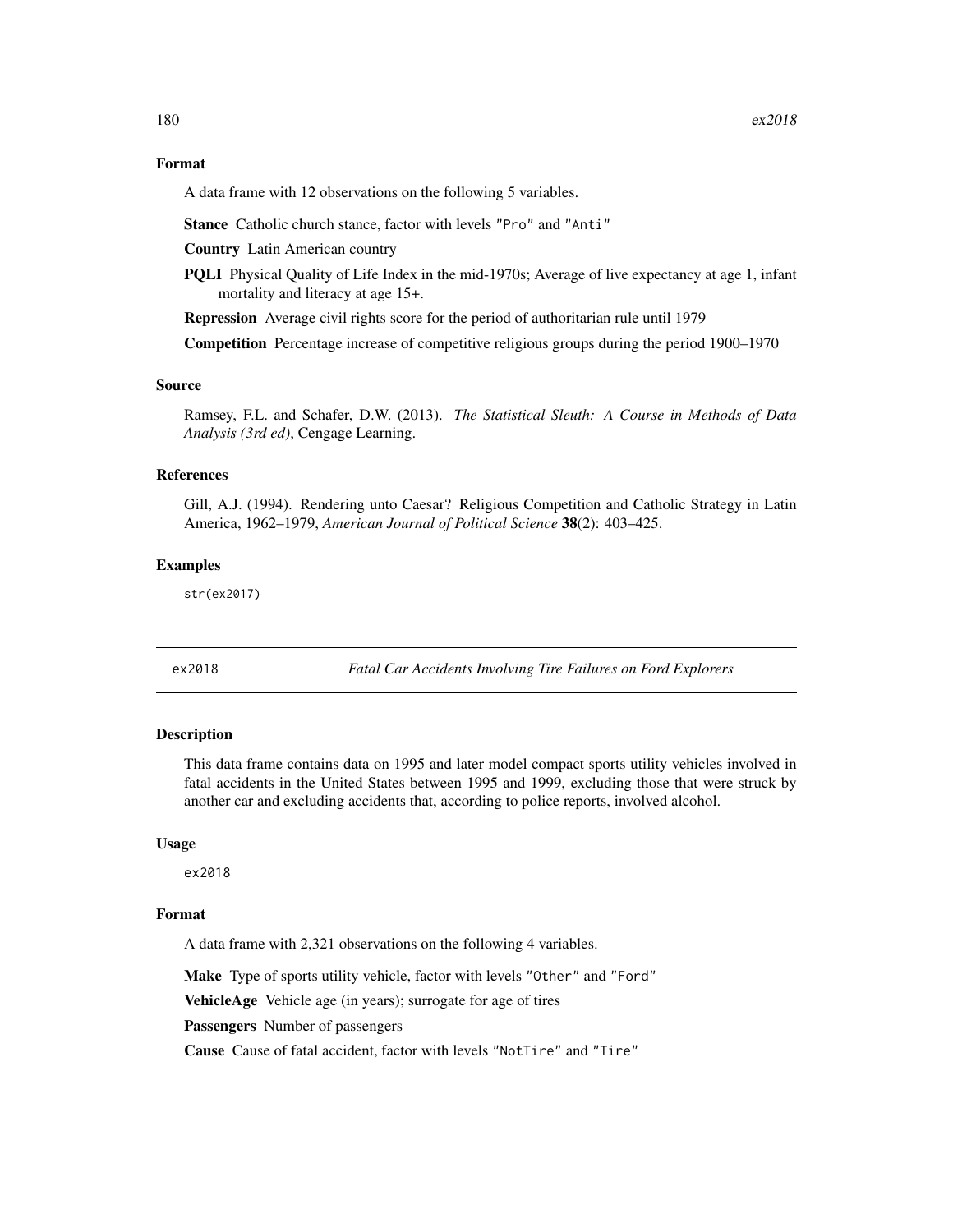### Format

A data frame with 12 observations on the following 5 variables.

**Stance** Catholic church stance, factor with levels "Pro" and "Anti"

**Country** Latin American country

**PQLI** Physical Quality of Life Index in the mid-1970s; Average of live expectancy at age 1, infant mortality and literacy at age 15+.

**Repression** Average civil rights score for the period of authoritarian rule until 1979

**Competition** Percentage increase of competitive religious groups during the period 1900–1970

### Source

Ramsey, F.L. and Schafer, D.W. (2013). *The Statistical Sleuth: A Course in Methods of Data Analysis (3rd ed)*, Cengage Learning.

### References

Gill, A.J. (1994). Rendering unto Caesar? Religious Competition and Catholic Strategy in Latin America, 1962–1979, *American Journal of Political Science* **38**(2): 403–425.

### Examples

```
str(ex2017)
```

---

## ex2018 *Fatal Car Accidents Involving Tire Failures on Ford Explorers*

---

### Description

This data frame contains data on 1995 and later model compact sports utility vehicles involved in fatal accidents in the United States between 1995 and 1999, excluding those that were struck by another car and excluding accidents that, according to police reports, involved alcohol.

### Usage

```
ex2018
```

### Format

A data frame with 2,321 observations on the following 4 variables.

**Make** Type of sports utility vehicle, factor with levels "Other" and "Ford"

**VehicleAge** Vehicle age (in years); surrogate for age of tires

**Passengers** Number of passengers

**Cause** Cause of fatal accident, factor with levels "NotTire" and "Tire"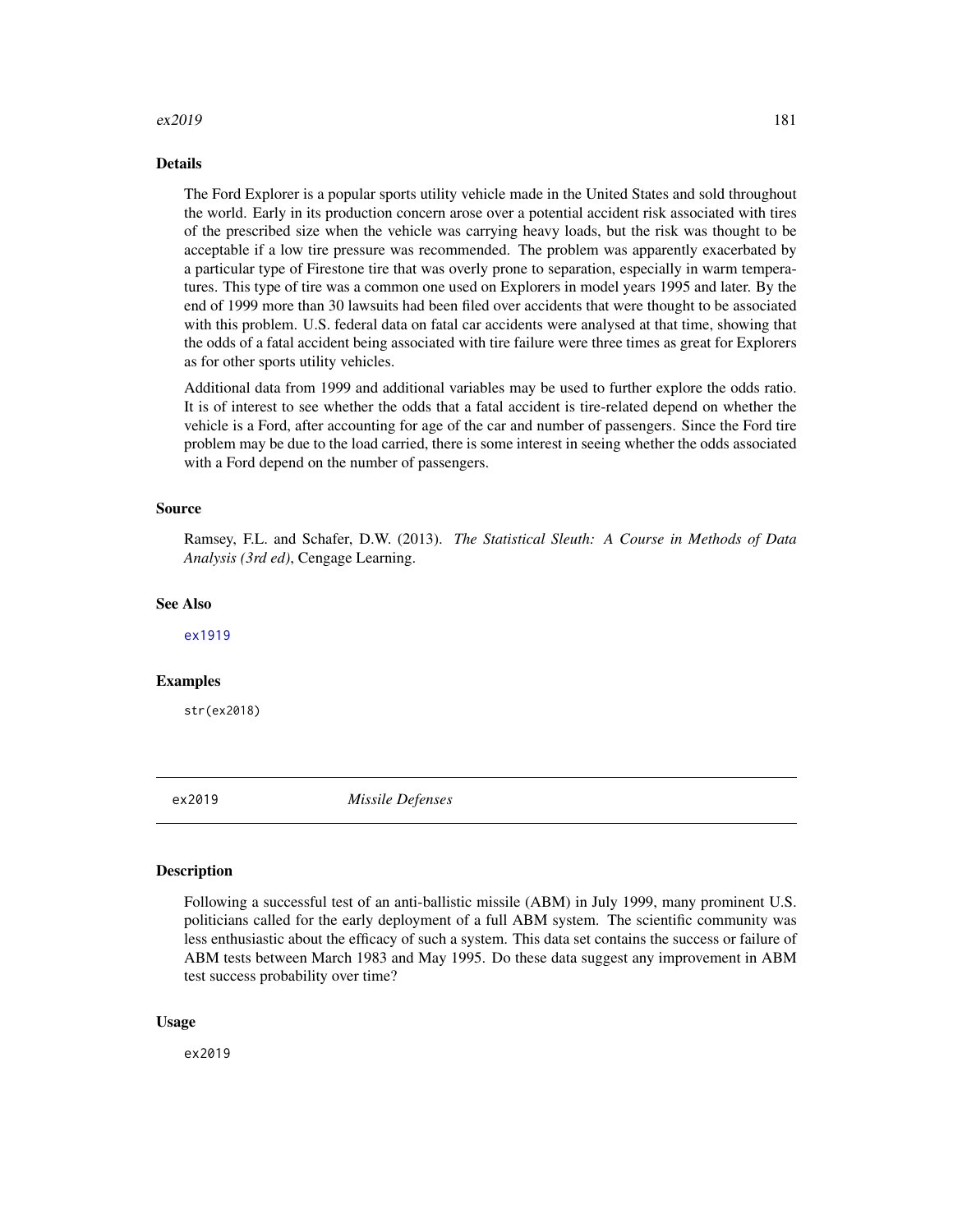## Details

The Ford Explorer is a popular sports utility vehicle made in the United States and sold throughout the world. Early in its production concern arose over a potential accident risk associated with tires of the prescribed size when the vehicle was carrying heavy loads, but the risk was thought to be acceptable if a low tire pressure was recommended. The problem was apparently exacerbated by a particular type of Firestone tire that was overly prone to separation, especially in warm temperatures. This type of tire was a common one used on Explorers in model years 1995 and later. By the end of 1999 more than 30 lawsuits had been filed over accidents that were thought to be associated with this problem. U.S. federal data on fatal car accidents were analysed at that time, showing that the odds of a fatal accident being associated with tire failure were three times as great for Explorers as for other sports utility vehicles.

Additional data from 1999 and additional variables may be used to further explore the odds ratio. It is of interest to see whether the odds that a fatal accident is tire-related depend on whether the vehicle is a Ford, after accounting for age of the car and number of passengers. Since the Ford tire problem may be due to the load carried, there is some interest in seeing whether the odds associated with a Ford depend on the number of passengers.

## Source

Ramsey, F.L. and Schafer, D.W. (2013). *The Statistical Sleuth: A Course in Methods of Data Analysis (3rd ed)*, Cengage Learning.

## See Also

`ex1919`

## Examples

```
str(ex2018)
```

---

# ex2019 *Missile Defenses*

## Description

Following a successful test of an anti-ballistic missile (ABM) in July 1999, many prominent U.S. politicians called for the early deployment of a full ABM system. The scientific community was less enthusiastic about the efficacy of such a system. This data set contains the success or failure of ABM tests between March 1983 and May 1995. Do these data suggest any improvement in ABM test success probability over time?

## Usage

```
ex2019
```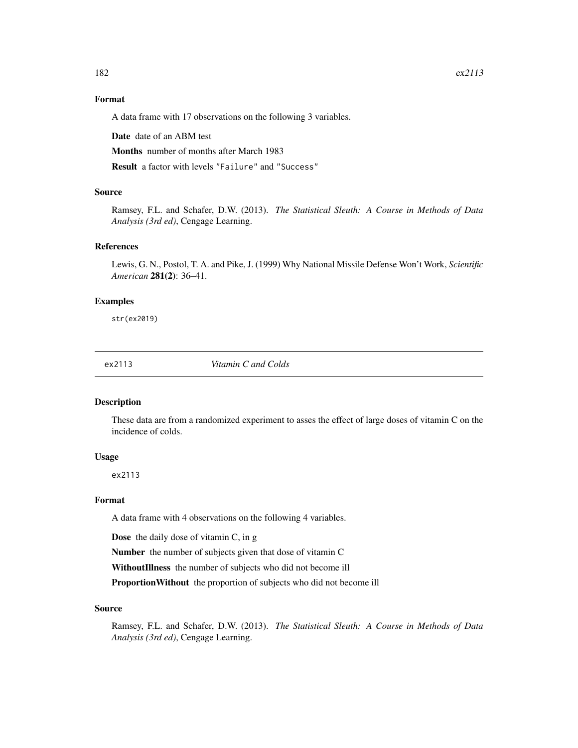### Format

A data frame with 17 observations on the following 3 variables.

**Date** date of an ABM test

**Months** number of months after March 1983

**Result** a factor with levels "Failure" and "Success"

### Source

Ramsey, F.L. and Schafer, D.W. (2013). *The Statistical Sleuth: A Course in Methods of Data Analysis (3rd ed)*, Cengage Learning.

### References

Lewis, G. N., Postol, T. A. and Pike, J. (1999) Why National Missile Defense Won't Work, *Scientific American* **281(2)**: 36–41.

### Examples

```
str(ex2019)
```

---

## ex2113 *Vitamin C and Colds*

### Description

These data are from a randomized experiment to asses the effect of large doses of vitamin C on the incidence of colds.

### Usage

```
ex2113
```

### Format

A data frame with 4 observations on the following 4 variables.

**Dose** the daily dose of vitamin C, in g

**Number** the number of subjects given that dose of vitamin C

**WithoutIllness** the number of subjects who did not become ill

**ProportionWithout** the proportion of subjects who did not become ill

### Source

Ramsey, F.L. and Schafer, D.W. (2013). *The Statistical Sleuth: A Course in Methods of Data Analysis (3rd ed)*, Cengage Learning.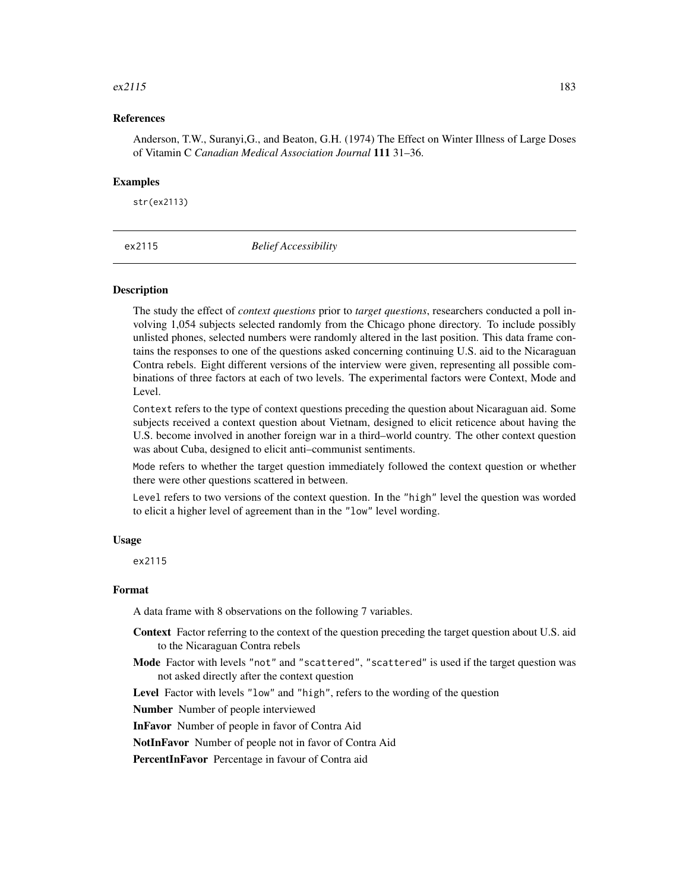### References

Anderson, T.W., Suranyi,G., and Beaton, G.H. (1974) The Effect on Winter Illness of Large Doses of Vitamin C *Canadian Medical Association Journal* **111** 31–36.

### Examples

```
str(ex2113)
```

---

## ex2115 *Belief Accessibility*

---

### Description

The study the effect of *context questions* prior to *target questions*, researchers conducted a poll involving 1,054 subjects selected randomly from the Chicago phone directory. To include possibly unlisted phones, selected numbers were randomly altered in the last position. This data frame contains the responses to one of the questions asked concerning continuing U.S. aid to the Nicaraguan Contra rebels. Eight different versions of the interview were given, representing all possible combinations of three factors at each of two levels. The experimental factors were Context, Mode and Level.

`Context` refers to the type of context questions preceding the question about Nicaraguan aid. Some subjects received a context question about Vietnam, designed to elicit reticence about having the U.S. become involved in another foreign war in a third–world country. The other context question was about Cuba, designed to elicit anti–communist sentiments.

`Mode` refers to whether the target question immediately followed the context question or whether there were other questions scattered in between.

`Level` refers to two versions of the context question. In the `"high"` level the question was worded to elicit a higher level of agreement than in the `"low"` level wording.

### Usage

```
ex2115
```

### Format

A data frame with 8 observations on the following 7 variables.

**Context** Factor referring to the context of the question preceding the target question about U.S. aid to the Nicaraguan Contra rebels

**Mode** Factor with levels `"not"` and `"scattered"`, `"scattered"` is used if the target question was not asked directly after the context question

**Level** Factor with levels `"low"` and `"high"`, refers to the wording of the question

**Number** Number of people interviewed

**InFavor** Number of people in favor of Contra Aid

**NotInFavor** Number of people not in favor of Contra Aid

**PercentInFavor** Percentage in favour of Contra aid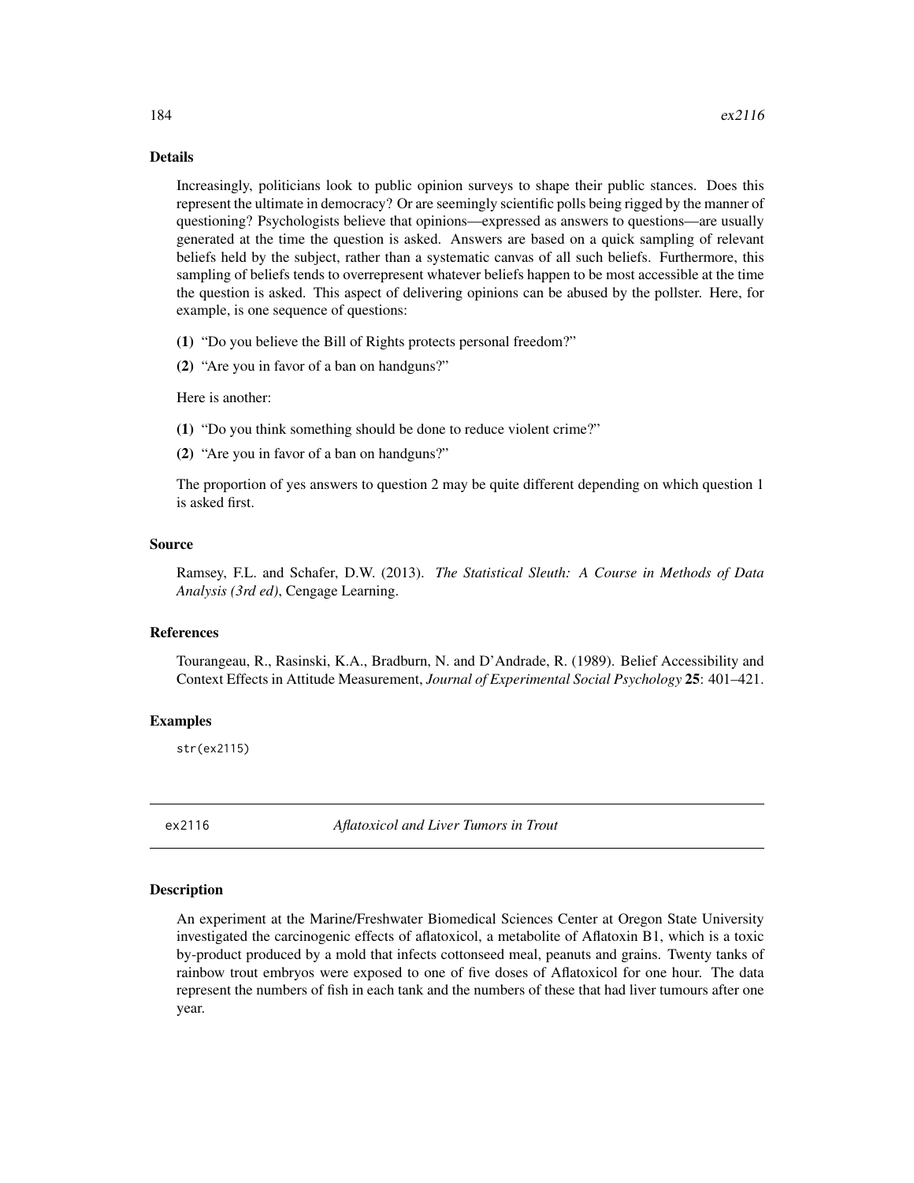### Details

Increasingly, politicians look to public opinion surveys to shape their public stances. Does this represent the ultimate in democracy? Or are seemingly scientific polls being rigged by the manner of questioning? Psychologists believe that opinions—expressed as answers to questions—are usually generated at the time the question is asked. Answers are based on a quick sampling of relevant beliefs held by the subject, rather than a systematic canvas of all such beliefs. Furthermore, this sampling of beliefs tends to overrepresent whatever beliefs happen to be most accessible at the time the question is asked. This aspect of delivering opinions can be abused by the pollster. Here, for example, is one sequence of questions:

**(1)** "Do you believe the Bill of Rights protects personal freedom?"

**(2)** "Are you in favor of a ban on handguns?"

Here is another:

**(1)** "Do you think something should be done to reduce violent crime?"

**(2)** "Are you in favor of a ban on handguns?"

The proportion of yes answers to question 2 may be quite different depending on which question 1 is asked first.

### Source

Ramsey, F.L. and Schafer, D.W. (2013). *The Statistical Sleuth: A Course in Methods of Data Analysis (3rd ed)*, Cengage Learning.

### References

Tourangeau, R., Rasinski, K.A., Bradburn, N. and D'Andrade, R. (1989). Belief Accessibility and Context Effects in Attitude Measurement, *Journal of Experimental Social Psychology* **25**: 401–421.

### Examples

```
str(ex2115)
```

---

## ex2116 — *Aflatoxicol and Liver Tumors in Trout*

### Description

An experiment at the Marine/Freshwater Biomedical Sciences Center at Oregon State University investigated the carcinogenic effects of aflatoxicol, a metabolite of Aflatoxin B1, which is a toxic by-product produced by a mold that infects cottonseed meal, peanuts and grains. Twenty tanks of rainbow trout embryos were exposed to one of five doses of Aflatoxicol for one hour. The data represent the numbers of fish in each tank and the numbers of these that had liver tumours after one year.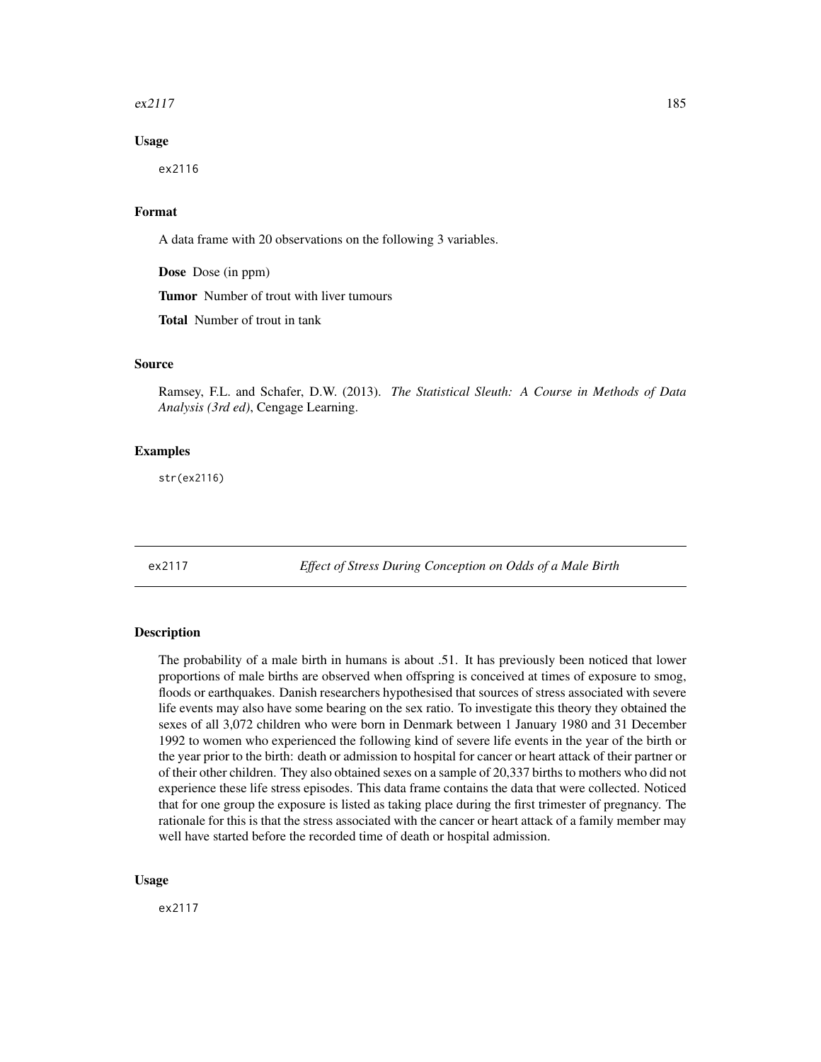### Usage

```
ex2116
```

### Format

A data frame with 20 observations on the following 3 variables.

**Dose** Dose (in ppm)

**Tumor** Number of trout with liver tumours

**Total** Number of trout in tank

### Source

Ramsey, F.L. and Schafer, D.W. (2013). *The Statistical Sleuth: A Course in Methods of Data Analysis (3rd ed)*, Cengage Learning.

### Examples

```
str(ex2116)
```

---

## ex2117 — *Effect of Stress During Conception on Odds of a Male Birth*

### Description

The probability of a male birth in humans is about .51. It has previously been noticed that lower proportions of male births are observed when offspring is conceived at times of exposure to smog, floods or earthquakes. Danish researchers hypothesised that sources of stress associated with severe life events may also have some bearing on the sex ratio. To investigate this theory they obtained the sexes of all 3,072 children who were born in Denmark between 1 January 1980 and 31 December 1992 to women who experienced the following kind of severe life events in the year of the birth or the year prior to the birth: death or admission to hospital for cancer or heart attack of their partner or of their other children. They also obtained sexes on a sample of 20,337 births to mothers who did not experience these life stress episodes. This data frame contains the data that were collected. Noticed that for one group the exposure is listed as taking place during the first trimester of pregnancy. The rationale for this is that the stress associated with the cancer or heart attack of a family member may well have started before the recorded time of death or hospital admission.

### Usage

```
ex2117
```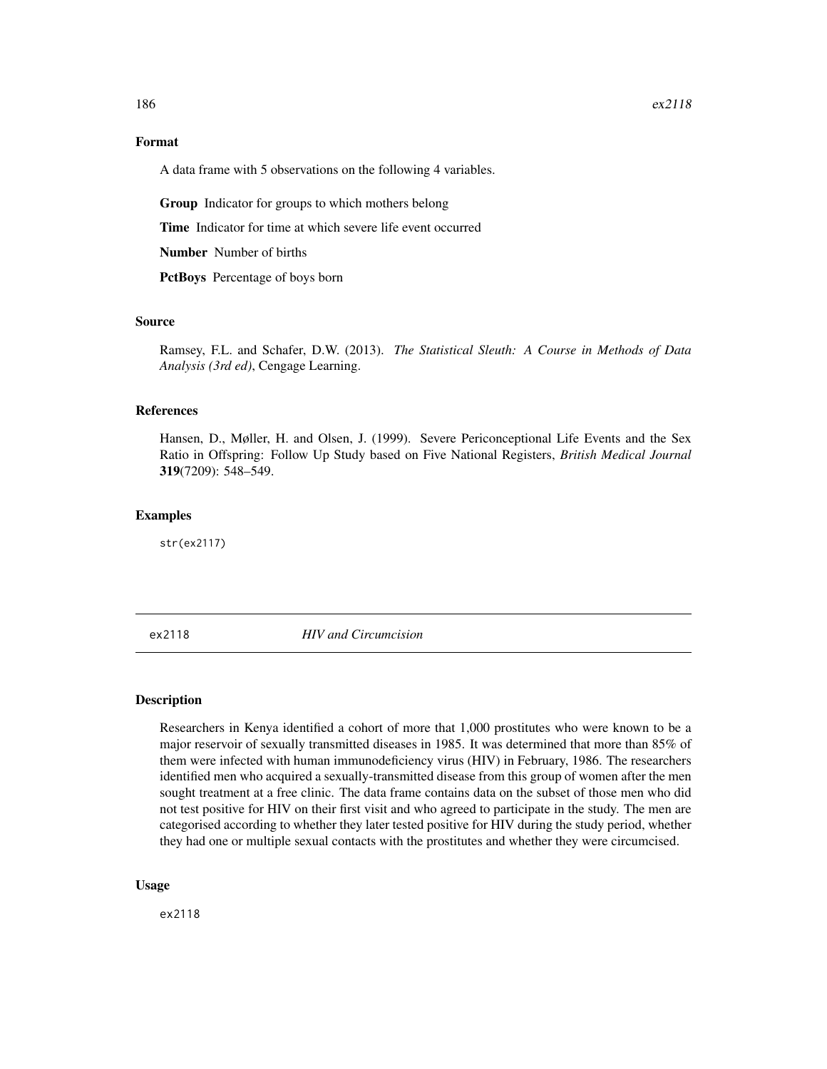### Format

A data frame with 5 observations on the following 4 variables.

**Group** Indicator for groups to which mothers belong

**Time** Indicator for time at which severe life event occurred

**Number** Number of births

**PctBoys** Percentage of boys born

### Source

Ramsey, F.L. and Schafer, D.W. (2013). *The Statistical Sleuth: A Course in Methods of Data Analysis (3rd ed)*, Cengage Learning.

### References

Hansen, D., Møller, H. and Olsen, J. (1999). Severe Periconceptional Life Events and the Sex Ratio in Offspring: Follow Up Study based on Five National Registers, *British Medical Journal* **319**(7209): 548–549.

### Examples

```
str(ex2117)
```

---

## ex2118 *HIV and Circumcision*

---

### Description

Researchers in Kenya identified a cohort of more that 1,000 prostitutes who were known to be a major reservoir of sexually transmitted diseases in 1985. It was determined that more than 85% of them were infected with human immunodeficiency virus (HIV) in February, 1986. The researchers identified men who acquired a sexually-transmitted disease from this group of women after the men sought treatment at a free clinic. The data frame contains data on the subset of those men who did not test positive for HIV on their first visit and who agreed to participate in the study. The men are categorised according to whether they later tested positive for HIV during the study period, whether they had one or multiple sexual contacts with the prostitutes and whether they were circumcised.

### Usage

```
ex2118
```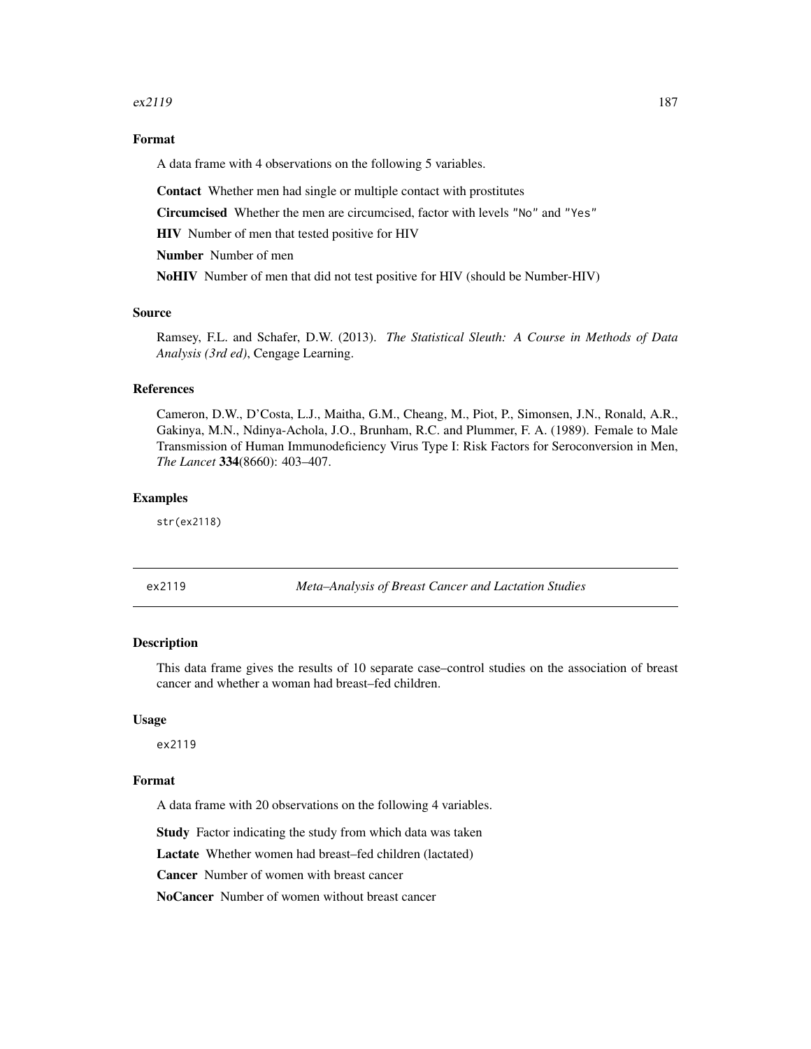### Format

A data frame with 4 observations on the following 5 variables.

**Contact** Whether men had single or multiple contact with prostitutes

**Circumcised** Whether the men are circumcised, factor with levels "No" and "Yes"

**HIV** Number of men that tested positive for HIV

**Number** Number of men

**NoHIV** Number of men that did not test positive for HIV (should be Number-HIV)

### Source

Ramsey, F.L. and Schafer, D.W. (2013). *The Statistical Sleuth: A Course in Methods of Data Analysis (3rd ed)*, Cengage Learning.

### References

Cameron, D.W., D'Costa, L.J., Maitha, G.M., Cheang, M., Piot, P., Simonsen, J.N., Ronald, A.R., Gakinya, M.N., Ndinya-Achola, J.O., Brunham, R.C. and Plummer, F. A. (1989). Female to Male Transmission of Human Immunodeficiency Virus Type I: Risk Factors for Seroconversion in Men, *The Lancet* **334**(8660): 403–407.

### Examples

```
str(ex2118)
```

---

## ex2119 *Meta–Analysis of Breast Cancer and Lactation Studies*

### Description

This data frame gives the results of 10 separate case–control studies on the association of breast cancer and whether a woman had breast–fed children.

### Usage

```
ex2119
```

### Format

A data frame with 20 observations on the following 4 variables.

**Study** Factor indicating the study from which data was taken

**Lactate** Whether women had breast–fed children (lactated)

**Cancer** Number of women with breast cancer

**NoCancer** Number of women without breast cancer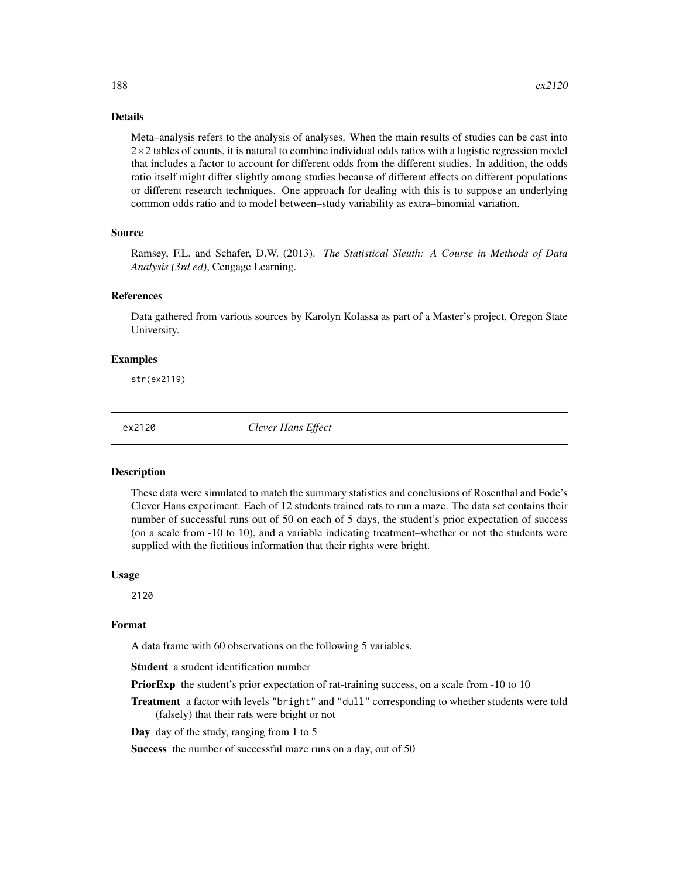### Details

Meta–analysis refers to the analysis of analyses. When the main results of studies can be cast into $2 \times 2$ tables of counts, it is natural to combine individual odds ratios with a logistic regression model that includes a factor to account for different odds from the different studies. In addition, the odds ratio itself might differ slightly among studies because of different effects on different populations or different research techniques. One approach for dealing with this is to suppose an underlying common odds ratio and to model between–study variability as extra–binomial variation.

### Source

Ramsey, F.L. and Schafer, D.W. (2013). *The Statistical Sleuth: A Course in Methods of Data Analysis (3rd ed)*, Cengage Learning.

### References

Data gathered from various sources by Karolyn Kolassa as part of a Master's project, Oregon State University.

### Examples

```
str(ex2119)
```

---

## ex2120 *Clever Hans Effect*

---

### Description

These data were simulated to match the summary statistics and conclusions of Rosenthal and Fode's Clever Hans experiment. Each of 12 students trained rats to run a maze. The data set contains their number of successful runs out of 50 on each of 5 days, the student's prior expectation of success (on a scale from -10 to 10), and a variable indicating treatment–whether or not the students were supplied with the fictitious information that their rights were bright.

### Usage

```
2120
```

### Format

A data frame with 60 observations on the following 5 variables.

**Student** a student identification number

**PriorExp** the student's prior expectation of rat-training success, on a scale from -10 to 10

**Treatment** a factor with levels "bright" and "dull" corresponding to whether students were told (falsely) that their rats were bright or not

**Day** day of the study, ranging from 1 to 5

**Success** the number of successful maze runs on a day, out of 50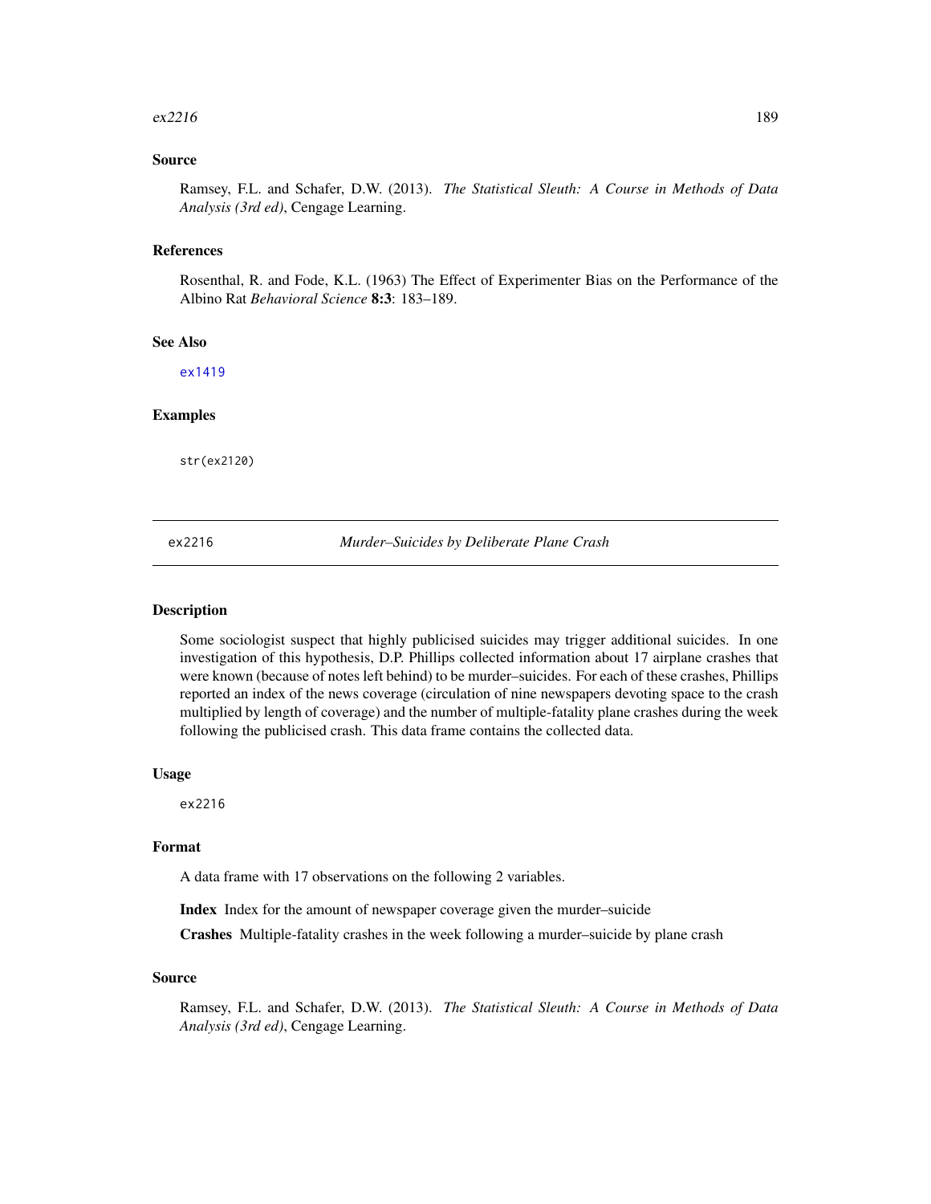### Source

Ramsey, F.L. and Schafer, D.W. (2013). *The Statistical Sleuth: A Course in Methods of Data Analysis (3rd ed)*, Cengage Learning.

### References

Rosenthal, R. and Fode, K.L. (1963) The Effect of Experimenter Bias on the Performance of the Albino Rat *Behavioral Science* **8:3**: 183–189.

### See Also

ex1419

### Examples

```
str(ex2120)
```

---

## ex2216 *Murder–Suicides by Deliberate Plane Crash*

### Description

Some sociologist suspect that highly publicised suicides may trigger additional suicides. In one investigation of this hypothesis, D.P. Phillips collected information about 17 airplane crashes that were known (because of notes left behind) to be murder–suicides. For each of these crashes, Phillips reported an index of the news coverage (circulation of nine newspapers devoting space to the crash multiplied by length of coverage) and the number of multiple-fatality plane crashes during the week following the publicised crash. This data frame contains the collected data.

### Usage

```
ex2216
```

### Format

A data frame with 17 observations on the following 2 variables.

**Index** Index for the amount of newspaper coverage given the murder–suicide

**Crashes** Multiple-fatality crashes in the week following a murder–suicide by plane crash

### Source

Ramsey, F.L. and Schafer, D.W. (2013). *The Statistical Sleuth: A Course in Methods of Data Analysis (3rd ed)*, Cengage Learning.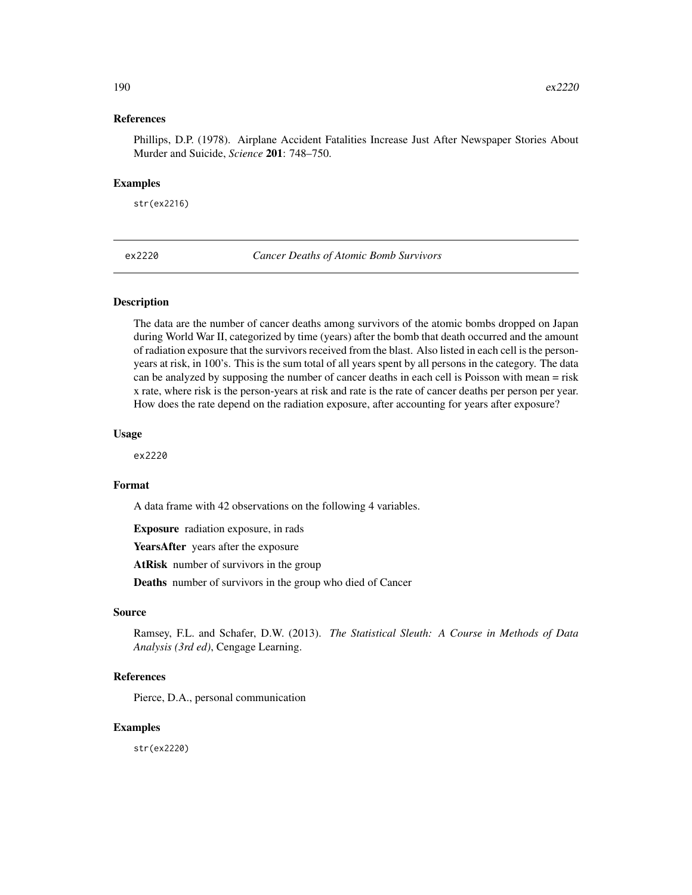### References

Phillips, D.P. (1978). Airplane Accident Fatalities Increase Just After Newspaper Stories About Murder and Suicide, *Science* **201**: 748–750.

### Examples

```
str(ex2216)
```

---

## ex2220 *Cancer Deaths of Atomic Bomb Survivors*

---

### Description

The data are the number of cancer deaths among survivors of the atomic bombs dropped on Japan during World War II, categorized by time (years) after the bomb that death occurred and the amount of radiation exposure that the survivors received from the blast. Also listed in each cell is the person-years at risk, in 100's. This is the sum total of all years spent by all persons in the category. The data can be analyzed by supposing the number of cancer deaths in each cell is Poisson with mean = risk x rate, where risk is the person-years at risk and rate is the rate of cancer deaths per person per year. How does the rate depend on the radiation exposure, after accounting for years after exposure?

### Usage

```
ex2220
```

### Format

A data frame with 42 observations on the following 4 variables.

**Exposure** radiation exposure, in rads

**YearsAfter** years after the exposure

**AtRisk** number of survivors in the group

**Deaths** number of survivors in the group who died of Cancer

### Source

Ramsey, F.L. and Schafer, D.W. (2013). *The Statistical Sleuth: A Course in Methods of Data Analysis (3rd ed)*, Cengage Learning.

### References

Pierce, D.A., personal communication

### Examples

```
str(ex2220)
```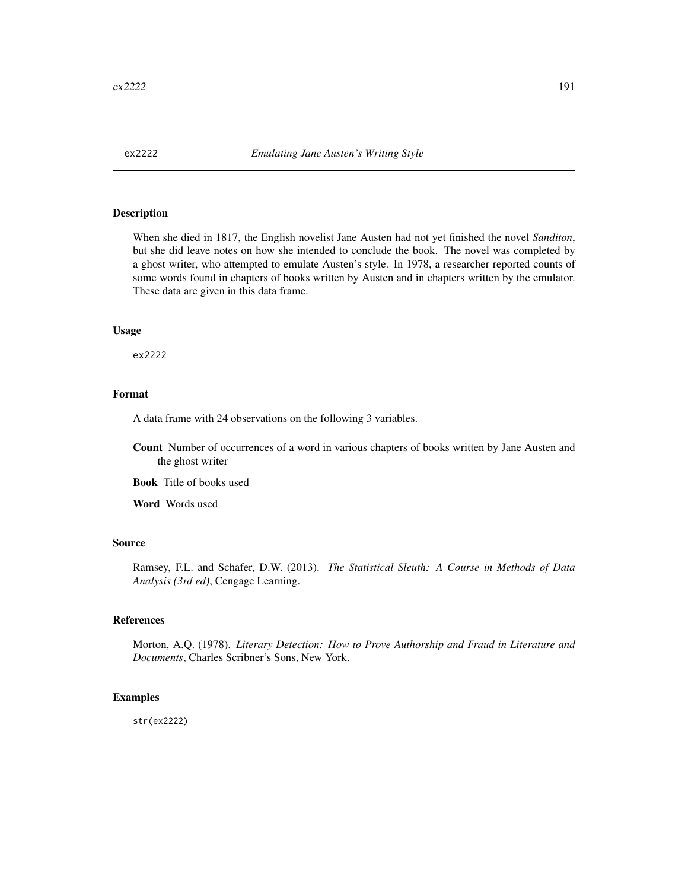# ex2222 *Emulating Jane Austen's Writing Style*

## Description

When she died in 1817, the English novelist Jane Austen had not yet finished the novel *Sanditon*, but she did leave notes on how she intended to conclude the book. The novel was completed by a ghost writer, who attempted to emulate Austen's style. In 1978, a researcher reported counts of some words found in chapters of books written by Austen and in chapters written by the emulator. These data are given in this data frame.

## Usage

```
ex2222
```

## Format

A data frame with 24 observations on the following 3 variables.

**Count** Number of occurrences of a word in various chapters of books written by Jane Austen and the ghost writer

**Book** Title of books used

**Word** Words used

## Source

Ramsey, F.L. and Schafer, D.W. (2013). *The Statistical Sleuth: A Course in Methods of Data Analysis (3rd ed)*, Cengage Learning.

## References

Morton, A.Q. (1978). *Literary Detection: How to Prove Authorship and Fraud in Literature and Documents*, Charles Scribner's Sons, New York.

## Examples

```
str(ex2222)
```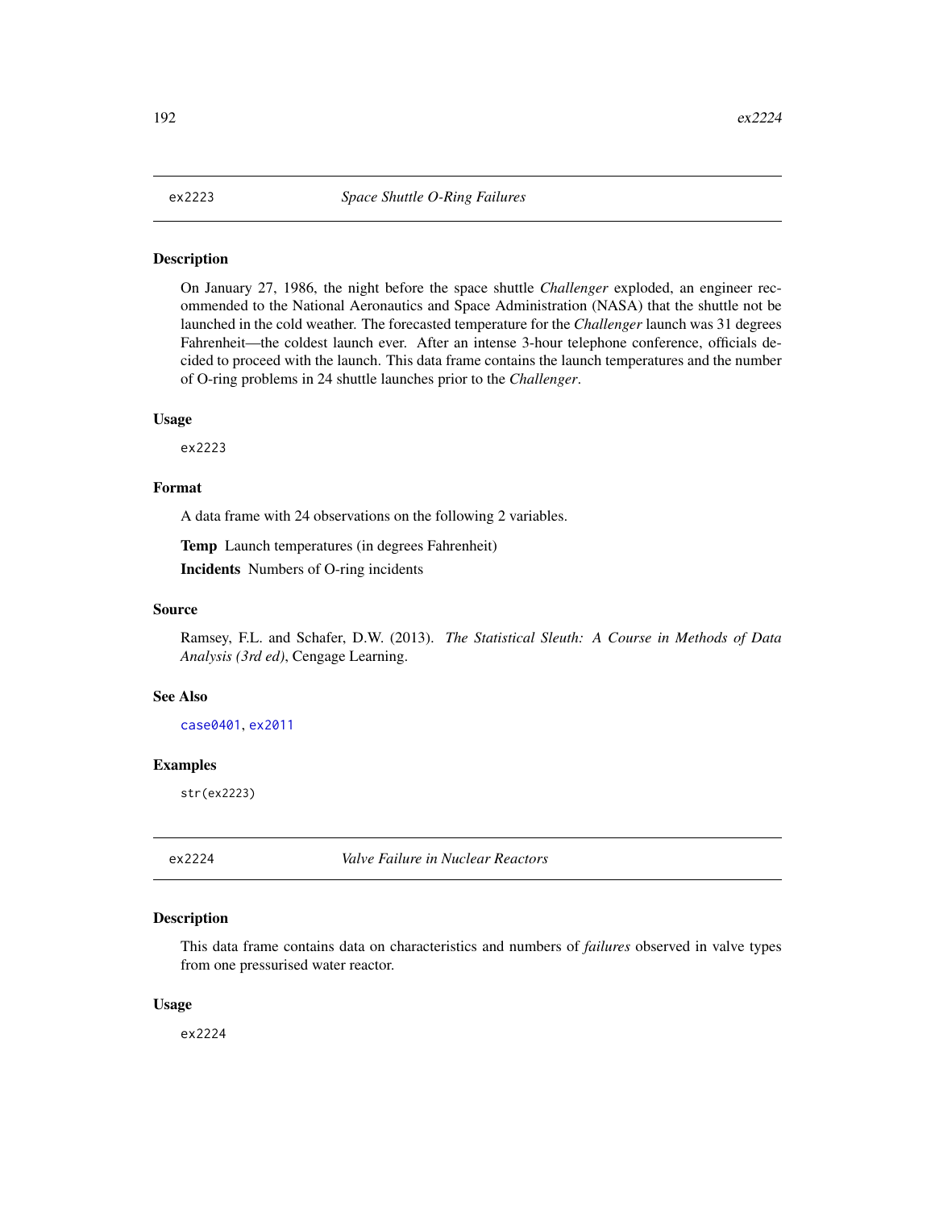## ex2223 *Space Shuttle O-Ring Failures*

### Description

On January 27, 1986, the night before the space shuttle *Challenger* exploded, an engineer recommended to the National Aeronautics and Space Administration (NASA) that the shuttle not be launched in the cold weather. The forecasted temperature for the *Challenger* launch was 31 degrees Fahrenheit—the coldest launch ever. After an intense 3-hour telephone conference, officials decided to proceed with the launch. This data frame contains the launch temperatures and the number of O-ring problems in 24 shuttle launches prior to the *Challenger*.

### Usage

```
ex2223
```

### Format

A data frame with 24 observations on the following 2 variables.

**Temp** Launch temperatures (in degrees Fahrenheit)

**Incidents** Numbers of O-ring incidents

### Source

Ramsey, F.L. and Schafer, D.W. (2013). *The Statistical Sleuth: A Course in Methods of Data Analysis (3rd ed)*, Cengage Learning.

### See Also

case0401, ex2011

### Examples

```
str(ex2223)
```

## ex2224 *Valve Failure in Nuclear Reactors*

### Description

This data frame contains data on characteristics and numbers of *failures* observed in valve types from one pressurised water reactor.

### Usage

```
ex2224
```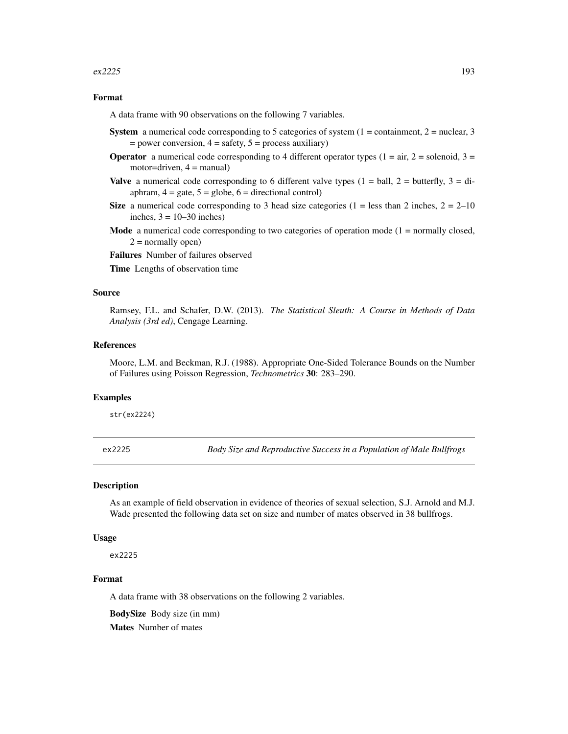### Format

A data frame with 90 observations on the following 7 variables.

**System** a numerical code corresponding to 5 categories of system (1 = containment, 2 = nuclear, 3 = power conversion, 4 = safety, 5 = process auxiliary)

**Operator** a numerical code corresponding to 4 different operator types (1 = air, 2 = solenoid, 3 = motor=driven, 4 = manual)

**Valve** a numerical code corresponding to 6 different valve types (1 = ball, 2 = butterfly, 3 = diaphram, 4 = gate, 5 = globe, 6 = directional control)

**Size** a numerical code corresponding to 3 head size categories (1 = less than 2 inches, 2 = 2–10 inches, 3 = 10–30 inches)

**Mode** a numerical code corresponding to two categories of operation mode (1 = normally closed, 2 = normally open)

**Failures** Number of failures observed

**Time** Lengths of observation time

### Source

Ramsey, F.L. and Schafer, D.W. (2013). *The Statistical Sleuth: A Course in Methods of Data Analysis (3rd ed)*, Cengage Learning.

### References

Moore, L.M. and Beckman, R.J. (1988). Appropriate One-Sided Tolerance Bounds on the Number of Failures using Poisson Regression, *Technometrics* **30**: 283–290.

### Examples

```
str(ex2224)
```

---

## ex2225 *Body Size and Reproductive Success in a Population of Male Bullfrogs*

### Description

As an example of field observation in evidence of theories of sexual selection, S.J. Arnold and M.J. Wade presented the following data set on size and number of mates observed in 38 bullfrogs.

### Usage

```
ex2225
```

### Format

A data frame with 38 observations on the following 2 variables.

**BodySize** Body size (in mm)

**Mates** Number of mates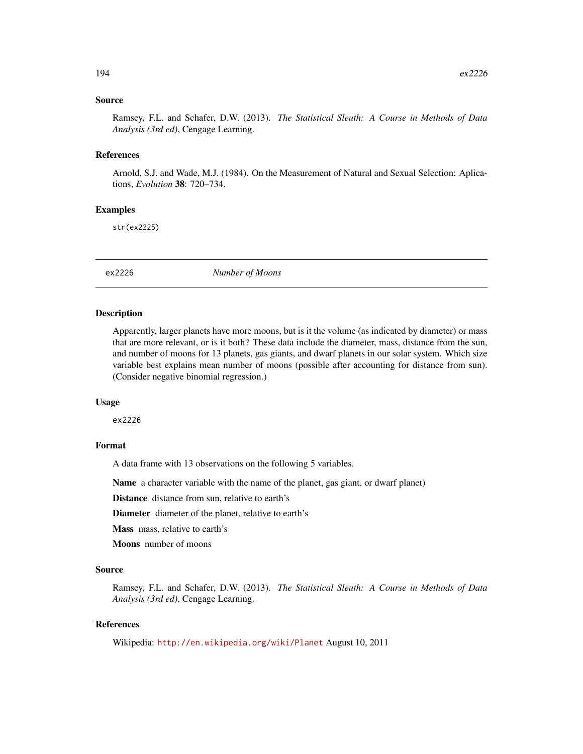### Source

Ramsey, F.L. and Schafer, D.W. (2013). *The Statistical Sleuth: A Course in Methods of Data Analysis (3rd ed)*, Cengage Learning.

### References

Arnold, S.J. and Wade, M.J. (1984). On the Measurement of Natural and Sexual Selection: Aplications, *Evolution* **38**: 720–734.

### Examples

```
str(ex2225)
```

---

## ex2226 *Number of Moons*

---

### Description

Apparently, larger planets have more moons, but is it the volume (as indicated by diameter) or mass that are more relevant, or is it both? These data include the diameter, mass, distance from the sun, and number of moons for 13 planets, gas giants, and dwarf planets in our solar system. Which size variable best explains mean number of moons (possible after accounting for distance from sun). (Consider negative binomial regression.)

### Usage

```
ex2226
```

### Format

A data frame with 13 observations on the following 5 variables.

**Name** a character variable with the name of the planet, gas giant, or dwarf planet)

**Distance** distance from sun, relative to earth's

**Diameter** diameter of the planet, relative to earth's

**Mass** mass, relative to earth's

**Moons** number of moons

### Source

Ramsey, F.L. and Schafer, D.W. (2013). *The Statistical Sleuth: A Course in Methods of Data Analysis (3rd ed)*, Cengage Learning.

### References

Wikipedia: http://en.wikipedia.org/wiki/Planet August 10, 2011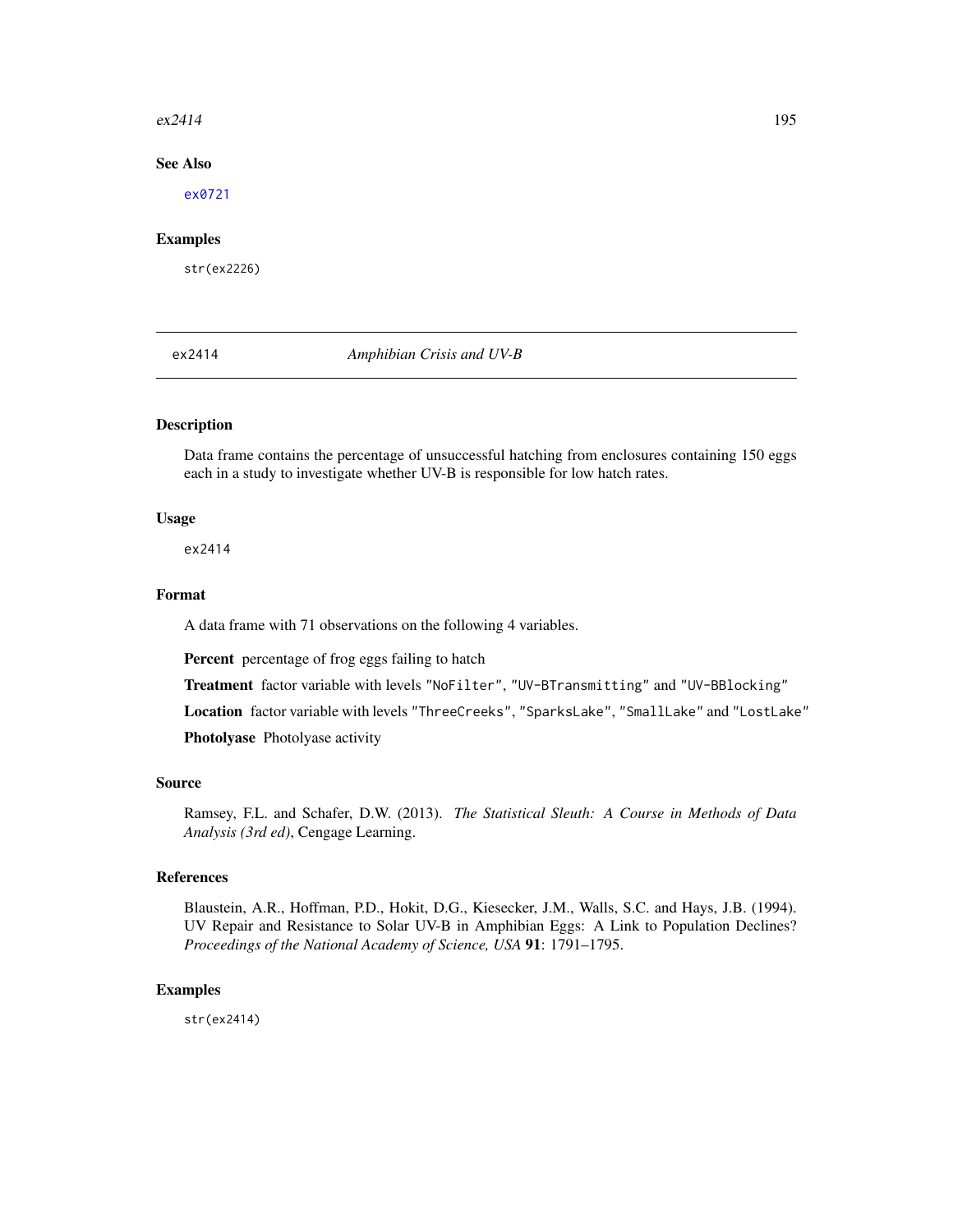### See Also

ex0721

### Examples

```
str(ex2226)
```

---

## ex2414 *Amphibian Crisis and UV-B*

### Description

Data frame contains the percentage of unsuccessful hatching from enclosures containing 150 eggs each in a study to investigate whether UV-B is responsible for low hatch rates.

### Usage

```
ex2414
```

### Format

A data frame with 71 observations on the following 4 variables.

**Percent** percentage of frog eggs failing to hatch

**Treatment** factor variable with levels "NoFilter", "UV-BTransmitting" and "UV-BBlocking"

**Location** factor variable with levels "ThreeCreeks", "SparksLake", "SmallLake" and "LostLake"

**Photolyase** Photolyase activity

### Source

Ramsey, F.L. and Schafer, D.W. (2013). *The Statistical Sleuth: A Course in Methods of Data Analysis (3rd ed)*, Cengage Learning.

### References

Blaustein, A.R., Hoffman, P.D., Hokit, D.G., Kiesecker, J.M., Walls, S.C. and Hays, J.B. (1994). UV Repair and Resistance to Solar UV-B in Amphibian Eggs: A Link to Population Declines? *Proceedings of the National Academy of Science, USA* **91**: 1791–1795.

### Examples

```
str(ex2414)
```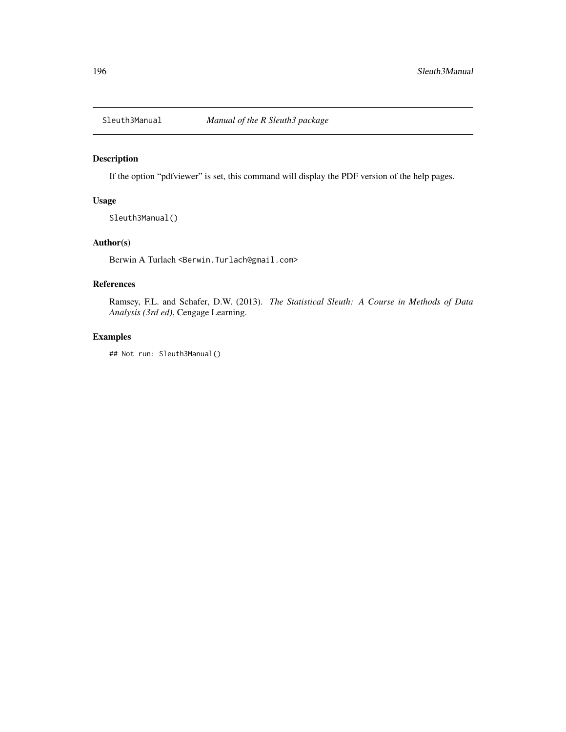## Sleuth3Manual — *Manual of the R Sleuth3 package*

### Description

If the option “pdfviewer” is set, this command will display the PDF version of the help pages.

### Usage

```
Sleuth3Manual()
```

### Author(s)

Berwin A Turlach <Berwin.Turlach@gmail.com>

### References

Ramsey, F.L. and Schafer, D.W. (2013). *The Statistical Sleuth: A Course in Methods of Data Analysis (3rd ed)*, Cengage Learning.

### Examples

```
## Not run: Sleuth3Manual()
```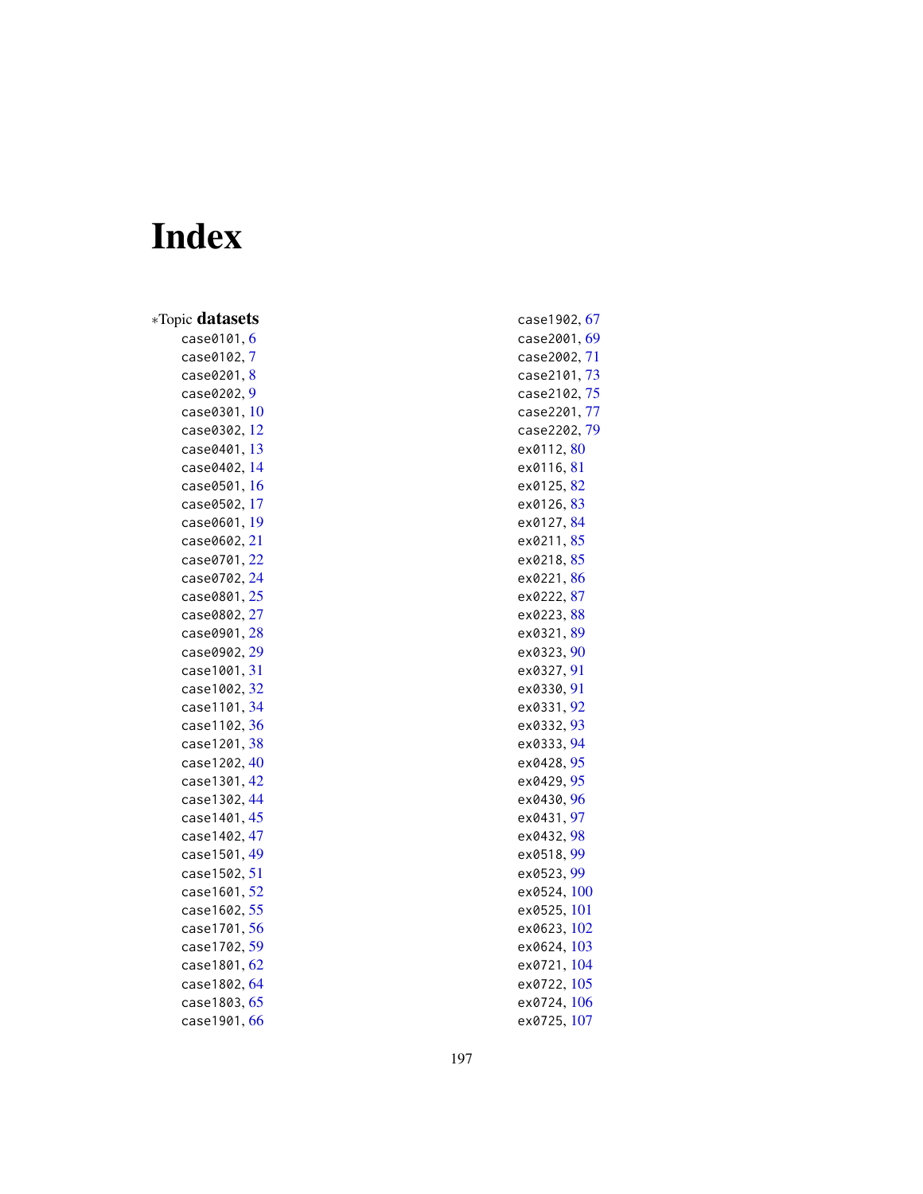# Index

∗Topic **datasets**

case0101, 6
case0102, 7
case0201, 8
case0202, 9
case0301, 10
case0302, 12
case0401, 13
case0402, 14
case0501, 16
case0502, 17
case0601, 19
case0602, 21
case0701, 22
case0702, 24
case0801, 25
case0802, 27
case0901, 28
case0902, 29
case1001, 31
case1002, 32
case1101, 34
case1102, 36
case1201, 38
case1202, 40
case1301, 42
case1302, 44
case1401, 45
case1402, 47
case1501, 49
case1502, 51
case1601, 52
case1602, 55
case1701, 56
case1702, 59
case1801, 62
case1802, 64
case1803, 65
case1901, 66
case1902, 67
case2001, 69
case2002, 71
case2101, 73
case2102, 75
case2201, 77
case2202, 79
ex0112, 80
ex0116, 81
ex0125, 82
ex0126, 83
ex0127, 84
ex0211, 85
ex0218, 85
ex0221, 86
ex0222, 87
ex0223, 88
ex0321, 89
ex0323, 90
ex0327, 91
ex0330, 91
ex0331, 92
ex0332, 93
ex0333, 94
ex0428, 95
ex0429, 95
ex0430, 96
ex0431, 97
ex0432, 98
ex0518, 99
ex0523, 99
ex0524, 100
ex0525, 101
ex0623, 102
ex0624, 103
ex0721, 104
ex0722, 105
ex0724, 106
ex0725, 107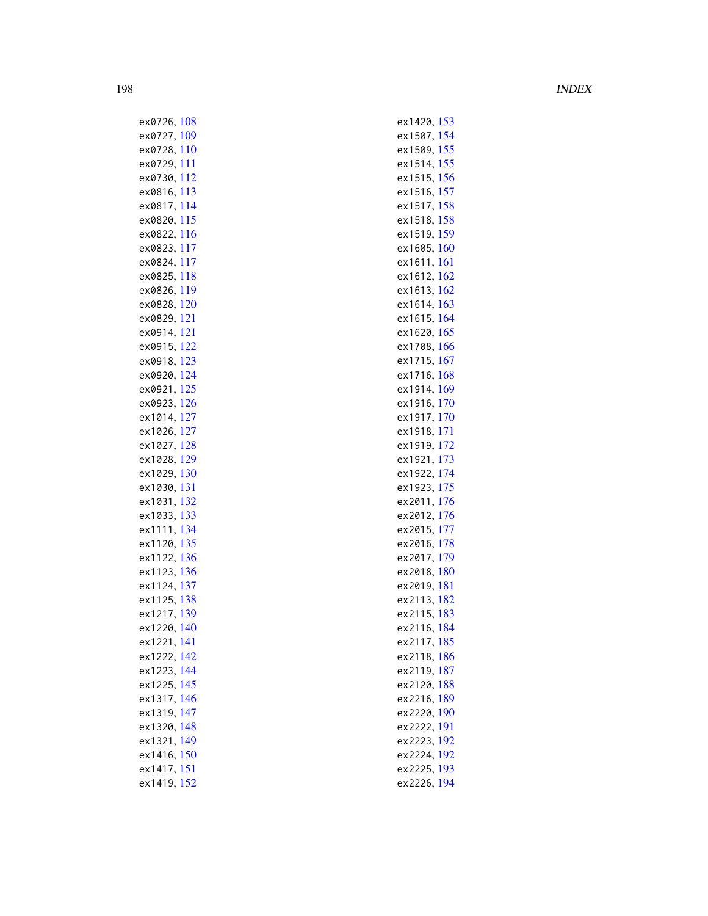ex0726, 108
ex0727, 109
ex0728, 110
ex0729, 111
ex0730, 112
ex0816, 113
ex0817, 114
ex0820, 115
ex0822, 116
ex0823, 117
ex0824, 117
ex0825, 118
ex0826, 119
ex0828, 120
ex0829, 121
ex0914, 121
ex0915, 122
ex0918, 123
ex0920, 124
ex0921, 125
ex0923, 126
ex1014, 127
ex1026, 127
ex1027, 128
ex1028, 129
ex1029, 130
ex1030, 131
ex1031, 132
ex1033, 133
ex1111, 134
ex1120, 135
ex1122, 136
ex1123, 136
ex1124, 137
ex1125, 138
ex1217, 139
ex1220, 140
ex1221, 141
ex1222, 142
ex1223, 144
ex1225, 145
ex1317, 146
ex1319, 147
ex1320, 148
ex1321, 149
ex1416, 150
ex1417, 151
ex1419, 152
ex1420, 153
ex1507, 154
ex1509, 155
ex1514, 155
ex1515, 156
ex1516, 157
ex1517, 158
ex1518, 158
ex1519, 159
ex1605, 160
ex1611, 161
ex1612, 162
ex1613, 162
ex1614, 163
ex1615, 164
ex1620, 165
ex1708, 166
ex1715, 167
ex1716, 168
ex1914, 169
ex1916, 170
ex1917, 170
ex1918, 171
ex1919, 172
ex1921, 173
ex1922, 174
ex1923, 175
ex2011, 176
ex2012, 176
ex2015, 177
ex2016, 178
ex2017, 179
ex2018, 180
ex2019, 181
ex2113, 182
ex2115, 183
ex2116, 184
ex2117, 185
ex2118, 186
ex2119, 187
ex2120, 188
ex2216, 189
ex2220, 190
ex2222, 191
ex2223, 192
ex2224, 192
ex2225, 193
ex2226, 194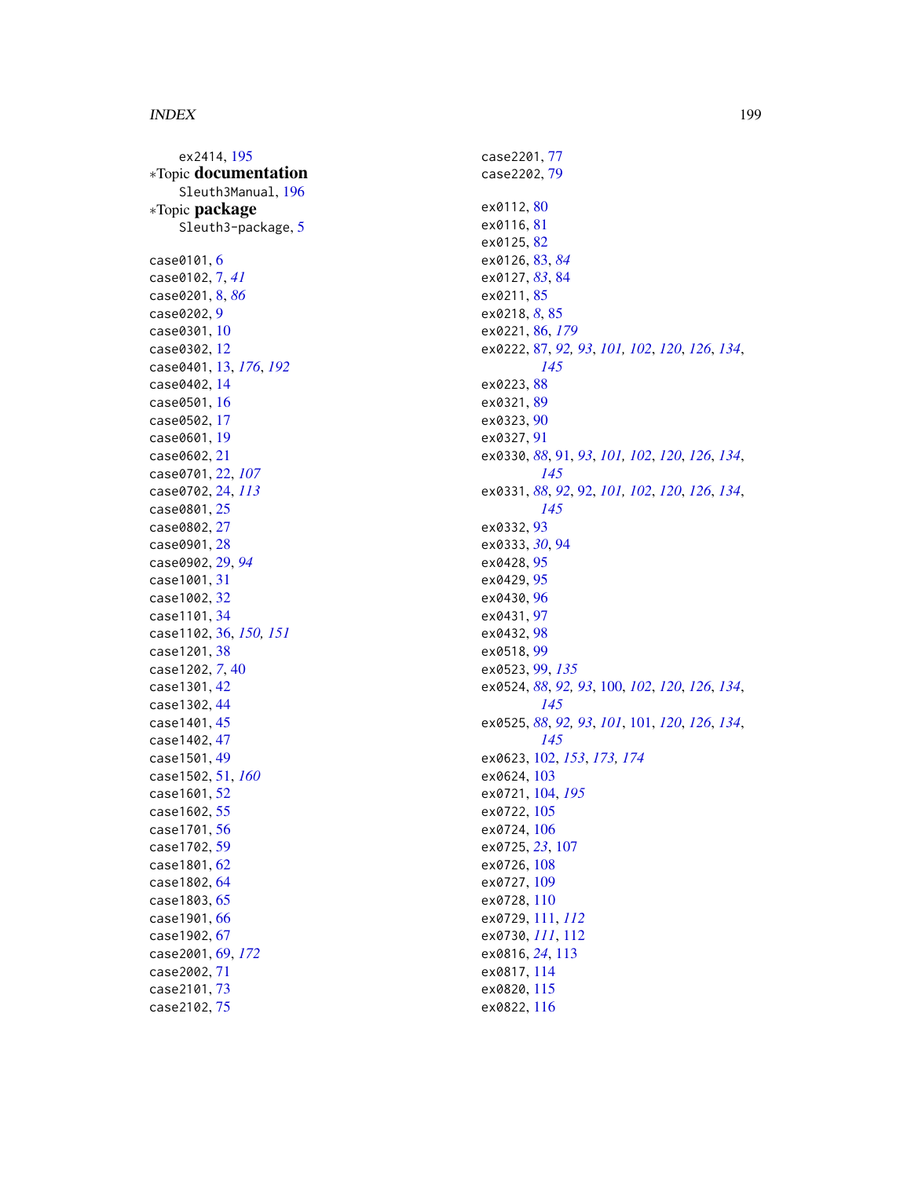ex2414, 195

∗Topic **documentation**

Sleuth3Manual, 196

∗Topic **package**

Sleuth3-package, 5

case0101, 6
case0102, 7, *41*
case0201, 8, *86*
case0202, 9
case0301, 10
case0302, 12
case0401, 13, *176*, *192*
case0402, 14
case0501, 16
case0502, 17
case0601, 19
case0602, 21
case0701, 22, *107*
case0702, 24, *113*
case0801, 25
case0802, 27
case0901, 28
case0902, 29, *94*
case1001, 31
case1002, 32
case1101, 34
case1102, 36, *150, 151*
case1201, 38
case1202, *7*, 40
case1301, 42
case1302, 44
case1401, 45
case1402, 47
case1501, 49
case1502, 51, *160*
case1601, 52
case1602, 55
case1701, 56
case1702, 59
case1801, 62
case1802, 64
case1803, 65
case1901, 66
case1902, 67
case2001, 69, *172*
case2002, 71
case2101, 73
case2102, 75
case2201, 77
case2202, 79

ex0112, 80
ex0116, 81
ex0125, 82
ex0126, 83, *84*
ex0127, *83*, 84
ex0211, 85
ex0218, *8*, 85
ex0221, 86, *179*
ex0222, 87, *92, 93*, *101, 102*, *120*, *126*, *134*, *145*
ex0223, 88
ex0321, 89
ex0323, 90
ex0327, 91
ex0330, *88*, 91, *93*, *101, 102*, *120*, *126*, *134*, *145*
ex0331, *88*, *92*, 92, *101, 102*, *120*, *126*, *134*, *145*
ex0332, 93
ex0333, *30*, 94
ex0428, 95
ex0429, 95
ex0430, 96
ex0431, 97
ex0432, 98
ex0518, 99
ex0523, 99, *135*
ex0524, *88*, *92, 93*, 100, *102*, *120*, *126*, *134*, *145*
ex0525, *88*, *92, 93*, *101*, 101, *120*, *126*, *134*, *145*
ex0623, 102, *153*, *173, 174*
ex0624, 103
ex0721, 104, *195*
ex0722, 105
ex0724, 106
ex0725, *23*, 107
ex0726, 108
ex0727, 109
ex0728, 110
ex0729, 111, *112*
ex0730, *111*, 112
ex0816, *24*, 113
ex0817, 114
ex0820, 115
ex0822, 116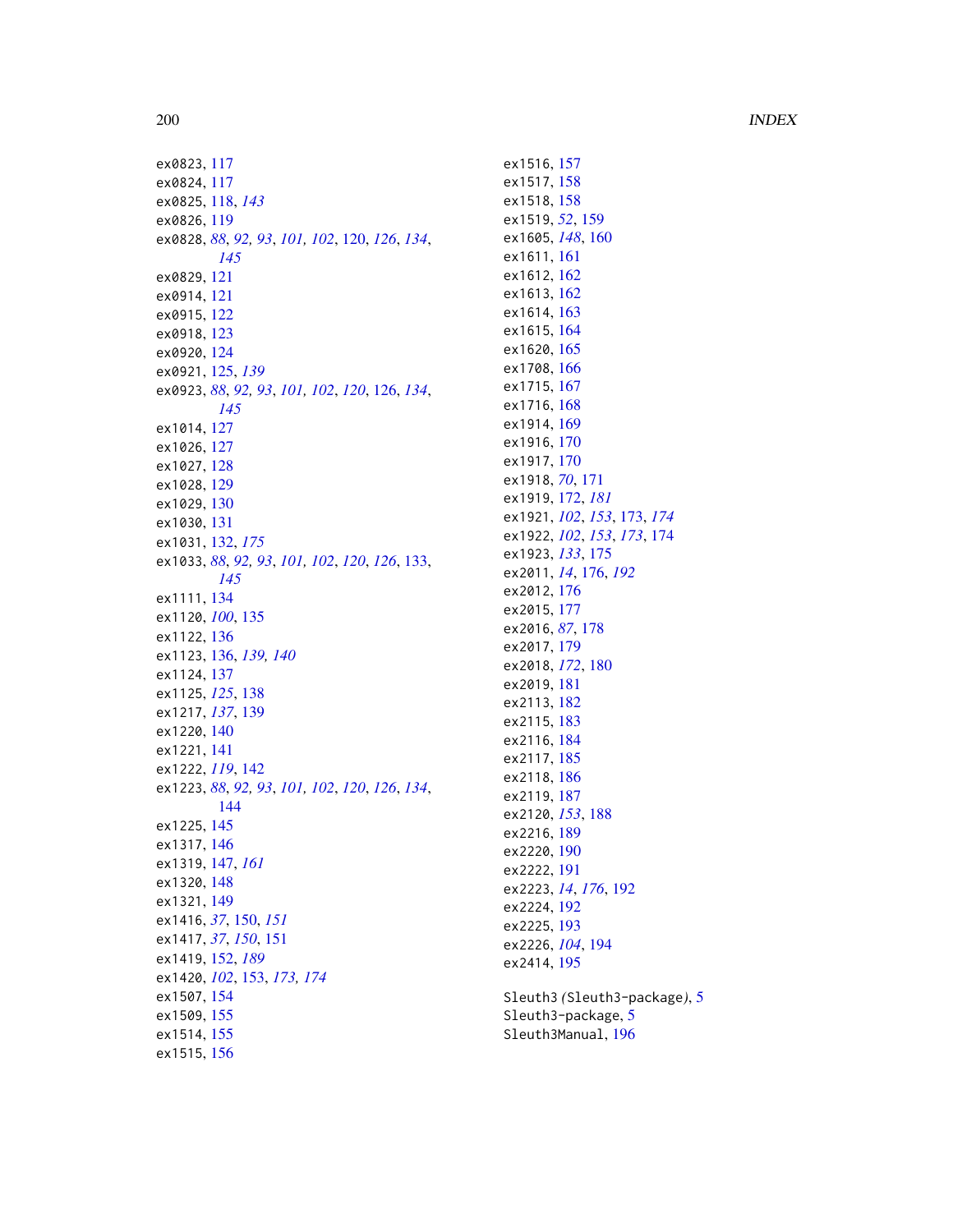ex0823, 117
ex0824, 117
ex0825, 118, *143*
ex0826, 119
ex0828, *88*, *92, 93*, *101, 102*, 120, *126*, *134*, *145*
ex0829, 121
ex0914, 121
ex0915, 122
ex0918, 123
ex0920, 124
ex0921, 125, *139*
ex0923, *88*, *92, 93*, *101, 102*, *120*, 126, *134*, *145*
ex1014, 127
ex1026, 127
ex1027, 128
ex1028, 129
ex1029, 130
ex1030, 131
ex1031, 132, *175*
ex1033, *88*, *92, 93*, *101, 102*, *120*, *126*, 133, *145*
ex1111, 134
ex1120, *100*, 135
ex1122, 136
ex1123, 136, *139, 140*
ex1124, 137
ex1125, *125*, 138
ex1217, *137*, 139
ex1220, 140
ex1221, 141
ex1222, *119*, 142
ex1223, *88*, *92, 93*, *101, 102*, *120*, *126*, *134*, 144
ex1225, 145
ex1317, 146
ex1319, 147, *161*
ex1320, 148
ex1321, 149
ex1416, *37*, 150, *151*
ex1417, *37*, *150*, 151
ex1419, 152, *189*
ex1420, *102*, 153, *173, 174*
ex1507, 154
ex1509, 155
ex1514, 155
ex1515, 156
ex1516, 157
ex1517, 158
ex1518, 158
ex1519, *52*, 159
ex1605, *148*, 160
ex1611, 161
ex1612, 162
ex1613, 162
ex1614, 163
ex1615, 164
ex1620, 165
ex1708, 166
ex1715, 167
ex1716, 168
ex1914, 169
ex1916, 170
ex1917, 170
ex1918, *70*, 171
ex1919, 172, *181*
ex1921, *102*, *153*, 173, *174*
ex1922, *102*, *153*, *173*, 174
ex1923, *133*, 175
ex2011, *14*, 176, *192*
ex2012, 176
ex2015, 177
ex2016, *87*, 178
ex2017, 179
ex2018, *172*, 180
ex2019, 181
ex2113, 182
ex2115, 183
ex2116, 184
ex2117, 185
ex2118, 186
ex2119, 187
ex2120, *153*, 188
ex2216, 189
ex2220, 190
ex2222, 191
ex2223, *14*, *176*, 192
ex2224, 192
ex2225, 193
ex2226, *104*, 194
ex2414, 195

Sleuth3 *(*Sleuth3-package*)*, 5
Sleuth3-package, 5
Sleuth3Manual, 196